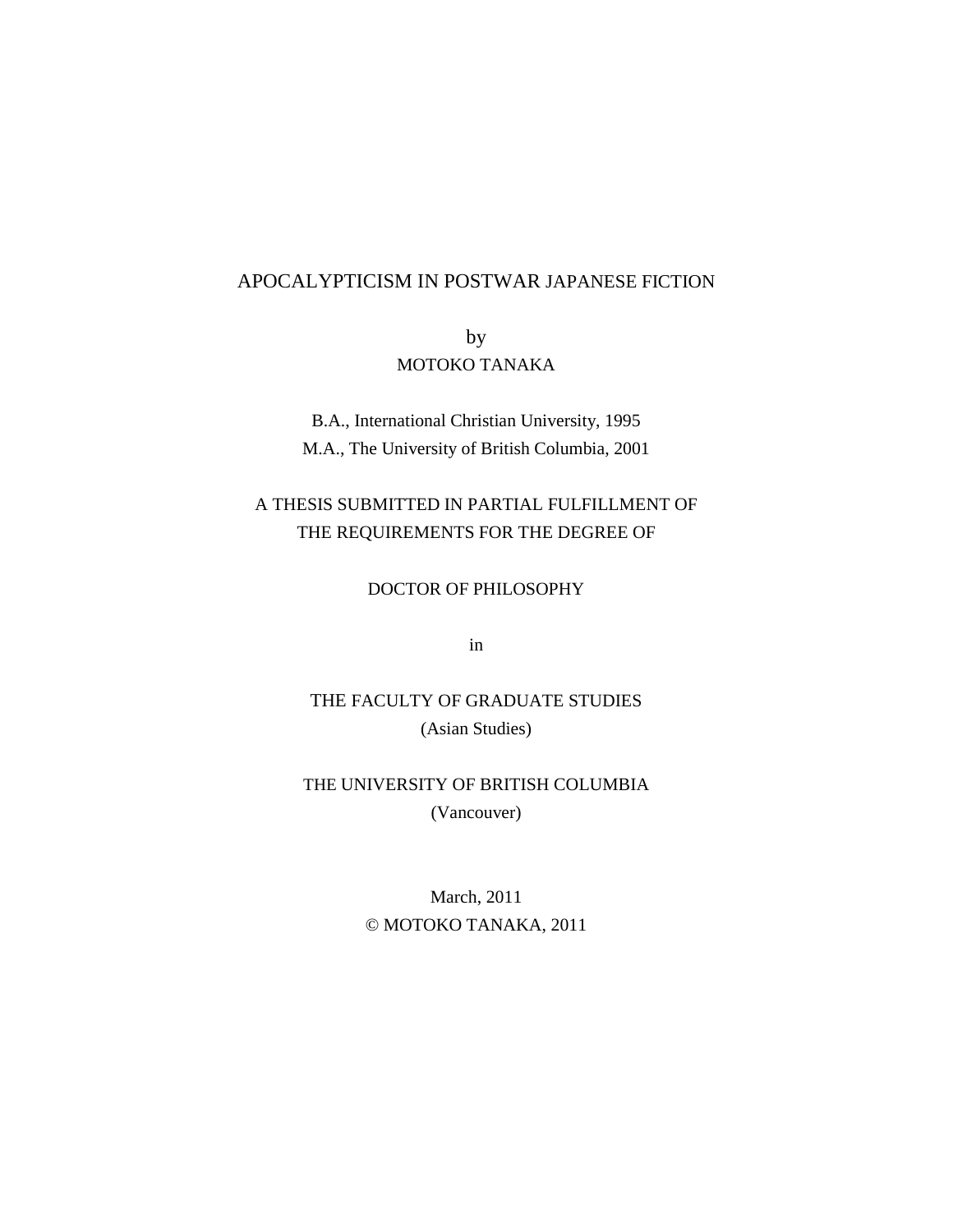# APOCALYPTICISM IN POSTWAR JAPANESE FICTION

by

MOTOKO TANAKA

B.A., International Christian University, 1995

M.A., The University of British Columbia, 2001

A THESIS SUBMITTED IN PARTIAL FULFILLMENT OF THE REQUIREMENTS FOR THE DEGREE OF

DOCTOR OF PHILOSOPHY

in

THE FACULTY OF GRADUATE STUDIES

(Asian Studies)

THE UNIVERSITY OF BRITISH COLUMBIA

(Vancouver)

March, 2011

© MOTOKO TANAKA, 2011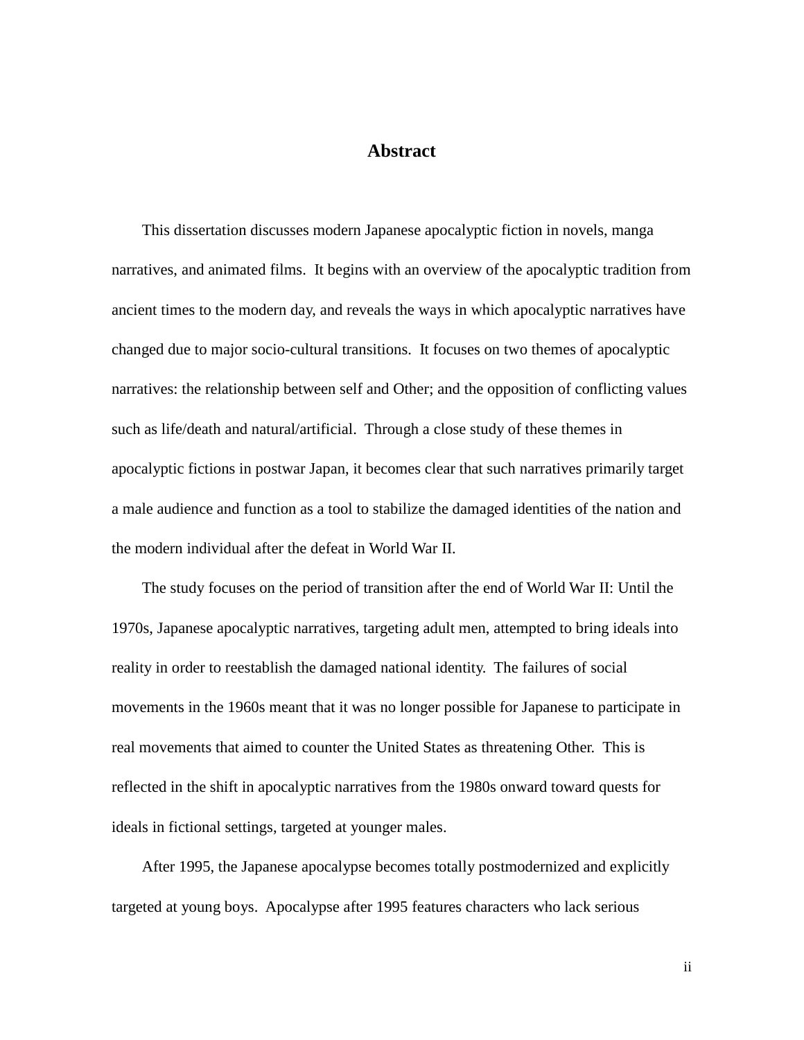# Abstract

This dissertation discusses modern Japanese apocalyptic fiction in novels, manga narratives, and animated films. It begins with an overview of the apocalyptic tradition from ancient times to the modern day, and reveals the ways in which apocalyptic narratives have changed due to major socio-cultural transitions. It focuses on two themes of apocalyptic narratives: the relationship between self and Other; and the opposition of conflicting values such as life/death and natural/artificial. Through a close study of these themes in apocalyptic fictions in postwar Japan, it becomes clear that such narratives primarily target a male audience and function as a tool to stabilize the damaged identities of the nation and the modern individual after the defeat in World War II.

The study focuses on the period of transition after the end of World War II: Until the 1970s, Japanese apocalyptic narratives, targeting adult men, attempted to bring ideals into reality in order to reestablish the damaged national identity. The failures of social movements in the 1960s meant that it was no longer possible for Japanese to participate in real movements that aimed to counter the United States as threatening Other. This is reflected in the shift in apocalyptic narratives from the 1980s onward toward quests for ideals in fictional settings, targeted at younger males.

After 1995, the Japanese apocalypse becomes totally postmodernized and explicitly targeted at young boys. Apocalypse after 1995 features characters who lack serious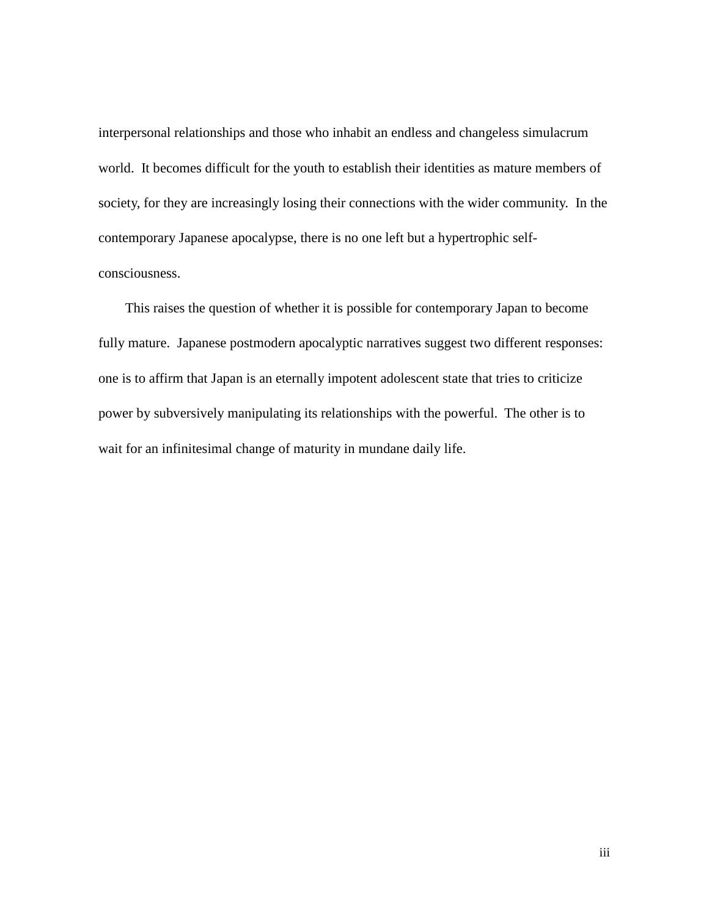interpersonal relationships and those who inhabit an endless and changeless simulacrum world. It becomes difficult for the youth to establish their identities as mature members of society, for they are increasingly losing their connections with the wider community. In the contemporary Japanese apocalypse, there is no one left but a hypertrophic self-consciousness.

This raises the question of whether it is possible for contemporary Japan to become fully mature. Japanese postmodern apocalyptic narratives suggest two different responses: one is to affirm that Japan is an eternally impotent adolescent state that tries to criticize power by subversively manipulating its relationships with the powerful. The other is to wait for an infinitesimal change of maturity in mundane daily life.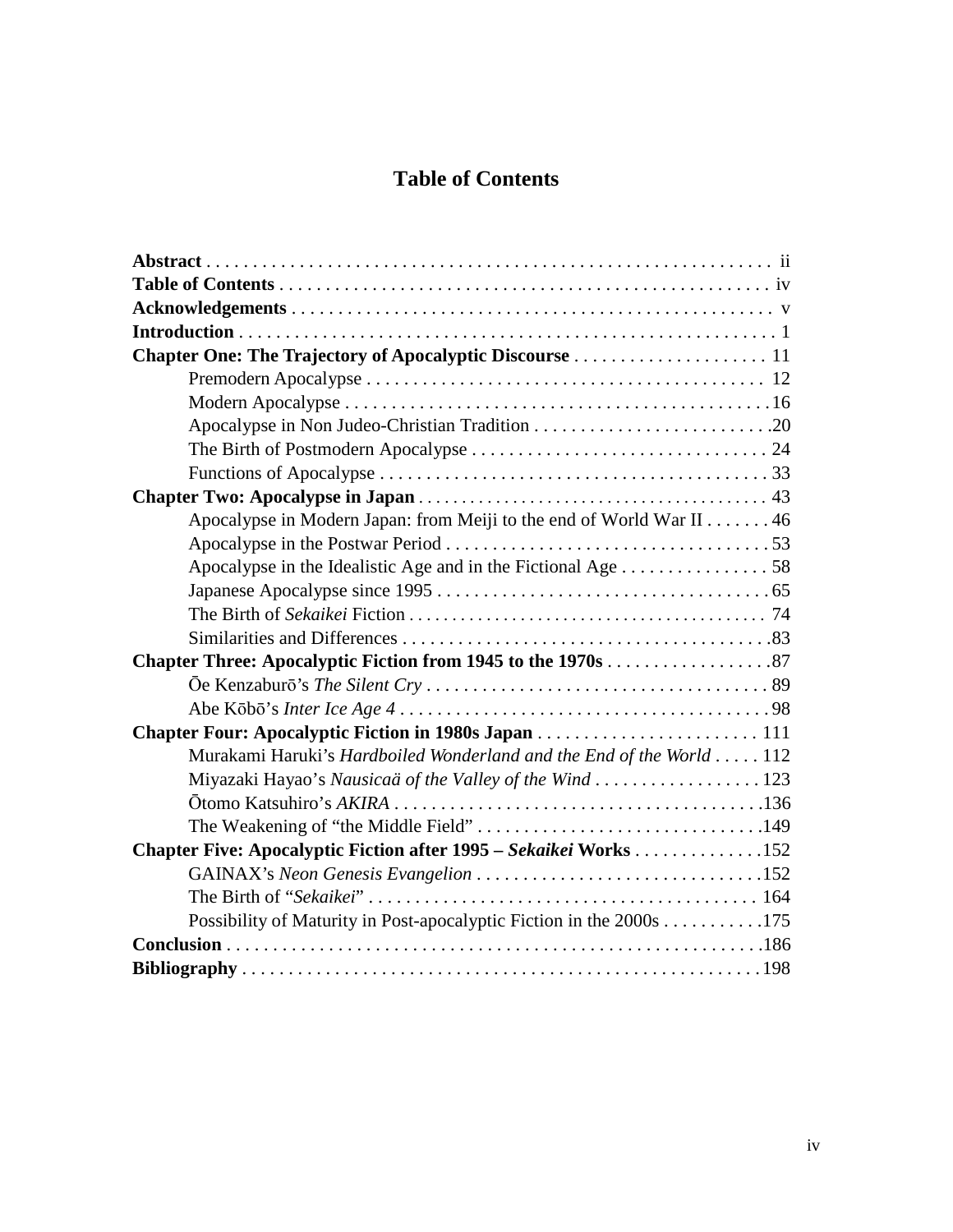# Table of Contents

**Abstract** . . . . . . . . . . . . . . . . . . . . . . . . . . . . . . . . . . . . . . . . . . . . . . . . . . . . . . . . . . . . . ii
**Table of Contents** . . . . . . . . . . . . . . . . . . . . . . . . . . . . . . . . . . . . . . . . . . . . . . . . . . . . . iv
**Acknowledgements** . . . . . . . . . . . . . . . . . . . . . . . . . . . . . . . . . . . . . . . . . . . . . . . . . . . . v
**Introduction** . . . . . . . . . . . . . . . . . . . . . . . . . . . . . . . . . . . . . . . . . . . . . . . . . . . . . . . . . . 1
**Chapter One: The Trajectory of Apocalyptic Discourse** . . . . . . . . . . . . . . . . . . . . . 11
  Premodern Apocalypse . . . . . . . . . . . . . . . . . . . . . . . . . . . . . . . . . . . . . . . . . . 12
  Modern Apocalypse . . . . . . . . . . . . . . . . . . . . . . . . . . . . . . . . . . . . . . . . . . . . . 16
  Apocalypse in Non Judeo-Christian Tradition . . . . . . . . . . . . . . . . . . . . . . . . . . 20
  The Birth of Postmodern Apocalypse . . . . . . . . . . . . . . . . . . . . . . . . . . . . . . . . 24
  Functions of Apocalypse . . . . . . . . . . . . . . . . . . . . . . . . . . . . . . . . . . . . . . . . . 33
**Chapter Two: Apocalypse in Japan** . . . . . . . . . . . . . . . . . . . . . . . . . . . . . . . . . . . . . . . 43
  Apocalypse in Modern Japan: from Meiji to the end of World War II . . . . . . . 46
  Apocalypse in the Postwar Period . . . . . . . . . . . . . . . . . . . . . . . . . . . . . . . . . . . 53
  Apocalypse in the Idealistic Age and in the Fictional Age . . . . . . . . . . . . . . . . 58
  Japanese Apocalypse since 1995 . . . . . . . . . . . . . . . . . . . . . . . . . . . . . . . . . . . . 65
  The Birth of *Sekaikei* Fiction . . . . . . . . . . . . . . . . . . . . . . . . . . . . . . . . . . . . . . . 74
  Similarities and Differences . . . . . . . . . . . . . . . . . . . . . . . . . . . . . . . . . . . . . . . 83
**Chapter Three: Apocalyptic Fiction from 1945 to the 1970s** . . . . . . . . . . . . . . . . . . 87
  Ōe Kenzaburō's *The Silent Cry* . . . . . . . . . . . . . . . . . . . . . . . . . . . . . . . . . . . . . 89
  Abe Kōbō's *Inter Ice Age 4* . . . . . . . . . . . . . . . . . . . . . . . . . . . . . . . . . . . . . . . 98
**Chapter Four: Apocalyptic Fiction in 1980s Japan** . . . . . . . . . . . . . . . . . . . . . . . . 111
  Murakami Haruki's *Hardboiled Wonderland and the End of the World* . . . . . 112
  Miyazaki Hayao's *Nausicaä of the Valley of the Wind* . . . . . . . . . . . . . . . . . . 123
  Ōtomo Katsuhiro's *AKIRA* . . . . . . . . . . . . . . . . . . . . . . . . . . . . . . . . . . . . . . . 136
  The Weakening of "the Middle Field" . . . . . . . . . . . . . . . . . . . . . . . . . . . . . . . 149
**Chapter Five: Apocalyptic Fiction after 1995 – *Sekaikei* Works** . . . . . . . . . . . . . 152
  GAINAX's *Neon Genesis Evangelion* . . . . . . . . . . . . . . . . . . . . . . . . . . . . . . . 152
  The Birth of "*Sekaikei*" . . . . . . . . . . . . . . . . . . . . . . . . . . . . . . . . . . . . . . . . . . 164
  Possibility of Maturity in Post-apocalyptic Fiction in the 2000s . . . . . . . . . . . 175
**Conclusion** . . . . . . . . . . . . . . . . . . . . . . . . . . . . . . . . . . . . . . . . . . . . . . . . . . . . . . . . . 186
**Bibliography** . . . . . . . . . . . . . . . . . . . . . . . . . . . . . . . . . . . . . . . . . . . . . . . . . . . . . . . 198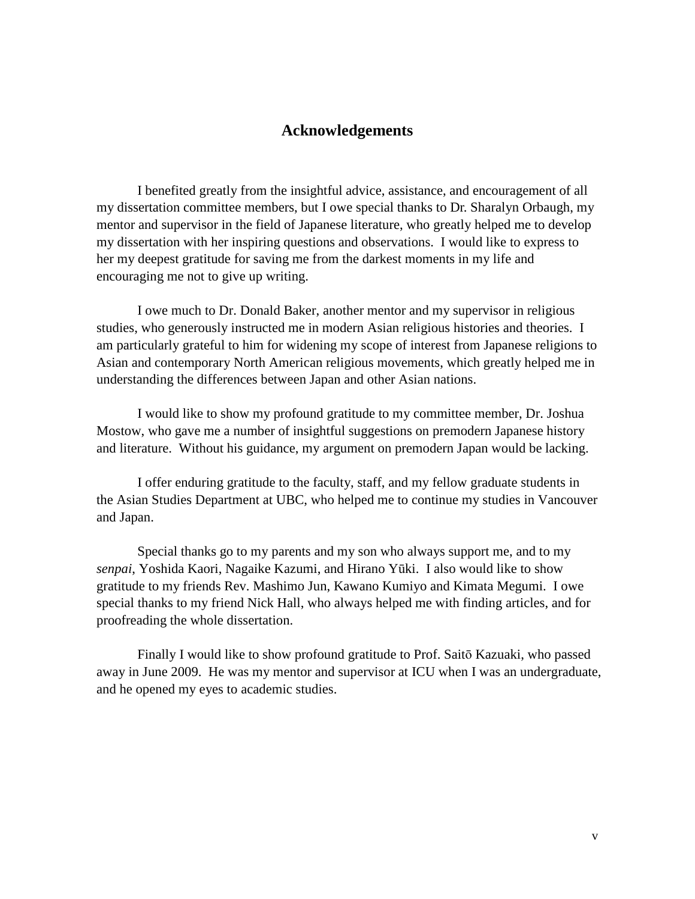## Acknowledgements

I benefited greatly from the insightful advice, assistance, and encouragement of all my dissertation committee members, but I owe special thanks to Dr. Sharalyn Orbaugh, my mentor and supervisor in the field of Japanese literature, who greatly helped me to develop my dissertation with her inspiring questions and observations. I would like to express to her my deepest gratitude for saving me from the darkest moments in my life and encouraging me not to give up writing.

I owe much to Dr. Donald Baker, another mentor and my supervisor in religious studies, who generously instructed me in modern Asian religious histories and theories. I am particularly grateful to him for widening my scope of interest from Japanese religions to Asian and contemporary North American religious movements, which greatly helped me in understanding the differences between Japan and other Asian nations.

I would like to show my profound gratitude to my committee member, Dr. Joshua Mostow, who gave me a number of insightful suggestions on premodern Japanese history and literature. Without his guidance, my argument on premodern Japan would be lacking.

I offer enduring gratitude to the faculty, staff, and my fellow graduate students in the Asian Studies Department at UBC, who helped me to continue my studies in Vancouver and Japan.

Special thanks go to my parents and my son who always support me, and to my *senpai*, Yoshida Kaori, Nagaike Kazumi, and Hirano Yūki. I also would like to show gratitude to my friends Rev. Mashimo Jun, Kawano Kumiyo and Kimata Megumi. I owe special thanks to my friend Nick Hall, who always helped me with finding articles, and for proofreading the whole dissertation.

Finally I would like to show profound gratitude to Prof. Saitō Kazuaki, who passed away in June 2009. He was my mentor and supervisor at ICU when I was an undergraduate, and he opened my eyes to academic studies.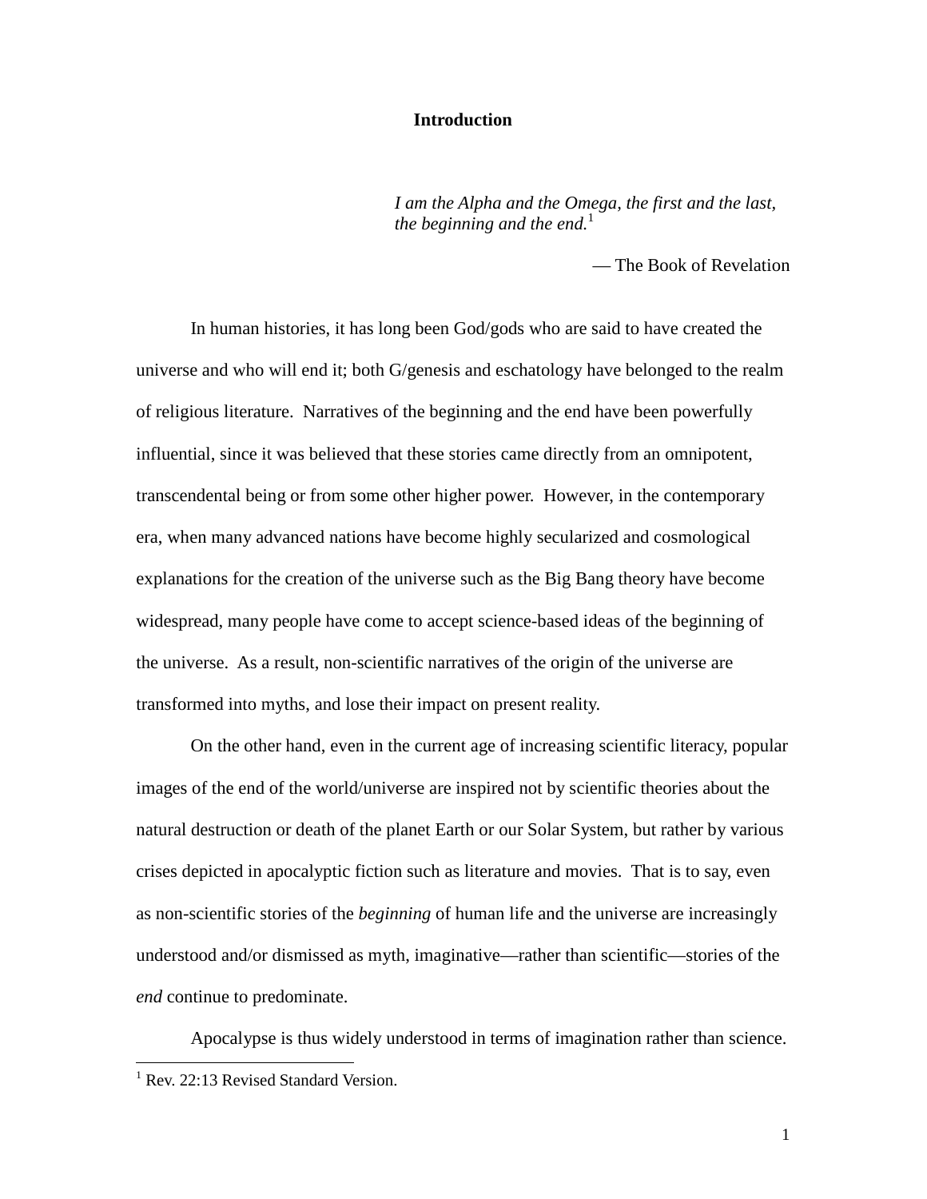# Introduction

> *I am the Alpha and the Omega, the first and the last, the beginning and the end.*[1]
>
> — The Book of Revelation

In human histories, it has long been God/gods who are said to have created the universe and who will end it; both G/genesis and eschatology have belonged to the realm of religious literature. Narratives of the beginning and the end have been powerfully influential, since it was believed that these stories came directly from an omnipotent, transcendental being or from some other higher power. However, in the contemporary era, when many advanced nations have become highly secularized and cosmological explanations for the creation of the universe such as the Big Bang theory have become widespread, many people have come to accept science-based ideas of the beginning of the universe. As a result, non-scientific narratives of the origin of the universe are transformed into myths, and lose their impact on present reality.

On the other hand, even in the current age of increasing scientific literacy, popular images of the end of the world/universe are inspired not by scientific theories about the natural destruction or death of the planet Earth or our Solar System, but rather by various crises depicted in apocalyptic fiction such as literature and movies. That is to say, even as non-scientific stories of the *beginning* of human life and the universe are increasingly understood and/or dismissed as myth, imaginative—rather than scientific—stories of the *end* continue to predominate.

Apocalypse is thus widely understood in terms of imagination rather than science.

---

[1] Rev. 22:13 Revised Standard Version.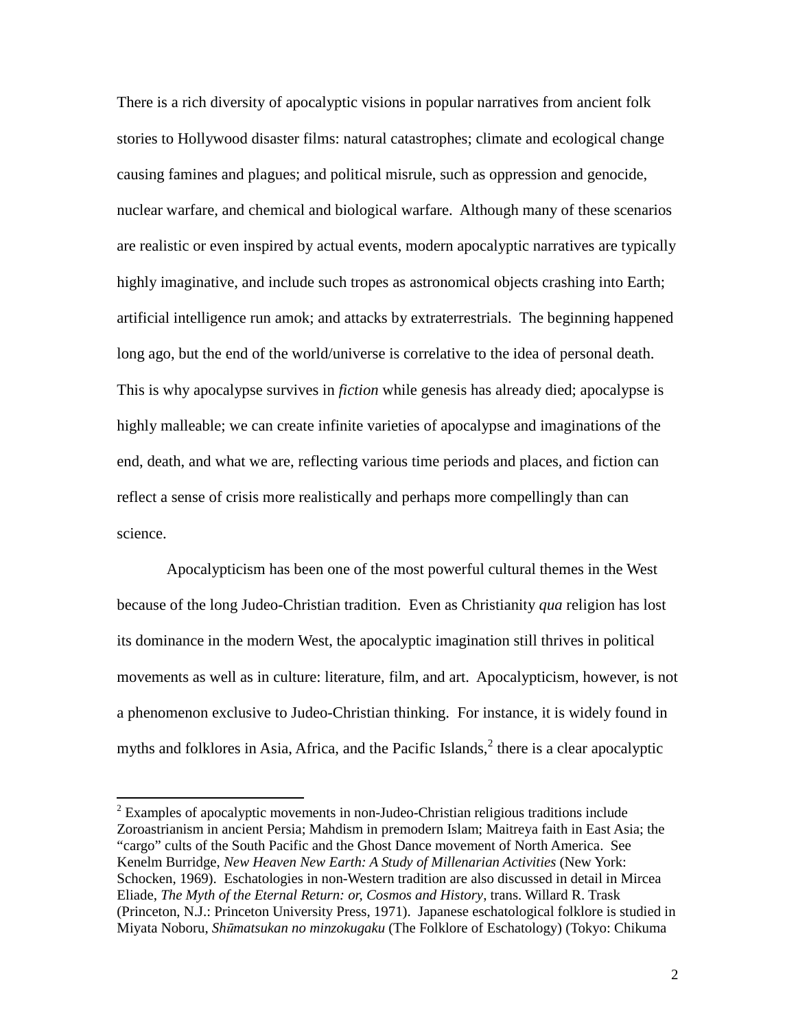There is a rich diversity of apocalyptic visions in popular narratives from ancient folk stories to Hollywood disaster films: natural catastrophes; climate and ecological change causing famines and plagues; and political misrule, such as oppression and genocide, nuclear warfare, and chemical and biological warfare. Although many of these scenarios are realistic or even inspired by actual events, modern apocalyptic narratives are typically highly imaginative, and include such tropes as astronomical objects crashing into Earth; artificial intelligence run amok; and attacks by extraterrestrials. The beginning happened long ago, but the end of the world/universe is correlative to the idea of personal death. This is why apocalypse survives in *fiction* while genesis has already died; apocalypse is highly malleable; we can create infinite varieties of apocalypse and imaginations of the end, death, and what we are, reflecting various time periods and places, and fiction can reflect a sense of crisis more realistically and perhaps more compellingly than can science.

Apocalypticism has been one of the most powerful cultural themes in the West because of the long Judeo-Christian tradition. Even as Christianity *qua* religion has lost its dominance in the modern West, the apocalyptic imagination still thrives in political movements as well as in culture: literature, film, and art. Apocalypticism, however, is not a phenomenon exclusive to Judeo-Christian thinking. For instance, it is widely found in myths and folklores in Asia, Africa, and the Pacific Islands,[2] there is a clear apocalyptic

---

[2] Examples of apocalyptic movements in non-Judeo-Christian religious traditions include Zoroastrianism in ancient Persia; Mahdism in premodern Islam; Maitreya faith in East Asia; the "cargo" cults of the South Pacific and the Ghost Dance movement of North America. See Kenelm Burridge, *New Heaven New Earth: A Study of Millenarian Activities* (New York: Schocken, 1969). Eschatologies in non-Western tradition are also discussed in detail in Mircea Eliade, *The Myth of the Eternal Return: or, Cosmos and History*, trans. Willard R. Trask (Princeton, N.J.: Princeton University Press, 1971). Japanese eschatological folklore is studied in Miyata Noboru, *Shūmatsukan no minzokugaku* (The Folklore of Eschatology) (Tokyo: Chikuma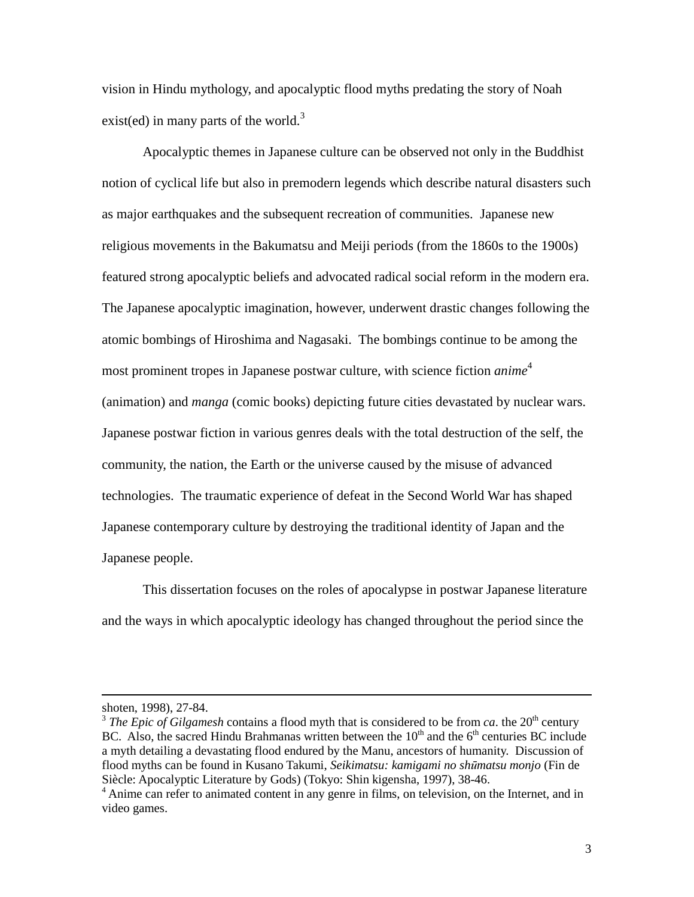vision in Hindu mythology, and apocalyptic flood myths predating the story of Noah exist(ed) in many parts of the world.[3]

Apocalyptic themes in Japanese culture can be observed not only in the Buddhist notion of cyclical life but also in premodern legends which describe natural disasters such as major earthquakes and the subsequent recreation of communities. Japanese new religious movements in the Bakumatsu and Meiji periods (from the 1860s to the 1900s) featured strong apocalyptic beliefs and advocated radical social reform in the modern era. The Japanese apocalyptic imagination, however, underwent drastic changes following the atomic bombings of Hiroshima and Nagasaki. The bombings continue to be among the most prominent tropes in Japanese postwar culture, with science fiction *anime*[4] (animation) and *manga* (comic books) depicting future cities devastated by nuclear wars. Japanese postwar fiction in various genres deals with the total destruction of the self, the community, the nation, the Earth or the universe caused by the misuse of advanced technologies. The traumatic experience of defeat in the Second World War has shaped Japanese contemporary culture by destroying the traditional identity of Japan and the Japanese people.

This dissertation focuses on the roles of apocalypse in postwar Japanese literature and the ways in which apocalyptic ideology has changed throughout the period since the

---

shoten, 1998), 27-84.

[3] *The Epic of Gilgamesh* contains a flood myth that is considered to be from *ca*. the 20th century BC. Also, the sacred Hindu Brahmanas written between the 10th and the 6th centuries BC include a myth detailing a devastating flood endured by the Manu, ancestors of humanity. Discussion of flood myths can be found in Kusano Takumi, *Seikimatsu: kamigami no shūmatsu monjo* (Fin de Siècle: Apocalyptic Literature by Gods) (Tokyo: Shin kigensha, 1997), 38-46.

[4] Anime can refer to animated content in any genre in films, on television, on the Internet, and in video games.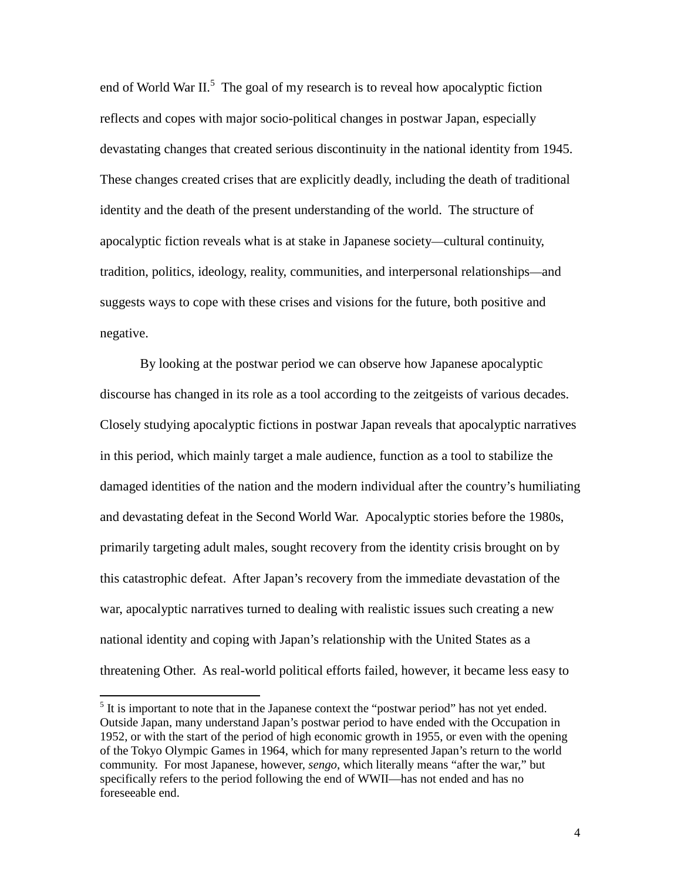end of World War II.[5] The goal of my research is to reveal how apocalyptic fiction reflects and copes with major socio-political changes in postwar Japan, especially devastating changes that created serious discontinuity in the national identity from 1945. These changes created crises that are explicitly deadly, including the death of traditional identity and the death of the present understanding of the world. The structure of apocalyptic fiction reveals what is at stake in Japanese society—cultural continuity, tradition, politics, ideology, reality, communities, and interpersonal relationships—and suggests ways to cope with these crises and visions for the future, both positive and negative.

By looking at the postwar period we can observe how Japanese apocalyptic discourse has changed in its role as a tool according to the zeitgeists of various decades. Closely studying apocalyptic fictions in postwar Japan reveals that apocalyptic narratives in this period, which mainly target a male audience, function as a tool to stabilize the damaged identities of the nation and the modern individual after the country's humiliating and devastating defeat in the Second World War. Apocalyptic stories before the 1980s, primarily targeting adult males, sought recovery from the identity crisis brought on by this catastrophic defeat. After Japan's recovery from the immediate devastation of the war, apocalyptic narratives turned to dealing with realistic issues such creating a new national identity and coping with Japan's relationship with the United States as a threatening Other. As real-world political efforts failed, however, it became less easy to

[5] It is important to note that in the Japanese context the "postwar period" has not yet ended. Outside Japan, many understand Japan's postwar period to have ended with the Occupation in 1952, or with the start of the period of high economic growth in 1955, or even with the opening of the Tokyo Olympic Games in 1964, which for many represented Japan's return to the world community. For most Japanese, however, *sengo*, which literally means "after the war," but specifically refers to the period following the end of WWII—has not ended and has no foreseeable end.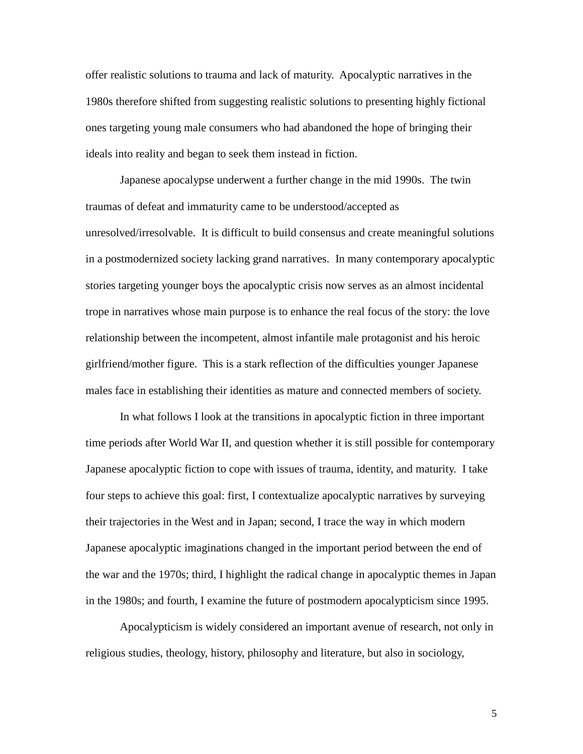offer realistic solutions to trauma and lack of maturity. Apocalyptic narratives in the 1980s therefore shifted from suggesting realistic solutions to presenting highly fictional ones targeting young male consumers who had abandoned the hope of bringing their ideals into reality and began to seek them instead in fiction.

Japanese apocalypse underwent a further change in the mid 1990s. The twin traumas of defeat and immaturity came to be understood/accepted as unresolved/irresolvable. It is difficult to build consensus and create meaningful solutions in a postmodernized society lacking grand narratives. In many contemporary apocalyptic stories targeting younger boys the apocalyptic crisis now serves as an almost incidental trope in narratives whose main purpose is to enhance the real focus of the story: the love relationship between the incompetent, almost infantile male protagonist and his heroic girlfriend/mother figure. This is a stark reflection of the difficulties younger Japanese males face in establishing their identities as mature and connected members of society.

In what follows I look at the transitions in apocalyptic fiction in three important time periods after World War II, and question whether it is still possible for contemporary Japanese apocalyptic fiction to cope with issues of trauma, identity, and maturity. I take four steps to achieve this goal: first, I contextualize apocalyptic narratives by surveying their trajectories in the West and in Japan; second, I trace the way in which modern Japanese apocalyptic imaginations changed in the important period between the end of the war and the 1970s; third, I highlight the radical change in apocalyptic themes in Japan in the 1980s; and fourth, I examine the future of postmodern apocalypticism since 1995.

Apocalypticism is widely considered an important avenue of research, not only in religious studies, theology, history, philosophy and literature, but also in sociology,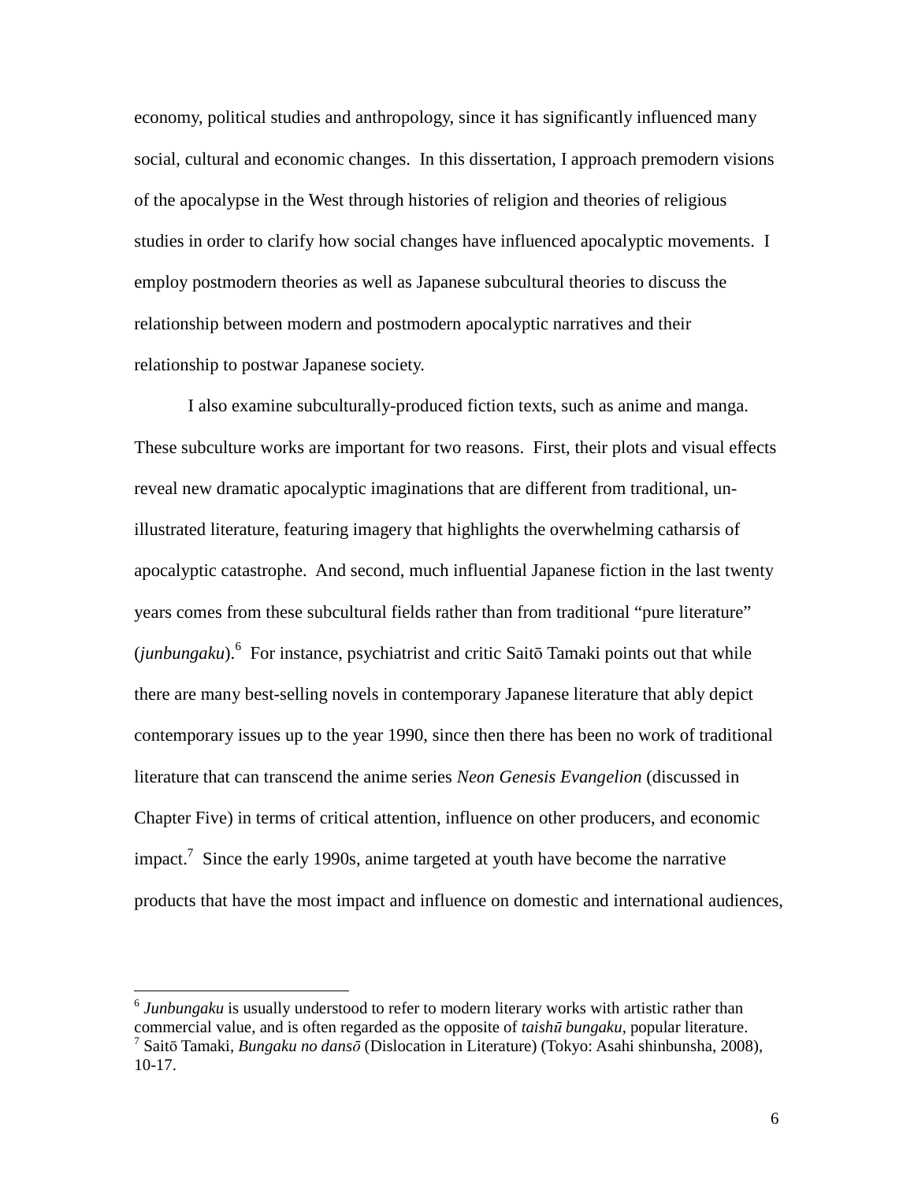economy, political studies and anthropology, since it has significantly influenced many social, cultural and economic changes. In this dissertation, I approach premodern visions of the apocalypse in the West through histories of religion and theories of religious studies in order to clarify how social changes have influenced apocalyptic movements. I employ postmodern theories as well as Japanese subcultural theories to discuss the relationship between modern and postmodern apocalyptic narratives and their relationship to postwar Japanese society.

I also examine subculturally-produced fiction texts, such as anime and manga. These subculture works are important for two reasons. First, their plots and visual effects reveal new dramatic apocalyptic imaginations that are different from traditional, un-illustrated literature, featuring imagery that highlights the overwhelming catharsis of apocalyptic catastrophe. And second, much influential Japanese fiction in the last twenty years comes from these subcultural fields rather than from traditional "pure literature" (*junbungaku*).[6] For instance, psychiatrist and critic Saitō Tamaki points out that while there are many best-selling novels in contemporary Japanese literature that ably depict contemporary issues up to the year 1990, since then there has been no work of traditional literature that can transcend the anime series *Neon Genesis Evangelion* (discussed in Chapter Five) in terms of critical attention, influence on other producers, and economic impact.[7] Since the early 1990s, anime targeted at youth have become the narrative products that have the most impact and influence on domestic and international audiences,

---

[6] *Junbungaku* is usually understood to refer to modern literary works with artistic rather than commercial value, and is often regarded as the opposite of *taishū bungaku*, popular literature.

[7] Saitō Tamaki, *Bungaku no dansō* (Dislocation in Literature) (Tokyo: Asahi shinbunsha, 2008), 10-17.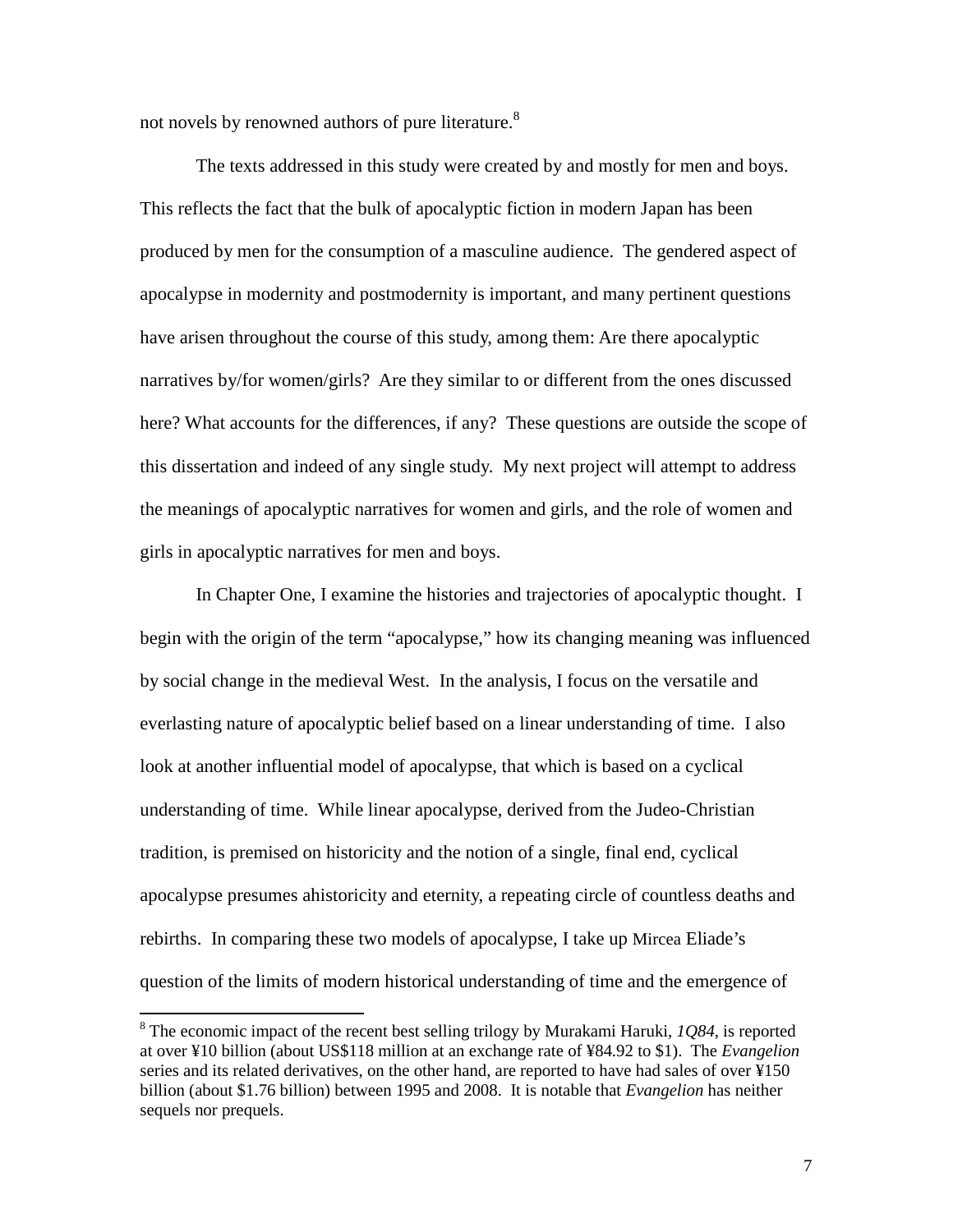not novels by renowned authors of pure literature.[8]

The texts addressed in this study were created by and mostly for men and boys. This reflects the fact that the bulk of apocalyptic fiction in modern Japan has been produced by men for the consumption of a masculine audience. The gendered aspect of apocalypse in modernity and postmodernity is important, and many pertinent questions have arisen throughout the course of this study, among them: Are there apocalyptic narratives by/for women/girls? Are they similar to or different from the ones discussed here? What accounts for the differences, if any? These questions are outside the scope of this dissertation and indeed of any single study. My next project will attempt to address the meanings of apocalyptic narratives for women and girls, and the role of women and girls in apocalyptic narratives for men and boys.

In Chapter One, I examine the histories and trajectories of apocalyptic thought. I begin with the origin of the term "apocalypse," how its changing meaning was influenced by social change in the medieval West. In the analysis, I focus on the versatile and everlasting nature of apocalyptic belief based on a linear understanding of time. I also look at another influential model of apocalypse, that which is based on a cyclical understanding of time. While linear apocalypse, derived from the Judeo-Christian tradition, is premised on historicity and the notion of a single, final end, cyclical apocalypse presumes ahistoricity and eternity, a repeating circle of countless deaths and rebirths. In comparing these two models of apocalypse, I take up Mircea Eliade's question of the limits of modern historical understanding of time and the emergence of

---

[8] The economic impact of the recent best selling trilogy by Murakami Haruki, *1Q84*, is reported at over ¥10 billion (about US$118 million at an exchange rate of ¥84.92 to $1). The *Evangelion* series and its related derivatives, on the other hand, are reported to have had sales of over ¥150 billion (about $1.76 billion) between 1995 and 2008. It is notable that *Evangelion* has neither sequels nor prequels.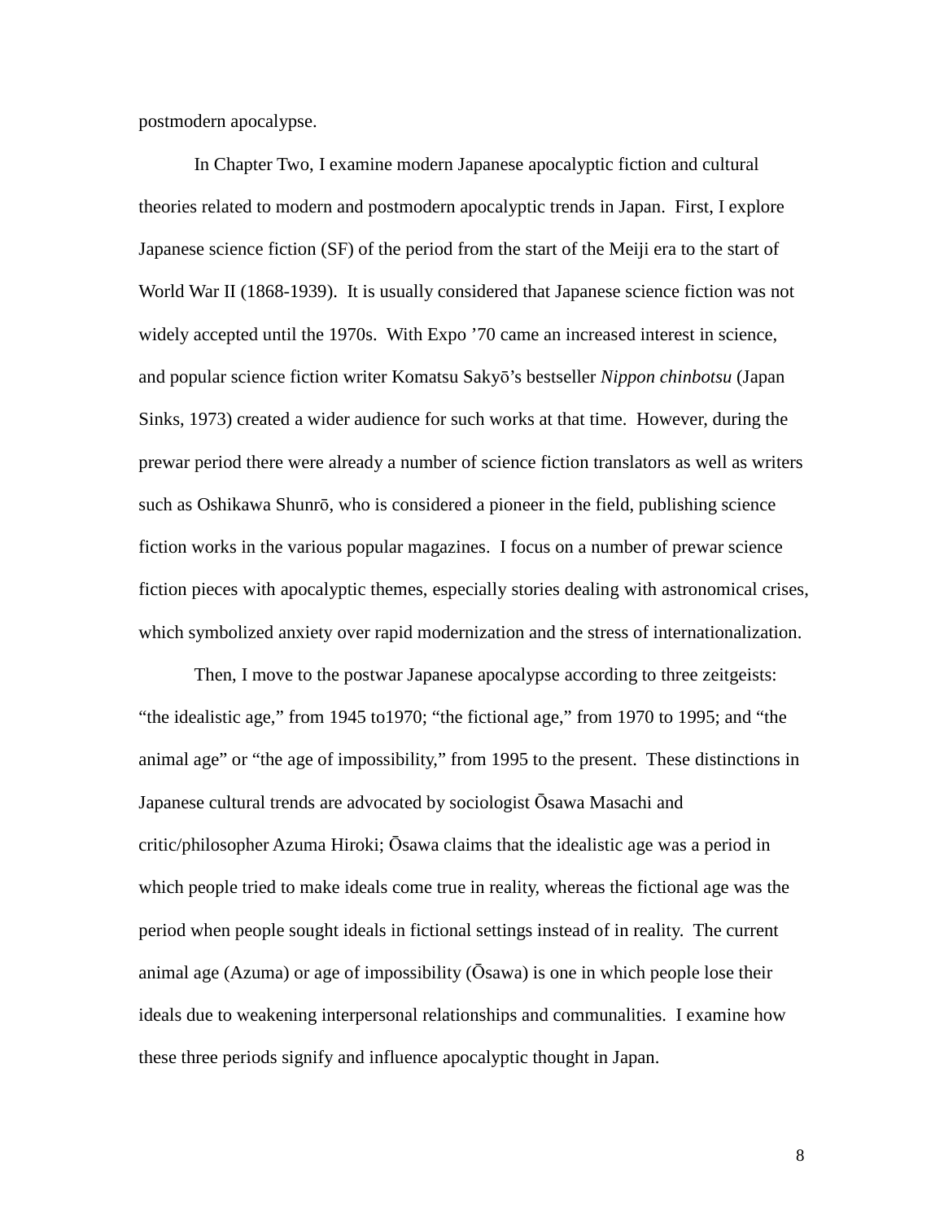postmodern apocalypse.

In Chapter Two, I examine modern Japanese apocalyptic fiction and cultural theories related to modern and postmodern apocalyptic trends in Japan. First, I explore Japanese science fiction (SF) of the period from the start of the Meiji era to the start of World War II (1868-1939). It is usually considered that Japanese science fiction was not widely accepted until the 1970s. With Expo ’70 came an increased interest in science, and popular science fiction writer Komatsu Sakyō’s bestseller *Nippon chinbotsu* (Japan Sinks, 1973) created a wider audience for such works at that time. However, during the prewar period there were already a number of science fiction translators as well as writers such as Oshikawa Shunrō, who is considered a pioneer in the field, publishing science fiction works in the various popular magazines. I focus on a number of prewar science fiction pieces with apocalyptic themes, especially stories dealing with astronomical crises, which symbolized anxiety over rapid modernization and the stress of internationalization.

Then, I move to the postwar Japanese apocalypse according to three zeitgeists: “the idealistic age,” from 1945 to1970; “the fictional age,” from 1970 to 1995; and “the animal age” or “the age of impossibility,” from 1995 to the present. These distinctions in Japanese cultural trends are advocated by sociologist Ōsawa Masachi and critic/philosopher Azuma Hiroki; Ōsawa claims that the idealistic age was a period in which people tried to make ideals come true in reality, whereas the fictional age was the period when people sought ideals in fictional settings instead of in reality. The current animal age (Azuma) or age of impossibility (Ōsawa) is one in which people lose their ideals due to weakening interpersonal relationships and communalities. I examine how these three periods signify and influence apocalyptic thought in Japan.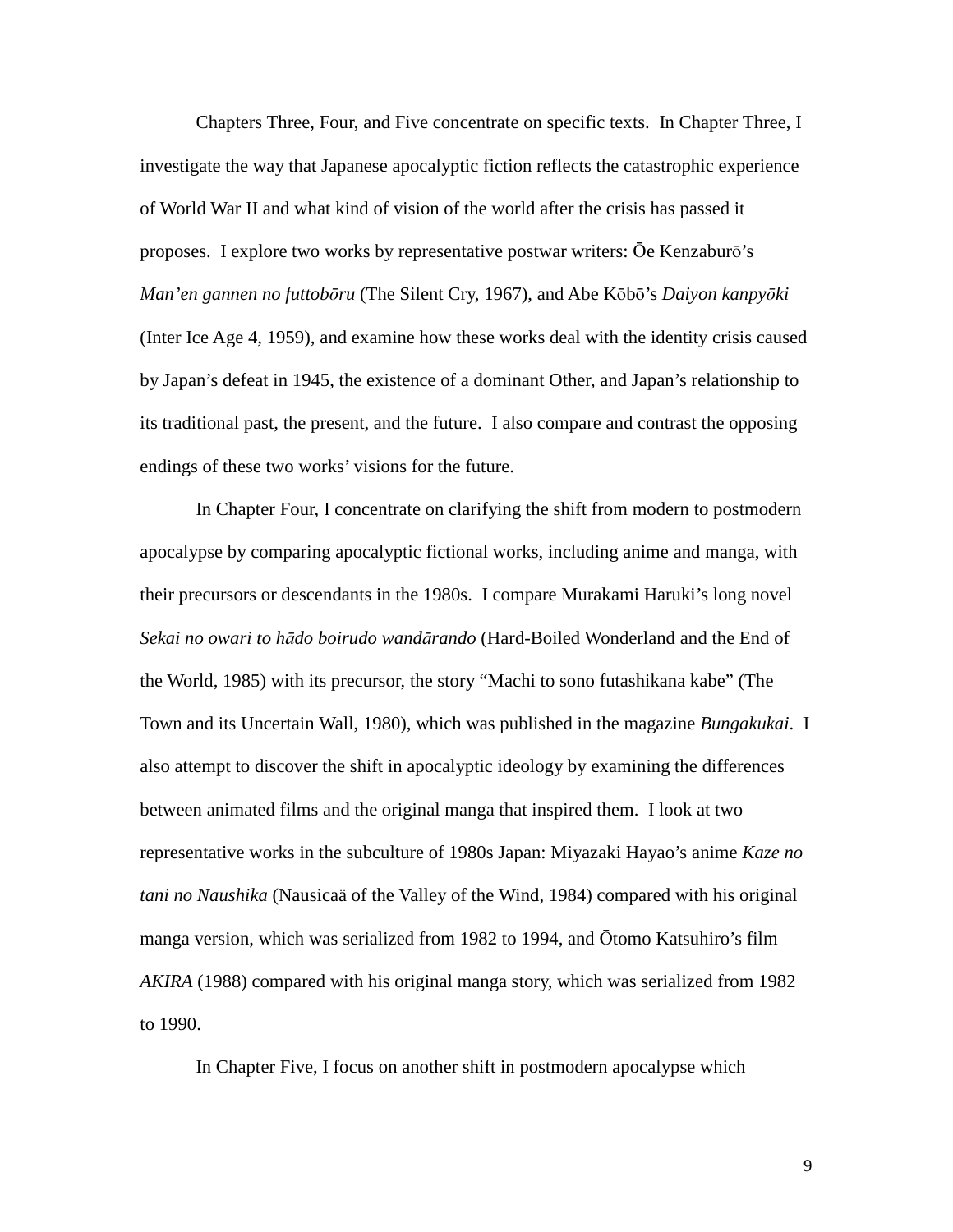Chapters Three, Four, and Five concentrate on specific texts. In Chapter Three, I investigate the way that Japanese apocalyptic fiction reflects the catastrophic experience of World War II and what kind of vision of the world after the crisis has passed it proposes. I explore two works by representative postwar writers: Ōe Kenzaburō's *Man'en gannen no futtobōru* (The Silent Cry, 1967), and Abe Kōbō's *Daiyon kanpyōki* (Inter Ice Age 4, 1959), and examine how these works deal with the identity crisis caused by Japan's defeat in 1945, the existence of a dominant Other, and Japan's relationship to its traditional past, the present, and the future. I also compare and contrast the opposing endings of these two works' visions for the future.

In Chapter Four, I concentrate on clarifying the shift from modern to postmodern apocalypse by comparing apocalyptic fictional works, including anime and manga, with their precursors or descendants in the 1980s. I compare Murakami Haruki's long novel *Sekai no owari to hādo boirudo wandārando* (Hard-Boiled Wonderland and the End of the World, 1985) with its precursor, the story "Machi to sono futashikana kabe" (The Town and its Uncertain Wall, 1980), which was published in the magazine *Bungakukai*. I also attempt to discover the shift in apocalyptic ideology by examining the differences between animated films and the original manga that inspired them. I look at two representative works in the subculture of 1980s Japan: Miyazaki Hayao's anime *Kaze no tani no Naushika* (Nausicaä of the Valley of the Wind, 1984) compared with his original manga version, which was serialized from 1982 to 1994, and Ōtomo Katsuhiro's film *AKIRA* (1988) compared with his original manga story, which was serialized from 1982 to 1990.

In Chapter Five, I focus on another shift in postmodern apocalypse which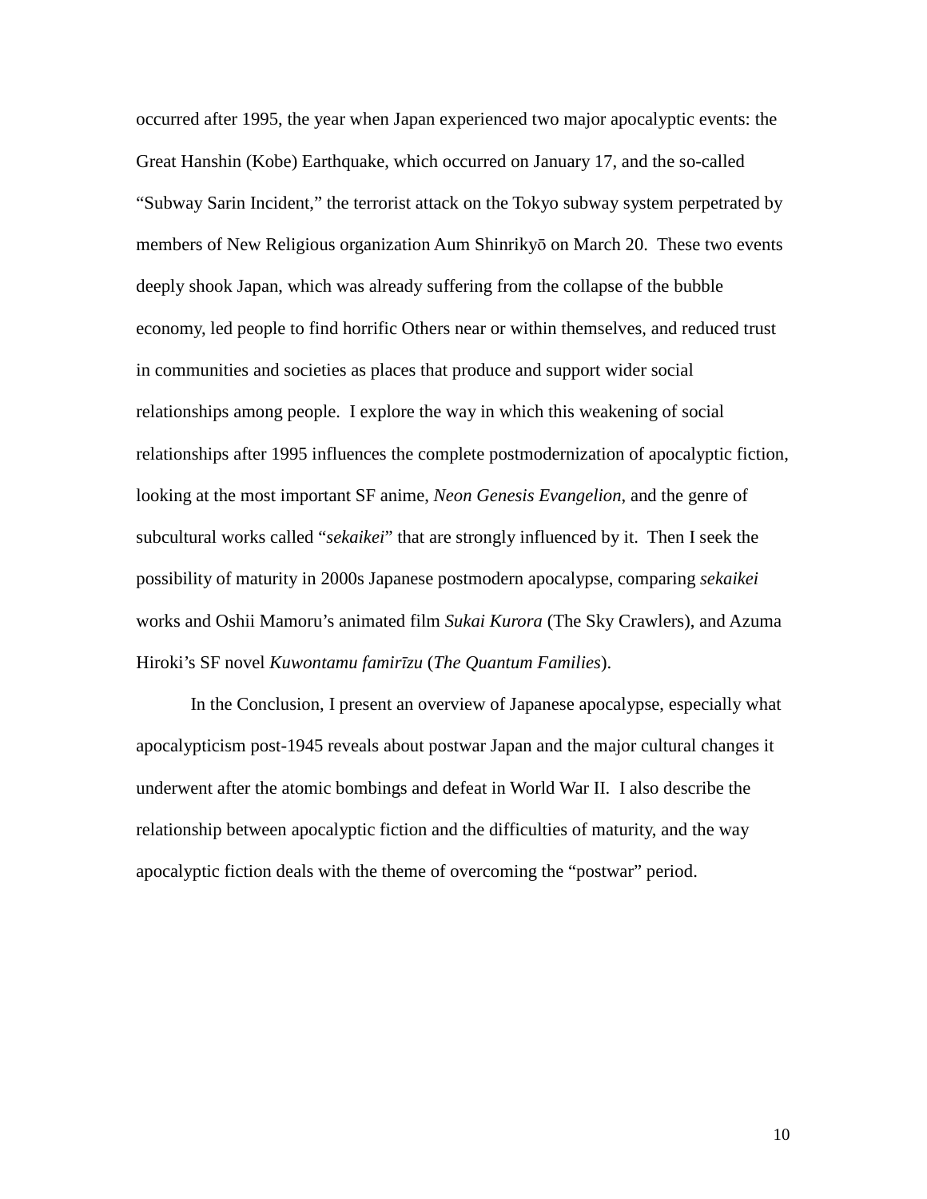occurred after 1995, the year when Japan experienced two major apocalyptic events: the Great Hanshin (Kobe) Earthquake, which occurred on January 17, and the so-called "Subway Sarin Incident," the terrorist attack on the Tokyo subway system perpetrated by members of New Religious organization Aum Shinrikyō on March 20. These two events deeply shook Japan, which was already suffering from the collapse of the bubble economy, led people to find horrific Others near or within themselves, and reduced trust in communities and societies as places that produce and support wider social relationships among people. I explore the way in which this weakening of social relationships after 1995 influences the complete postmodernization of apocalyptic fiction, looking at the most important SF anime, *Neon Genesis Evangelion*, and the genre of subcultural works called "*sekaikei*" that are strongly influenced by it. Then I seek the possibility of maturity in 2000s Japanese postmodern apocalypse, comparing *sekaikei* works and Oshii Mamoru's animated film *Sukai Kurora* (The Sky Crawlers), and Azuma Hiroki's SF novel *Kuwontamu famirīzu* (*The Quantum Families*).

In the Conclusion, I present an overview of Japanese apocalypse, especially what apocalypticism post-1945 reveals about postwar Japan and the major cultural changes it underwent after the atomic bombings and defeat in World War II. I also describe the relationship between apocalyptic fiction and the difficulties of maturity, and the way apocalyptic fiction deals with the theme of overcoming the "postwar" period.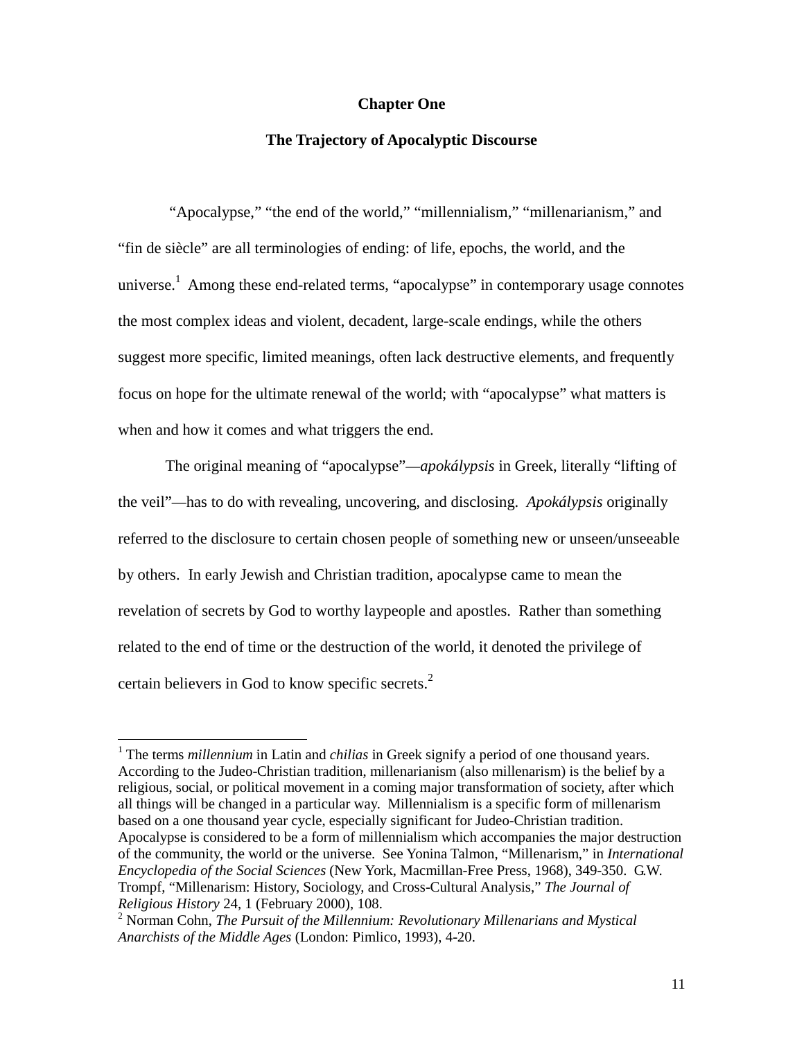# Chapter One

## The Trajectory of Apocalyptic Discourse

"Apocalypse," "the end of the world," "millennialism," "millenarianism," and "fin de siècle" are all terminologies of ending: of life, epochs, the world, and the universe.[1] Among these end-related terms, "apocalypse" in contemporary usage connotes the most complex ideas and violent, decadent, large-scale endings, while the others suggest more specific, limited meanings, often lack destructive elements, and frequently focus on hope for the ultimate renewal of the world; with "apocalypse" what matters is when and how it comes and what triggers the end.

The original meaning of "apocalypse"—*apokálypsis* in Greek, literally "lifting of the veil"—has to do with revealing, uncovering, and disclosing. *Apokálypsis* originally referred to the disclosure to certain chosen people of something new or unseen/unseeable by others. In early Jewish and Christian tradition, apocalypse came to mean the revelation of secrets by God to worthy laypeople and apostles. Rather than something related to the end of time or the destruction of the world, it denoted the privilege of certain believers in God to know specific secrets.[2]

---

[1] The terms *millennium* in Latin and *chilias* in Greek signify a period of one thousand years. According to the Judeo-Christian tradition, millenarianism (also millenarism) is the belief by a religious, social, or political movement in a coming major transformation of society, after which all things will be changed in a particular way. Millennialism is a specific form of millenarism based on a one thousand year cycle, especially significant for Judeo-Christian tradition. Apocalypse is considered to be a form of millennialism which accompanies the major destruction of the community, the world or the universe. See Yonina Talmon, "Millenarism," in *International Encyclopedia of the Social Sciences* (New York, Macmillan-Free Press, 1968), 349-350. G.W. Trompf, "Millenarism: History, Sociology, and Cross-Cultural Analysis," *The Journal of Religious History* 24, 1 (February 2000), 108.

[2] Norman Cohn, *The Pursuit of the Millennium: Revolutionary Millenarians and Mystical Anarchists of the Middle Ages* (London: Pimlico, 1993), 4-20.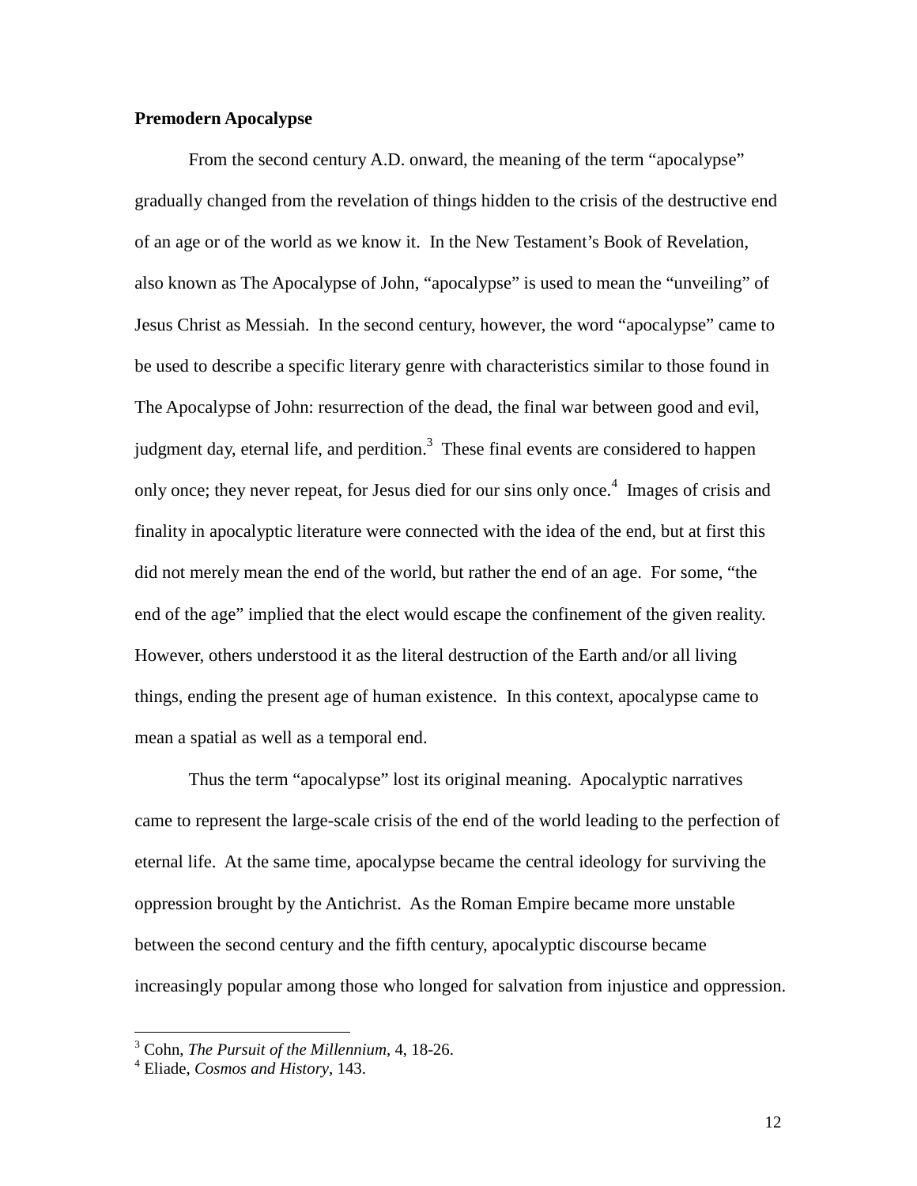**Premodern Apocalypse**

From the second century A.D. onward, the meaning of the term "apocalypse" gradually changed from the revelation of things hidden to the crisis of the destructive end of an age or of the world as we know it. In the New Testament's Book of Revelation, also known as The Apocalypse of John, "apocalypse" is used to mean the "unveiling" of Jesus Christ as Messiah. In the second century, however, the word "apocalypse" came to be used to describe a specific literary genre with characteristics similar to those found in The Apocalypse of John: resurrection of the dead, the final war between good and evil, judgment day, eternal life, and perdition.[3] These final events are considered to happen only once; they never repeat, for Jesus died for our sins only once.[4] Images of crisis and finality in apocalyptic literature were connected with the idea of the end, but at first this did not merely mean the end of the world, but rather the end of an age. For some, "the end of the age" implied that the elect would escape the confinement of the given reality. However, others understood it as the literal destruction of the Earth and/or all living things, ending the present age of human existence. In this context, apocalypse came to mean a spatial as well as a temporal end.

Thus the term "apocalypse" lost its original meaning. Apocalyptic narratives came to represent the large-scale crisis of the end of the world leading to the perfection of eternal life. At the same time, apocalypse became the central ideology for surviving the oppression brought by the Antichrist. As the Roman Empire became more unstable between the second century and the fifth century, apocalyptic discourse became increasingly popular among those who longed for salvation from injustice and oppression.

---

[3] Cohn, *The Pursuit of the Millennium*, 4, 18-26.

[4] Eliade, *Cosmos and History*, 143.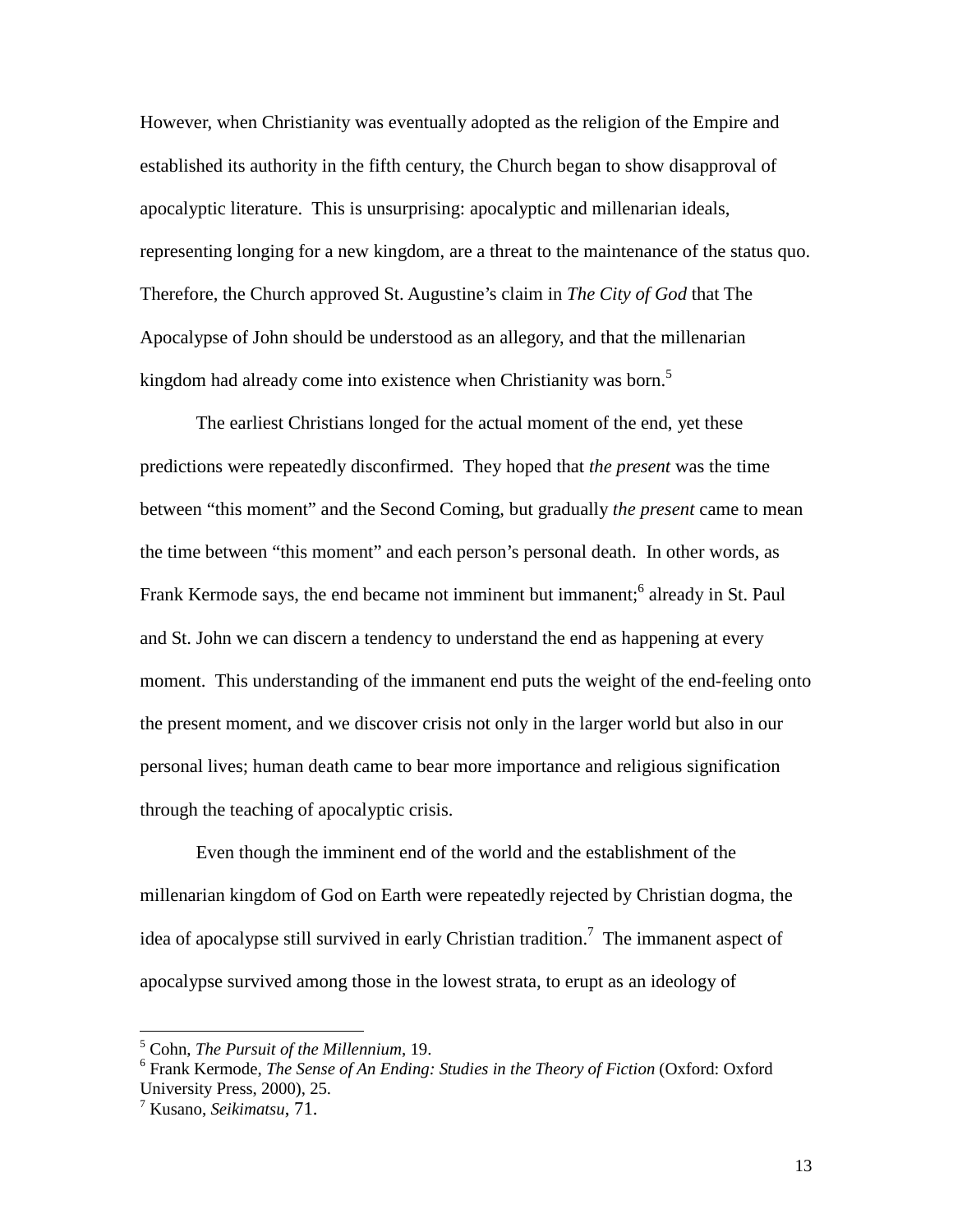However, when Christianity was eventually adopted as the religion of the Empire and established its authority in the fifth century, the Church began to show disapproval of apocalyptic literature. This is unsurprising: apocalyptic and millenarian ideals, representing longing for a new kingdom, are a threat to the maintenance of the status quo. Therefore, the Church approved St. Augustine's claim in *The City of God* that The Apocalypse of John should be understood as an allegory, and that the millenarian kingdom had already come into existence when Christianity was born.[5]

The earliest Christians longed for the actual moment of the end, yet these predictions were repeatedly disconfirmed. They hoped that *the present* was the time between "this moment" and the Second Coming, but gradually *the present* came to mean the time between "this moment" and each person's personal death. In other words, as Frank Kermode says, the end became not imminent but immanent;[6] already in St. Paul and St. John we can discern a tendency to understand the end as happening at every moment. This understanding of the immanent end puts the weight of the end-feeling onto the present moment, and we discover crisis not only in the larger world but also in our personal lives; human death came to bear more importance and religious signification through the teaching of apocalyptic crisis.

Even though the imminent end of the world and the establishment of the millenarian kingdom of God on Earth were repeatedly rejected by Christian dogma, the idea of apocalypse still survived in early Christian tradition.[7] The immanent aspect of apocalypse survived among those in the lowest strata, to erupt as an ideology of

---

[5] Cohn, *The Pursuit of the Millennium*, 19.

[6] Frank Kermode, *The Sense of An Ending: Studies in the Theory of Fiction* (Oxford: Oxford University Press, 2000), 25.

[7] Kusano, *Seikimatsu*, 71.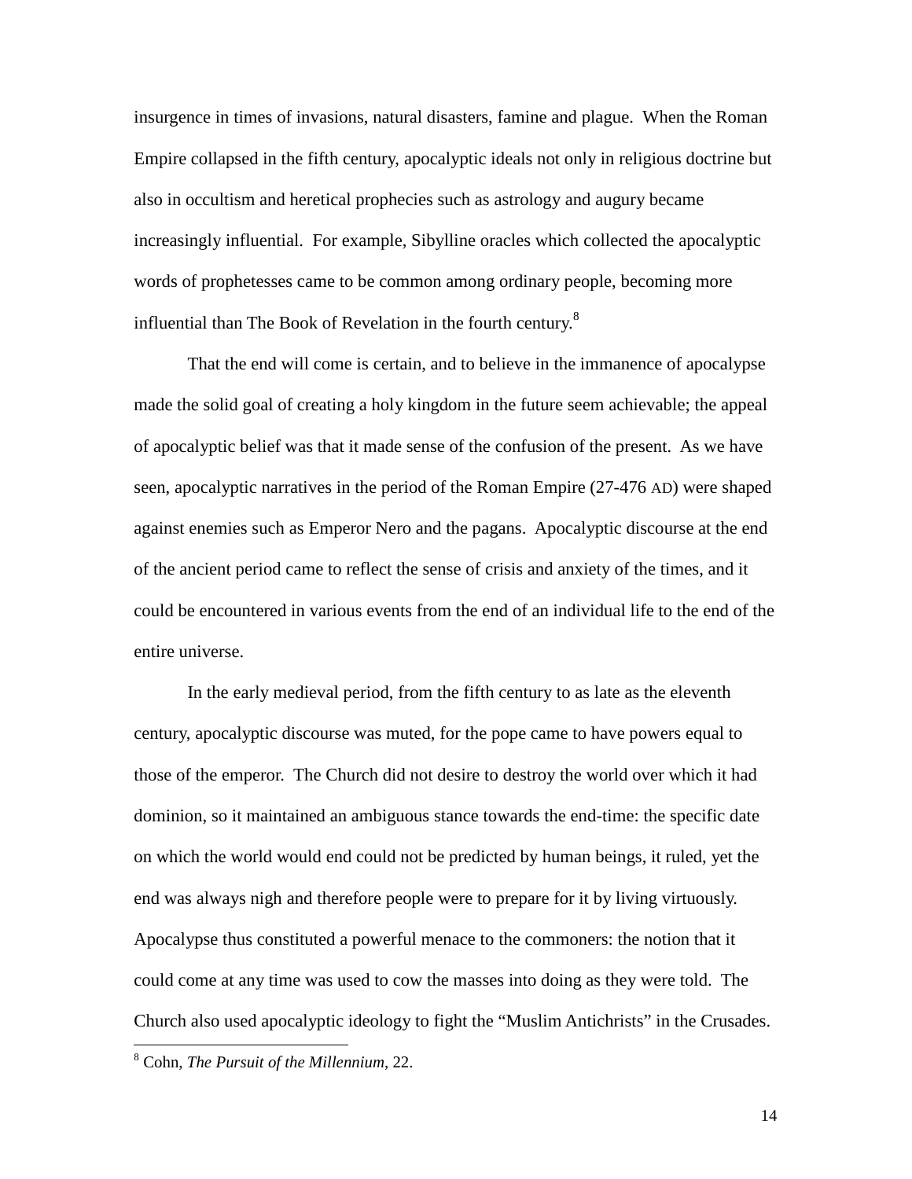insurgence in times of invasions, natural disasters, famine and plague. When the Roman Empire collapsed in the fifth century, apocalyptic ideals not only in religious doctrine but also in occultism and heretical prophecies such as astrology and augury became increasingly influential. For example, Sibylline oracles which collected the apocalyptic words of prophetesses came to be common among ordinary people, becoming more influential than The Book of Revelation in the fourth century.[8]

That the end will come is certain, and to believe in the immanence of apocalypse made the solid goal of creating a holy kingdom in the future seem achievable; the appeal of apocalyptic belief was that it made sense of the confusion of the present. As we have seen, apocalyptic narratives in the period of the Roman Empire (27-476 AD) were shaped against enemies such as Emperor Nero and the pagans. Apocalyptic discourse at the end of the ancient period came to reflect the sense of crisis and anxiety of the times, and it could be encountered in various events from the end of an individual life to the end of the entire universe.

In the early medieval period, from the fifth century to as late as the eleventh century, apocalyptic discourse was muted, for the pope came to have powers equal to those of the emperor. The Church did not desire to destroy the world over which it had dominion, so it maintained an ambiguous stance towards the end-time: the specific date on which the world would end could not be predicted by human beings, it ruled, yet the end was always nigh and therefore people were to prepare for it by living virtuously. Apocalypse thus constituted a powerful menace to the commoners: the notion that it could come at any time was used to cow the masses into doing as they were told. The Church also used apocalyptic ideology to fight the "Muslim Antichrists" in the Crusades.

---

[8] Cohn, *The Pursuit of the Millennium*, 22.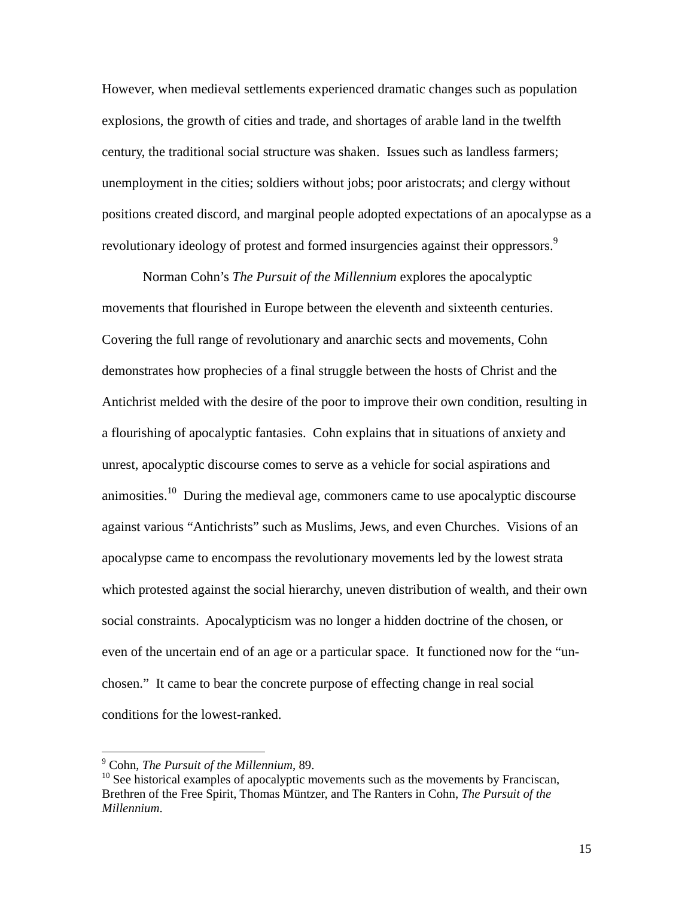However, when medieval settlements experienced dramatic changes such as population explosions, the growth of cities and trade, and shortages of arable land in the twelfth century, the traditional social structure was shaken. Issues such as landless farmers; unemployment in the cities; soldiers without jobs; poor aristocrats; and clergy without positions created discord, and marginal people adopted expectations of an apocalypse as a revolutionary ideology of protest and formed insurgencies against their oppressors.[9]

Norman Cohn's *The Pursuit of the Millennium* explores the apocalyptic movements that flourished in Europe between the eleventh and sixteenth centuries. Covering the full range of revolutionary and anarchic sects and movements, Cohn demonstrates how prophecies of a final struggle between the hosts of Christ and the Antichrist melded with the desire of the poor to improve their own condition, resulting in a flourishing of apocalyptic fantasies. Cohn explains that in situations of anxiety and unrest, apocalyptic discourse comes to serve as a vehicle for social aspirations and animosities.[10] During the medieval age, commoners came to use apocalyptic discourse against various "Antichrists" such as Muslims, Jews, and even Churches. Visions of an apocalypse came to encompass the revolutionary movements led by the lowest strata which protested against the social hierarchy, uneven distribution of wealth, and their own social constraints. Apocalypticism was no longer a hidden doctrine of the chosen, or even of the uncertain end of an age or a particular space. It functioned now for the "un-chosen." It came to bear the concrete purpose of effecting change in real social conditions for the lowest-ranked.

---

[9] Cohn, *The Pursuit of the Millennium*, 89.

[10] See historical examples of apocalyptic movements such as the movements by Franciscan, Brethren of the Free Spirit, Thomas Müntzer, and The Ranters in Cohn, *The Pursuit of the Millennium*.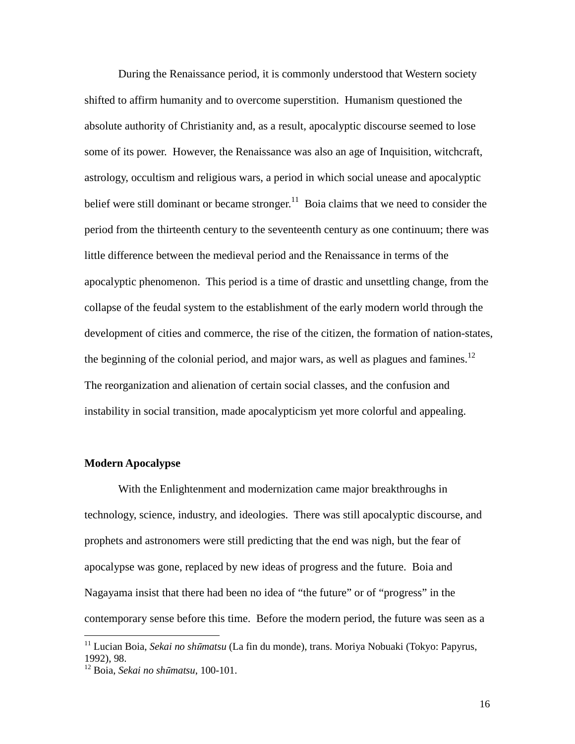During the Renaissance period, it is commonly understood that Western society shifted to affirm humanity and to overcome superstition. Humanism questioned the absolute authority of Christianity and, as a result, apocalyptic discourse seemed to lose some of its power. However, the Renaissance was also an age of Inquisition, witchcraft, astrology, occultism and religious wars, a period in which social unease and apocalyptic belief were still dominant or became stronger.[11] Boia claims that we need to consider the period from the thirteenth century to the seventeenth century as one continuum; there was little difference between the medieval period and the Renaissance in terms of the apocalyptic phenomenon. This period is a time of drastic and unsettling change, from the collapse of the feudal system to the establishment of the early modern world through the development of cities and commerce, the rise of the citizen, the formation of nation-states, the beginning of the colonial period, and major wars, as well as plagues and famines.[12] The reorganization and alienation of certain social classes, and the confusion and instability in social transition, made apocalypticism yet more colorful and appealing.

**Modern Apocalypse**

With the Enlightenment and modernization came major breakthroughs in technology, science, industry, and ideologies. There was still apocalyptic discourse, and prophets and astronomers were still predicting that the end was nigh, but the fear of apocalypse was gone, replaced by new ideas of progress and the future. Boia and Nagayama insist that there had been no idea of "the future" or of "progress" in the contemporary sense before this time. Before the modern period, the future was seen as a

---

[11] Lucian Boia, *Sekai no shūmatsu* (La fin du monde), trans. Moriya Nobuaki (Tokyo: Papyrus, 1992), 98.

[12] Boia, *Sekai no shūmatsu*, 100-101.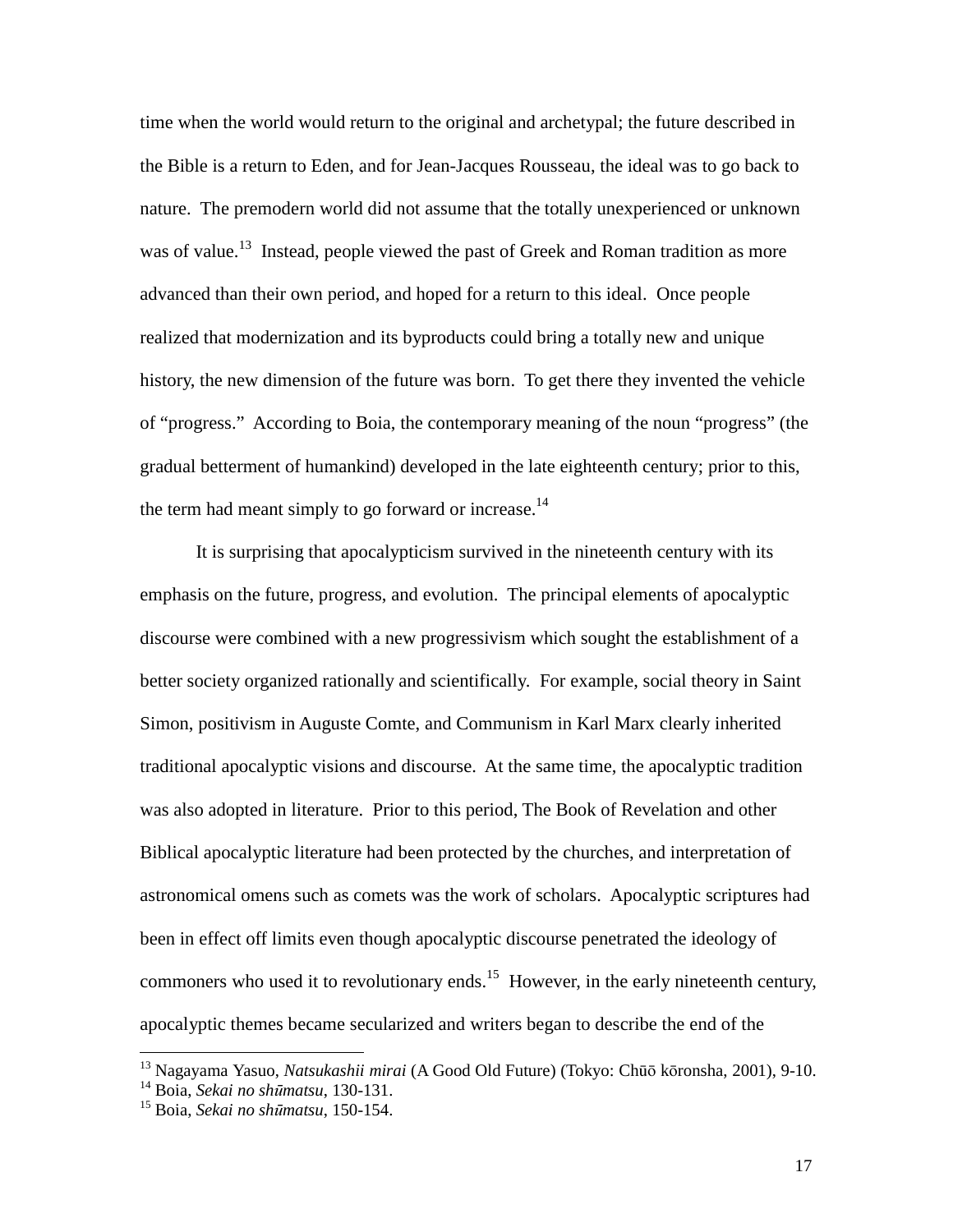time when the world would return to the original and archetypal; the future described in the Bible is a return to Eden, and for Jean-Jacques Rousseau, the ideal was to go back to nature. The premodern world did not assume that the totally unexperienced or unknown was of value.[13] Instead, people viewed the past of Greek and Roman tradition as more advanced than their own period, and hoped for a return to this ideal. Once people realized that modernization and its byproducts could bring a totally new and unique history, the new dimension of the future was born. To get there they invented the vehicle of "progress." According to Boia, the contemporary meaning of the noun "progress" (the gradual betterment of humankind) developed in the late eighteenth century; prior to this, the term had meant simply to go forward or increase.[14]

It is surprising that apocalypticism survived in the nineteenth century with its emphasis on the future, progress, and evolution. The principal elements of apocalyptic discourse were combined with a new progressivism which sought the establishment of a better society organized rationally and scientifically. For example, social theory in Saint Simon, positivism in Auguste Comte, and Communism in Karl Marx clearly inherited traditional apocalyptic visions and discourse. At the same time, the apocalyptic tradition was also adopted in literature. Prior to this period, The Book of Revelation and other Biblical apocalyptic literature had been protected by the churches, and interpretation of astronomical omens such as comets was the work of scholars. Apocalyptic scriptures had been in effect off limits even though apocalyptic discourse penetrated the ideology of commoners who used it to revolutionary ends.[15] However, in the early nineteenth century, apocalyptic themes became secularized and writers began to describe the end of the

---

[13] Nagayama Yasuo, *Natsukashii mirai* (A Good Old Future) (Tokyo: Chūō kōronsha, 2001), 9-10.

[14] Boia, *Sekai no shūmatsu*, 130-131.

[15] Boia, *Sekai no shūmatsu*, 150-154.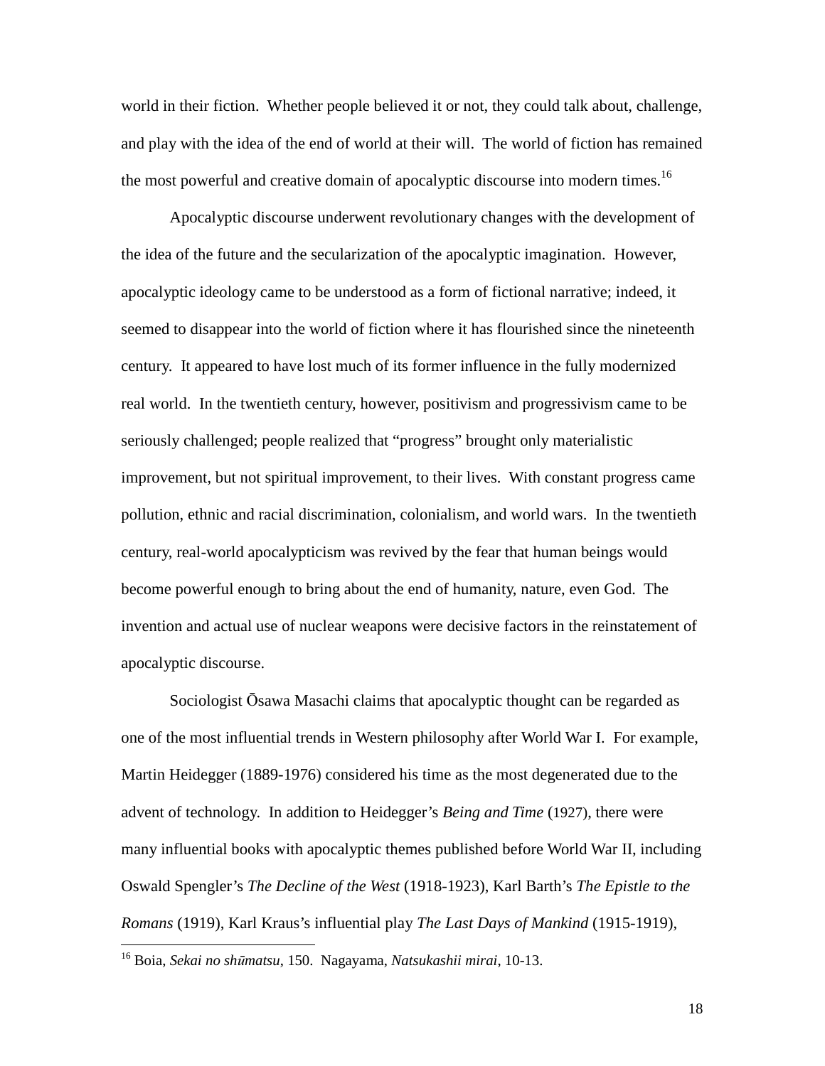world in their fiction. Whether people believed it or not, they could talk about, challenge, and play with the idea of the end of world at their will. The world of fiction has remained the most powerful and creative domain of apocalyptic discourse into modern times.[16]

Apocalyptic discourse underwent revolutionary changes with the development of the idea of the future and the secularization of the apocalyptic imagination. However, apocalyptic ideology came to be understood as a form of fictional narrative; indeed, it seemed to disappear into the world of fiction where it has flourished since the nineteenth century. It appeared to have lost much of its former influence in the fully modernized real world. In the twentieth century, however, positivism and progressivism came to be seriously challenged; people realized that "progress" brought only materialistic improvement, but not spiritual improvement, to their lives. With constant progress came pollution, ethnic and racial discrimination, colonialism, and world wars. In the twentieth century, real-world apocalypticism was revived by the fear that human beings would become powerful enough to bring about the end of humanity, nature, even God. The invention and actual use of nuclear weapons were decisive factors in the reinstatement of apocalyptic discourse.

Sociologist Ōsawa Masachi claims that apocalyptic thought can be regarded as one of the most influential trends in Western philosophy after World War I. For example, Martin Heidegger (1889-1976) considered his time as the most degenerated due to the advent of technology. In addition to Heidegger's *Being and Time* (1927), there were many influential books with apocalyptic themes published before World War II, including Oswald Spengler's *The Decline of the West* (1918-1923), Karl Barth's *The Epistle to the Romans* (1919), Karl Kraus's influential play *The Last Days of Mankind* (1915-1919),

[16] Boia, *Sekai no shūmatsu*, 150. Nagayama, *Natsukashii mirai*, 10-13.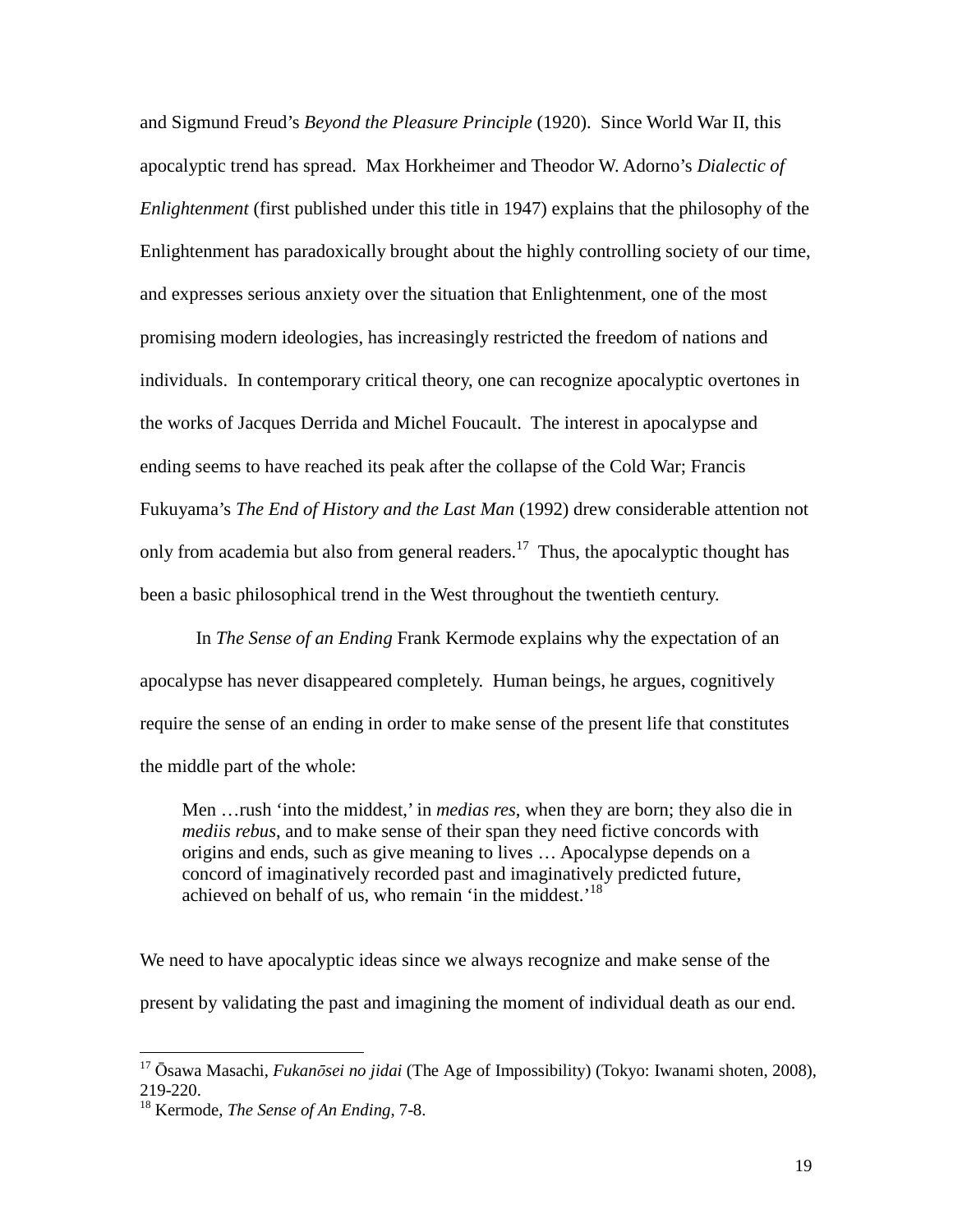and Sigmund Freud's *Beyond the Pleasure Principle* (1920). Since World War II, this apocalyptic trend has spread. Max Horkheimer and Theodor W. Adorno's *Dialectic of Enlightenment* (first published under this title in 1947) explains that the philosophy of the Enlightenment has paradoxically brought about the highly controlling society of our time, and expresses serious anxiety over the situation that Enlightenment, one of the most promising modern ideologies, has increasingly restricted the freedom of nations and individuals. In contemporary critical theory, one can recognize apocalyptic overtones in the works of Jacques Derrida and Michel Foucault. The interest in apocalypse and ending seems to have reached its peak after the collapse of the Cold War; Francis Fukuyama's *The End of History and the Last Man* (1992) drew considerable attention not only from academia but also from general readers.[17] Thus, the apocalyptic thought has been a basic philosophical trend in the West throughout the twentieth century.

In *The Sense of an Ending* Frank Kermode explains why the expectation of an apocalypse has never disappeared completely. Human beings, he argues, cognitively require the sense of an ending in order to make sense of the present life that constitutes the middle part of the whole:

> Men …rush 'into the middest,' in *medias res*, when they are born; they also die in *mediis rebus*, and to make sense of their span they need fictive concords with origins and ends, such as give meaning to lives … Apocalypse depends on a concord of imaginatively recorded past and imaginatively predicted future, achieved on behalf of us, who remain 'in the middest.'[18]

We need to have apocalyptic ideas since we always recognize and make sense of the present by validating the past and imagining the moment of individual death as our end.

---

[17] Ōsawa Masachi, *Fukanōsei no jidai* (The Age of Impossibility) (Tokyo: Iwanami shoten, 2008), 219-220.

[18] Kermode, *The Sense of An Ending*, 7-8.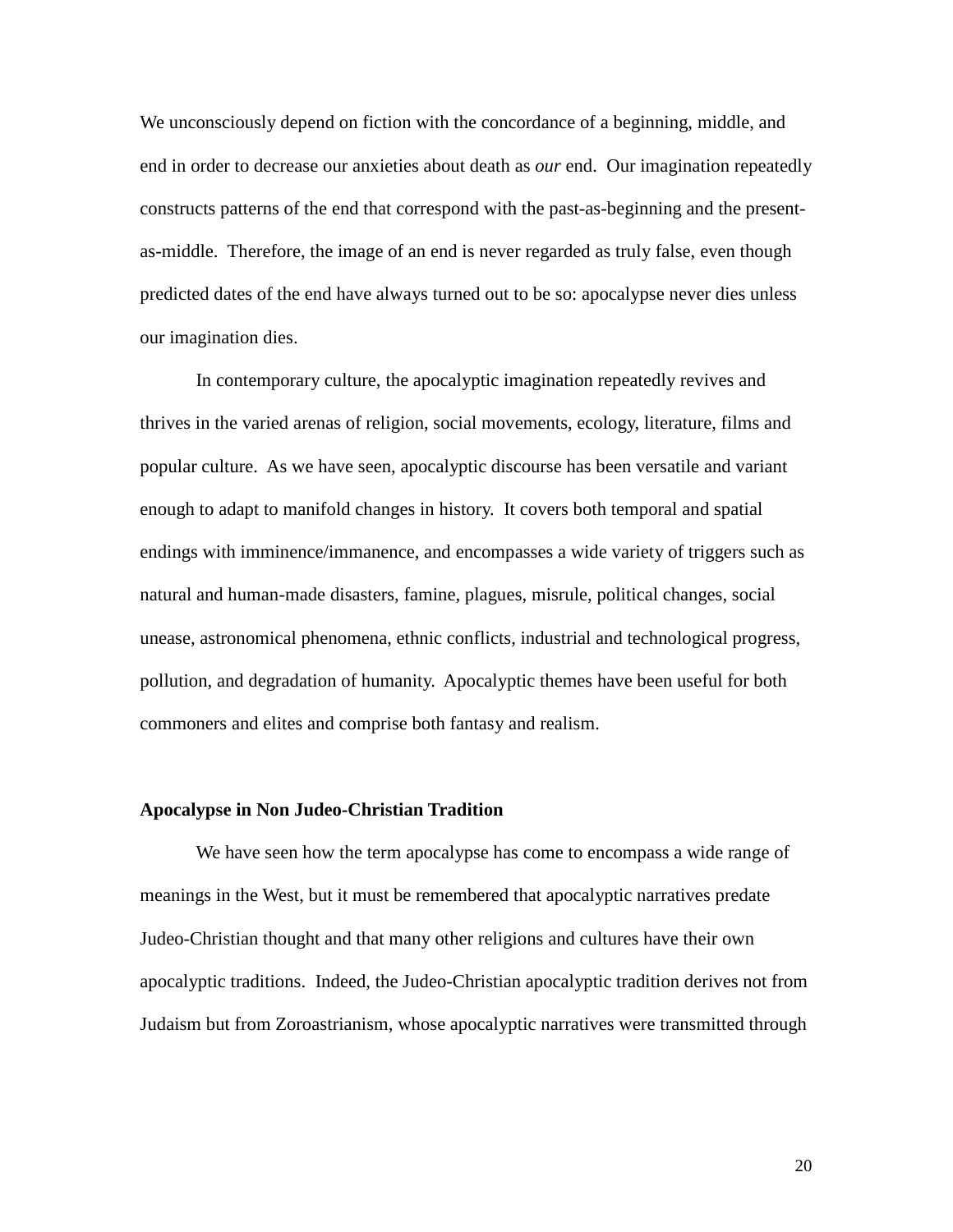We unconsciously depend on fiction with the concordance of a beginning, middle, and end in order to decrease our anxieties about death as *our* end. Our imagination repeatedly constructs patterns of the end that correspond with the past-as-beginning and the present-as-middle. Therefore, the image of an end is never regarded as truly false, even though predicted dates of the end have always turned out to be so: apocalypse never dies unless our imagination dies.

In contemporary culture, the apocalyptic imagination repeatedly revives and thrives in the varied arenas of religion, social movements, ecology, literature, films and popular culture. As we have seen, apocalyptic discourse has been versatile and variant enough to adapt to manifold changes in history. It covers both temporal and spatial endings with imminence/immanence, and encompasses a wide variety of triggers such as natural and human-made disasters, famine, plagues, misrule, political changes, social unease, astronomical phenomena, ethnic conflicts, industrial and technological progress, pollution, and degradation of humanity. Apocalyptic themes have been useful for both commoners and elites and comprise both fantasy and realism.

**Apocalypse in Non Judeo-Christian Tradition**

We have seen how the term apocalypse has come to encompass a wide range of meanings in the West, but it must be remembered that apocalyptic narratives predate Judeo-Christian thought and that many other religions and cultures have their own apocalyptic traditions. Indeed, the Judeo-Christian apocalyptic tradition derives not from Judaism but from Zoroastrianism, whose apocalyptic narratives were transmitted through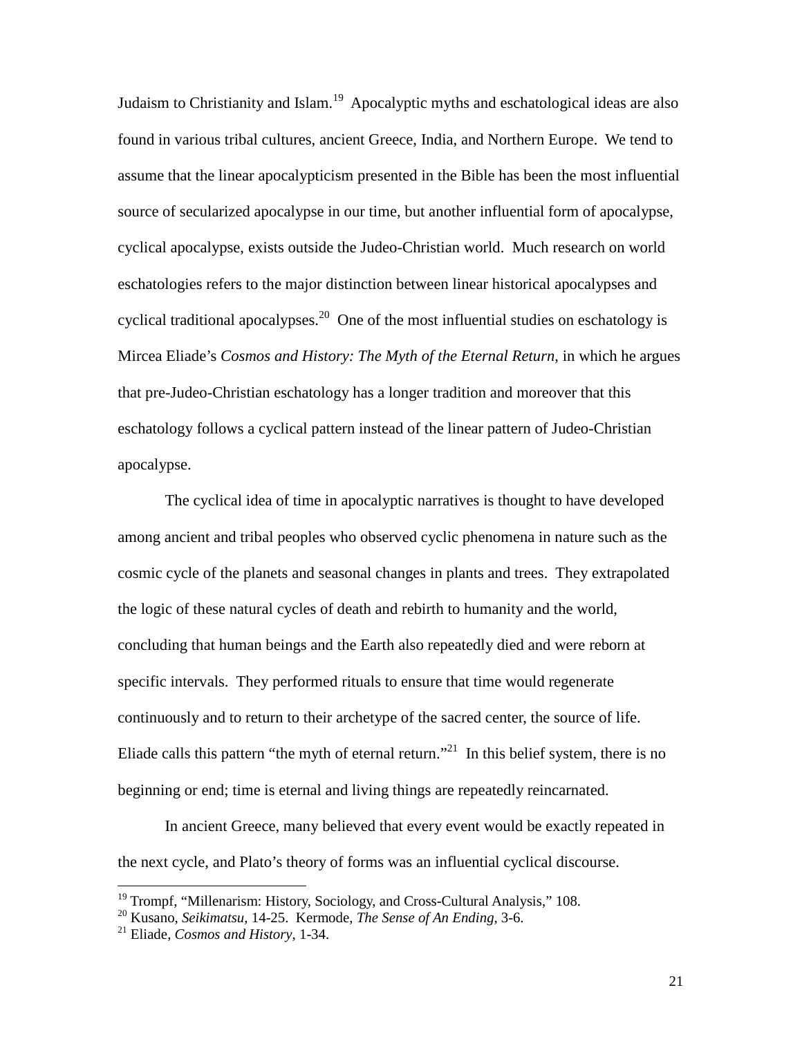Judaism to Christianity and Islam.[19] Apocalyptic myths and eschatological ideas are also found in various tribal cultures, ancient Greece, India, and Northern Europe. We tend to assume that the linear apocalypticism presented in the Bible has been the most influential source of secularized apocalypse in our time, but another influential form of apocalypse, cyclical apocalypse, exists outside the Judeo-Christian world. Much research on world eschatologies refers to the major distinction between linear historical apocalypses and cyclical traditional apocalypses.[20] One of the most influential studies on eschatology is Mircea Eliade's *Cosmos and History: The Myth of the Eternal Return*, in which he argues that pre-Judeo-Christian eschatology has a longer tradition and moreover that this eschatology follows a cyclical pattern instead of the linear pattern of Judeo-Christian apocalypse.

The cyclical idea of time in apocalyptic narratives is thought to have developed among ancient and tribal peoples who observed cyclic phenomena in nature such as the cosmic cycle of the planets and seasonal changes in plants and trees. They extrapolated the logic of these natural cycles of death and rebirth to humanity and the world, concluding that human beings and the Earth also repeatedly died and were reborn at specific intervals. They performed rituals to ensure that time would regenerate continuously and to return to their archetype of the sacred center, the source of life. Eliade calls this pattern "the myth of eternal return."[21] In this belief system, there is no beginning or end; time is eternal and living things are repeatedly reincarnated.

In ancient Greece, many believed that every event would be exactly repeated in the next cycle, and Plato's theory of forms was an influential cyclical discourse.

---

[19] Trompf, "Millenarism: History, Sociology, and Cross-Cultural Analysis," 108.

[20] Kusano, *Seikimatsu*, 14-25. Kermode, *The Sense of An Ending*, 3-6.

[21] Eliade, *Cosmos and History*, 1-34.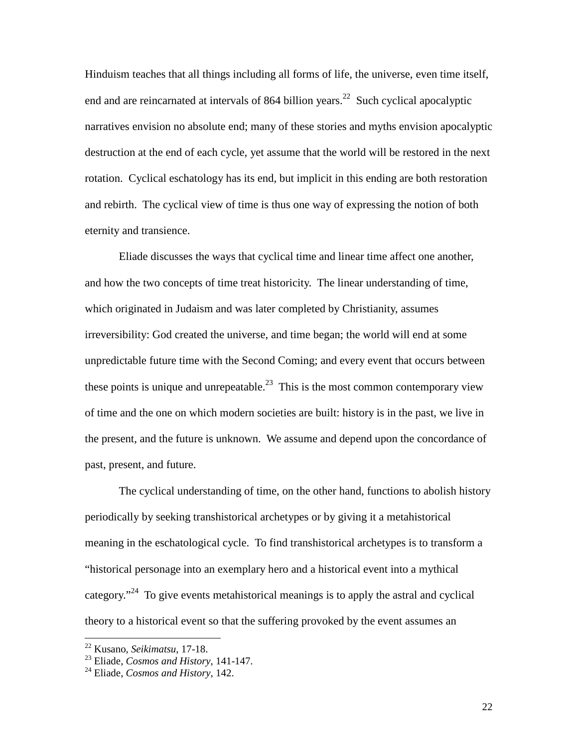Hinduism teaches that all things including all forms of life, the universe, even time itself, end and are reincarnated at intervals of 864 billion years.[22] Such cyclical apocalyptic narratives envision no absolute end; many of these stories and myths envision apocalyptic destruction at the end of each cycle, yet assume that the world will be restored in the next rotation. Cyclical eschatology has its end, but implicit in this ending are both restoration and rebirth. The cyclical view of time is thus one way of expressing the notion of both eternity and transience.

Eliade discusses the ways that cyclical time and linear time affect one another, and how the two concepts of time treat historicity. The linear understanding of time, which originated in Judaism and was later completed by Christianity, assumes irreversibility: God created the universe, and time began; the world will end at some unpredictable future time with the Second Coming; and every event that occurs between these points is unique and unrepeatable.[23] This is the most common contemporary view of time and the one on which modern societies are built: history is in the past, we live in the present, and the future is unknown. We assume and depend upon the concordance of past, present, and future.

The cyclical understanding of time, on the other hand, functions to abolish history periodically by seeking transhistorical archetypes or by giving it a metahistorical meaning in the eschatological cycle. To find transhistorical archetypes is to transform a "historical personage into an exemplary hero and a historical event into a mythical category."[24] To give events metahistorical meanings is to apply the astral and cyclical theory to a historical event so that the suffering provoked by the event assumes an

---

[22] Kusano, *Seikimatsu*, 17-18.
[23] Eliade, *Cosmos and History*, 141-147.
[24] Eliade, *Cosmos and History*, 142.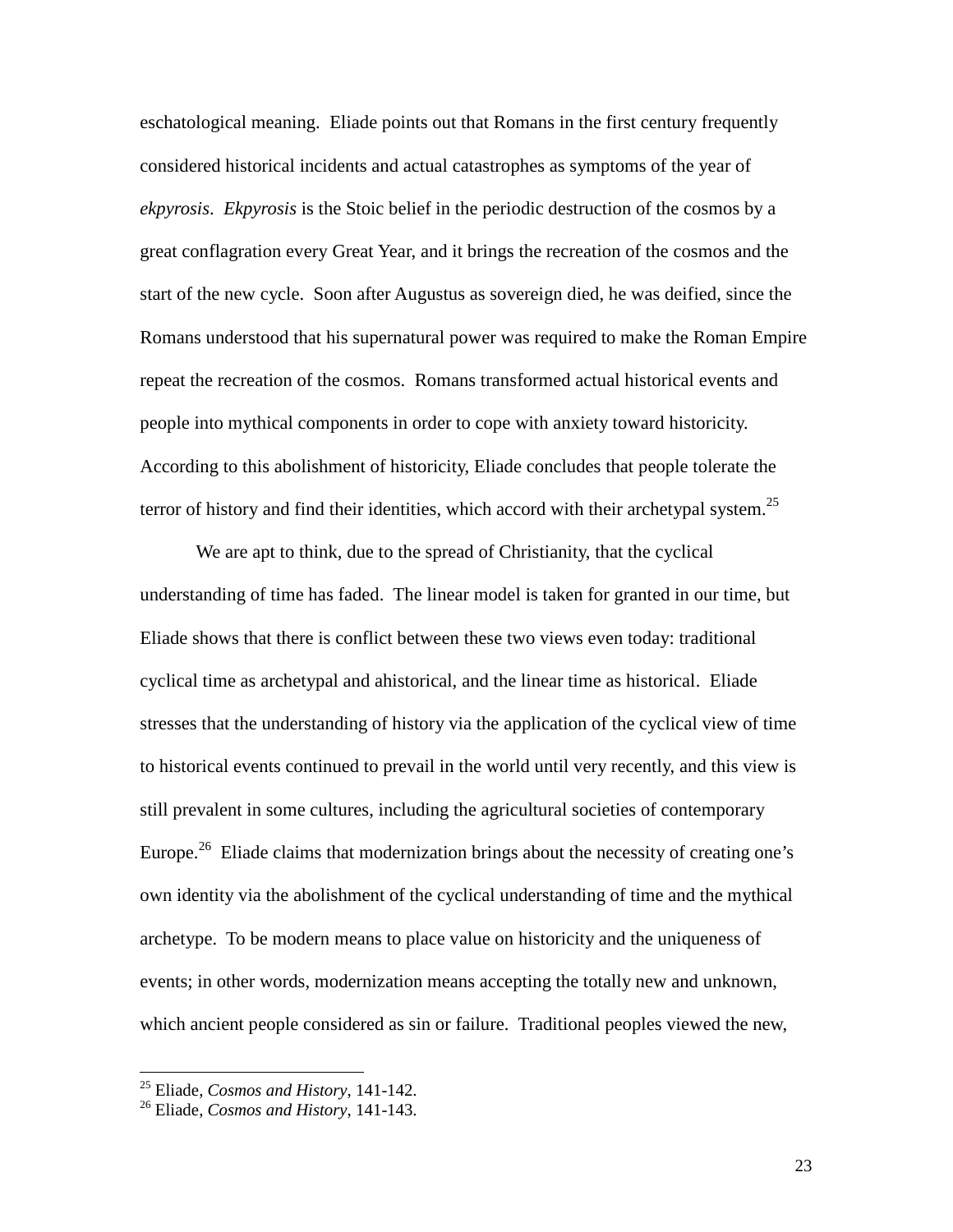eschatological meaning. Eliade points out that Romans in the first century frequently considered historical incidents and actual catastrophes as symptoms of the year of *ekpyrosis*. *Ekpyrosis* is the Stoic belief in the periodic destruction of the cosmos by a great conflagration every Great Year, and it brings the recreation of the cosmos and the start of the new cycle. Soon after Augustus as sovereign died, he was deified, since the Romans understood that his supernatural power was required to make the Roman Empire repeat the recreation of the cosmos. Romans transformed actual historical events and people into mythical components in order to cope with anxiety toward historicity. According to this abolishment of historicity, Eliade concludes that people tolerate the terror of history and find their identities, which accord with their archetypal system.[25]

We are apt to think, due to the spread of Christianity, that the cyclical understanding of time has faded. The linear model is taken for granted in our time, but Eliade shows that there is conflict between these two views even today: traditional cyclical time as archetypal and ahistorical, and the linear time as historical. Eliade stresses that the understanding of history via the application of the cyclical view of time to historical events continued to prevail in the world until very recently, and this view is still prevalent in some cultures, including the agricultural societies of contemporary Europe.[26] Eliade claims that modernization brings about the necessity of creating one's own identity via the abolishment of the cyclical understanding of time and the mythical archetype. To be modern means to place value on historicity and the uniqueness of events; in other words, modernization means accepting the totally new and unknown, which ancient people considered as sin or failure. Traditional peoples viewed the new,

---

[25] Eliade, *Cosmos and History*, 141-142.

[26] Eliade, *Cosmos and History*, 141-143.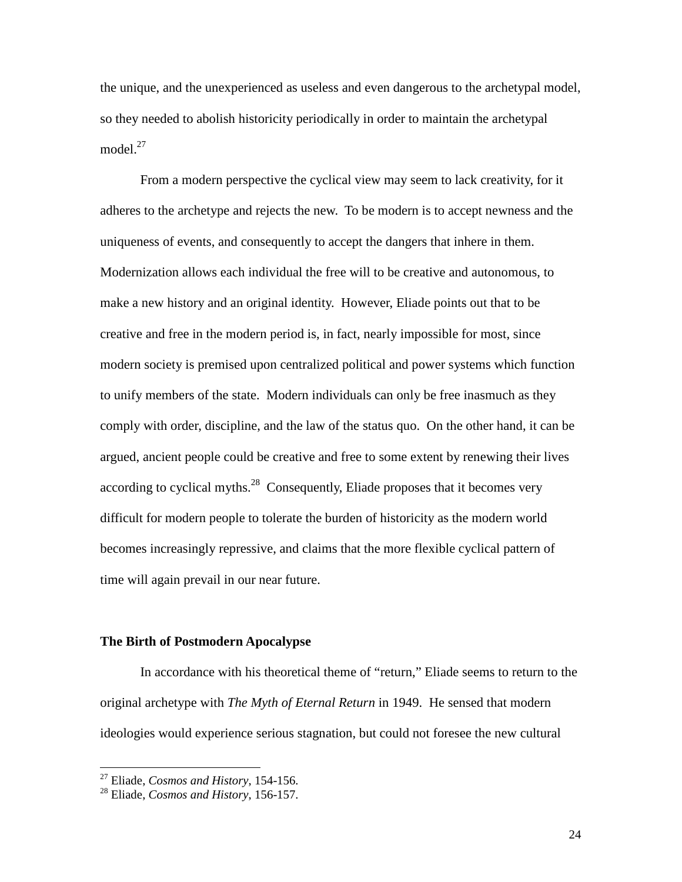the unique, and the unexperienced as useless and even dangerous to the archetypal model, so they needed to abolish historicity periodically in order to maintain the archetypal model.[27]

From a modern perspective the cyclical view may seem to lack creativity, for it adheres to the archetype and rejects the new. To be modern is to accept newness and the uniqueness of events, and consequently to accept the dangers that inhere in them. Modernization allows each individual the free will to be creative and autonomous, to make a new history and an original identity. However, Eliade points out that to be creative and free in the modern period is, in fact, nearly impossible for most, since modern society is premised upon centralized political and power systems which function to unify members of the state. Modern individuals can only be free inasmuch as they comply with order, discipline, and the law of the status quo. On the other hand, it can be argued, ancient people could be creative and free to some extent by renewing their lives according to cyclical myths.[28] Consequently, Eliade proposes that it becomes very difficult for modern people to tolerate the burden of historicity as the modern world becomes increasingly repressive, and claims that the more flexible cyclical pattern of time will again prevail in our near future.

**The Birth of Postmodern Apocalypse**

In accordance with his theoretical theme of "return," Eliade seems to return to the original archetype with *The Myth of Eternal Return* in 1949. He sensed that modern ideologies would experience serious stagnation, but could not foresee the new cultural

---

[27] Eliade, *Cosmos and History*, 154-156.

[28] Eliade, *Cosmos and History*, 156-157.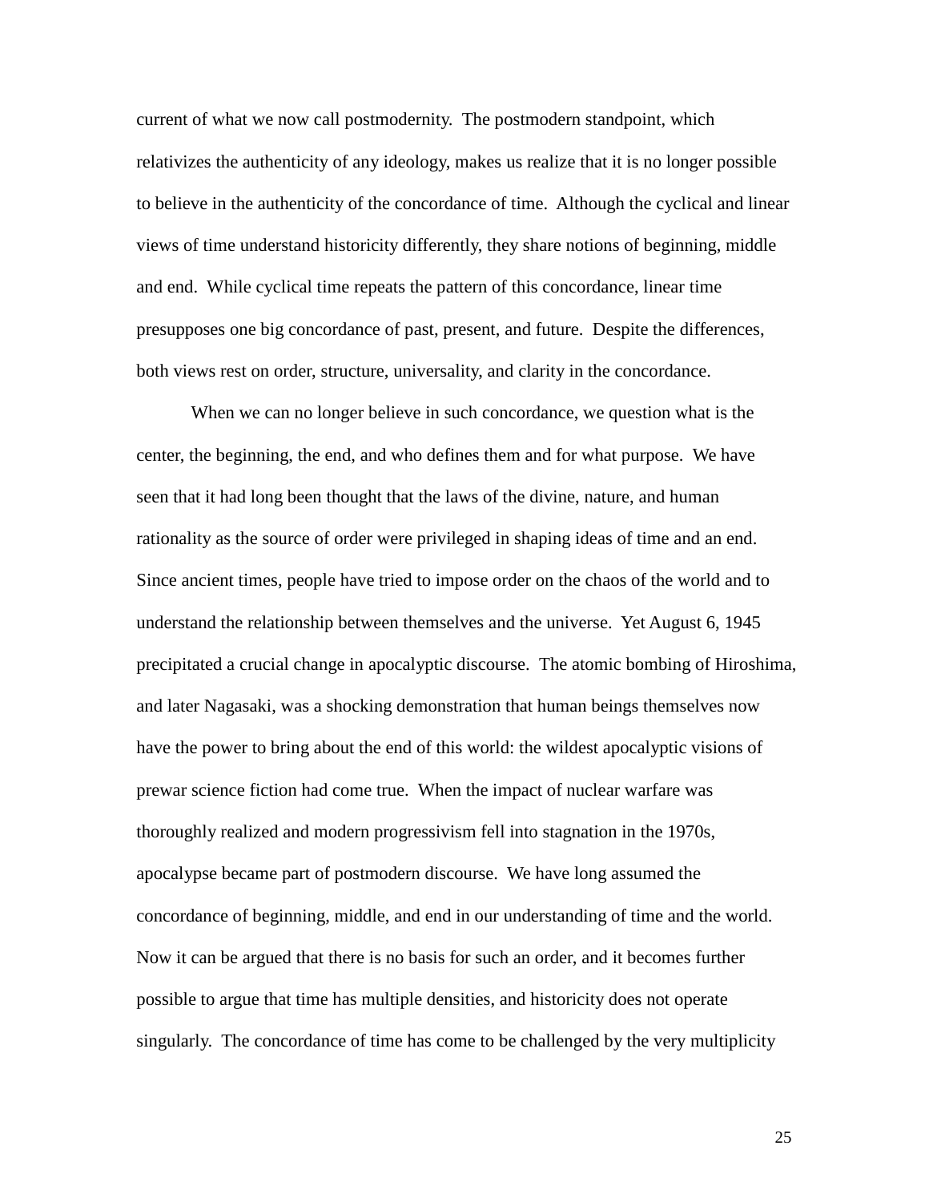current of what we now call postmodernity. The postmodern standpoint, which relativizes the authenticity of any ideology, makes us realize that it is no longer possible to believe in the authenticity of the concordance of time. Although the cyclical and linear views of time understand historicity differently, they share notions of beginning, middle and end. While cyclical time repeats the pattern of this concordance, linear time presupposes one big concordance of past, present, and future. Despite the differences, both views rest on order, structure, universality, and clarity in the concordance.

When we can no longer believe in such concordance, we question what is the center, the beginning, the end, and who defines them and for what purpose. We have seen that it had long been thought that the laws of the divine, nature, and human rationality as the source of order were privileged in shaping ideas of time and an end. Since ancient times, people have tried to impose order on the chaos of the world and to understand the relationship between themselves and the universe. Yet August 6, 1945 precipitated a crucial change in apocalyptic discourse. The atomic bombing of Hiroshima, and later Nagasaki, was a shocking demonstration that human beings themselves now have the power to bring about the end of this world: the wildest apocalyptic visions of prewar science fiction had come true. When the impact of nuclear warfare was thoroughly realized and modern progressivism fell into stagnation in the 1970s, apocalypse became part of postmodern discourse. We have long assumed the concordance of beginning, middle, and end in our understanding of time and the world. Now it can be argued that there is no basis for such an order, and it becomes further possible to argue that time has multiple densities, and historicity does not operate singularly. The concordance of time has come to be challenged by the very multiplicity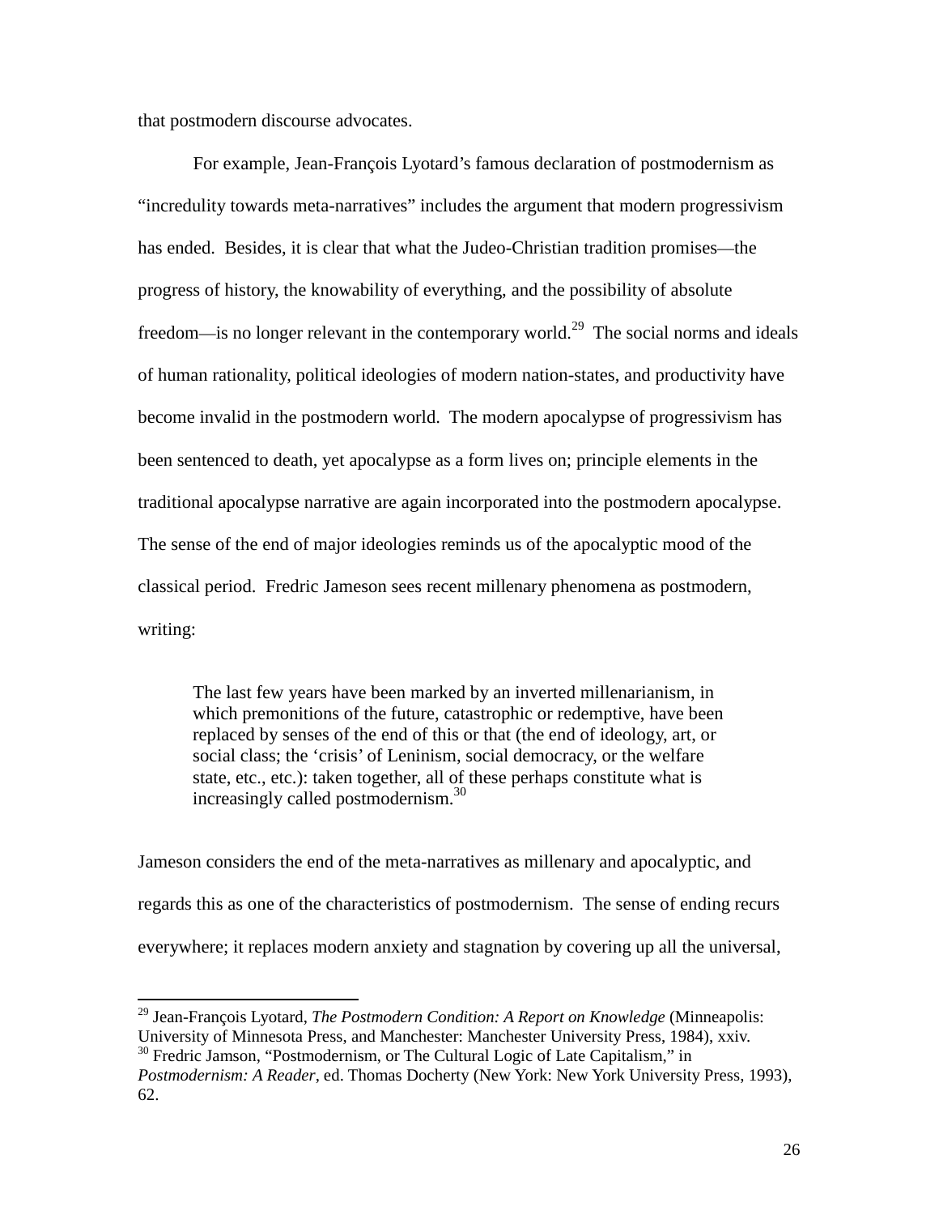that postmodern discourse advocates.

For example, Jean-François Lyotard's famous declaration of postmodernism as "incredulity towards meta-narratives" includes the argument that modern progressivism has ended. Besides, it is clear that what the Judeo-Christian tradition promises—the progress of history, the knowability of everything, and the possibility of absolute freedom—is no longer relevant in the contemporary world.[29] The social norms and ideals of human rationality, political ideologies of modern nation-states, and productivity have become invalid in the postmodern world. The modern apocalypse of progressivism has been sentenced to death, yet apocalypse as a form lives on; principle elements in the traditional apocalypse narrative are again incorporated into the postmodern apocalypse. The sense of the end of major ideologies reminds us of the apocalyptic mood of the classical period. Fredric Jameson sees recent millenary phenomena as postmodern, writing:

> The last few years have been marked by an inverted millenarianism, in which premonitions of the future, catastrophic or redemptive, have been replaced by senses of the end of this or that (the end of ideology, art, or social class; the 'crisis' of Leninism, social democracy, or the welfare state, etc., etc.): taken together, all of these perhaps constitute what is increasingly called postmodernism.[30]

Jameson considers the end of the meta-narratives as millenary and apocalyptic, and regards this as one of the characteristics of postmodernism. The sense of ending recurs everywhere; it replaces modern anxiety and stagnation by covering up all the universal,

---

[29] Jean-François Lyotard, *The Postmodern Condition: A Report on Knowledge* (Minneapolis: University of Minnesota Press, and Manchester: Manchester University Press, 1984), xxiv.

[30] Fredric Jamson, "Postmodernism, or The Cultural Logic of Late Capitalism," in *Postmodernism: A Reader*, ed. Thomas Docherty (New York: New York University Press, 1993), 62.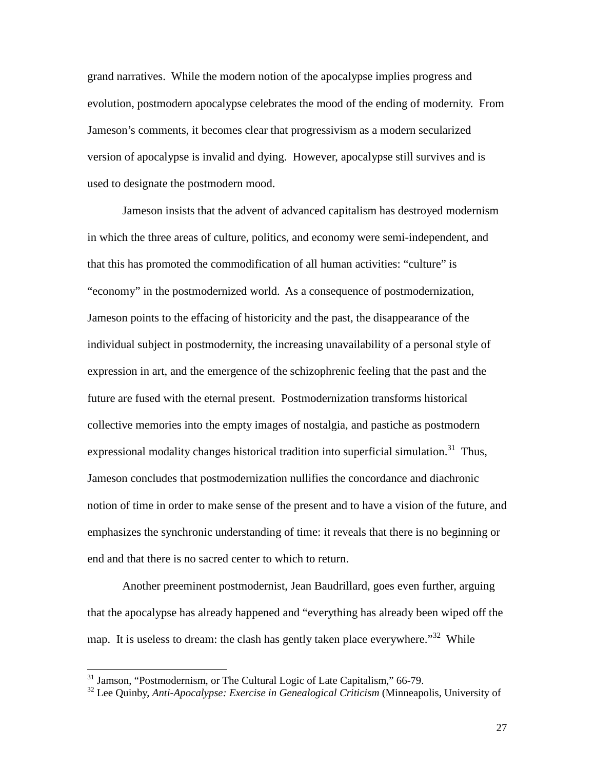grand narratives. While the modern notion of the apocalypse implies progress and evolution, postmodern apocalypse celebrates the mood of the ending of modernity. From Jameson's comments, it becomes clear that progressivism as a modern secularized version of apocalypse is invalid and dying. However, apocalypse still survives and is used to designate the postmodern mood.

Jameson insists that the advent of advanced capitalism has destroyed modernism in which the three areas of culture, politics, and economy were semi-independent, and that this has promoted the commodification of all human activities: "culture" is "economy" in the postmodernized world. As a consequence of postmodernization, Jameson points to the effacing of historicity and the past, the disappearance of the individual subject in postmodernity, the increasing unavailability of a personal style of expression in art, and the emergence of the schizophrenic feeling that the past and the future are fused with the eternal present. Postmodernization transforms historical collective memories into the empty images of nostalgia, and pastiche as postmodern expressional modality changes historical tradition into superficial simulation.[31] Thus, Jameson concludes that postmodernization nullifies the concordance and diachronic notion of time in order to make sense of the present and to have a vision of the future, and emphasizes the synchronic understanding of time: it reveals that there is no beginning or end and that there is no sacred center to which to return.

Another preeminent postmodernist, Jean Baudrillard, goes even further, arguing that the apocalypse has already happened and "everything has already been wiped off the map. It is useless to dream: the clash has gently taken place everywhere."[32] While

---

[31] Jamson, "Postmodernism, or The Cultural Logic of Late Capitalism," 66-79.

[32] Lee Quinby, *Anti-Apocalypse: Exercise in Genealogical Criticism* (Minneapolis, University of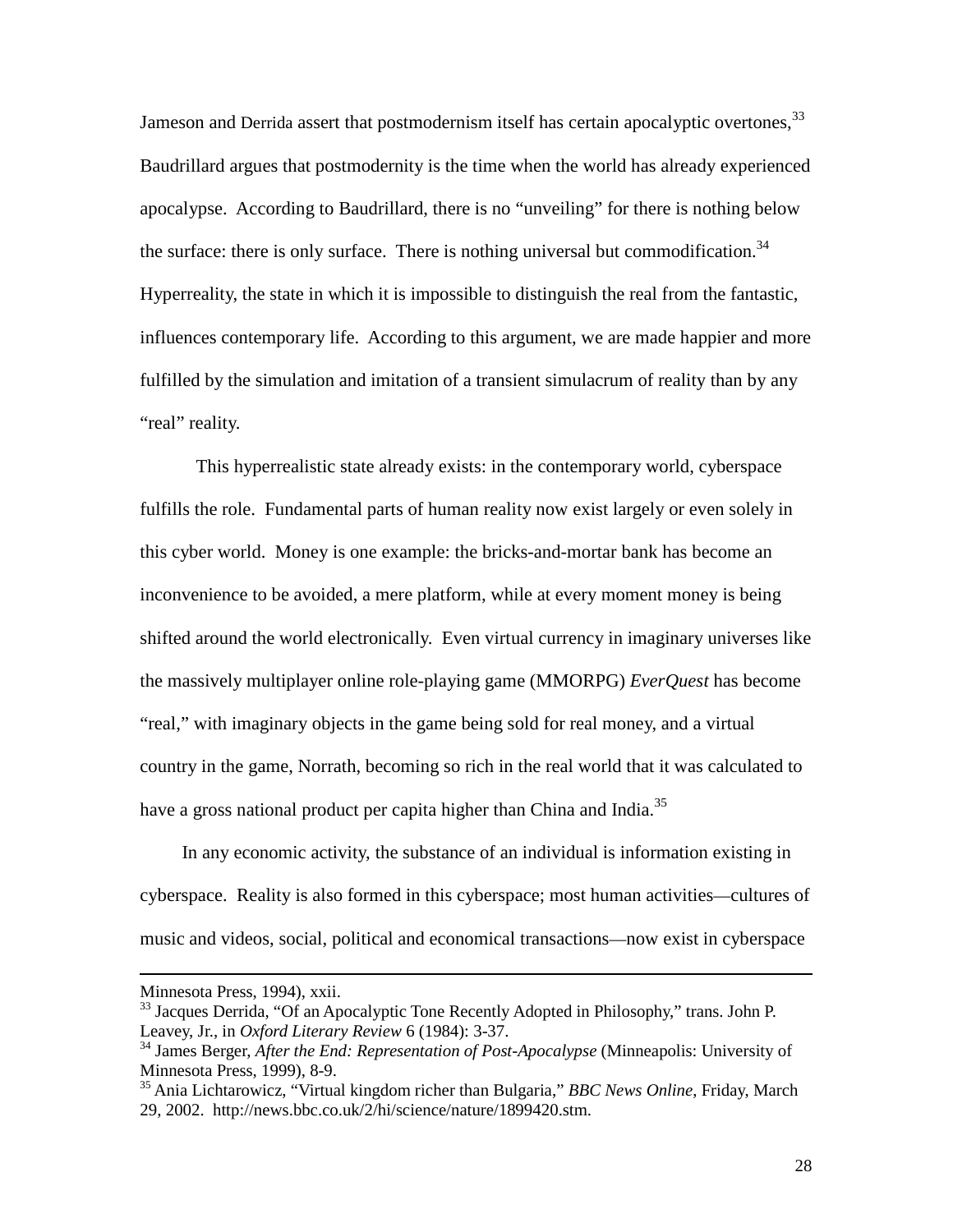Jameson and Derrida assert that postmodernism itself has certain apocalyptic overtones,[33] Baudrillard argues that postmodernity is the time when the world has already experienced apocalypse. According to Baudrillard, there is no "unveiling" for there is nothing below the surface: there is only surface. There is nothing universal but commodification.[34] Hyperreality, the state in which it is impossible to distinguish the real from the fantastic, influences contemporary life. According to this argument, we are made happier and more fulfilled by the simulation and imitation of a transient simulacrum of reality than by any "real" reality.

This hyperrealistic state already exists: in the contemporary world, cyberspace fulfills the role. Fundamental parts of human reality now exist largely or even solely in this cyber world. Money is one example: the bricks-and-mortar bank has become an inconvenience to be avoided, a mere platform, while at every moment money is being shifted around the world electronically. Even virtual currency in imaginary universes like the massively multiplayer online role-playing game (MMORPG) *EverQuest* has become "real," with imaginary objects in the game being sold for real money, and a virtual country in the game, Norrath, becoming so rich in the real world that it was calculated to have a gross national product per capita higher than China and India.[35]

In any economic activity, the substance of an individual is information existing in cyberspace. Reality is also formed in this cyberspace; most human activities—cultures of music and videos, social, political and economical transactions—now exist in cyberspace

---

Minnesota Press, 1994), xxii.

[33] Jacques Derrida, "Of an Apocalyptic Tone Recently Adopted in Philosophy," trans. John P. Leavey, Jr., in *Oxford Literary Review* 6 (1984): 3-37.

[34] James Berger, *After the End: Representation of Post-Apocalypse* (Minneapolis: University of Minnesota Press, 1999), 8-9.

[35] Ania Lichtarowicz, "Virtual kingdom richer than Bulgaria," *BBC News Online*, Friday, March 29, 2002. http://news.bbc.co.uk/2/hi/science/nature/1899420.stm.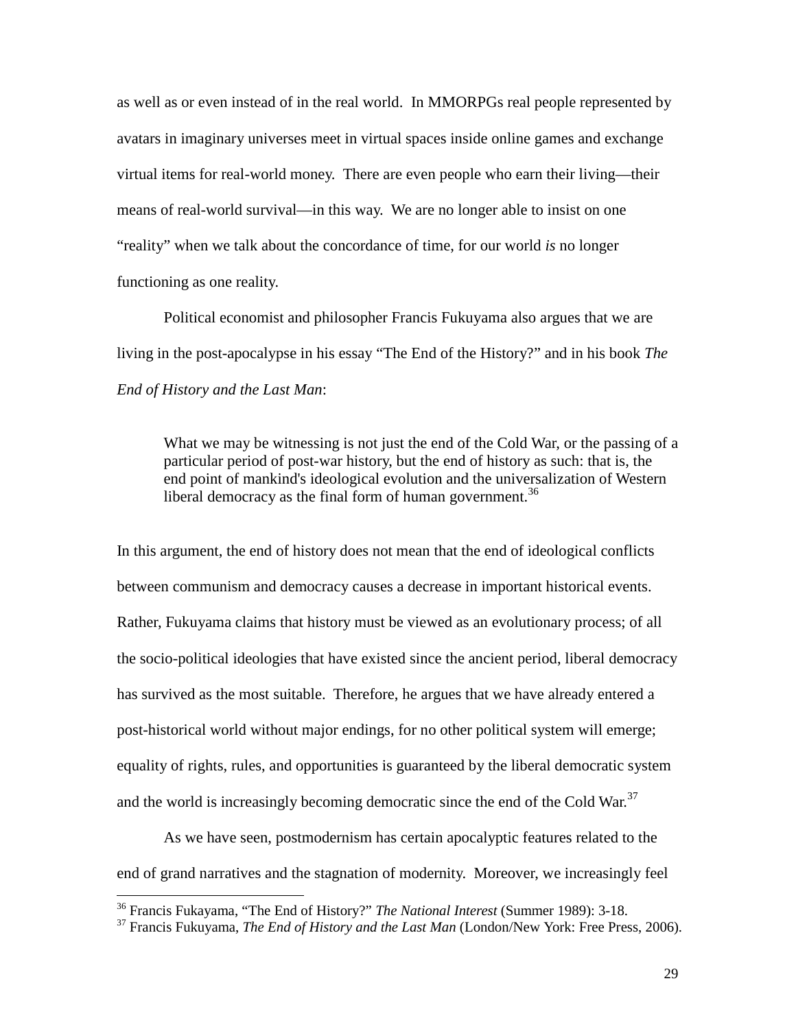as well as or even instead of in the real world. In MMORPGs real people represented by avatars in imaginary universes meet in virtual spaces inside online games and exchange virtual items for real-world money. There are even people who earn their living—their means of real-world survival—in this way. We are no longer able to insist on one "reality" when we talk about the concordance of time, for our world *is* no longer functioning as one reality.

Political economist and philosopher Francis Fukuyama also argues that we are living in the post-apocalypse in his essay "The End of the History?" and in his book *The End of History and the Last Man*:

> What we may be witnessing is not just the end of the Cold War, or the passing of a particular period of post-war history, but the end of history as such: that is, the end point of mankind's ideological evolution and the universalization of Western liberal democracy as the final form of human government.[36]

In this argument, the end of history does not mean that the end of ideological conflicts between communism and democracy causes a decrease in important historical events. Rather, Fukuyama claims that history must be viewed as an evolutionary process; of all the socio-political ideologies that have existed since the ancient period, liberal democracy has survived as the most suitable. Therefore, he argues that we have already entered a post-historical world without major endings, for no other political system will emerge; equality of rights, rules, and opportunities is guaranteed by the liberal democratic system and the world is increasingly becoming democratic since the end of the Cold War.[37]

As we have seen, postmodernism has certain apocalyptic features related to the end of grand narratives and the stagnation of modernity. Moreover, we increasingly feel

---

[36] Francis Fukayama, "The End of History?" *The National Interest* (Summer 1989): 3-18.

[37] Francis Fukuyama, *The End of History and the Last Man* (London/New York: Free Press, 2006).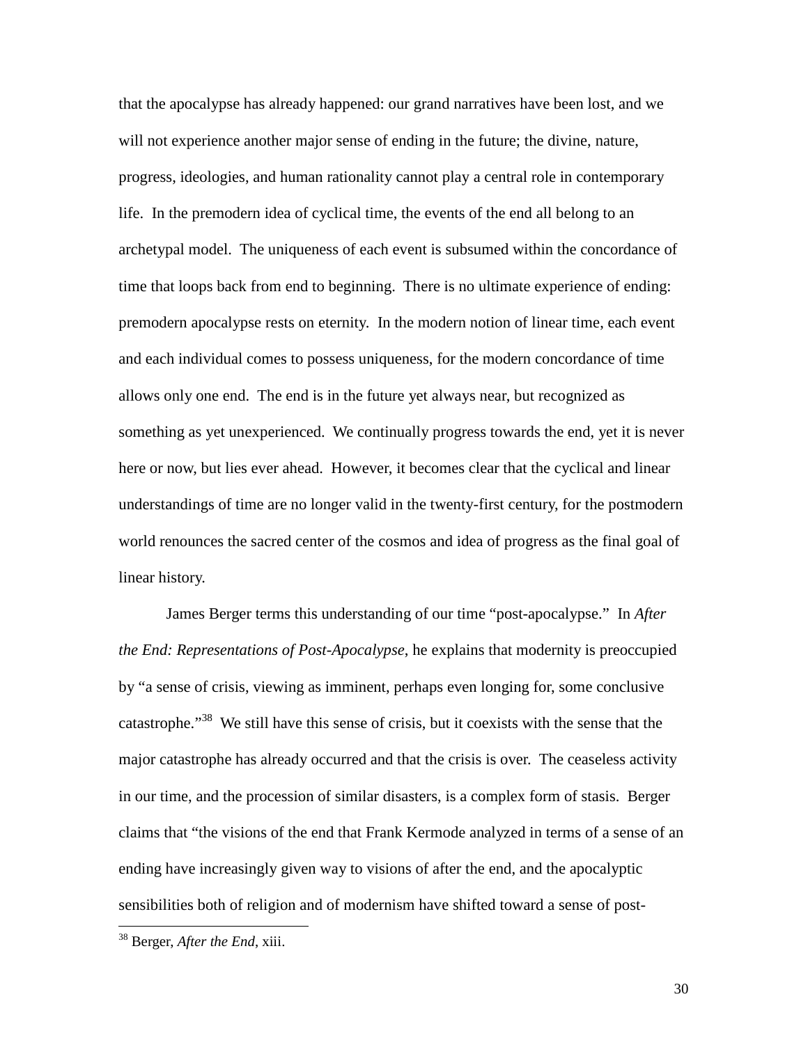that the apocalypse has already happened: our grand narratives have been lost, and we will not experience another major sense of ending in the future; the divine, nature, progress, ideologies, and human rationality cannot play a central role in contemporary life. In the premodern idea of cyclical time, the events of the end all belong to an archetypal model. The uniqueness of each event is subsumed within the concordance of time that loops back from end to beginning. There is no ultimate experience of ending: premodern apocalypse rests on eternity. In the modern notion of linear time, each event and each individual comes to possess uniqueness, for the modern concordance of time allows only one end. The end is in the future yet always near, but recognized as something as yet unexperienced. We continually progress towards the end, yet it is never here or now, but lies ever ahead. However, it becomes clear that the cyclical and linear understandings of time are no longer valid in the twenty-first century, for the postmodern world renounces the sacred center of the cosmos and idea of progress as the final goal of linear history.

James Berger terms this understanding of our time "post-apocalypse." In *After the End: Representations of Post-Apocalypse*, he explains that modernity is preoccupied by "a sense of crisis, viewing as imminent, perhaps even longing for, some conclusive catastrophe."[38] We still have this sense of crisis, but it coexists with the sense that the major catastrophe has already occurred and that the crisis is over. The ceaseless activity in our time, and the procession of similar disasters, is a complex form of stasis. Berger claims that "the visions of the end that Frank Kermode analyzed in terms of a sense of an ending have increasingly given way to visions of after the end, and the apocalyptic sensibilities both of religion and of modernism have shifted toward a sense of post-

---

[38] Berger, *After the End*, xiii.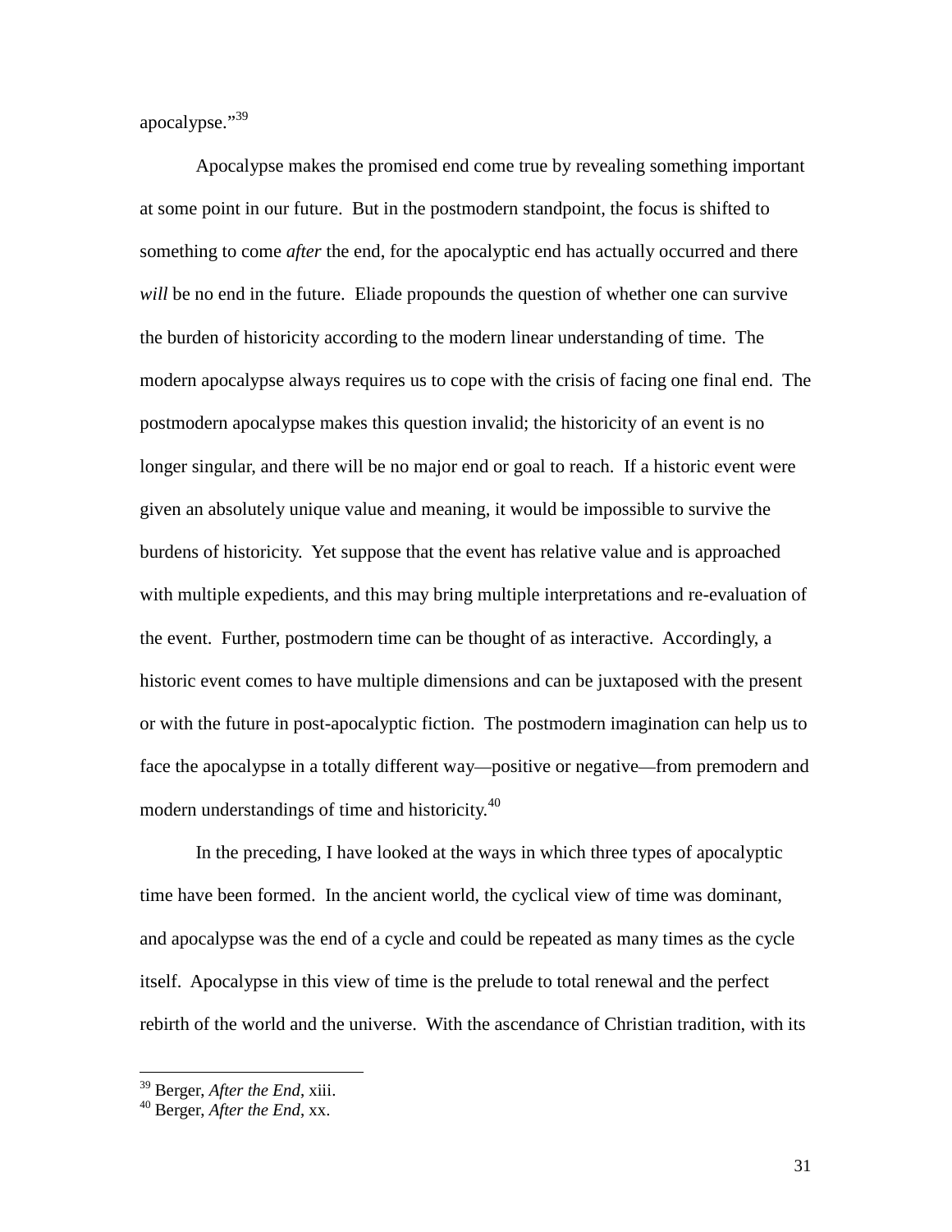apocalypse."[39]

Apocalypse makes the promised end come true by revealing something important at some point in our future. But in the postmodern standpoint, the focus is shifted to something to come *after* the end, for the apocalyptic end has actually occurred and there *will* be no end in the future. Eliade propounds the question of whether one can survive the burden of historicity according to the modern linear understanding of time. The modern apocalypse always requires us to cope with the crisis of facing one final end. The postmodern apocalypse makes this question invalid; the historicity of an event is no longer singular, and there will be no major end or goal to reach. If a historic event were given an absolutely unique value and meaning, it would be impossible to survive the burdens of historicity. Yet suppose that the event has relative value and is approached with multiple expedients, and this may bring multiple interpretations and re-evaluation of the event. Further, postmodern time can be thought of as interactive. Accordingly, a historic event comes to have multiple dimensions and can be juxtaposed with the present or with the future in post-apocalyptic fiction. The postmodern imagination can help us to face the apocalypse in a totally different way—positive or negative—from premodern and modern understandings of time and historicity.[40]

In the preceding, I have looked at the ways in which three types of apocalyptic time have been formed. In the ancient world, the cyclical view of time was dominant, and apocalypse was the end of a cycle and could be repeated as many times as the cycle itself. Apocalypse in this view of time is the prelude to total renewal and the perfect rebirth of the world and the universe. With the ascendance of Christian tradition, with its

---

[39] Berger, *After the End*, xiii.

[40] Berger, *After the End*, xx.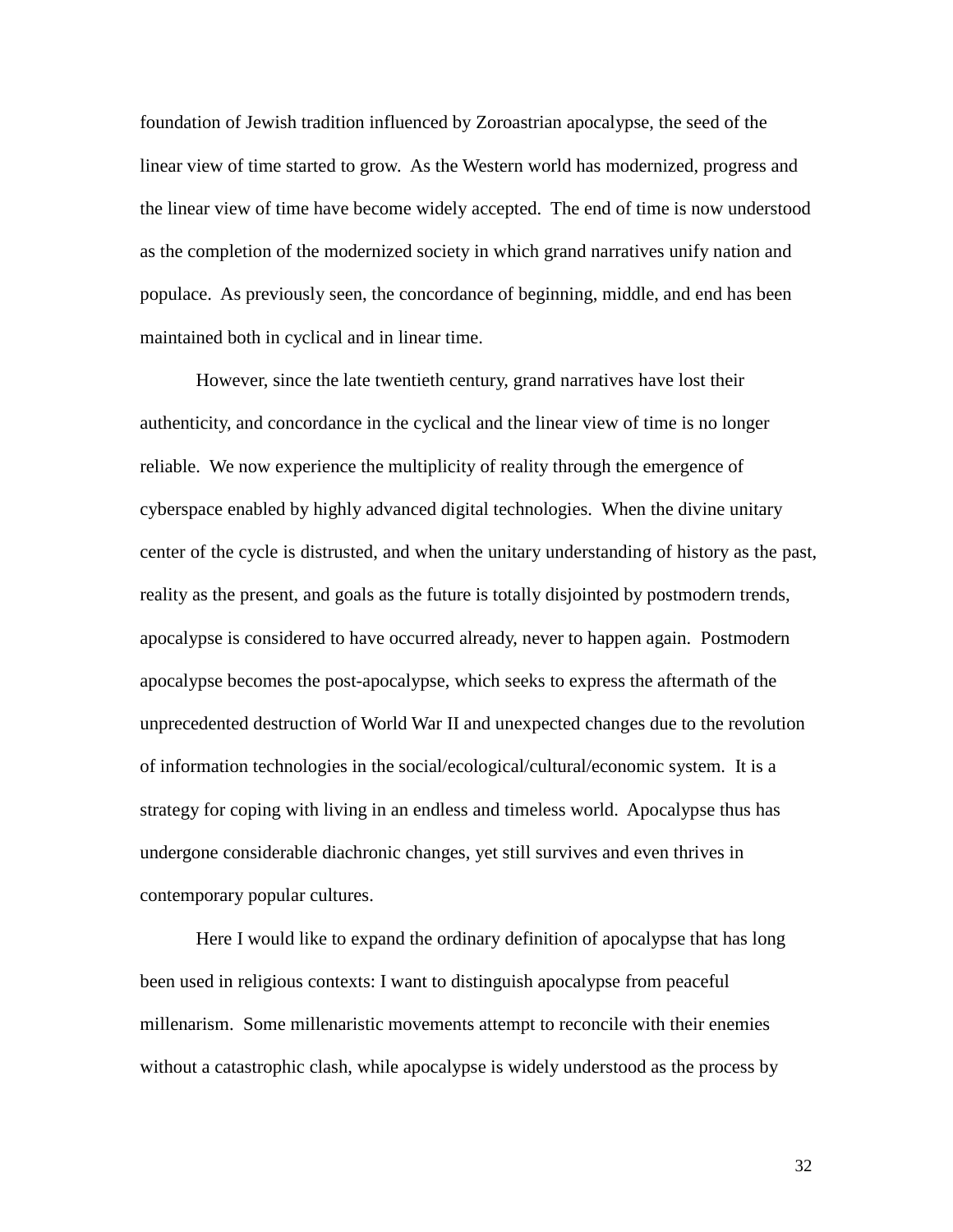foundation of Jewish tradition influenced by Zoroastrian apocalypse, the seed of the linear view of time started to grow. As the Western world has modernized, progress and the linear view of time have become widely accepted. The end of time is now understood as the completion of the modernized society in which grand narratives unify nation and populace. As previously seen, the concordance of beginning, middle, and end has been maintained both in cyclical and in linear time.

However, since the late twentieth century, grand narratives have lost their authenticity, and concordance in the cyclical and the linear view of time is no longer reliable. We now experience the multiplicity of reality through the emergence of cyberspace enabled by highly advanced digital technologies. When the divine unitary center of the cycle is distrusted, and when the unitary understanding of history as the past, reality as the present, and goals as the future is totally disjointed by postmodern trends, apocalypse is considered to have occurred already, never to happen again. Postmodern apocalypse becomes the post-apocalypse, which seeks to express the aftermath of the unprecedented destruction of World War II and unexpected changes due to the revolution of information technologies in the social/ecological/cultural/economic system. It is a strategy for coping with living in an endless and timeless world. Apocalypse thus has undergone considerable diachronic changes, yet still survives and even thrives in contemporary popular cultures.

Here I would like to expand the ordinary definition of apocalypse that has long been used in religious contexts: I want to distinguish apocalypse from peaceful millenarism. Some millenaristic movements attempt to reconcile with their enemies without a catastrophic clash, while apocalypse is widely understood as the process by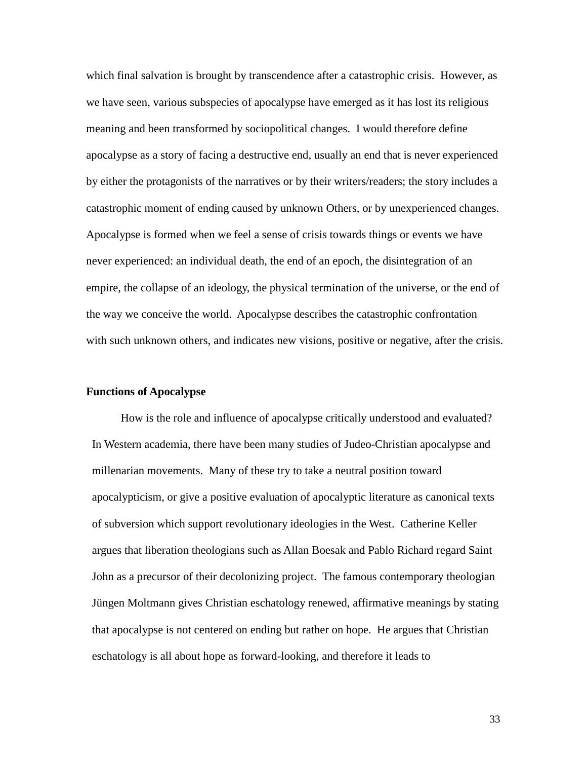which final salvation is brought by transcendence after a catastrophic crisis. However, as we have seen, various subspecies of apocalypse have emerged as it has lost its religious meaning and been transformed by sociopolitical changes. I would therefore define apocalypse as a story of facing a destructive end, usually an end that is never experienced by either the protagonists of the narratives or by their writers/readers; the story includes a catastrophic moment of ending caused by unknown Others, or by unexperienced changes. Apocalypse is formed when we feel a sense of crisis towards things or events we have never experienced: an individual death, the end of an epoch, the disintegration of an empire, the collapse of an ideology, the physical termination of the universe, or the end of the way we conceive the world. Apocalypse describes the catastrophic confrontation with such unknown others, and indicates new visions, positive or negative, after the crisis.

**Functions of Apocalypse**

How is the role and influence of apocalypse critically understood and evaluated? In Western academia, there have been many studies of Judeo-Christian apocalypse and millenarian movements. Many of these try to take a neutral position toward apocalypticism, or give a positive evaluation of apocalyptic literature as canonical texts of subversion which support revolutionary ideologies in the West. Catherine Keller argues that liberation theologians such as Allan Boesak and Pablo Richard regard Saint John as a precursor of their decolonizing project. The famous contemporary theologian Jüngen Moltmann gives Christian eschatology renewed, affirmative meanings by stating that apocalypse is not centered on ending but rather on hope. He argues that Christian eschatology is all about hope as forward-looking, and therefore it leads to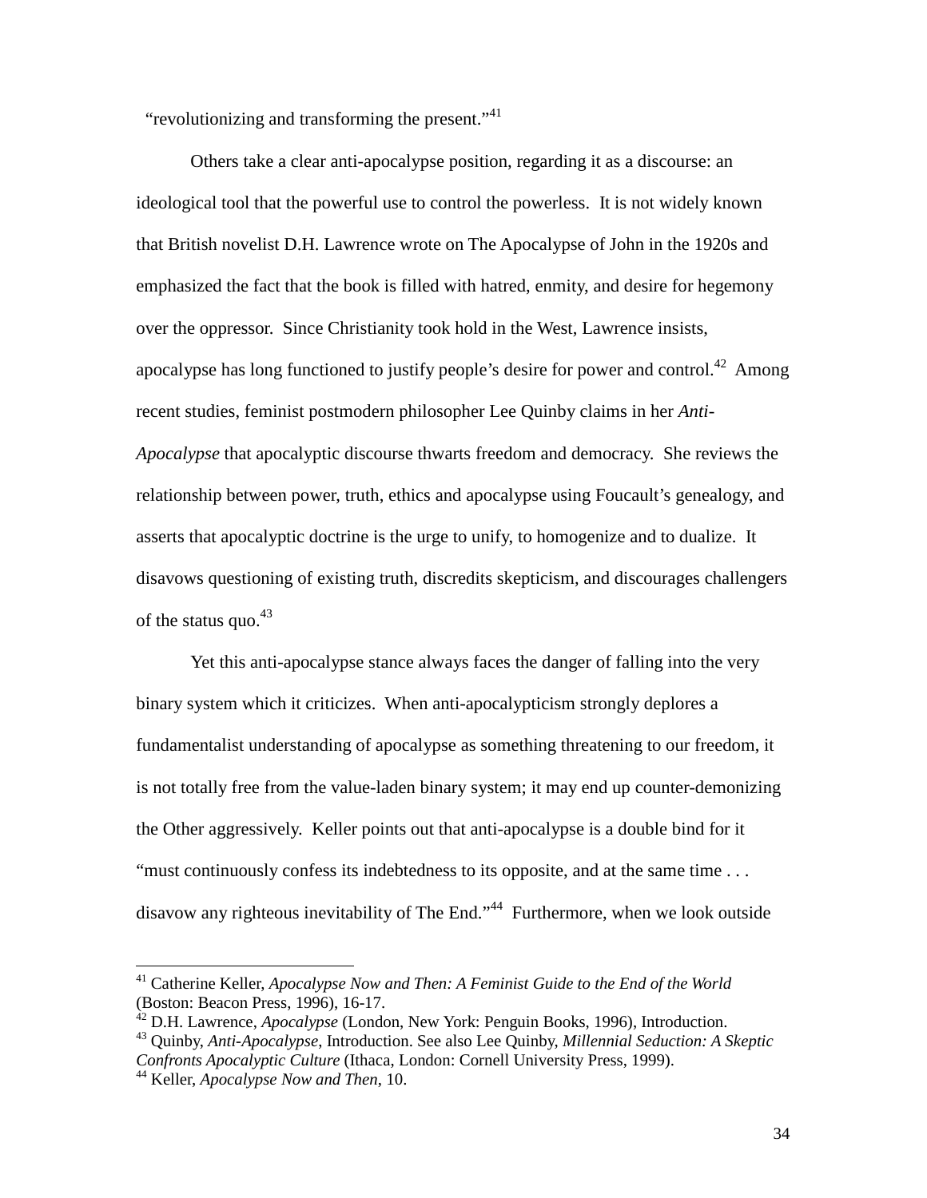"revolutionizing and transforming the present."[41]

Others take a clear anti-apocalypse position, regarding it as a discourse: an ideological tool that the powerful use to control the powerless. It is not widely known that British novelist D.H. Lawrence wrote on The Apocalypse of John in the 1920s and emphasized the fact that the book is filled with hatred, enmity, and desire for hegemony over the oppressor. Since Christianity took hold in the West, Lawrence insists, apocalypse has long functioned to justify people's desire for power and control.[42] Among recent studies, feminist postmodern philosopher Lee Quinby claims in her *Anti-Apocalypse* that apocalyptic discourse thwarts freedom and democracy. She reviews the relationship between power, truth, ethics and apocalypse using Foucault's genealogy, and asserts that apocalyptic doctrine is the urge to unify, to homogenize and to dualize. It disavows questioning of existing truth, discredits skepticism, and discourages challengers of the status quo.[43]

Yet this anti-apocalypse stance always faces the danger of falling into the very binary system which it criticizes. When anti-apocalypticism strongly deplores a fundamentalist understanding of apocalypse as something threatening to our freedom, it is not totally free from the value-laden binary system; it may end up counter-demonizing the Other aggressively. Keller points out that anti-apocalypse is a double bind for it "must continuously confess its indebtedness to its opposite, and at the same time . . . disavow any righteous inevitability of The End."[44] Furthermore, when we look outside

---

[41] Catherine Keller, *Apocalypse Now and Then: A Feminist Guide to the End of the World* (Boston: Beacon Press, 1996), 16-17.

[42] D.H. Lawrence, *Apocalypse* (London, New York: Penguin Books, 1996), Introduction.

[43] Quinby, *Anti-Apocalypse*, Introduction. See also Lee Quinby, *Millennial Seduction: A Skeptic Confronts Apocalyptic Culture* (Ithaca, London: Cornell University Press, 1999).

[44] Keller, *Apocalypse Now and Then*, 10.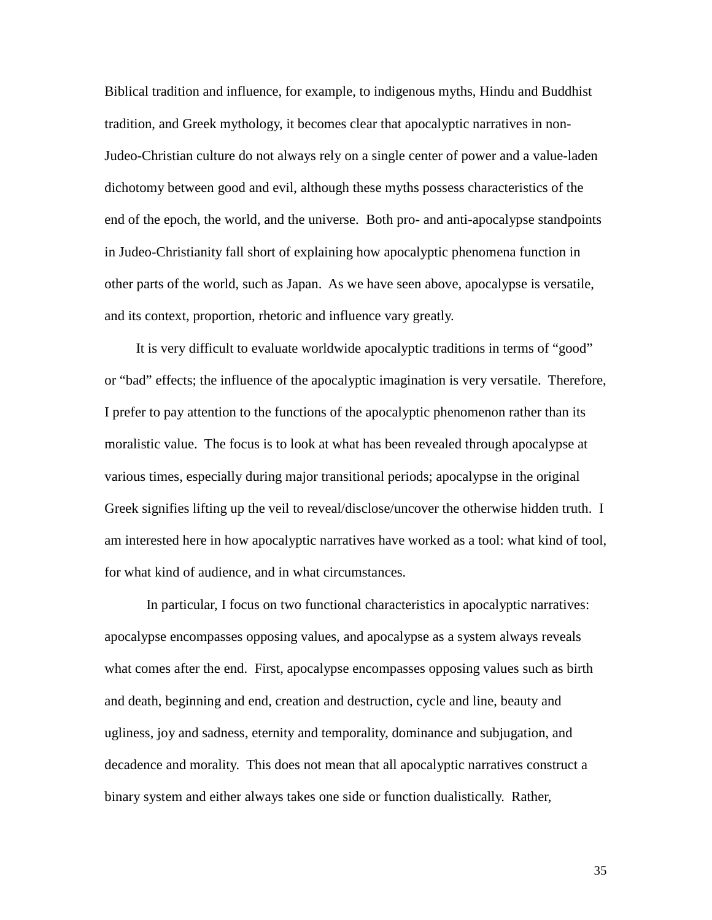Biblical tradition and influence, for example, to indigenous myths, Hindu and Buddhist tradition, and Greek mythology, it becomes clear that apocalyptic narratives in non-Judeo-Christian culture do not always rely on a single center of power and a value-laden dichotomy between good and evil, although these myths possess characteristics of the end of the epoch, the world, and the universe. Both pro- and anti-apocalypse standpoints in Judeo-Christianity fall short of explaining how apocalyptic phenomena function in other parts of the world, such as Japan. As we have seen above, apocalypse is versatile, and its context, proportion, rhetoric and influence vary greatly.

It is very difficult to evaluate worldwide apocalyptic traditions in terms of "good" or "bad" effects; the influence of the apocalyptic imagination is very versatile. Therefore, I prefer to pay attention to the functions of the apocalyptic phenomenon rather than its moralistic value. The focus is to look at what has been revealed through apocalypse at various times, especially during major transitional periods; apocalypse in the original Greek signifies lifting up the veil to reveal/disclose/uncover the otherwise hidden truth. I am interested here in how apocalyptic narratives have worked as a tool: what kind of tool, for what kind of audience, and in what circumstances.

In particular, I focus on two functional characteristics in apocalyptic narratives: apocalypse encompasses opposing values, and apocalypse as a system always reveals what comes after the end. First, apocalypse encompasses opposing values such as birth and death, beginning and end, creation and destruction, cycle and line, beauty and ugliness, joy and sadness, eternity and temporality, dominance and subjugation, and decadence and morality. This does not mean that all apocalyptic narratives construct a binary system and either always takes one side or function dualistically. Rather,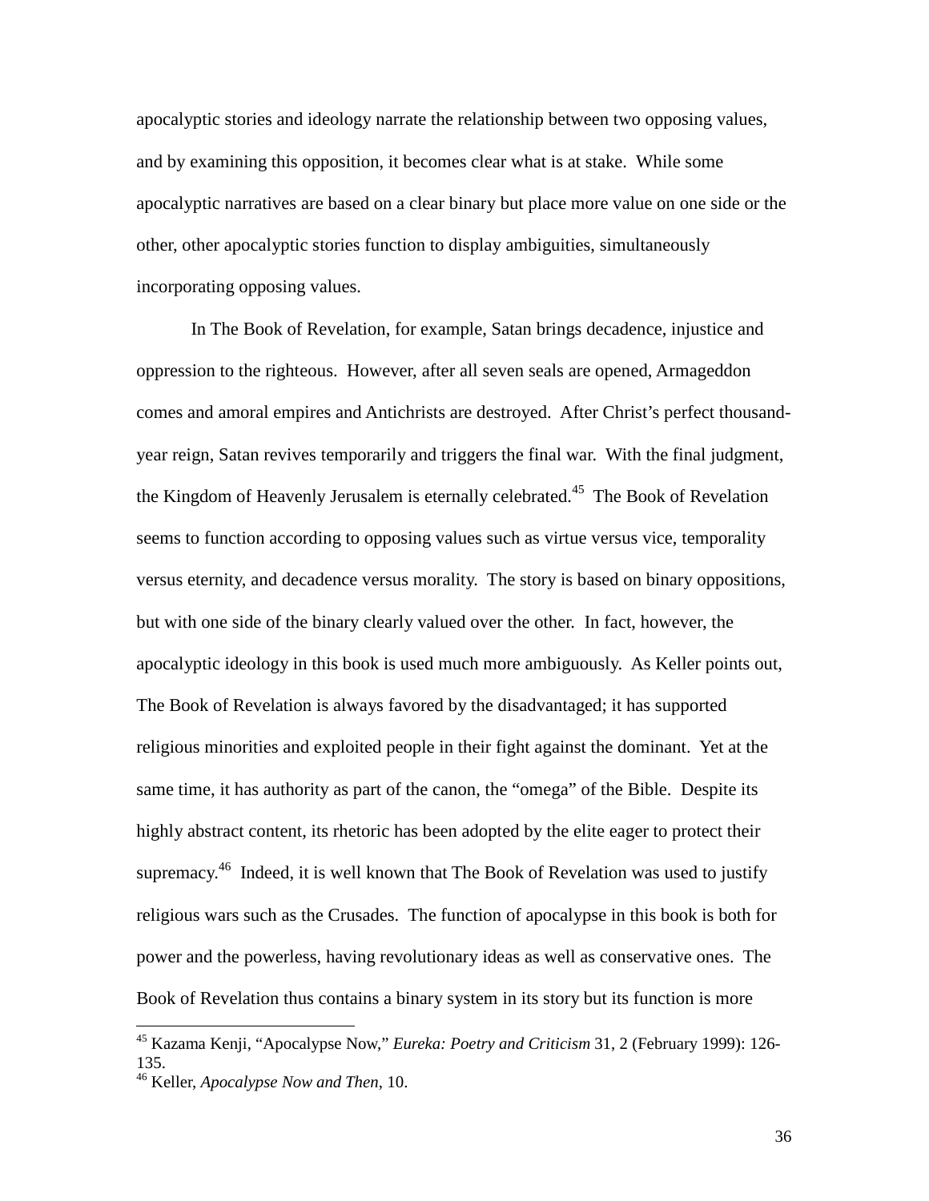apocalyptic stories and ideology narrate the relationship between two opposing values, and by examining this opposition, it becomes clear what is at stake. While some apocalyptic narratives are based on a clear binary but place more value on one side or the other, other apocalyptic stories function to display ambiguities, simultaneously incorporating opposing values.

In The Book of Revelation, for example, Satan brings decadence, injustice and oppression to the righteous. However, after all seven seals are opened, Armageddon comes and amoral empires and Antichrists are destroyed. After Christ's perfect thousand-year reign, Satan revives temporarily and triggers the final war. With the final judgment, the Kingdom of Heavenly Jerusalem is eternally celebrated.[45] The Book of Revelation seems to function according to opposing values such as virtue versus vice, temporality versus eternity, and decadence versus morality. The story is based on binary oppositions, but with one side of the binary clearly valued over the other. In fact, however, the apocalyptic ideology in this book is used much more ambiguously. As Keller points out, The Book of Revelation is always favored by the disadvantaged; it has supported religious minorities and exploited people in their fight against the dominant. Yet at the same time, it has authority as part of the canon, the "omega" of the Bible. Despite its highly abstract content, its rhetoric has been adopted by the elite eager to protect their supremacy.[46] Indeed, it is well known that The Book of Revelation was used to justify religious wars such as the Crusades. The function of apocalypse in this book is both for power and the powerless, having revolutionary ideas as well as conservative ones. The Book of Revelation thus contains a binary system in its story but its function is more

---

[45] Kazama Kenji, "Apocalypse Now," *Eureka: Poetry and Criticism* 31, 2 (February 1999): 126-135.

[46] Keller, *Apocalypse Now and Then*, 10.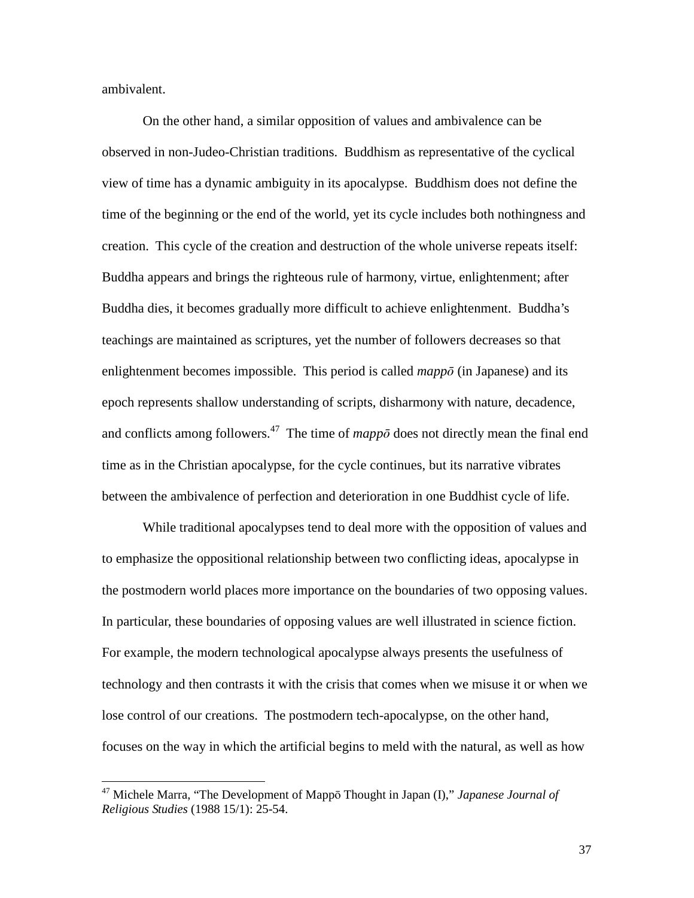ambivalent.

On the other hand, a similar opposition of values and ambivalence can be observed in non-Judeo-Christian traditions. Buddhism as representative of the cyclical view of time has a dynamic ambiguity in its apocalypse. Buddhism does not define the time of the beginning or the end of the world, yet its cycle includes both nothingness and creation. This cycle of the creation and destruction of the whole universe repeats itself: Buddha appears and brings the righteous rule of harmony, virtue, enlightenment; after Buddha dies, it becomes gradually more difficult to achieve enlightenment. Buddha's teachings are maintained as scriptures, yet the number of followers decreases so that enlightenment becomes impossible. This period is called *mappō* (in Japanese) and its epoch represents shallow understanding of scripts, disharmony with nature, decadence, and conflicts among followers.[47] The time of *mappō* does not directly mean the final end time as in the Christian apocalypse, for the cycle continues, but its narrative vibrates between the ambivalence of perfection and deterioration in one Buddhist cycle of life.

While traditional apocalypses tend to deal more with the opposition of values and to emphasize the oppositional relationship between two conflicting ideas, apocalypse in the postmodern world places more importance on the boundaries of two opposing values. In particular, these boundaries of opposing values are well illustrated in science fiction. For example, the modern technological apocalypse always presents the usefulness of technology and then contrasts it with the crisis that comes when we misuse it or when we lose control of our creations. The postmodern tech-apocalypse, on the other hand, focuses on the way in which the artificial begins to meld with the natural, as well as how

---

[47] Michele Marra, "The Development of Mappō Thought in Japan (I)," *Japanese Journal of Religious Studies* (1988 15/1): 25-54.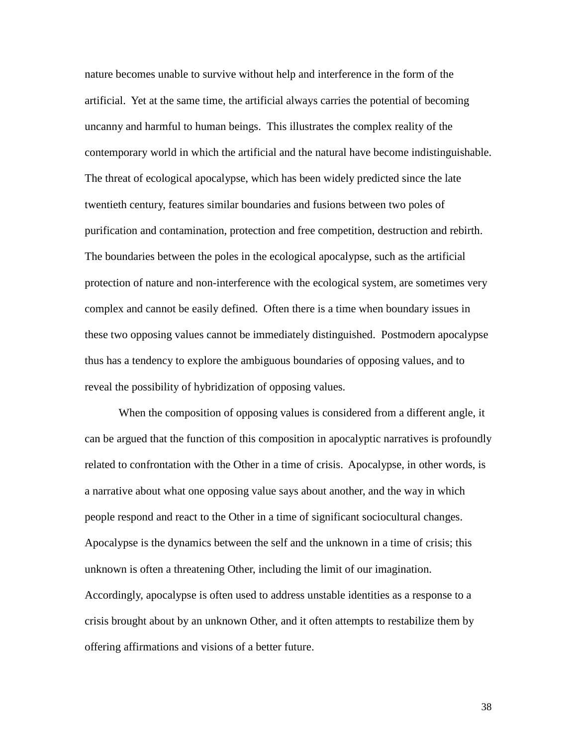nature becomes unable to survive without help and interference in the form of the artificial. Yet at the same time, the artificial always carries the potential of becoming uncanny and harmful to human beings. This illustrates the complex reality of the contemporary world in which the artificial and the natural have become indistinguishable. The threat of ecological apocalypse, which has been widely predicted since the late twentieth century, features similar boundaries and fusions between two poles of purification and contamination, protection and free competition, destruction and rebirth. The boundaries between the poles in the ecological apocalypse, such as the artificial protection of nature and non-interference with the ecological system, are sometimes very complex and cannot be easily defined. Often there is a time when boundary issues in these two opposing values cannot be immediately distinguished. Postmodern apocalypse thus has a tendency to explore the ambiguous boundaries of opposing values, and to reveal the possibility of hybridization of opposing values.

When the composition of opposing values is considered from a different angle, it can be argued that the function of this composition in apocalyptic narratives is profoundly related to confrontation with the Other in a time of crisis. Apocalypse, in other words, is a narrative about what one opposing value says about another, and the way in which people respond and react to the Other in a time of significant sociocultural changes. Apocalypse is the dynamics between the self and the unknown in a time of crisis; this unknown is often a threatening Other, including the limit of our imagination. Accordingly, apocalypse is often used to address unstable identities as a response to a crisis brought about by an unknown Other, and it often attempts to restabilize them by offering affirmations and visions of a better future.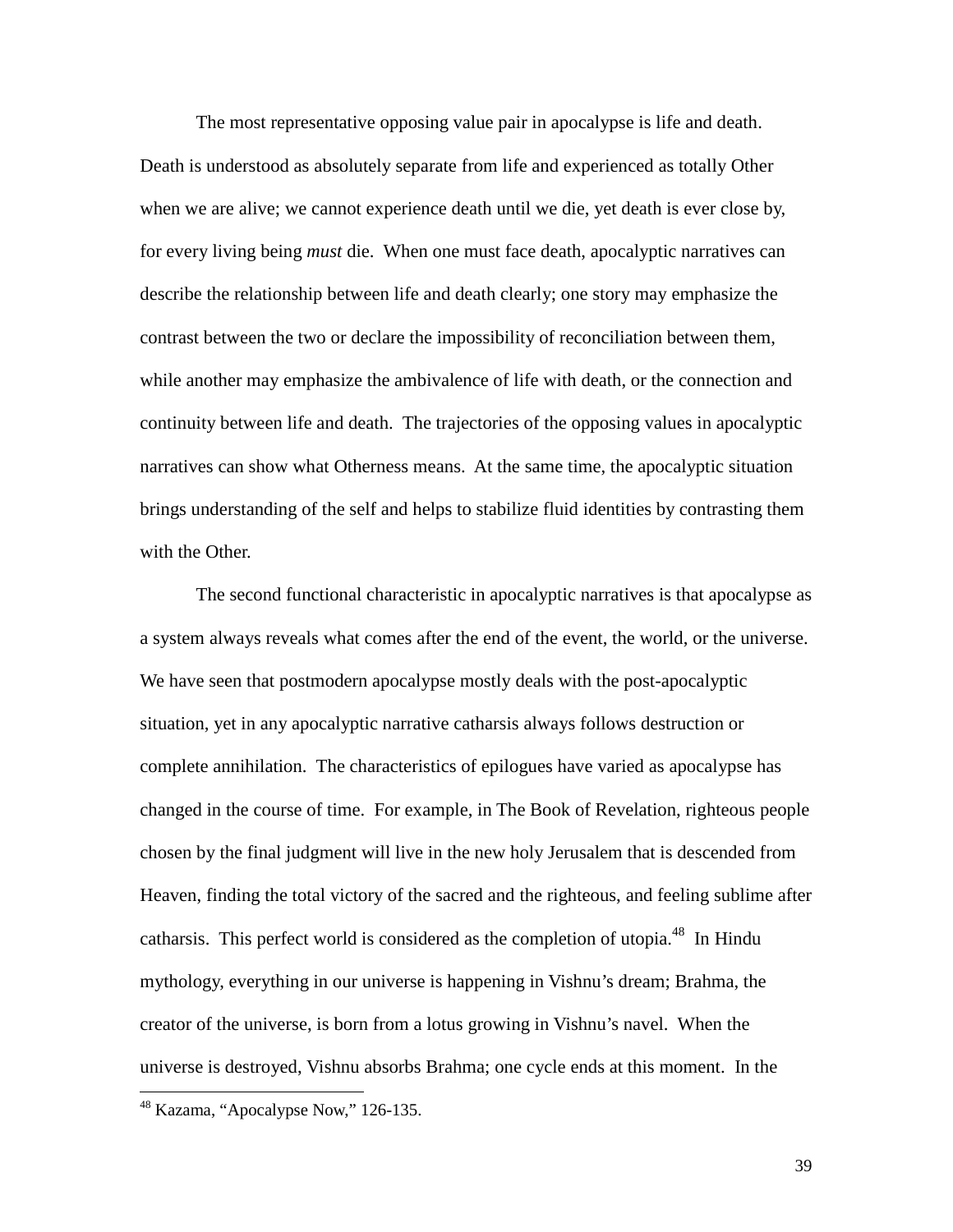The most representative opposing value pair in apocalypse is life and death. Death is understood as absolutely separate from life and experienced as totally Other when we are alive; we cannot experience death until we die, yet death is ever close by, for every living being *must* die. When one must face death, apocalyptic narratives can describe the relationship between life and death clearly; one story may emphasize the contrast between the two or declare the impossibility of reconciliation between them, while another may emphasize the ambivalence of life with death, or the connection and continuity between life and death. The trajectories of the opposing values in apocalyptic narratives can show what Otherness means. At the same time, the apocalyptic situation brings understanding of the self and helps to stabilize fluid identities by contrasting them with the Other.

The second functional characteristic in apocalyptic narratives is that apocalypse as a system always reveals what comes after the end of the event, the world, or the universe. We have seen that postmodern apocalypse mostly deals with the post-apocalyptic situation, yet in any apocalyptic narrative catharsis always follows destruction or complete annihilation. The characteristics of epilogues have varied as apocalypse has changed in the course of time. For example, in The Book of Revelation, righteous people chosen by the final judgment will live in the new holy Jerusalem that is descended from Heaven, finding the total victory of the sacred and the righteous, and feeling sublime after catharsis. This perfect world is considered as the completion of utopia.[48] In Hindu mythology, everything in our universe is happening in Vishnu's dream; Brahma, the creator of the universe, is born from a lotus growing in Vishnu's navel. When the universe is destroyed, Vishnu absorbs Brahma; one cycle ends at this moment. In the

[48] Kazama, "Apocalypse Now," 126-135.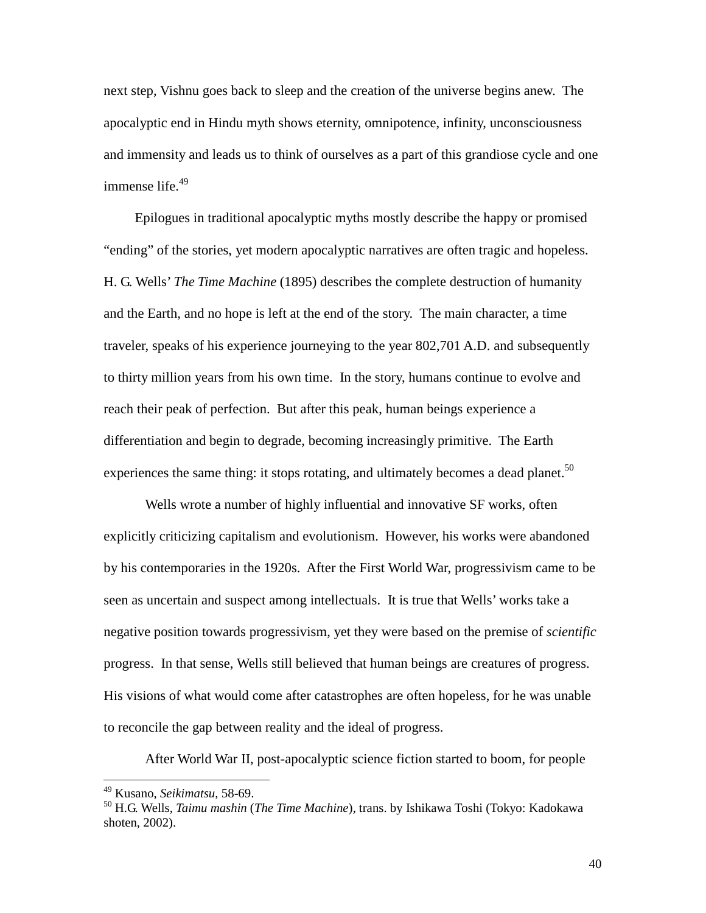next step, Vishnu goes back to sleep and the creation of the universe begins anew. The apocalyptic end in Hindu myth shows eternity, omnipotence, infinity, unconsciousness and immensity and leads us to think of ourselves as a part of this grandiose cycle and one immense life.[49]

Epilogues in traditional apocalyptic myths mostly describe the happy or promised "ending" of the stories, yet modern apocalyptic narratives are often tragic and hopeless. H. G. Wells' *The Time Machine* (1895) describes the complete destruction of humanity and the Earth, and no hope is left at the end of the story. The main character, a time traveler, speaks of his experience journeying to the year 802,701 A.D. and subsequently to thirty million years from his own time. In the story, humans continue to evolve and reach their peak of perfection. But after this peak, human beings experience a differentiation and begin to degrade, becoming increasingly primitive. The Earth experiences the same thing: it stops rotating, and ultimately becomes a dead planet.[50]

Wells wrote a number of highly influential and innovative SF works, often explicitly criticizing capitalism and evolutionism. However, his works were abandoned by his contemporaries in the 1920s. After the First World War, progressivism came to be seen as uncertain and suspect among intellectuals. It is true that Wells' works take a negative position towards progressivism, yet they were based on the premise of *scientific* progress. In that sense, Wells still believed that human beings are creatures of progress. His visions of what would come after catastrophes are often hopeless, for he was unable to reconcile the gap between reality and the ideal of progress.

After World War II, post-apocalyptic science fiction started to boom, for people

---

[49] Kusano, *Seikimatsu*, 58-69.

[50] H.G. Wells, *Taimu mashin* (*The Time Machine*), trans. by Ishikawa Toshi (Tokyo: Kadokawa shoten, 2002).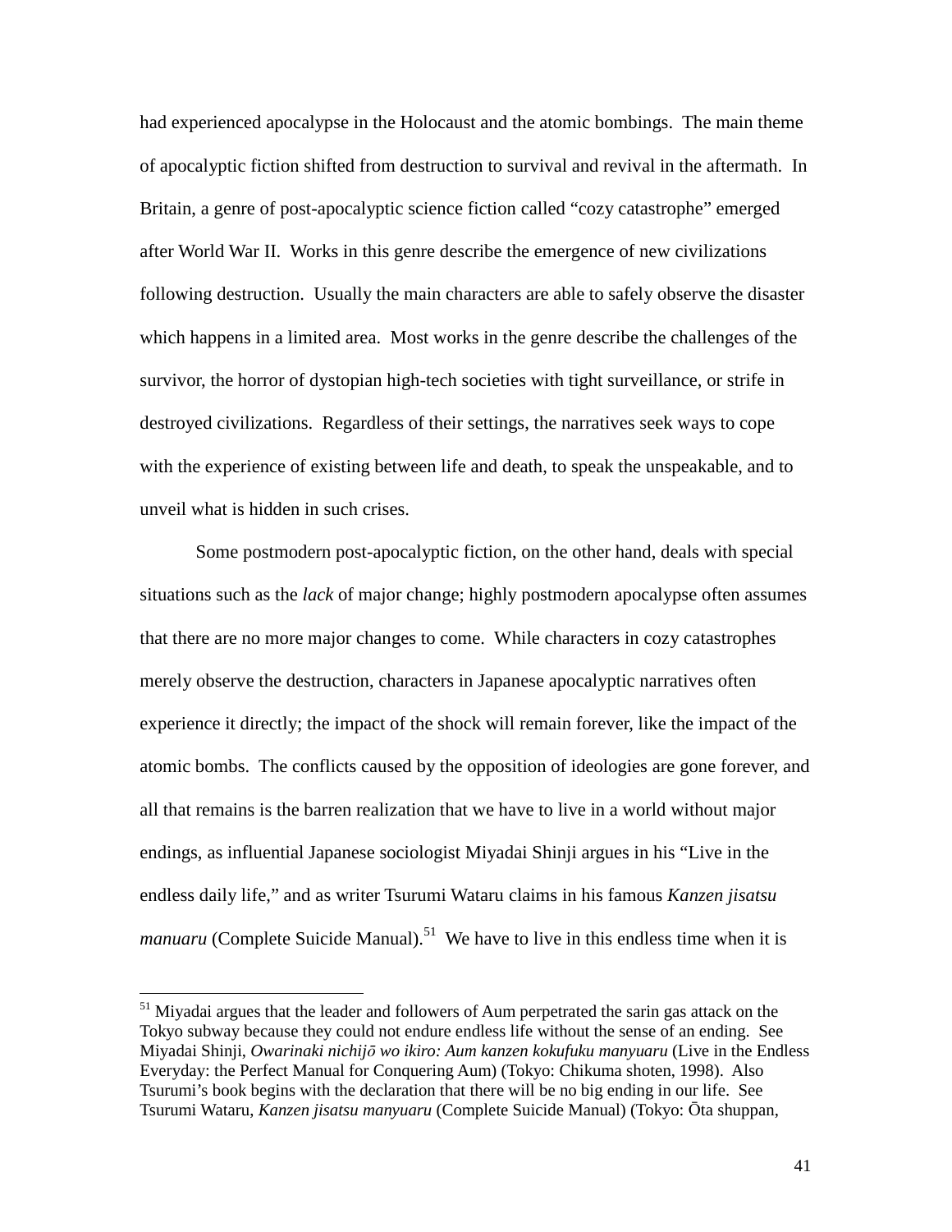had experienced apocalypse in the Holocaust and the atomic bombings. The main theme of apocalyptic fiction shifted from destruction to survival and revival in the aftermath. In Britain, a genre of post-apocalyptic science fiction called “cozy catastrophe” emerged after World War II. Works in this genre describe the emergence of new civilizations following destruction. Usually the main characters are able to safely observe the disaster which happens in a limited area. Most works in the genre describe the challenges of the survivor, the horror of dystopian high-tech societies with tight surveillance, or strife in destroyed civilizations. Regardless of their settings, the narratives seek ways to cope with the experience of existing between life and death, to speak the unspeakable, and to unveil what is hidden in such crises.

Some postmodern post-apocalyptic fiction, on the other hand, deals with special situations such as the *lack* of major change; highly postmodern apocalypse often assumes that there are no more major changes to come. While characters in cozy catastrophes merely observe the destruction, characters in Japanese apocalyptic narratives often experience it directly; the impact of the shock will remain forever, like the impact of the atomic bombs. The conflicts caused by the opposition of ideologies are gone forever, and all that remains is the barren realization that we have to live in a world without major endings, as influential Japanese sociologist Miyadai Shinji argues in his “Live in the endless daily life,” and as writer Tsurumi Wataru claims in his famous *Kanzen jisatsu manuaru* (Complete Suicide Manual).[51] We have to live in this endless time when it is

---

[51] Miyadai argues that the leader and followers of Aum perpetrated the sarin gas attack on the Tokyo subway because they could not endure endless life without the sense of an ending. See Miyadai Shinji, *Owarinaki nichijō wo ikiro: Aum kanzen kokufuku manyuaru* (Live in the Endless Everyday: the Perfect Manual for Conquering Aum) (Tokyo: Chikuma shoten, 1998). Also Tsurumi’s book begins with the declaration that there will be no big ending in our life. See Tsurumi Wataru, *Kanzen jisatsu manyuaru* (Complete Suicide Manual) (Tokyo: Ōta shuppan,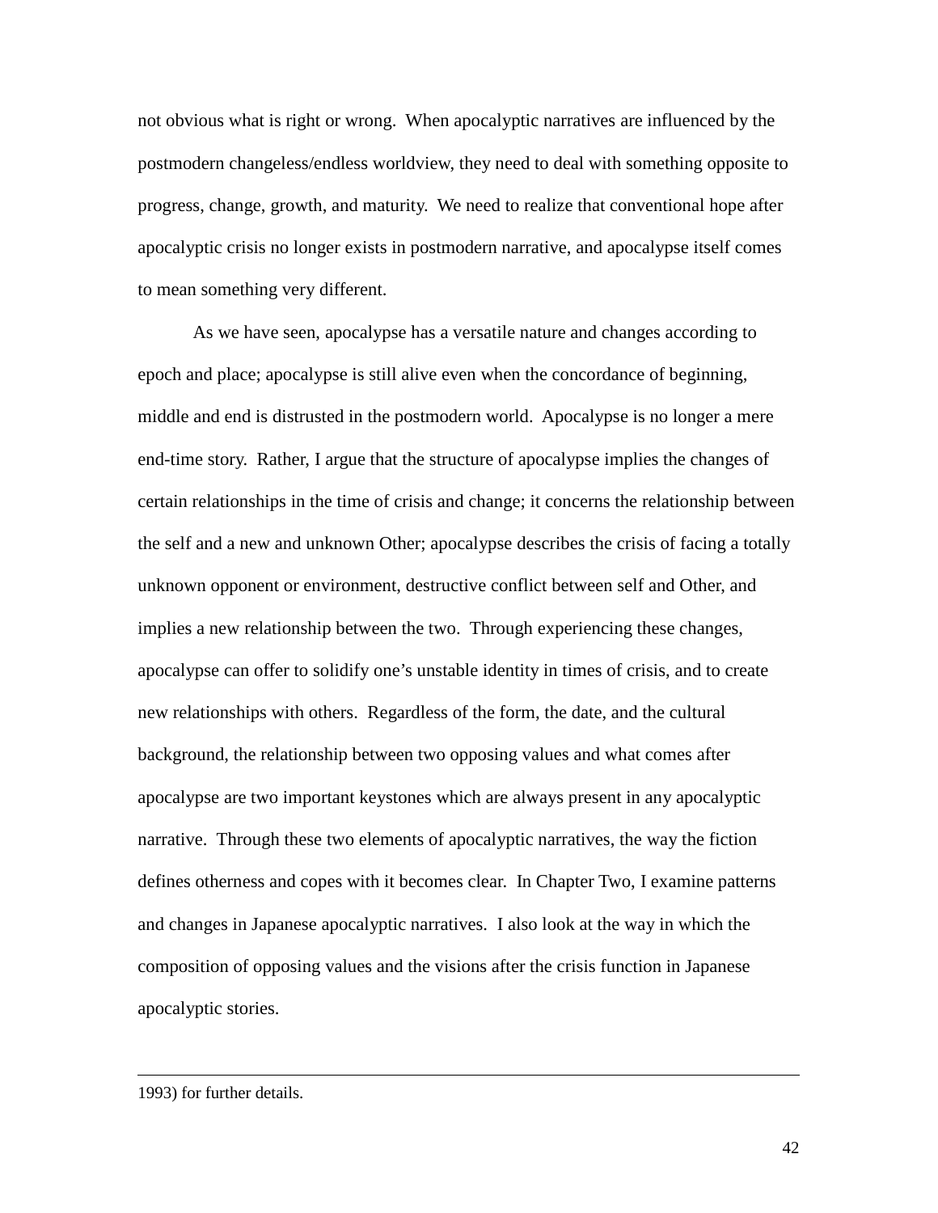not obvious what is right or wrong. When apocalyptic narratives are influenced by the postmodern changeless/endless worldview, they need to deal with something opposite to progress, change, growth, and maturity. We need to realize that conventional hope after apocalyptic crisis no longer exists in postmodern narrative, and apocalypse itself comes to mean something very different.

As we have seen, apocalypse has a versatile nature and changes according to epoch and place; apocalypse is still alive even when the concordance of beginning, middle and end is distrusted in the postmodern world. Apocalypse is no longer a mere end-time story. Rather, I argue that the structure of apocalypse implies the changes of certain relationships in the time of crisis and change; it concerns the relationship between the self and a new and unknown Other; apocalypse describes the crisis of facing a totally unknown opponent or environment, destructive conflict between self and Other, and implies a new relationship between the two. Through experiencing these changes, apocalypse can offer to solidify one's unstable identity in times of crisis, and to create new relationships with others. Regardless of the form, the date, and the cultural background, the relationship between two opposing values and what comes after apocalypse are two important keystones which are always present in any apocalyptic narrative. Through these two elements of apocalyptic narratives, the way the fiction defines otherness and copes with it becomes clear. In Chapter Two, I examine patterns and changes in Japanese apocalyptic narratives. I also look at the way in which the composition of opposing values and the visions after the crisis function in Japanese apocalyptic stories.

---

1993) for further details.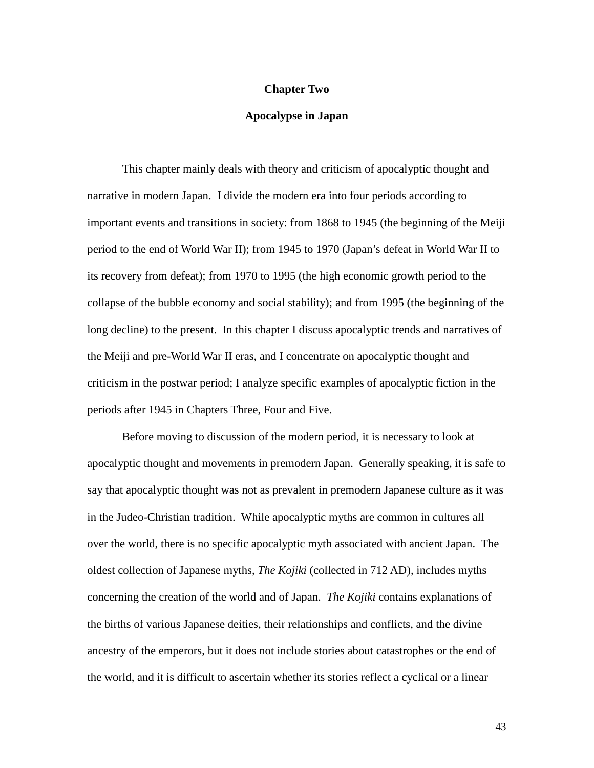# Chapter Two

## Apocalypse in Japan

This chapter mainly deals with theory and criticism of apocalyptic thought and narrative in modern Japan. I divide the modern era into four periods according to important events and transitions in society: from 1868 to 1945 (the beginning of the Meiji period to the end of World War II); from 1945 to 1970 (Japan's defeat in World War II to its recovery from defeat); from 1970 to 1995 (the high economic growth period to the collapse of the bubble economy and social stability); and from 1995 (the beginning of the long decline) to the present. In this chapter I discuss apocalyptic trends and narratives of the Meiji and pre-World War II eras, and I concentrate on apocalyptic thought and criticism in the postwar period; I analyze specific examples of apocalyptic fiction in the periods after 1945 in Chapters Three, Four and Five.

Before moving to discussion of the modern period, it is necessary to look at apocalyptic thought and movements in premodern Japan. Generally speaking, it is safe to say that apocalyptic thought was not as prevalent in premodern Japanese culture as it was in the Judeo-Christian tradition. While apocalyptic myths are common in cultures all over the world, there is no specific apocalyptic myth associated with ancient Japan. The oldest collection of Japanese myths, *The Kojiki* (collected in 712 AD), includes myths concerning the creation of the world and of Japan. *The Kojiki* contains explanations of the births of various Japanese deities, their relationships and conflicts, and the divine ancestry of the emperors, but it does not include stories about catastrophes or the end of the world, and it is difficult to ascertain whether its stories reflect a cyclical or a linear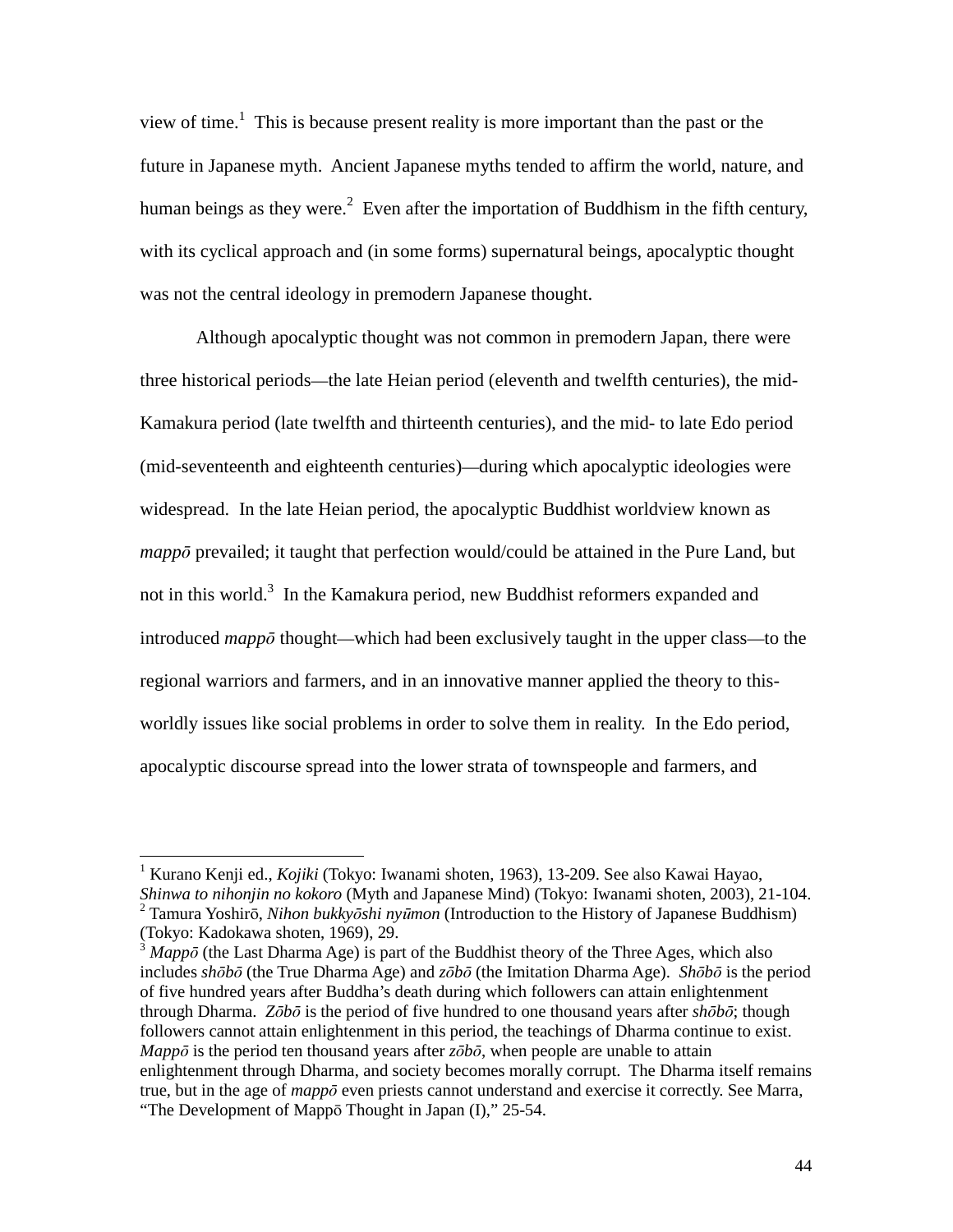view of time.[1] This is because present reality is more important than the past or the future in Japanese myth. Ancient Japanese myths tended to affirm the world, nature, and human beings as they were.[2] Even after the importation of Buddhism in the fifth century, with its cyclical approach and (in some forms) supernatural beings, apocalyptic thought was not the central ideology in premodern Japanese thought.

Although apocalyptic thought was not common in premodern Japan, there were three historical periods—the late Heian period (eleventh and twelfth centuries), the mid-Kamakura period (late twelfth and thirteenth centuries), and the mid- to late Edo period (mid-seventeenth and eighteenth centuries)—during which apocalyptic ideologies were widespread. In the late Heian period, the apocalyptic Buddhist worldview known as *mappō* prevailed; it taught that perfection would/could be attained in the Pure Land, but not in this world.[3] In the Kamakura period, new Buddhist reformers expanded and introduced *mappō* thought—which had been exclusively taught in the upper class—to the regional warriors and farmers, and in an innovative manner applied the theory to this-worldly issues like social problems in order to solve them in reality. In the Edo period, apocalyptic discourse spread into the lower strata of townspeople and farmers, and

---

[1] Kurano Kenji ed., *Kojiki* (Tokyo: Iwanami shoten, 1963), 13-209. See also Kawai Hayao, *Shinwa to nihonjin no kokoro* (Myth and Japanese Mind) (Tokyo: Iwanami shoten, 2003), 21-104.

[2] Tamura Yoshirō, *Nihon bukkyōshi nyūmon* (Introduction to the History of Japanese Buddhism) (Tokyo: Kadokawa shoten, 1969), 29.

[3] *Mappō* (the Last Dharma Age) is part of the Buddhist theory of the Three Ages, which also includes *shōbō* (the True Dharma Age) and *zōbō* (the Imitation Dharma Age). *Shōbō* is the period of five hundred years after Buddha's death during which followers can attain enlightenment through Dharma. *Zōbō* is the period of five hundred to one thousand years after *shōbō*; though followers cannot attain enlightenment in this period, the teachings of Dharma continue to exist. *Mappō* is the period ten thousand years after *zōbō*, when people are unable to attain enlightenment through Dharma, and society becomes morally corrupt. The Dharma itself remains true, but in the age of *mappō* even priests cannot understand and exercise it correctly. See Marra, "The Development of Mappō Thought in Japan (I)," 25-54.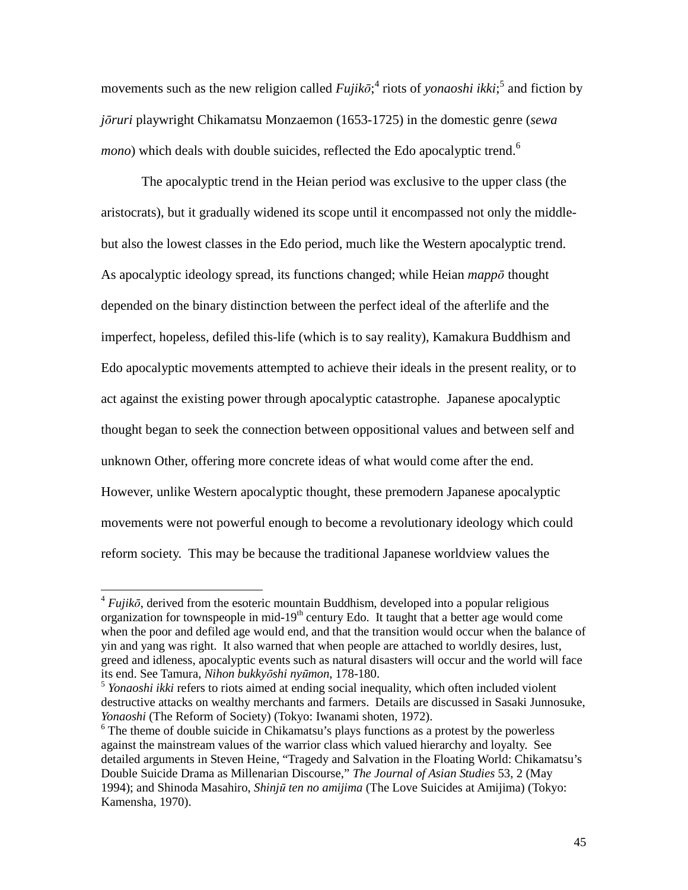movements such as the new religion called *Fujikō*;[4] riots of *yonaoshi ikki*;[5] and fiction by *jōruri* playwright Chikamatsu Monzaemon (1653-1725) in the domestic genre (*sewa mono*) which deals with double suicides, reflected the Edo apocalyptic trend.[6]

The apocalyptic trend in the Heian period was exclusive to the upper class (the aristocrats), but it gradually widened its scope until it encompassed not only the middle- but also the lowest classes in the Edo period, much like the Western apocalyptic trend. As apocalyptic ideology spread, its functions changed; while Heian *mappō* thought depended on the binary distinction between the perfect ideal of the afterlife and the imperfect, hopeless, defiled this-life (which is to say reality), Kamakura Buddhism and Edo apocalyptic movements attempted to achieve their ideals in the present reality, or to act against the existing power through apocalyptic catastrophe. Japanese apocalyptic thought began to seek the connection between oppositional values and between self and unknown Other, offering more concrete ideas of what would come after the end. However, unlike Western apocalyptic thought, these premodern Japanese apocalyptic movements were not powerful enough to become a revolutionary ideology which could reform society. This may be because the traditional Japanese worldview values the

---

[4] *Fujikō*, derived from the esoteric mountain Buddhism, developed into a popular religious organization for townspeople in mid-19th century Edo. It taught that a better age would come when the poor and defiled age would end, and that the transition would occur when the balance of yin and yang was right. It also warned that when people are attached to worldly desires, lust, greed and idleness, apocalyptic events such as natural disasters will occur and the world will face its end. See Tamura, *Nihon bukkyōshi nyūmon*, 178-180.

[5] *Yonaoshi ikki* refers to riots aimed at ending social inequality, which often included violent destructive attacks on wealthy merchants and farmers. Details are discussed in Sasaki Junnosuke, *Yonaoshi* (The Reform of Society) (Tokyo: Iwanami shoten, 1972).

[6] The theme of double suicide in Chikamatsu's plays functions as a protest by the powerless against the mainstream values of the warrior class which valued hierarchy and loyalty. See detailed arguments in Steven Heine, "Tragedy and Salvation in the Floating World: Chikamatsu's Double Suicide Drama as Millenarian Discourse," *The Journal of Asian Studies* 53, 2 (May 1994); and Shinoda Masahiro, *Shinjū ten no amijima* (The Love Suicides at Amijima) (Tokyo: Kamensha, 1970).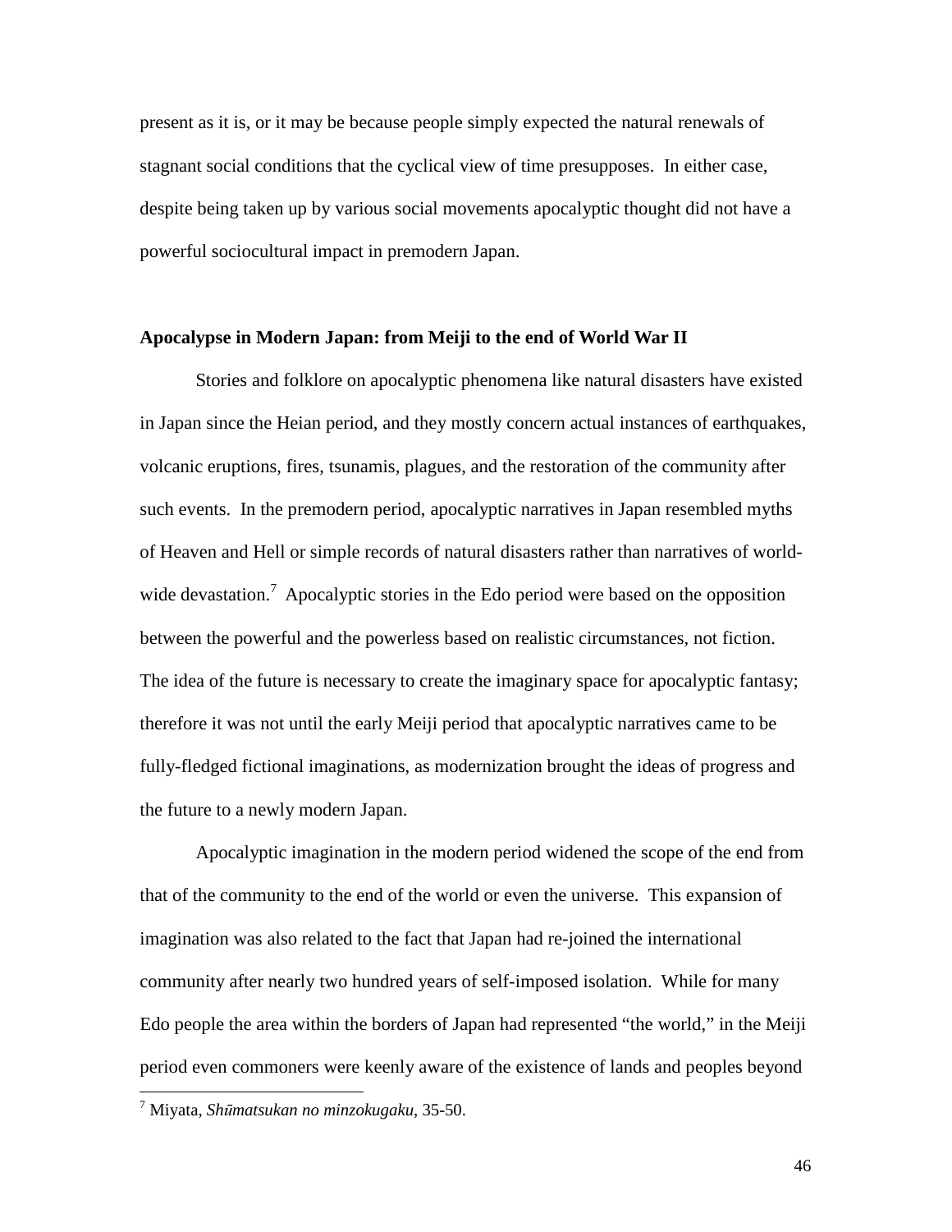present as it is, or it may be because people simply expected the natural renewals of stagnant social conditions that the cyclical view of time presupposes. In either case, despite being taken up by various social movements apocalyptic thought did not have a powerful sociocultural impact in premodern Japan.

## Apocalypse in Modern Japan: from Meiji to the end of World War II

Stories and folklore on apocalyptic phenomena like natural disasters have existed in Japan since the Heian period, and they mostly concern actual instances of earthquakes, volcanic eruptions, fires, tsunamis, plagues, and the restoration of the community after such events. In the premodern period, apocalyptic narratives in Japan resembled myths of Heaven and Hell or simple records of natural disasters rather than narratives of world-wide devastation.[7] Apocalyptic stories in the Edo period were based on the opposition between the powerful and the powerless based on realistic circumstances, not fiction. The idea of the future is necessary to create the imaginary space for apocalyptic fantasy; therefore it was not until the early Meiji period that apocalyptic narratives came to be fully-fledged fictional imaginations, as modernization brought the ideas of progress and the future to a newly modern Japan.

Apocalyptic imagination in the modern period widened the scope of the end from that of the community to the end of the world or even the universe. This expansion of imagination was also related to the fact that Japan had re-joined the international community after nearly two hundred years of self-imposed isolation. While for many Edo people the area within the borders of Japan had represented "the world," in the Meiji period even commoners were keenly aware of the existence of lands and peoples beyond

[7] Miyata, *Shūmatsukan no minzokugaku*, 35-50.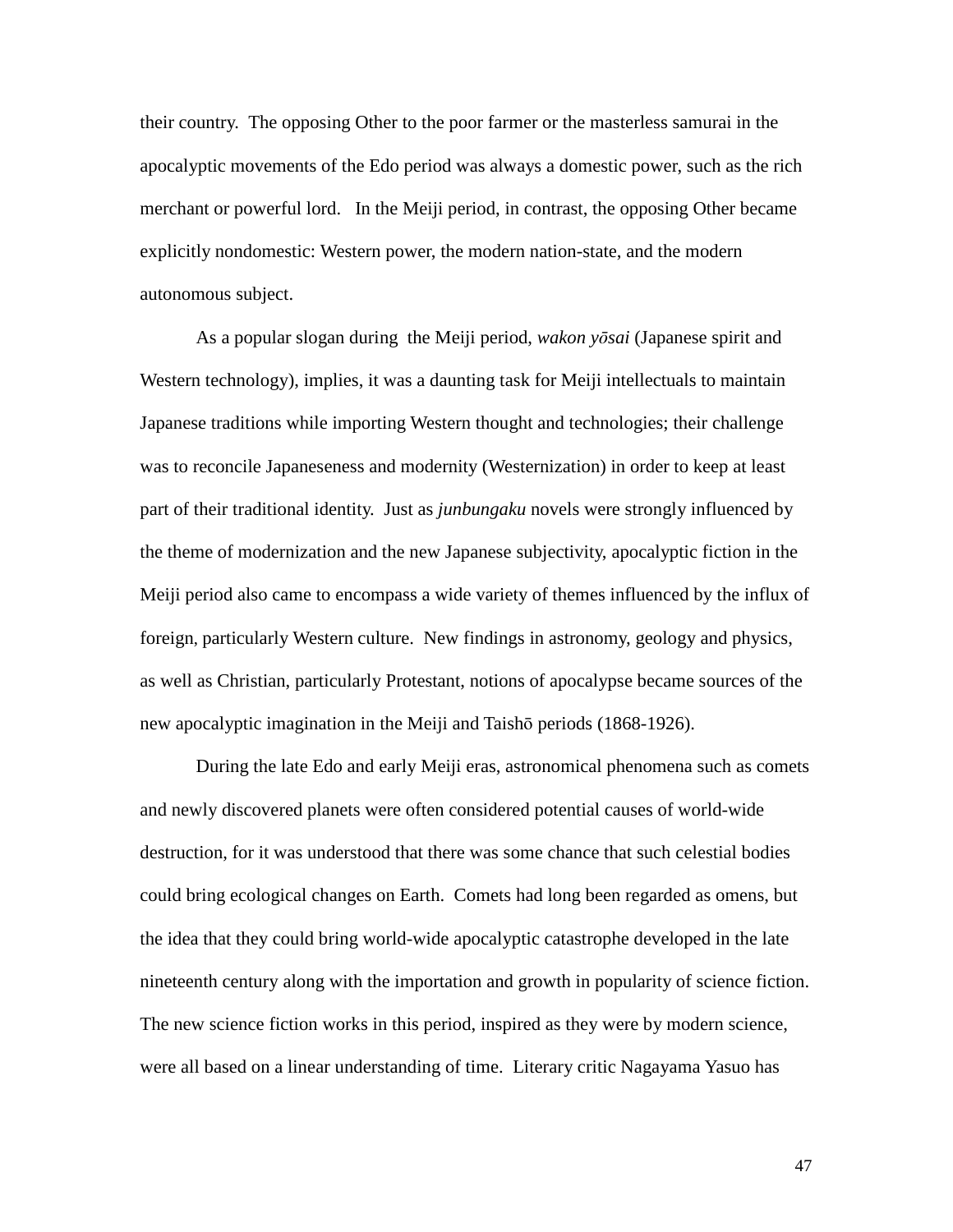their country. The opposing Other to the poor farmer or the masterless samurai in the apocalyptic movements of the Edo period was always a domestic power, such as the rich merchant or powerful lord. In the Meiji period, in contrast, the opposing Other became explicitly nondomestic: Western power, the modern nation-state, and the modern autonomous subject.

As a popular slogan during the Meiji period, *wakon yōsai* (Japanese spirit and Western technology), implies, it was a daunting task for Meiji intellectuals to maintain Japanese traditions while importing Western thought and technologies; their challenge was to reconcile Japaneseness and modernity (Westernization) in order to keep at least part of their traditional identity. Just as *junbungaku* novels were strongly influenced by the theme of modernization and the new Japanese subjectivity, apocalyptic fiction in the Meiji period also came to encompass a wide variety of themes influenced by the influx of foreign, particularly Western culture. New findings in astronomy, geology and physics, as well as Christian, particularly Protestant, notions of apocalypse became sources of the new apocalyptic imagination in the Meiji and Taishō periods (1868-1926).

During the late Edo and early Meiji eras, astronomical phenomena such as comets and newly discovered planets were often considered potential causes of world-wide destruction, for it was understood that there was some chance that such celestial bodies could bring ecological changes on Earth. Comets had long been regarded as omens, but the idea that they could bring world-wide apocalyptic catastrophe developed in the late nineteenth century along with the importation and growth in popularity of science fiction. The new science fiction works in this period, inspired as they were by modern science, were all based on a linear understanding of time. Literary critic Nagayama Yasuo has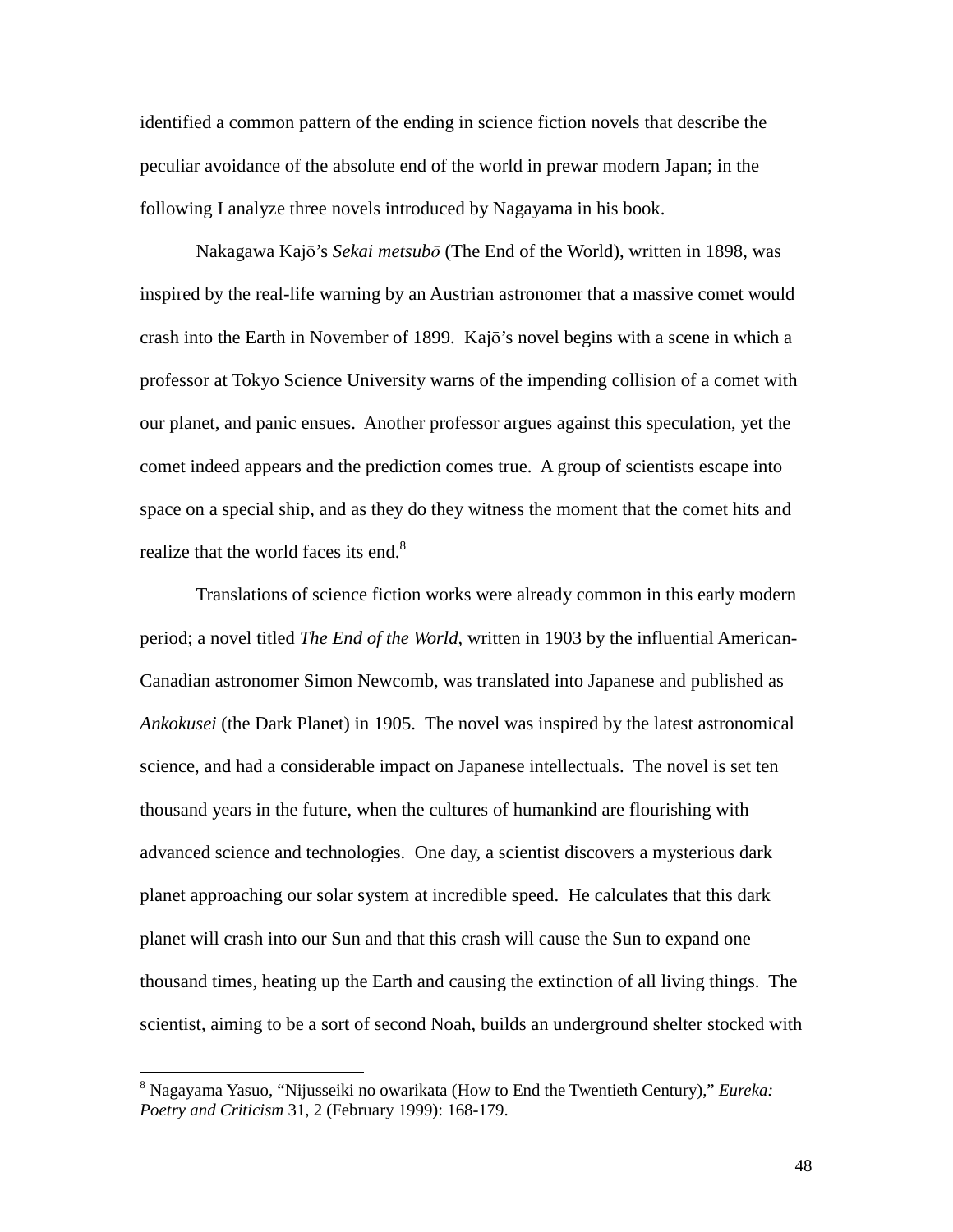identified a common pattern of the ending in science fiction novels that describe the peculiar avoidance of the absolute end of the world in prewar modern Japan; in the following I analyze three novels introduced by Nagayama in his book.

Nakagawa Kajō's *Sekai metsubō* (The End of the World), written in 1898, was inspired by the real-life warning by an Austrian astronomer that a massive comet would crash into the Earth in November of 1899. Kajō's novel begins with a scene in which a professor at Tokyo Science University warns of the impending collision of a comet with our planet, and panic ensues. Another professor argues against this speculation, yet the comet indeed appears and the prediction comes true. A group of scientists escape into space on a special ship, and as they do they witness the moment that the comet hits and realize that the world faces its end.[8]

Translations of science fiction works were already common in this early modern period; a novel titled *The End of the World*, written in 1903 by the influential American-Canadian astronomer Simon Newcomb, was translated into Japanese and published as *Ankokusei* (the Dark Planet) in 1905. The novel was inspired by the latest astronomical science, and had a considerable impact on Japanese intellectuals. The novel is set ten thousand years in the future, when the cultures of humankind are flourishing with advanced science and technologies. One day, a scientist discovers a mysterious dark planet approaching our solar system at incredible speed. He calculates that this dark planet will crash into our Sun and that this crash will cause the Sun to expand one thousand times, heating up the Earth and causing the extinction of all living things. The scientist, aiming to be a sort of second Noah, builds an underground shelter stocked with

---

[8] Nagayama Yasuo, "Nijusseiki no owarikata (How to End the Twentieth Century)," *Eureka: Poetry and Criticism* 31, 2 (February 1999): 168-179.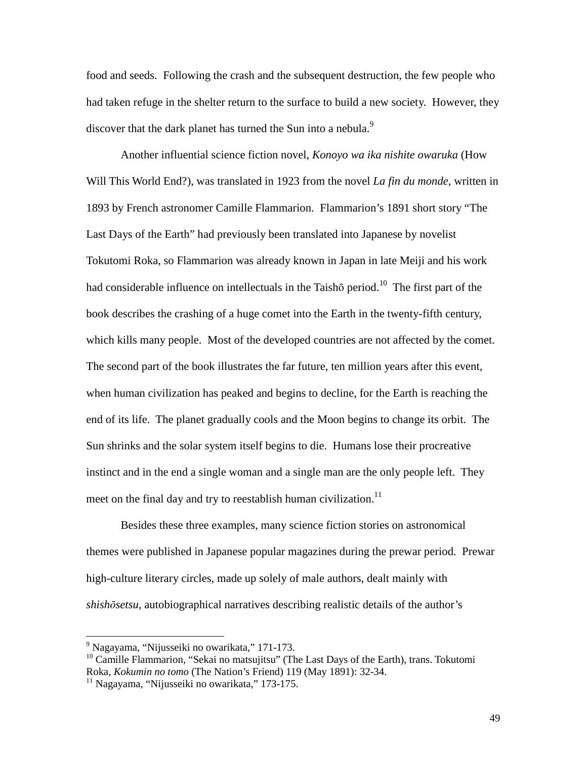food and seeds. Following the crash and the subsequent destruction, the few people who had taken refuge in the shelter return to the surface to build a new society. However, they discover that the dark planet has turned the Sun into a nebula.[9]

Another influential science fiction novel, *Konoyo wa ika nishite owaruka* (How Will This World End?), was translated in 1923 from the novel *La fin du monde*, written in 1893 by French astronomer Camille Flammarion. Flammarion's 1891 short story "The Last Days of the Earth" had previously been translated into Japanese by novelist Tokutomi Roka, so Flammarion was already known in Japan in late Meiji and his work had considerable influence on intellectuals in the Taishō period.[10] The first part of the book describes the crashing of a huge comet into the Earth in the twenty-fifth century, which kills many people. Most of the developed countries are not affected by the comet. The second part of the book illustrates the far future, ten million years after this event, when human civilization has peaked and begins to decline, for the Earth is reaching the end of its life. The planet gradually cools and the Moon begins to change its orbit. The Sun shrinks and the solar system itself begins to die. Humans lose their procreative instinct and in the end a single woman and a single man are the only people left. They meet on the final day and try to reestablish human civilization.[11]

Besides these three examples, many science fiction stories on astronomical themes were published in Japanese popular magazines during the prewar period. Prewar high-culture literary circles, made up solely of male authors, dealt mainly with *shishōsetsu*, autobiographical narratives describing realistic details of the author's

---

[9] Nagayama, "Nijusseiki no owarikata," 171-173.

[10] Camille Flammarion, "Sekai no matsujitsu" (The Last Days of the Earth), trans. Tokutomi Roka, *Kokumin no tomo* (The Nation's Friend) 119 (May 1891): 32-34.

[11] Nagayama, "Nijusseiki no owarikata," 173-175.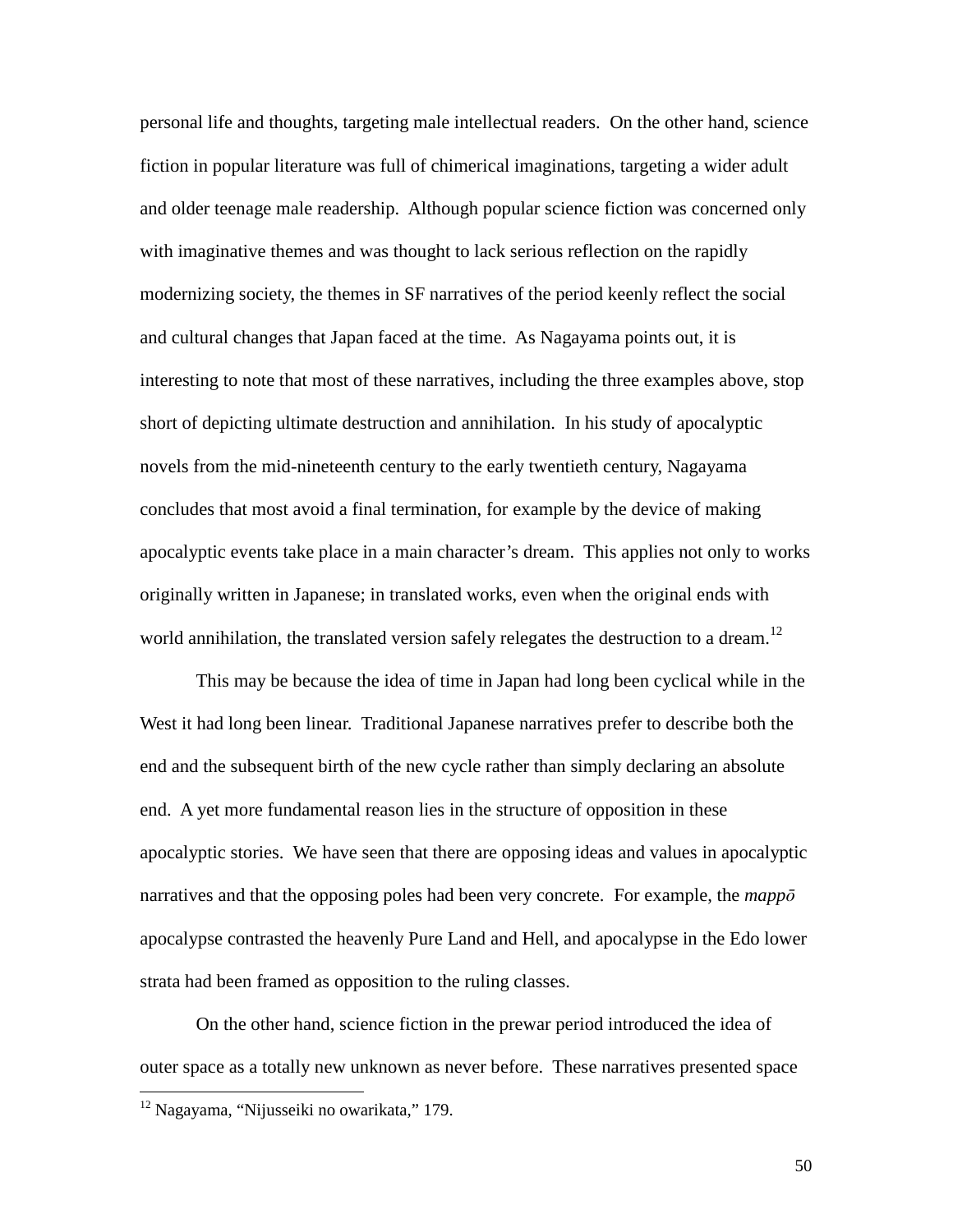personal life and thoughts, targeting male intellectual readers. On the other hand, science fiction in popular literature was full of chimerical imaginations, targeting a wider adult and older teenage male readership. Although popular science fiction was concerned only with imaginative themes and was thought to lack serious reflection on the rapidly modernizing society, the themes in SF narratives of the period keenly reflect the social and cultural changes that Japan faced at the time. As Nagayama points out, it is interesting to note that most of these narratives, including the three examples above, stop short of depicting ultimate destruction and annihilation. In his study of apocalyptic novels from the mid-nineteenth century to the early twentieth century, Nagayama concludes that most avoid a final termination, for example by the device of making apocalyptic events take place in a main character's dream. This applies not only to works originally written in Japanese; in translated works, even when the original ends with world annihilation, the translated version safely relegates the destruction to a dream.[12]

This may be because the idea of time in Japan had long been cyclical while in the West it had long been linear. Traditional Japanese narratives prefer to describe both the end and the subsequent birth of the new cycle rather than simply declaring an absolute end. A yet more fundamental reason lies in the structure of opposition in these apocalyptic stories. We have seen that there are opposing ideas and values in apocalyptic narratives and that the opposing poles had been very concrete. For example, the *mappō* apocalypse contrasted the heavenly Pure Land and Hell, and apocalypse in the Edo lower strata had been framed as opposition to the ruling classes.

On the other hand, science fiction in the prewar period introduced the idea of outer space as a totally new unknown as never before. These narratives presented space

[12] Nagayama, "Nijusseiki no owarikata," 179.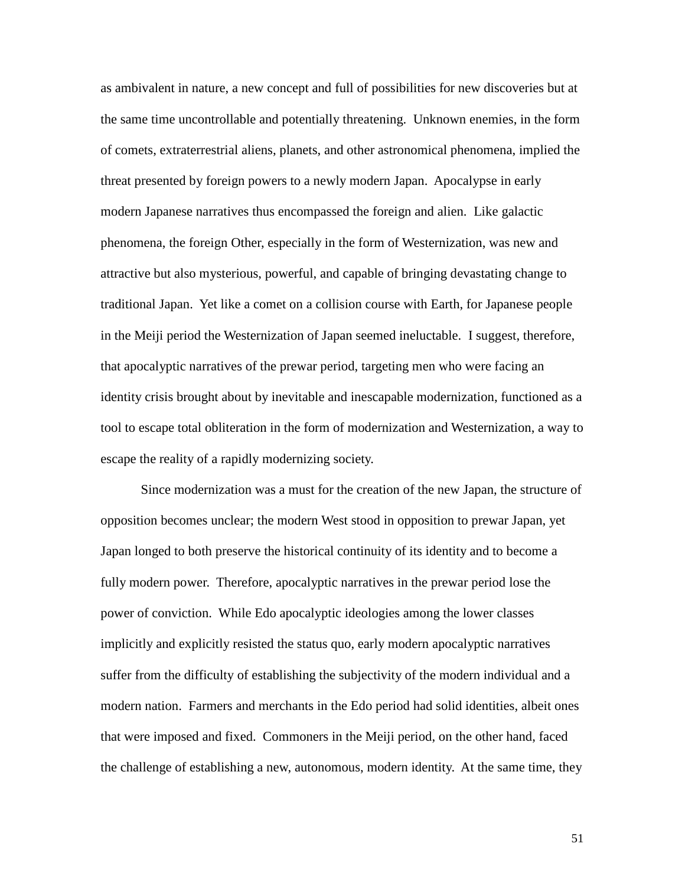as ambivalent in nature, a new concept and full of possibilities for new discoveries but at the same time uncontrollable and potentially threatening. Unknown enemies, in the form of comets, extraterrestrial aliens, planets, and other astronomical phenomena, implied the threat presented by foreign powers to a newly modern Japan. Apocalypse in early modern Japanese narratives thus encompassed the foreign and alien. Like galactic phenomena, the foreign Other, especially in the form of Westernization, was new and attractive but also mysterious, powerful, and capable of bringing devastating change to traditional Japan. Yet like a comet on a collision course with Earth, for Japanese people in the Meiji period the Westernization of Japan seemed ineluctable. I suggest, therefore, that apocalyptic narratives of the prewar period, targeting men who were facing an identity crisis brought about by inevitable and inescapable modernization, functioned as a tool to escape total obliteration in the form of modernization and Westernization, a way to escape the reality of a rapidly modernizing society.

Since modernization was a must for the creation of the new Japan, the structure of opposition becomes unclear; the modern West stood in opposition to prewar Japan, yet Japan longed to both preserve the historical continuity of its identity and to become a fully modern power. Therefore, apocalyptic narratives in the prewar period lose the power of conviction. While Edo apocalyptic ideologies among the lower classes implicitly and explicitly resisted the status quo, early modern apocalyptic narratives suffer from the difficulty of establishing the subjectivity of the modern individual and a modern nation. Farmers and merchants in the Edo period had solid identities, albeit ones that were imposed and fixed. Commoners in the Meiji period, on the other hand, faced the challenge of establishing a new, autonomous, modern identity. At the same time, they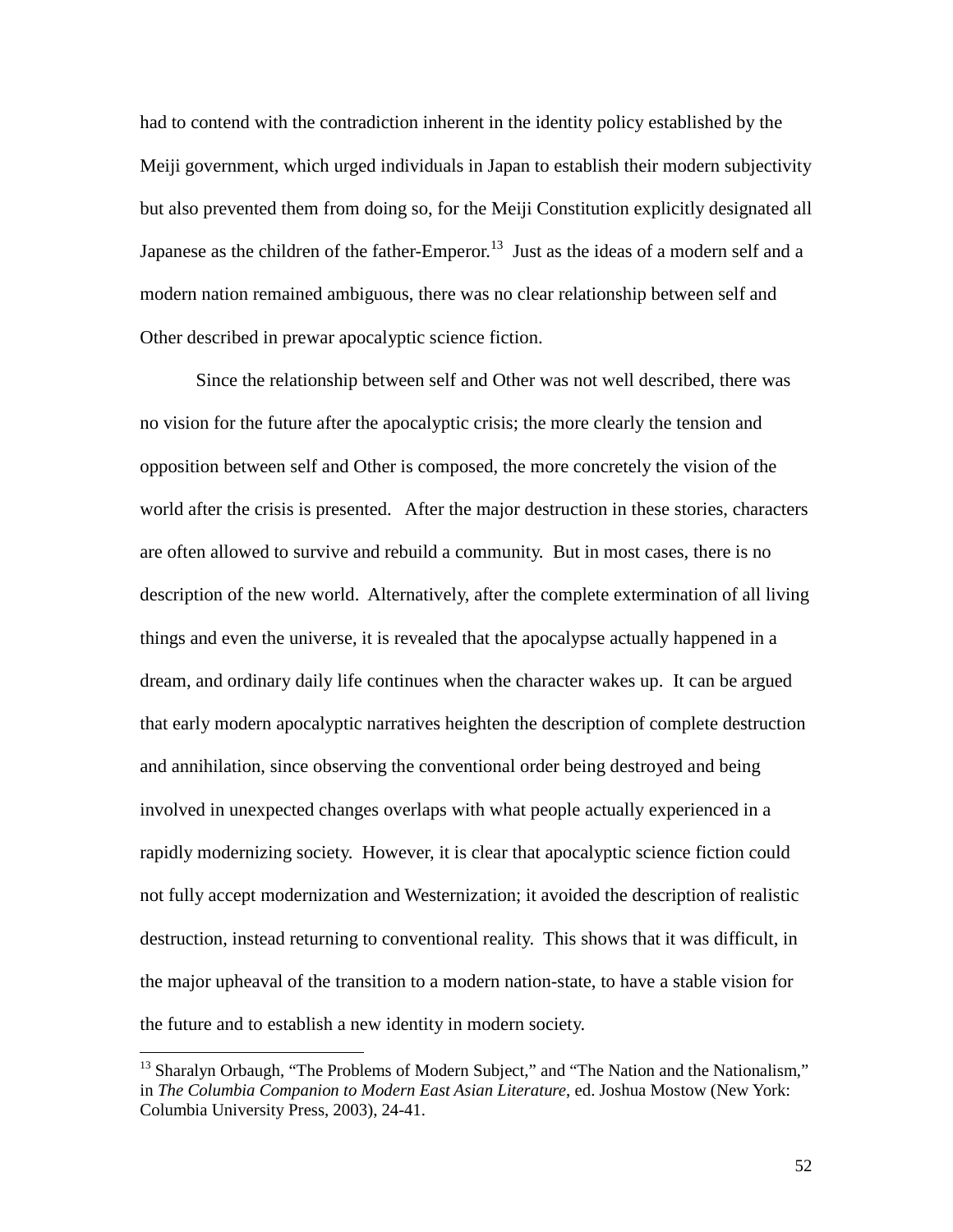had to contend with the contradiction inherent in the identity policy established by the Meiji government, which urged individuals in Japan to establish their modern subjectivity but also prevented them from doing so, for the Meiji Constitution explicitly designated all Japanese as the children of the father-Emperor.[13] Just as the ideas of a modern self and a modern nation remained ambiguous, there was no clear relationship between self and Other described in prewar apocalyptic science fiction.

Since the relationship between self and Other was not well described, there was no vision for the future after the apocalyptic crisis; the more clearly the tension and opposition between self and Other is composed, the more concretely the vision of the world after the crisis is presented. After the major destruction in these stories, characters are often allowed to survive and rebuild a community. But in most cases, there is no description of the new world. Alternatively, after the complete extermination of all living things and even the universe, it is revealed that the apocalypse actually happened in a dream, and ordinary daily life continues when the character wakes up. It can be argued that early modern apocalyptic narratives heighten the description of complete destruction and annihilation, since observing the conventional order being destroyed and being involved in unexpected changes overlaps with what people actually experienced in a rapidly modernizing society. However, it is clear that apocalyptic science fiction could not fully accept modernization and Westernization; it avoided the description of realistic destruction, instead returning to conventional reality. This shows that it was difficult, in the major upheaval of the transition to a modern nation-state, to have a stable vision for the future and to establish a new identity in modern society.

---

[13] Sharalyn Orbaugh, "The Problems of Modern Subject," and "The Nation and the Nationalism," in *The Columbia Companion to Modern East Asian Literature*, ed. Joshua Mostow (New York: Columbia University Press, 2003), 24-41.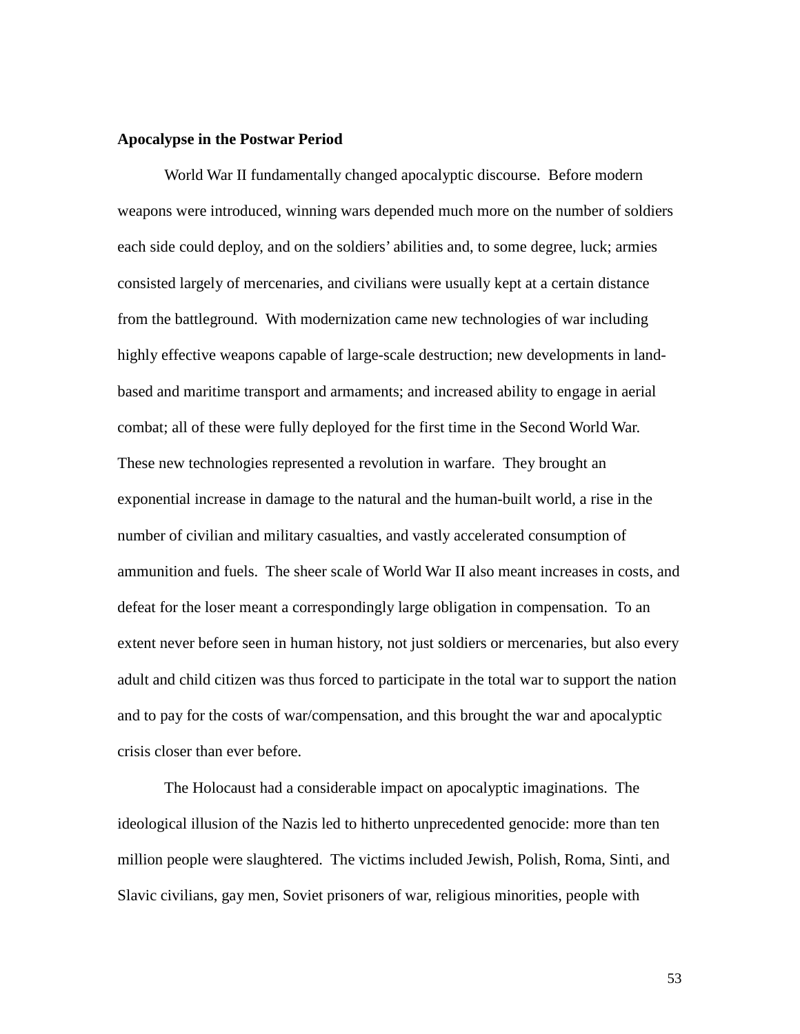**Apocalypse in the Postwar Period**

World War II fundamentally changed apocalyptic discourse. Before modern weapons were introduced, winning wars depended much more on the number of soldiers each side could deploy, and on the soldiers' abilities and, to some degree, luck; armies consisted largely of mercenaries, and civilians were usually kept at a certain distance from the battleground. With modernization came new technologies of war including highly effective weapons capable of large-scale destruction; new developments in land-based and maritime transport and armaments; and increased ability to engage in aerial combat; all of these were fully deployed for the first time in the Second World War. These new technologies represented a revolution in warfare. They brought an exponential increase in damage to the natural and the human-built world, a rise in the number of civilian and military casualties, and vastly accelerated consumption of ammunition and fuels. The sheer scale of World War II also meant increases in costs, and defeat for the loser meant a correspondingly large obligation in compensation. To an extent never before seen in human history, not just soldiers or mercenaries, but also every adult and child citizen was thus forced to participate in the total war to support the nation and to pay for the costs of war/compensation, and this brought the war and apocalyptic crisis closer than ever before.

The Holocaust had a considerable impact on apocalyptic imaginations. The ideological illusion of the Nazis led to hitherto unprecedented genocide: more than ten million people were slaughtered. The victims included Jewish, Polish, Roma, Sinti, and Slavic civilians, gay men, Soviet prisoners of war, religious minorities, people with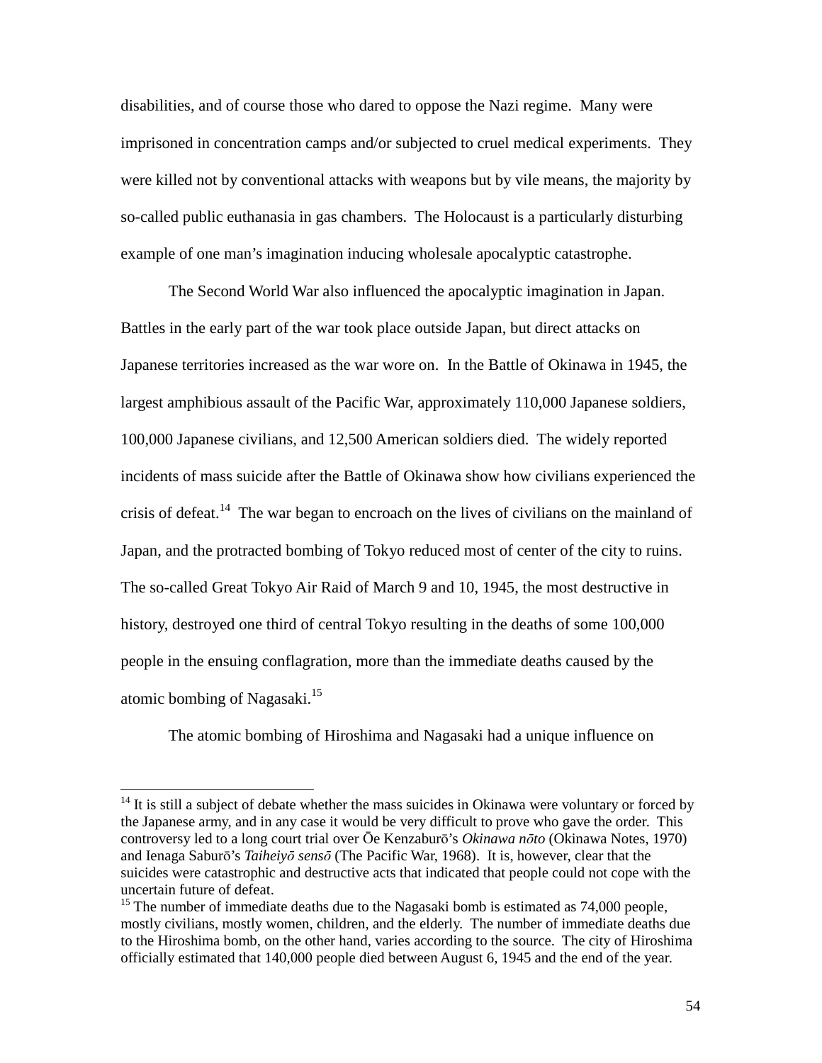disabilities, and of course those who dared to oppose the Nazi regime. Many were imprisoned in concentration camps and/or subjected to cruel medical experiments. They were killed not by conventional attacks with weapons but by vile means, the majority by so-called public euthanasia in gas chambers. The Holocaust is a particularly disturbing example of one man's imagination inducing wholesale apocalyptic catastrophe.

The Second World War also influenced the apocalyptic imagination in Japan. Battles in the early part of the war took place outside Japan, but direct attacks on Japanese territories increased as the war wore on. In the Battle of Okinawa in 1945, the largest amphibious assault of the Pacific War, approximately 110,000 Japanese soldiers, 100,000 Japanese civilians, and 12,500 American soldiers died. The widely reported incidents of mass suicide after the Battle of Okinawa show how civilians experienced the crisis of defeat.[14] The war began to encroach on the lives of civilians on the mainland of Japan, and the protracted bombing of Tokyo reduced most of center of the city to ruins. The so-called Great Tokyo Air Raid of March 9 and 10, 1945, the most destructive in history, destroyed one third of central Tokyo resulting in the deaths of some 100,000 people in the ensuing conflagration, more than the immediate deaths caused by the atomic bombing of Nagasaki.[15]

The atomic bombing of Hiroshima and Nagasaki had a unique influence on

---

[14] It is still a subject of debate whether the mass suicides in Okinawa were voluntary or forced by the Japanese army, and in any case it would be very difficult to prove who gave the order. This controversy led to a long court trial over Ōe Kenzaburō's *Okinawa nōto* (Okinawa Notes, 1970) and Ienaga Saburō's *Taiheiyō sensō* (The Pacific War, 1968). It is, however, clear that the suicides were catastrophic and destructive acts that indicated that people could not cope with the uncertain future of defeat.

[15] The number of immediate deaths due to the Nagasaki bomb is estimated as 74,000 people, mostly civilians, mostly women, children, and the elderly. The number of immediate deaths due to the Hiroshima bomb, on the other hand, varies according to the source. The city of Hiroshima officially estimated that 140,000 people died between August 6, 1945 and the end of the year.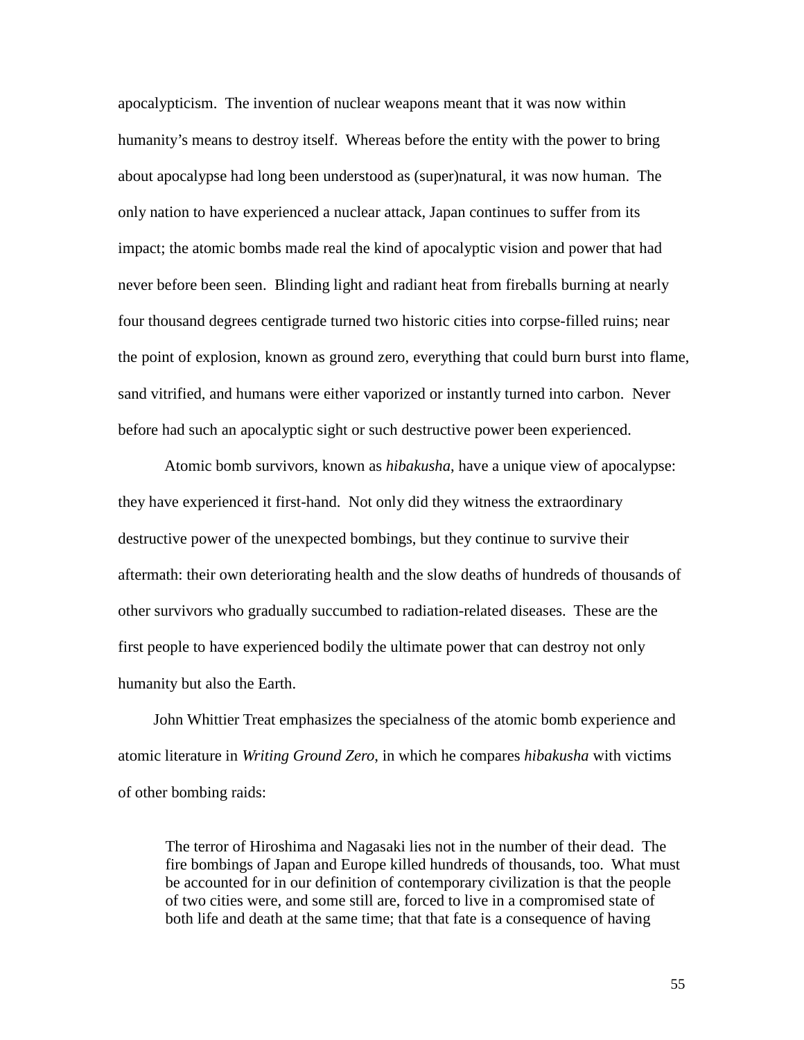apocalypticism. The invention of nuclear weapons meant that it was now within humanity's means to destroy itself. Whereas before the entity with the power to bring about apocalypse had long been understood as (super)natural, it was now human. The only nation to have experienced a nuclear attack, Japan continues to suffer from its impact; the atomic bombs made real the kind of apocalyptic vision and power that had never before been seen. Blinding light and radiant heat from fireballs burning at nearly four thousand degrees centigrade turned two historic cities into corpse-filled ruins; near the point of explosion, known as ground zero, everything that could burn burst into flame, sand vitrified, and humans were either vaporized or instantly turned into carbon. Never before had such an apocalyptic sight or such destructive power been experienced.

Atomic bomb survivors, known as *hibakusha*, have a unique view of apocalypse: they have experienced it first-hand. Not only did they witness the extraordinary destructive power of the unexpected bombings, but they continue to survive their aftermath: their own deteriorating health and the slow deaths of hundreds of thousands of other survivors who gradually succumbed to radiation-related diseases. These are the first people to have experienced bodily the ultimate power that can destroy not only humanity but also the Earth.

John Whittier Treat emphasizes the specialness of the atomic bomb experience and atomic literature in *Writing Ground Zero*, in which he compares *hibakusha* with victims of other bombing raids:

> The terror of Hiroshima and Nagasaki lies not in the number of their dead. The fire bombings of Japan and Europe killed hundreds of thousands, too. What must be accounted for in our definition of contemporary civilization is that the people of two cities were, and some still are, forced to live in a compromised state of both life and death at the same time; that that fate is a consequence of having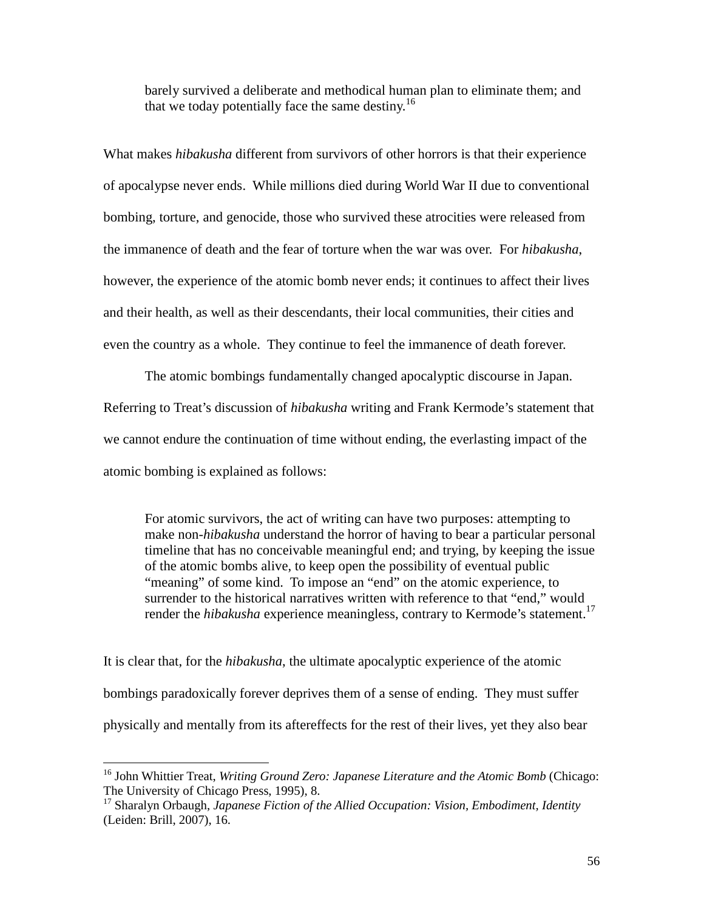> barely survived a deliberate and methodical human plan to eliminate them; and that we today potentially face the same destiny.[16]

What makes *hibakusha* different from survivors of other horrors is that their experience of apocalypse never ends. While millions died during World War II due to conventional bombing, torture, and genocide, those who survived these atrocities were released from the immanence of death and the fear of torture when the war was over. For *hibakusha*, however, the experience of the atomic bomb never ends; it continues to affect their lives and their health, as well as their descendants, their local communities, their cities and even the country as a whole. They continue to feel the immanence of death forever.

The atomic bombings fundamentally changed apocalyptic discourse in Japan. Referring to Treat's discussion of *hibakusha* writing and Frank Kermode's statement that we cannot endure the continuation of time without ending, the everlasting impact of the atomic bombing is explained as follows:

> For atomic survivors, the act of writing can have two purposes: attempting to make non-*hibakusha* understand the horror of having to bear a particular personal timeline that has no conceivable meaningful end; and trying, by keeping the issue of the atomic bombs alive, to keep open the possibility of eventual public "meaning" of some kind. To impose an "end" on the atomic experience, to surrender to the historical narratives written with reference to that "end," would render the *hibakusha* experience meaningless, contrary to Kermode's statement.[17]

It is clear that, for the *hibakusha*, the ultimate apocalyptic experience of the atomic bombings paradoxically forever deprives them of a sense of ending. They must suffer physically and mentally from its aftereffects for the rest of their lives, yet they also bear

---

[16] John Whittier Treat, *Writing Ground Zero: Japanese Literature and the Atomic Bomb* (Chicago: The University of Chicago Press, 1995), 8.

[17] Sharalyn Orbaugh, *Japanese Fiction of the Allied Occupation: Vision, Embodiment, Identity* (Leiden: Brill, 2007), 16.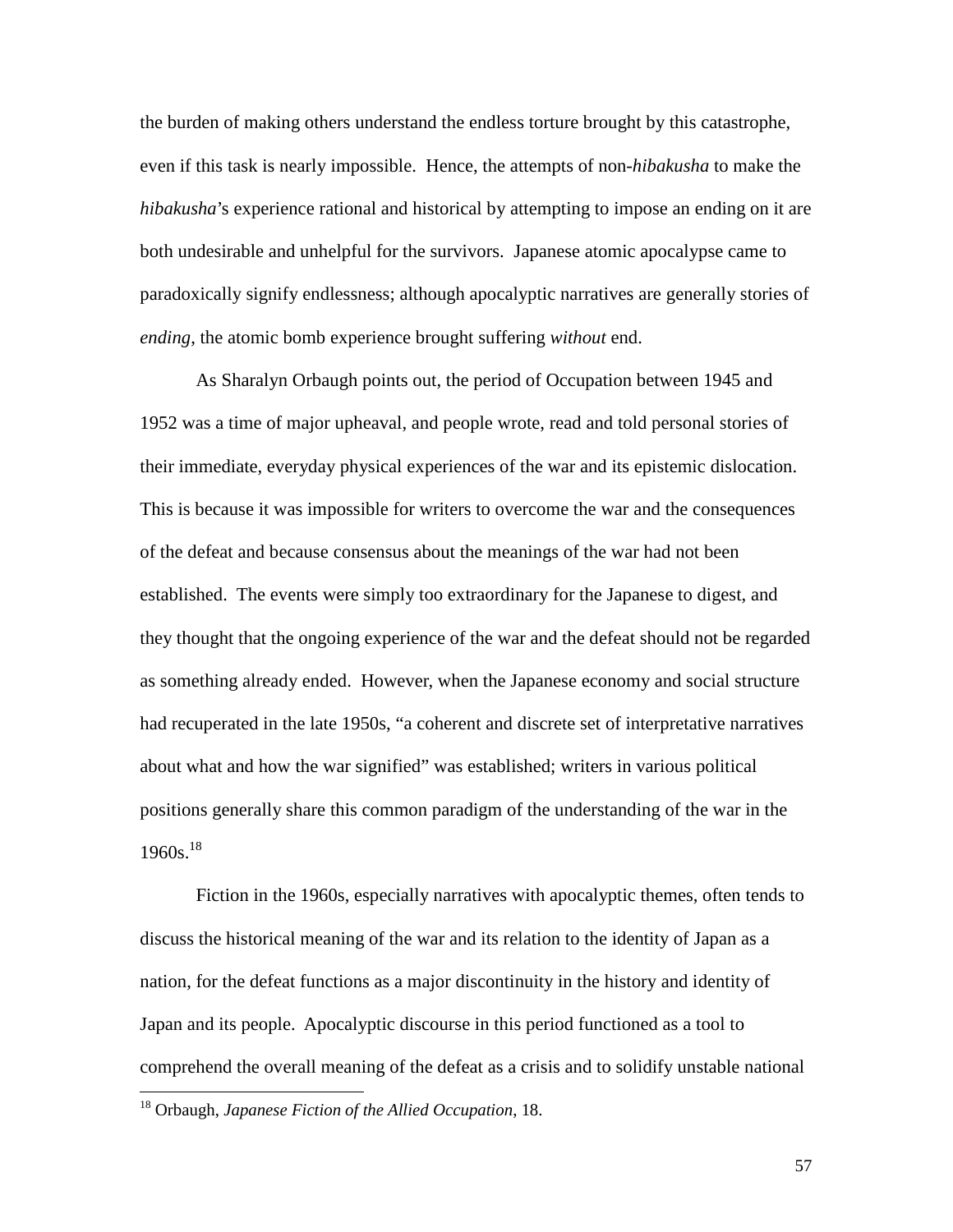the burden of making others understand the endless torture brought by this catastrophe, even if this task is nearly impossible. Hence, the attempts of non-*hibakusha* to make the *hibakusha*'s experience rational and historical by attempting to impose an ending on it are both undesirable and unhelpful for the survivors. Japanese atomic apocalypse came to paradoxically signify endlessness; although apocalyptic narratives are generally stories of *ending*, the atomic bomb experience brought suffering *without* end.

As Sharalyn Orbaugh points out, the period of Occupation between 1945 and 1952 was a time of major upheaval, and people wrote, read and told personal stories of their immediate, everyday physical experiences of the war and its epistemic dislocation. This is because it was impossible for writers to overcome the war and the consequences of the defeat and because consensus about the meanings of the war had not been established. The events were simply too extraordinary for the Japanese to digest, and they thought that the ongoing experience of the war and the defeat should not be regarded as something already ended. However, when the Japanese economy and social structure had recuperated in the late 1950s, "a coherent and discrete set of interpretative narratives about what and how the war signified" was established; writers in various political positions generally share this common paradigm of the understanding of the war in the 1960s.[18]

Fiction in the 1960s, especially narratives with apocalyptic themes, often tends to discuss the historical meaning of the war and its relation to the identity of Japan as a nation, for the defeat functions as a major discontinuity in the history and identity of Japan and its people. Apocalyptic discourse in this period functioned as a tool to comprehend the overall meaning of the defeat as a crisis and to solidify unstable national

---

[18] Orbaugh, *Japanese Fiction of the Allied Occupation*, 18.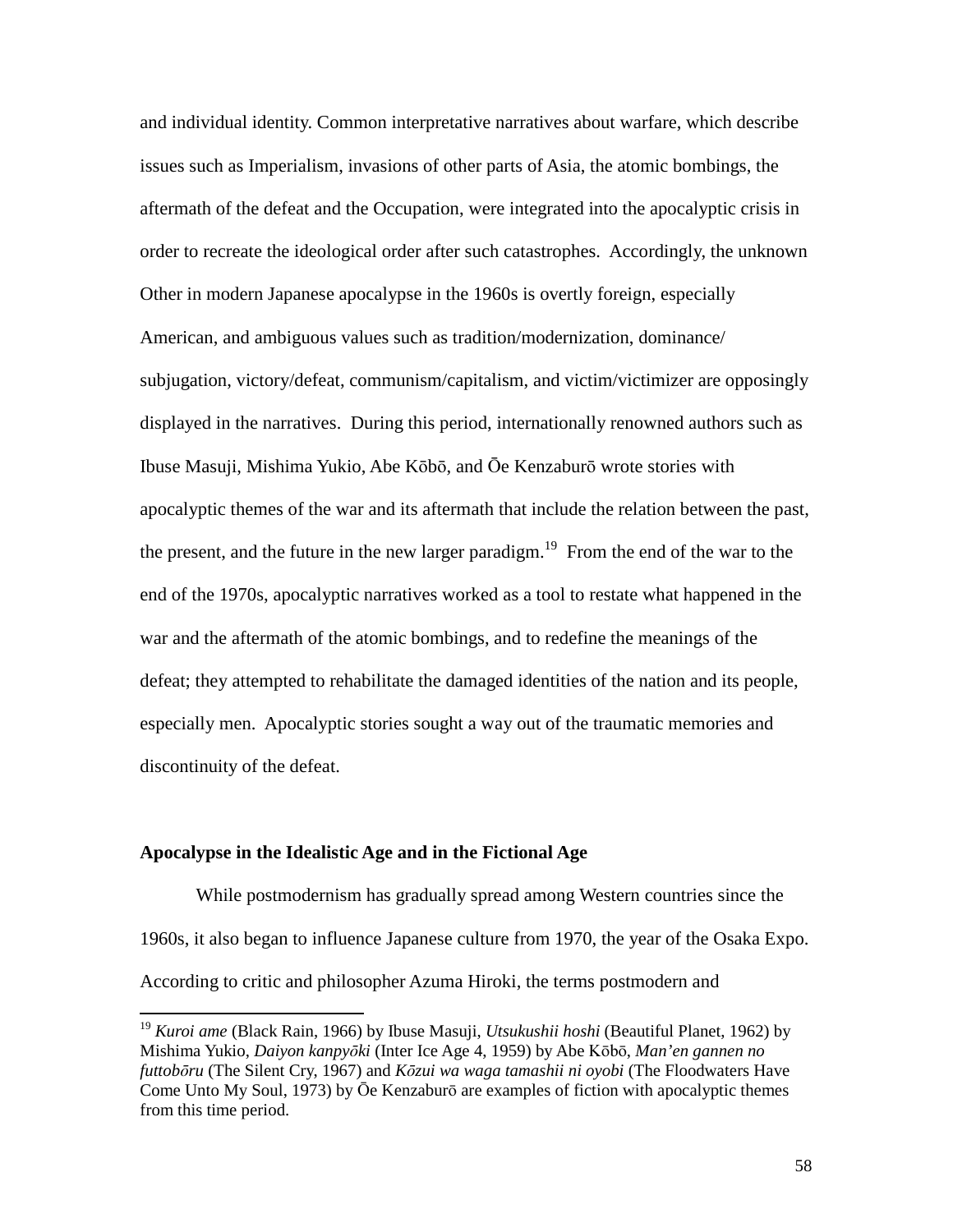and individual identity. Common interpretative narratives about warfare, which describe issues such as Imperialism, invasions of other parts of Asia, the atomic bombings, the aftermath of the defeat and the Occupation, were integrated into the apocalyptic crisis in order to recreate the ideological order after such catastrophes. Accordingly, the unknown Other in modern Japanese apocalypse in the 1960s is overtly foreign, especially American, and ambiguous values such as tradition/modernization, dominance/subjugation, victory/defeat, communism/capitalism, and victim/victimizer are opposingly displayed in the narratives. During this period, internationally renowned authors such as Ibuse Masuji, Mishima Yukio, Abe Kōbō, and Ōe Kenzaburō wrote stories with apocalyptic themes of the war and its aftermath that include the relation between the past, the present, and the future in the new larger paradigm.[19] From the end of the war to the end of the 1970s, apocalyptic narratives worked as a tool to restate what happened in the war and the aftermath of the atomic bombings, and to redefine the meanings of the defeat; they attempted to rehabilitate the damaged identities of the nation and its people, especially men. Apocalyptic stories sought a way out of the traumatic memories and discontinuity of the defeat.

**Apocalypse in the Idealistic Age and in the Fictional Age**

While postmodernism has gradually spread among Western countries since the 1960s, it also began to influence Japanese culture from 1970, the year of the Osaka Expo. According to critic and philosopher Azuma Hiroki, the terms postmodern and

[19] *Kuroi ame* (Black Rain, 1966) by Ibuse Masuji, *Utsukushii hoshi* (Beautiful Planet, 1962) by Mishima Yukio, *Daiyon kanpyōki* (Inter Ice Age 4, 1959) by Abe Kōbō, *Man'en gannen no futtobōru* (The Silent Cry, 1967) and *Kōzui wa waga tamashii ni oyobi* (The Floodwaters Have Come Unto My Soul, 1973) by Ōe Kenzaburō are examples of fiction with apocalyptic themes from this time period.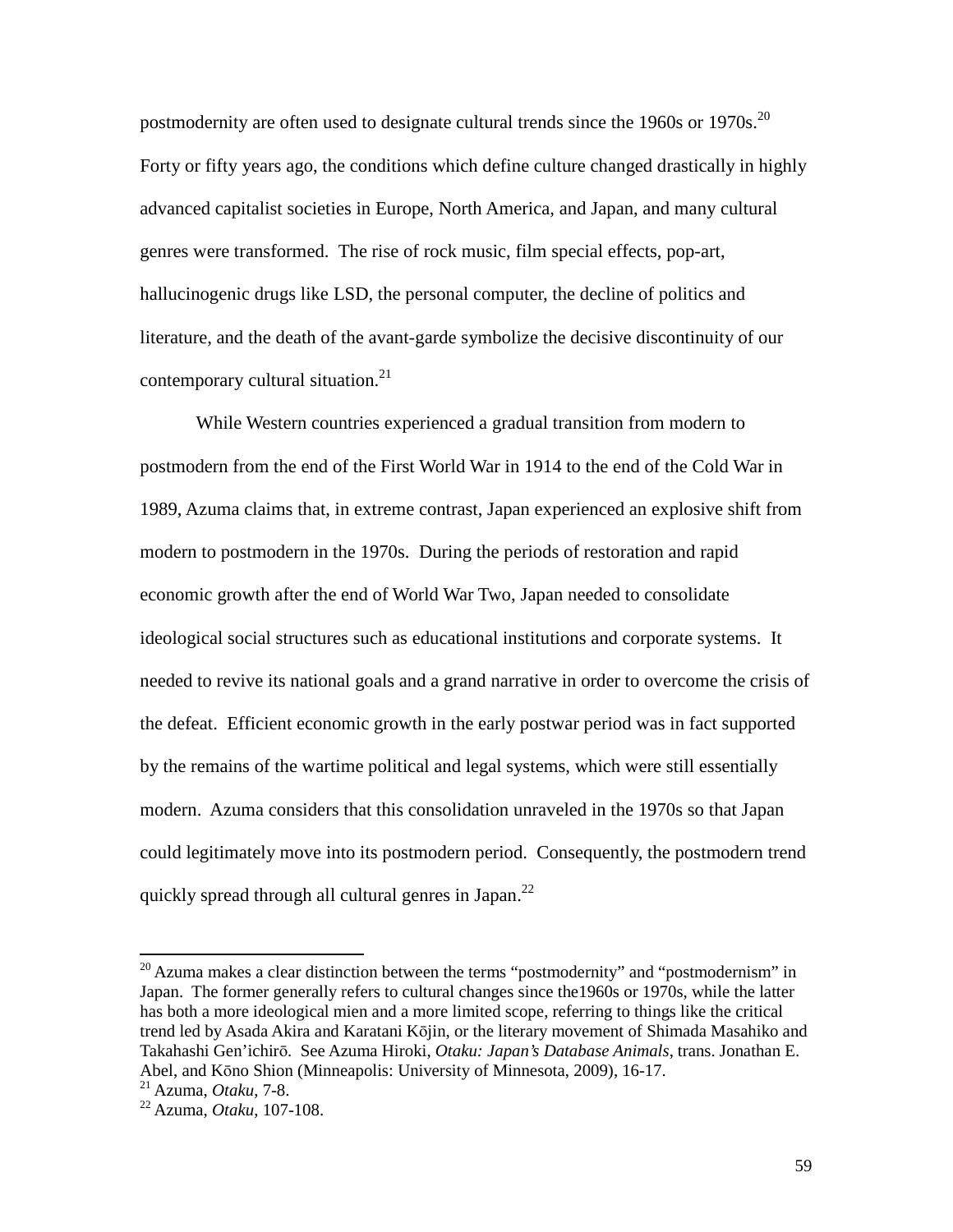postmodernity are often used to designate cultural trends since the 1960s or 1970s.[20] Forty or fifty years ago, the conditions which define culture changed drastically in highly advanced capitalist societies in Europe, North America, and Japan, and many cultural genres were transformed. The rise of rock music, film special effects, pop-art, hallucinogenic drugs like LSD, the personal computer, the decline of politics and literature, and the death of the avant-garde symbolize the decisive discontinuity of our contemporary cultural situation.[21]

While Western countries experienced a gradual transition from modern to postmodern from the end of the First World War in 1914 to the end of the Cold War in 1989, Azuma claims that, in extreme contrast, Japan experienced an explosive shift from modern to postmodern in the 1970s. During the periods of restoration and rapid economic growth after the end of World War Two, Japan needed to consolidate ideological social structures such as educational institutions and corporate systems. It needed to revive its national goals and a grand narrative in order to overcome the crisis of the defeat. Efficient economic growth in the early postwar period was in fact supported by the remains of the wartime political and legal systems, which were still essentially modern. Azuma considers that this consolidation unraveled in the 1970s so that Japan could legitimately move into its postmodern period. Consequently, the postmodern trend quickly spread through all cultural genres in Japan.[22]

---

[20] Azuma makes a clear distinction between the terms "postmodernity" and "postmodernism" in Japan. The former generally refers to cultural changes since the1960s or 1970s, while the latter has both a more ideological mien and a more limited scope, referring to things like the critical trend led by Asada Akira and Karatani Kōjin, or the literary movement of Shimada Masahiko and Takahashi Gen'ichirō. See Azuma Hiroki, *Otaku: Japan's Database Animals*, trans. Jonathan E. Abel, and Kōno Shion (Minneapolis: University of Minnesota, 2009), 16-17.

[21] Azuma, *Otaku*, 7-8.

[22] Azuma, *Otaku*, 107-108.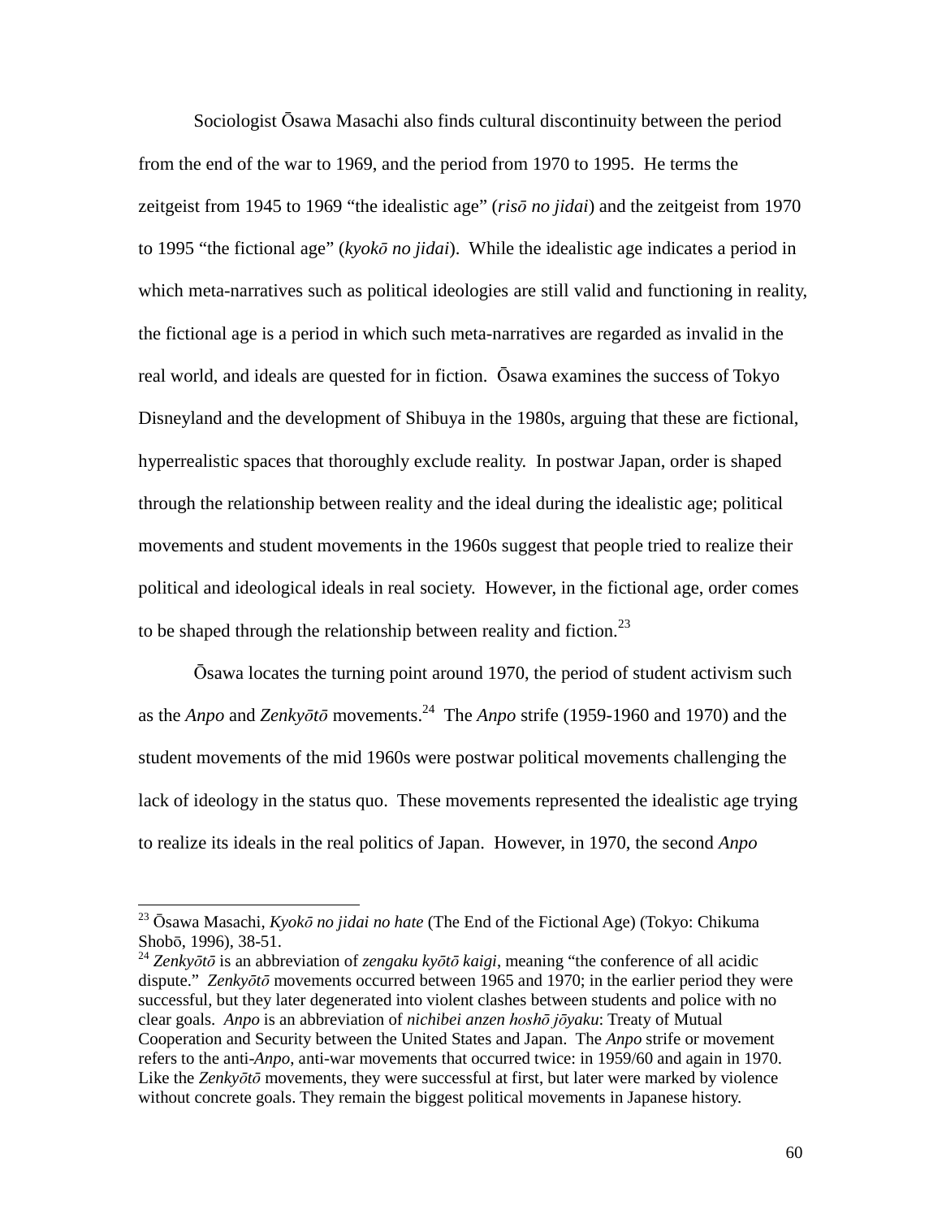Sociologist Ōsawa Masachi also finds cultural discontinuity between the period from the end of the war to 1969, and the period from 1970 to 1995. He terms the zeitgeist from 1945 to 1969 "the idealistic age" (*risō no jidai*) and the zeitgeist from 1970 to 1995 "the fictional age" (*kyokō no jidai*). While the idealistic age indicates a period in which meta-narratives such as political ideologies are still valid and functioning in reality, the fictional age is a period in which such meta-narratives are regarded as invalid in the real world, and ideals are quested for in fiction. Ōsawa examines the success of Tokyo Disneyland and the development of Shibuya in the 1980s, arguing that these are fictional, hyperrealistic spaces that thoroughly exclude reality. In postwar Japan, order is shaped through the relationship between reality and the ideal during the idealistic age; political movements and student movements in the 1960s suggest that people tried to realize their political and ideological ideals in real society. However, in the fictional age, order comes to be shaped through the relationship between reality and fiction.[23]

Ōsawa locates the turning point around 1970, the period of student activism such as the *Anpo* and *Zenkyōtō* movements.[24] The *Anpo* strife (1959-1960 and 1970) and the student movements of the mid 1960s were postwar political movements challenging the lack of ideology in the status quo. These movements represented the idealistic age trying to realize its ideals in the real politics of Japan. However, in 1970, the second *Anpo*

---

[23] Ōsawa Masachi, *Kyokō no jidai no hate* (The End of the Fictional Age) (Tokyo: Chikuma Shobō, 1996), 38-51.

[24] *Zenkyōtō* is an abbreviation of *zengaku kyōtō kaigi*, meaning "the conference of all acidic dispute." *Zenkyōtō* movements occurred between 1965 and 1970; in the earlier period they were successful, but they later degenerated into violent clashes between students and police with no clear goals. *Anpo* is an abbreviation of *nichibei anzen hoshō jōyaku*: Treaty of Mutual Cooperation and Security between the United States and Japan. The *Anpo* strife or movement refers to the anti-*Anpo*, anti-war movements that occurred twice: in 1959/60 and again in 1970. Like the *Zenkyōtō* movements, they were successful at first, but later were marked by violence without concrete goals. They remain the biggest political movements in Japanese history.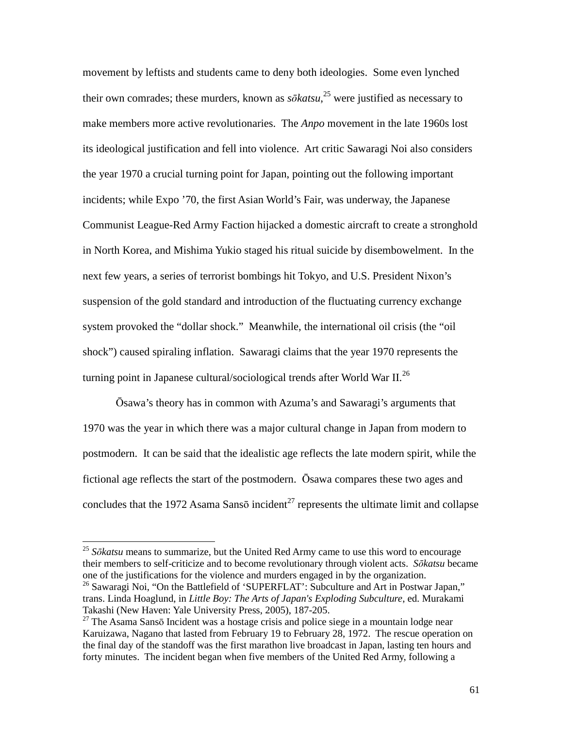movement by leftists and students came to deny both ideologies. Some even lynched their own comrades; these murders, known as *sōkatsu*,[25] were justified as necessary to make members more active revolutionaries. The *Anpo* movement in the late 1960s lost its ideological justification and fell into violence. Art critic Sawaragi Noi also considers the year 1970 a crucial turning point for Japan, pointing out the following important incidents; while Expo '70, the first Asian World's Fair, was underway, the Japanese Communist League-Red Army Faction hijacked a domestic aircraft to create a stronghold in North Korea, and Mishima Yukio staged his ritual suicide by disembowelment. In the next few years, a series of terrorist bombings hit Tokyo, and U.S. President Nixon's suspension of the gold standard and introduction of the fluctuating currency exchange system provoked the "dollar shock." Meanwhile, the international oil crisis (the "oil shock") caused spiraling inflation. Sawaragi claims that the year 1970 represents the turning point in Japanese cultural/sociological trends after World War II.[26]

Ōsawa's theory has in common with Azuma's and Sawaragi's arguments that 1970 was the year in which there was a major cultural change in Japan from modern to postmodern. It can be said that the idealistic age reflects the late modern spirit, while the fictional age reflects the start of the postmodern. Ōsawa compares these two ages and concludes that the 1972 Asama Sansō incident[27] represents the ultimate limit and collapse

---

[25] *Sōkatsu* means to summarize, but the United Red Army came to use this word to encourage their members to self-criticize and to become revolutionary through violent acts. *Sōkatsu* became one of the justifications for the violence and murders engaged in by the organization.

[26] Sawaragi Noi, "On the Battlefield of 'SUPERFLAT': Subculture and Art in Postwar Japan," trans. Linda Hoaglund, in *Little Boy: The Arts of Japan's Exploding Subculture*, ed. Murakami Takashi (New Haven: Yale University Press, 2005), 187-205.

[27] The Asama Sansō Incident was a hostage crisis and police siege in a mountain lodge near Karuizawa, Nagano that lasted from February 19 to February 28, 1972. The rescue operation on the final day of the standoff was the first marathon live broadcast in Japan, lasting ten hours and forty minutes. The incident began when five members of the United Red Army, following a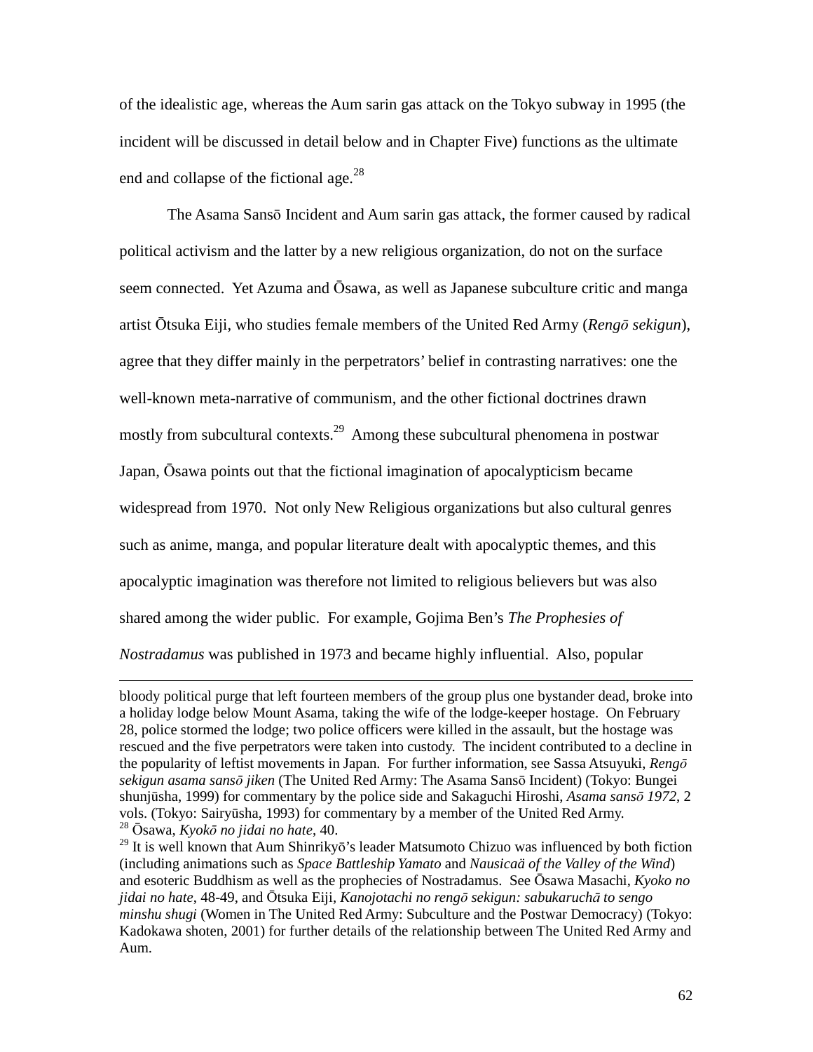of the idealistic age, whereas the Aum sarin gas attack on the Tokyo subway in 1995 (the incident will be discussed in detail below and in Chapter Five) functions as the ultimate end and collapse of the fictional age.[28]

The Asama Sansō Incident and Aum sarin gas attack, the former caused by radical political activism and the latter by a new religious organization, do not on the surface seem connected. Yet Azuma and Ōsawa, as well as Japanese subculture critic and manga artist Ōtsuka Eiji, who studies female members of the United Red Army (*Rengō sekigun*), agree that they differ mainly in the perpetrators' belief in contrasting narratives: one the well-known meta-narrative of communism, and the other fictional doctrines drawn mostly from subcultural contexts.[29] Among these subcultural phenomena in postwar Japan, Ōsawa points out that the fictional imagination of apocalypticism became widespread from 1970. Not only New Religious organizations but also cultural genres such as anime, manga, and popular literature dealt with apocalyptic themes, and this apocalyptic imagination was therefore not limited to religious believers but was also shared among the wider public. For example, Gojima Ben's *The Prophesies of Nostradamus* was published in 1973 and became highly influential. Also, popular

---

bloody political purge that left fourteen members of the group plus one bystander dead, broke into a holiday lodge below Mount Asama, taking the wife of the lodge-keeper hostage. On February 28, police stormed the lodge; two police officers were killed in the assault, but the hostage was rescued and the five perpetrators were taken into custody. The incident contributed to a decline in the popularity of leftist movements in Japan. For further information, see Sassa Atsuyuki, *Rengō sekigun asama sansō jiken* (The United Red Army: The Asama Sansō Incident) (Tokyo: Bungei shunjūsha, 1999) for commentary by the police side and Sakaguchi Hiroshi, *Asama sansō 1972*, 2 vols. (Tokyo: Sairyūsha, 1993) for commentary by a member of the United Red Army.

[28] Ōsawa, *Kyokō no jidai no hate*, 40.

[29] It is well known that Aum Shinrikyō's leader Matsumoto Chizuo was influenced by both fiction (including animations such as *Space Battleship Yamato* and *Nausicaä of the Valley of the Wind*) and esoteric Buddhism as well as the prophecies of Nostradamus. See Ōsawa Masachi, *Kyoko no jidai no hate*, 48-49, and Ōtsuka Eiji, *Kanojotachi no rengō sekigun: sabukaruchā to sengo minshu shugi* (Women in The United Red Army: Subculture and the Postwar Democracy) (Tokyo: Kadokawa shoten, 2001) for further details of the relationship between The United Red Army and Aum.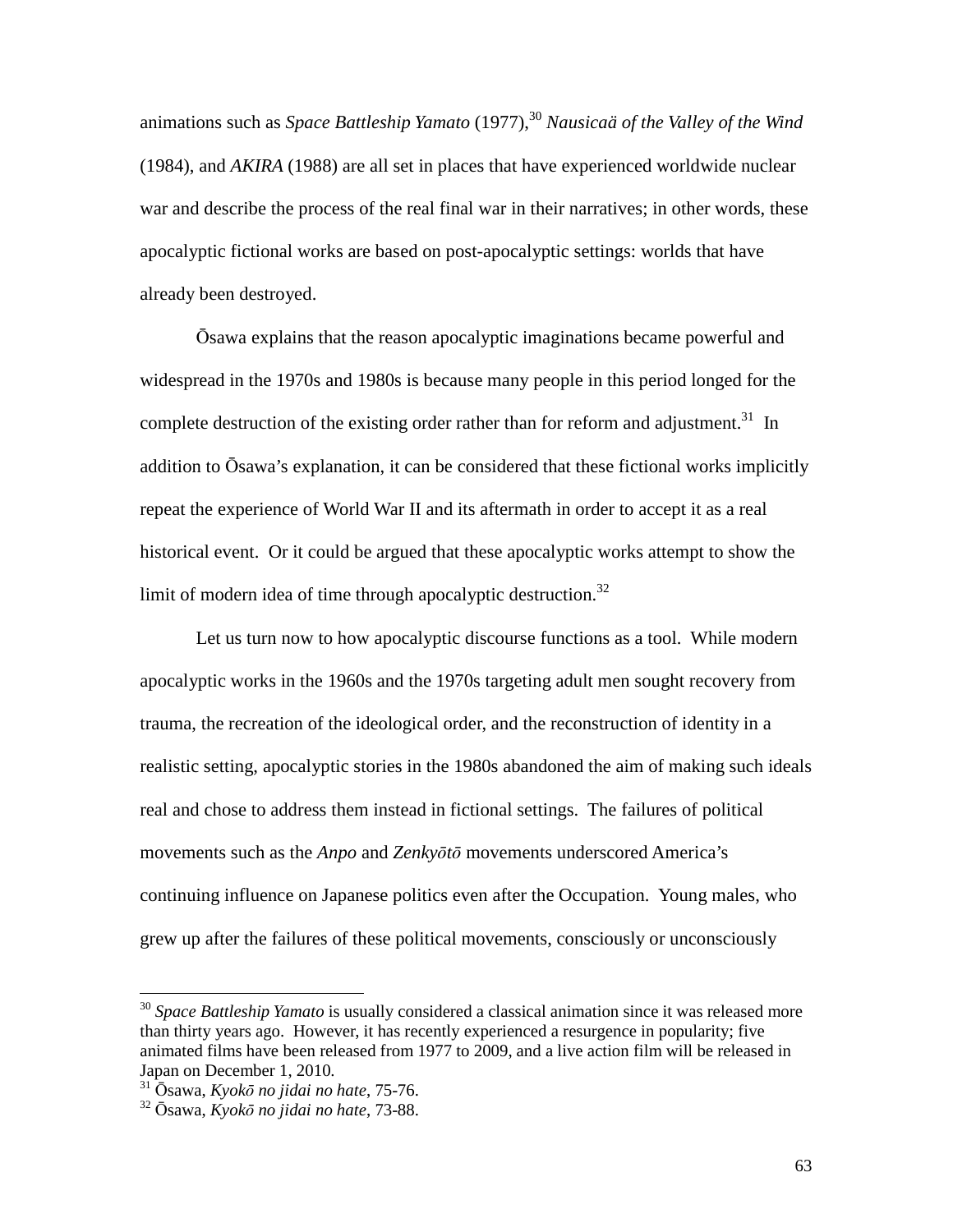animations such as *Space Battleship Yamato* (1977),[30] *Nausicaä of the Valley of the Wind* (1984), and *AKIRA* (1988) are all set in places that have experienced worldwide nuclear war and describe the process of the real final war in their narratives; in other words, these apocalyptic fictional works are based on post-apocalyptic settings: worlds that have already been destroyed.

Ōsawa explains that the reason apocalyptic imaginations became powerful and widespread in the 1970s and 1980s is because many people in this period longed for the complete destruction of the existing order rather than for reform and adjustment.[31] In addition to Ōsawa's explanation, it can be considered that these fictional works implicitly repeat the experience of World War II and its aftermath in order to accept it as a real historical event. Or it could be argued that these apocalyptic works attempt to show the limit of modern idea of time through apocalyptic destruction.[32]

Let us turn now to how apocalyptic discourse functions as a tool. While modern apocalyptic works in the 1960s and the 1970s targeting adult men sought recovery from trauma, the recreation of the ideological order, and the reconstruction of identity in a realistic setting, apocalyptic stories in the 1980s abandoned the aim of making such ideals real and chose to address them instead in fictional settings. The failures of political movements such as the *Anpo* and *Zenkyōtō* movements underscored America's continuing influence on Japanese politics even after the Occupation. Young males, who grew up after the failures of these political movements, consciously or unconsciously

---

[30] *Space Battleship Yamato* is usually considered a classical animation since it was released more than thirty years ago. However, it has recently experienced a resurgence in popularity; five animated films have been released from 1977 to 2009, and a live action film will be released in Japan on December 1, 2010.

[31] Ōsawa, *Kyokō no jidai no hate*, 75-76.

[32] Ōsawa, *Kyokō no jidai no hate*, 73-88.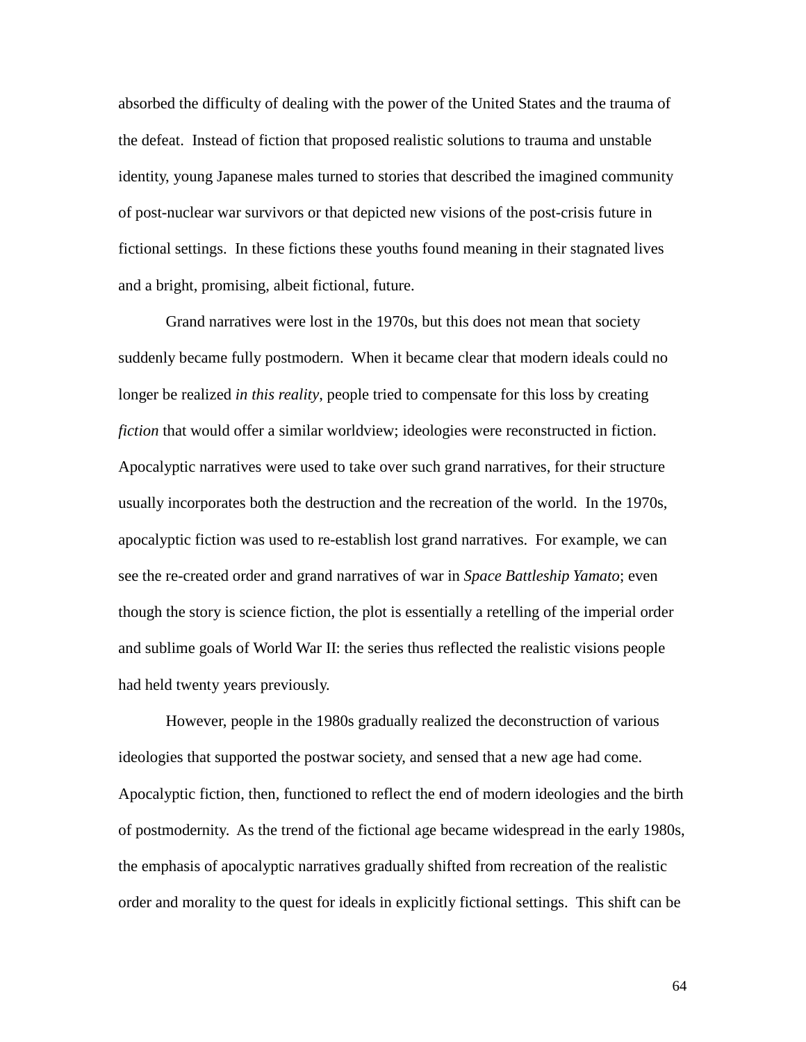absorbed the difficulty of dealing with the power of the United States and the trauma of the defeat.  Instead of fiction that proposed realistic solutions to trauma and unstable identity, young Japanese males turned to stories that described the imagined community of post-nuclear war survivors or that depicted new visions of the post-crisis future in fictional settings.  In these fictions these youths found meaning in their stagnated lives and a bright, promising, albeit fictional, future.

Grand narratives were lost in the 1970s, but this does not mean that society suddenly became fully postmodern.  When it became clear that modern ideals could no longer be realized *in this reality*, people tried to compensate for this loss by creating *fiction* that would offer a similar worldview; ideologies were reconstructed in fiction. Apocalyptic narratives were used to take over such grand narratives, for their structure usually incorporates both the destruction and the recreation of the world.  In the 1970s, apocalyptic fiction was used to re-establish lost grand narratives.  For example, we can see the re-created order and grand narratives of war in *Space Battleship Yamato*; even though the story is science fiction, the plot is essentially a retelling of the imperial order and sublime goals of World War II: the series thus reflected the realistic visions people had held twenty years previously.

However, people in the 1980s gradually realized the deconstruction of various ideologies that supported the postwar society, and sensed that a new age had come. Apocalyptic fiction, then, functioned to reflect the end of modern ideologies and the birth of postmodernity.  As the trend of the fictional age became widespread in the early 1980s, the emphasis of apocalyptic narratives gradually shifted from recreation of the realistic order and morality to the quest for ideals in explicitly fictional settings.  This shift can be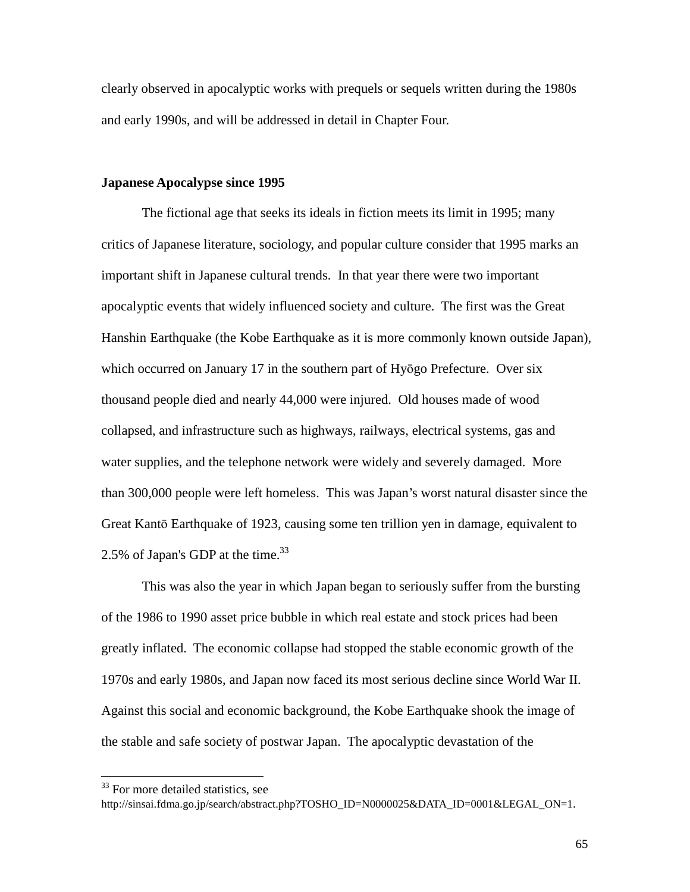clearly observed in apocalyptic works with prequels or sequels written during the 1980s and early 1990s, and will be addressed in detail in Chapter Four.

**Japanese Apocalypse since 1995**

The fictional age that seeks its ideals in fiction meets its limit in 1995; many critics of Japanese literature, sociology, and popular culture consider that 1995 marks an important shift in Japanese cultural trends. In that year there were two important apocalyptic events that widely influenced society and culture. The first was the Great Hanshin Earthquake (the Kobe Earthquake as it is more commonly known outside Japan), which occurred on January 17 in the southern part of Hyōgo Prefecture. Over six thousand people died and nearly 44,000 were injured. Old houses made of wood collapsed, and infrastructure such as highways, railways, electrical systems, gas and water supplies, and the telephone network were widely and severely damaged. More than 300,000 people were left homeless. This was Japan's worst natural disaster since the Great Kantō Earthquake of 1923, causing some ten trillion yen in damage, equivalent to 2.5% of Japan's GDP at the time.[33]

This was also the year in which Japan began to seriously suffer from the bursting of the 1986 to 1990 asset price bubble in which real estate and stock prices had been greatly inflated. The economic collapse had stopped the stable economic growth of the 1970s and early 1980s, and Japan now faced its most serious decline since World War II. Against this social and economic background, the Kobe Earthquake shook the image of the stable and safe society of postwar Japan. The apocalyptic devastation of the

---

[33] For more detailed statistics, see http://sinsai.fdma.go.jp/search/abstract.php?TOSHO_ID=N0000025&DATA_ID=0001&LEGAL_ON=1.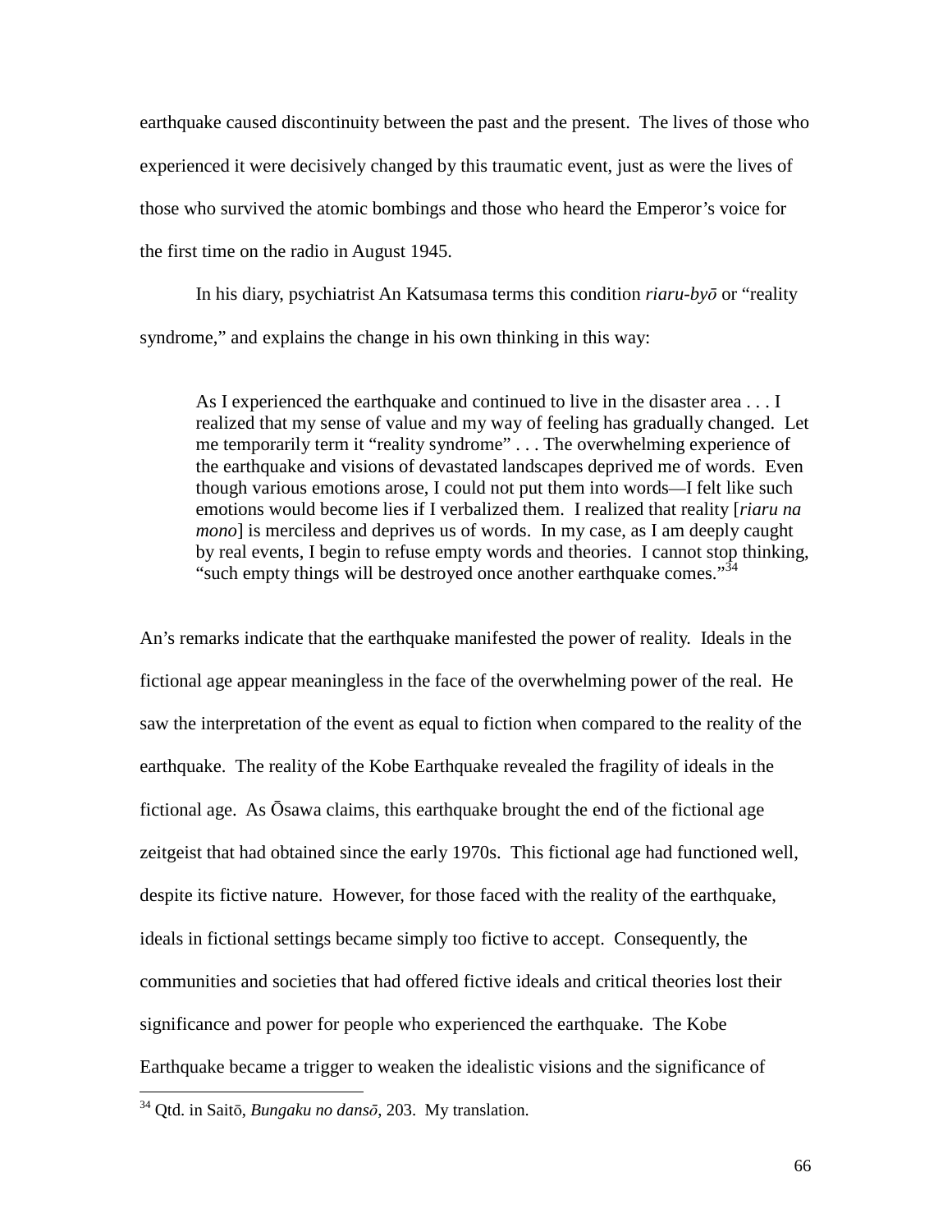earthquake caused discontinuity between the past and the present. The lives of those who experienced it were decisively changed by this traumatic event, just as were the lives of those who survived the atomic bombings and those who heard the Emperor's voice for the first time on the radio in August 1945.

In his diary, psychiatrist An Katsumasa terms this condition *riaru-byō* or "reality syndrome," and explains the change in his own thinking in this way:

> As I experienced the earthquake and continued to live in the disaster area . . . I realized that my sense of value and my way of feeling has gradually changed. Let me temporarily term it "reality syndrome" . . . The overwhelming experience of the earthquake and visions of devastated landscapes deprived me of words. Even though various emotions arose, I could not put them into words—I felt like such emotions would become lies if I verbalized them. I realized that reality [*riaru na mono*] is merciless and deprives us of words. In my case, as I am deeply caught by real events, I begin to refuse empty words and theories. I cannot stop thinking, "such empty things will be destroyed once another earthquake comes."[34]

An's remarks indicate that the earthquake manifested the power of reality. Ideals in the fictional age appear meaningless in the face of the overwhelming power of the real. He saw the interpretation of the event as equal to fiction when compared to the reality of the earthquake. The reality of the Kobe Earthquake revealed the fragility of ideals in the fictional age. As Ōsawa claims, this earthquake brought the end of the fictional age zeitgeist that had obtained since the early 1970s. This fictional age had functioned well, despite its fictive nature. However, for those faced with the reality of the earthquake, ideals in fictional settings became simply too fictive to accept. Consequently, the communities and societies that had offered fictive ideals and critical theories lost their significance and power for people who experienced the earthquake. The Kobe Earthquake became a trigger to weaken the idealistic visions and the significance of

---

[34] Qtd. in Saitō, *Bungaku no dansō*, 203. My translation.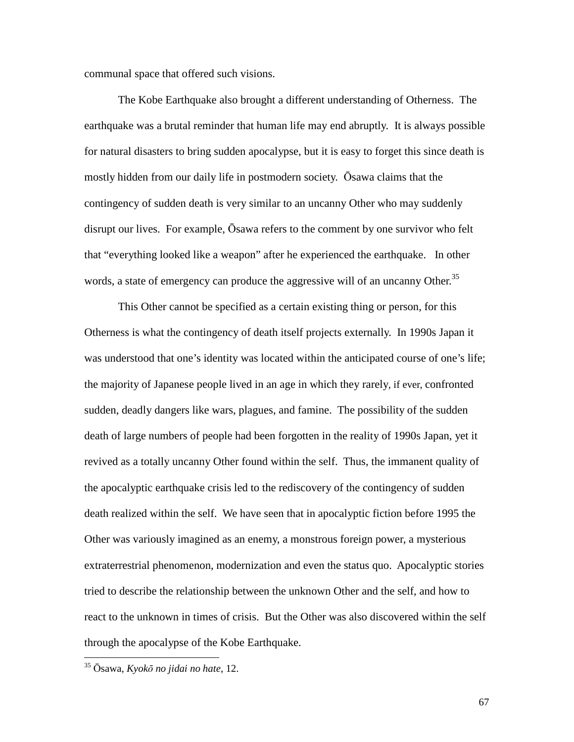communal space that offered such visions.

The Kobe Earthquake also brought a different understanding of Otherness. The earthquake was a brutal reminder that human life may end abruptly. It is always possible for natural disasters to bring sudden apocalypse, but it is easy to forget this since death is mostly hidden from our daily life in postmodern society. Ōsawa claims that the contingency of sudden death is very similar to an uncanny Other who may suddenly disrupt our lives. For example, Ōsawa refers to the comment by one survivor who felt that "everything looked like a weapon" after he experienced the earthquake. In other words, a state of emergency can produce the aggressive will of an uncanny Other.[35]

This Other cannot be specified as a certain existing thing or person, for this Otherness is what the contingency of death itself projects externally. In 1990s Japan it was understood that one's identity was located within the anticipated course of one's life; the majority of Japanese people lived in an age in which they rarely, if ever, confronted sudden, deadly dangers like wars, plagues, and famine. The possibility of the sudden death of large numbers of people had been forgotten in the reality of 1990s Japan, yet it revived as a totally uncanny Other found within the self. Thus, the immanent quality of the apocalyptic earthquake crisis led to the rediscovery of the contingency of sudden death realized within the self. We have seen that in apocalyptic fiction before 1995 the Other was variously imagined as an enemy, a monstrous foreign power, a mysterious extraterrestrial phenomenon, modernization and even the status quo. Apocalyptic stories tried to describe the relationship between the unknown Other and the self, and how to react to the unknown in times of crisis. But the Other was also discovered within the self through the apocalypse of the Kobe Earthquake.

---

[35] Ōsawa, *Kyokō no jidai no hate*, 12.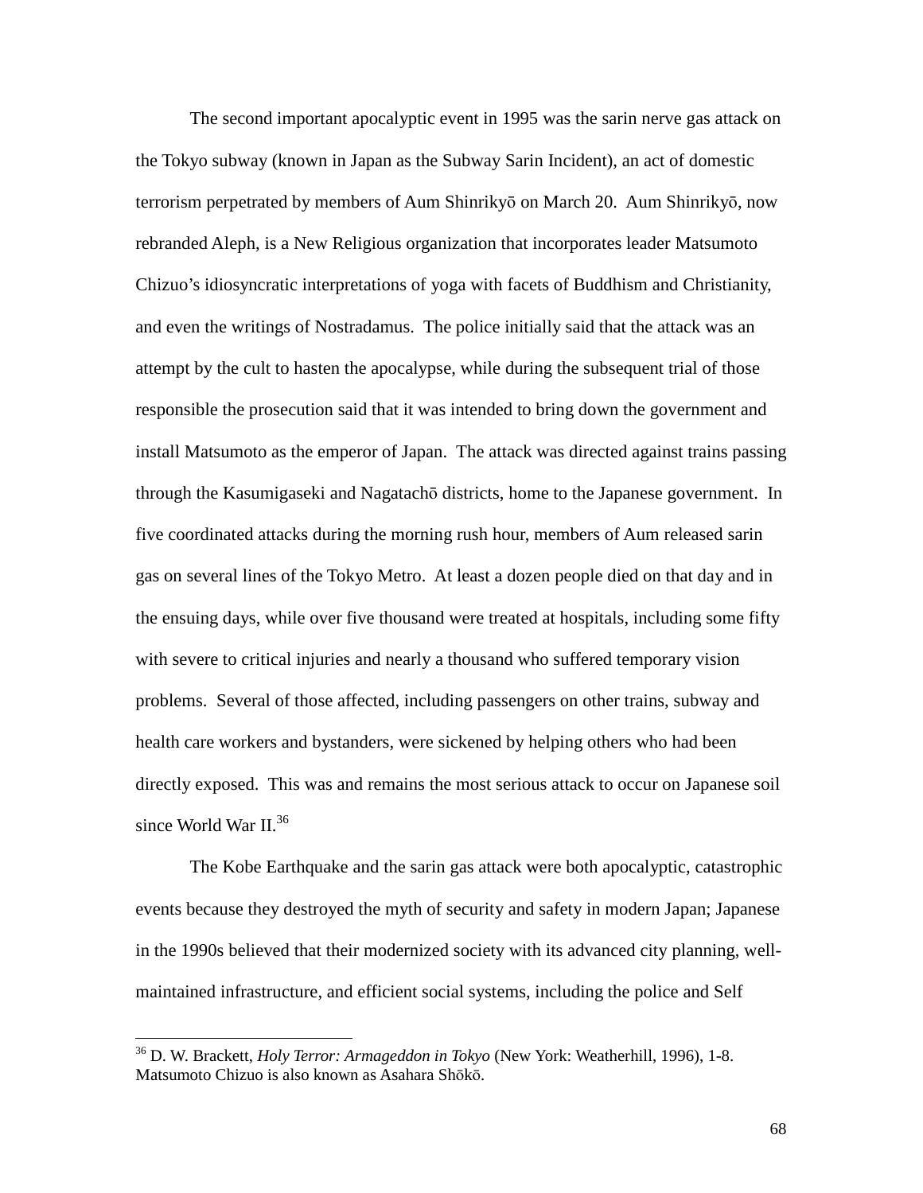The second important apocalyptic event in 1995 was the sarin nerve gas attack on the Tokyo subway (known in Japan as the Subway Sarin Incident), an act of domestic terrorism perpetrated by members of Aum Shinrikyō on March 20. Aum Shinrikyō, now rebranded Aleph, is a New Religious organization that incorporates leader Matsumoto Chizuo's idiosyncratic interpretations of yoga with facets of Buddhism and Christianity, and even the writings of Nostradamus. The police initially said that the attack was an attempt by the cult to hasten the apocalypse, while during the subsequent trial of those responsible the prosecution said that it was intended to bring down the government and install Matsumoto as the emperor of Japan. The attack was directed against trains passing through the Kasumigaseki and Nagatachō districts, home to the Japanese government. In five coordinated attacks during the morning rush hour, members of Aum released sarin gas on several lines of the Tokyo Metro. At least a dozen people died on that day and in the ensuing days, while over five thousand were treated at hospitals, including some fifty with severe to critical injuries and nearly a thousand who suffered temporary vision problems. Several of those affected, including passengers on other trains, subway and health care workers and bystanders, were sickened by helping others who had been directly exposed. This was and remains the most serious attack to occur on Japanese soil since World War II.[36]

The Kobe Earthquake and the sarin gas attack were both apocalyptic, catastrophic events because they destroyed the myth of security and safety in modern Japan; Japanese in the 1990s believed that their modernized society with its advanced city planning, well-maintained infrastructure, and efficient social systems, including the police and Self

---

[36] D. W. Brackett, *Holy Terror: Armageddon in Tokyo* (New York: Weatherhill, 1996), 1-8. Matsumoto Chizuo is also known as Asahara Shōkō.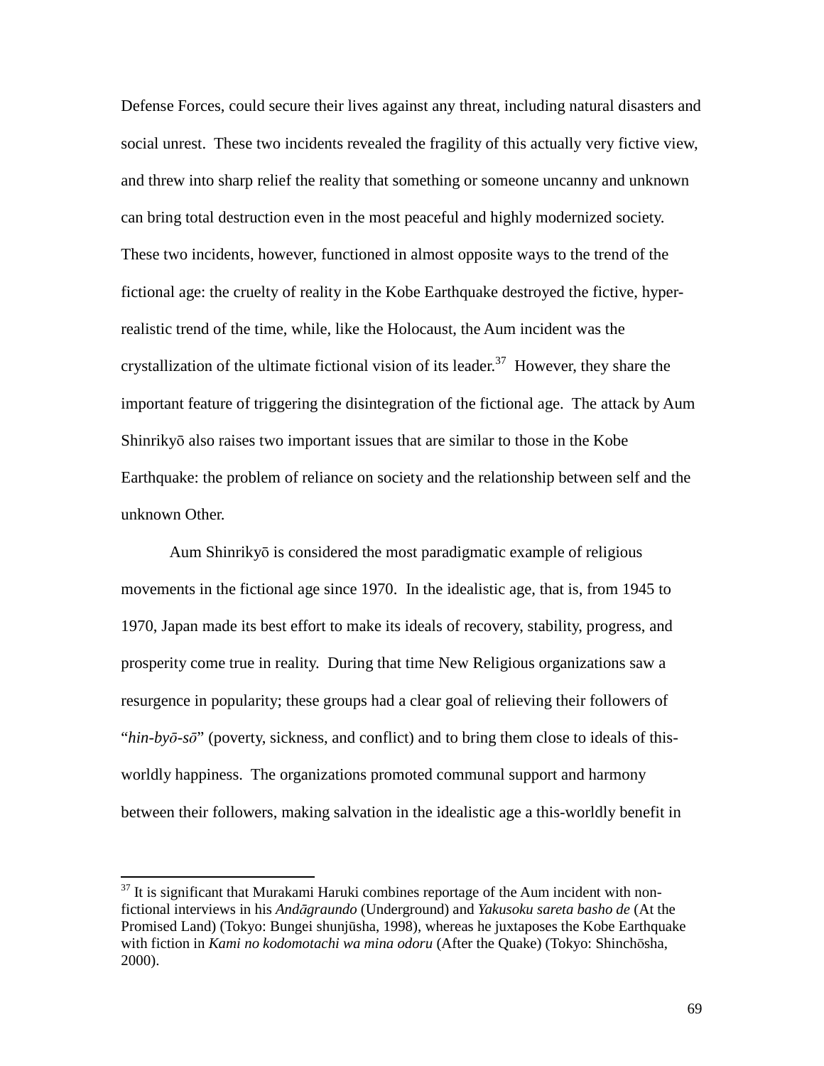Defense Forces, could secure their lives against any threat, including natural disasters and social unrest. These two incidents revealed the fragility of this actually very fictive view, and threw into sharp relief the reality that something or someone uncanny and unknown can bring total destruction even in the most peaceful and highly modernized society. These two incidents, however, functioned in almost opposite ways to the trend of the fictional age: the cruelty of reality in the Kobe Earthquake destroyed the fictive, hyper-realistic trend of the time, while, like the Holocaust, the Aum incident was the crystallization of the ultimate fictional vision of its leader.[37] However, they share the important feature of triggering the disintegration of the fictional age. The attack by Aum Shinrikyō also raises two important issues that are similar to those in the Kobe Earthquake: the problem of reliance on society and the relationship between self and the unknown Other.

Aum Shinrikyō is considered the most paradigmatic example of religious movements in the fictional age since 1970. In the idealistic age, that is, from 1945 to 1970, Japan made its best effort to make its ideals of recovery, stability, progress, and prosperity come true in reality. During that time New Religious organizations saw a resurgence in popularity; these groups had a clear goal of relieving their followers of "*hin-byō-sō*" (poverty, sickness, and conflict) and to bring them close to ideals of this-worldly happiness. The organizations promoted communal support and harmony between their followers, making salvation in the idealistic age a this-worldly benefit in

---

[37] It is significant that Murakami Haruki combines reportage of the Aum incident with non-fictional interviews in his *Andāgraundo* (Underground) and *Yakusoku sareta basho de* (At the Promised Land) (Tokyo: Bungei shunjūsha, 1998), whereas he juxtaposes the Kobe Earthquake with fiction in *Kami no kodomotachi wa mina odoru* (After the Quake) (Tokyo: Shinchōsha, 2000).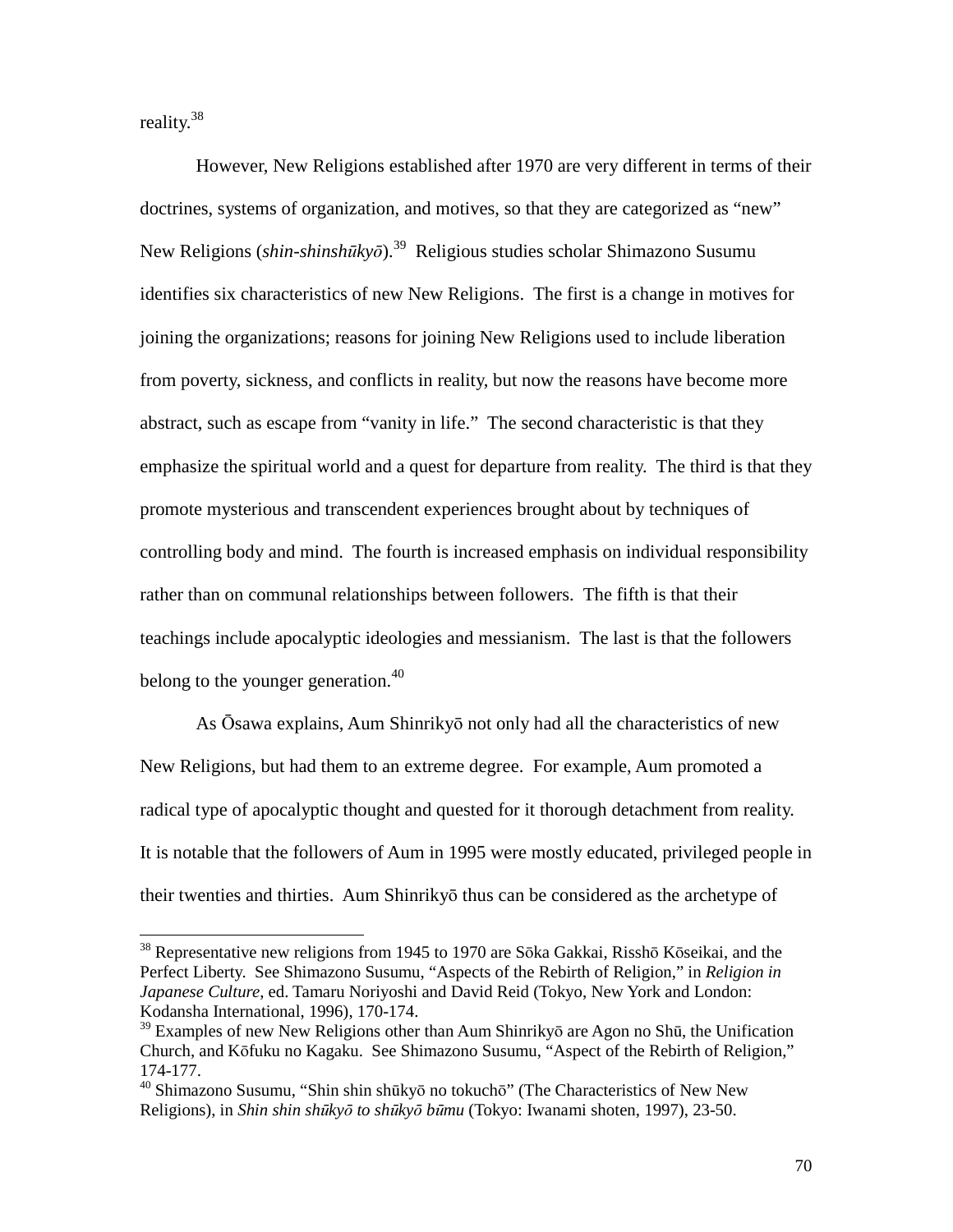reality.[38]

However, New Religions established after 1970 are very different in terms of their doctrines, systems of organization, and motives, so that they are categorized as "new" New Religions (*shin-shinshūkyō*).[39] Religious studies scholar Shimazono Susumu identifies six characteristics of new New Religions. The first is a change in motives for joining the organizations; reasons for joining New Religions used to include liberation from poverty, sickness, and conflicts in reality, but now the reasons have become more abstract, such as escape from "vanity in life." The second characteristic is that they emphasize the spiritual world and a quest for departure from reality. The third is that they promote mysterious and transcendent experiences brought about by techniques of controlling body and mind. The fourth is increased emphasis on individual responsibility rather than on communal relationships between followers. The fifth is that their teachings include apocalyptic ideologies and messianism. The last is that the followers belong to the younger generation.[40]

As Ōsawa explains, Aum Shinrikyō not only had all the characteristics of new New Religions, but had them to an extreme degree. For example, Aum promoted a radical type of apocalyptic thought and quested for it thorough detachment from reality. It is notable that the followers of Aum in 1995 were mostly educated, privileged people in their twenties and thirties. Aum Shinrikyō thus can be considered as the archetype of

---

[38] Representative new religions from 1945 to 1970 are Sōka Gakkai, Risshō Kōseikai, and the Perfect Liberty. See Shimazono Susumu, "Aspects of the Rebirth of Religion," in *Religion in Japanese Culture*, ed. Tamaru Noriyoshi and David Reid (Tokyo, New York and London: Kodansha International, 1996), 170-174.

[39] Examples of new New Religions other than Aum Shinrikyō are Agon no Shū, the Unification Church, and Kōfuku no Kagaku. See Shimazono Susumu, "Aspect of the Rebirth of Religion," 174-177.

[40] Shimazono Susumu, "Shin shin shūkyō no tokuchō" (The Characteristics of New New Religions), in *Shin shin shūkyō to shūkyō būmu* (Tokyo: Iwanami shoten, 1997), 23-50.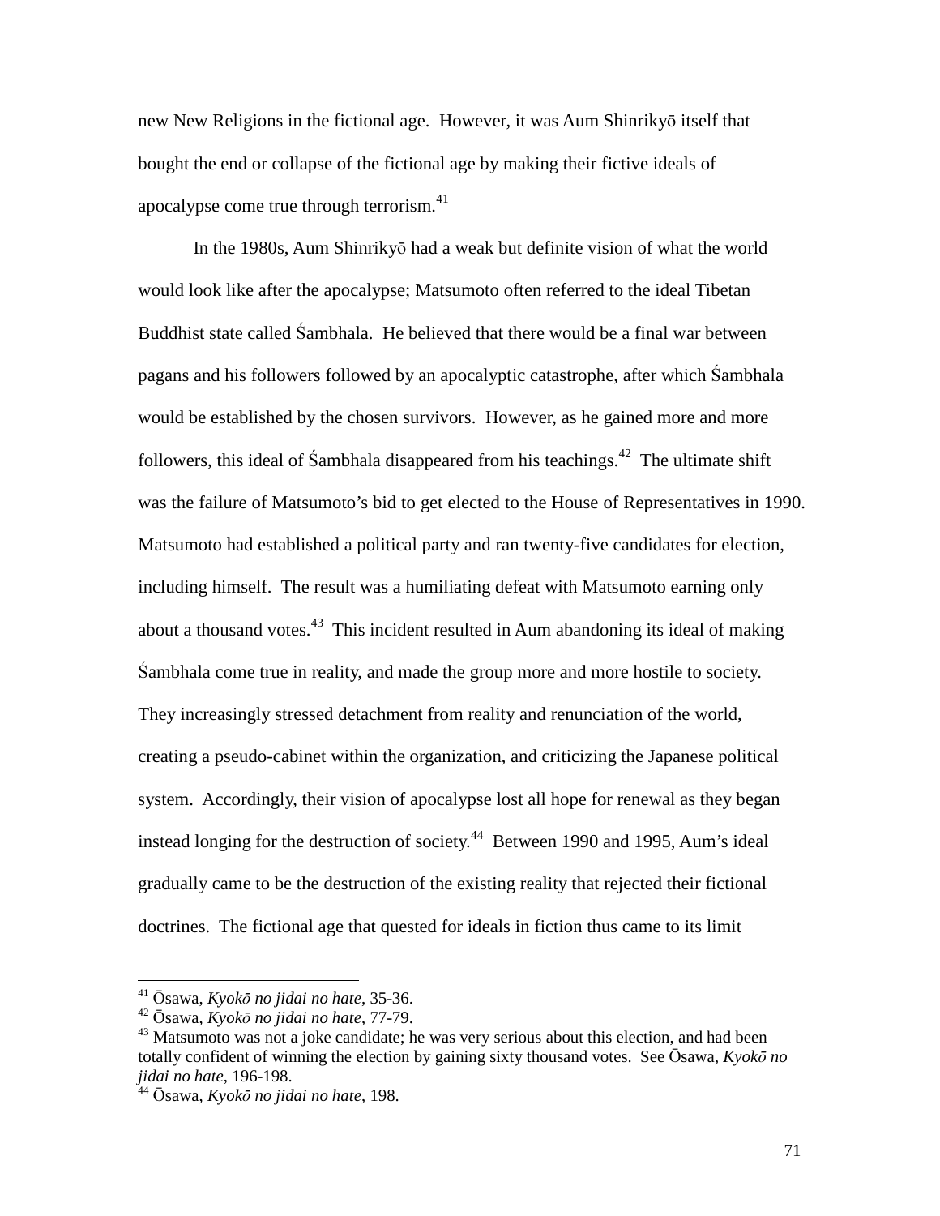new New Religions in the fictional age. However, it was Aum Shinrikyō itself that bought the end or collapse of the fictional age by making their fictive ideals of apocalypse come true through terrorism.[41]

In the 1980s, Aum Shinrikyō had a weak but definite vision of what the world would look like after the apocalypse; Matsumoto often referred to the ideal Tibetan Buddhist state called Śambhala. He believed that there would be a final war between pagans and his followers followed by an apocalyptic catastrophe, after which Śambhala would be established by the chosen survivors. However, as he gained more and more followers, this ideal of Śambhala disappeared from his teachings.[42] The ultimate shift was the failure of Matsumoto's bid to get elected to the House of Representatives in 1990. Matsumoto had established a political party and ran twenty-five candidates for election, including himself. The result was a humiliating defeat with Matsumoto earning only about a thousand votes.[43] This incident resulted in Aum abandoning its ideal of making Śambhala come true in reality, and made the group more and more hostile to society. They increasingly stressed detachment from reality and renunciation of the world, creating a pseudo-cabinet within the organization, and criticizing the Japanese political system. Accordingly, their vision of apocalypse lost all hope for renewal as they began instead longing for the destruction of society.[44] Between 1990 and 1995, Aum's ideal gradually came to be the destruction of the existing reality that rejected their fictional doctrines. The fictional age that quested for ideals in fiction thus came to its limit

---

[41] Ōsawa, *Kyokō no jidai no hate*, 35-36.

[42] Ōsawa, *Kyokō no jidai no hate*, 77-79.

[43] Matsumoto was not a joke candidate; he was very serious about this election, and had been totally confident of winning the election by gaining sixty thousand votes. See Ōsawa, *Kyokō no jidai no hate*, 196-198.

[44] Ōsawa, *Kyokō no jidai no hate*, 198.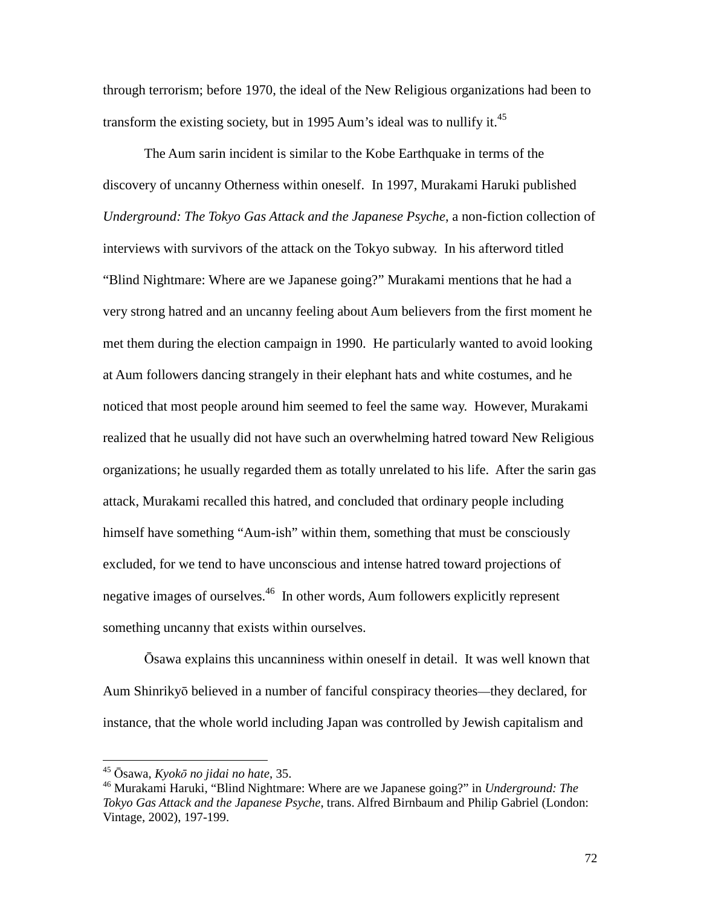through terrorism; before 1970, the ideal of the New Religious organizations had been to transform the existing society, but in 1995 Aum's ideal was to nullify it.[45]

The Aum sarin incident is similar to the Kobe Earthquake in terms of the discovery of uncanny Otherness within oneself. In 1997, Murakami Haruki published *Underground: The Tokyo Gas Attack and the Japanese Psyche*, a non-fiction collection of interviews with survivors of the attack on the Tokyo subway. In his afterword titled "Blind Nightmare: Where are we Japanese going?" Murakami mentions that he had a very strong hatred and an uncanny feeling about Aum believers from the first moment he met them during the election campaign in 1990. He particularly wanted to avoid looking at Aum followers dancing strangely in their elephant hats and white costumes, and he noticed that most people around him seemed to feel the same way. However, Murakami realized that he usually did not have such an overwhelming hatred toward New Religious organizations; he usually regarded them as totally unrelated to his life. After the sarin gas attack, Murakami recalled this hatred, and concluded that ordinary people including himself have something "Aum-ish" within them, something that must be consciously excluded, for we tend to have unconscious and intense hatred toward projections of negative images of ourselves.[46] In other words, Aum followers explicitly represent something uncanny that exists within ourselves.

Ōsawa explains this uncanniness within oneself in detail. It was well known that Aum Shinrikyō believed in a number of fanciful conspiracy theories—they declared, for instance, that the whole world including Japan was controlled by Jewish capitalism and

---

[45] Ōsawa, *Kyokō no jidai no hate*, 35.

[46] Murakami Haruki, "Blind Nightmare: Where are we Japanese going?" in *Underground: The Tokyo Gas Attack and the Japanese Psyche*, trans. Alfred Birnbaum and Philip Gabriel (London: Vintage, 2002), 197-199.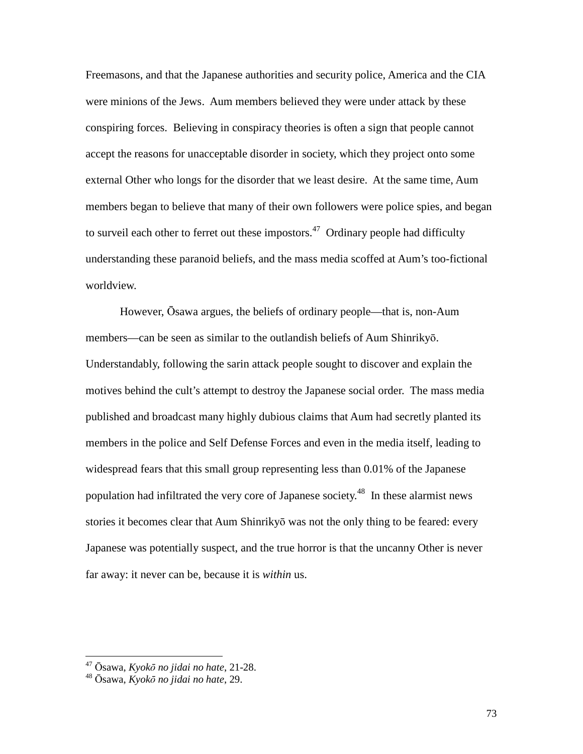Freemasons, and that the Japanese authorities and security police, America and the CIA were minions of the Jews. Aum members believed they were under attack by these conspiring forces. Believing in conspiracy theories is often a sign that people cannot accept the reasons for unacceptable disorder in society, which they project onto some external Other who longs for the disorder that we least desire. At the same time, Aum members began to believe that many of their own followers were police spies, and began to surveil each other to ferret out these impostors.[47] Ordinary people had difficulty understanding these paranoid beliefs, and the mass media scoffed at Aum's too-fictional worldview.

However, Ōsawa argues, the beliefs of ordinary people—that is, non-Aum members—can be seen as similar to the outlandish beliefs of Aum Shinrikyō. Understandably, following the sarin attack people sought to discover and explain the motives behind the cult's attempt to destroy the Japanese social order. The mass media published and broadcast many highly dubious claims that Aum had secretly planted its members in the police and Self Defense Forces and even in the media itself, leading to widespread fears that this small group representing less than 0.01% of the Japanese population had infiltrated the very core of Japanese society.[48] In these alarmist news stories it becomes clear that Aum Shinrikyō was not the only thing to be feared: every Japanese was potentially suspect, and the true horror is that the uncanny Other is never far away: it never can be, because it is *within* us.

---

[47] Ōsawa, *Kyokō no jidai no hate*, 21-28.

[48] Ōsawa, *Kyokō no jidai no hate*, 29.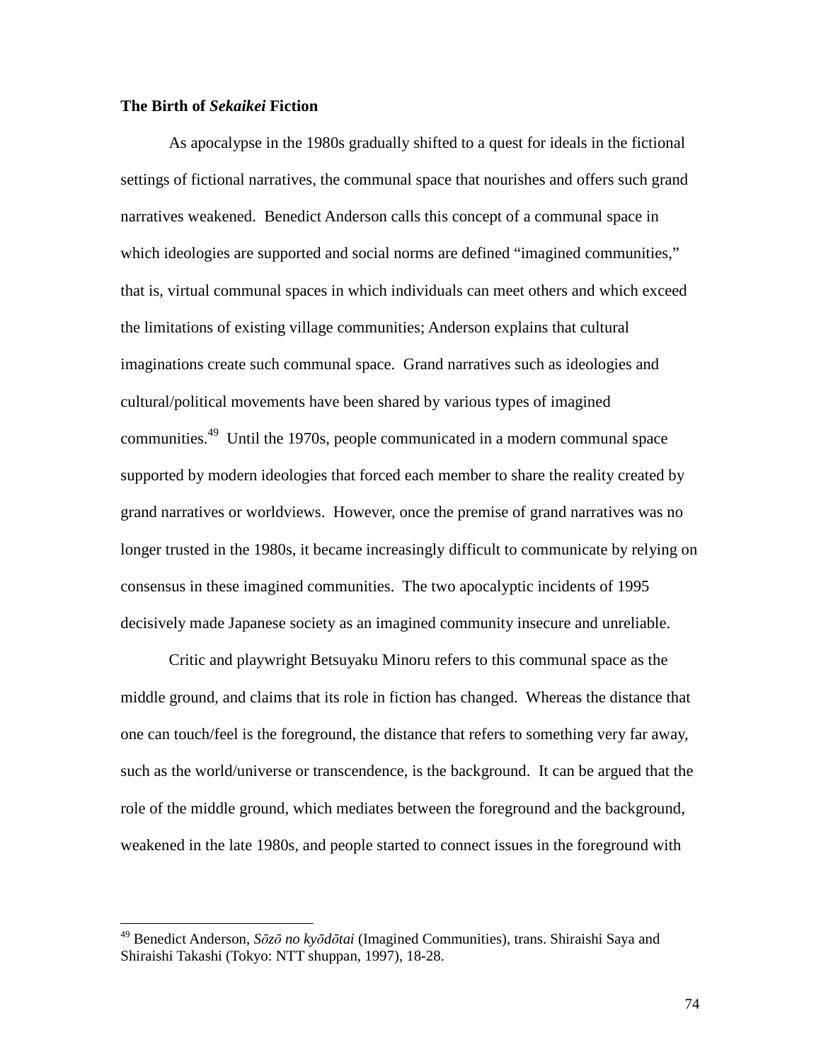### The Birth of *Sekaikei* Fiction

As apocalypse in the 1980s gradually shifted to a quest for ideals in the fictional settings of fictional narratives, the communal space that nourishes and offers such grand narratives weakened. Benedict Anderson calls this concept of a communal space in which ideologies are supported and social norms are defined "imagined communities," that is, virtual communal spaces in which individuals can meet others and which exceed the limitations of existing village communities; Anderson explains that cultural imaginations create such communal space. Grand narratives such as ideologies and cultural/political movements have been shared by various types of imagined communities.[49] Until the 1970s, people communicated in a modern communal space supported by modern ideologies that forced each member to share the reality created by grand narratives or worldviews. However, once the premise of grand narratives was no longer trusted in the 1980s, it became increasingly difficult to communicate by relying on consensus in these imagined communities. The two apocalyptic incidents of 1995 decisively made Japanese society as an imagined community insecure and unreliable.

Critic and playwright Betsuyaku Minoru refers to this communal space as the middle ground, and claims that its role in fiction has changed. Whereas the distance that one can touch/feel is the foreground, the distance that refers to something very far away, such as the world/universe or transcendence, is the background. It can be argued that the role of the middle ground, which mediates between the foreground and the background, weakened in the late 1980s, and people started to connect issues in the foreground with

---

[49] Benedict Anderson, *Sōzō no kyōdōtai* (Imagined Communities), trans. Shiraishi Saya and Shiraishi Takashi (Tokyo: NTT shuppan, 1997), 18-28.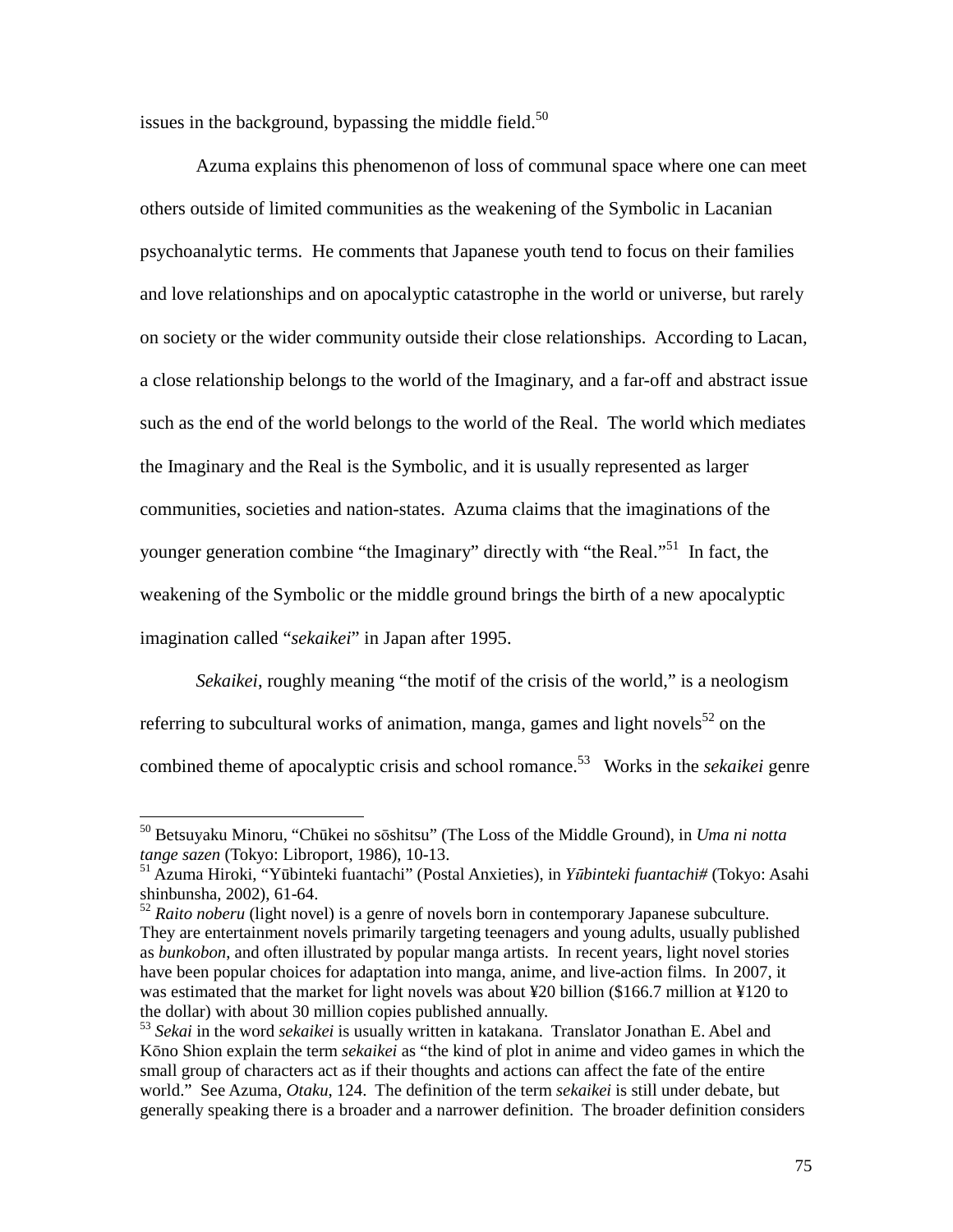issues in the background, bypassing the middle field.[50]

Azuma explains this phenomenon of loss of communal space where one can meet others outside of limited communities as the weakening of the Symbolic in Lacanian psychoanalytic terms. He comments that Japanese youth tend to focus on their families and love relationships and on apocalyptic catastrophe in the world or universe, but rarely on society or the wider community outside their close relationships. According to Lacan, a close relationship belongs to the world of the Imaginary, and a far-off and abstract issue such as the end of the world belongs to the world of the Real. The world which mediates the Imaginary and the Real is the Symbolic, and it is usually represented as larger communities, societies and nation-states. Azuma claims that the imaginations of the younger generation combine "the Imaginary" directly with "the Real."[51] In fact, the weakening of the Symbolic or the middle ground brings the birth of a new apocalyptic imagination called "*sekaikei*" in Japan after 1995.

*Sekaikei*, roughly meaning "the motif of the crisis of the world," is a neologism referring to subcultural works of animation, manga, games and light novels[52] on the combined theme of apocalyptic crisis and school romance.[53] Works in the *sekaikei* genre

---

[50] Betsuyaku Minoru, "Chūkei no sōshitsu" (The Loss of the Middle Ground), in *Uma ni notta tange sazen* (Tokyo: Libroport, 1986), 10-13.

[51] Azuma Hiroki, "Yūbinteki fuantachi" (Postal Anxieties), in *Yūbinteki fuantachi#* (Tokyo: Asahi shinbunsha, 2002), 61-64.

[52] *Raito noberu* (light novel) is a genre of novels born in contemporary Japanese subculture. They are entertainment novels primarily targeting teenagers and young adults, usually published as *bunkobon*, and often illustrated by popular manga artists. In recent years, light novel stories have been popular choices for adaptation into manga, anime, and live-action films. In 2007, it was estimated that the market for light novels was about ¥20 billion ($166.7 million at ¥120 to the dollar) with about 30 million copies published annually.

[53] *Sekai* in the word *sekaikei* is usually written in katakana. Translator Jonathan E. Abel and Kōno Shion explain the term *sekaikei* as "the kind of plot in anime and video games in which the small group of characters act as if their thoughts and actions can affect the fate of the entire world." See Azuma, *Otaku*, 124. The definition of the term *sekaikei* is still under debate, but generally speaking there is a broader and a narrower definition. The broader definition considers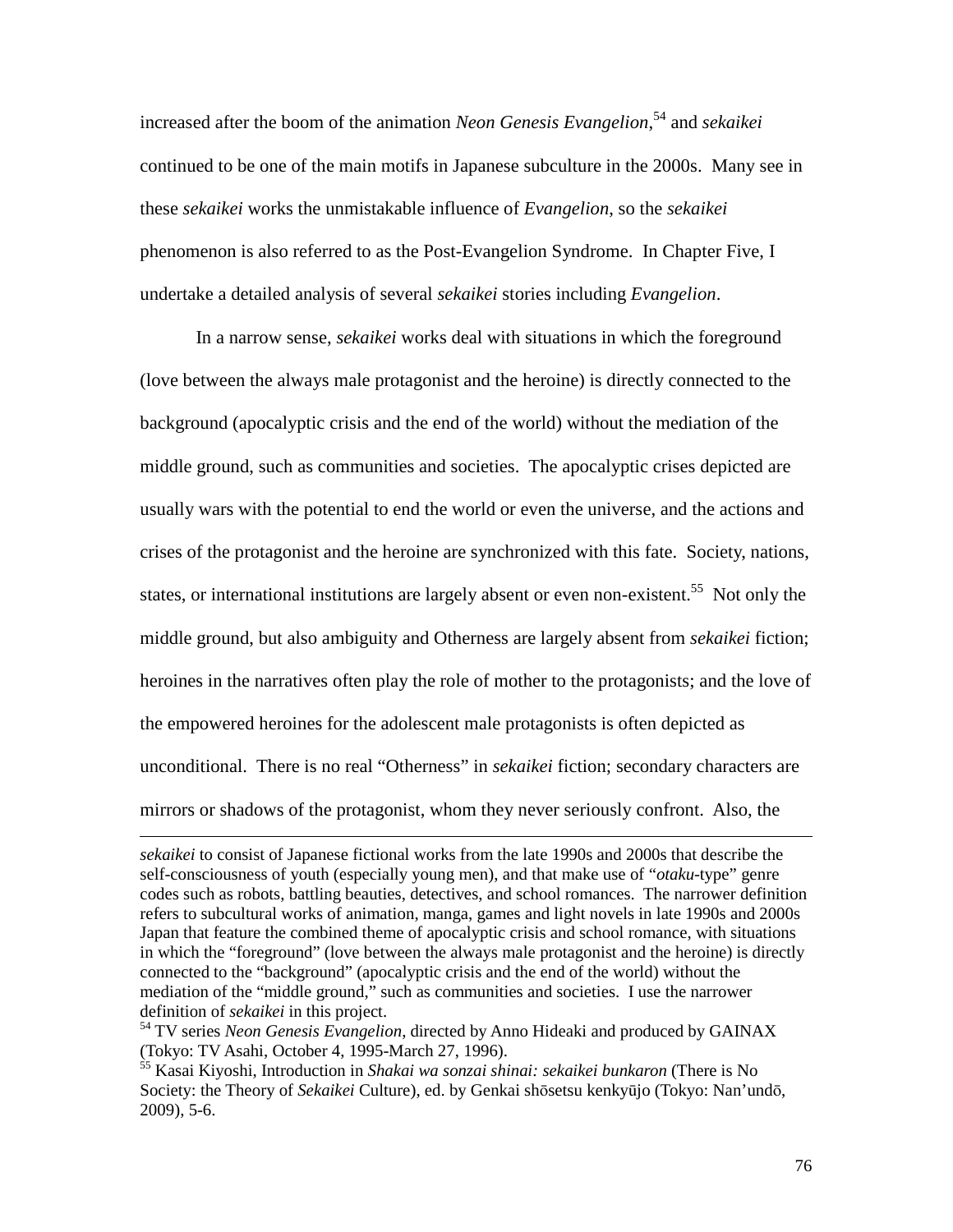increased after the boom of the animation *Neon Genesis Evangelion*,[54] and *sekaikei* continued to be one of the main motifs in Japanese subculture in the 2000s. Many see in these *sekaikei* works the unmistakable influence of *Evangelion*, so the *sekaikei* phenomenon is also referred to as the Post-Evangelion Syndrome. In Chapter Five, I undertake a detailed analysis of several *sekaikei* stories including *Evangelion*.

In a narrow sense, *sekaikei* works deal with situations in which the foreground (love between the always male protagonist and the heroine) is directly connected to the background (apocalyptic crisis and the end of the world) without the mediation of the middle ground, such as communities and societies. The apocalyptic crises depicted are usually wars with the potential to end the world or even the universe, and the actions and crises of the protagonist and the heroine are synchronized with this fate. Society, nations, states, or international institutions are largely absent or even non-existent.[55] Not only the middle ground, but also ambiguity and Otherness are largely absent from *sekaikei* fiction; heroines in the narratives often play the role of mother to the protagonists; and the love of the empowered heroines for the adolescent male protagonists is often depicted as unconditional. There is no real "Otherness" in *sekaikei* fiction; secondary characters are mirrors or shadows of the protagonist, whom they never seriously confront. Also, the

---

*sekaikei* to consist of Japanese fictional works from the late 1990s and 2000s that describe the self-consciousness of youth (especially young men), and that make use of "*otaku*-type" genre codes such as robots, battling beauties, detectives, and school romances. The narrower definition refers to subcultural works of animation, manga, games and light novels in late 1990s and 2000s Japan that feature the combined theme of apocalyptic crisis and school romance, with situations in which the "foreground" (love between the always male protagonist and the heroine) is directly connected to the "background" (apocalyptic crisis and the end of the world) without the mediation of the "middle ground," such as communities and societies. I use the narrower definition of *sekaikei* in this project.

[54] TV series *Neon Genesis Evangelion*, directed by Anno Hideaki and produced by GAINAX (Tokyo: TV Asahi, October 4, 1995-March 27, 1996).

[55] Kasai Kiyoshi, Introduction in *Shakai wa sonzai shinai: sekaikei bunkaron* (There is No Society: the Theory of *Sekaikei* Culture), ed. by Genkai shōsetsu kenkyūjo (Tokyo: Nan'undō, 2009), 5-6.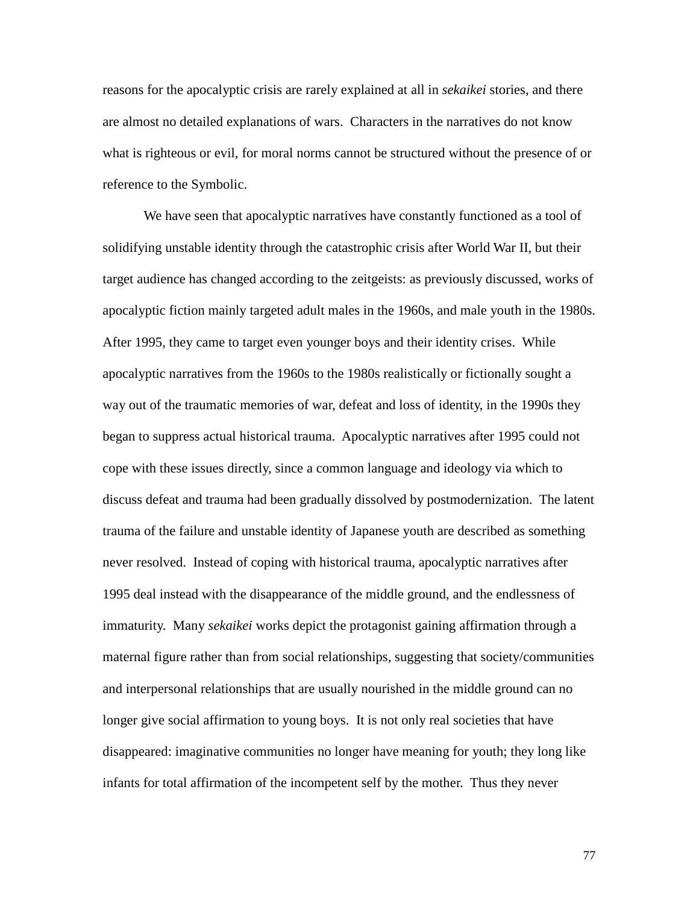reasons for the apocalyptic crisis are rarely explained at all in *sekaikei* stories, and there are almost no detailed explanations of wars. Characters in the narratives do not know what is righteous or evil, for moral norms cannot be structured without the presence of or reference to the Symbolic.

We have seen that apocalyptic narratives have constantly functioned as a tool of solidifying unstable identity through the catastrophic crisis after World War II, but their target audience has changed according to the zeitgeists: as previously discussed, works of apocalyptic fiction mainly targeted adult males in the 1960s, and male youth in the 1980s. After 1995, they came to target even younger boys and their identity crises. While apocalyptic narratives from the 1960s to the 1980s realistically or fictionally sought a way out of the traumatic memories of war, defeat and loss of identity, in the 1990s they began to suppress actual historical trauma. Apocalyptic narratives after 1995 could not cope with these issues directly, since a common language and ideology via which to discuss defeat and trauma had been gradually dissolved by postmodernization. The latent trauma of the failure and unstable identity of Japanese youth are described as something never resolved. Instead of coping with historical trauma, apocalyptic narratives after 1995 deal instead with the disappearance of the middle ground, and the endlessness of immaturity. Many *sekaikei* works depict the protagonist gaining affirmation through a maternal figure rather than from social relationships, suggesting that society/communities and interpersonal relationships that are usually nourished in the middle ground can no longer give social affirmation to young boys. It is not only real societies that have disappeared: imaginative communities no longer have meaning for youth; they long like infants for total affirmation of the incompetent self by the mother. Thus they never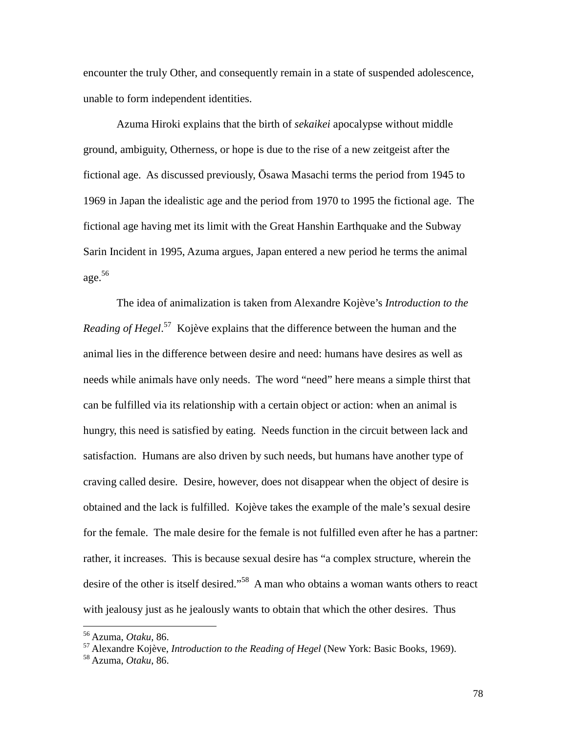encounter the truly Other, and consequently remain in a state of suspended adolescence, unable to form independent identities.

Azuma Hiroki explains that the birth of *sekaikei* apocalypse without middle ground, ambiguity, Otherness, or hope is due to the rise of a new zeitgeist after the fictional age. As discussed previously, Ōsawa Masachi terms the period from 1945 to 1969 in Japan the idealistic age and the period from 1970 to 1995 the fictional age. The fictional age having met its limit with the Great Hanshin Earthquake and the Subway Sarin Incident in 1995, Azuma argues, Japan entered a new period he terms the animal age.[56]

The idea of animalization is taken from Alexandre Kojève's *Introduction to the Reading of Hegel*.[57] Kojève explains that the difference between the human and the animal lies in the difference between desire and need: humans have desires as well as needs while animals have only needs. The word "need" here means a simple thirst that can be fulfilled via its relationship with a certain object or action: when an animal is hungry, this need is satisfied by eating. Needs function in the circuit between lack and satisfaction. Humans are also driven by such needs, but humans have another type of craving called desire. Desire, however, does not disappear when the object of desire is obtained and the lack is fulfilled. Kojève takes the example of the male's sexual desire for the female. The male desire for the female is not fulfilled even after he has a partner: rather, it increases. This is because sexual desire has "a complex structure, wherein the desire of the other is itself desired."[58] A man who obtains a woman wants others to react with jealousy just as he jealously wants to obtain that which the other desires. Thus

---

[56] Azuma, *Otaku*, 86.

[57] Alexandre Kojève, *Introduction to the Reading of Hegel* (New York: Basic Books, 1969).

[58] Azuma, *Otaku*, 86.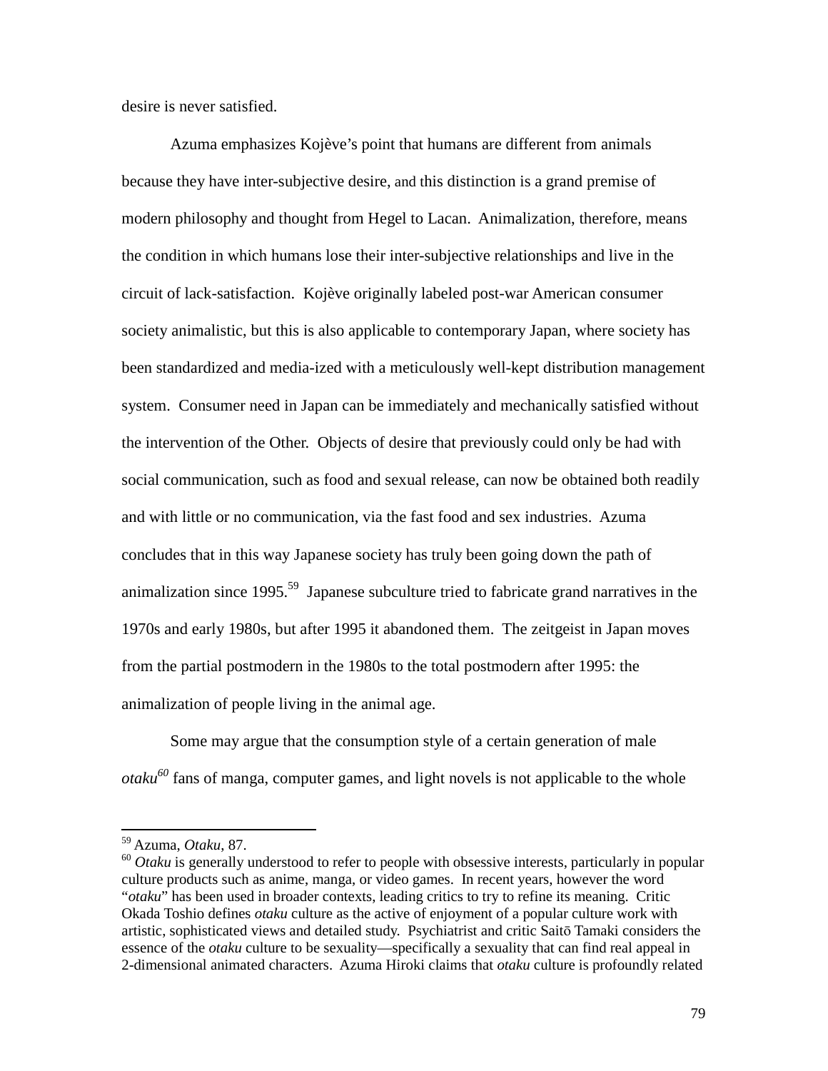desire is never satisfied.

Azuma emphasizes Kojève's point that humans are different from animals because they have inter-subjective desire, and this distinction is a grand premise of modern philosophy and thought from Hegel to Lacan. Animalization, therefore, means the condition in which humans lose their inter-subjective relationships and live in the circuit of lack-satisfaction. Kojève originally labeled post-war American consumer society animalistic, but this is also applicable to contemporary Japan, where society has been standardized and media-ized with a meticulously well-kept distribution management system. Consumer need in Japan can be immediately and mechanically satisfied without the intervention of the Other. Objects of desire that previously could only be had with social communication, such as food and sexual release, can now be obtained both readily and with little or no communication, via the fast food and sex industries. Azuma concludes that in this way Japanese society has truly been going down the path of animalization since 1995.[59] Japanese subculture tried to fabricate grand narratives in the 1970s and early 1980s, but after 1995 it abandoned them. The zeitgeist in Japan moves from the partial postmodern in the 1980s to the total postmodern after 1995: the animalization of people living in the animal age.

Some may argue that the consumption style of a certain generation of male *otaku*[60] fans of manga, computer games, and light novels is not applicable to the whole

---

[59] Azuma, *Otaku*, 87.

[60] *Otaku* is generally understood to refer to people with obsessive interests, particularly in popular culture products such as anime, manga, or video games. In recent years, however the word "*otaku*" has been used in broader contexts, leading critics to try to refine its meaning. Critic Okada Toshio defines *otaku* culture as the active of enjoyment of a popular culture work with artistic, sophisticated views and detailed study. Psychiatrist and critic Saitō Tamaki considers the essence of the *otaku* culture to be sexuality—specifically a sexuality that can find real appeal in 2-dimensional animated characters. Azuma Hiroki claims that *otaku* culture is profoundly related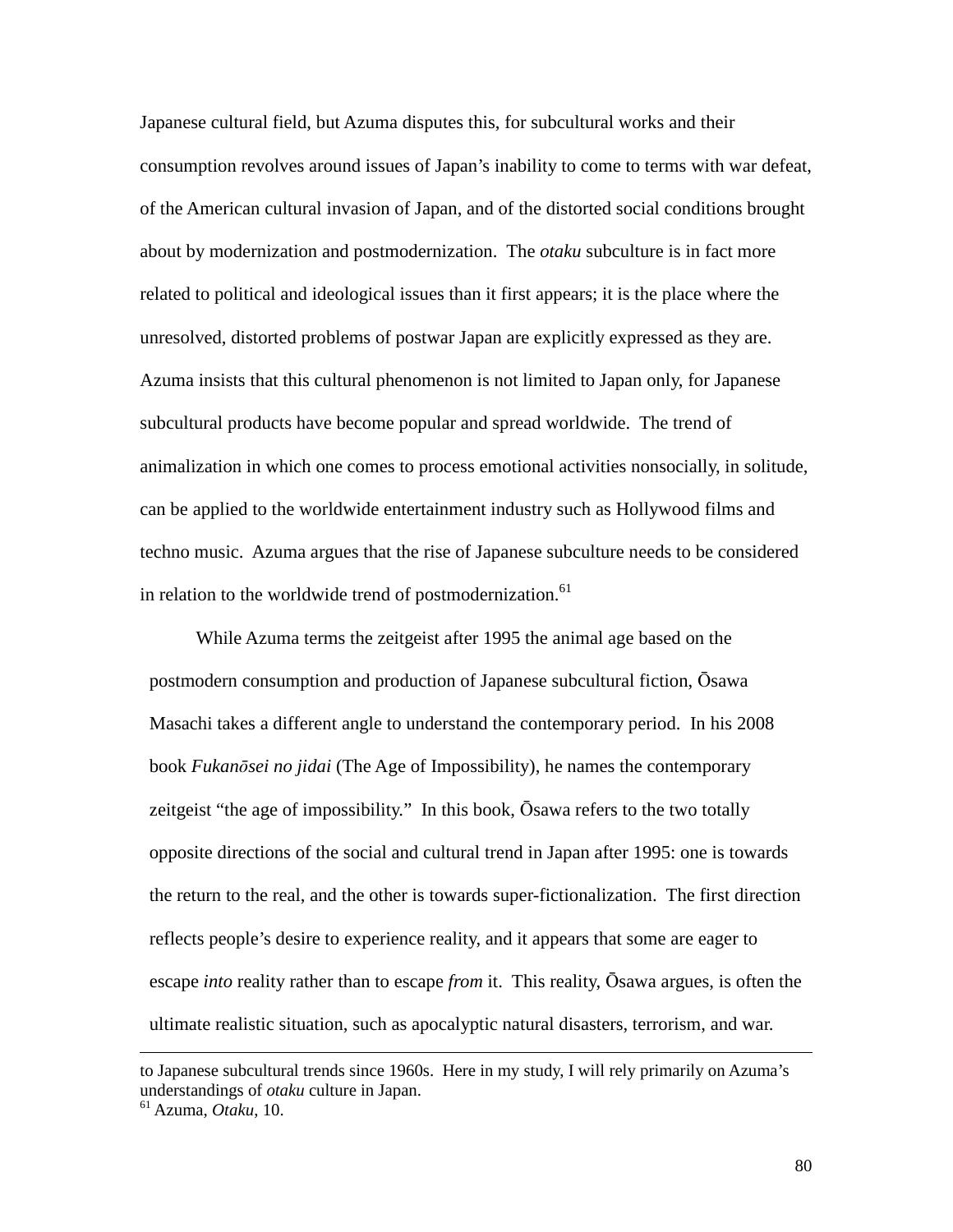Japanese cultural field, but Azuma disputes this, for subcultural works and their consumption revolves around issues of Japan's inability to come to terms with war defeat, of the American cultural invasion of Japan, and of the distorted social conditions brought about by modernization and postmodernization. The *otaku* subculture is in fact more related to political and ideological issues than it first appears; it is the place where the unresolved, distorted problems of postwar Japan are explicitly expressed as they are. Azuma insists that this cultural phenomenon is not limited to Japan only, for Japanese subcultural products have become popular and spread worldwide. The trend of animalization in which one comes to process emotional activities nonsocially, in solitude, can be applied to the worldwide entertainment industry such as Hollywood films and techno music. Azuma argues that the rise of Japanese subculture needs to be considered in relation to the worldwide trend of postmodernization.[61]

While Azuma terms the zeitgeist after 1995 the animal age based on the postmodern consumption and production of Japanese subcultural fiction, Ōsawa Masachi takes a different angle to understand the contemporary period. In his 2008 book *Fukanōsei no jidai* (The Age of Impossibility), he names the contemporary zeitgeist "the age of impossibility." In this book, Ōsawa refers to the two totally opposite directions of the social and cultural trend in Japan after 1995: one is towards the return to the real, and the other is towards super-fictionalization. The first direction reflects people's desire to experience reality, and it appears that some are eager to escape *into* reality rather than to escape *from* it. This reality, Ōsawa argues, is often the ultimate realistic situation, such as apocalyptic natural disasters, terrorism, and war.

---

to Japanese subcultural trends since 1960s. Here in my study, I will rely primarily on Azuma's understandings of *otaku* culture in Japan.

[61] Azuma, *Otaku*, 10.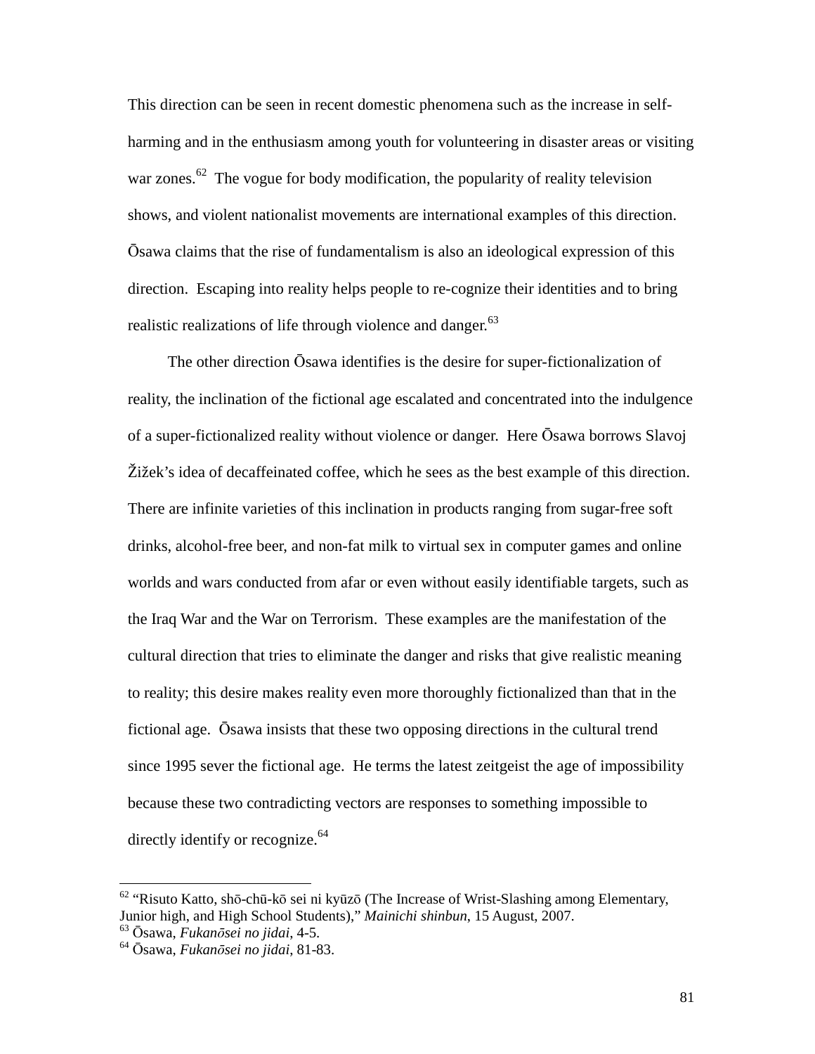This direction can be seen in recent domestic phenomena such as the increase in self-harming and in the enthusiasm among youth for volunteering in disaster areas or visiting war zones.[62] The vogue for body modification, the popularity of reality television shows, and violent nationalist movements are international examples of this direction. Ōsawa claims that the rise of fundamentalism is also an ideological expression of this direction. Escaping into reality helps people to re-cognize their identities and to bring realistic realizations of life through violence and danger.[63]

The other direction Ōsawa identifies is the desire for super-fictionalization of reality, the inclination of the fictional age escalated and concentrated into the indulgence of a super-fictionalized reality without violence or danger. Here Ōsawa borrows Slavoj Žižek's idea of decaffeinated coffee, which he sees as the best example of this direction. There are infinite varieties of this inclination in products ranging from sugar-free soft drinks, alcohol-free beer, and non-fat milk to virtual sex in computer games and online worlds and wars conducted from afar or even without easily identifiable targets, such as the Iraq War and the War on Terrorism. These examples are the manifestation of the cultural direction that tries to eliminate the danger and risks that give realistic meaning to reality; this desire makes reality even more thoroughly fictionalized than that in the fictional age. Ōsawa insists that these two opposing directions in the cultural trend since 1995 sever the fictional age. He terms the latest zeitgeist the age of impossibility because these two contradicting vectors are responses to something impossible to directly identify or recognize.[64]

---

[62] "Risuto Katto, shō-chū-kō sei ni kyūzō (The Increase of Wrist-Slashing among Elementary, Junior high, and High School Students)," *Mainichi shinbun*, 15 August, 2007.

[63] Ōsawa, *Fukanōsei no jidai*, 4-5.

[64] Ōsawa, *Fukanōsei no jidai*, 81-83.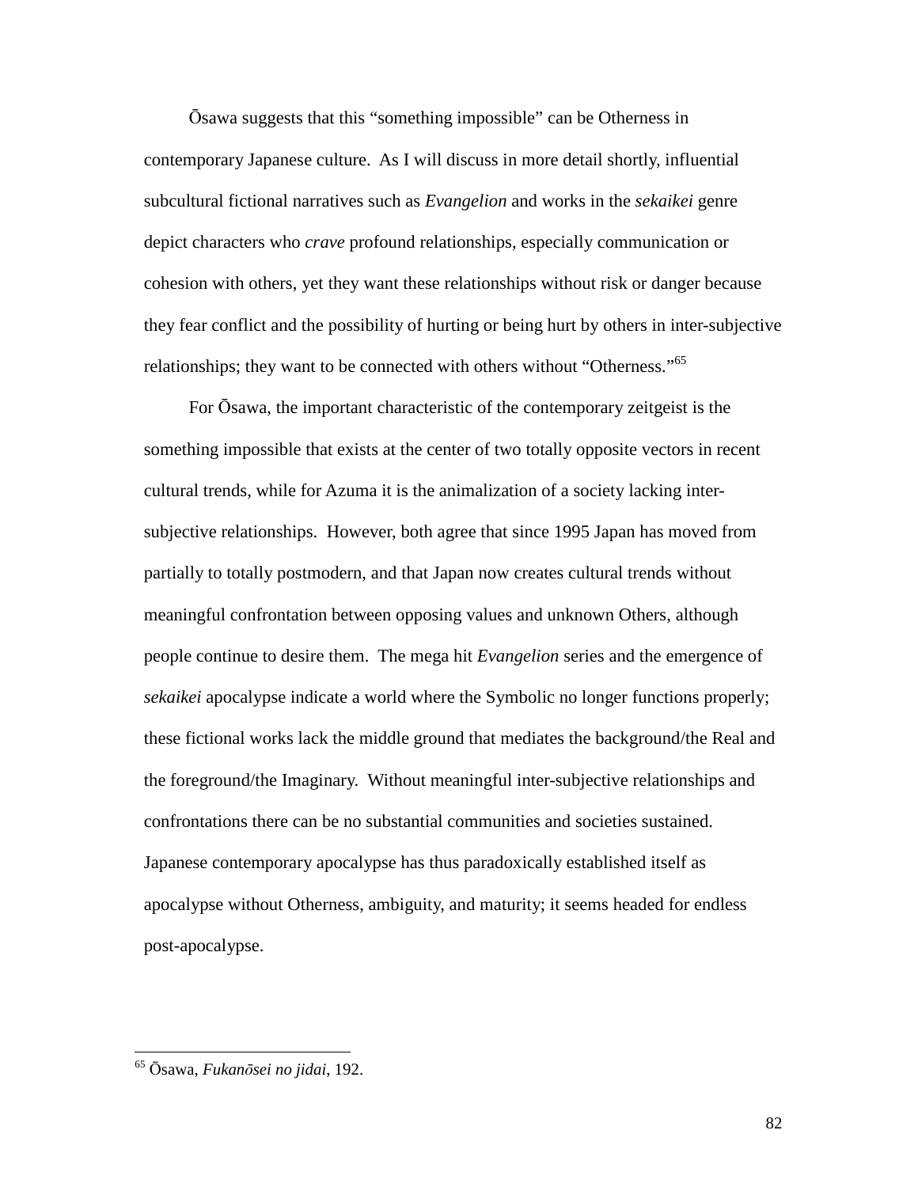Ōsawa suggests that this "something impossible" can be Otherness in contemporary Japanese culture. As I will discuss in more detail shortly, influential subcultural fictional narratives such as *Evangelion* and works in the *sekaikei* genre depict characters who *crave* profound relationships, especially communication or cohesion with others, yet they want these relationships without risk or danger because they fear conflict and the possibility of hurting or being hurt by others in inter-subjective relationships; they want to be connected with others without "Otherness."[65]

For Ōsawa, the important characteristic of the contemporary zeitgeist is the something impossible that exists at the center of two totally opposite vectors in recent cultural trends, while for Azuma it is the animalization of a society lacking inter-subjective relationships. However, both agree that since 1995 Japan has moved from partially to totally postmodern, and that Japan now creates cultural trends without meaningful confrontation between opposing values and unknown Others, although people continue to desire them. The mega hit *Evangelion* series and the emergence of *sekaikei* apocalypse indicate a world where the Symbolic no longer functions properly; these fictional works lack the middle ground that mediates the background/the Real and the foreground/the Imaginary. Without meaningful inter-subjective relationships and confrontations there can be no substantial communities and societies sustained. Japanese contemporary apocalypse has thus paradoxically established itself as apocalypse without Otherness, ambiguity, and maturity; it seems headed for endless post-apocalypse.

---

[65] Ōsawa, *Fukanōsei no jidai*, 192.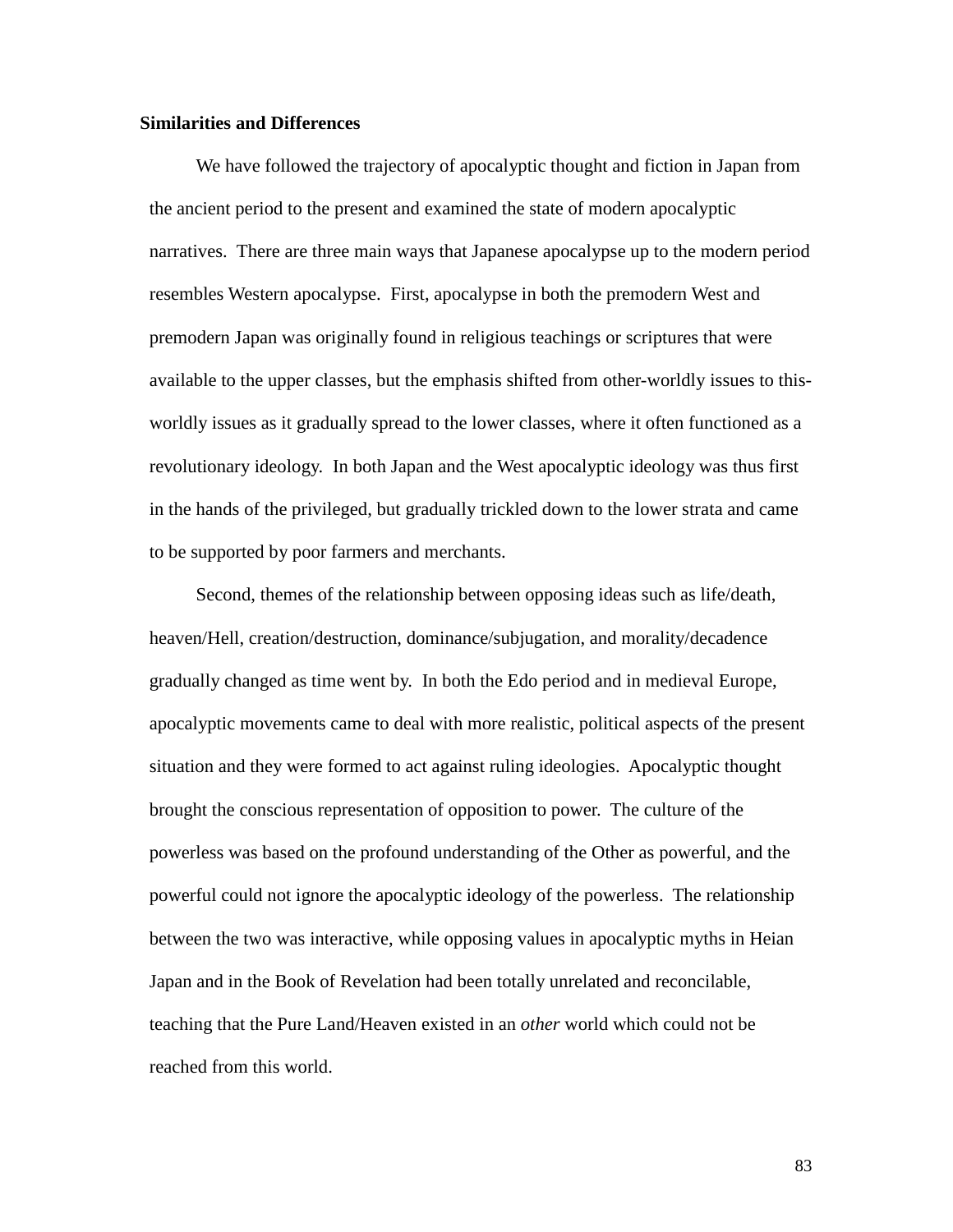**Similarities and Differences**

We have followed the trajectory of apocalyptic thought and fiction in Japan from the ancient period to the present and examined the state of modern apocalyptic narratives. There are three main ways that Japanese apocalypse up to the modern period resembles Western apocalypse. First, apocalypse in both the premodern West and premodern Japan was originally found in religious teachings or scriptures that were available to the upper classes, but the emphasis shifted from other-worldly issues to this-worldly issues as it gradually spread to the lower classes, where it often functioned as a revolutionary ideology. In both Japan and the West apocalyptic ideology was thus first in the hands of the privileged, but gradually trickled down to the lower strata and came to be supported by poor farmers and merchants.

Second, themes of the relationship between opposing ideas such as life/death, heaven/Hell, creation/destruction, dominance/subjugation, and morality/decadence gradually changed as time went by. In both the Edo period and in medieval Europe, apocalyptic movements came to deal with more realistic, political aspects of the present situation and they were formed to act against ruling ideologies. Apocalyptic thought brought the conscious representation of opposition to power. The culture of the powerless was based on the profound understanding of the Other as powerful, and the powerful could not ignore the apocalyptic ideology of the powerless. The relationship between the two was interactive, while opposing values in apocalyptic myths in Heian Japan and in the Book of Revelation had been totally unrelated and reconcilable, teaching that the Pure Land/Heaven existed in an *other* world which could not be reached from this world.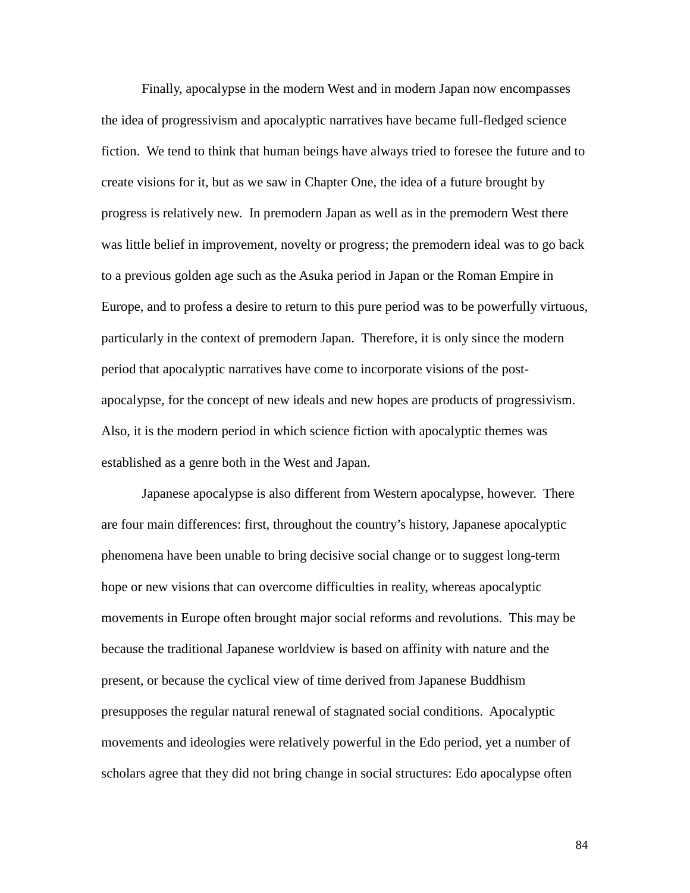Finally, apocalypse in the modern West and in modern Japan now encompasses the idea of progressivism and apocalyptic narratives have became full-fledged science fiction. We tend to think that human beings have always tried to foresee the future and to create visions for it, but as we saw in Chapter One, the idea of a future brought by progress is relatively new. In premodern Japan as well as in the premodern West there was little belief in improvement, novelty or progress; the premodern ideal was to go back to a previous golden age such as the Asuka period in Japan or the Roman Empire in Europe, and to profess a desire to return to this pure period was to be powerfully virtuous, particularly in the context of premodern Japan. Therefore, it is only since the modern period that apocalyptic narratives have come to incorporate visions of the post-apocalypse, for the concept of new ideals and new hopes are products of progressivism. Also, it is the modern period in which science fiction with apocalyptic themes was established as a genre both in the West and Japan.

Japanese apocalypse is also different from Western apocalypse, however. There are four main differences: first, throughout the country's history, Japanese apocalyptic phenomena have been unable to bring decisive social change or to suggest long-term hope or new visions that can overcome difficulties in reality, whereas apocalyptic movements in Europe often brought major social reforms and revolutions. This may be because the traditional Japanese worldview is based on affinity with nature and the present, or because the cyclical view of time derived from Japanese Buddhism presupposes the regular natural renewal of stagnated social conditions. Apocalyptic movements and ideologies were relatively powerful in the Edo period, yet a number of scholars agree that they did not bring change in social structures: Edo apocalypse often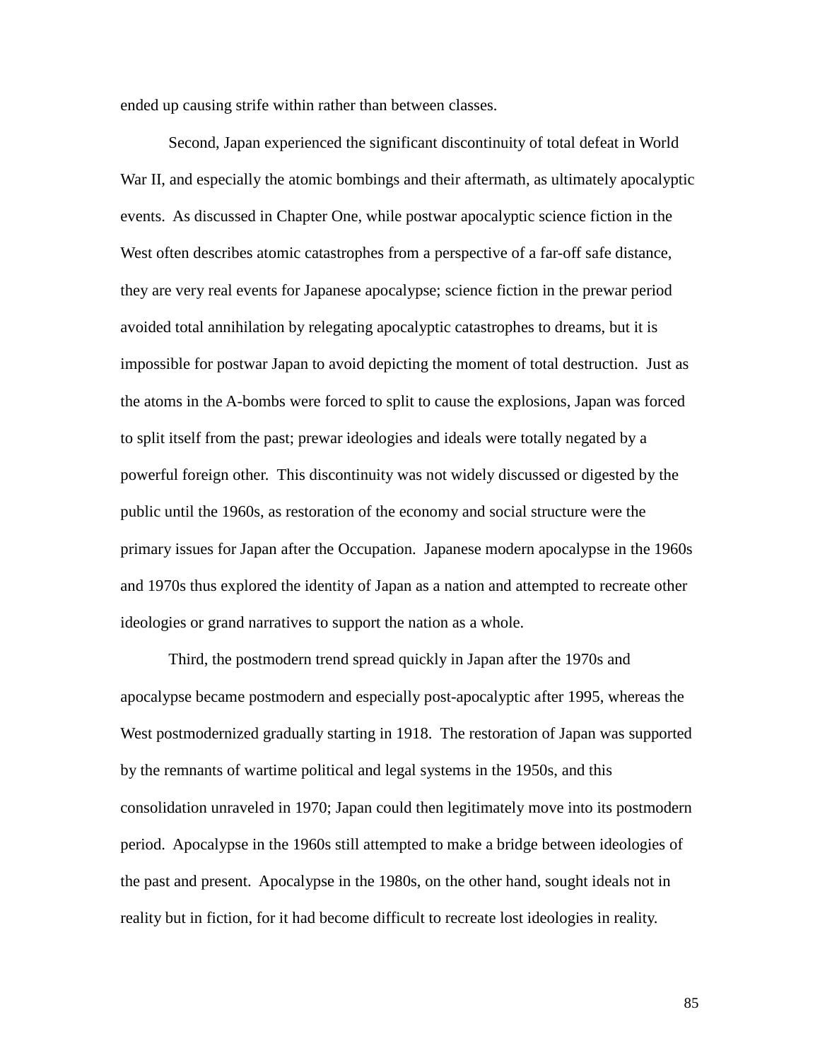ended up causing strife within rather than between classes.

Second, Japan experienced the significant discontinuity of total defeat in World War II, and especially the atomic bombings and their aftermath, as ultimately apocalyptic events. As discussed in Chapter One, while postwar apocalyptic science fiction in the West often describes atomic catastrophes from a perspective of a far-off safe distance, they are very real events for Japanese apocalypse; science fiction in the prewar period avoided total annihilation by relegating apocalyptic catastrophes to dreams, but it is impossible for postwar Japan to avoid depicting the moment of total destruction. Just as the atoms in the A-bombs were forced to split to cause the explosions, Japan was forced to split itself from the past; prewar ideologies and ideals were totally negated by a powerful foreign other. This discontinuity was not widely discussed or digested by the public until the 1960s, as restoration of the economy and social structure were the primary issues for Japan after the Occupation. Japanese modern apocalypse in the 1960s and 1970s thus explored the identity of Japan as a nation and attempted to recreate other ideologies or grand narratives to support the nation as a whole.

Third, the postmodern trend spread quickly in Japan after the 1970s and apocalypse became postmodern and especially post-apocalyptic after 1995, whereas the West postmodernized gradually starting in 1918. The restoration of Japan was supported by the remnants of wartime political and legal systems in the 1950s, and this consolidation unraveled in 1970; Japan could then legitimately move into its postmodern period. Apocalypse in the 1960s still attempted to make a bridge between ideologies of the past and present. Apocalypse in the 1980s, on the other hand, sought ideals not in reality but in fiction, for it had become difficult to recreate lost ideologies in reality.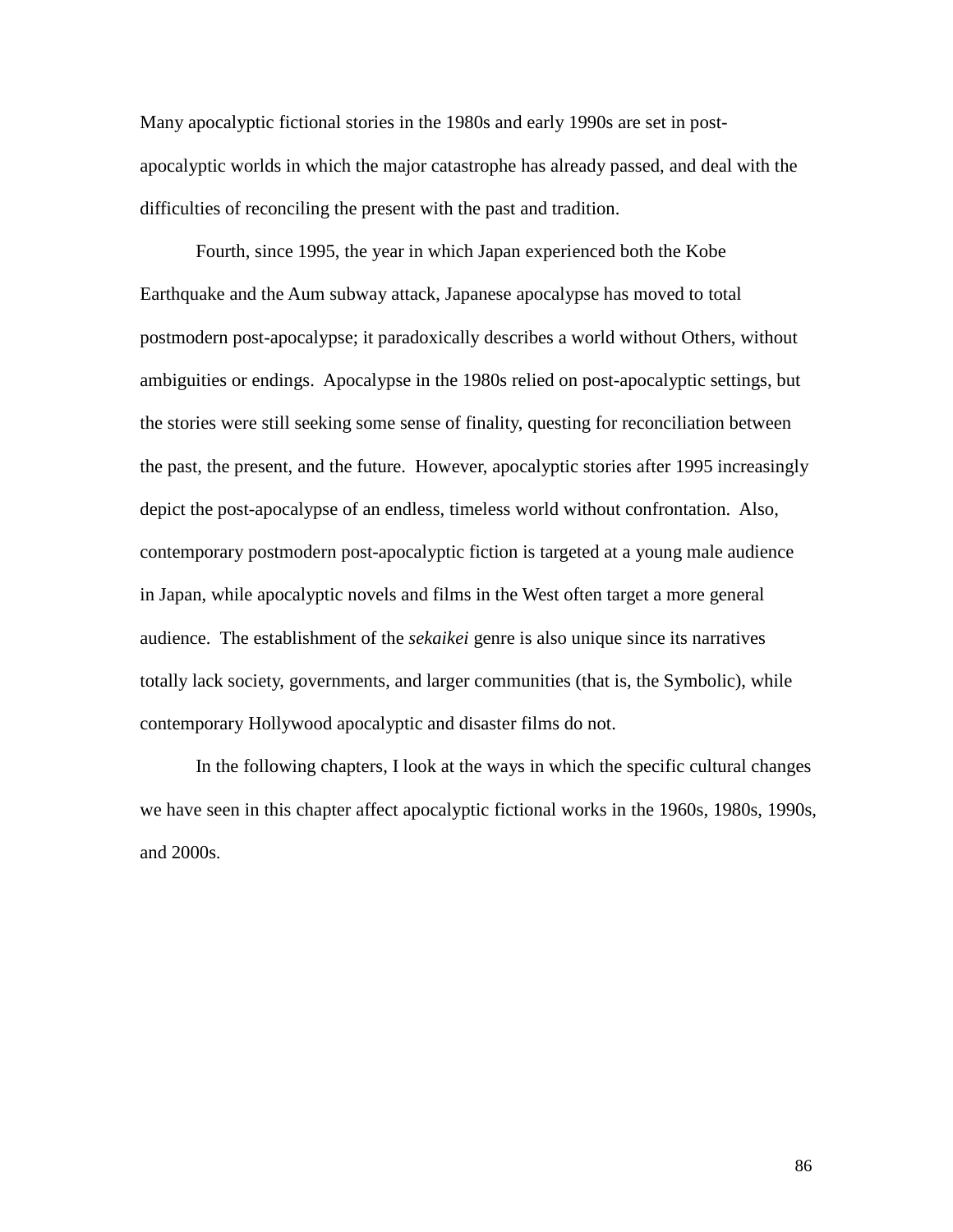Many apocalyptic fictional stories in the 1980s and early 1990s are set in post-apocalyptic worlds in which the major catastrophe has already passed, and deal with the difficulties of reconciling the present with the past and tradition.

Fourth, since 1995, the year in which Japan experienced both the Kobe Earthquake and the Aum subway attack, Japanese apocalypse has moved to total postmodern post-apocalypse; it paradoxically describes a world without Others, without ambiguities or endings. Apocalypse in the 1980s relied on post-apocalyptic settings, but the stories were still seeking some sense of finality, questing for reconciliation between the past, the present, and the future. However, apocalyptic stories after 1995 increasingly depict the post-apocalypse of an endless, timeless world without confrontation. Also, contemporary postmodern post-apocalyptic fiction is targeted at a young male audience in Japan, while apocalyptic novels and films in the West often target a more general audience. The establishment of the *sekaikei* genre is also unique since its narratives totally lack society, governments, and larger communities (that is, the Symbolic), while contemporary Hollywood apocalyptic and disaster films do not.

In the following chapters, I look at the ways in which the specific cultural changes we have seen in this chapter affect apocalyptic fictional works in the 1960s, 1980s, 1990s, and 2000s.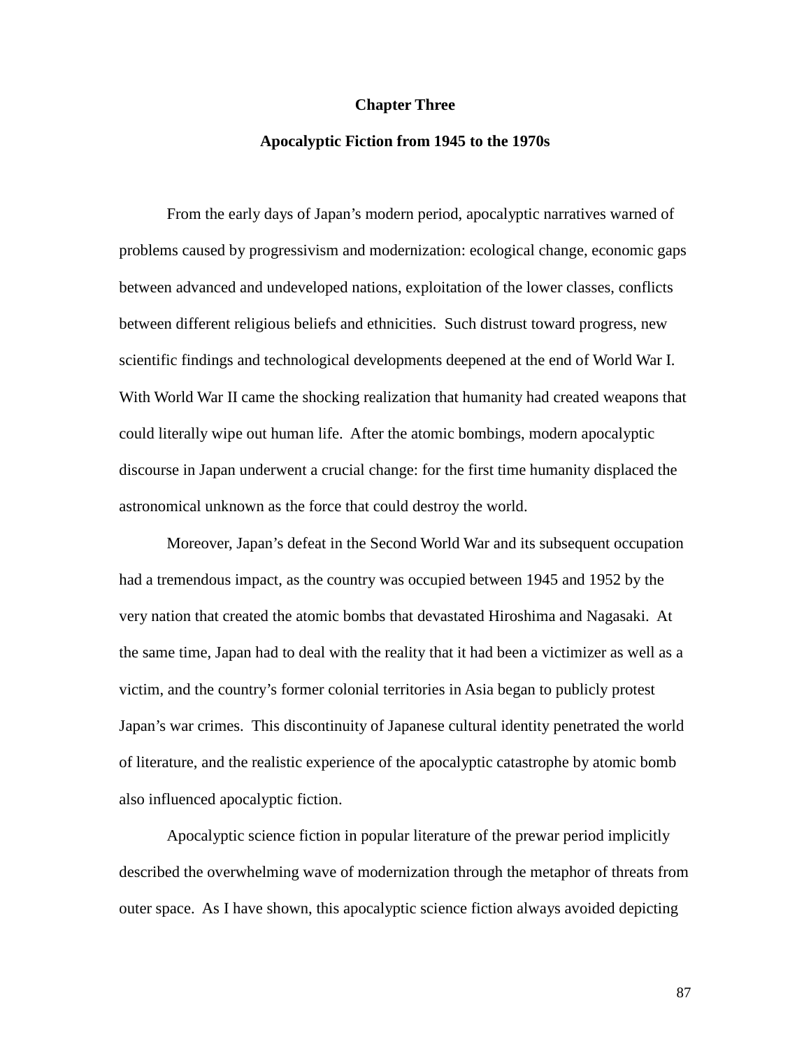# Chapter Three

## Apocalyptic Fiction from 1945 to the 1970s

From the early days of Japan's modern period, apocalyptic narratives warned of problems caused by progressivism and modernization: ecological change, economic gaps between advanced and undeveloped nations, exploitation of the lower classes, conflicts between different religious beliefs and ethnicities. Such distrust toward progress, new scientific findings and technological developments deepened at the end of World War I. With World War II came the shocking realization that humanity had created weapons that could literally wipe out human life. After the atomic bombings, modern apocalyptic discourse in Japan underwent a crucial change: for the first time humanity displaced the astronomical unknown as the force that could destroy the world.

Moreover, Japan's defeat in the Second World War and its subsequent occupation had a tremendous impact, as the country was occupied between 1945 and 1952 by the very nation that created the atomic bombs that devastated Hiroshima and Nagasaki. At the same time, Japan had to deal with the reality that it had been a victimizer as well as a victim, and the country's former colonial territories in Asia began to publicly protest Japan's war crimes. This discontinuity of Japanese cultural identity penetrated the world of literature, and the realistic experience of the apocalyptic catastrophe by atomic bomb also influenced apocalyptic fiction.

Apocalyptic science fiction in popular literature of the prewar period implicitly described the overwhelming wave of modernization through the metaphor of threats from outer space. As I have shown, this apocalyptic science fiction always avoided depicting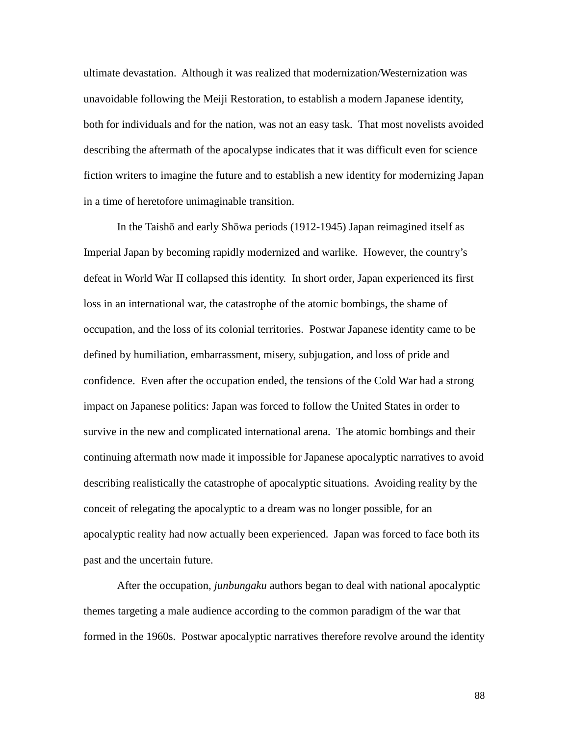ultimate devastation. Although it was realized that modernization/Westernization was unavoidable following the Meiji Restoration, to establish a modern Japanese identity, both for individuals and for the nation, was not an easy task. That most novelists avoided describing the aftermath of the apocalypse indicates that it was difficult even for science fiction writers to imagine the future and to establish a new identity for modernizing Japan in a time of heretofore unimaginable transition.

In the Taishō and early Shōwa periods (1912-1945) Japan reimagined itself as Imperial Japan by becoming rapidly modernized and warlike. However, the country's defeat in World War II collapsed this identity. In short order, Japan experienced its first loss in an international war, the catastrophe of the atomic bombings, the shame of occupation, and the loss of its colonial territories. Postwar Japanese identity came to be defined by humiliation, embarrassment, misery, subjugation, and loss of pride and confidence. Even after the occupation ended, the tensions of the Cold War had a strong impact on Japanese politics: Japan was forced to follow the United States in order to survive in the new and complicated international arena. The atomic bombings and their continuing aftermath now made it impossible for Japanese apocalyptic narratives to avoid describing realistically the catastrophe of apocalyptic situations. Avoiding reality by the conceit of relegating the apocalyptic to a dream was no longer possible, for an apocalyptic reality had now actually been experienced. Japan was forced to face both its past and the uncertain future.

After the occupation, *junbungaku* authors began to deal with national apocalyptic themes targeting a male audience according to the common paradigm of the war that formed in the 1960s. Postwar apocalyptic narratives therefore revolve around the identity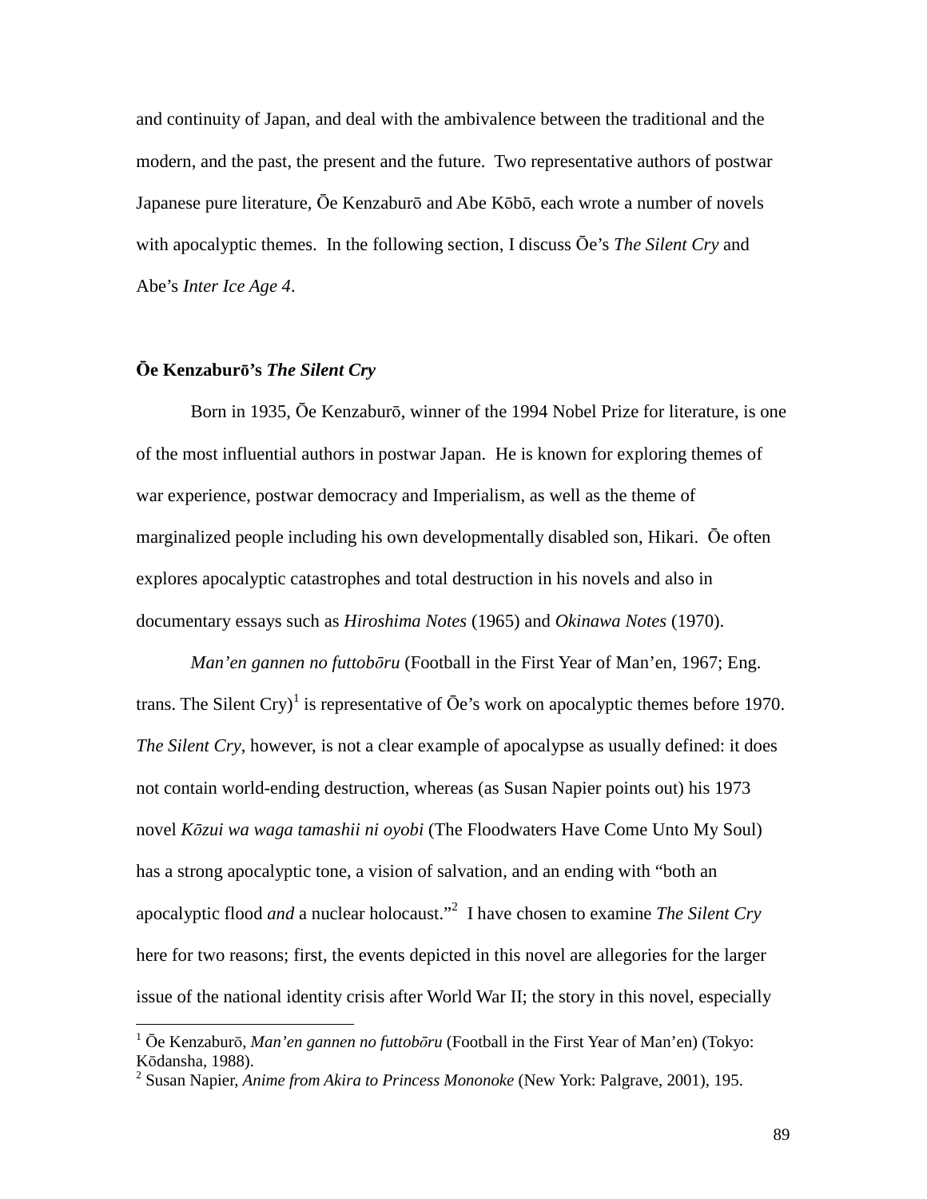and continuity of Japan, and deal with the ambivalence between the traditional and the modern, and the past, the present and the future. Two representative authors of postwar Japanese pure literature, Ōe Kenzaburō and Abe Kōbō, each wrote a number of novels with apocalyptic themes. In the following section, I discuss Ōe's *The Silent Cry* and Abe's *Inter Ice Age 4*.

### Ōe Kenzaburō's *The Silent Cry*

Born in 1935, Ōe Kenzaburō, winner of the 1994 Nobel Prize for literature, is one of the most influential authors in postwar Japan. He is known for exploring themes of war experience, postwar democracy and Imperialism, as well as the theme of marginalized people including his own developmentally disabled son, Hikari. Ōe often explores apocalyptic catastrophes and total destruction in his novels and also in documentary essays such as *Hiroshima Notes* (1965) and *Okinawa Notes* (1970).

*Man'en gannen no futtobōru* (Football in the First Year of Man'en, 1967; Eng. trans. The Silent Cry)[1] is representative of Ōe's work on apocalyptic themes before 1970. *The Silent Cry*, however, is not a clear example of apocalypse as usually defined: it does not contain world-ending destruction, whereas (as Susan Napier points out) his 1973 novel *Kōzui wa waga tamashii ni oyobi* (The Floodwaters Have Come Unto My Soul) has a strong apocalyptic tone, a vision of salvation, and an ending with "both an apocalyptic flood *and* a nuclear holocaust."[2] I have chosen to examine *The Silent Cry* here for two reasons; first, the events depicted in this novel are allegories for the larger issue of the national identity crisis after World War II; the story in this novel, especially

---

[1] Ōe Kenzaburō, *Man'en gannen no futtobōru* (Football in the First Year of Man'en) (Tokyo: Kōdansha, 1988).

[2] Susan Napier, *Anime from Akira to Princess Mononoke* (New York: Palgrave, 2001), 195.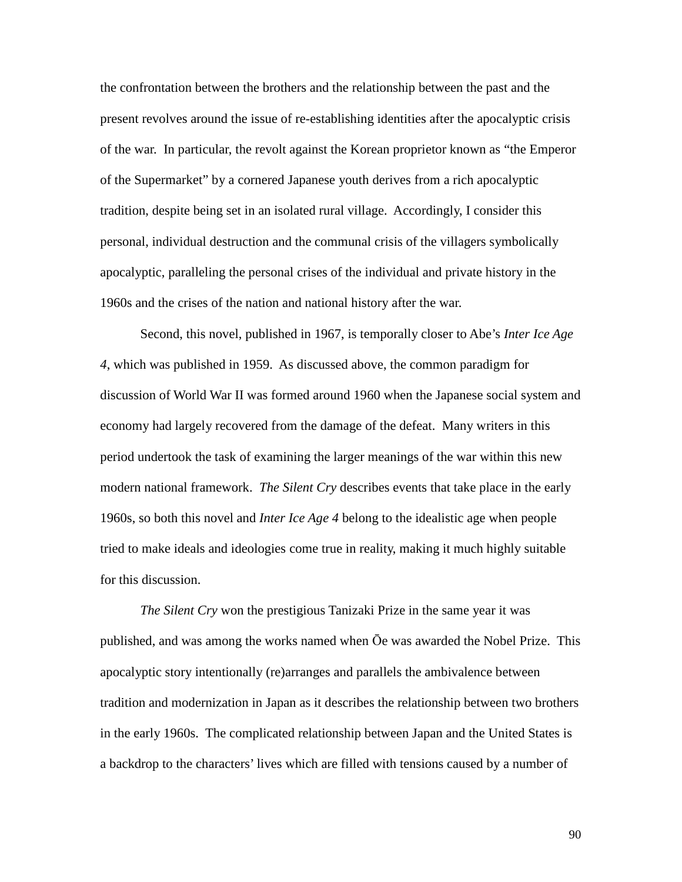the confrontation between the brothers and the relationship between the past and the present revolves around the issue of re-establishing identities after the apocalyptic crisis of the war. In particular, the revolt against the Korean proprietor known as "the Emperor of the Supermarket" by a cornered Japanese youth derives from a rich apocalyptic tradition, despite being set in an isolated rural village. Accordingly, I consider this personal, individual destruction and the communal crisis of the villagers symbolically apocalyptic, paralleling the personal crises of the individual and private history in the 1960s and the crises of the nation and national history after the war.

Second, this novel, published in 1967, is temporally closer to Abe's *Inter Ice Age 4*, which was published in 1959. As discussed above, the common paradigm for discussion of World War II was formed around 1960 when the Japanese social system and economy had largely recovered from the damage of the defeat. Many writers in this period undertook the task of examining the larger meanings of the war within this new modern national framework. *The Silent Cry* describes events that take place in the early 1960s, so both this novel and *Inter Ice Age 4* belong to the idealistic age when people tried to make ideals and ideologies come true in reality, making it much highly suitable for this discussion.

*The Silent Cry* won the prestigious Tanizaki Prize in the same year it was published, and was among the works named when Ōe was awarded the Nobel Prize. This apocalyptic story intentionally (re)arranges and parallels the ambivalence between tradition and modernization in Japan as it describes the relationship between two brothers in the early 1960s. The complicated relationship between Japan and the United States is a backdrop to the characters' lives which are filled with tensions caused by a number of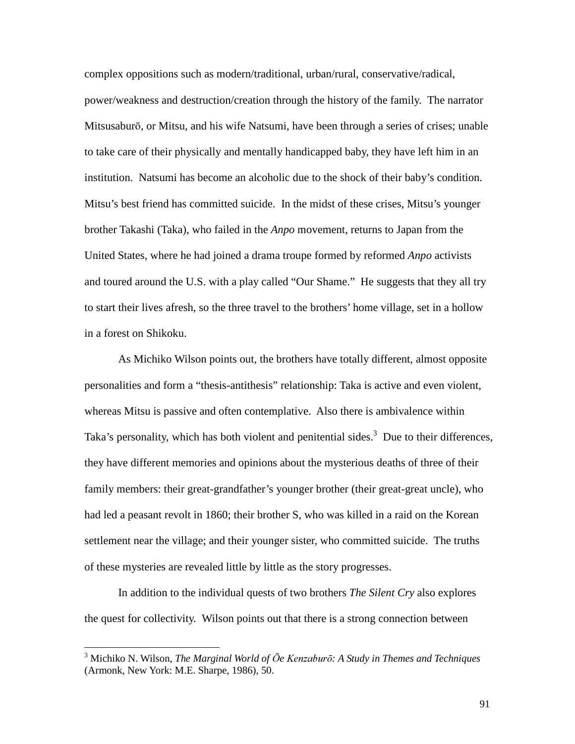complex oppositions such as modern/traditional, urban/rural, conservative/radical, power/weakness and destruction/creation through the history of the family. The narrator Mitsusaburō, or Mitsu, and his wife Natsumi, have been through a series of crises; unable to take care of their physically and mentally handicapped baby, they have left him in an institution. Natsumi has become an alcoholic due to the shock of their baby's condition. Mitsu's best friend has committed suicide. In the midst of these crises, Mitsu's younger brother Takashi (Taka), who failed in the *Anpo* movement, returns to Japan from the United States, where he had joined a drama troupe formed by reformed *Anpo* activists and toured around the U.S. with a play called "Our Shame." He suggests that they all try to start their lives afresh, so the three travel to the brothers' home village, set in a hollow in a forest on Shikoku.

As Michiko Wilson points out, the brothers have totally different, almost opposite personalities and form a "thesis-antithesis" relationship: Taka is active and even violent, whereas Mitsu is passive and often contemplative. Also there is ambivalence within Taka's personality, which has both violent and penitential sides.[3] Due to their differences, they have different memories and opinions about the mysterious deaths of three of their family members: their great-grandfather's younger brother (their great-great uncle), who had led a peasant revolt in 1860; their brother S, who was killed in a raid on the Korean settlement near the village; and their younger sister, who committed suicide. The truths of these mysteries are revealed little by little as the story progresses.

In addition to the individual quests of two brothers *The Silent Cry* also explores the quest for collectivity. Wilson points out that there is a strong connection between

---

[3] Michiko N. Wilson, *The Marginal World of Ōe Kenzaburō: A Study in Themes and Techniques* (Armonk, New York: M.E. Sharpe, 1986), 50.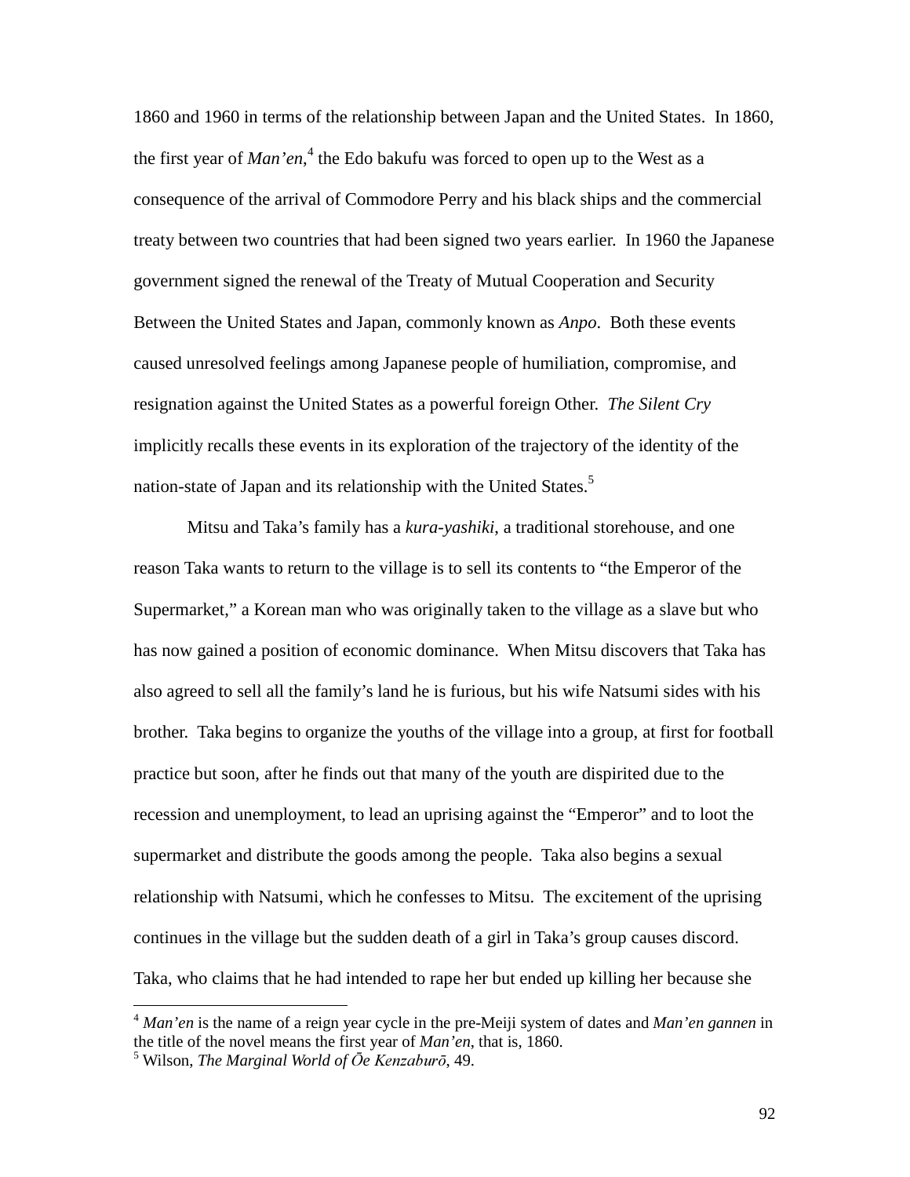1860 and 1960 in terms of the relationship between Japan and the United States. In 1860, the first year of *Man'en*,[4] the Edo bakufu was forced to open up to the West as a consequence of the arrival of Commodore Perry and his black ships and the commercial treaty between two countries that had been signed two years earlier. In 1960 the Japanese government signed the renewal of the Treaty of Mutual Cooperation and Security Between the United States and Japan, commonly known as *Anpo*. Both these events caused unresolved feelings among Japanese people of humiliation, compromise, and resignation against the United States as a powerful foreign Other. *The Silent Cry* implicitly recalls these events in its exploration of the trajectory of the identity of the nation-state of Japan and its relationship with the United States.[5]

Mitsu and Taka's family has a *kura-yashiki*, a traditional storehouse, and one reason Taka wants to return to the village is to sell its contents to "the Emperor of the Supermarket," a Korean man who was originally taken to the village as a slave but who has now gained a position of economic dominance. When Mitsu discovers that Taka has also agreed to sell all the family's land he is furious, but his wife Natsumi sides with his brother. Taka begins to organize the youths of the village into a group, at first for football practice but soon, after he finds out that many of the youth are dispirited due to the recession and unemployment, to lead an uprising against the "Emperor" and to loot the supermarket and distribute the goods among the people. Taka also begins a sexual relationship with Natsumi, which he confesses to Mitsu. The excitement of the uprising continues in the village but the sudden death of a girl in Taka's group causes discord. Taka, who claims that he had intended to rape her but ended up killing her because she

---

[4] *Man'en* is the name of a reign year cycle in the pre-Meiji system of dates and *Man'en gannen* in the title of the novel means the first year of *Man'en*, that is, 1860.

[5] Wilson, *The Marginal World of Ōe Kenzaburō*, 49.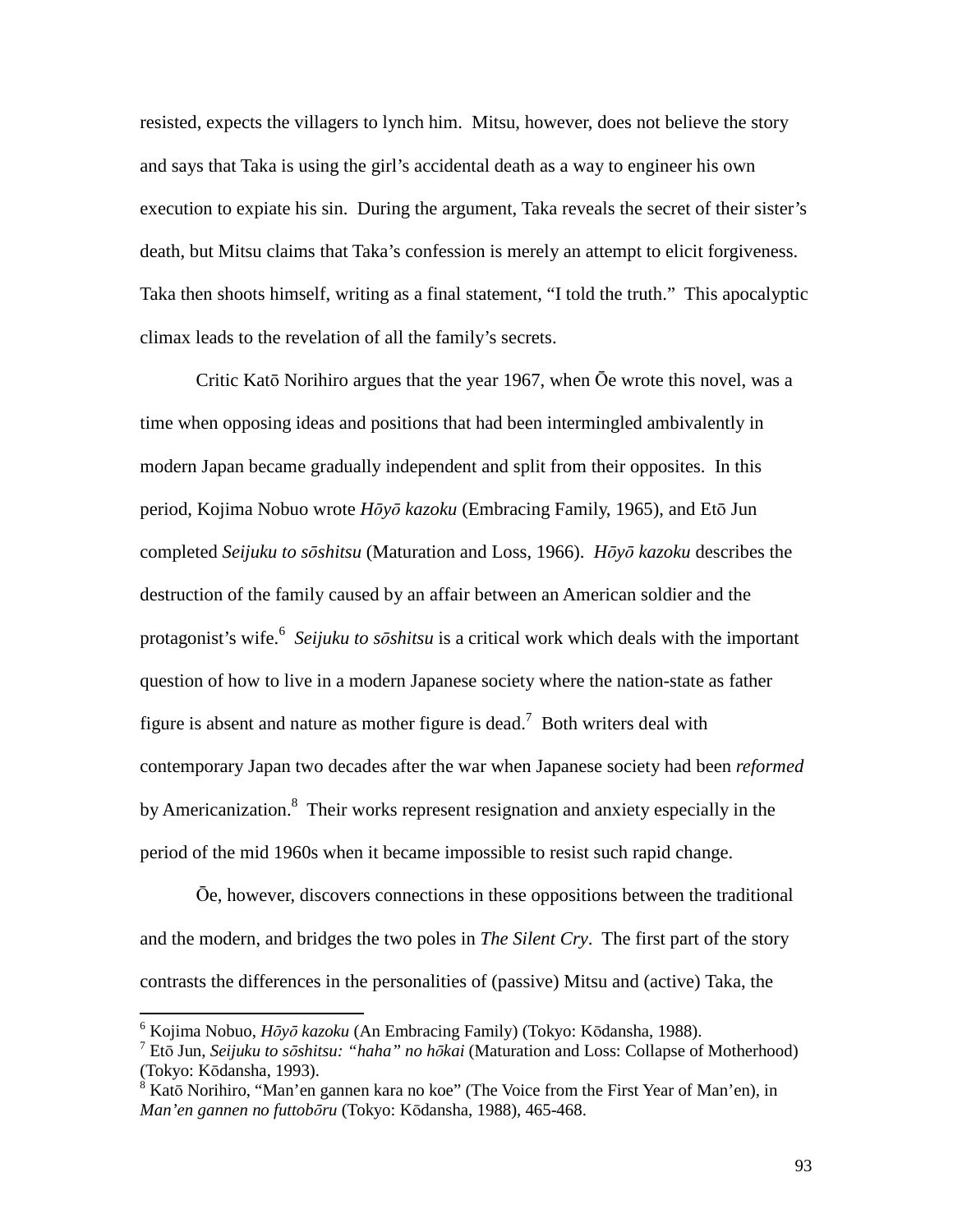resisted, expects the villagers to lynch him. Mitsu, however, does not believe the story and says that Taka is using the girl's accidental death as a way to engineer his own execution to expiate his sin. During the argument, Taka reveals the secret of their sister's death, but Mitsu claims that Taka's confession is merely an attempt to elicit forgiveness. Taka then shoots himself, writing as a final statement, "I told the truth." This apocalyptic climax leads to the revelation of all the family's secrets.

Critic Katō Norihiro argues that the year 1967, when Ōe wrote this novel, was a time when opposing ideas and positions that had been intermingled ambivalently in modern Japan became gradually independent and split from their opposites. In this period, Kojima Nobuo wrote *Hōyō kazoku* (Embracing Family, 1965), and Etō Jun completed *Seijuku to sōshitsu* (Maturation and Loss, 1966). *Hōyō kazoku* describes the destruction of the family caused by an affair between an American soldier and the protagonist's wife.[6] *Seijuku to sōshitsu* is a critical work which deals with the important question of how to live in a modern Japanese society where the nation-state as father figure is absent and nature as mother figure is dead.[7] Both writers deal with contemporary Japan two decades after the war when Japanese society had been *reformed* by Americanization.[8] Their works represent resignation and anxiety especially in the period of the mid 1960s when it became impossible to resist such rapid change.

Ōe, however, discovers connections in these oppositions between the traditional and the modern, and bridges the two poles in *The Silent Cry*. The first part of the story contrasts the differences in the personalities of (passive) Mitsu and (active) Taka, the

---

[6] Kojima Nobuo, *Hōyō kazoku* (An Embracing Family) (Tokyo: Kōdansha, 1988).

[7] Etō Jun, *Seijuku to sōshitsu: "haha" no hōkai* (Maturation and Loss: Collapse of Motherhood) (Tokyo: Kōdansha, 1993).

[8] Katō Norihiro, "Man'en gannen kara no koe" (The Voice from the First Year of Man'en), in *Man'en gannen no futtobōru* (Tokyo: Kōdansha, 1988), 465-468.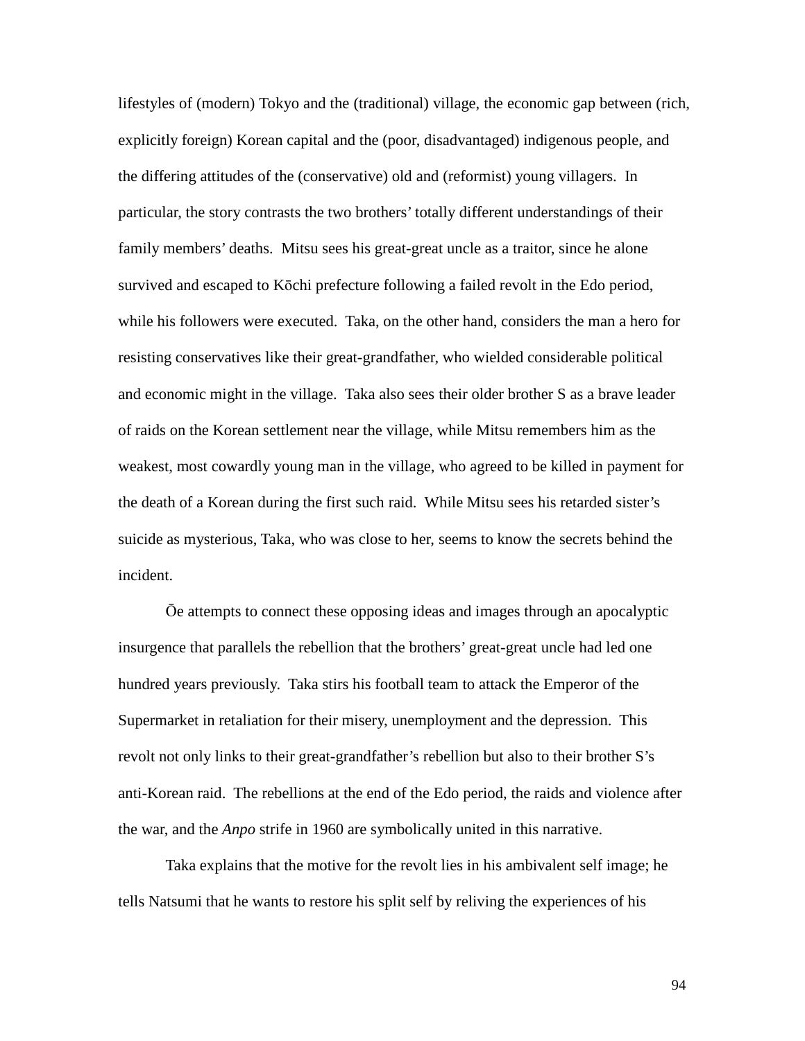lifestyles of (modern) Tokyo and the (traditional) village, the economic gap between (rich, explicitly foreign) Korean capital and the (poor, disadvantaged) indigenous people, and the differing attitudes of the (conservative) old and (reformist) young villagers. In particular, the story contrasts the two brothers' totally different understandings of their family members' deaths. Mitsu sees his great-great uncle as a traitor, since he alone survived and escaped to Kōchi prefecture following a failed revolt in the Edo period, while his followers were executed. Taka, on the other hand, considers the man a hero for resisting conservatives like their great-grandfather, who wielded considerable political and economic might in the village. Taka also sees their older brother S as a brave leader of raids on the Korean settlement near the village, while Mitsu remembers him as the weakest, most cowardly young man in the village, who agreed to be killed in payment for the death of a Korean during the first such raid. While Mitsu sees his retarded sister's suicide as mysterious, Taka, who was close to her, seems to know the secrets behind the incident.

Ōe attempts to connect these opposing ideas and images through an apocalyptic insurgence that parallels the rebellion that the brothers' great-great uncle had led one hundred years previously. Taka stirs his football team to attack the Emperor of the Supermarket in retaliation for their misery, unemployment and the depression. This revolt not only links to their great-grandfather's rebellion but also to their brother S's anti-Korean raid. The rebellions at the end of the Edo period, the raids and violence after the war, and the *Anpo* strife in 1960 are symbolically united in this narrative.

Taka explains that the motive for the revolt lies in his ambivalent self image; he tells Natsumi that he wants to restore his split self by reliving the experiences of his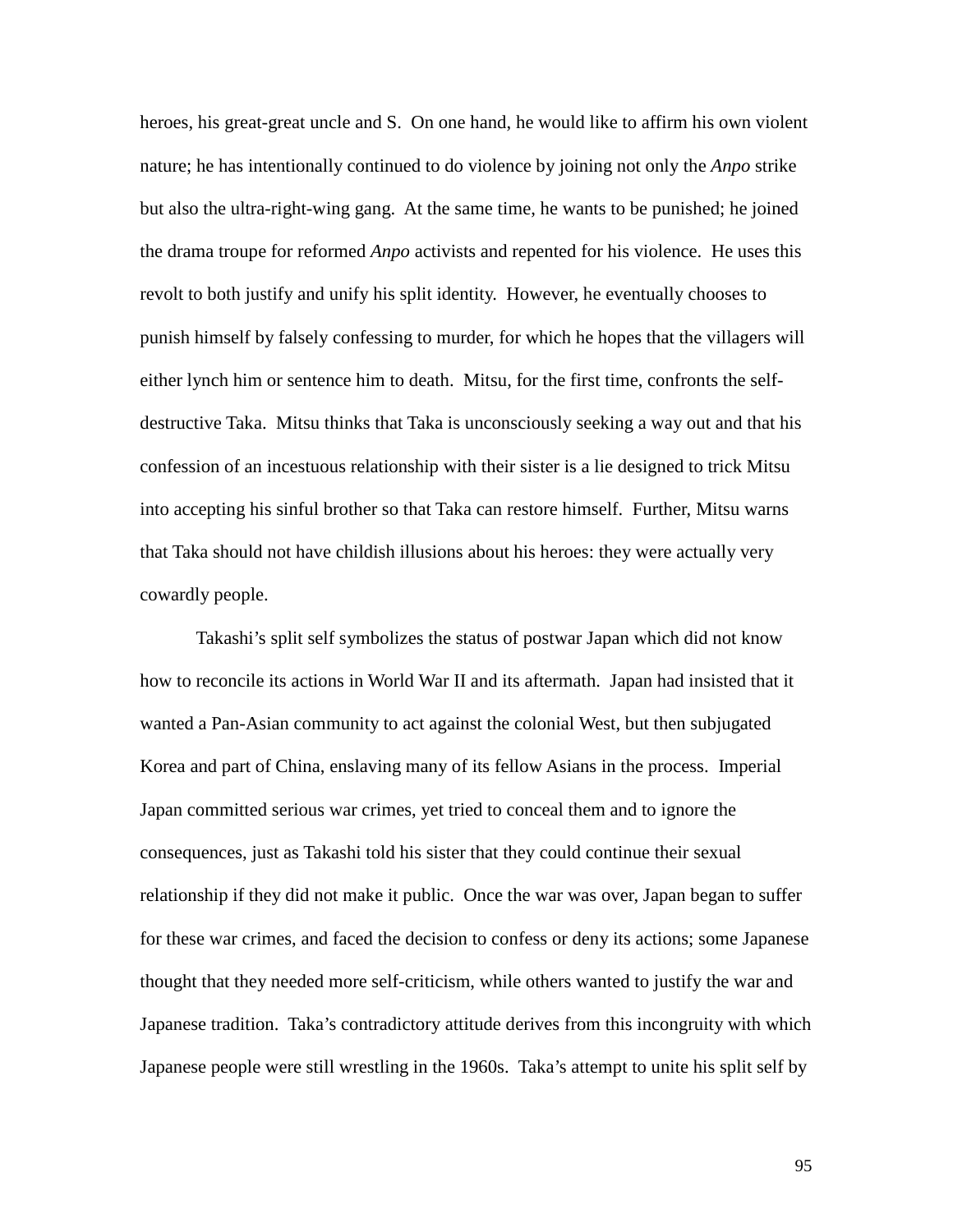heroes, his great-great uncle and S. On one hand, he would like to affirm his own violent nature; he has intentionally continued to do violence by joining not only the *Anpo* strike but also the ultra-right-wing gang. At the same time, he wants to be punished; he joined the drama troupe for reformed *Anpo* activists and repented for his violence. He uses this revolt to both justify and unify his split identity. However, he eventually chooses to punish himself by falsely confessing to murder, for which he hopes that the villagers will either lynch him or sentence him to death. Mitsu, for the first time, confronts the self-destructive Taka. Mitsu thinks that Taka is unconsciously seeking a way out and that his confession of an incestuous relationship with their sister is a lie designed to trick Mitsu into accepting his sinful brother so that Taka can restore himself. Further, Mitsu warns that Taka should not have childish illusions about his heroes: they were actually very cowardly people.

Takashi's split self symbolizes the status of postwar Japan which did not know how to reconcile its actions in World War II and its aftermath. Japan had insisted that it wanted a Pan-Asian community to act against the colonial West, but then subjugated Korea and part of China, enslaving many of its fellow Asians in the process. Imperial Japan committed serious war crimes, yet tried to conceal them and to ignore the consequences, just as Takashi told his sister that they could continue their sexual relationship if they did not make it public. Once the war was over, Japan began to suffer for these war crimes, and faced the decision to confess or deny its actions; some Japanese thought that they needed more self-criticism, while others wanted to justify the war and Japanese tradition. Taka's contradictory attitude derives from this incongruity with which Japanese people were still wrestling in the 1960s. Taka's attempt to unite his split self by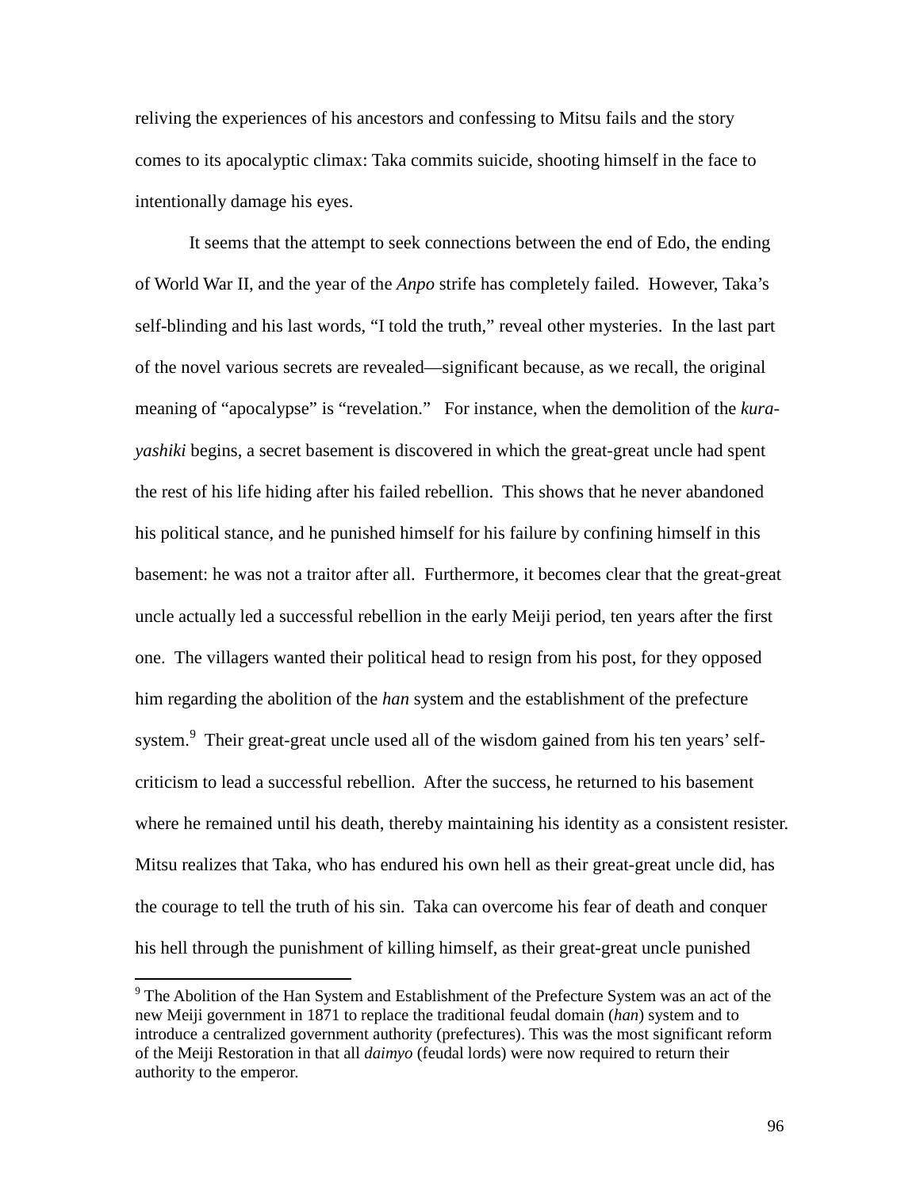reliving the experiences of his ancestors and confessing to Mitsu fails and the story comes to its apocalyptic climax: Taka commits suicide, shooting himself in the face to intentionally damage his eyes.

It seems that the attempt to seek connections between the end of Edo, the ending of World War II, and the year of the *Anpo* strife has completely failed. However, Taka's self-blinding and his last words, "I told the truth," reveal other mysteries. In the last part of the novel various secrets are revealed—significant because, as we recall, the original meaning of "apocalypse" is "revelation." For instance, when the demolition of the *kura-yashiki* begins, a secret basement is discovered in which the great-great uncle had spent the rest of his life hiding after his failed rebellion. This shows that he never abandoned his political stance, and he punished himself for his failure by confining himself in this basement: he was not a traitor after all. Furthermore, it becomes clear that the great-great uncle actually led a successful rebellion in the early Meiji period, ten years after the first one. The villagers wanted their political head to resign from his post, for they opposed him regarding the abolition of the *han* system and the establishment of the prefecture system.[9] Their great-great uncle used all of the wisdom gained from his ten years' self-criticism to lead a successful rebellion. After the success, he returned to his basement where he remained until his death, thereby maintaining his identity as a consistent resister. Mitsu realizes that Taka, who has endured his own hell as their great-great uncle did, has the courage to tell the truth of his sin. Taka can overcome his fear of death and conquer his hell through the punishment of killing himself, as their great-great uncle punished

[9] The Abolition of the Han System and Establishment of the Prefecture System was an act of the new Meiji government in 1871 to replace the traditional feudal domain (*han*) system and to introduce a centralized government authority (prefectures). This was the most significant reform of the Meiji Restoration in that all *daimyo* (feudal lords) were now required to return their authority to the emperor.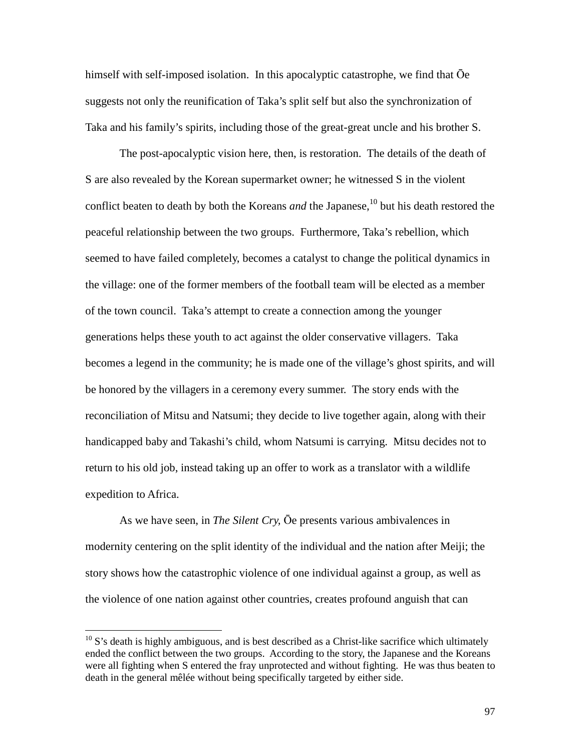himself with self-imposed isolation. In this apocalyptic catastrophe, we find that Ōe suggests not only the reunification of Taka's split self but also the synchronization of Taka and his family's spirits, including those of the great-great uncle and his brother S.

The post-apocalyptic vision here, then, is restoration. The details of the death of S are also revealed by the Korean supermarket owner; he witnessed S in the violent conflict beaten to death by both the Koreans *and* the Japanese,[10] but his death restored the peaceful relationship between the two groups. Furthermore, Taka's rebellion, which seemed to have failed completely, becomes a catalyst to change the political dynamics in the village: one of the former members of the football team will be elected as a member of the town council. Taka's attempt to create a connection among the younger generations helps these youth to act against the older conservative villagers. Taka becomes a legend in the community; he is made one of the village's ghost spirits, and will be honored by the villagers in a ceremony every summer. The story ends with the reconciliation of Mitsu and Natsumi; they decide to live together again, along with their handicapped baby and Takashi's child, whom Natsumi is carrying. Mitsu decides not to return to his old job, instead taking up an offer to work as a translator with a wildlife expedition to Africa.

As we have seen, in *The Silent Cry*, Ōe presents various ambivalences in modernity centering on the split identity of the individual and the nation after Meiji; the story shows how the catastrophic violence of one individual against a group, as well as the violence of one nation against other countries, creates profound anguish that can

[10] S's death is highly ambiguous, and is best described as a Christ-like sacrifice which ultimately ended the conflict between the two groups. According to the story, the Japanese and the Koreans were all fighting when S entered the fray unprotected and without fighting. He was thus beaten to death in the general mêlée without being specifically targeted by either side.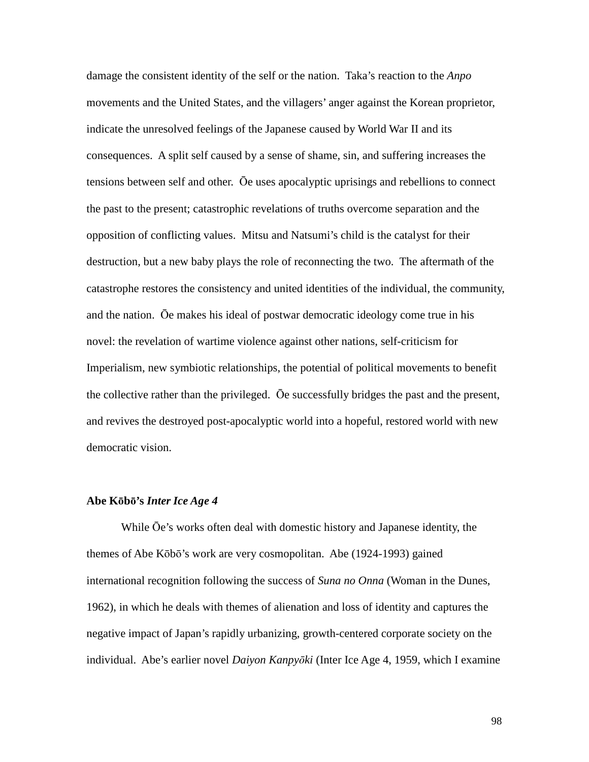damage the consistent identity of the self or the nation. Taka's reaction to the *Anpo* movements and the United States, and the villagers' anger against the Korean proprietor, indicate the unresolved feelings of the Japanese caused by World War II and its consequences. A split self caused by a sense of shame, sin, and suffering increases the tensions between self and other. Ōe uses apocalyptic uprisings and rebellions to connect the past to the present; catastrophic revelations of truths overcome separation and the opposition of conflicting values. Mitsu and Natsumi's child is the catalyst for their destruction, but a new baby plays the role of reconnecting the two. The aftermath of the catastrophe restores the consistency and united identities of the individual, the community, and the nation. Ōe makes his ideal of postwar democratic ideology come true in his novel: the revelation of wartime violence against other nations, self-criticism for Imperialism, new symbiotic relationships, the potential of political movements to benefit the collective rather than the privileged. Ōe successfully bridges the past and the present, and revives the destroyed post-apocalyptic world into a hopeful, restored world with new democratic vision.

### Abe Kōbō's *Inter Ice Age 4*

While Ōe's works often deal with domestic history and Japanese identity, the themes of Abe Kōbō's work are very cosmopolitan. Abe (1924-1993) gained international recognition following the success of *Suna no Onna* (Woman in the Dunes, 1962), in which he deals with themes of alienation and loss of identity and captures the negative impact of Japan's rapidly urbanizing, growth-centered corporate society on the individual. Abe's earlier novel *Daiyon Kanpyōki* (Inter Ice Age 4, 1959, which I examine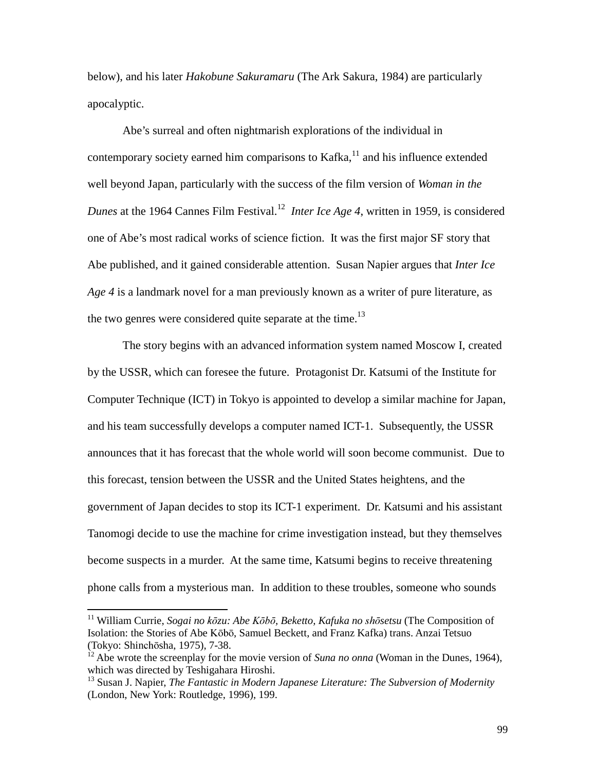below), and his later *Hakobune Sakuramaru* (The Ark Sakura, 1984) are particularly apocalyptic.

Abe's surreal and often nightmarish explorations of the individual in contemporary society earned him comparisons to Kafka,[11] and his influence extended well beyond Japan, particularly with the success of the film version of *Woman in the Dunes* at the 1964 Cannes Film Festival.[12] *Inter Ice Age 4*, written in 1959, is considered one of Abe's most radical works of science fiction. It was the first major SF story that Abe published, and it gained considerable attention. Susan Napier argues that *Inter Ice Age 4* is a landmark novel for a man previously known as a writer of pure literature, as the two genres were considered quite separate at the time.[13]

The story begins with an advanced information system named Moscow I, created by the USSR, which can foresee the future. Protagonist Dr. Katsumi of the Institute for Computer Technique (ICT) in Tokyo is appointed to develop a similar machine for Japan, and his team successfully develops a computer named ICT-1. Subsequently, the USSR announces that it has forecast that the whole world will soon become communist. Due to this forecast, tension between the USSR and the United States heightens, and the government of Japan decides to stop its ICT-1 experiment. Dr. Katsumi and his assistant Tanomogi decide to use the machine for crime investigation instead, but they themselves become suspects in a murder. At the same time, Katsumi begins to receive threatening phone calls from a mysterious man. In addition to these troubles, someone who sounds

---

[11] William Currie, *Sogai no kōzu: Abe Kōbō, Beketto, Kafuka no shōsetsu* (The Composition of Isolation: the Stories of Abe Kōbō, Samuel Beckett, and Franz Kafka) trans. Anzai Tetsuo (Tokyo: Shinchōsha, 1975), 7-38.

[12] Abe wrote the screenplay for the movie version of *Suna no onna* (Woman in the Dunes, 1964), which was directed by Teshigahara Hiroshi.

[13] Susan J. Napier, *The Fantastic in Modern Japanese Literature: The Subversion of Modernity* (London, New York: Routledge, 1996), 199.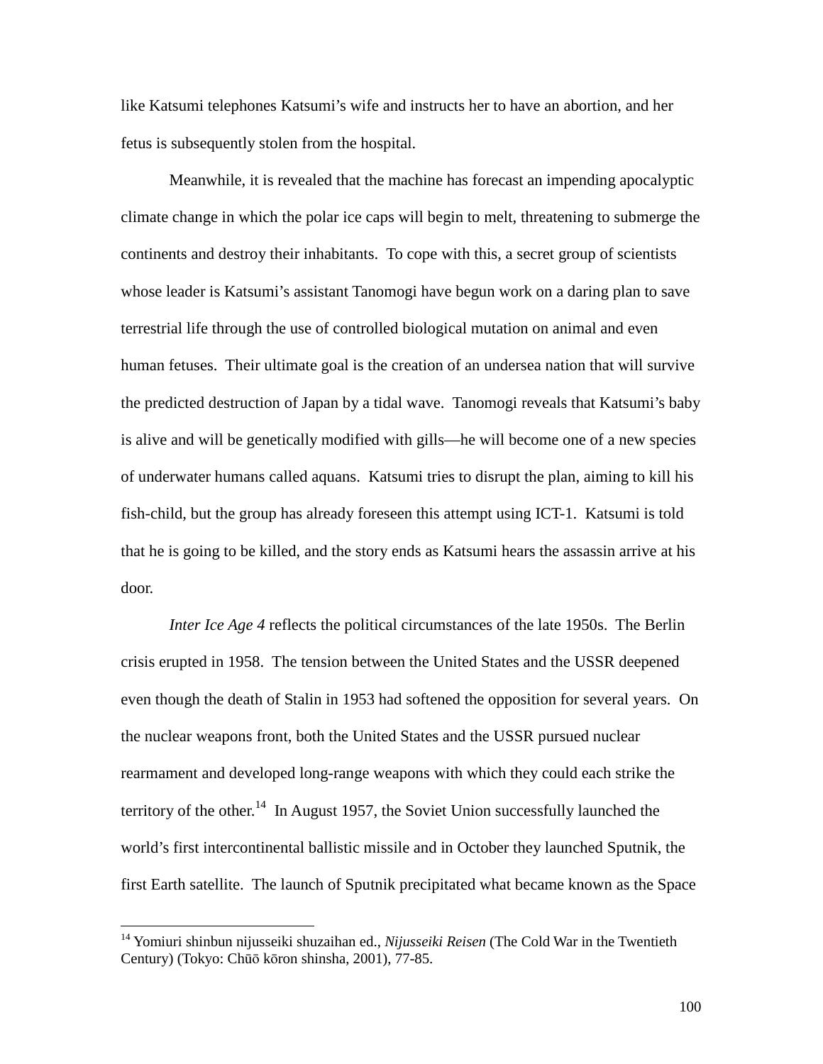like Katsumi telephones Katsumi's wife and instructs her to have an abortion, and her fetus is subsequently stolen from the hospital.

Meanwhile, it is revealed that the machine has forecast an impending apocalyptic climate change in which the polar ice caps will begin to melt, threatening to submerge the continents and destroy their inhabitants. To cope with this, a secret group of scientists whose leader is Katsumi's assistant Tanomogi have begun work on a daring plan to save terrestrial life through the use of controlled biological mutation on animal and even human fetuses. Their ultimate goal is the creation of an undersea nation that will survive the predicted destruction of Japan by a tidal wave. Tanomogi reveals that Katsumi's baby is alive and will be genetically modified with gills—he will become one of a new species of underwater humans called aquans. Katsumi tries to disrupt the plan, aiming to kill his fish-child, but the group has already foreseen this attempt using ICT-1. Katsumi is told that he is going to be killed, and the story ends as Katsumi hears the assassin arrive at his door.

*Inter Ice Age 4* reflects the political circumstances of the late 1950s. The Berlin crisis erupted in 1958. The tension between the United States and the USSR deepened even though the death of Stalin in 1953 had softened the opposition for several years. On the nuclear weapons front, both the United States and the USSR pursued nuclear rearmament and developed long-range weapons with which they could each strike the territory of the other.[14] In August 1957, the Soviet Union successfully launched the world's first intercontinental ballistic missile and in October they launched Sputnik, the first Earth satellite. The launch of Sputnik precipitated what became known as the Space

[14] Yomiuri shinbun nijusseiki shuzaihan ed., *Nijusseiki Reisen* (The Cold War in the Twentieth Century) (Tokyo: Chūō kōron shinsha, 2001), 77-85.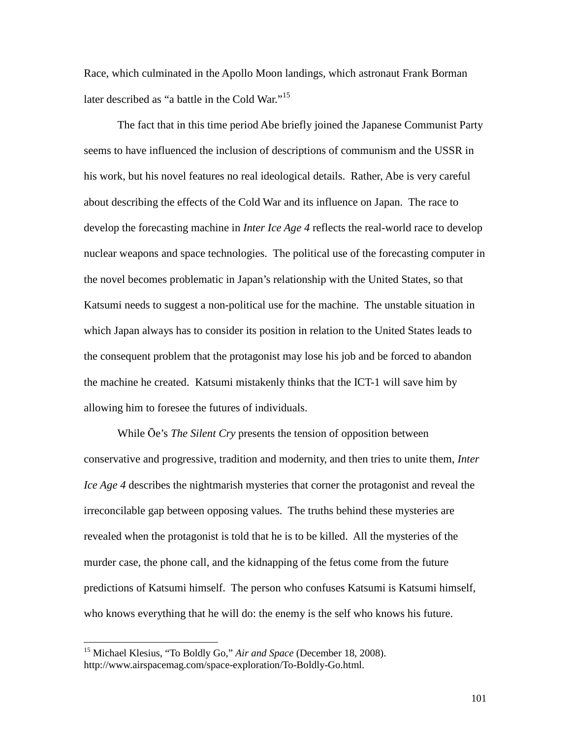Race, which culminated in the Apollo Moon landings, which astronaut Frank Borman later described as "a battle in the Cold War."[15]

The fact that in this time period Abe briefly joined the Japanese Communist Party seems to have influenced the inclusion of descriptions of communism and the USSR in his work, but his novel features no real ideological details. Rather, Abe is very careful about describing the effects of the Cold War and its influence on Japan. The race to develop the forecasting machine in *Inter Ice Age 4* reflects the real-world race to develop nuclear weapons and space technologies. The political use of the forecasting computer in the novel becomes problematic in Japan's relationship with the United States, so that Katsumi needs to suggest a non-political use for the machine. The unstable situation in which Japan always has to consider its position in relation to the United States leads to the consequent problem that the protagonist may lose his job and be forced to abandon the machine he created. Katsumi mistakenly thinks that the ICT-1 will save him by allowing him to foresee the futures of individuals.

While Ōe's *The Silent Cry* presents the tension of opposition between conservative and progressive, tradition and modernity, and then tries to unite them, *Inter Ice Age 4* describes the nightmarish mysteries that corner the protagonist and reveal the irreconcilable gap between opposing values. The truths behind these mysteries are revealed when the protagonist is told that he is to be killed. All the mysteries of the murder case, the phone call, and the kidnapping of the fetus come from the future predictions of Katsumi himself. The person who confuses Katsumi is Katsumi himself, who knows everything that he will do: the enemy is the self who knows his future.

---

[15] Michael Klesius, "To Boldly Go," *Air and Space* (December 18, 2008). http://www.airspacemag.com/space-exploration/To-Boldly-Go.html.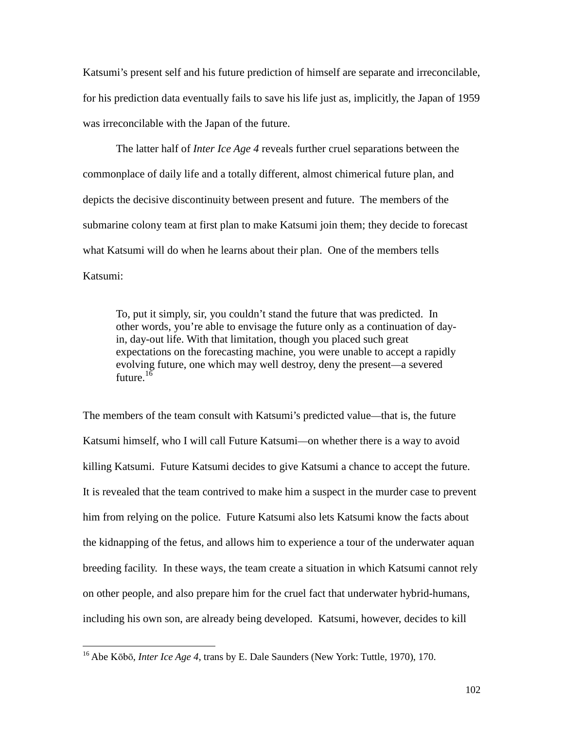Katsumi's present self and his future prediction of himself are separate and irreconcilable, for his prediction data eventually fails to save his life just as, implicitly, the Japan of 1959 was irreconcilable with the Japan of the future.

The latter half of *Inter Ice Age 4* reveals further cruel separations between the commonplace of daily life and a totally different, almost chimerical future plan, and depicts the decisive discontinuity between present and future. The members of the submarine colony team at first plan to make Katsumi join them; they decide to forecast what Katsumi will do when he learns about their plan. One of the members tells Katsumi:

> To, put it simply, sir, you couldn't stand the future that was predicted. In other words, you're able to envisage the future only as a continuation of day-in, day-out life. With that limitation, though you placed such great expectations on the forecasting machine, you were unable to accept a rapidly evolving future, one which may well destroy, deny the present—a severed future.[16]

The members of the team consult with Katsumi's predicted value—that is, the future Katsumi himself, who I will call Future Katsumi—on whether there is a way to avoid killing Katsumi. Future Katsumi decides to give Katsumi a chance to accept the future. It is revealed that the team contrived to make him a suspect in the murder case to prevent him from relying on the police. Future Katsumi also lets Katsumi know the facts about the kidnapping of the fetus, and allows him to experience a tour of the underwater aquan breeding facility. In these ways, the team create a situation in which Katsumi cannot rely on other people, and also prepare him for the cruel fact that underwater hybrid-humans, including his own son, are already being developed. Katsumi, however, decides to kill

[16] Abe Kōbō, *Inter Ice Age 4*, trans by E. Dale Saunders (New York: Tuttle, 1970), 170.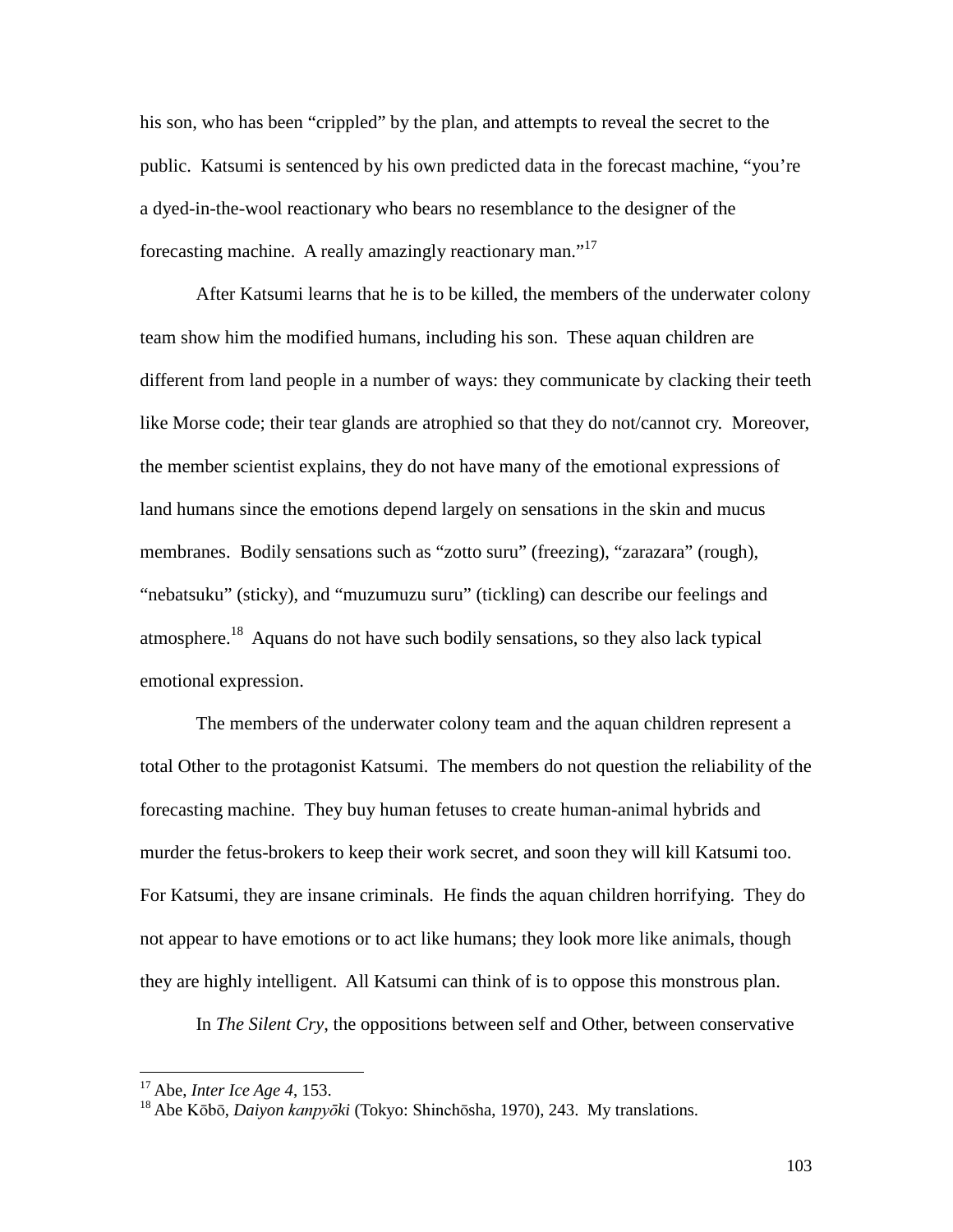his son, who has been "crippled" by the plan, and attempts to reveal the secret to the public. Katsumi is sentenced by his own predicted data in the forecast machine, "you're a dyed-in-the-wool reactionary who bears no resemblance to the designer of the forecasting machine. A really amazingly reactionary man."[17]

After Katsumi learns that he is to be killed, the members of the underwater colony team show him the modified humans, including his son. These aquan children are different from land people in a number of ways: they communicate by clacking their teeth like Morse code; their tear glands are atrophied so that they do not/cannot cry. Moreover, the member scientist explains, they do not have many of the emotional expressions of land humans since the emotions depend largely on sensations in the skin and mucus membranes. Bodily sensations such as "zotto suru" (freezing), "zarazara" (rough), "nebatsuku" (sticky), and "muzumuzu suru" (tickling) can describe our feelings and atmosphere.[18] Aquans do not have such bodily sensations, so they also lack typical emotional expression.

The members of the underwater colony team and the aquan children represent a total Other to the protagonist Katsumi. The members do not question the reliability of the forecasting machine. They buy human fetuses to create human-animal hybrids and murder the fetus-brokers to keep their work secret, and soon they will kill Katsumi too. For Katsumi, they are insane criminals. He finds the aquan children horrifying. They do not appear to have emotions or to act like humans; they look more like animals, though they are highly intelligent. All Katsumi can think of is to oppose this monstrous plan.

In *The Silent Cry*, the oppositions between self and Other, between conservative

---

[17] Abe, *Inter Ice Age 4*, 153.

[18] Abe Kōbō, *Daiyon kanpyōki* (Tokyo: Shinchōsha, 1970), 243. My translations.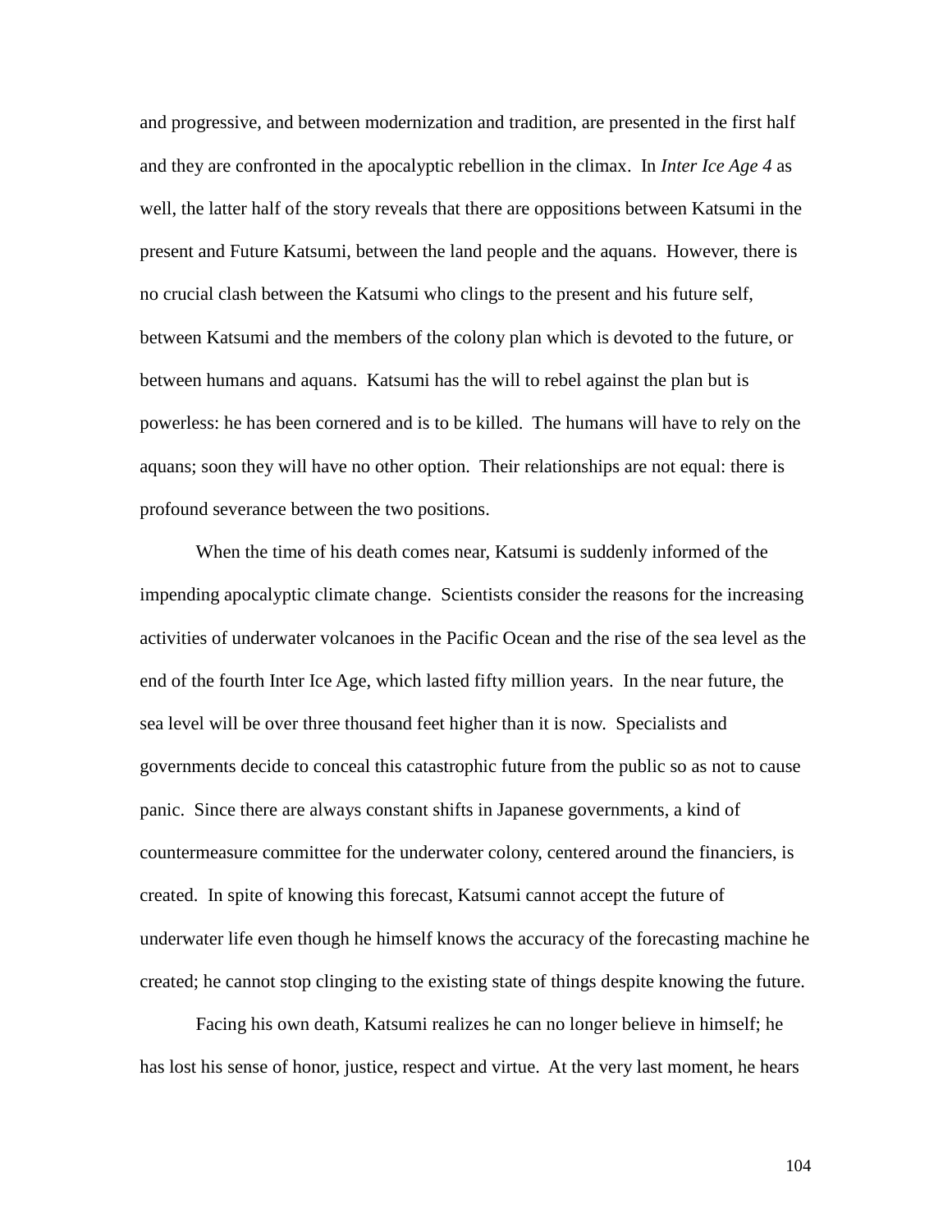and progressive, and between modernization and tradition, are presented in the first half and they are confronted in the apocalyptic rebellion in the climax. In *Inter Ice Age 4* as well, the latter half of the story reveals that there are oppositions between Katsumi in the present and Future Katsumi, between the land people and the aquans. However, there is no crucial clash between the Katsumi who clings to the present and his future self, between Katsumi and the members of the colony plan which is devoted to the future, or between humans and aquans. Katsumi has the will to rebel against the plan but is powerless: he has been cornered and is to be killed. The humans will have to rely on the aquans; soon they will have no other option. Their relationships are not equal: there is profound severance between the two positions.

When the time of his death comes near, Katsumi is suddenly informed of the impending apocalyptic climate change. Scientists consider the reasons for the increasing activities of underwater volcanoes in the Pacific Ocean and the rise of the sea level as the end of the fourth Inter Ice Age, which lasted fifty million years. In the near future, the sea level will be over three thousand feet higher than it is now. Specialists and governments decide to conceal this catastrophic future from the public so as not to cause panic. Since there are always constant shifts in Japanese governments, a kind of countermeasure committee for the underwater colony, centered around the financiers, is created. In spite of knowing this forecast, Katsumi cannot accept the future of underwater life even though he himself knows the accuracy of the forecasting machine he created; he cannot stop clinging to the existing state of things despite knowing the future.

Facing his own death, Katsumi realizes he can no longer believe in himself; he has lost his sense of honor, justice, respect and virtue. At the very last moment, he hears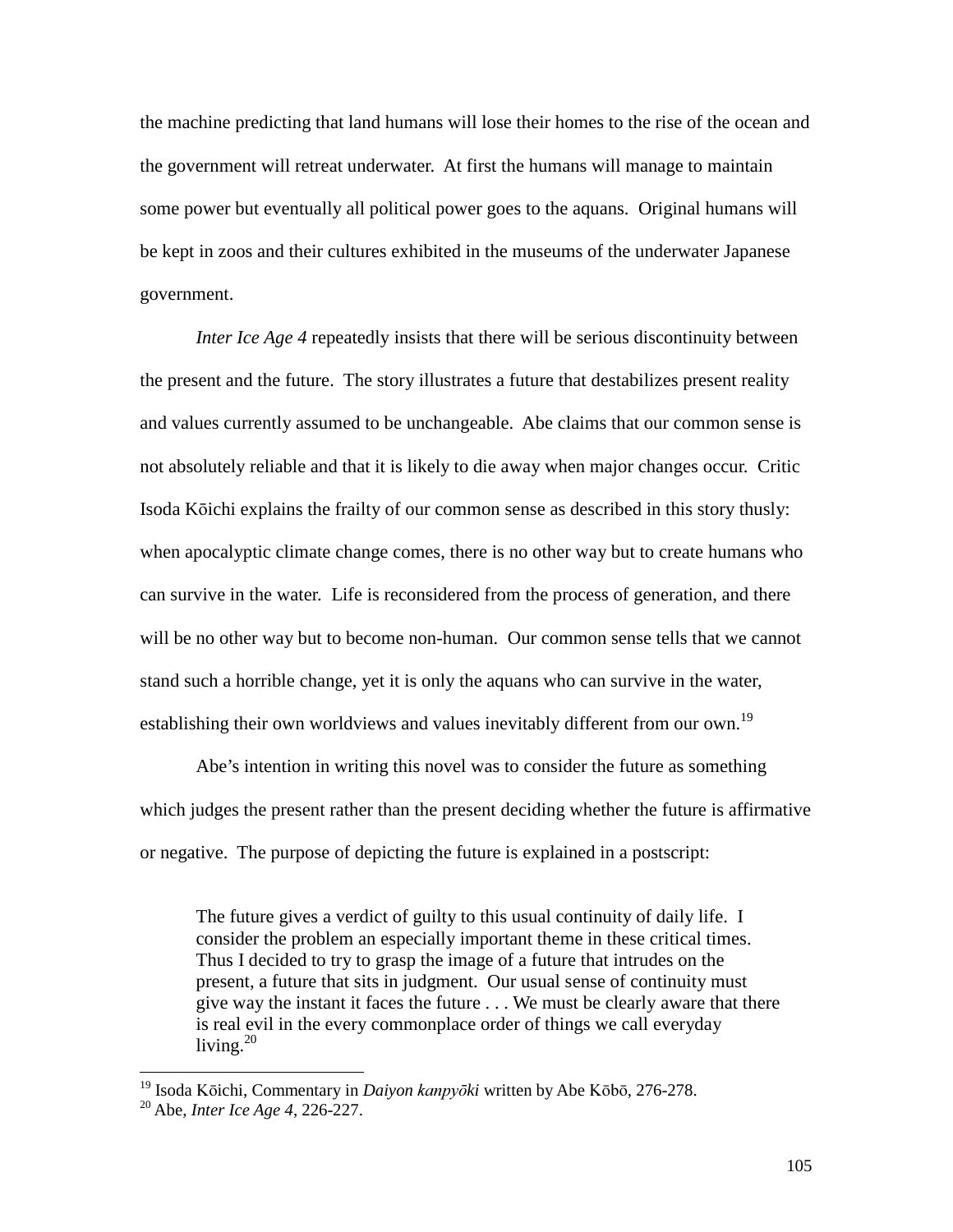the machine predicting that land humans will lose their homes to the rise of the ocean and the government will retreat underwater. At first the humans will manage to maintain some power but eventually all political power goes to the aquans. Original humans will be kept in zoos and their cultures exhibited in the museums of the underwater Japanese government.

*Inter Ice Age 4* repeatedly insists that there will be serious discontinuity between the present and the future. The story illustrates a future that destabilizes present reality and values currently assumed to be unchangeable. Abe claims that our common sense is not absolutely reliable and that it is likely to die away when major changes occur. Critic Isoda Kōichi explains the frailty of our common sense as described in this story thusly: when apocalyptic climate change comes, there is no other way but to create humans who can survive in the water. Life is reconsidered from the process of generation, and there will be no other way but to become non-human. Our common sense tells that we cannot stand such a horrible change, yet it is only the aquans who can survive in the water, establishing their own worldviews and values inevitably different from our own.[19]

Abe's intention in writing this novel was to consider the future as something which judges the present rather than the present deciding whether the future is affirmative or negative. The purpose of depicting the future is explained in a postscript:

> The future gives a verdict of guilty to this usual continuity of daily life. I consider the problem an especially important theme in these critical times. Thus I decided to try to grasp the image of a future that intrudes on the present, a future that sits in judgment. Our usual sense of continuity must give way the instant it faces the future . . . We must be clearly aware that there is real evil in the every commonplace order of things we call everyday living.[20]

---

[19] Isoda Kōichi, Commentary in *Daiyon kanpyōki* written by Abe Kōbō, 276-278.
[20] Abe, *Inter Ice Age 4*, 226-227.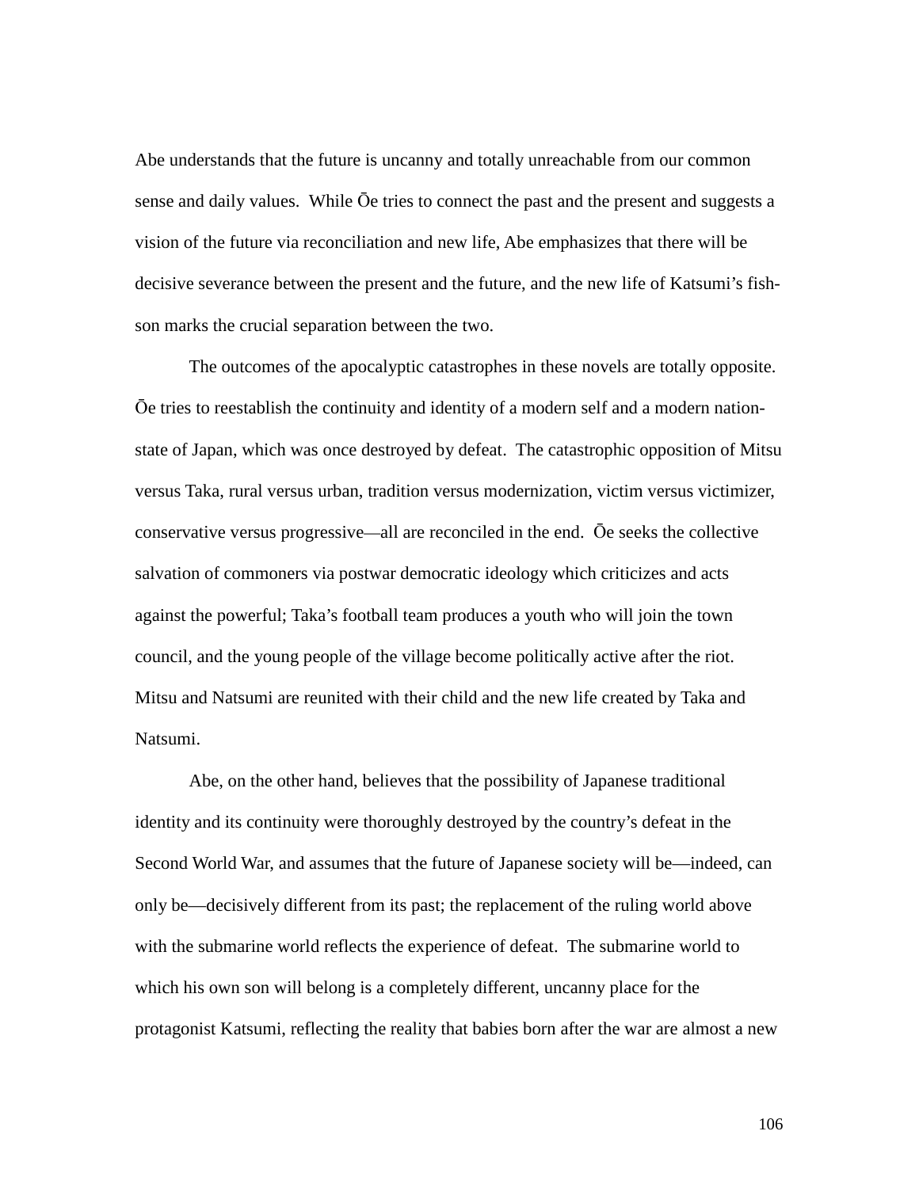Abe understands that the future is uncanny and totally unreachable from our common sense and daily values. While Ōe tries to connect the past and the present and suggests a vision of the future via reconciliation and new life, Abe emphasizes that there will be decisive severance between the present and the future, and the new life of Katsumi's fish-son marks the crucial separation between the two.

The outcomes of the apocalyptic catastrophes in these novels are totally opposite. Ōe tries to reestablish the continuity and identity of a modern self and a modern nation-state of Japan, which was once destroyed by defeat. The catastrophic opposition of Mitsu versus Taka, rural versus urban, tradition versus modernization, victim versus victimizer, conservative versus progressive—all are reconciled in the end. Ōe seeks the collective salvation of commoners via postwar democratic ideology which criticizes and acts against the powerful; Taka's football team produces a youth who will join the town council, and the young people of the village become politically active after the riot. Mitsu and Natsumi are reunited with their child and the new life created by Taka and Natsumi.

Abe, on the other hand, believes that the possibility of Japanese traditional identity and its continuity were thoroughly destroyed by the country's defeat in the Second World War, and assumes that the future of Japanese society will be—indeed, can only be—decisively different from its past; the replacement of the ruling world above with the submarine world reflects the experience of defeat. The submarine world to which his own son will belong is a completely different, uncanny place for the protagonist Katsumi, reflecting the reality that babies born after the war are almost a new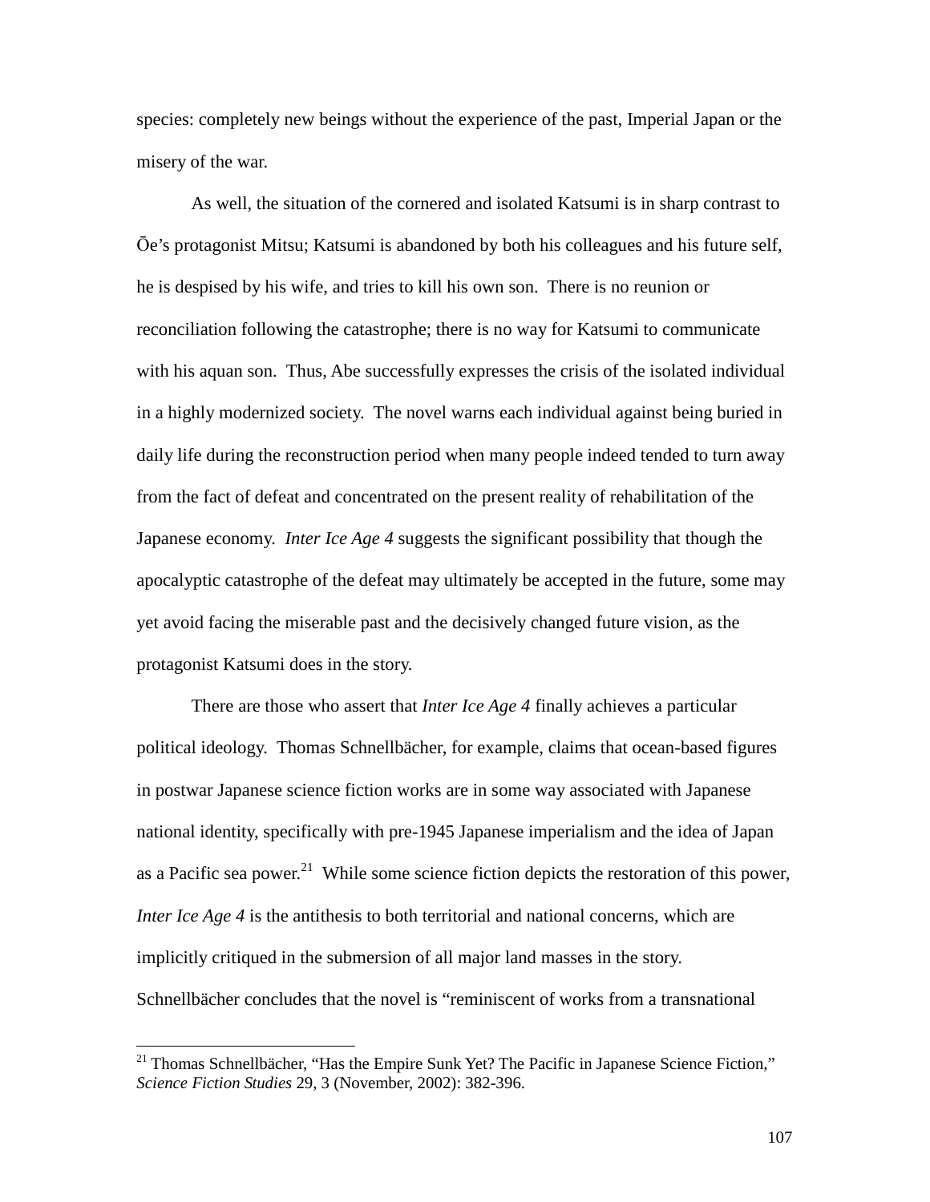species: completely new beings without the experience of the past, Imperial Japan or the misery of the war.

As well, the situation of the cornered and isolated Katsumi is in sharp contrast to Ōe's protagonist Mitsu; Katsumi is abandoned by both his colleagues and his future self, he is despised by his wife, and tries to kill his own son. There is no reunion or reconciliation following the catastrophe; there is no way for Katsumi to communicate with his aquan son. Thus, Abe successfully expresses the crisis of the isolated individual in a highly modernized society. The novel warns each individual against being buried in daily life during the reconstruction period when many people indeed tended to turn away from the fact of defeat and concentrated on the present reality of rehabilitation of the Japanese economy. *Inter Ice Age 4* suggests the significant possibility that though the apocalyptic catastrophe of the defeat may ultimately be accepted in the future, some may yet avoid facing the miserable past and the decisively changed future vision, as the protagonist Katsumi does in the story.

There are those who assert that *Inter Ice Age 4* finally achieves a particular political ideology. Thomas Schnellbächer, for example, claims that ocean-based figures in postwar Japanese science fiction works are in some way associated with Japanese national identity, specifically with pre-1945 Japanese imperialism and the idea of Japan as a Pacific sea power.[21] While some science fiction depicts the restoration of this power, *Inter Ice Age 4* is the antithesis to both territorial and national concerns, which are implicitly critiqued in the submersion of all major land masses in the story. Schnellbächer concludes that the novel is "reminiscent of works from a transnational

---

[21] Thomas Schnellbächer, "Has the Empire Sunk Yet? The Pacific in Japanese Science Fiction," *Science Fiction Studies* 29, 3 (November, 2002): 382-396.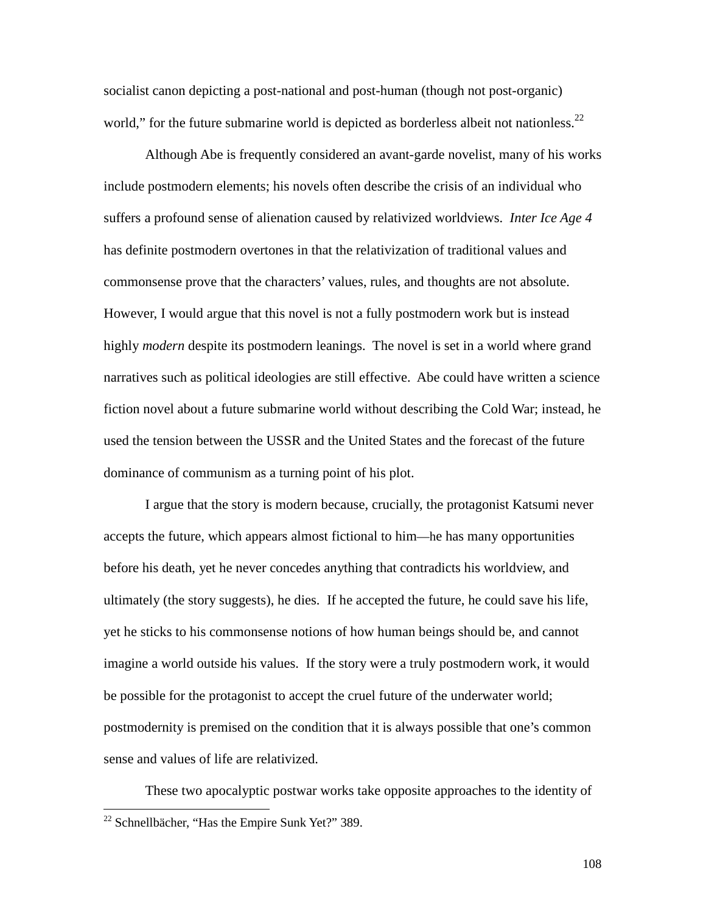socialist canon depicting a post-national and post-human (though not post-organic) world," for the future submarine world is depicted as borderless albeit not nationless.[22]

Although Abe is frequently considered an avant-garde novelist, many of his works include postmodern elements; his novels often describe the crisis of an individual who suffers a profound sense of alienation caused by relativized worldviews. *Inter Ice Age 4* has definite postmodern overtones in that the relativization of traditional values and commonsense prove that the characters' values, rules, and thoughts are not absolute. However, I would argue that this novel is not a fully postmodern work but is instead highly *modern* despite its postmodern leanings. The novel is set in a world where grand narratives such as political ideologies are still effective. Abe could have written a science fiction novel about a future submarine world without describing the Cold War; instead, he used the tension between the USSR and the United States and the forecast of the future dominance of communism as a turning point of his plot.

I argue that the story is modern because, crucially, the protagonist Katsumi never accepts the future, which appears almost fictional to him—he has many opportunities before his death, yet he never concedes anything that contradicts his worldview, and ultimately (the story suggests), he dies. If he accepted the future, he could save his life, yet he sticks to his commonsense notions of how human beings should be, and cannot imagine a world outside his values. If the story were a truly postmodern work, it would be possible for the protagonist to accept the cruel future of the underwater world; postmodernity is premised on the condition that it is always possible that one's common sense and values of life are relativized.

These two apocalyptic postwar works take opposite approaches to the identity of

[22] Schnellbächer, "Has the Empire Sunk Yet?" 389.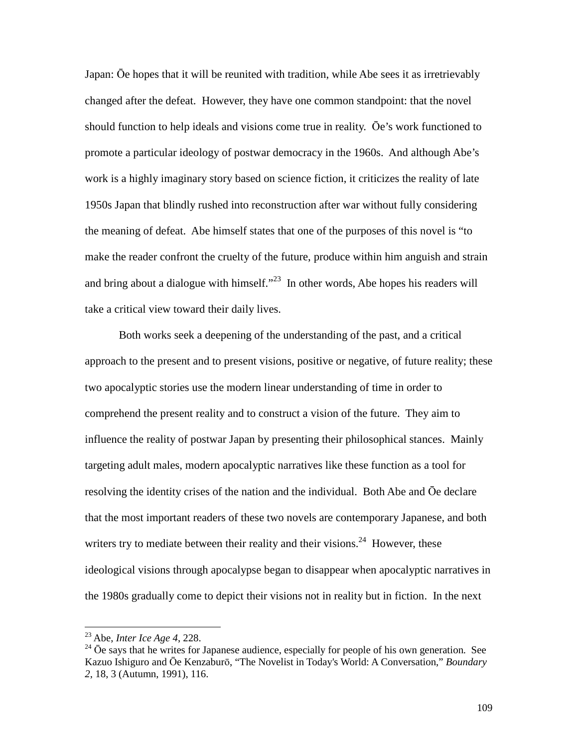Japan: Ōe hopes that it will be reunited with tradition, while Abe sees it as irretrievably changed after the defeat. However, they have one common standpoint: that the novel should function to help ideals and visions come true in reality. Ōe's work functioned to promote a particular ideology of postwar democracy in the 1960s. And although Abe's work is a highly imaginary story based on science fiction, it criticizes the reality of late 1950s Japan that blindly rushed into reconstruction after war without fully considering the meaning of defeat. Abe himself states that one of the purposes of this novel is "to make the reader confront the cruelty of the future, produce within him anguish and strain and bring about a dialogue with himself."[23] In other words, Abe hopes his readers will take a critical view toward their daily lives.

Both works seek a deepening of the understanding of the past, and a critical approach to the present and to present visions, positive or negative, of future reality; these two apocalyptic stories use the modern linear understanding of time in order to comprehend the present reality and to construct a vision of the future. They aim to influence the reality of postwar Japan by presenting their philosophical stances. Mainly targeting adult males, modern apocalyptic narratives like these function as a tool for resolving the identity crises of the nation and the individual. Both Abe and Ōe declare that the most important readers of these two novels are contemporary Japanese, and both writers try to mediate between their reality and their visions.[24] However, these ideological visions through apocalypse began to disappear when apocalyptic narratives in the 1980s gradually come to depict their visions not in reality but in fiction. In the next

---

[23] Abe, *Inter Ice Age 4*, 228.

[24] Ōe says that he writes for Japanese audience, especially for people of his own generation. See Kazuo Ishiguro and Ōe Kenzaburō, "The Novelist in Today's World: A Conversation," *Boundary 2*, 18, 3 (Autumn, 1991), 116.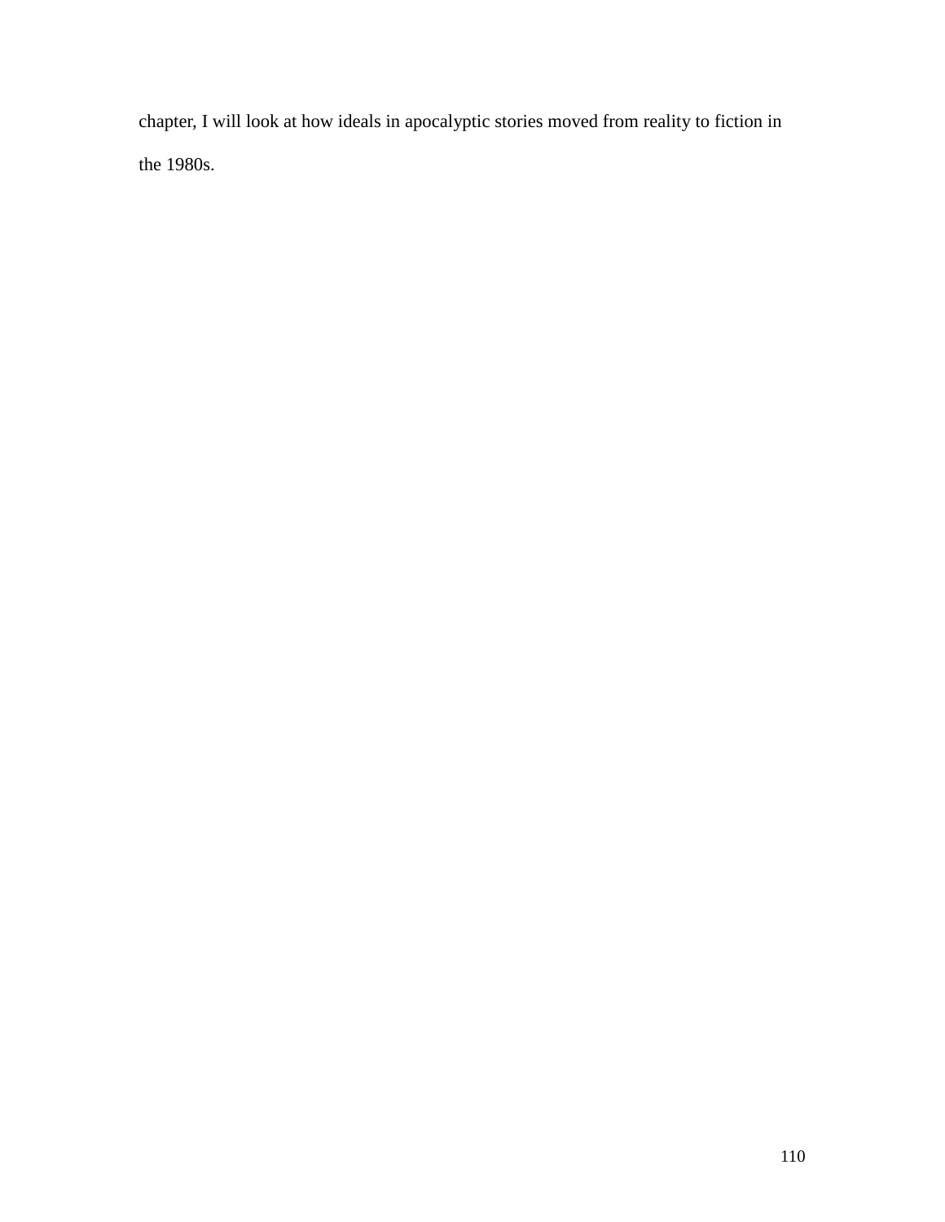chapter, I will look at how ideals in apocalyptic stories moved from reality to fiction in the 1980s.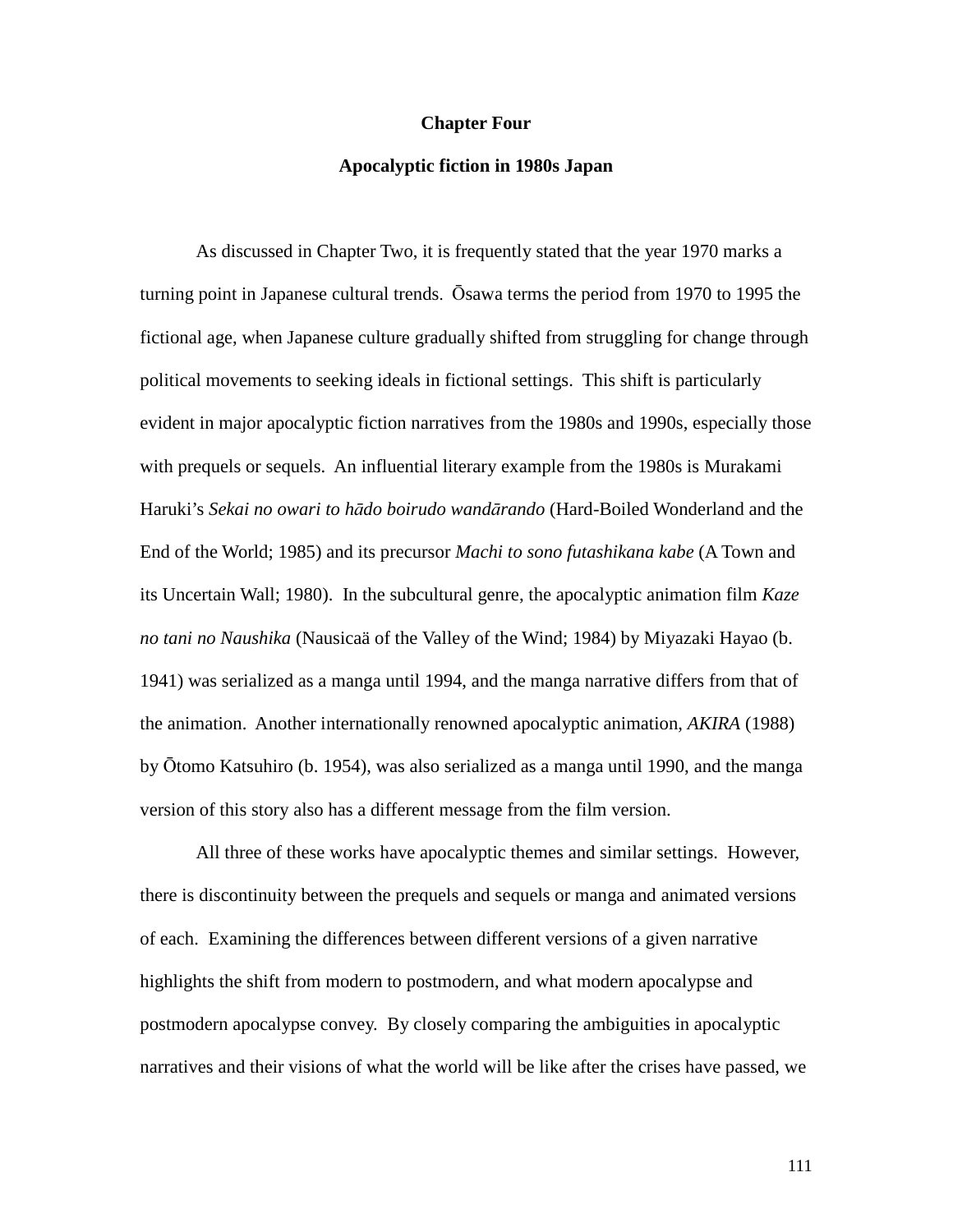# Chapter Four

## Apocalyptic fiction in 1980s Japan

As discussed in Chapter Two, it is frequently stated that the year 1970 marks a turning point in Japanese cultural trends. Ōsawa terms the period from 1970 to 1995 the fictional age, when Japanese culture gradually shifted from struggling for change through political movements to seeking ideals in fictional settings. This shift is particularly evident in major apocalyptic fiction narratives from the 1980s and 1990s, especially those with prequels or sequels. An influential literary example from the 1980s is Murakami Haruki's *Sekai no owari to hādo boirudo wandārando* (Hard-Boiled Wonderland and the End of the World; 1985) and its precursor *Machi to sono futashikana kabe* (A Town and its Uncertain Wall; 1980). In the subcultural genre, the apocalyptic animation film *Kaze no tani no Naushika* (Nausicaä of the Valley of the Wind; 1984) by Miyazaki Hayao (b. 1941) was serialized as a manga until 1994, and the manga narrative differs from that of the animation. Another internationally renowned apocalyptic animation, *AKIRA* (1988) by Ōtomo Katsuhiro (b. 1954), was also serialized as a manga until 1990, and the manga version of this story also has a different message from the film version.

All three of these works have apocalyptic themes and similar settings. However, there is discontinuity between the prequels and sequels or manga and animated versions of each. Examining the differences between different versions of a given narrative highlights the shift from modern to postmodern, and what modern apocalypse and postmodern apocalypse convey. By closely comparing the ambiguities in apocalyptic narratives and their visions of what the world will be like after the crises have passed, we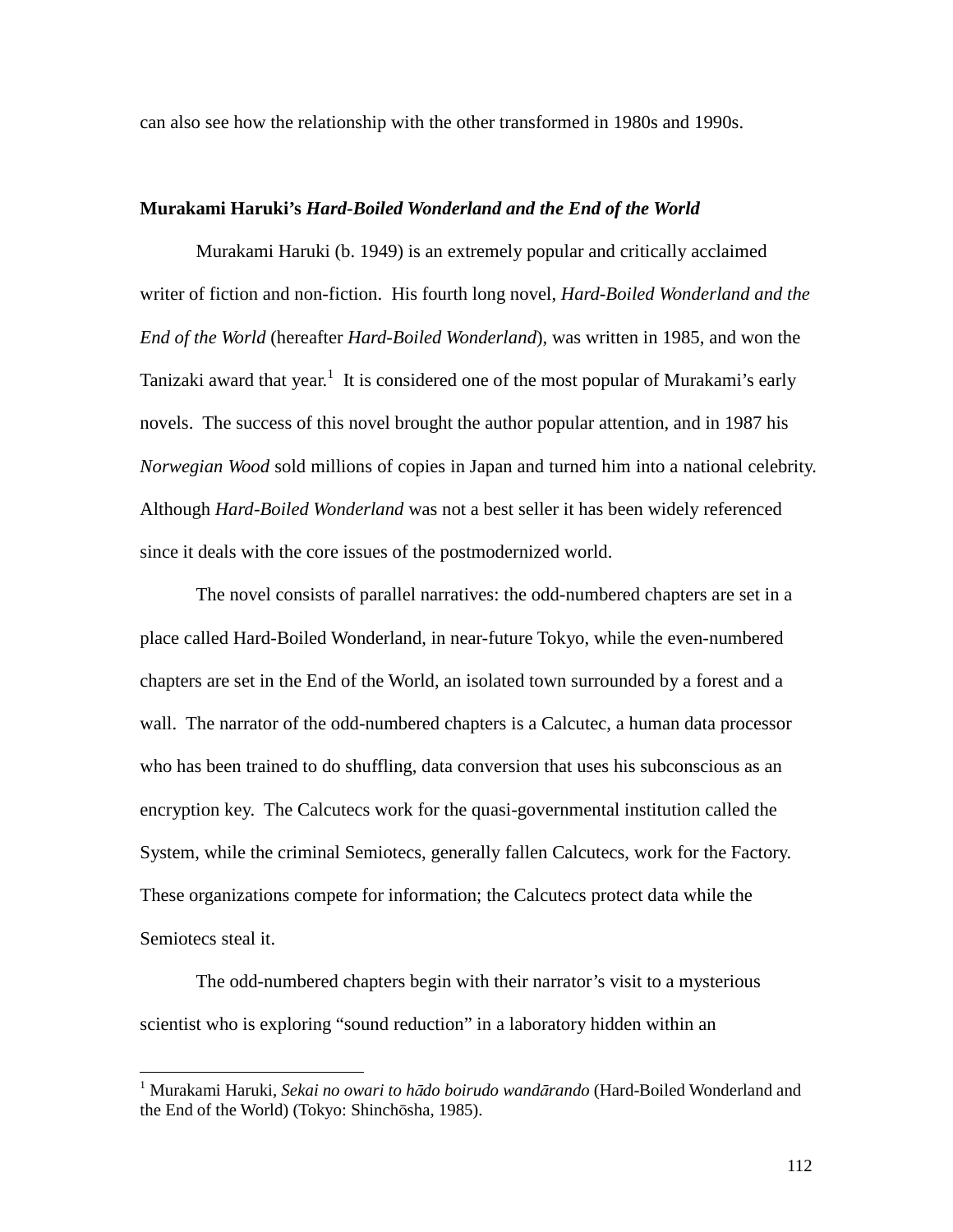can also see how the relationship with the other transformed in 1980s and 1990s.

### **Murakami Haruki's *Hard-Boiled Wonderland and the End of the World***

Murakami Haruki (b. 1949) is an extremely popular and critically acclaimed writer of fiction and non-fiction. His fourth long novel, *Hard-Boiled Wonderland and the End of the World* (hereafter *Hard-Boiled Wonderland*), was written in 1985, and won the Tanizaki award that year.[1] It is considered one of the most popular of Murakami's early novels. The success of this novel brought the author popular attention, and in 1987 his *Norwegian Wood* sold millions of copies in Japan and turned him into a national celebrity. Although *Hard-Boiled Wonderland* was not a best seller it has been widely referenced since it deals with the core issues of the postmodernized world.

The novel consists of parallel narratives: the odd-numbered chapters are set in a place called Hard-Boiled Wonderland, in near-future Tokyo, while the even-numbered chapters are set in the End of the World, an isolated town surrounded by a forest and a wall. The narrator of the odd-numbered chapters is a Calcutec, a human data processor who has been trained to do shuffling, data conversion that uses his subconscious as an encryption key. The Calcutecs work for the quasi-governmental institution called the System, while the criminal Semiotecs, generally fallen Calcutecs, work for the Factory. These organizations compete for information; the Calcutecs protect data while the Semiotecs steal it.

The odd-numbered chapters begin with their narrator's visit to a mysterious scientist who is exploring "sound reduction" in a laboratory hidden within an

---

[1] Murakami Haruki, *Sekai no owari to hādo boirudo wandārando* (Hard-Boiled Wonderland and the End of the World) (Tokyo: Shinchōsha, 1985).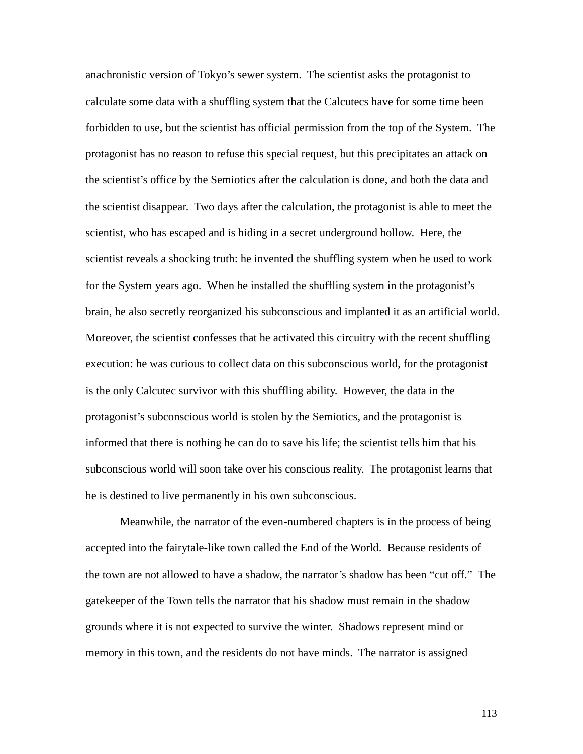anachronistic version of Tokyo's sewer system. The scientist asks the protagonist to calculate some data with a shuffling system that the Calcutecs have for some time been forbidden to use, but the scientist has official permission from the top of the System. The protagonist has no reason to refuse this special request, but this precipitates an attack on the scientist's office by the Semiotics after the calculation is done, and both the data and the scientist disappear. Two days after the calculation, the protagonist is able to meet the scientist, who has escaped and is hiding in a secret underground hollow. Here, the scientist reveals a shocking truth: he invented the shuffling system when he used to work for the System years ago. When he installed the shuffling system in the protagonist's brain, he also secretly reorganized his subconscious and implanted it as an artificial world. Moreover, the scientist confesses that he activated this circuitry with the recent shuffling execution: he was curious to collect data on this subconscious world, for the protagonist is the only Calcutec survivor with this shuffling ability. However, the data in the protagonist's subconscious world is stolen by the Semiotics, and the protagonist is informed that there is nothing he can do to save his life; the scientist tells him that his subconscious world will soon take over his conscious reality. The protagonist learns that he is destined to live permanently in his own subconscious.

Meanwhile, the narrator of the even-numbered chapters is in the process of being accepted into the fairytale-like town called the End of the World. Because residents of the town are not allowed to have a shadow, the narrator's shadow has been "cut off." The gatekeeper of the Town tells the narrator that his shadow must remain in the shadow grounds where it is not expected to survive the winter. Shadows represent mind or memory in this town, and the residents do not have minds. The narrator is assigned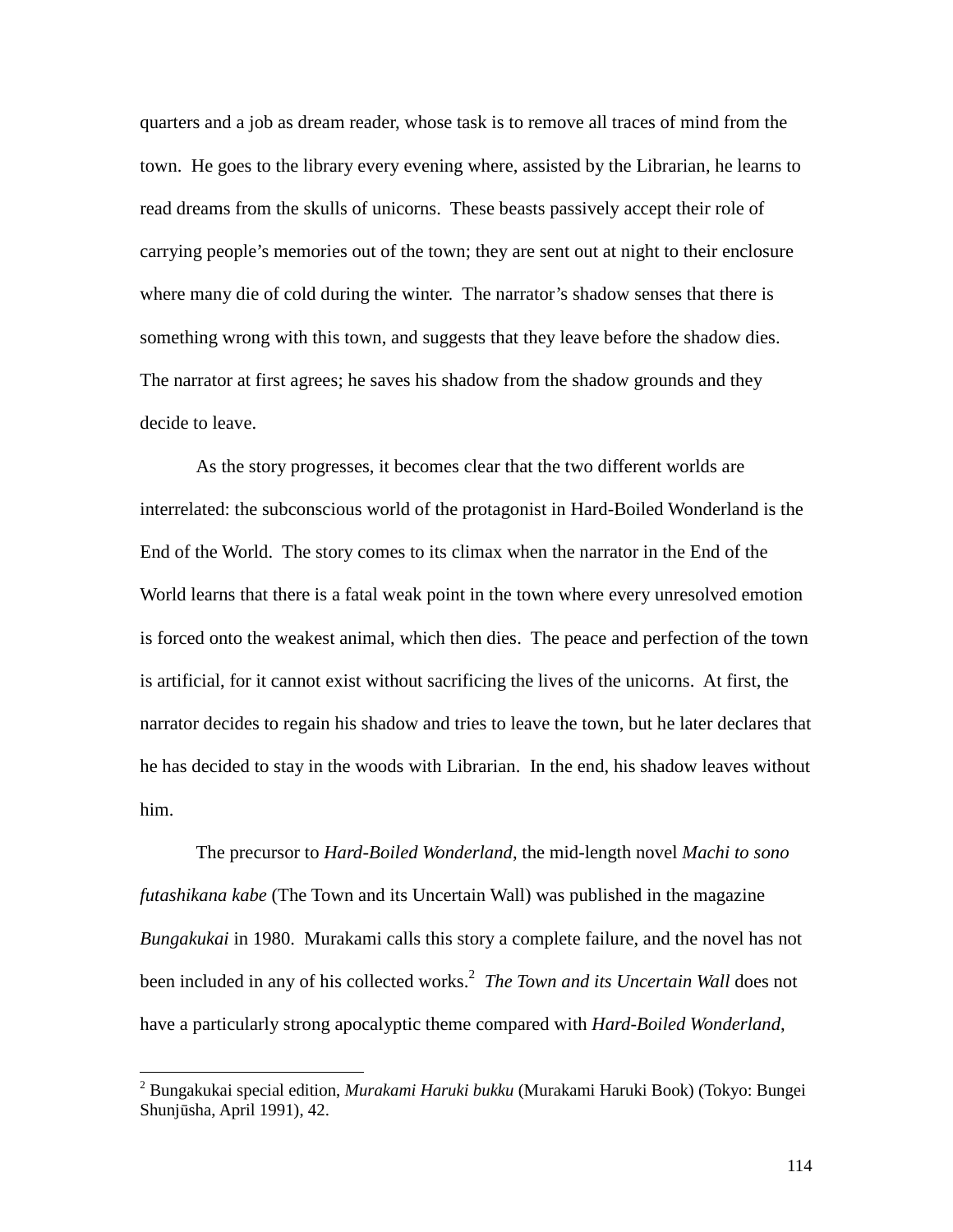quarters and a job as dream reader, whose task is to remove all traces of mind from the town. He goes to the library every evening where, assisted by the Librarian, he learns to read dreams from the skulls of unicorns. These beasts passively accept their role of carrying people's memories out of the town; they are sent out at night to their enclosure where many die of cold during the winter. The narrator's shadow senses that there is something wrong with this town, and suggests that they leave before the shadow dies. The narrator at first agrees; he saves his shadow from the shadow grounds and they decide to leave.

As the story progresses, it becomes clear that the two different worlds are interrelated: the subconscious world of the protagonist in Hard-Boiled Wonderland is the End of the World. The story comes to its climax when the narrator in the End of the World learns that there is a fatal weak point in the town where every unresolved emotion is forced onto the weakest animal, which then dies. The peace and perfection of the town is artificial, for it cannot exist without sacrificing the lives of the unicorns. At first, the narrator decides to regain his shadow and tries to leave the town, but he later declares that he has decided to stay in the woods with Librarian. In the end, his shadow leaves without him.

The precursor to *Hard-Boiled Wonderland*, the mid-length novel *Machi to sono futashikana kabe* (The Town and its Uncertain Wall) was published in the magazine *Bungakukai* in 1980. Murakami calls this story a complete failure, and the novel has not been included in any of his collected works.[2] *The Town and its Uncertain Wall* does not have a particularly strong apocalyptic theme compared with *Hard-Boiled Wonderland*,

---

[2] Bungakukai special edition, *Murakami Haruki bukku* (Murakami Haruki Book) (Tokyo: Bungei Shunjūsha, April 1991), 42.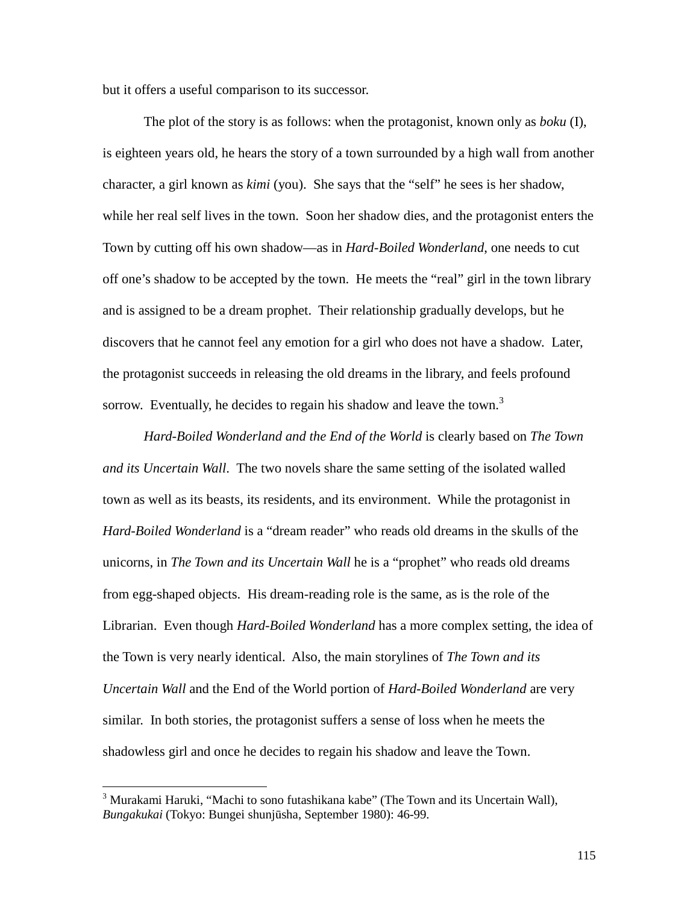but it offers a useful comparison to its successor.

The plot of the story is as follows: when the protagonist, known only as *boku* (I), is eighteen years old, he hears the story of a town surrounded by a high wall from another character, a girl known as *kimi* (you). She says that the "self" he sees is her shadow, while her real self lives in the town. Soon her shadow dies, and the protagonist enters the Town by cutting off his own shadow—as in *Hard-Boiled Wonderland*, one needs to cut off one's shadow to be accepted by the town. He meets the "real" girl in the town library and is assigned to be a dream prophet. Their relationship gradually develops, but he discovers that he cannot feel any emotion for a girl who does not have a shadow. Later, the protagonist succeeds in releasing the old dreams in the library, and feels profound sorrow. Eventually, he decides to regain his shadow and leave the town.[3]

*Hard-Boiled Wonderland and the End of the World* is clearly based on *The Town and its Uncertain Wall*. The two novels share the same setting of the isolated walled town as well as its beasts, its residents, and its environment. While the protagonist in *Hard-Boiled Wonderland* is a "dream reader" who reads old dreams in the skulls of the unicorns, in *The Town and its Uncertain Wall* he is a "prophet" who reads old dreams from egg-shaped objects. His dream-reading role is the same, as is the role of the Librarian. Even though *Hard-Boiled Wonderland* has a more complex setting, the idea of the Town is very nearly identical. Also, the main storylines of *The Town and its Uncertain Wall* and the End of the World portion of *Hard-Boiled Wonderland* are very similar. In both stories, the protagonist suffers a sense of loss when he meets the shadowless girl and once he decides to regain his shadow and leave the Town.

---

[3] Murakami Haruki, "Machi to sono futashikana kabe" (The Town and its Uncertain Wall), *Bungakukai* (Tokyo: Bungei shunjūsha, September 1980): 46-99.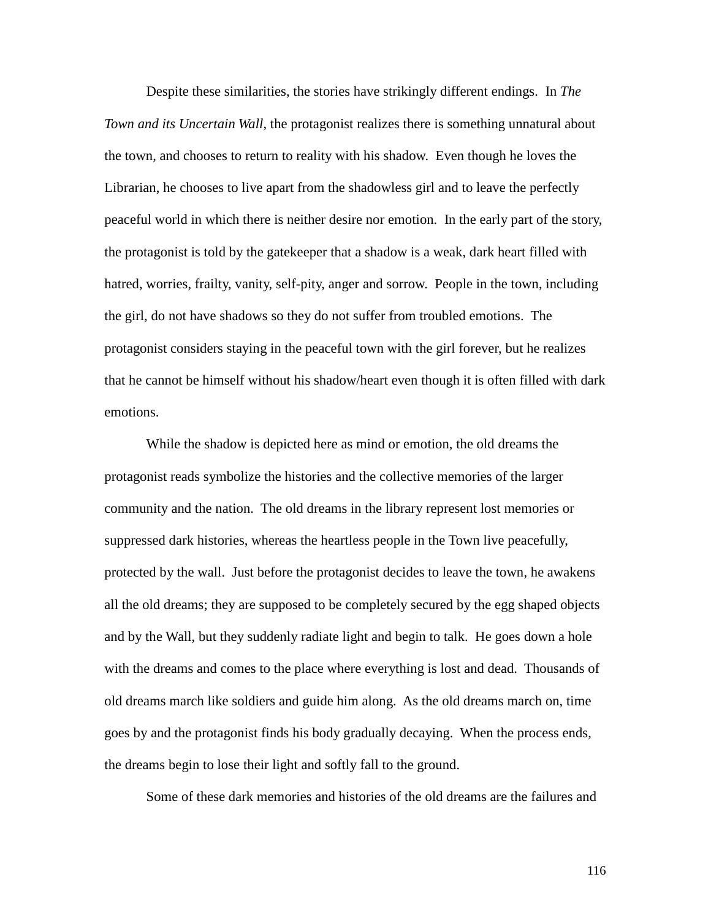Despite these similarities, the stories have strikingly different endings. In *The Town and its Uncertain Wall*, the protagonist realizes there is something unnatural about the town, and chooses to return to reality with his shadow. Even though he loves the Librarian, he chooses to live apart from the shadowless girl and to leave the perfectly peaceful world in which there is neither desire nor emotion. In the early part of the story, the protagonist is told by the gatekeeper that a shadow is a weak, dark heart filled with hatred, worries, frailty, vanity, self-pity, anger and sorrow. People in the town, including the girl, do not have shadows so they do not suffer from troubled emotions. The protagonist considers staying in the peaceful town with the girl forever, but he realizes that he cannot be himself without his shadow/heart even though it is often filled with dark emotions.

While the shadow is depicted here as mind or emotion, the old dreams the protagonist reads symbolize the histories and the collective memories of the larger community and the nation. The old dreams in the library represent lost memories or suppressed dark histories, whereas the heartless people in the Town live peacefully, protected by the wall. Just before the protagonist decides to leave the town, he awakens all the old dreams; they are supposed to be completely secured by the egg shaped objects and by the Wall, but they suddenly radiate light and begin to talk. He goes down a hole with the dreams and comes to the place where everything is lost and dead. Thousands of old dreams march like soldiers and guide him along. As the old dreams march on, time goes by and the protagonist finds his body gradually decaying. When the process ends, the dreams begin to lose their light and softly fall to the ground.

Some of these dark memories and histories of the old dreams are the failures and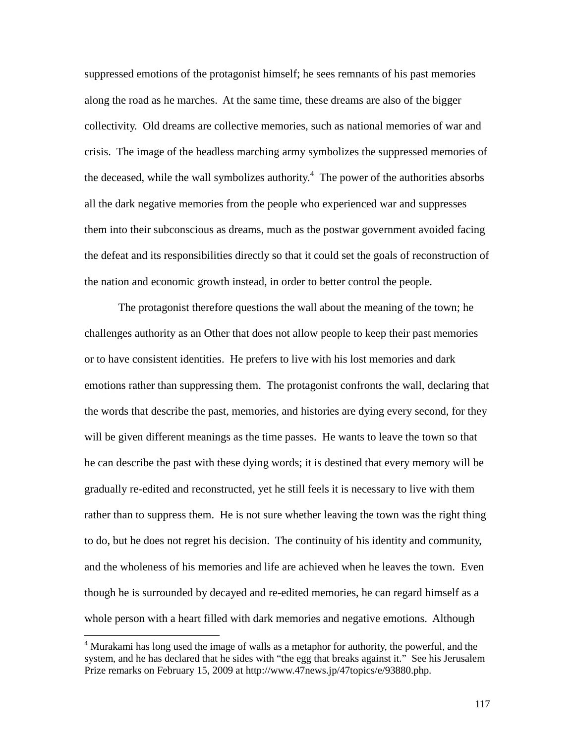suppressed emotions of the protagonist himself; he sees remnants of his past memories along the road as he marches. At the same time, these dreams are also of the bigger collectivity. Old dreams are collective memories, such as national memories of war and crisis. The image of the headless marching army symbolizes the suppressed memories of the deceased, while the wall symbolizes authority.[4] The power of the authorities absorbs all the dark negative memories from the people who experienced war and suppresses them into their subconscious as dreams, much as the postwar government avoided facing the defeat and its responsibilities directly so that it could set the goals of reconstruction of the nation and economic growth instead, in order to better control the people.

The protagonist therefore questions the wall about the meaning of the town; he challenges authority as an Other that does not allow people to keep their past memories or to have consistent identities. He prefers to live with his lost memories and dark emotions rather than suppressing them. The protagonist confronts the wall, declaring that the words that describe the past, memories, and histories are dying every second, for they will be given different meanings as the time passes. He wants to leave the town so that he can describe the past with these dying words; it is destined that every memory will be gradually re-edited and reconstructed, yet he still feels it is necessary to live with them rather than to suppress them. He is not sure whether leaving the town was the right thing to do, but he does not regret his decision. The continuity of his identity and community, and the wholeness of his memories and life are achieved when he leaves the town. Even though he is surrounded by decayed and re-edited memories, he can regard himself as a whole person with a heart filled with dark memories and negative emotions. Although

---

[4] Murakami has long used the image of walls as a metaphor for authority, the powerful, and the system, and he has declared that he sides with "the egg that breaks against it." See his Jerusalem Prize remarks on February 15, 2009 at http://www.47news.jp/47topics/e/93880.php.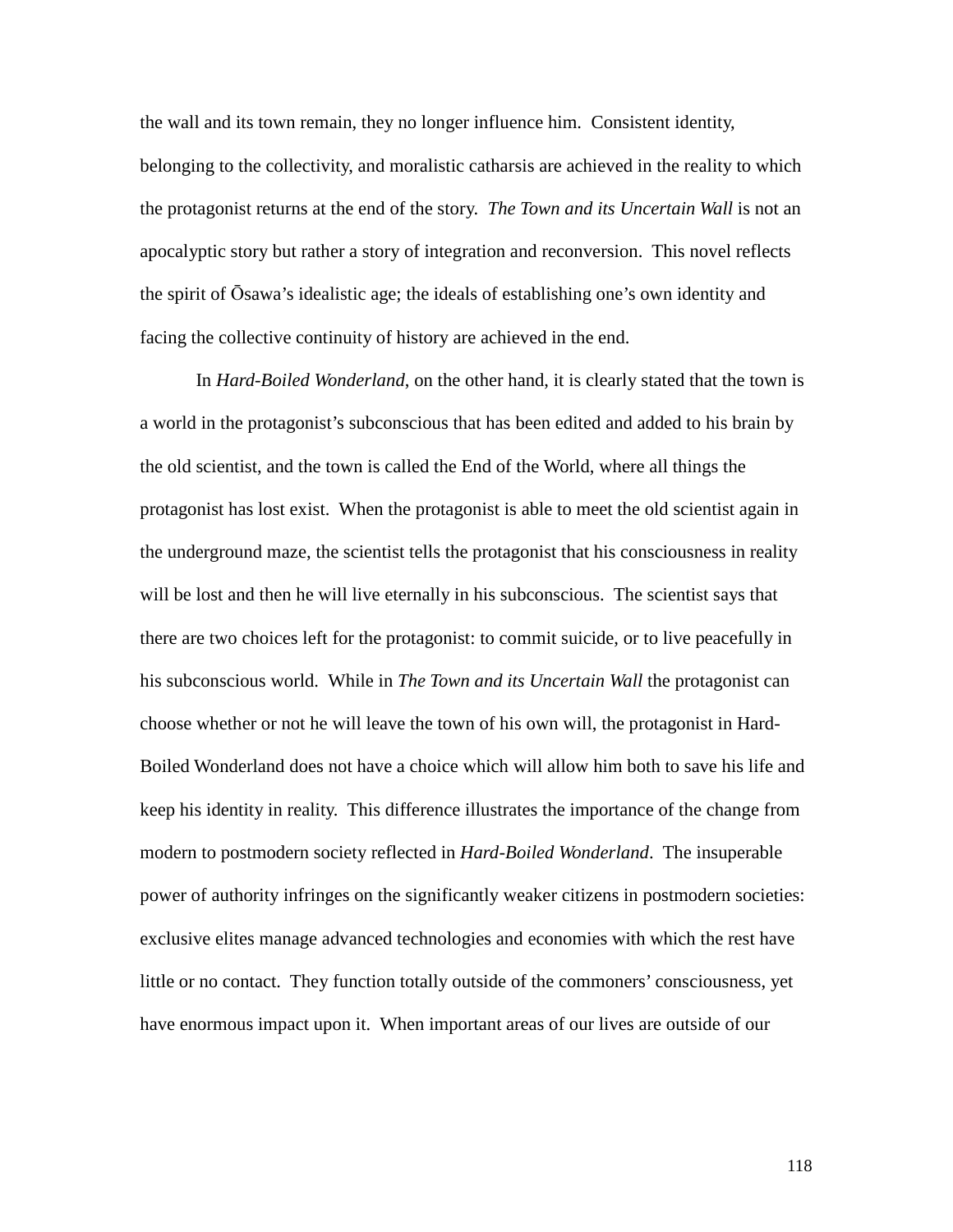the wall and its town remain, they no longer influence him. Consistent identity, belonging to the collectivity, and moralistic catharsis are achieved in the reality to which the protagonist returns at the end of the story. *The Town and its Uncertain Wall* is not an apocalyptic story but rather a story of integration and reconversion. This novel reflects the spirit of Ōsawa's idealistic age; the ideals of establishing one's own identity and facing the collective continuity of history are achieved in the end.

In *Hard-Boiled Wonderland*, on the other hand, it is clearly stated that the town is a world in the protagonist's subconscious that has been edited and added to his brain by the old scientist, and the town is called the End of the World, where all things the protagonist has lost exist. When the protagonist is able to meet the old scientist again in the underground maze, the scientist tells the protagonist that his consciousness in reality will be lost and then he will live eternally in his subconscious. The scientist says that there are two choices left for the protagonist: to commit suicide, or to live peacefully in his subconscious world. While in *The Town and its Uncertain Wall* the protagonist can choose whether or not he will leave the town of his own will, the protagonist in Hard-Boiled Wonderland does not have a choice which will allow him both to save his life and keep his identity in reality. This difference illustrates the importance of the change from modern to postmodern society reflected in *Hard-Boiled Wonderland*. The insuperable power of authority infringes on the significantly weaker citizens in postmodern societies: exclusive elites manage advanced technologies and economies with which the rest have little or no contact. They function totally outside of the commoners' consciousness, yet have enormous impact upon it. When important areas of our lives are outside of our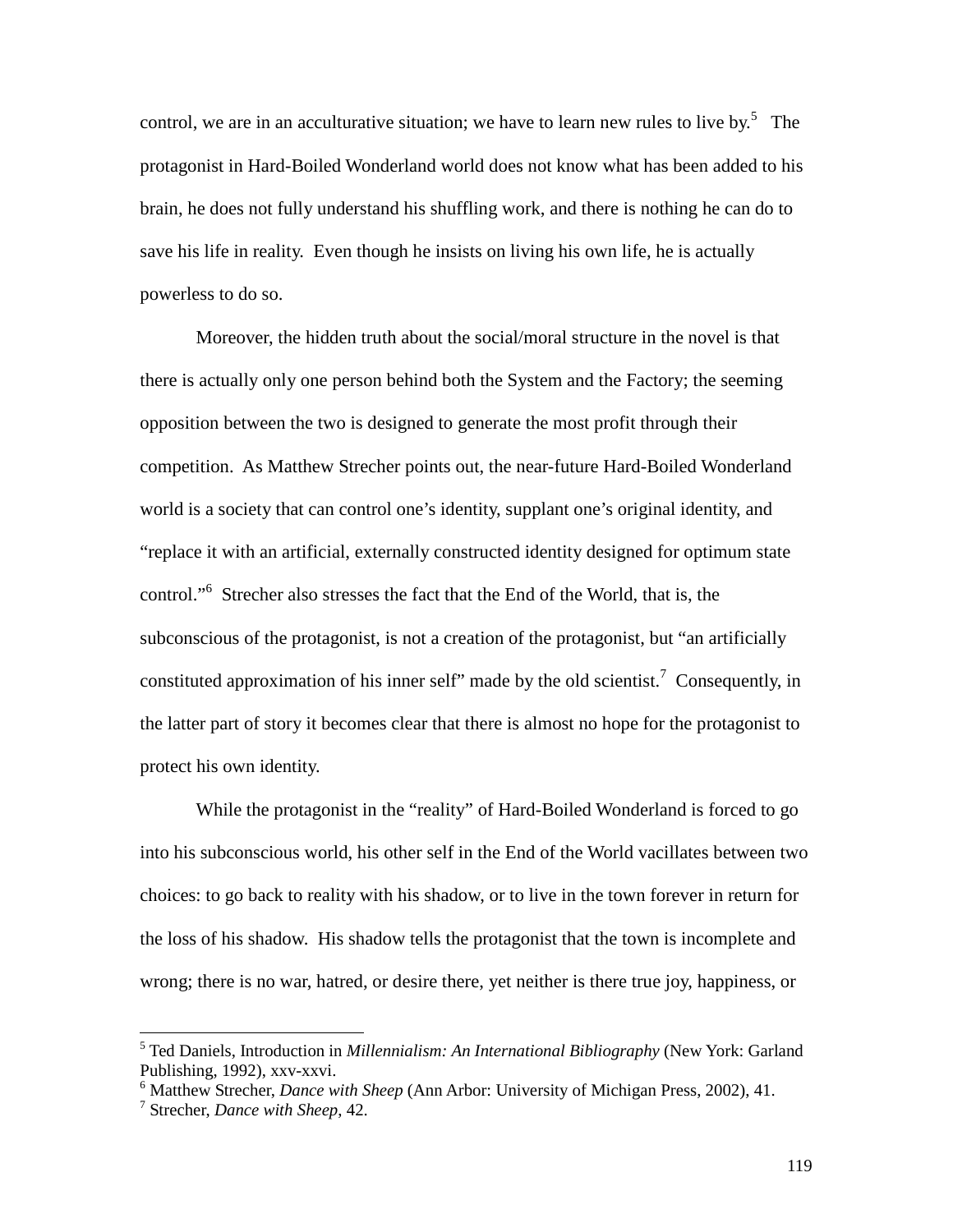control, we are in an acculturative situation; we have to learn new rules to live by.[5] The protagonist in Hard-Boiled Wonderland world does not know what has been added to his brain, he does not fully understand his shuffling work, and there is nothing he can do to save his life in reality. Even though he insists on living his own life, he is actually powerless to do so.

Moreover, the hidden truth about the social/moral structure in the novel is that there is actually only one person behind both the System and the Factory; the seeming opposition between the two is designed to generate the most profit through their competition. As Matthew Strecher points out, the near-future Hard-Boiled Wonderland world is a society that can control one's identity, supplant one's original identity, and "replace it with an artificial, externally constructed identity designed for optimum state control."[6] Strecher also stresses the fact that the End of the World, that is, the subconscious of the protagonist, is not a creation of the protagonist, but "an artificially constituted approximation of his inner self" made by the old scientist.[7] Consequently, in the latter part of story it becomes clear that there is almost no hope for the protagonist to protect his own identity.

While the protagonist in the "reality" of Hard-Boiled Wonderland is forced to go into his subconscious world, his other self in the End of the World vacillates between two choices: to go back to reality with his shadow, or to live in the town forever in return for the loss of his shadow. His shadow tells the protagonist that the town is incomplete and wrong; there is no war, hatred, or desire there, yet neither is there true joy, happiness, or

---

[5] Ted Daniels, Introduction in *Millennialism: An International Bibliography* (New York: Garland Publishing, 1992), xxv-xxvi.

[6] Matthew Strecher, *Dance with Sheep* (Ann Arbor: University of Michigan Press, 2002), 41.

[7] Strecher, *Dance with Sheep*, 42.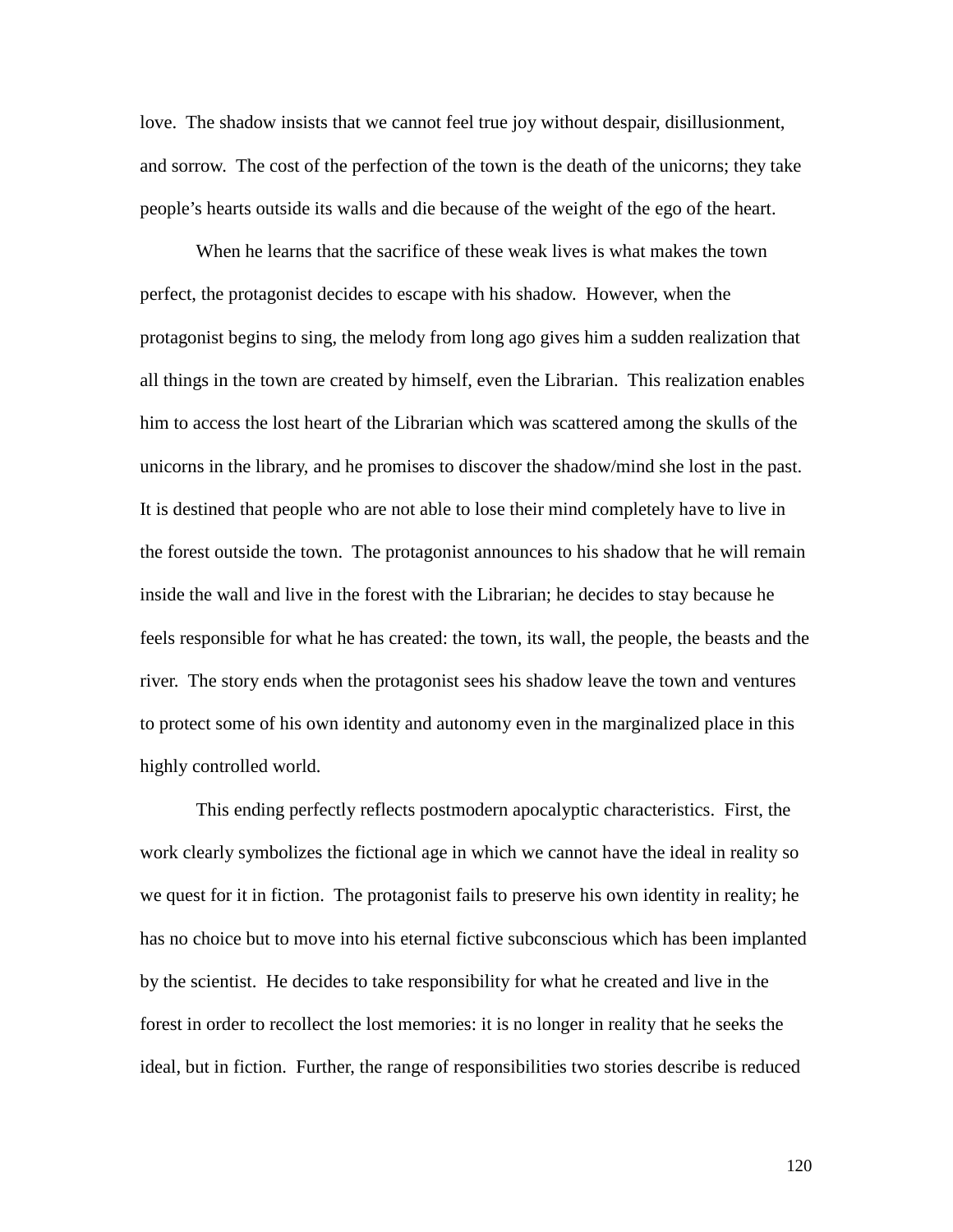love. The shadow insists that we cannot feel true joy without despair, disillusionment, and sorrow. The cost of the perfection of the town is the death of the unicorns; they take people's hearts outside its walls and die because of the weight of the ego of the heart.

When he learns that the sacrifice of these weak lives is what makes the town perfect, the protagonist decides to escape with his shadow. However, when the protagonist begins to sing, the melody from long ago gives him a sudden realization that all things in the town are created by himself, even the Librarian. This realization enables him to access the lost heart of the Librarian which was scattered among the skulls of the unicorns in the library, and he promises to discover the shadow/mind she lost in the past. It is destined that people who are not able to lose their mind completely have to live in the forest outside the town. The protagonist announces to his shadow that he will remain inside the wall and live in the forest with the Librarian; he decides to stay because he feels responsible for what he has created: the town, its wall, the people, the beasts and the river. The story ends when the protagonist sees his shadow leave the town and ventures to protect some of his own identity and autonomy even in the marginalized place in this highly controlled world.

This ending perfectly reflects postmodern apocalyptic characteristics. First, the work clearly symbolizes the fictional age in which we cannot have the ideal in reality so we quest for it in fiction. The protagonist fails to preserve his own identity in reality; he has no choice but to move into his eternal fictive subconscious which has been implanted by the scientist. He decides to take responsibility for what he created and live in the forest in order to recollect the lost memories: it is no longer in reality that he seeks the ideal, but in fiction. Further, the range of responsibilities two stories describe is reduced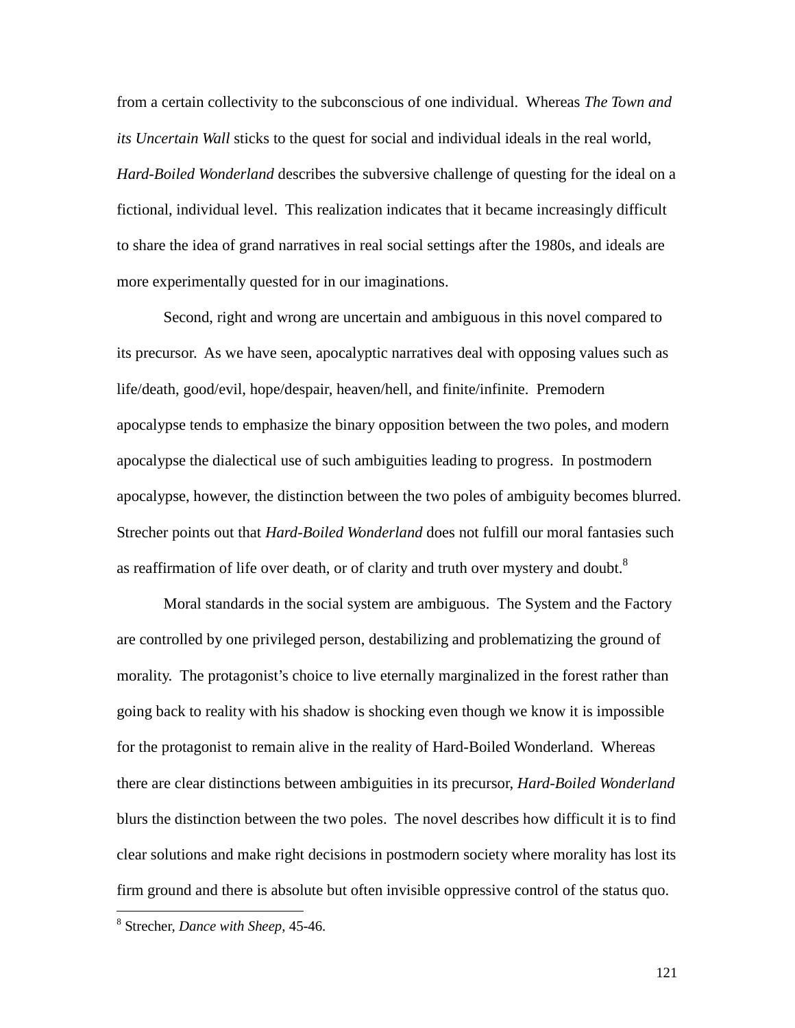from a certain collectivity to the subconscious of one individual. Whereas *The Town and its Uncertain Wall* sticks to the quest for social and individual ideals in the real world, *Hard-Boiled Wonderland* describes the subversive challenge of questing for the ideal on a fictional, individual level. This realization indicates that it became increasingly difficult to share the idea of grand narratives in real social settings after the 1980s, and ideals are more experimentally quested for in our imaginations.

Second, right and wrong are uncertain and ambiguous in this novel compared to its precursor. As we have seen, apocalyptic narratives deal with opposing values such as life/death, good/evil, hope/despair, heaven/hell, and finite/infinite. Premodern apocalypse tends to emphasize the binary opposition between the two poles, and modern apocalypse the dialectical use of such ambiguities leading to progress. In postmodern apocalypse, however, the distinction between the two poles of ambiguity becomes blurred. Strecher points out that *Hard-Boiled Wonderland* does not fulfill our moral fantasies such as reaffirmation of life over death, or of clarity and truth over mystery and doubt.[8]

Moral standards in the social system are ambiguous. The System and the Factory are controlled by one privileged person, destabilizing and problematizing the ground of morality. The protagonist's choice to live eternally marginalized in the forest rather than going back to reality with his shadow is shocking even though we know it is impossible for the protagonist to remain alive in the reality of Hard-Boiled Wonderland. Whereas there are clear distinctions between ambiguities in its precursor, *Hard-Boiled Wonderland* blurs the distinction between the two poles. The novel describes how difficult it is to find clear solutions and make right decisions in postmodern society where morality has lost its firm ground and there is absolute but often invisible oppressive control of the status quo.

---

[8] Strecher, *Dance with Sheep*, 45-46.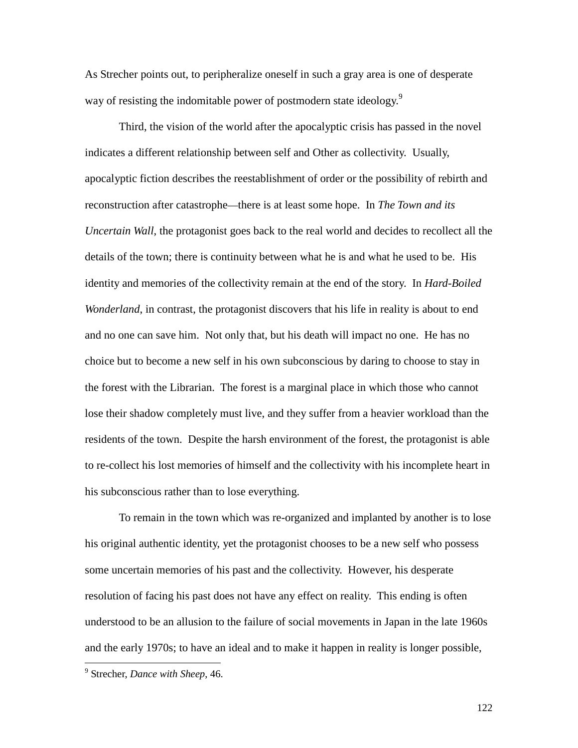As Strecher points out, to peripheralize oneself in such a gray area is one of desperate way of resisting the indomitable power of postmodern state ideology.[9]

Third, the vision of the world after the apocalyptic crisis has passed in the novel indicates a different relationship between self and Other as collectivity. Usually, apocalyptic fiction describes the reestablishment of order or the possibility of rebirth and reconstruction after catastrophe—there is at least some hope. In *The Town and its Uncertain Wall*, the protagonist goes back to the real world and decides to recollect all the details of the town; there is continuity between what he is and what he used to be. His identity and memories of the collectivity remain at the end of the story. In *Hard-Boiled Wonderland*, in contrast, the protagonist discovers that his life in reality is about to end and no one can save him. Not only that, but his death will impact no one. He has no choice but to become a new self in his own subconscious by daring to choose to stay in the forest with the Librarian. The forest is a marginal place in which those who cannot lose their shadow completely must live, and they suffer from a heavier workload than the residents of the town. Despite the harsh environment of the forest, the protagonist is able to re-collect his lost memories of himself and the collectivity with his incomplete heart in his subconscious rather than to lose everything.

To remain in the town which was re-organized and implanted by another is to lose his original authentic identity, yet the protagonist chooses to be a new self who possess some uncertain memories of his past and the collectivity. However, his desperate resolution of facing his past does not have any effect on reality. This ending is often understood to be an allusion to the failure of social movements in Japan in the late 1960s and the early 1970s; to have an ideal and to make it happen in reality is longer possible,

---

[9] Strecher, *Dance with Sheep*, 46.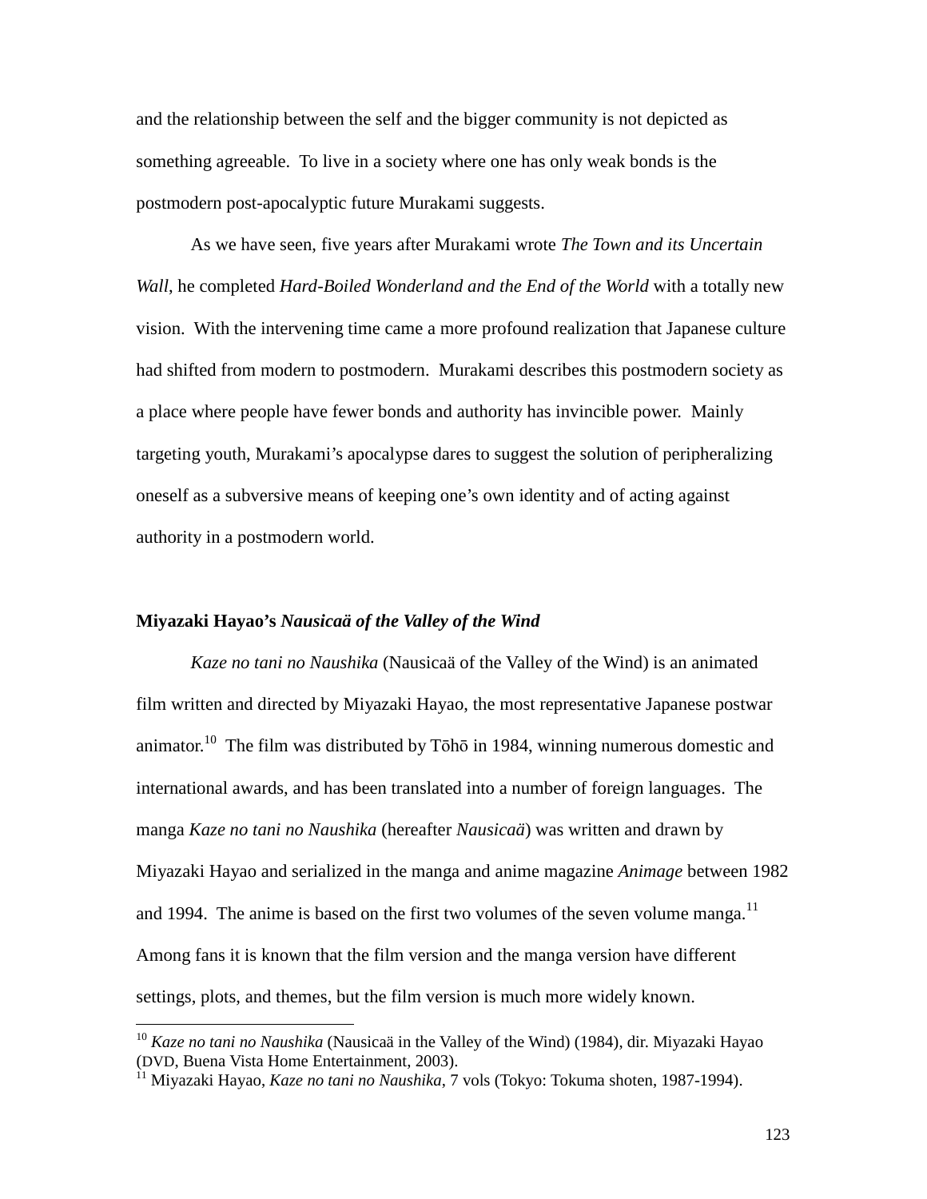and the relationship between the self and the bigger community is not depicted as something agreeable. To live in a society where one has only weak bonds is the postmodern post-apocalyptic future Murakami suggests.

As we have seen, five years after Murakami wrote *The Town and its Uncertain Wall*, he completed *Hard-Boiled Wonderland and the End of the World* with a totally new vision. With the intervening time came a more profound realization that Japanese culture had shifted from modern to postmodern. Murakami describes this postmodern society as a place where people have fewer bonds and authority has invincible power. Mainly targeting youth, Murakami's apocalypse dares to suggest the solution of peripheralizing oneself as a subversive means of keeping one's own identity and of acting against authority in a postmodern world.

### Miyazaki Hayao's *Nausicaä of the Valley of the Wind*

*Kaze no tani no Naushika* (Nausicaä of the Valley of the Wind) is an animated film written and directed by Miyazaki Hayao, the most representative Japanese postwar animator.[10] The film was distributed by Tōhō in 1984, winning numerous domestic and international awards, and has been translated into a number of foreign languages. The manga *Kaze no tani no Naushika* (hereafter *Nausicaä*) was written and drawn by Miyazaki Hayao and serialized in the manga and anime magazine *Animage* between 1982 and 1994. The anime is based on the first two volumes of the seven volume manga.[11] Among fans it is known that the film version and the manga version have different settings, plots, and themes, but the film version is much more widely known.

---

[10] *Kaze no tani no Naushika* (Nausicaä in the Valley of the Wind) (1984), dir. Miyazaki Hayao (DVD, Buena Vista Home Entertainment, 2003).

[11] Miyazaki Hayao, *Kaze no tani no Naushika*, 7 vols (Tokyo: Tokuma shoten, 1987-1994).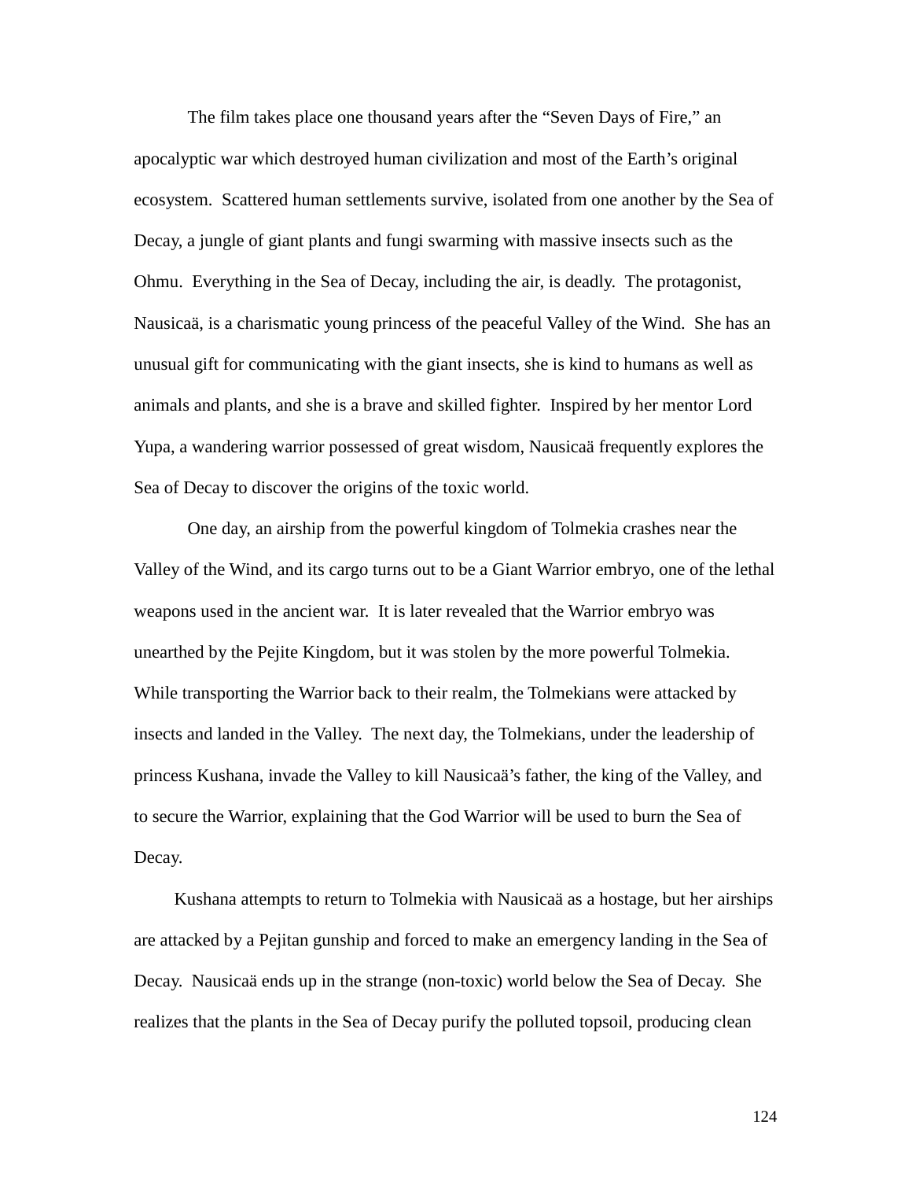The film takes place one thousand years after the "Seven Days of Fire," an apocalyptic war which destroyed human civilization and most of the Earth's original ecosystem. Scattered human settlements survive, isolated from one another by the Sea of Decay, a jungle of giant plants and fungi swarming with massive insects such as the Ohmu. Everything in the Sea of Decay, including the air, is deadly. The protagonist, Nausicaä, is a charismatic young princess of the peaceful Valley of the Wind. She has an unusual gift for communicating with the giant insects, she is kind to humans as well as animals and plants, and she is a brave and skilled fighter. Inspired by her mentor Lord Yupa, a wandering warrior possessed of great wisdom, Nausicaä frequently explores the Sea of Decay to discover the origins of the toxic world.

One day, an airship from the powerful kingdom of Tolmekia crashes near the Valley of the Wind, and its cargo turns out to be a Giant Warrior embryo, one of the lethal weapons used in the ancient war. It is later revealed that the Warrior embryo was unearthed by the Pejite Kingdom, but it was stolen by the more powerful Tolmekia. While transporting the Warrior back to their realm, the Tolmekians were attacked by insects and landed in the Valley. The next day, the Tolmekians, under the leadership of princess Kushana, invade the Valley to kill Nausicaä's father, the king of the Valley, and to secure the Warrior, explaining that the God Warrior will be used to burn the Sea of Decay.

Kushana attempts to return to Tolmekia with Nausicaä as a hostage, but her airships are attacked by a Pejitan gunship and forced to make an emergency landing in the Sea of Decay. Nausicaä ends up in the strange (non-toxic) world below the Sea of Decay. She realizes that the plants in the Sea of Decay purify the polluted topsoil, producing clean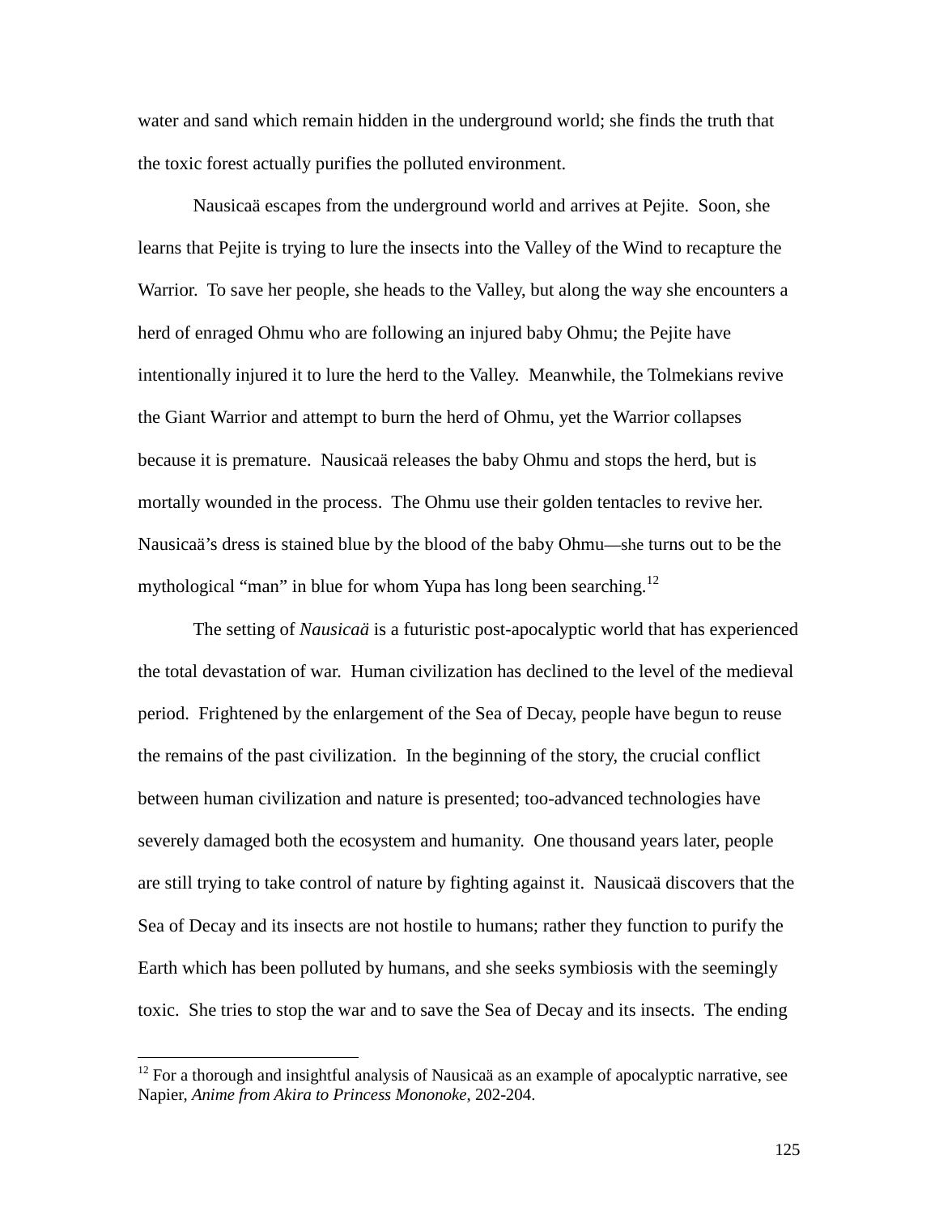water and sand which remain hidden in the underground world; she finds the truth that the toxic forest actually purifies the polluted environment.

Nausicaä escapes from the underground world and arrives at Pejite. Soon, she learns that Pejite is trying to lure the insects into the Valley of the Wind to recapture the Warrior. To save her people, she heads to the Valley, but along the way she encounters a herd of enraged Ohmu who are following an injured baby Ohmu; the Pejite have intentionally injured it to lure the herd to the Valley. Meanwhile, the Tolmekians revive the Giant Warrior and attempt to burn the herd of Ohmu, yet the Warrior collapses because it is premature. Nausicaä releases the baby Ohmu and stops the herd, but is mortally wounded in the process. The Ohmu use their golden tentacles to revive her. Nausicaä's dress is stained blue by the blood of the baby Ohmu—she turns out to be the mythological "man" in blue for whom Yupa has long been searching.[12]

The setting of *Nausicaä* is a futuristic post-apocalyptic world that has experienced the total devastation of war. Human civilization has declined to the level of the medieval period. Frightened by the enlargement of the Sea of Decay, people have begun to reuse the remains of the past civilization. In the beginning of the story, the crucial conflict between human civilization and nature is presented; too-advanced technologies have severely damaged both the ecosystem and humanity. One thousand years later, people are still trying to take control of nature by fighting against it. Nausicaä discovers that the Sea of Decay and its insects are not hostile to humans; rather they function to purify the Earth which has been polluted by humans, and she seeks symbiosis with the seemingly toxic. She tries to stop the war and to save the Sea of Decay and its insects. The ending

[12] For a thorough and insightful analysis of Nausicaä as an example of apocalyptic narrative, see Napier, *Anime from Akira to Princess Mononoke*, 202-204.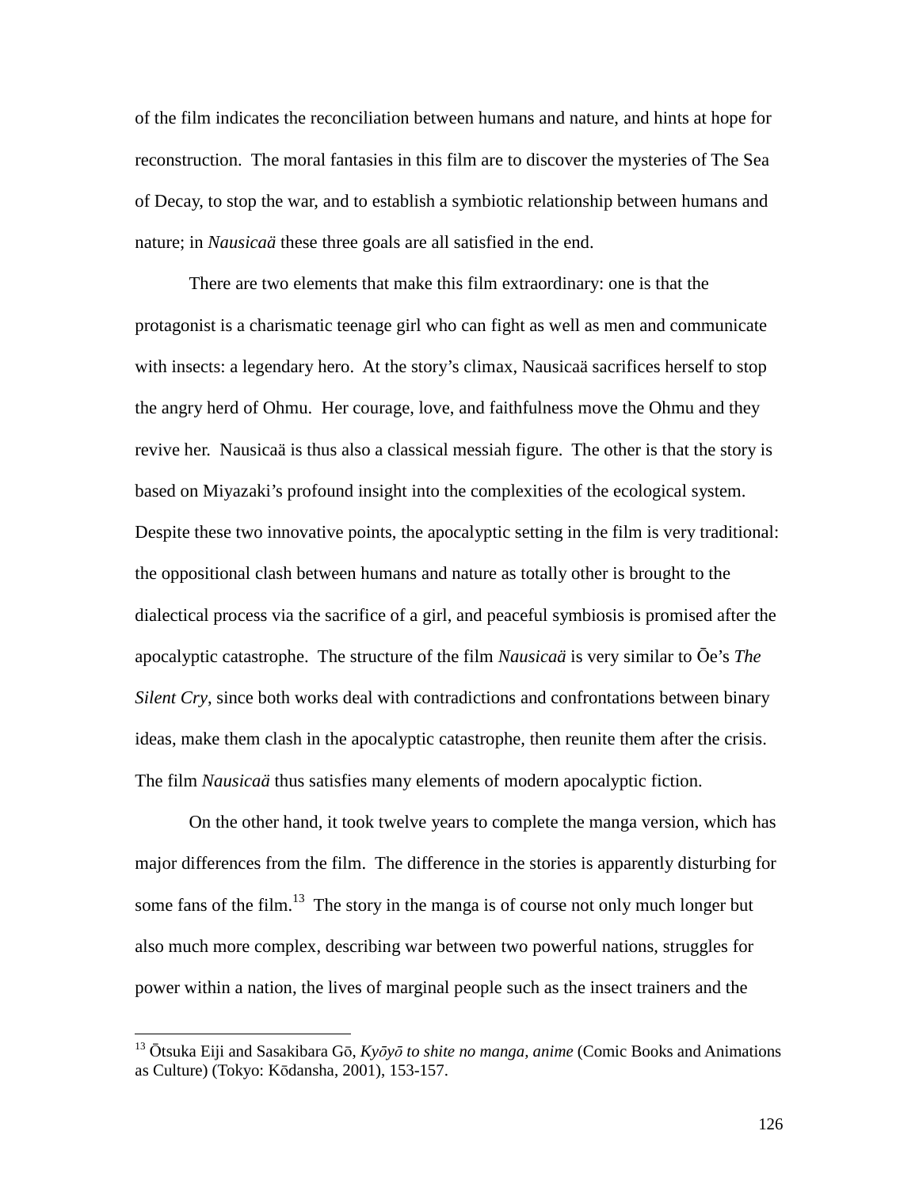of the film indicates the reconciliation between humans and nature, and hints at hope for reconstruction. The moral fantasies in this film are to discover the mysteries of The Sea of Decay, to stop the war, and to establish a symbiotic relationship between humans and nature; in *Nausicaä* these three goals are all satisfied in the end.

There are two elements that make this film extraordinary: one is that the protagonist is a charismatic teenage girl who can fight as well as men and communicate with insects: a legendary hero. At the story's climax, Nausicaä sacrifices herself to stop the angry herd of Ohmu. Her courage, love, and faithfulness move the Ohmu and they revive her. Nausicaä is thus also a classical messiah figure. The other is that the story is based on Miyazaki's profound insight into the complexities of the ecological system. Despite these two innovative points, the apocalyptic setting in the film is very traditional: the oppositional clash between humans and nature as totally other is brought to the dialectical process via the sacrifice of a girl, and peaceful symbiosis is promised after the apocalyptic catastrophe. The structure of the film *Nausicaä* is very similar to Ōe's *The Silent Cry*, since both works deal with contradictions and confrontations between binary ideas, make them clash in the apocalyptic catastrophe, then reunite them after the crisis. The film *Nausicaä* thus satisfies many elements of modern apocalyptic fiction.

On the other hand, it took twelve years to complete the manga version, which has major differences from the film. The difference in the stories is apparently disturbing for some fans of the film.[13] The story in the manga is of course not only much longer but also much more complex, describing war between two powerful nations, struggles for power within a nation, the lives of marginal people such as the insect trainers and the

---

[13] Ōtsuka Eiji and Sasakibara Gō, *Kyōyō to shite no manga, anime* (Comic Books and Animations as Culture) (Tokyo: Kōdansha, 2001), 153-157.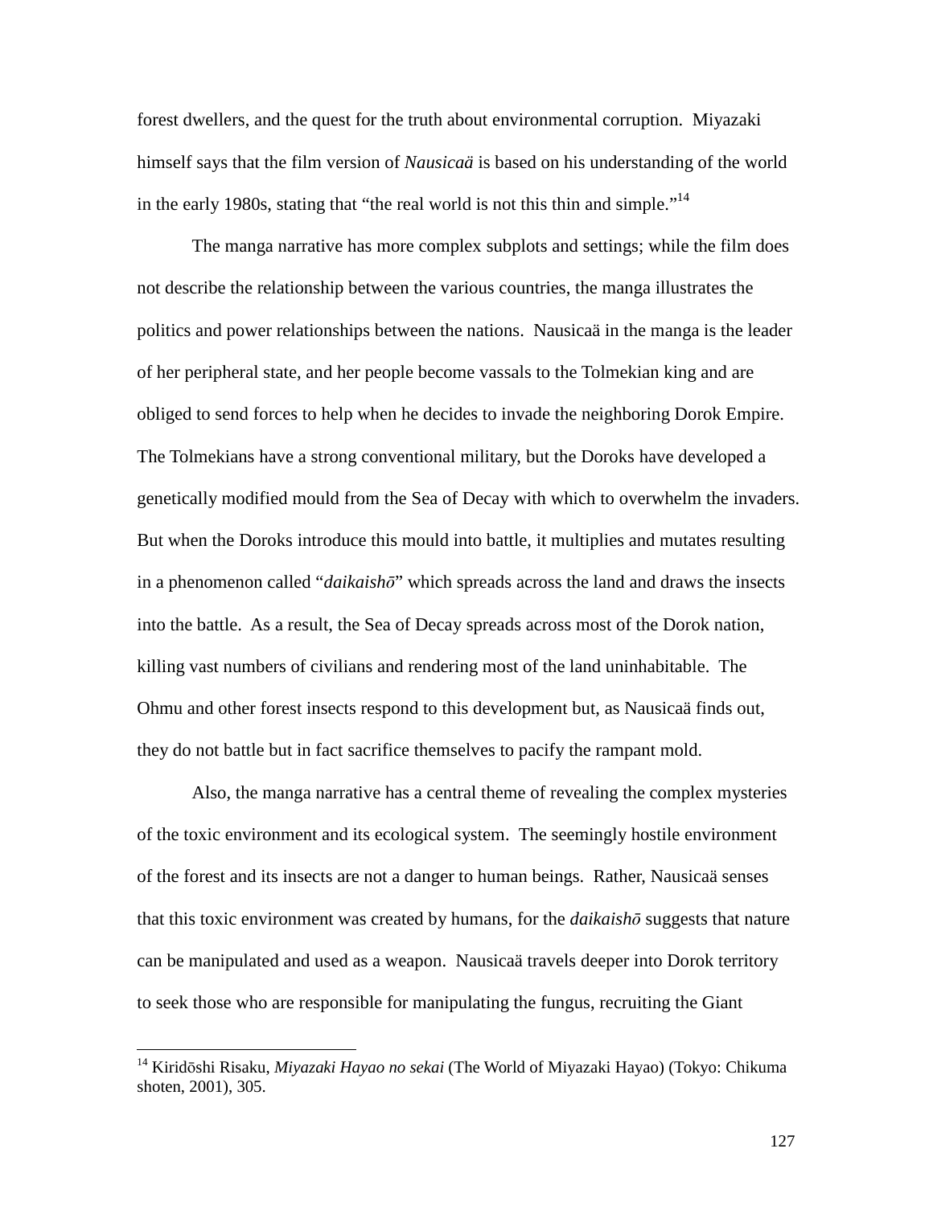forest dwellers, and the quest for the truth about environmental corruption. Miyazaki himself says that the film version of *Nausicaä* is based on his understanding of the world in the early 1980s, stating that "the real world is not this thin and simple."[14]

The manga narrative has more complex subplots and settings; while the film does not describe the relationship between the various countries, the manga illustrates the politics and power relationships between the nations. Nausicaä in the manga is the leader of her peripheral state, and her people become vassals to the Tolmekian king and are obliged to send forces to help when he decides to invade the neighboring Dorok Empire. The Tolmekians have a strong conventional military, but the Doroks have developed a genetically modified mould from the Sea of Decay with which to overwhelm the invaders. But when the Doroks introduce this mould into battle, it multiplies and mutates resulting in a phenomenon called "*daikaishō*" which spreads across the land and draws the insects into the battle. As a result, the Sea of Decay spreads across most of the Dorok nation, killing vast numbers of civilians and rendering most of the land uninhabitable. The Ohmu and other forest insects respond to this development but, as Nausicaä finds out, they do not battle but in fact sacrifice themselves to pacify the rampant mold.

Also, the manga narrative has a central theme of revealing the complex mysteries of the toxic environment and its ecological system. The seemingly hostile environment of the forest and its insects are not a danger to human beings. Rather, Nausicaä senses that this toxic environment was created by humans, for the *daikaishō* suggests that nature can be manipulated and used as a weapon. Nausicaä travels deeper into Dorok territory to seek those who are responsible for manipulating the fungus, recruiting the Giant

---

[14] Kiridōshi Risaku, *Miyazaki Hayao no sekai* (The World of Miyazaki Hayao) (Tokyo: Chikuma shoten, 2001), 305.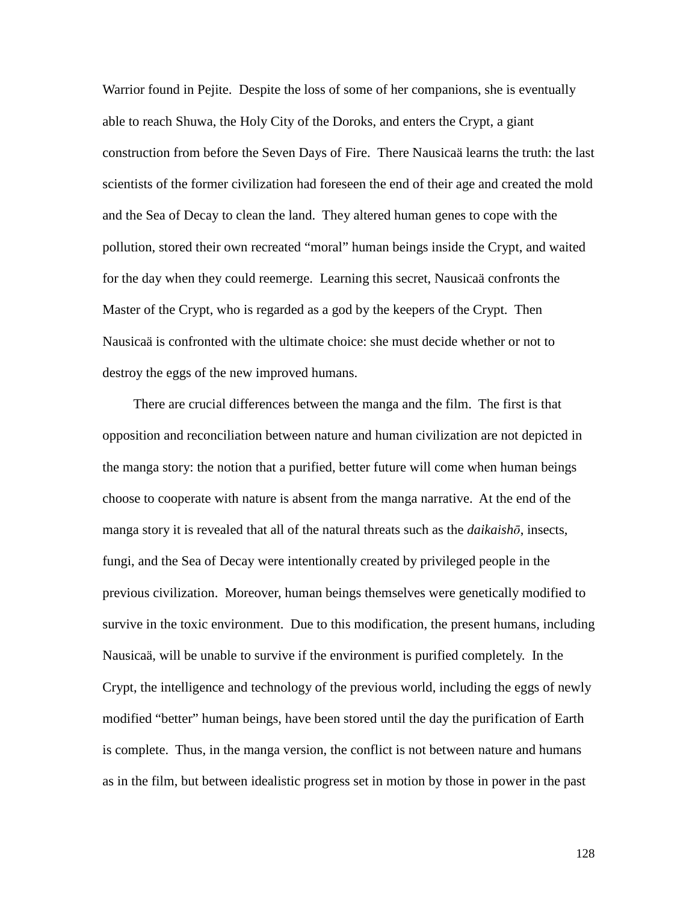Warrior found in Pejite. Despite the loss of some of her companions, she is eventually able to reach Shuwa, the Holy City of the Doroks, and enters the Crypt, a giant construction from before the Seven Days of Fire. There Nausicaä learns the truth: the last scientists of the former civilization had foreseen the end of their age and created the mold and the Sea of Decay to clean the land. They altered human genes to cope with the pollution, stored their own recreated "moral" human beings inside the Crypt, and waited for the day when they could reemerge. Learning this secret, Nausicaä confronts the Master of the Crypt, who is regarded as a god by the keepers of the Crypt. Then Nausicaä is confronted with the ultimate choice: she must decide whether or not to destroy the eggs of the new improved humans.

There are crucial differences between the manga and the film. The first is that opposition and reconciliation between nature and human civilization are not depicted in the manga story: the notion that a purified, better future will come when human beings choose to cooperate with nature is absent from the manga narrative. At the end of the manga story it is revealed that all of the natural threats such as the *daikaishō*, insects, fungi, and the Sea of Decay were intentionally created by privileged people in the previous civilization. Moreover, human beings themselves were genetically modified to survive in the toxic environment. Due to this modification, the present humans, including Nausicaä, will be unable to survive if the environment is purified completely. In the Crypt, the intelligence and technology of the previous world, including the eggs of newly modified "better" human beings, have been stored until the day the purification of Earth is complete. Thus, in the manga version, the conflict is not between nature and humans as in the film, but between idealistic progress set in motion by those in power in the past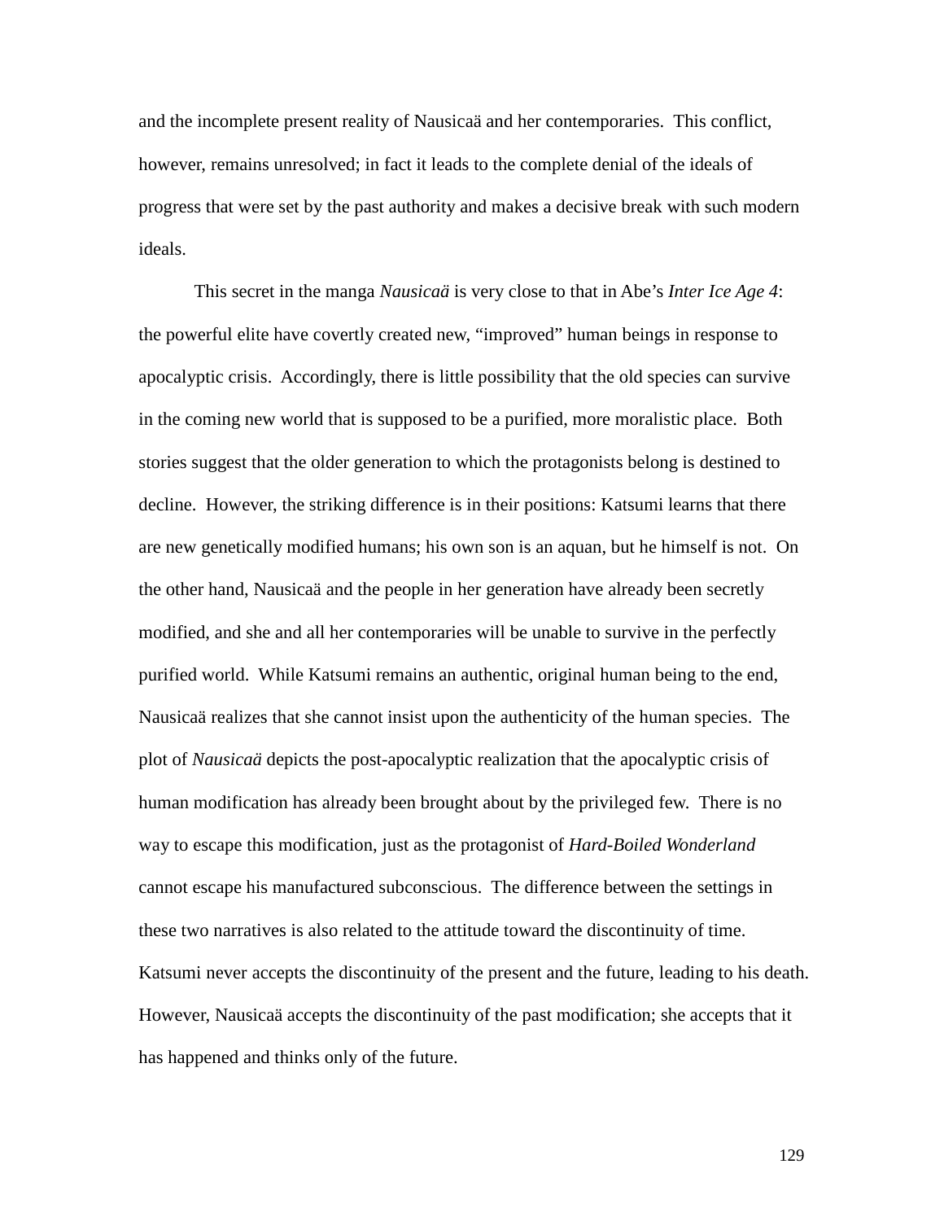and the incomplete present reality of Nausicaä and her contemporaries. This conflict, however, remains unresolved; in fact it leads to the complete denial of the ideals of progress that were set by the past authority and makes a decisive break with such modern ideals.

This secret in the manga *Nausicaä* is very close to that in Abe's *Inter Ice Age 4*: the powerful elite have covertly created new, "improved" human beings in response to apocalyptic crisis. Accordingly, there is little possibility that the old species can survive in the coming new world that is supposed to be a purified, more moralistic place. Both stories suggest that the older generation to which the protagonists belong is destined to decline. However, the striking difference is in their positions: Katsumi learns that there are new genetically modified humans; his own son is an aquan, but he himself is not. On the other hand, Nausicaä and the people in her generation have already been secretly modified, and she and all her contemporaries will be unable to survive in the perfectly purified world. While Katsumi remains an authentic, original human being to the end, Nausicaä realizes that she cannot insist upon the authenticity of the human species. The plot of *Nausicaä* depicts the post-apocalyptic realization that the apocalyptic crisis of human modification has already been brought about by the privileged few. There is no way to escape this modification, just as the protagonist of *Hard-Boiled Wonderland* cannot escape his manufactured subconscious. The difference between the settings in these two narratives is also related to the attitude toward the discontinuity of time. Katsumi never accepts the discontinuity of the present and the future, leading to his death. However, Nausicaä accepts the discontinuity of the past modification; she accepts that it has happened and thinks only of the future.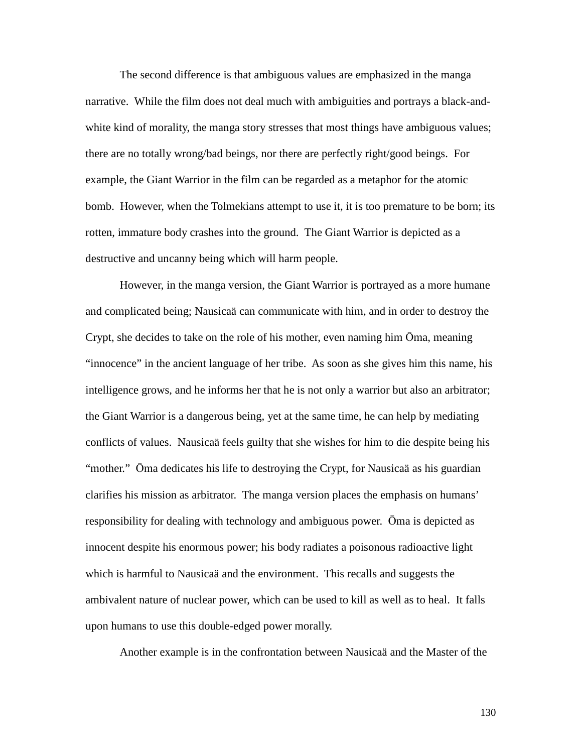The second difference is that ambiguous values are emphasized in the manga narrative. While the film does not deal much with ambiguities and portrays a black-and-white kind of morality, the manga story stresses that most things have ambiguous values; there are no totally wrong/bad beings, nor there are perfectly right/good beings. For example, the Giant Warrior in the film can be regarded as a metaphor for the atomic bomb. However, when the Tolmekians attempt to use it, it is too premature to be born; its rotten, immature body crashes into the ground. The Giant Warrior is depicted as a destructive and uncanny being which will harm people.

However, in the manga version, the Giant Warrior is portrayed as a more humane and complicated being; Nausicaä can communicate with him, and in order to destroy the Crypt, she decides to take on the role of his mother, even naming him Ōma, meaning "innocence" in the ancient language of her tribe. As soon as she gives him this name, his intelligence grows, and he informs her that he is not only a warrior but also an arbitrator; the Giant Warrior is a dangerous being, yet at the same time, he can help by mediating conflicts of values. Nausicaä feels guilty that she wishes for him to die despite being his "mother." Ōma dedicates his life to destroying the Crypt, for Nausicaä as his guardian clarifies his mission as arbitrator. The manga version places the emphasis on humans' responsibility for dealing with technology and ambiguous power. Ōma is depicted as innocent despite his enormous power; his body radiates a poisonous radioactive light which is harmful to Nausicaä and the environment. This recalls and suggests the ambivalent nature of nuclear power, which can be used to kill as well as to heal. It falls upon humans to use this double-edged power morally.

Another example is in the confrontation between Nausicaä and the Master of the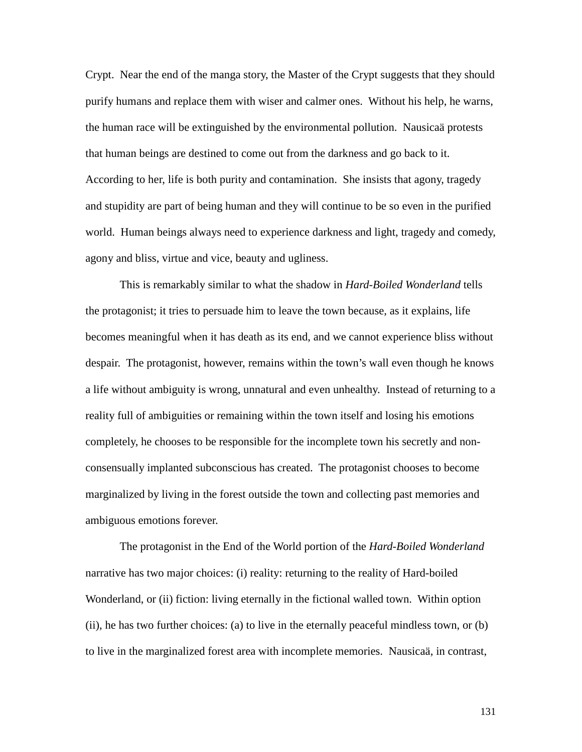Crypt. Near the end of the manga story, the Master of the Crypt suggests that they should purify humans and replace them with wiser and calmer ones. Without his help, he warns, the human race will be extinguished by the environmental pollution. Nausicaä protests that human beings are destined to come out from the darkness and go back to it. According to her, life is both purity and contamination. She insists that agony, tragedy and stupidity are part of being human and they will continue to be so even in the purified world. Human beings always need to experience darkness and light, tragedy and comedy, agony and bliss, virtue and vice, beauty and ugliness.

This is remarkably similar to what the shadow in *Hard-Boiled Wonderland* tells the protagonist; it tries to persuade him to leave the town because, as it explains, life becomes meaningful when it has death as its end, and we cannot experience bliss without despair. The protagonist, however, remains within the town's wall even though he knows a life without ambiguity is wrong, unnatural and even unhealthy. Instead of returning to a reality full of ambiguities or remaining within the town itself and losing his emotions completely, he chooses to be responsible for the incomplete town his secretly and non-consensually implanted subconscious has created. The protagonist chooses to become marginalized by living in the forest outside the town and collecting past memories and ambiguous emotions forever.

The protagonist in the End of the World portion of the *Hard-Boiled Wonderland* narrative has two major choices: (i) reality: returning to the reality of Hard-boiled Wonderland, or (ii) fiction: living eternally in the fictional walled town. Within option (ii), he has two further choices: (a) to live in the eternally peaceful mindless town, or (b) to live in the marginalized forest area with incomplete memories. Nausicaä, in contrast,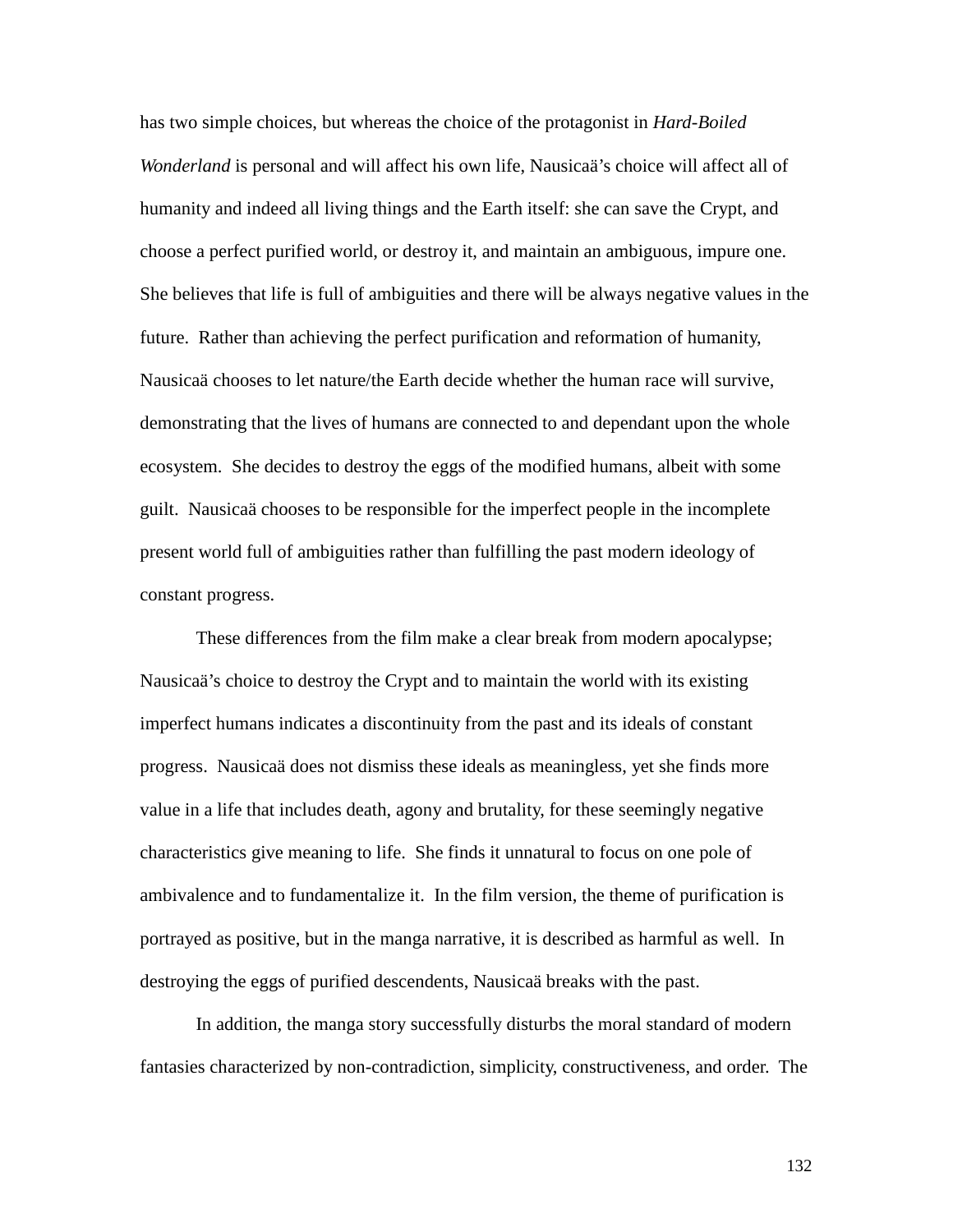has two simple choices, but whereas the choice of the protagonist in *Hard-Boiled Wonderland* is personal and will affect his own life, Nausicaä's choice will affect all of humanity and indeed all living things and the Earth itself: she can save the Crypt, and choose a perfect purified world, or destroy it, and maintain an ambiguous, impure one. She believes that life is full of ambiguities and there will be always negative values in the future. Rather than achieving the perfect purification and reformation of humanity, Nausicaä chooses to let nature/the Earth decide whether the human race will survive, demonstrating that the lives of humans are connected to and dependant upon the whole ecosystem. She decides to destroy the eggs of the modified humans, albeit with some guilt. Nausicaä chooses to be responsible for the imperfect people in the incomplete present world full of ambiguities rather than fulfilling the past modern ideology of constant progress.

These differences from the film make a clear break from modern apocalypse; Nausicaä's choice to destroy the Crypt and to maintain the world with its existing imperfect humans indicates a discontinuity from the past and its ideals of constant progress. Nausicaä does not dismiss these ideals as meaningless, yet she finds more value in a life that includes death, agony and brutality, for these seemingly negative characteristics give meaning to life. She finds it unnatural to focus on one pole of ambivalence and to fundamentalize it. In the film version, the theme of purification is portrayed as positive, but in the manga narrative, it is described as harmful as well. In destroying the eggs of purified descendents, Nausicaä breaks with the past.

In addition, the manga story successfully disturbs the moral standard of modern fantasies characterized by non-contradiction, simplicity, constructiveness, and order. The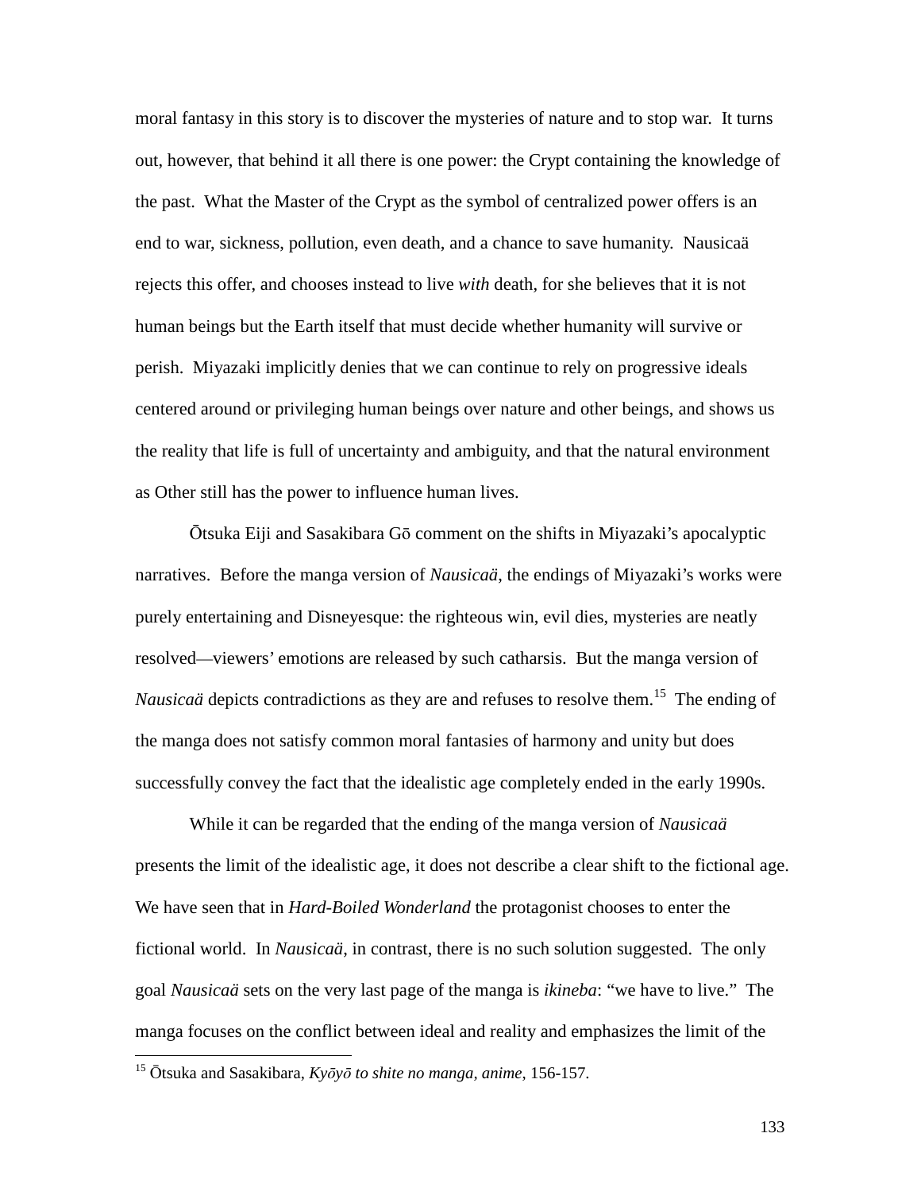moral fantasy in this story is to discover the mysteries of nature and to stop war. It turns out, however, that behind it all there is one power: the Crypt containing the knowledge of the past. What the Master of the Crypt as the symbol of centralized power offers is an end to war, sickness, pollution, even death, and a chance to save humanity. Nausicaä rejects this offer, and chooses instead to live *with* death, for she believes that it is not human beings but the Earth itself that must decide whether humanity will survive or perish. Miyazaki implicitly denies that we can continue to rely on progressive ideals centered around or privileging human beings over nature and other beings, and shows us the reality that life is full of uncertainty and ambiguity, and that the natural environment as Other still has the power to influence human lives.

Ōtsuka Eiji and Sasakibara Gō comment on the shifts in Miyazaki's apocalyptic narratives. Before the manga version of *Nausicaä*, the endings of Miyazaki's works were purely entertaining and Disneyesque: the righteous win, evil dies, mysteries are neatly resolved—viewers' emotions are released by such catharsis. But the manga version of *Nausicaä* depicts contradictions as they are and refuses to resolve them.[15] The ending of the manga does not satisfy common moral fantasies of harmony and unity but does successfully convey the fact that the idealistic age completely ended in the early 1990s.

While it can be regarded that the ending of the manga version of *Nausicaä* presents the limit of the idealistic age, it does not describe a clear shift to the fictional age. We have seen that in *Hard-Boiled Wonderland* the protagonist chooses to enter the fictional world. In *Nausicaä*, in contrast, there is no such solution suggested. The only goal *Nausicaä* sets on the very last page of the manga is *ikineba*: "we have to live." The manga focuses on the conflict between ideal and reality and emphasizes the limit of the

[15] Ōtsuka and Sasakibara, *Kyōyō to shite no manga, anime*, 156-157.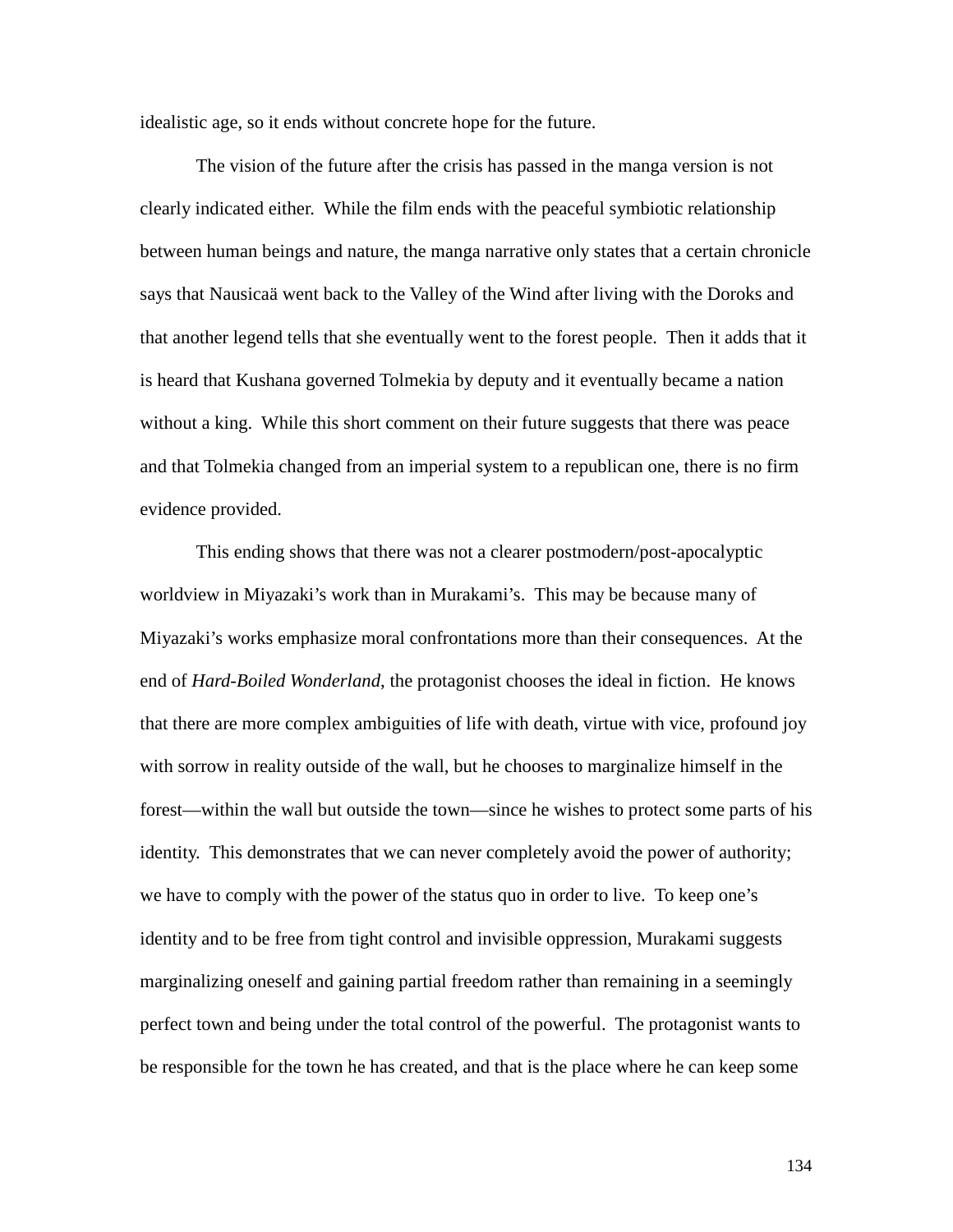idealistic age, so it ends without concrete hope for the future.

The vision of the future after the crisis has passed in the manga version is not clearly indicated either. While the film ends with the peaceful symbiotic relationship between human beings and nature, the manga narrative only states that a certain chronicle says that Nausicaä went back to the Valley of the Wind after living with the Doroks and that another legend tells that she eventually went to the forest people. Then it adds that it is heard that Kushana governed Tolmekia by deputy and it eventually became a nation without a king. While this short comment on their future suggests that there was peace and that Tolmekia changed from an imperial system to a republican one, there is no firm evidence provided.

This ending shows that there was not a clearer postmodern/post-apocalyptic worldview in Miyazaki's work than in Murakami's. This may be because many of Miyazaki's works emphasize moral confrontations more than their consequences. At the end of *Hard-Boiled Wonderland*, the protagonist chooses the ideal in fiction. He knows that there are more complex ambiguities of life with death, virtue with vice, profound joy with sorrow in reality outside of the wall, but he chooses to marginalize himself in the forest—within the wall but outside the town—since he wishes to protect some parts of his identity. This demonstrates that we can never completely avoid the power of authority; we have to comply with the power of the status quo in order to live. To keep one's identity and to be free from tight control and invisible oppression, Murakami suggests marginalizing oneself and gaining partial freedom rather than remaining in a seemingly perfect town and being under the total control of the powerful. The protagonist wants to be responsible for the town he has created, and that is the place where he can keep some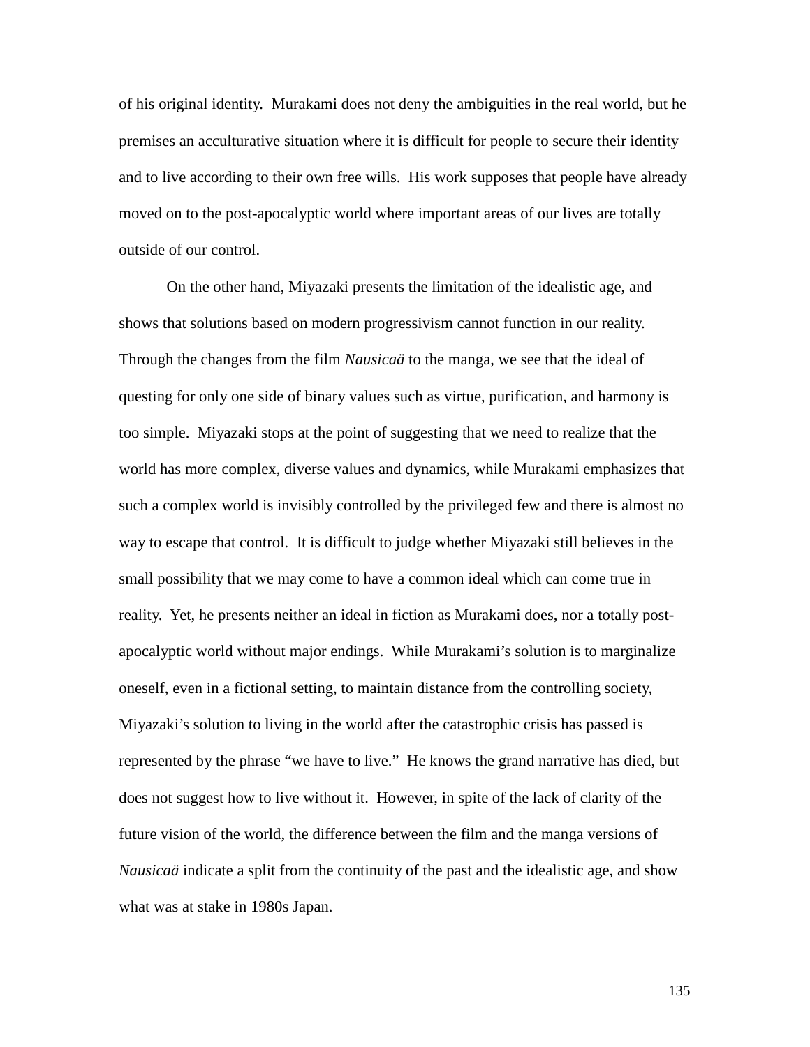of his original identity. Murakami does not deny the ambiguities in the real world, but he premises an acculturative situation where it is difficult for people to secure their identity and to live according to their own free wills. His work supposes that people have already moved on to the post-apocalyptic world where important areas of our lives are totally outside of our control.

On the other hand, Miyazaki presents the limitation of the idealistic age, and shows that solutions based on modern progressivism cannot function in our reality. Through the changes from the film *Nausicaä* to the manga, we see that the ideal of questing for only one side of binary values such as virtue, purification, and harmony is too simple. Miyazaki stops at the point of suggesting that we need to realize that the world has more complex, diverse values and dynamics, while Murakami emphasizes that such a complex world is invisibly controlled by the privileged few and there is almost no way to escape that control. It is difficult to judge whether Miyazaki still believes in the small possibility that we may come to have a common ideal which can come true in reality. Yet, he presents neither an ideal in fiction as Murakami does, nor a totally post-apocalyptic world without major endings. While Murakami's solution is to marginalize oneself, even in a fictional setting, to maintain distance from the controlling society, Miyazaki's solution to living in the world after the catastrophic crisis has passed is represented by the phrase "we have to live." He knows the grand narrative has died, but does not suggest how to live without it. However, in spite of the lack of clarity of the future vision of the world, the difference between the film and the manga versions of *Nausicaä* indicate a split from the continuity of the past and the idealistic age, and show what was at stake in 1980s Japan.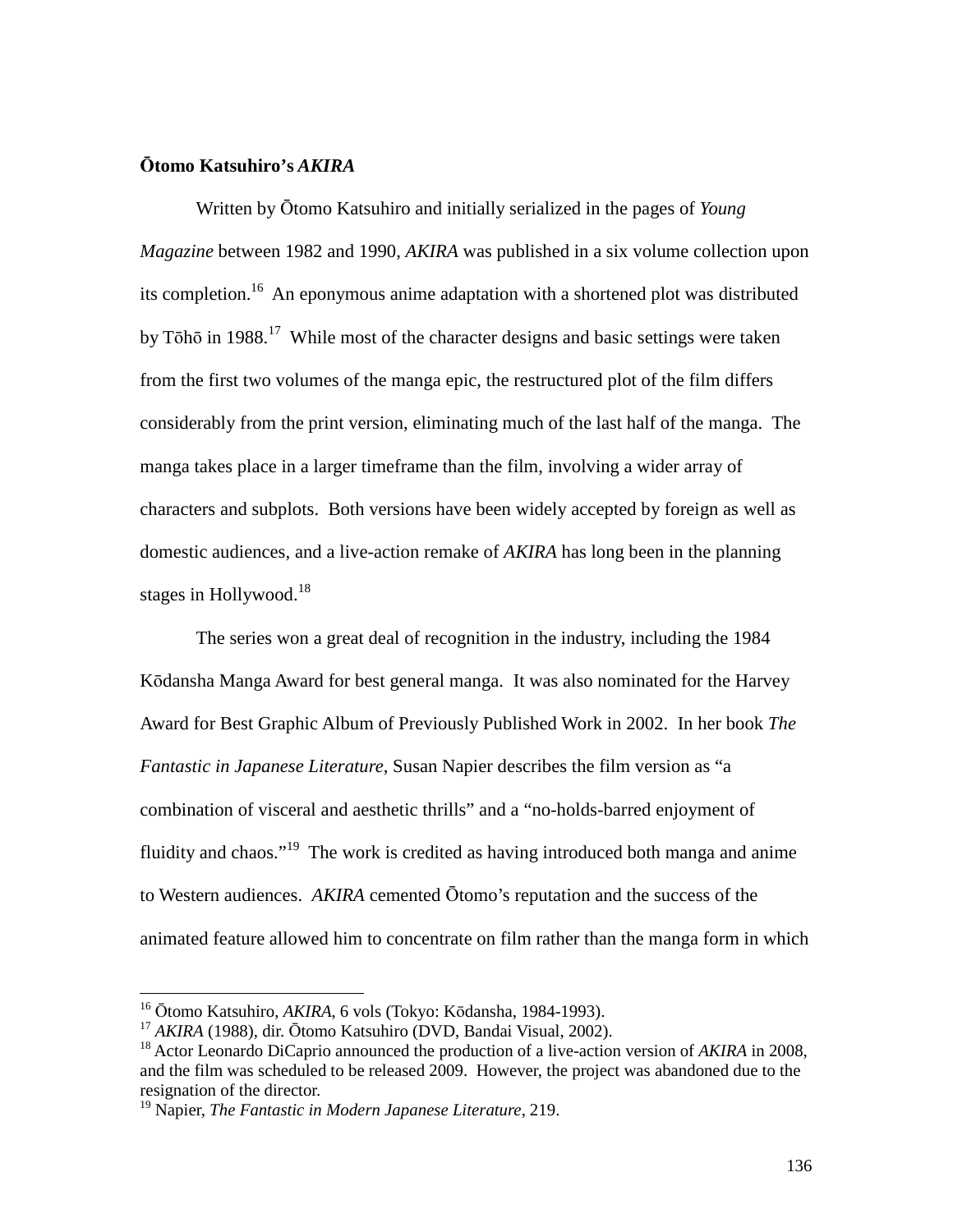### **Ōtomo Katsuhiro's *AKIRA***

Written by Ōtomo Katsuhiro and initially serialized in the pages of *Young Magazine* between 1982 and 1990, *AKIRA* was published in a six volume collection upon its completion.[16] An eponymous anime adaptation with a shortened plot was distributed by Tōhō in 1988.[17] While most of the character designs and basic settings were taken from the first two volumes of the manga epic, the restructured plot of the film differs considerably from the print version, eliminating much of the last half of the manga. The manga takes place in a larger timeframe than the film, involving a wider array of characters and subplots. Both versions have been widely accepted by foreign as well as domestic audiences, and a live-action remake of *AKIRA* has long been in the planning stages in Hollywood.[18]

The series won a great deal of recognition in the industry, including the 1984 Kōdansha Manga Award for best general manga. It was also nominated for the Harvey Award for Best Graphic Album of Previously Published Work in 2002. In her book *The Fantastic in Japanese Literature*, Susan Napier describes the film version as "a combination of visceral and aesthetic thrills" and a "no-holds-barred enjoyment of fluidity and chaos."[19] The work is credited as having introduced both manga and anime to Western audiences. *AKIRA* cemented Ōtomo's reputation and the success of the animated feature allowed him to concentrate on film rather than the manga form in which

---

[16] Ōtomo Katsuhiro, *AKIRA*, 6 vols (Tokyo: Kōdansha, 1984-1993).

[17] *AKIRA* (1988), dir. Ōtomo Katsuhiro (DVD, Bandai Visual, 2002).

[18] Actor Leonardo DiCaprio announced the production of a live-action version of *AKIRA* in 2008, and the film was scheduled to be released 2009. However, the project was abandoned due to the resignation of the director.

[19] Napier, *The Fantastic in Modern Japanese Literature*, 219.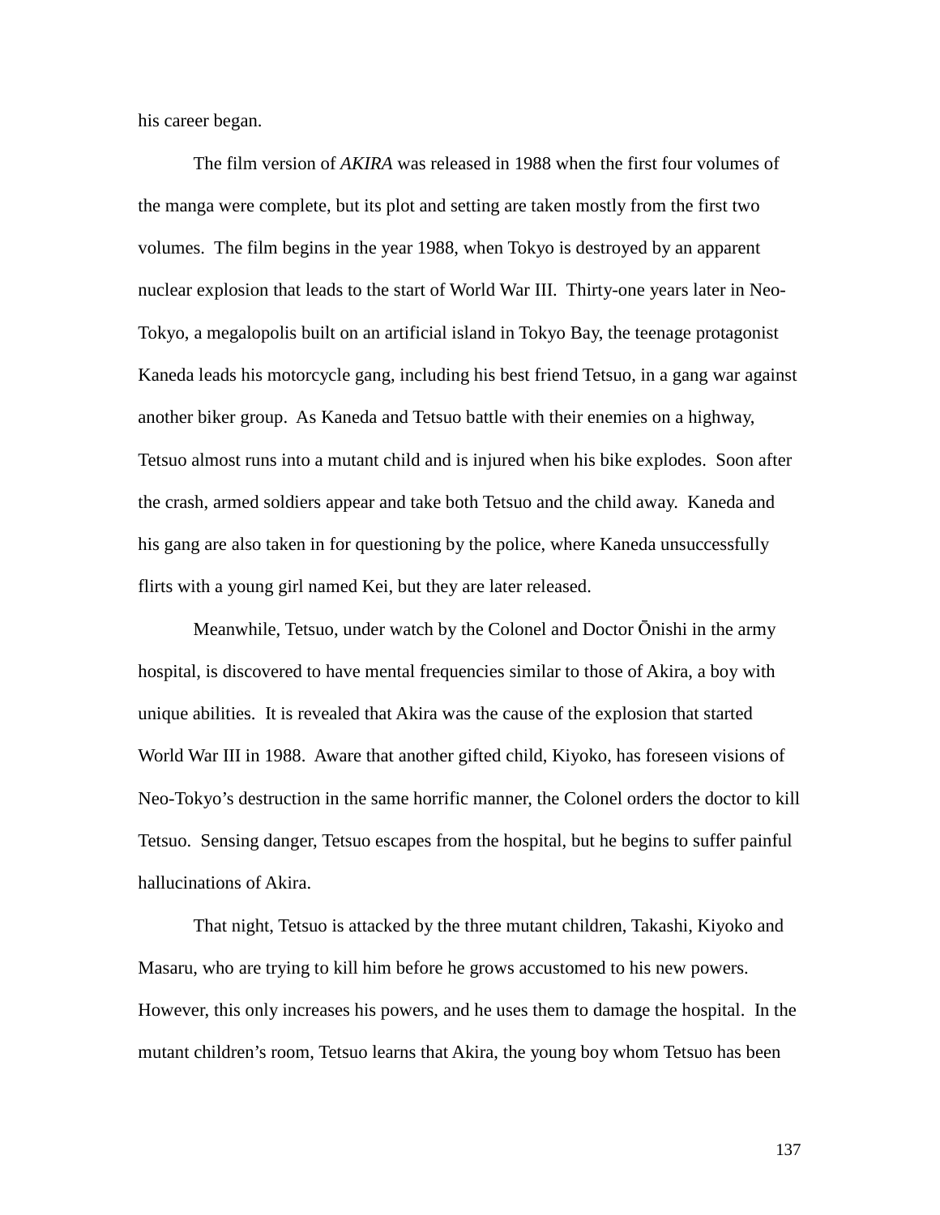his career began.

The film version of *AKIRA* was released in 1988 when the first four volumes of the manga were complete, but its plot and setting are taken mostly from the first two volumes. The film begins in the year 1988, when Tokyo is destroyed by an apparent nuclear explosion that leads to the start of World War III. Thirty-one years later in Neo-Tokyo, a megalopolis built on an artificial island in Tokyo Bay, the teenage protagonist Kaneda leads his motorcycle gang, including his best friend Tetsuo, in a gang war against another biker group. As Kaneda and Tetsuo battle with their enemies on a highway, Tetsuo almost runs into a mutant child and is injured when his bike explodes. Soon after the crash, armed soldiers appear and take both Tetsuo and the child away. Kaneda and his gang are also taken in for questioning by the police, where Kaneda unsuccessfully flirts with a young girl named Kei, but they are later released.

Meanwhile, Tetsuo, under watch by the Colonel and Doctor Ōnishi in the army hospital, is discovered to have mental frequencies similar to those of Akira, a boy with unique abilities. It is revealed that Akira was the cause of the explosion that started World War III in 1988. Aware that another gifted child, Kiyoko, has foreseen visions of Neo-Tokyo's destruction in the same horrific manner, the Colonel orders the doctor to kill Tetsuo. Sensing danger, Tetsuo escapes from the hospital, but he begins to suffer painful hallucinations of Akira.

That night, Tetsuo is attacked by the three mutant children, Takashi, Kiyoko and Masaru, who are trying to kill him before he grows accustomed to his new powers. However, this only increases his powers, and he uses them to damage the hospital. In the mutant children's room, Tetsuo learns that Akira, the young boy whom Tetsuo has been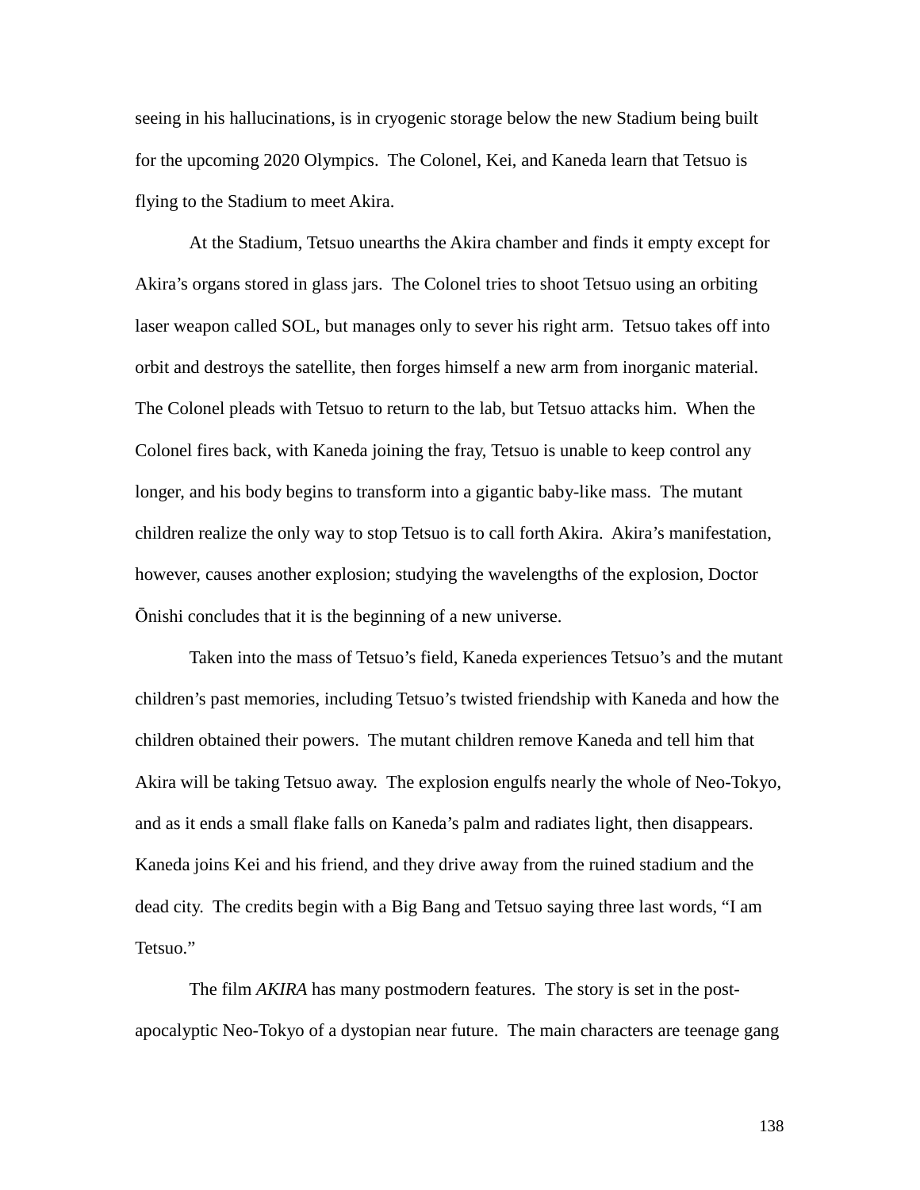seeing in his hallucinations, is in cryogenic storage below the new Stadium being built for the upcoming 2020 Olympics. The Colonel, Kei, and Kaneda learn that Tetsuo is flying to the Stadium to meet Akira.

At the Stadium, Tetsuo unearths the Akira chamber and finds it empty except for Akira's organs stored in glass jars. The Colonel tries to shoot Tetsuo using an orbiting laser weapon called SOL, but manages only to sever his right arm. Tetsuo takes off into orbit and destroys the satellite, then forges himself a new arm from inorganic material. The Colonel pleads with Tetsuo to return to the lab, but Tetsuo attacks him. When the Colonel fires back, with Kaneda joining the fray, Tetsuo is unable to keep control any longer, and his body begins to transform into a gigantic baby-like mass. The mutant children realize the only way to stop Tetsuo is to call forth Akira. Akira's manifestation, however, causes another explosion; studying the wavelengths of the explosion, Doctor Ōnishi concludes that it is the beginning of a new universe.

Taken into the mass of Tetsuo's field, Kaneda experiences Tetsuo's and the mutant children's past memories, including Tetsuo's twisted friendship with Kaneda and how the children obtained their powers. The mutant children remove Kaneda and tell him that Akira will be taking Tetsuo away. The explosion engulfs nearly the whole of Neo-Tokyo, and as it ends a small flake falls on Kaneda's palm and radiates light, then disappears. Kaneda joins Kei and his friend, and they drive away from the ruined stadium and the dead city. The credits begin with a Big Bang and Tetsuo saying three last words, "I am Tetsuo."

The film *AKIRA* has many postmodern features. The story is set in the post-apocalyptic Neo-Tokyo of a dystopian near future. The main characters are teenage gang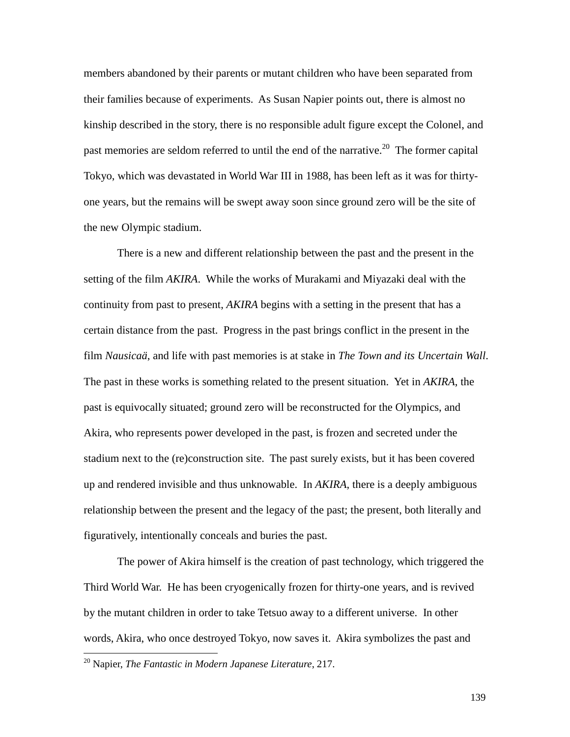members abandoned by their parents or mutant children who have been separated from their families because of experiments. As Susan Napier points out, there is almost no kinship described in the story, there is no responsible adult figure except the Colonel, and past memories are seldom referred to until the end of the narrative.[20] The former capital Tokyo, which was devastated in World War III in 1988, has been left as it was for thirty-one years, but the remains will be swept away soon since ground zero will be the site of the new Olympic stadium.

There is a new and different relationship between the past and the present in the setting of the film *AKIRA*. While the works of Murakami and Miyazaki deal with the continuity from past to present, *AKIRA* begins with a setting in the present that has a certain distance from the past. Progress in the past brings conflict in the present in the film *Nausicaä*, and life with past memories is at stake in *The Town and its Uncertain Wall*. The past in these works is something related to the present situation. Yet in *AKIRA*, the past is equivocally situated; ground zero will be reconstructed for the Olympics, and Akira, who represents power developed in the past, is frozen and secreted under the stadium next to the (re)construction site. The past surely exists, but it has been covered up and rendered invisible and thus unknowable. In *AKIRA*, there is a deeply ambiguous relationship between the present and the legacy of the past; the present, both literally and figuratively, intentionally conceals and buries the past.

The power of Akira himself is the creation of past technology, which triggered the Third World War. He has been cryogenically frozen for thirty-one years, and is revived by the mutant children in order to take Tetsuo away to a different universe. In other words, Akira, who once destroyed Tokyo, now saves it. Akira symbolizes the past and

---

[20] Napier, *The Fantastic in Modern Japanese Literature*, 217.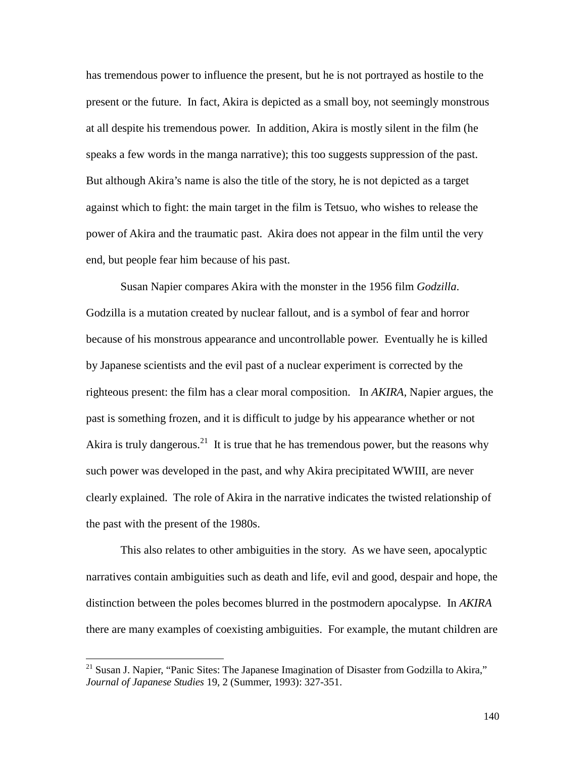has tremendous power to influence the present, but he is not portrayed as hostile to the present or the future. In fact, Akira is depicted as a small boy, not seemingly monstrous at all despite his tremendous power. In addition, Akira is mostly silent in the film (he speaks a few words in the manga narrative); this too suggests suppression of the past. But although Akira's name is also the title of the story, he is not depicted as a target against which to fight: the main target in the film is Tetsuo, who wishes to release the power of Akira and the traumatic past. Akira does not appear in the film until the very end, but people fear him because of his past.

Susan Napier compares Akira with the monster in the 1956 film *Godzilla*. Godzilla is a mutation created by nuclear fallout, and is a symbol of fear and horror because of his monstrous appearance and uncontrollable power. Eventually he is killed by Japanese scientists and the evil past of a nuclear experiment is corrected by the righteous present: the film has a clear moral composition. In *AKIRA*, Napier argues, the past is something frozen, and it is difficult to judge by his appearance whether or not Akira is truly dangerous.[21] It is true that he has tremendous power, but the reasons why such power was developed in the past, and why Akira precipitated WWIII, are never clearly explained. The role of Akira in the narrative indicates the twisted relationship of the past with the present of the 1980s.

This also relates to other ambiguities in the story. As we have seen, apocalyptic narratives contain ambiguities such as death and life, evil and good, despair and hope, the distinction between the poles becomes blurred in the postmodern apocalypse. In *AKIRA* there are many examples of coexisting ambiguities. For example, the mutant children are

---

[21] Susan J. Napier, "Panic Sites: The Japanese Imagination of Disaster from Godzilla to Akira," *Journal of Japanese Studies* 19, 2 (Summer, 1993): 327-351.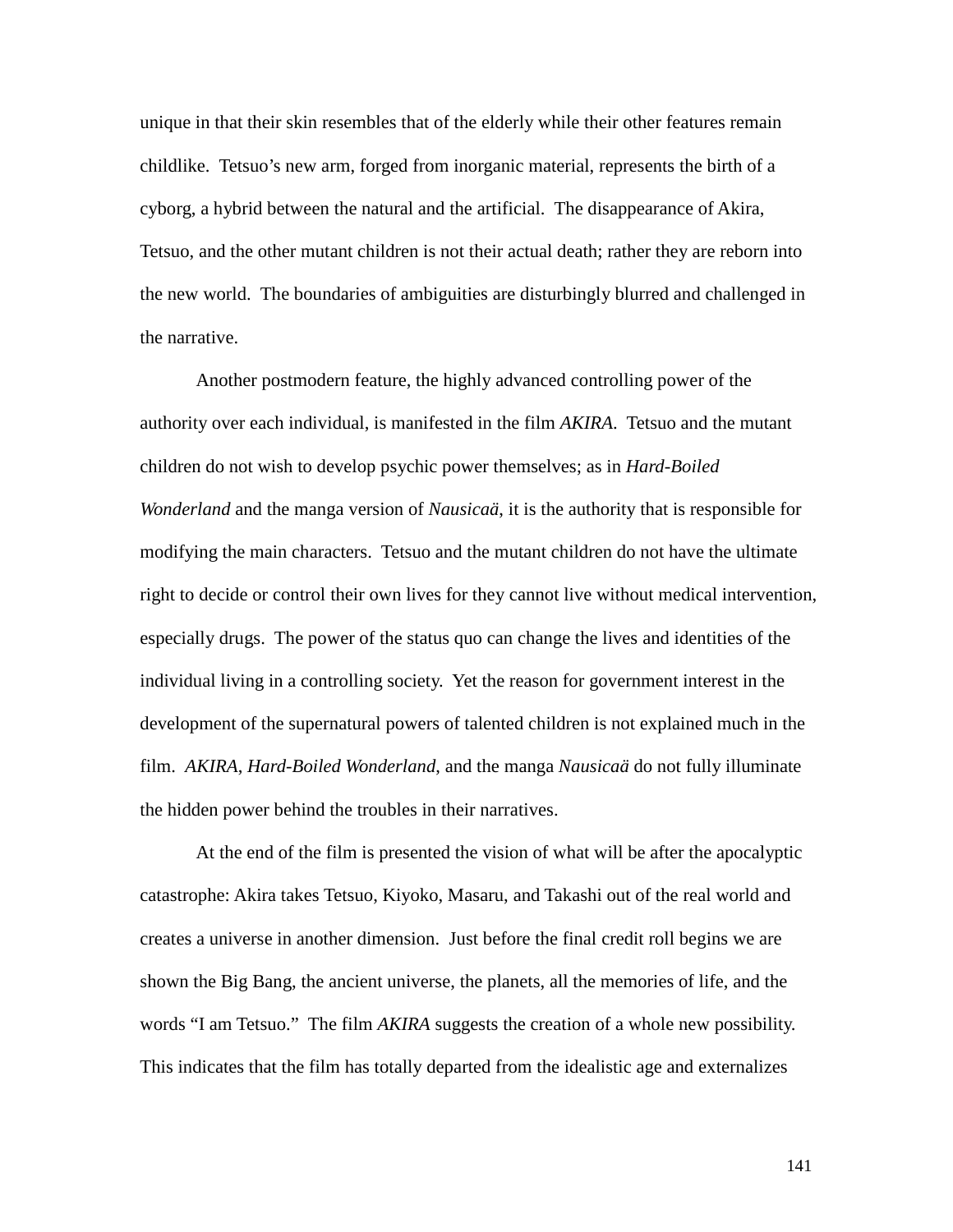unique in that their skin resembles that of the elderly while their other features remain childlike. Tetsuo's new arm, forged from inorganic material, represents the birth of a cyborg, a hybrid between the natural and the artificial. The disappearance of Akira, Tetsuo, and the other mutant children is not their actual death; rather they are reborn into the new world. The boundaries of ambiguities are disturbingly blurred and challenged in the narrative.

Another postmodern feature, the highly advanced controlling power of the authority over each individual, is manifested in the film *AKIRA*. Tetsuo and the mutant children do not wish to develop psychic power themselves; as in *Hard-Boiled Wonderland* and the manga version of *Nausicaä*, it is the authority that is responsible for modifying the main characters. Tetsuo and the mutant children do not have the ultimate right to decide or control their own lives for they cannot live without medical intervention, especially drugs. The power of the status quo can change the lives and identities of the individual living in a controlling society. Yet the reason for government interest in the development of the supernatural powers of talented children is not explained much in the film. *AKIRA*, *Hard-Boiled Wonderland*, and the manga *Nausicaä* do not fully illuminate the hidden power behind the troubles in their narratives.

At the end of the film is presented the vision of what will be after the apocalyptic catastrophe: Akira takes Tetsuo, Kiyoko, Masaru, and Takashi out of the real world and creates a universe in another dimension. Just before the final credit roll begins we are shown the Big Bang, the ancient universe, the planets, all the memories of life, and the words "I am Tetsuo." The film *AKIRA* suggests the creation of a whole new possibility. This indicates that the film has totally departed from the idealistic age and externalizes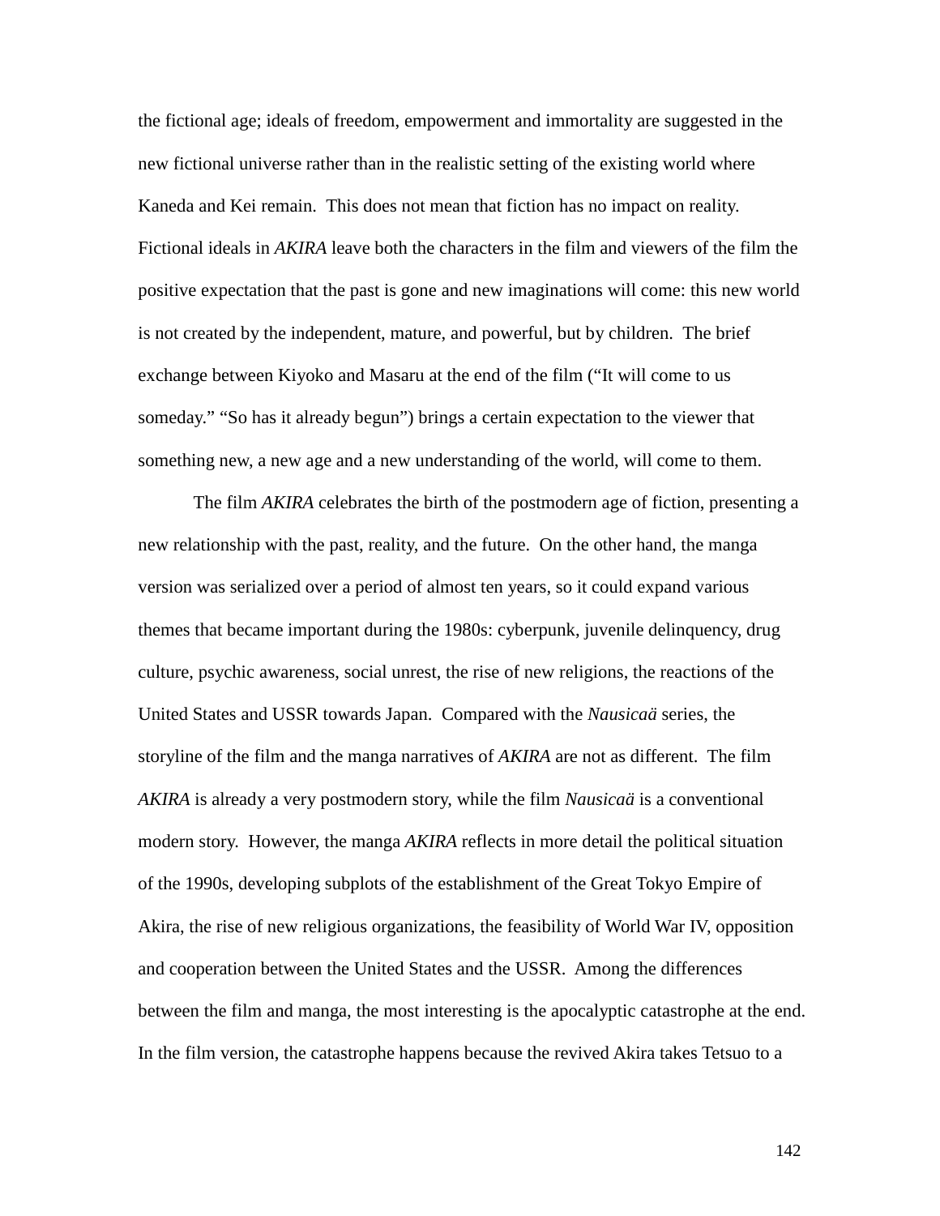the fictional age; ideals of freedom, empowerment and immortality are suggested in the new fictional universe rather than in the realistic setting of the existing world where Kaneda and Kei remain. This does not mean that fiction has no impact on reality. Fictional ideals in *AKIRA* leave both the characters in the film and viewers of the film the positive expectation that the past is gone and new imaginations will come: this new world is not created by the independent, mature, and powerful, but by children. The brief exchange between Kiyoko and Masaru at the end of the film ("It will come to us someday." "So has it already begun") brings a certain expectation to the viewer that something new, a new age and a new understanding of the world, will come to them.

The film *AKIRA* celebrates the birth of the postmodern age of fiction, presenting a new relationship with the past, reality, and the future. On the other hand, the manga version was serialized over a period of almost ten years, so it could expand various themes that became important during the 1980s: cyberpunk, juvenile delinquency, drug culture, psychic awareness, social unrest, the rise of new religions, the reactions of the United States and USSR towards Japan. Compared with the *Nausicaä* series, the storyline of the film and the manga narratives of *AKIRA* are not as different. The film *AKIRA* is already a very postmodern story, while the film *Nausicaä* is a conventional modern story. However, the manga *AKIRA* reflects in more detail the political situation of the 1990s, developing subplots of the establishment of the Great Tokyo Empire of Akira, the rise of new religious organizations, the feasibility of World War IV, opposition and cooperation between the United States and the USSR. Among the differences between the film and manga, the most interesting is the apocalyptic catastrophe at the end. In the film version, the catastrophe happens because the revived Akira takes Tetsuo to a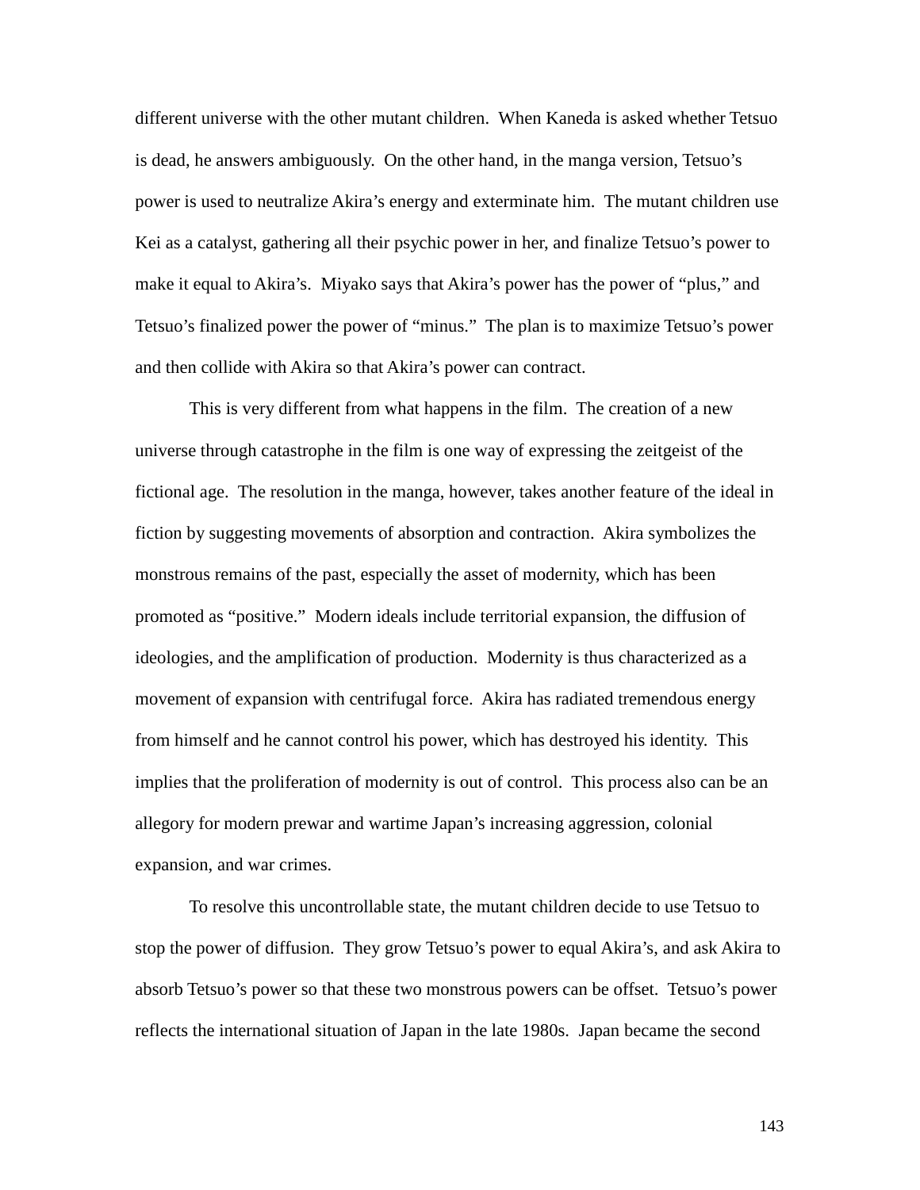different universe with the other mutant children. When Kaneda is asked whether Tetsuo is dead, he answers ambiguously. On the other hand, in the manga version, Tetsuo's power is used to neutralize Akira's energy and exterminate him. The mutant children use Kei as a catalyst, gathering all their psychic power in her, and finalize Tetsuo's power to make it equal to Akira's. Miyako says that Akira's power has the power of "plus," and Tetsuo's finalized power the power of "minus." The plan is to maximize Tetsuo's power and then collide with Akira so that Akira's power can contract.

This is very different from what happens in the film. The creation of a new universe through catastrophe in the film is one way of expressing the zeitgeist of the fictional age. The resolution in the manga, however, takes another feature of the ideal in fiction by suggesting movements of absorption and contraction. Akira symbolizes the monstrous remains of the past, especially the asset of modernity, which has been promoted as "positive." Modern ideals include territorial expansion, the diffusion of ideologies, and the amplification of production. Modernity is thus characterized as a movement of expansion with centrifugal force. Akira has radiated tremendous energy from himself and he cannot control his power, which has destroyed his identity. This implies that the proliferation of modernity is out of control. This process also can be an allegory for modern prewar and wartime Japan's increasing aggression, colonial expansion, and war crimes.

To resolve this uncontrollable state, the mutant children decide to use Tetsuo to stop the power of diffusion. They grow Tetsuo's power to equal Akira's, and ask Akira to absorb Tetsuo's power so that these two monstrous powers can be offset. Tetsuo's power reflects the international situation of Japan in the late 1980s. Japan became the second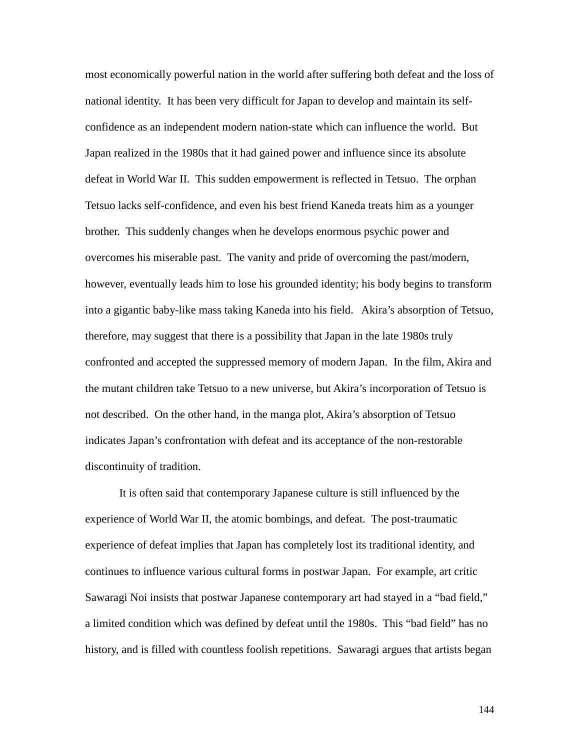most economically powerful nation in the world after suffering both defeat and the loss of national identity. It has been very difficult for Japan to develop and maintain its self-confidence as an independent modern nation-state which can influence the world. But Japan realized in the 1980s that it had gained power and influence since its absolute defeat in World War II. This sudden empowerment is reflected in Tetsuo. The orphan Tetsuo lacks self-confidence, and even his best friend Kaneda treats him as a younger brother. This suddenly changes when he develops enormous psychic power and overcomes his miserable past. The vanity and pride of overcoming the past/modern, however, eventually leads him to lose his grounded identity; his body begins to transform into a gigantic baby-like mass taking Kaneda into his field. Akira's absorption of Tetsuo, therefore, may suggest that there is a possibility that Japan in the late 1980s truly confronted and accepted the suppressed memory of modern Japan. In the film, Akira and the mutant children take Tetsuo to a new universe, but Akira's incorporation of Tetsuo is not described. On the other hand, in the manga plot, Akira's absorption of Tetsuo indicates Japan's confrontation with defeat and its acceptance of the non-restorable discontinuity of tradition.

It is often said that contemporary Japanese culture is still influenced by the experience of World War II, the atomic bombings, and defeat. The post-traumatic experience of defeat implies that Japan has completely lost its traditional identity, and continues to influence various cultural forms in postwar Japan. For example, art critic Sawaragi Noi insists that postwar Japanese contemporary art had stayed in a "bad field," a limited condition which was defined by defeat until the 1980s. This "bad field" has no history, and is filled with countless foolish repetitions. Sawaragi argues that artists began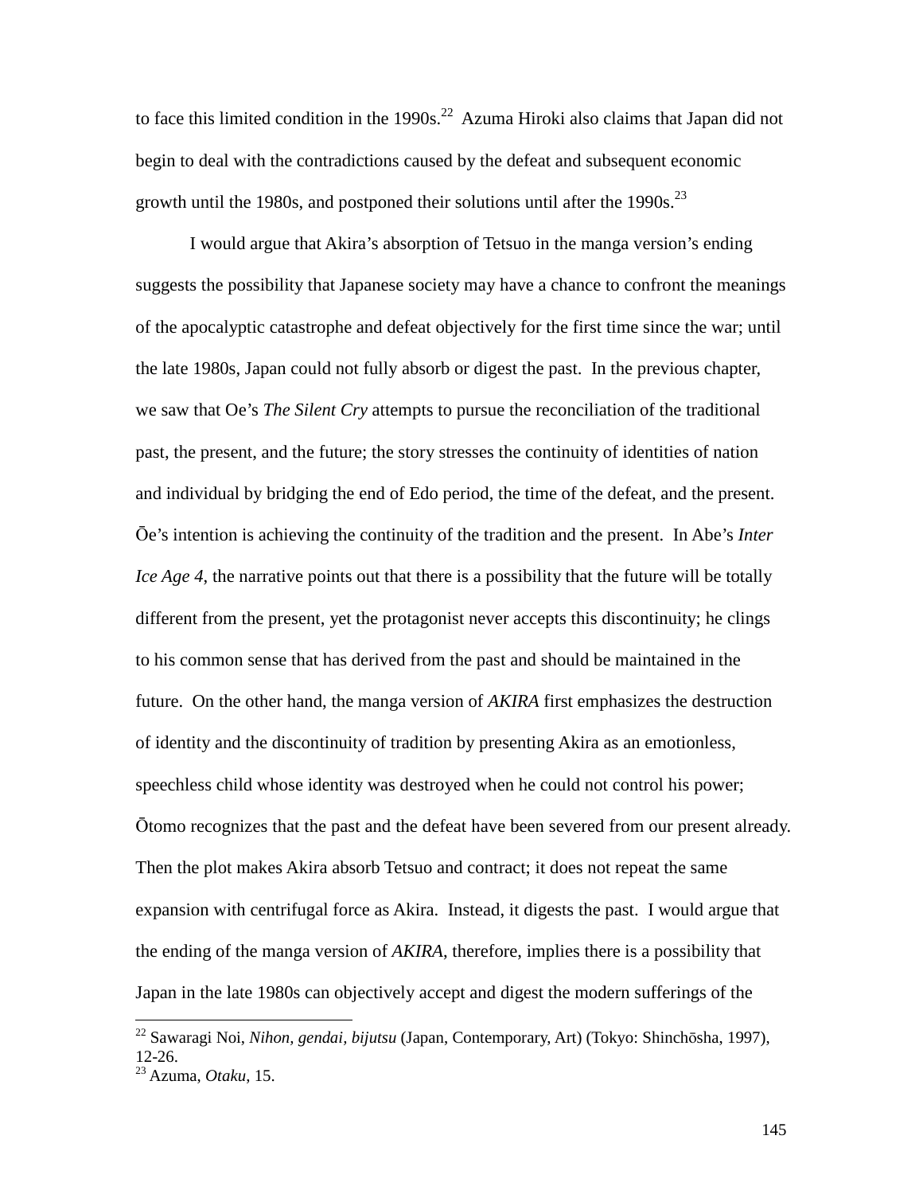to face this limited condition in the 1990s.[22] Azuma Hiroki also claims that Japan did not begin to deal with the contradictions caused by the defeat and subsequent economic growth until the 1980s, and postponed their solutions until after the 1990s.[23]

I would argue that Akira's absorption of Tetsuo in the manga version's ending suggests the possibility that Japanese society may have a chance to confront the meanings of the apocalyptic catastrophe and defeat objectively for the first time since the war; until the late 1980s, Japan could not fully absorb or digest the past. In the previous chapter, we saw that Oe's *The Silent Cry* attempts to pursue the reconciliation of the traditional past, the present, and the future; the story stresses the continuity of identities of nation and individual by bridging the end of Edo period, the time of the defeat, and the present. Ōe's intention is achieving the continuity of the tradition and the present. In Abe's *Inter Ice Age 4*, the narrative points out that there is a possibility that the future will be totally different from the present, yet the protagonist never accepts this discontinuity; he clings to his common sense that has derived from the past and should be maintained in the future. On the other hand, the manga version of *AKIRA* first emphasizes the destruction of identity and the discontinuity of tradition by presenting Akira as an emotionless, speechless child whose identity was destroyed when he could not control his power; Ōtomo recognizes that the past and the defeat have been severed from our present already. Then the plot makes Akira absorb Tetsuo and contract; it does not repeat the same expansion with centrifugal force as Akira. Instead, it digests the past. I would argue that the ending of the manga version of *AKIRA*, therefore, implies there is a possibility that Japan in the late 1980s can objectively accept and digest the modern sufferings of the

[22] Sawaragi Noi, *Nihon, gendai, bijutsu* (Japan, Contemporary, Art) (Tokyo: Shinchōsha, 1997), 12-26.

[23] Azuma, *Otaku*, 15.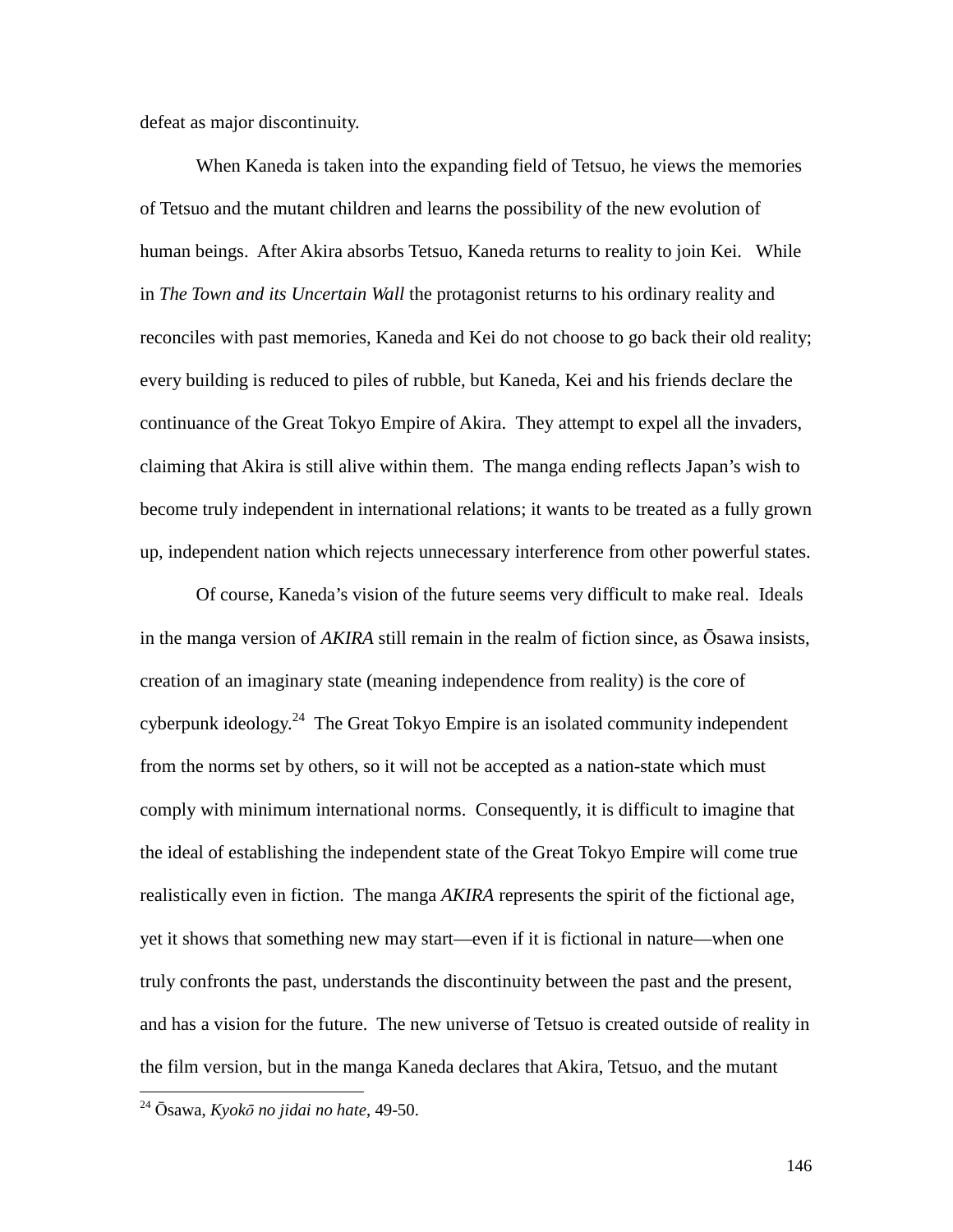defeat as major discontinuity.

When Kaneda is taken into the expanding field of Tetsuo, he views the memories of Tetsuo and the mutant children and learns the possibility of the new evolution of human beings. After Akira absorbs Tetsuo, Kaneda returns to reality to join Kei. While in *The Town and its Uncertain Wall* the protagonist returns to his ordinary reality and reconciles with past memories, Kaneda and Kei do not choose to go back their old reality; every building is reduced to piles of rubble, but Kaneda, Kei and his friends declare the continuance of the Great Tokyo Empire of Akira. They attempt to expel all the invaders, claiming that Akira is still alive within them. The manga ending reflects Japan's wish to become truly independent in international relations; it wants to be treated as a fully grown up, independent nation which rejects unnecessary interference from other powerful states.

Of course, Kaneda's vision of the future seems very difficult to make real. Ideals in the manga version of *AKIRA* still remain in the realm of fiction since, as Ōsawa insists, creation of an imaginary state (meaning independence from reality) is the core of cyberpunk ideology.[24] The Great Tokyo Empire is an isolated community independent from the norms set by others, so it will not be accepted as a nation-state which must comply with minimum international norms. Consequently, it is difficult to imagine that the ideal of establishing the independent state of the Great Tokyo Empire will come true realistically even in fiction. The manga *AKIRA* represents the spirit of the fictional age, yet it shows that something new may start—even if it is fictional in nature—when one truly confronts the past, understands the discontinuity between the past and the present, and has a vision for the future. The new universe of Tetsuo is created outside of reality in the film version, but in the manga Kaneda declares that Akira, Tetsuo, and the mutant

[24] Ōsawa, *Kyokō no jidai no hate*, 49-50.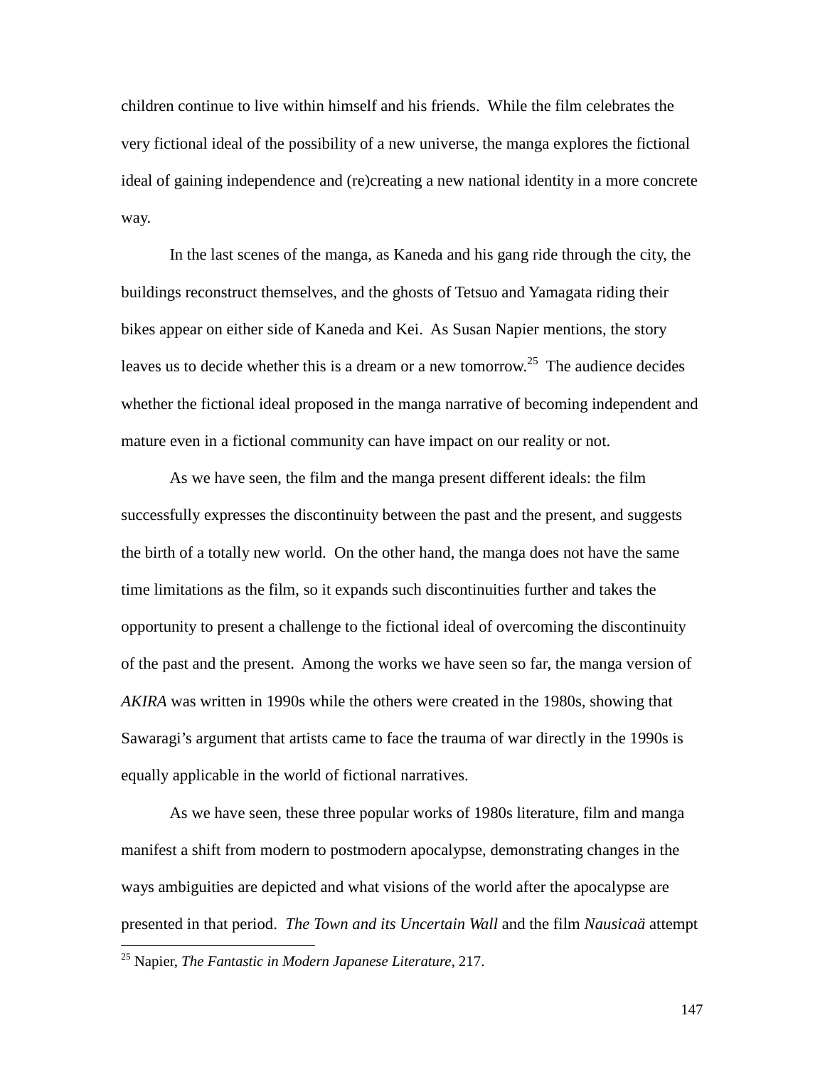children continue to live within himself and his friends. While the film celebrates the very fictional ideal of the possibility of a new universe, the manga explores the fictional ideal of gaining independence and (re)creating a new national identity in a more concrete way.

In the last scenes of the manga, as Kaneda and his gang ride through the city, the buildings reconstruct themselves, and the ghosts of Tetsuo and Yamagata riding their bikes appear on either side of Kaneda and Kei. As Susan Napier mentions, the story leaves us to decide whether this is a dream or a new tomorrow.[25] The audience decides whether the fictional ideal proposed in the manga narrative of becoming independent and mature even in a fictional community can have impact on our reality or not.

As we have seen, the film and the manga present different ideals: the film successfully expresses the discontinuity between the past and the present, and suggests the birth of a totally new world. On the other hand, the manga does not have the same time limitations as the film, so it expands such discontinuities further and takes the opportunity to present a challenge to the fictional ideal of overcoming the discontinuity of the past and the present. Among the works we have seen so far, the manga version of *AKIRA* was written in 1990s while the others were created in the 1980s, showing that Sawaragi's argument that artists came to face the trauma of war directly in the 1990s is equally applicable in the world of fictional narratives.

As we have seen, these three popular works of 1980s literature, film and manga manifest a shift from modern to postmodern apocalypse, demonstrating changes in the ways ambiguities are depicted and what visions of the world after the apocalypse are presented in that period. *The Town and its Uncertain Wall* and the film *Nausicaä* attempt

---

[25] Napier, *The Fantastic in Modern Japanese Literature*, 217.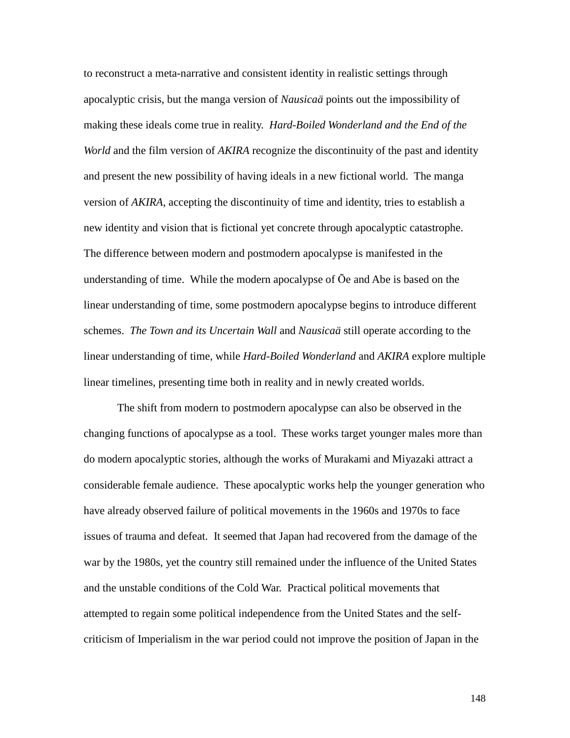to reconstruct a meta-narrative and consistent identity in realistic settings through apocalyptic crisis, but the manga version of *Nausicaä* points out the impossibility of making these ideals come true in reality. *Hard-Boiled Wonderland and the End of the World* and the film version of *AKIRA* recognize the discontinuity of the past and identity and present the new possibility of having ideals in a new fictional world. The manga version of *AKIRA*, accepting the discontinuity of time and identity, tries to establish a new identity and vision that is fictional yet concrete through apocalyptic catastrophe. The difference between modern and postmodern apocalypse is manifested in the understanding of time. While the modern apocalypse of Ōe and Abe is based on the linear understanding of time, some postmodern apocalypse begins to introduce different schemes. *The Town and its Uncertain Wall* and *Nausicaä* still operate according to the linear understanding of time, while *Hard-Boiled Wonderland* and *AKIRA* explore multiple linear timelines, presenting time both in reality and in newly created worlds.

The shift from modern to postmodern apocalypse can also be observed in the changing functions of apocalypse as a tool. These works target younger males more than do modern apocalyptic stories, although the works of Murakami and Miyazaki attract a considerable female audience. These apocalyptic works help the younger generation who have already observed failure of political movements in the 1960s and 1970s to face issues of trauma and defeat. It seemed that Japan had recovered from the damage of the war by the 1980s, yet the country still remained under the influence of the United States and the unstable conditions of the Cold War. Practical political movements that attempted to regain some political independence from the United States and the self-criticism of Imperialism in the war period could not improve the position of Japan in the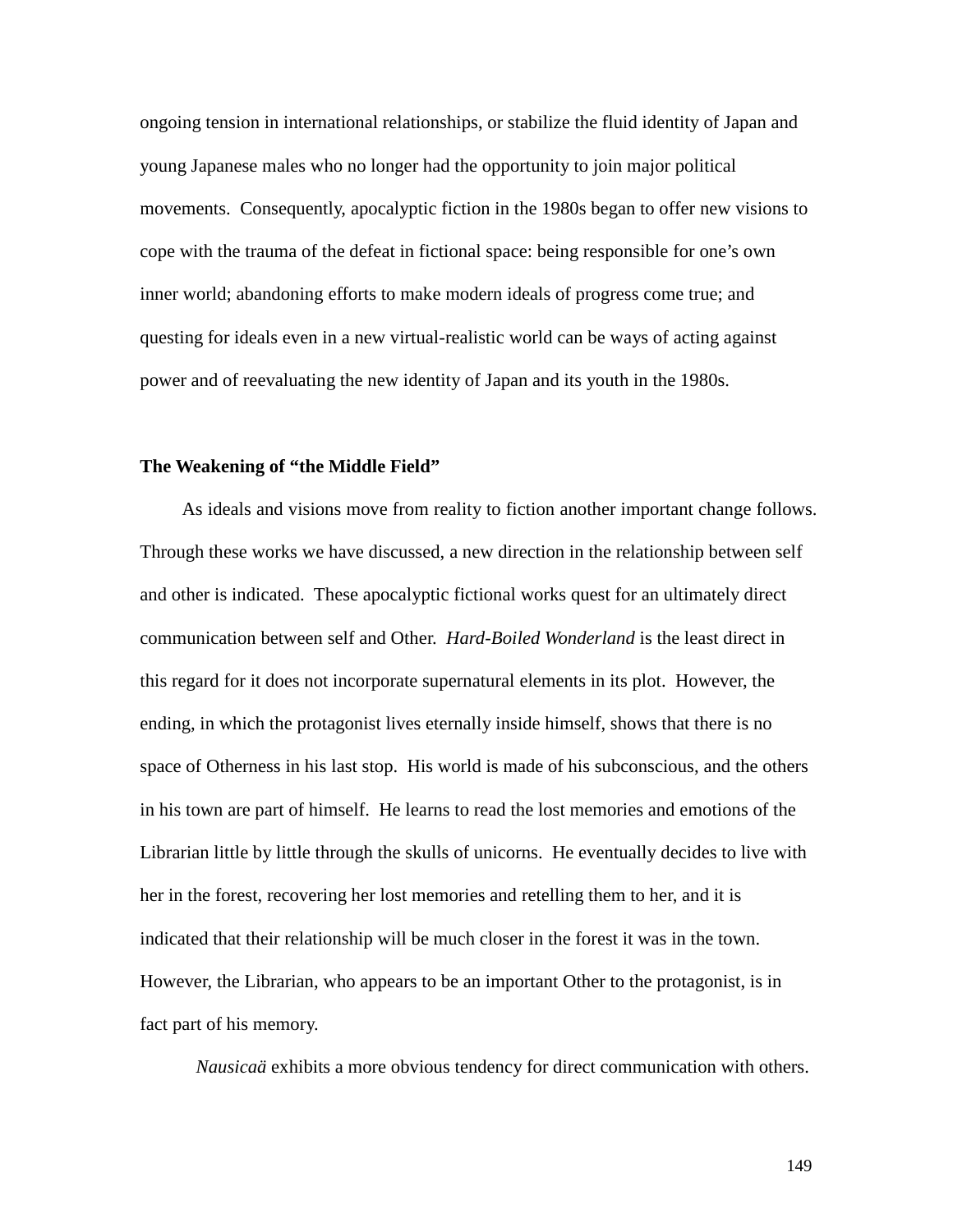ongoing tension in international relationships, or stabilize the fluid identity of Japan and young Japanese males who no longer had the opportunity to join major political movements. Consequently, apocalyptic fiction in the 1980s began to offer new visions to cope with the trauma of the defeat in fictional space: being responsible for one's own inner world; abandoning efforts to make modern ideals of progress come true; and questing for ideals even in a new virtual-realistic world can be ways of acting against power and of reevaluating the new identity of Japan and its youth in the 1980s.

**The Weakening of "the Middle Field"**

As ideals and visions move from reality to fiction another important change follows. Through these works we have discussed, a new direction in the relationship between self and other is indicated. These apocalyptic fictional works quest for an ultimately direct communication between self and Other. *Hard-Boiled Wonderland* is the least direct in this regard for it does not incorporate supernatural elements in its plot. However, the ending, in which the protagonist lives eternally inside himself, shows that there is no space of Otherness in his last stop. His world is made of his subconscious, and the others in his town are part of himself. He learns to read the lost memories and emotions of the Librarian little by little through the skulls of unicorns. He eventually decides to live with her in the forest, recovering her lost memories and retelling them to her, and it is indicated that their relationship will be much closer in the forest it was in the town. However, the Librarian, who appears to be an important Other to the protagonist, is in fact part of his memory.

*Nausicaä* exhibits a more obvious tendency for direct communication with others.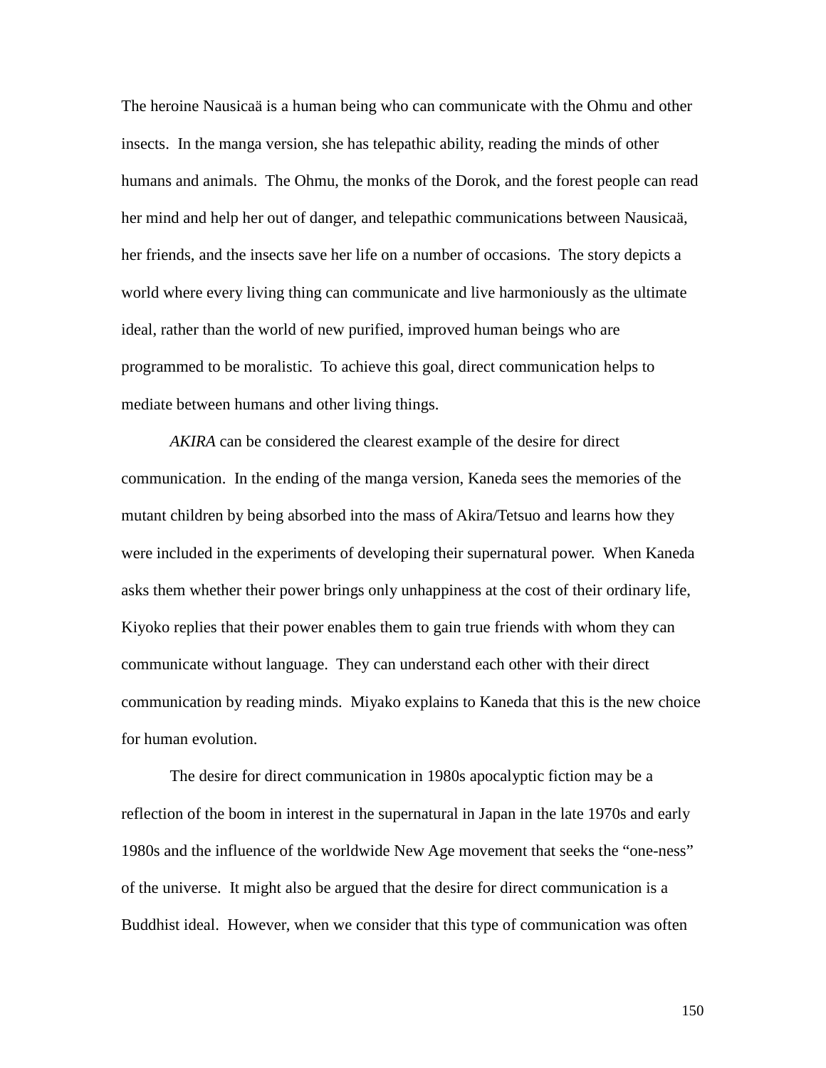The heroine Nausicaä is a human being who can communicate with the Ohmu and other insects. In the manga version, she has telepathic ability, reading the minds of other humans and animals. The Ohmu, the monks of the Dorok, and the forest people can read her mind and help her out of danger, and telepathic communications between Nausicaä, her friends, and the insects save her life on a number of occasions. The story depicts a world where every living thing can communicate and live harmoniously as the ultimate ideal, rather than the world of new purified, improved human beings who are programmed to be moralistic. To achieve this goal, direct communication helps to mediate between humans and other living things.

*AKIRA* can be considered the clearest example of the desire for direct communication. In the ending of the manga version, Kaneda sees the memories of the mutant children by being absorbed into the mass of Akira/Tetsuo and learns how they were included in the experiments of developing their supernatural power. When Kaneda asks them whether their power brings only unhappiness at the cost of their ordinary life, Kiyoko replies that their power enables them to gain true friends with whom they can communicate without language. They can understand each other with their direct communication by reading minds. Miyako explains to Kaneda that this is the new choice for human evolution.

The desire for direct communication in 1980s apocalyptic fiction may be a reflection of the boom in interest in the supernatural in Japan in the late 1970s and early 1980s and the influence of the worldwide New Age movement that seeks the "one-ness" of the universe. It might also be argued that the desire for direct communication is a Buddhist ideal. However, when we consider that this type of communication was often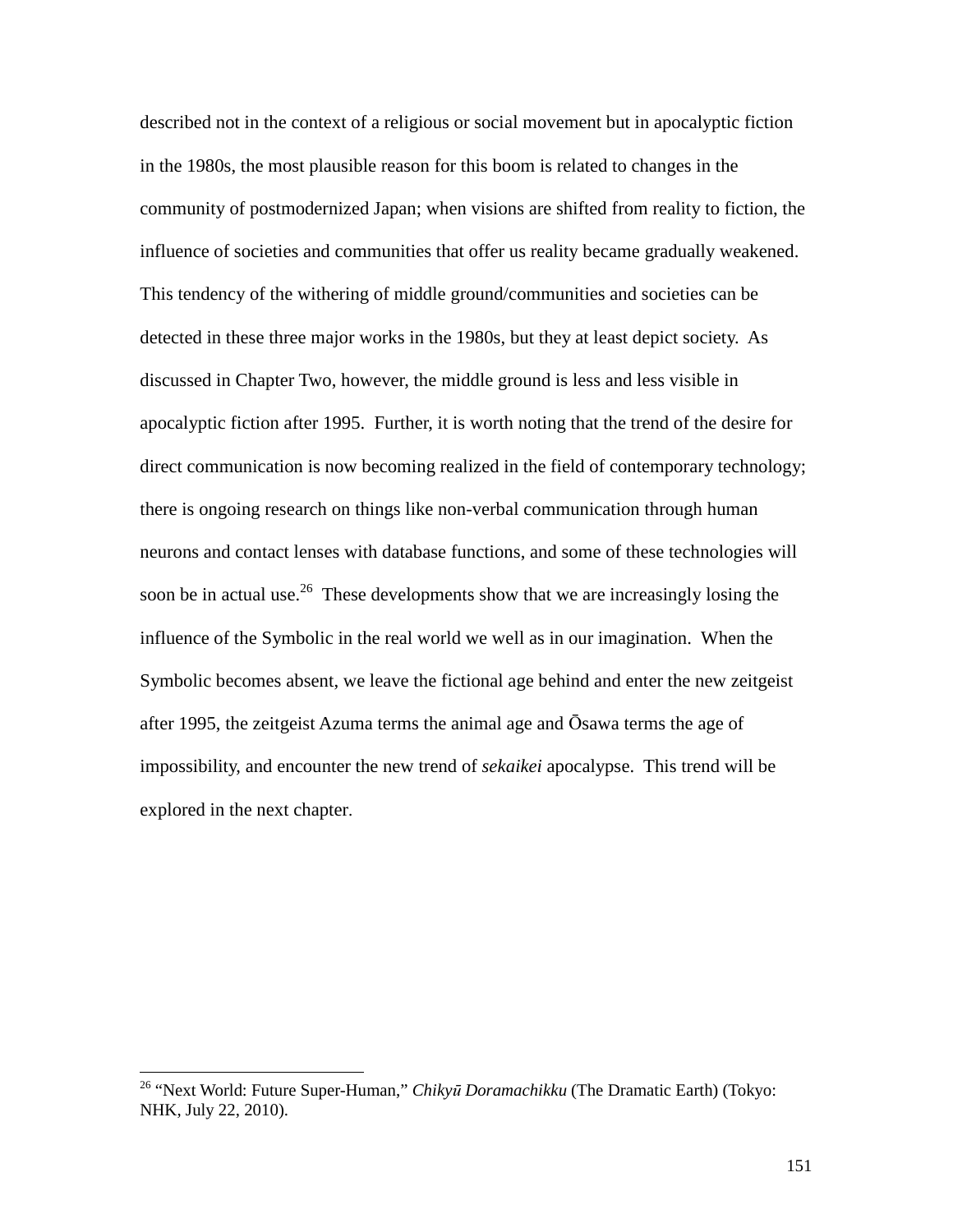described not in the context of a religious or social movement but in apocalyptic fiction in the 1980s, the most plausible reason for this boom is related to changes in the community of postmodernized Japan; when visions are shifted from reality to fiction, the influence of societies and communities that offer us reality became gradually weakened. This tendency of the withering of middle ground/communities and societies can be detected in these three major works in the 1980s, but they at least depict society. As discussed in Chapter Two, however, the middle ground is less and less visible in apocalyptic fiction after 1995. Further, it is worth noting that the trend of the desire for direct communication is now becoming realized in the field of contemporary technology; there is ongoing research on things like non-verbal communication through human neurons and contact lenses with database functions, and some of these technologies will soon be in actual use.[26] These developments show that we are increasingly losing the influence of the Symbolic in the real world we well as in our imagination. When the Symbolic becomes absent, we leave the fictional age behind and enter the new zeitgeist after 1995, the zeitgeist Azuma terms the animal age and Ōsawa terms the age of impossibility, and encounter the new trend of *sekaikei* apocalypse. This trend will be explored in the next chapter.

---

[26] "Next World: Future Super-Human," *Chikyū Doramachikku* (The Dramatic Earth) (Tokyo: NHK, July 22, 2010).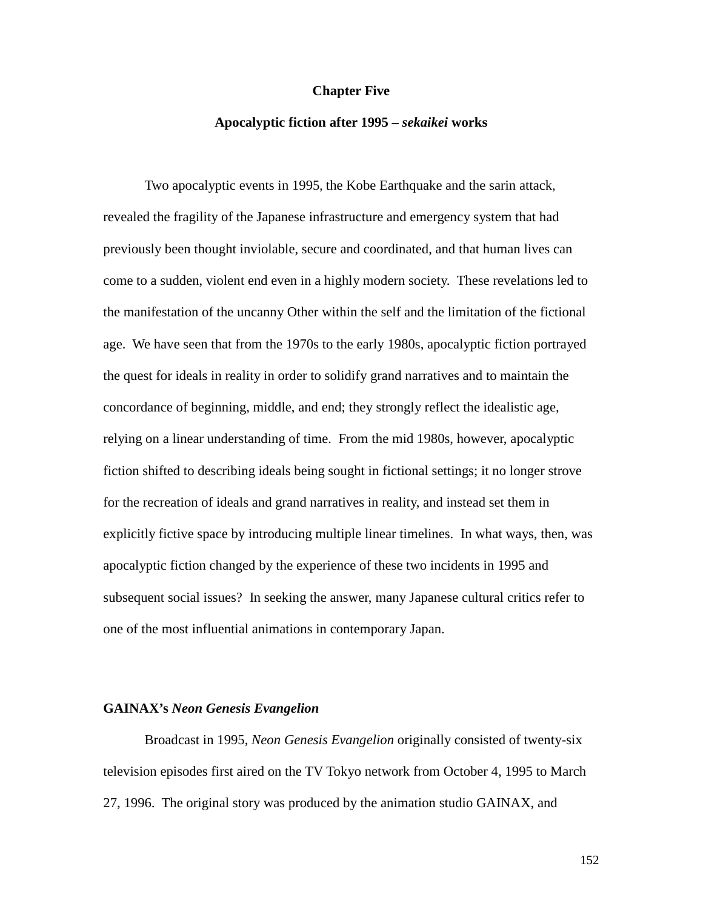# Chapter Five

## Apocalyptic fiction after 1995 – *sekaikei* works

Two apocalyptic events in 1995, the Kobe Earthquake and the sarin attack, revealed the fragility of the Japanese infrastructure and emergency system that had previously been thought inviolable, secure and coordinated, and that human lives can come to a sudden, violent end even in a highly modern society. These revelations led to the manifestation of the uncanny Other within the self and the limitation of the fictional age. We have seen that from the 1970s to the early 1980s, apocalyptic fiction portrayed the quest for ideals in reality in order to solidify grand narratives and to maintain the concordance of beginning, middle, and end; they strongly reflect the idealistic age, relying on a linear understanding of time. From the mid 1980s, however, apocalyptic fiction shifted to describing ideals being sought in fictional settings; it no longer strove for the recreation of ideals and grand narratives in reality, and instead set them in explicitly fictive space by introducing multiple linear timelines. In what ways, then, was apocalyptic fiction changed by the experience of these two incidents in 1995 and subsequent social issues? In seeking the answer, many Japanese cultural critics refer to one of the most influential animations in contemporary Japan.

### GAINAX's *Neon Genesis Evangelion*

Broadcast in 1995, *Neon Genesis Evangelion* originally consisted of twenty-six television episodes first aired on the TV Tokyo network from October 4, 1995 to March 27, 1996. The original story was produced by the animation studio GAINAX, and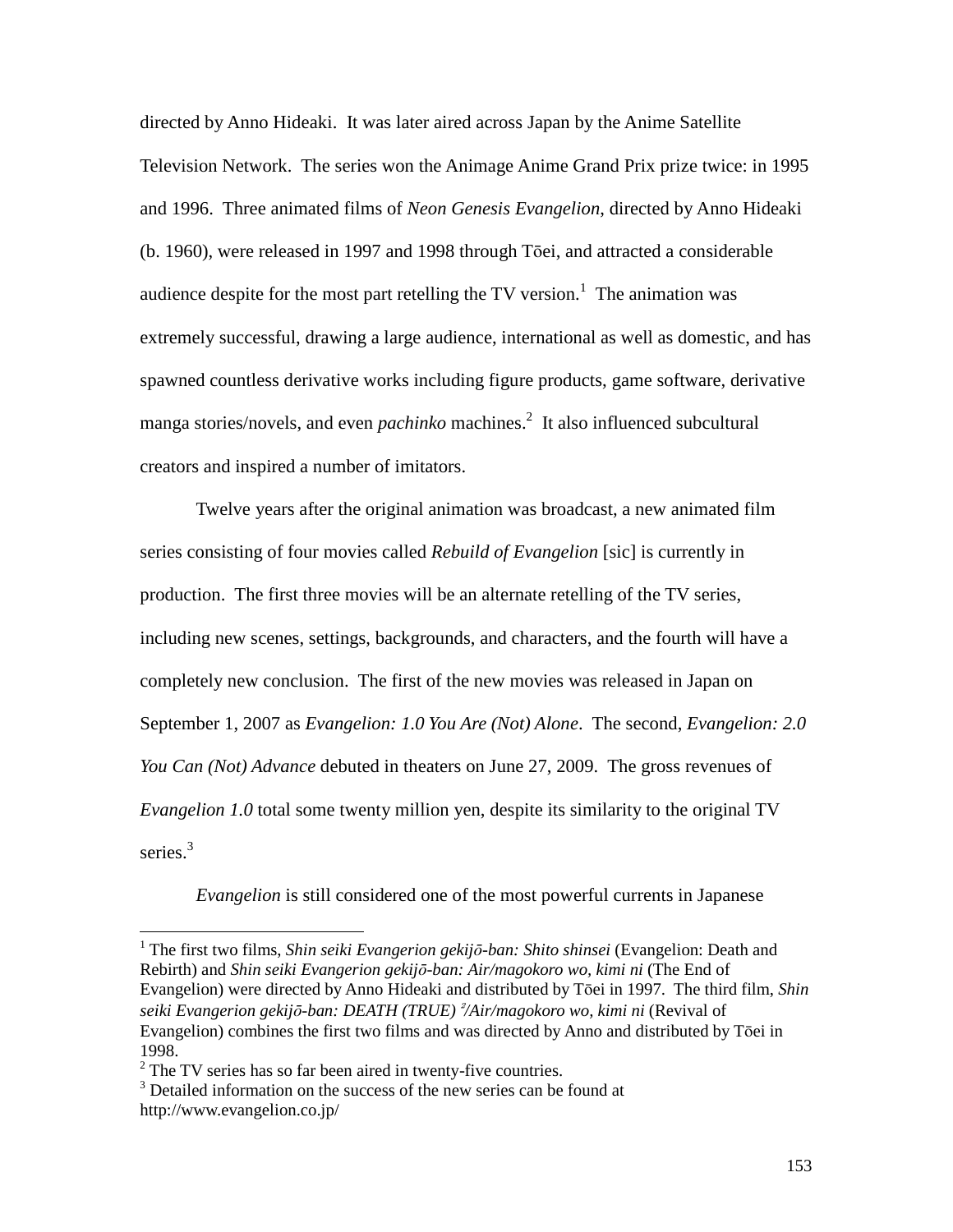directed by Anno Hideaki. It was later aired across Japan by the Anime Satellite Television Network. The series won the Animage Anime Grand Prix prize twice: in 1995 and 1996. Three animated films of *Neon Genesis Evangelion*, directed by Anno Hideaki (b. 1960), were released in 1997 and 1998 through Tōei, and attracted a considerable audience despite for the most part retelling the TV version.[1] The animation was extremely successful, drawing a large audience, international as well as domestic, and has spawned countless derivative works including figure products, game software, derivative manga stories/novels, and even *pachinko* machines.[2] It also influenced subcultural creators and inspired a number of imitators.

Twelve years after the original animation was broadcast, a new animated film series consisting of four movies called *Rebuild of Evangelion* [sic] is currently in production. The first three movies will be an alternate retelling of the TV series, including new scenes, settings, backgrounds, and characters, and the fourth will have a completely new conclusion. The first of the new movies was released in Japan on September 1, 2007 as *Evangelion: 1.0 You Are (Not) Alone*. The second, *Evangelion: 2.0 You Can (Not) Advance* debuted in theaters on June 27, 2009. The gross revenues of *Evangelion 1.0* total some twenty million yen, despite its similarity to the original TV series.[3]

*Evangelion* is still considered one of the most powerful currents in Japanese

---

[1] The first two films, *Shin seiki Evangerion gekijō-ban: Shito shinsei* (Evangelion: Death and Rebirth) and *Shin seiki Evangerion gekijō-ban: Air/magokoro wo, kimi ni* (The End of Evangelion) were directed by Anno Hideaki and distributed by Tōei in 1997. The third film, *Shin seiki Evangerion gekijō-ban: DEATH (TRUE)²/Air/magokoro wo, kimi ni* (Revival of Evangelion) combines the first two films and was directed by Anno and distributed by Tōei in 1998.

[2] The TV series has so far been aired in twenty-five countries.

[3] Detailed information on the success of the new series can be found at http://www.evangelion.co.jp/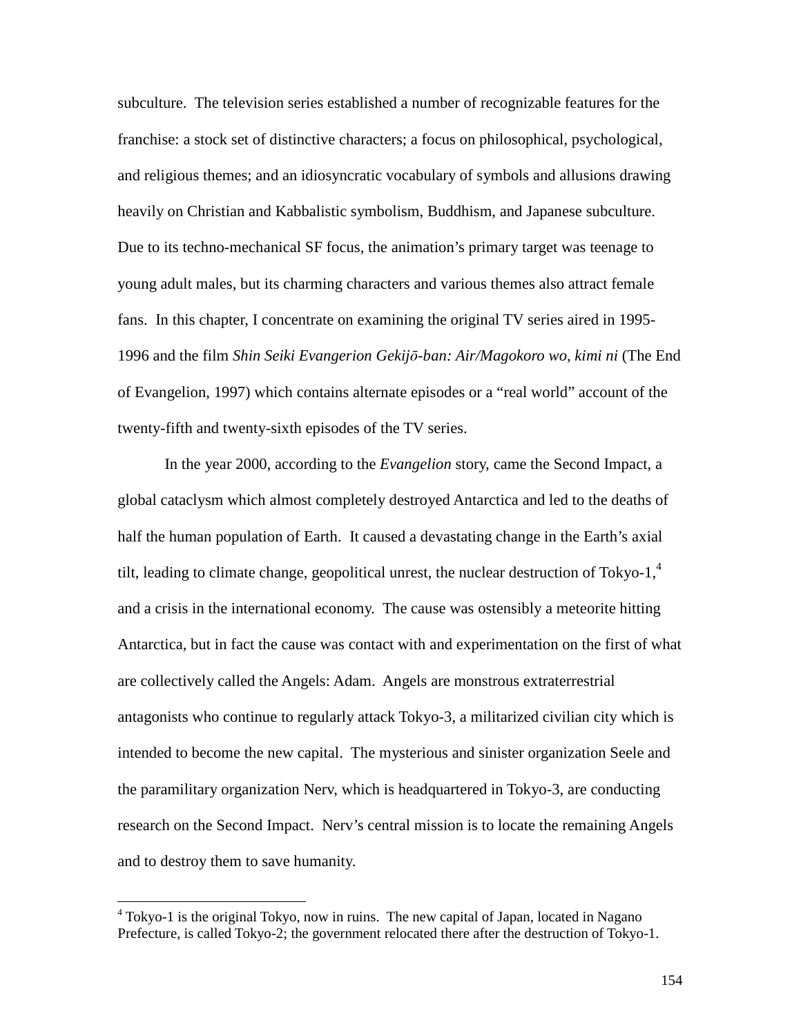subculture. The television series established a number of recognizable features for the franchise: a stock set of distinctive characters; a focus on philosophical, psychological, and religious themes; and an idiosyncratic vocabulary of symbols and allusions drawing heavily on Christian and Kabbalistic symbolism, Buddhism, and Japanese subculture. Due to its techno-mechanical SF focus, the animation's primary target was teenage to young adult males, but its charming characters and various themes also attract female fans. In this chapter, I concentrate on examining the original TV series aired in 1995-1996 and the film *Shin Seiki Evangerion Gekijō-ban: Air/Magokoro wo, kimi ni* (The End of Evangelion, 1997) which contains alternate episodes or a "real world" account of the twenty-fifth and twenty-sixth episodes of the TV series.

In the year 2000, according to the *Evangelion* story, came the Second Impact, a global cataclysm which almost completely destroyed Antarctica and led to the deaths of half the human population of Earth. It caused a devastating change in the Earth's axial tilt, leading to climate change, geopolitical unrest, the nuclear destruction of Tokyo-1,[4] and a crisis in the international economy. The cause was ostensibly a meteorite hitting Antarctica, but in fact the cause was contact with and experimentation on the first of what are collectively called the Angels: Adam. Angels are monstrous extraterrestrial antagonists who continue to regularly attack Tokyo-3, a militarized civilian city which is intended to become the new capital. The mysterious and sinister organization Seele and the paramilitary organization Nerv, which is headquartered in Tokyo-3, are conducting research on the Second Impact. Nerv's central mission is to locate the remaining Angels and to destroy them to save humanity.

---

[4] Tokyo-1 is the original Tokyo, now in ruins. The new capital of Japan, located in Nagano Prefecture, is called Tokyo-2; the government relocated there after the destruction of Tokyo-1.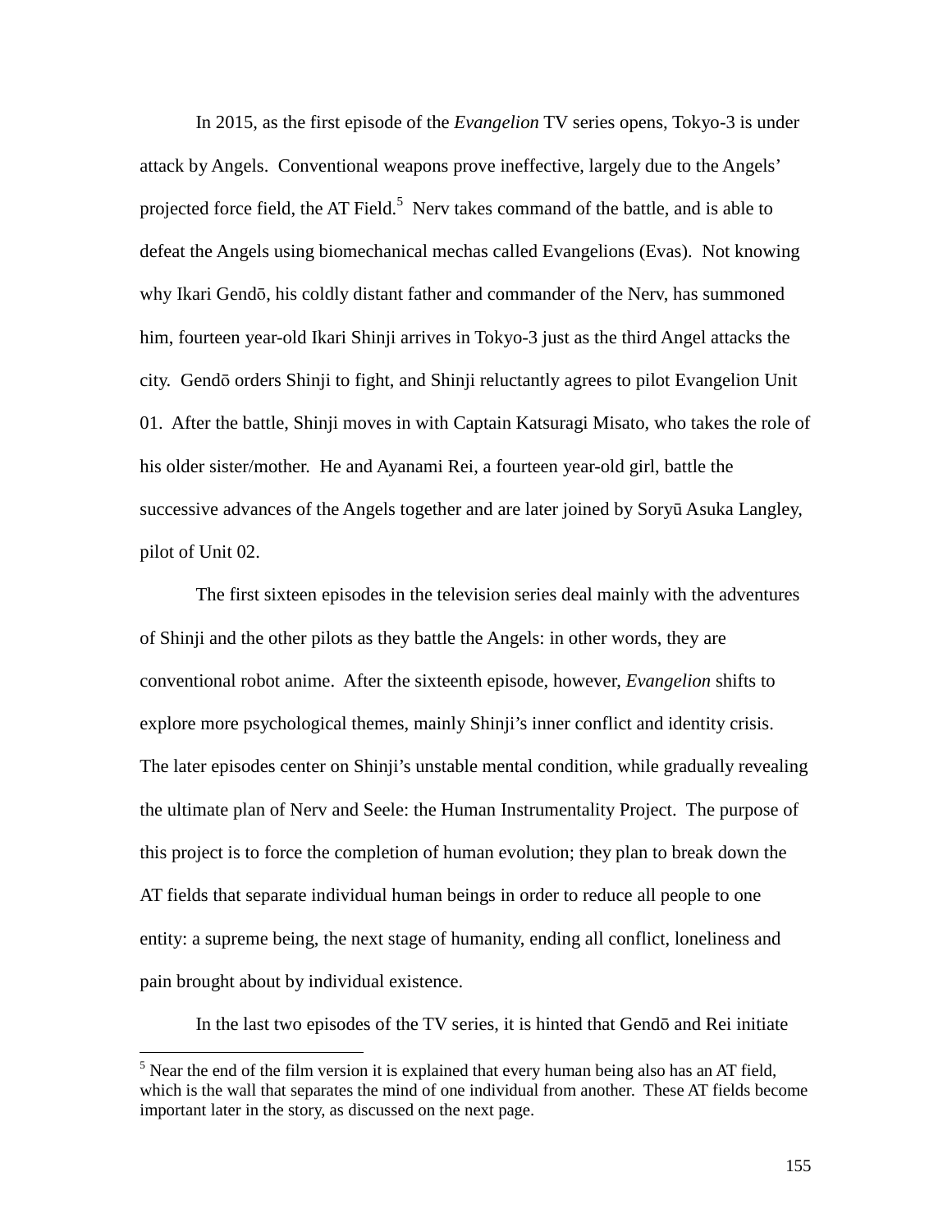In 2015, as the first episode of the *Evangelion* TV series opens, Tokyo-3 is under attack by Angels. Conventional weapons prove ineffective, largely due to the Angels' projected force field, the AT Field.[5] Nerv takes command of the battle, and is able to defeat the Angels using biomechanical mechas called Evangelions (Evas). Not knowing why Ikari Gendō, his coldly distant father and commander of the Nerv, has summoned him, fourteen year-old Ikari Shinji arrives in Tokyo-3 just as the third Angel attacks the city. Gendō orders Shinji to fight, and Shinji reluctantly agrees to pilot Evangelion Unit 01. After the battle, Shinji moves in with Captain Katsuragi Misato, who takes the role of his older sister/mother. He and Ayanami Rei, a fourteen year-old girl, battle the successive advances of the Angels together and are later joined by Soryū Asuka Langley, pilot of Unit 02.

The first sixteen episodes in the television series deal mainly with the adventures of Shinji and the other pilots as they battle the Angels: in other words, they are conventional robot anime. After the sixteenth episode, however, *Evangelion* shifts to explore more psychological themes, mainly Shinji's inner conflict and identity crisis. The later episodes center on Shinji's unstable mental condition, while gradually revealing the ultimate plan of Nerv and Seele: the Human Instrumentality Project. The purpose of this project is to force the completion of human evolution; they plan to break down the AT fields that separate individual human beings in order to reduce all people to one entity: a supreme being, the next stage of humanity, ending all conflict, loneliness and pain brought about by individual existence.

In the last two episodes of the TV series, it is hinted that Gendō and Rei initiate

[5] Near the end of the film version it is explained that every human being also has an AT field, which is the wall that separates the mind of one individual from another. These AT fields become important later in the story, as discussed on the next page.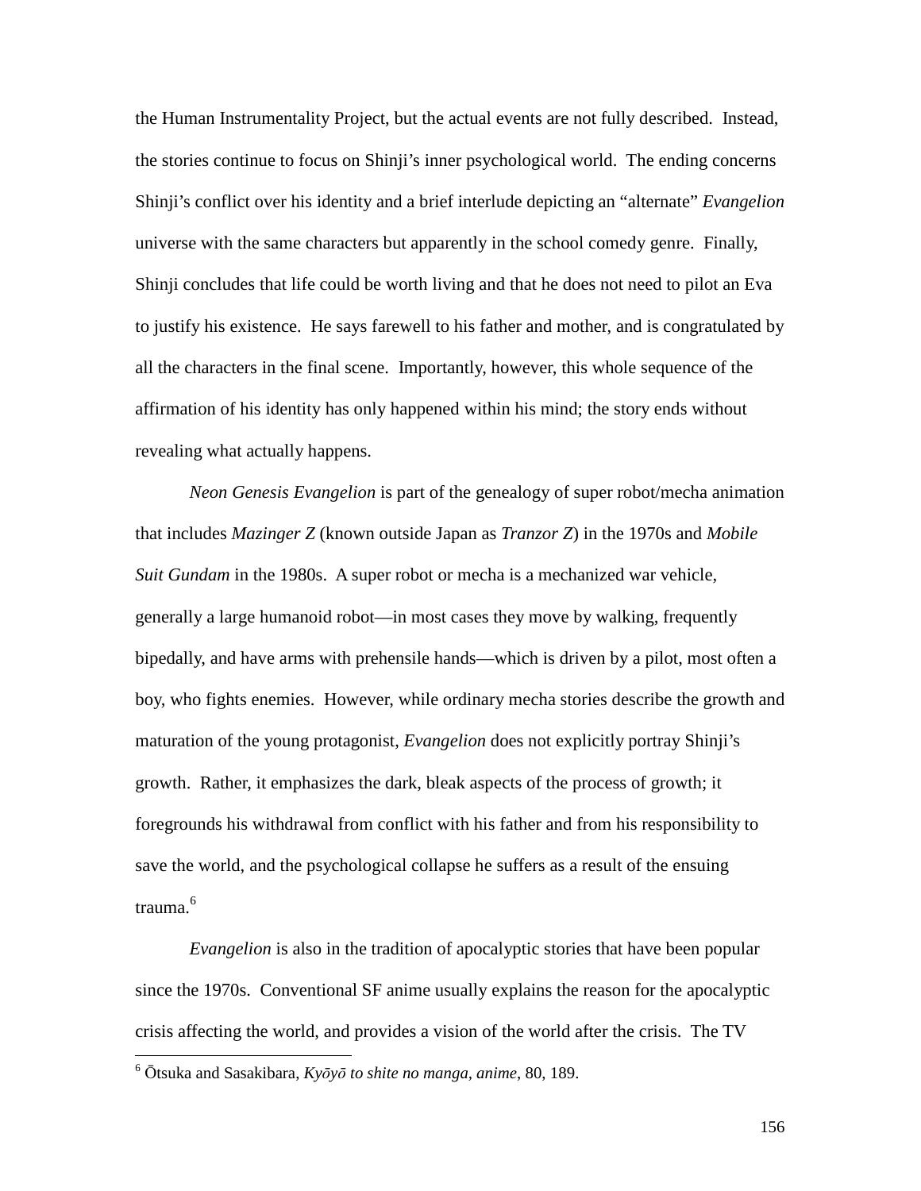the Human Instrumentality Project, but the actual events are not fully described. Instead, the stories continue to focus on Shinji's inner psychological world. The ending concerns Shinji's conflict over his identity and a brief interlude depicting an "alternate" *Evangelion* universe with the same characters but apparently in the school comedy genre. Finally, Shinji concludes that life could be worth living and that he does not need to pilot an Eva to justify his existence. He says farewell to his father and mother, and is congratulated by all the characters in the final scene. Importantly, however, this whole sequence of the affirmation of his identity has only happened within his mind; the story ends without revealing what actually happens.

*Neon Genesis Evangelion* is part of the genealogy of super robot/mecha animation that includes *Mazinger Z* (known outside Japan as *Tranzor Z*) in the 1970s and *Mobile Suit Gundam* in the 1980s. A super robot or mecha is a mechanized war vehicle, generally a large humanoid robot—in most cases they move by walking, frequently bipedally, and have arms with prehensile hands—which is driven by a pilot, most often a boy, who fights enemies. However, while ordinary mecha stories describe the growth and maturation of the young protagonist, *Evangelion* does not explicitly portray Shinji's growth. Rather, it emphasizes the dark, bleak aspects of the process of growth; it foregrounds his withdrawal from conflict with his father and from his responsibility to save the world, and the psychological collapse he suffers as a result of the ensuing trauma.[6]

*Evangelion* is also in the tradition of apocalyptic stories that have been popular since the 1970s. Conventional SF anime usually explains the reason for the apocalyptic crisis affecting the world, and provides a vision of the world after the crisis. The TV

---

[6] Ōtsuka and Sasakibara, *Kyōyō to shite no manga, anime*, 80, 189.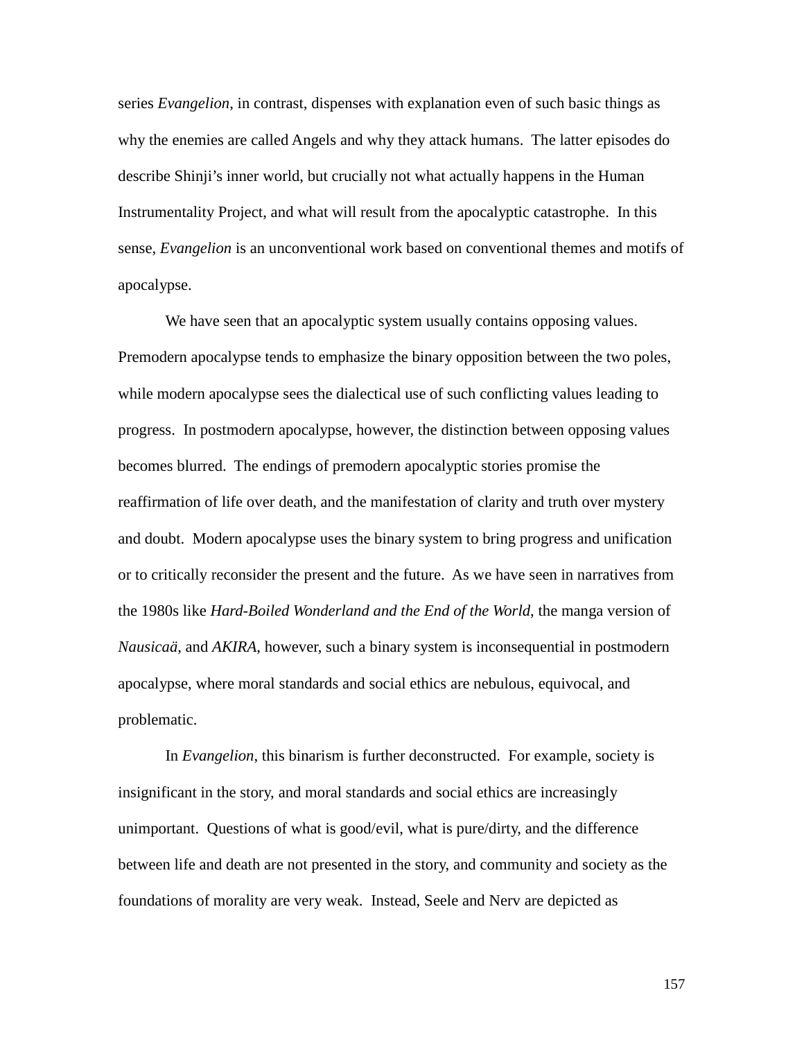series *Evangelion*, in contrast, dispenses with explanation even of such basic things as why the enemies are called Angels and why they attack humans. The latter episodes do describe Shinji's inner world, but crucially not what actually happens in the Human Instrumentality Project, and what will result from the apocalyptic catastrophe. In this sense, *Evangelion* is an unconventional work based on conventional themes and motifs of apocalypse.

We have seen that an apocalyptic system usually contains opposing values. Premodern apocalypse tends to emphasize the binary opposition between the two poles, while modern apocalypse sees the dialectical use of such conflicting values leading to progress. In postmodern apocalypse, however, the distinction between opposing values becomes blurred. The endings of premodern apocalyptic stories promise the reaffirmation of life over death, and the manifestation of clarity and truth over mystery and doubt. Modern apocalypse uses the binary system to bring progress and unification or to critically reconsider the present and the future. As we have seen in narratives from the 1980s like *Hard-Boiled Wonderland and the End of the World*, the manga version of *Nausicaä*, and *AKIRA*, however, such a binary system is inconsequential in postmodern apocalypse, where moral standards and social ethics are nebulous, equivocal, and problematic.

In *Evangelion*, this binarism is further deconstructed. For example, society is insignificant in the story, and moral standards and social ethics are increasingly unimportant. Questions of what is good/evil, what is pure/dirty, and the difference between life and death are not presented in the story, and community and society as the foundations of morality are very weak. Instead, Seele and Nerv are depicted as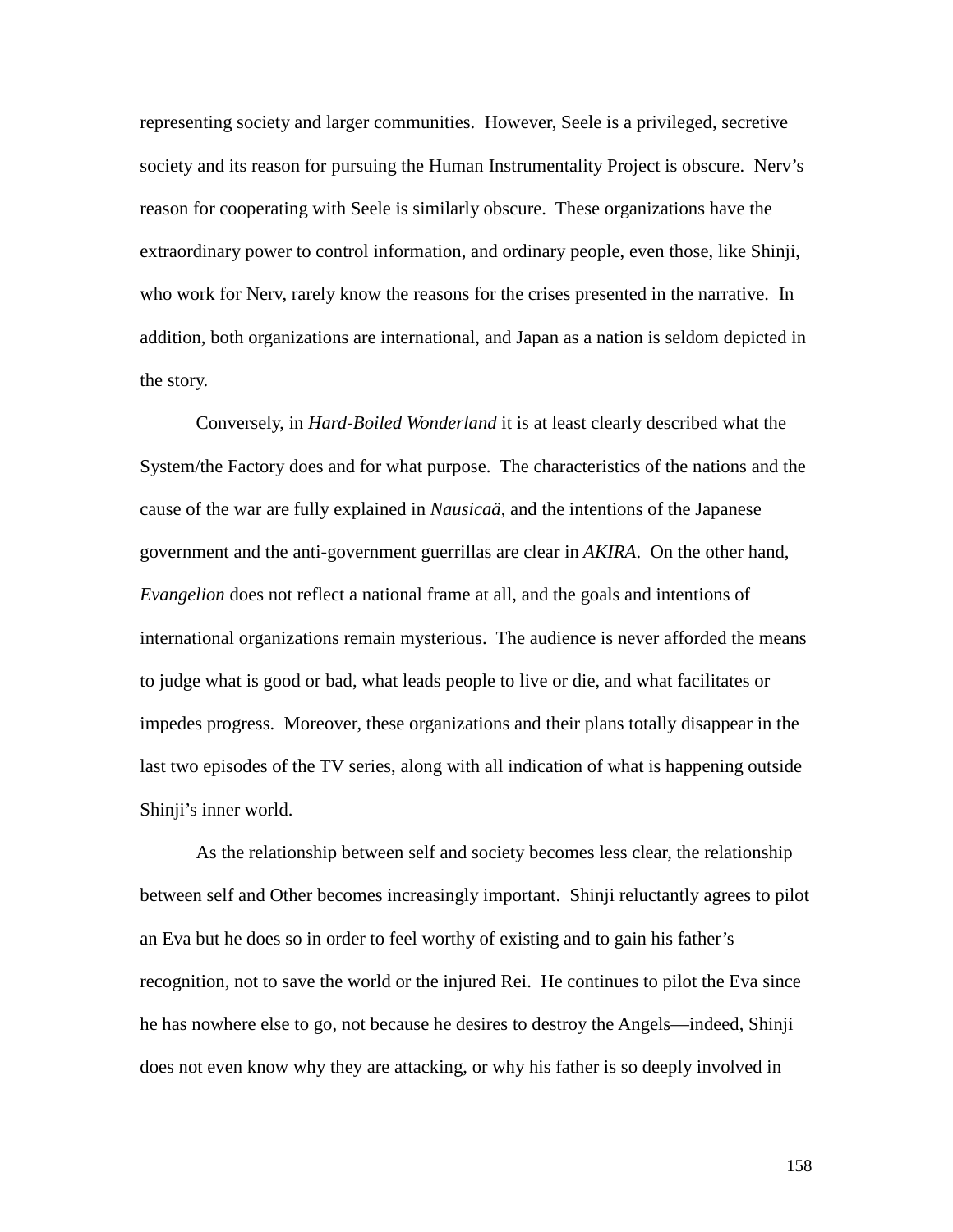representing society and larger communities.  However, Seele is a privileged, secretive society and its reason for pursuing the Human Instrumentality Project is obscure.  Nerv's reason for cooperating with Seele is similarly obscure.  These organizations have the extraordinary power to control information, and ordinary people, even those, like Shinji, who work for Nerv, rarely know the reasons for the crises presented in the narrative.  In addition, both organizations are international, and Japan as a nation is seldom depicted in the story.

Conversely, in *Hard-Boiled Wonderland* it is at least clearly described what the System/the Factory does and for what purpose.  The characteristics of the nations and the cause of the war are fully explained in *Nausicaä*, and the intentions of the Japanese government and the anti-government guerrillas are clear in *AKIRA*.  On the other hand, *Evangelion* does not reflect a national frame at all, and the goals and intentions of international organizations remain mysterious.  The audience is never afforded the means to judge what is good or bad, what leads people to live or die, and what facilitates or impedes progress.  Moreover, these organizations and their plans totally disappear in the last two episodes of the TV series, along with all indication of what is happening outside Shinji's inner world.

As the relationship between self and society becomes less clear, the relationship between self and Other becomes increasingly important.  Shinji reluctantly agrees to pilot an Eva but he does so in order to feel worthy of existing and to gain his father's recognition, not to save the world or the injured Rei.  He continues to pilot the Eva since he has nowhere else to go, not because he desires to destroy the Angels—indeed, Shinji does not even know why they are attacking, or why his father is so deeply involved in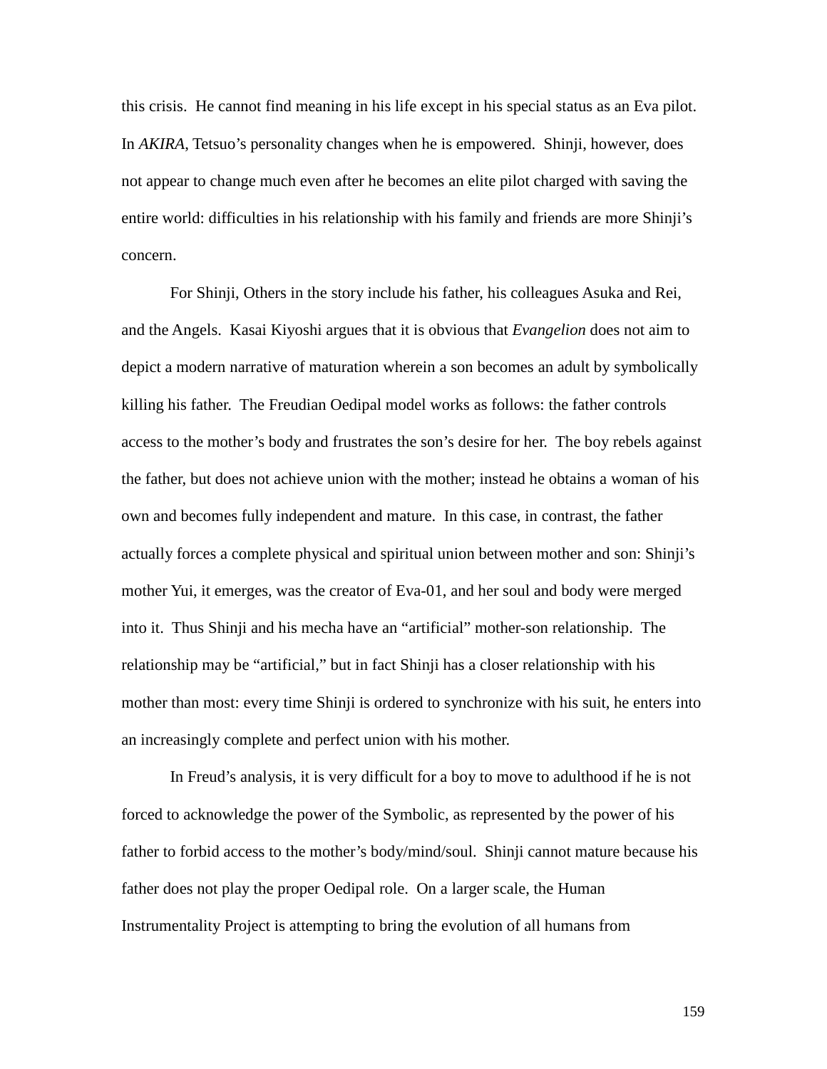this crisis. He cannot find meaning in his life except in his special status as an Eva pilot. In *AKIRA*, Tetsuo's personality changes when he is empowered. Shinji, however, does not appear to change much even after he becomes an elite pilot charged with saving the entire world: difficulties in his relationship with his family and friends are more Shinji's concern.

For Shinji, Others in the story include his father, his colleagues Asuka and Rei, and the Angels. Kasai Kiyoshi argues that it is obvious that *Evangelion* does not aim to depict a modern narrative of maturation wherein a son becomes an adult by symbolically killing his father. The Freudian Oedipal model works as follows: the father controls access to the mother's body and frustrates the son's desire for her. The boy rebels against the father, but does not achieve union with the mother; instead he obtains a woman of his own and becomes fully independent and mature. In this case, in contrast, the father actually forces a complete physical and spiritual union between mother and son: Shinji's mother Yui, it emerges, was the creator of Eva-01, and her soul and body were merged into it. Thus Shinji and his mecha have an "artificial" mother-son relationship. The relationship may be "artificial," but in fact Shinji has a closer relationship with his mother than most: every time Shinji is ordered to synchronize with his suit, he enters into an increasingly complete and perfect union with his mother.

In Freud's analysis, it is very difficult for a boy to move to adulthood if he is not forced to acknowledge the power of the Symbolic, as represented by the power of his father to forbid access to the mother's body/mind/soul. Shinji cannot mature because his father does not play the proper Oedipal role. On a larger scale, the Human Instrumentality Project is attempting to bring the evolution of all humans from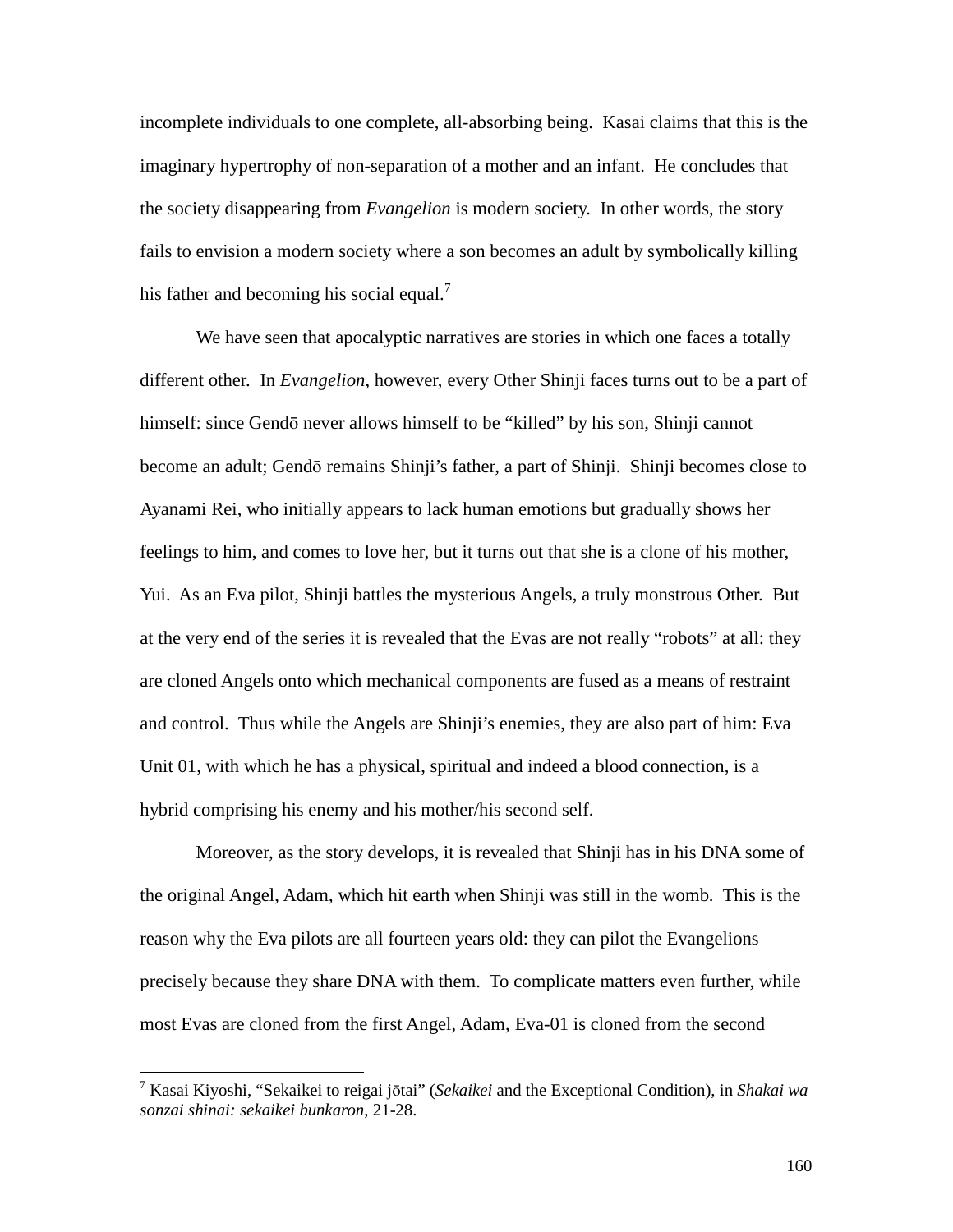incomplete individuals to one complete, all-absorbing being. Kasai claims that this is the imaginary hypertrophy of non-separation of a mother and an infant. He concludes that the society disappearing from *Evangelion* is modern society. In other words, the story fails to envision a modern society where a son becomes an adult by symbolically killing his father and becoming his social equal.[7]

We have seen that apocalyptic narratives are stories in which one faces a totally different other. In *Evangelion*, however, every Other Shinji faces turns out to be a part of himself: since Gendō never allows himself to be "killed" by his son, Shinji cannot become an adult; Gendō remains Shinji's father, a part of Shinji. Shinji becomes close to Ayanami Rei, who initially appears to lack human emotions but gradually shows her feelings to him, and comes to love her, but it turns out that she is a clone of his mother, Yui. As an Eva pilot, Shinji battles the mysterious Angels, a truly monstrous Other. But at the very end of the series it is revealed that the Evas are not really "robots" at all: they are cloned Angels onto which mechanical components are fused as a means of restraint and control. Thus while the Angels are Shinji's enemies, they are also part of him: Eva Unit 01, with which he has a physical, spiritual and indeed a blood connection, is a hybrid comprising his enemy and his mother/his second self.

Moreover, as the story develops, it is revealed that Shinji has in his DNA some of the original Angel, Adam, which hit earth when Shinji was still in the womb. This is the reason why the Eva pilots are all fourteen years old: they can pilot the Evangelions precisely because they share DNA with them. To complicate matters even further, while most Evas are cloned from the first Angel, Adam, Eva-01 is cloned from the second

---

[7] Kasai Kiyoshi, "Sekaikei to reigai jōtai" (*Sekaikei* and the Exceptional Condition), in *Shakai wa sonzai shinai: sekaikei bunkaron*, 21-28.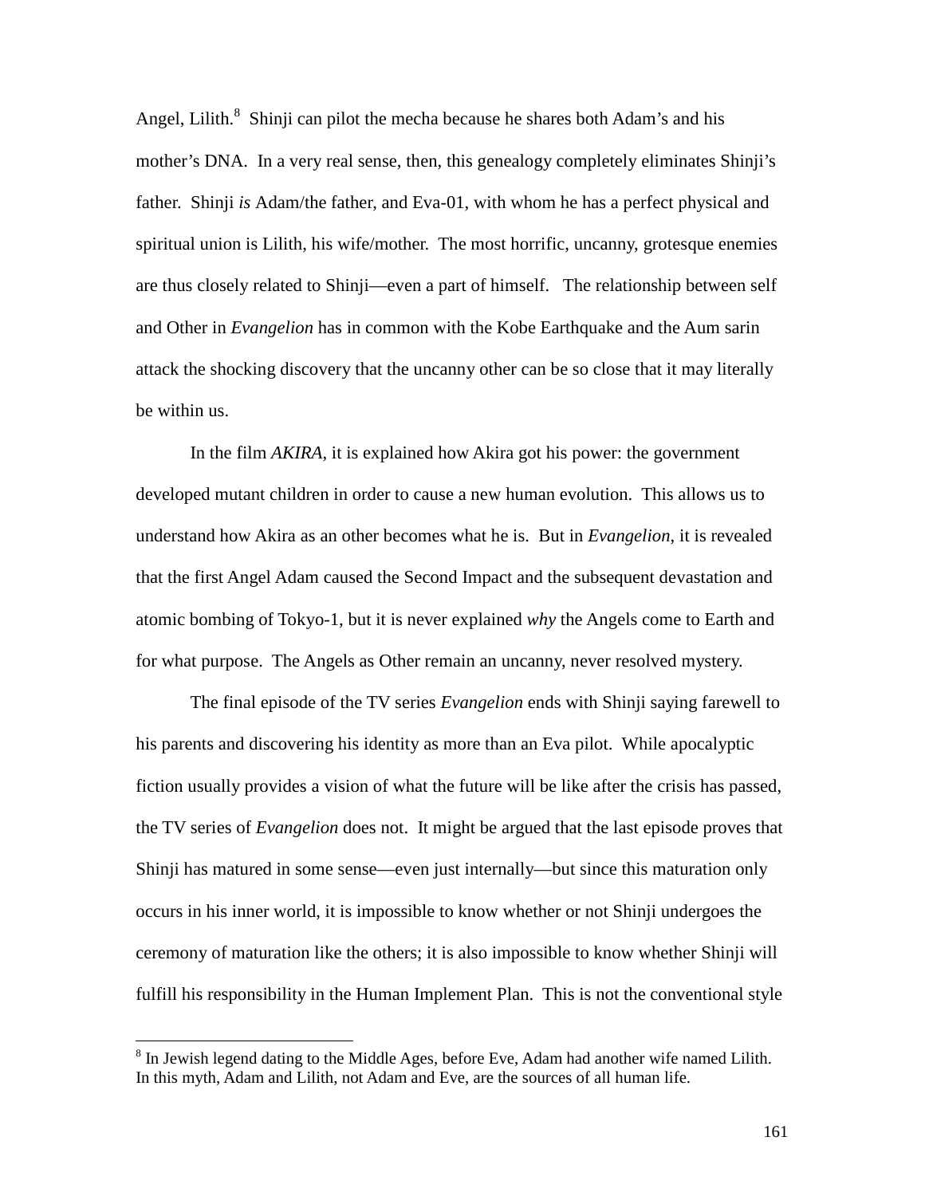Angel, Lilith.[8] Shinji can pilot the mecha because he shares both Adam's and his mother's DNA. In a very real sense, then, this genealogy completely eliminates Shinji's father. Shinji *is* Adam/the father, and Eva-01, with whom he has a perfect physical and spiritual union is Lilith, his wife/mother. The most horrific, uncanny, grotesque enemies are thus closely related to Shinji—even a part of himself. The relationship between self and Other in *Evangelion* has in common with the Kobe Earthquake and the Aum sarin attack the shocking discovery that the uncanny other can be so close that it may literally be within us.

In the film *AKIRA*, it is explained how Akira got his power: the government developed mutant children in order to cause a new human evolution. This allows us to understand how Akira as an other becomes what he is. But in *Evangelion*, it is revealed that the first Angel Adam caused the Second Impact and the subsequent devastation and atomic bombing of Tokyo-1, but it is never explained *why* the Angels come to Earth and for what purpose. The Angels as Other remain an uncanny, never resolved mystery.

The final episode of the TV series *Evangelion* ends with Shinji saying farewell to his parents and discovering his identity as more than an Eva pilot. While apocalyptic fiction usually provides a vision of what the future will be like after the crisis has passed, the TV series of *Evangelion* does not. It might be argued that the last episode proves that Shinji has matured in some sense—even just internally—but since this maturation only occurs in his inner world, it is impossible to know whether or not Shinji undergoes the ceremony of maturation like the others; it is also impossible to know whether Shinji will fulfill his responsibility in the Human Implement Plan. This is not the conventional style

---

[8] In Jewish legend dating to the Middle Ages, before Eve, Adam had another wife named Lilith. In this myth, Adam and Lilith, not Adam and Eve, are the sources of all human life.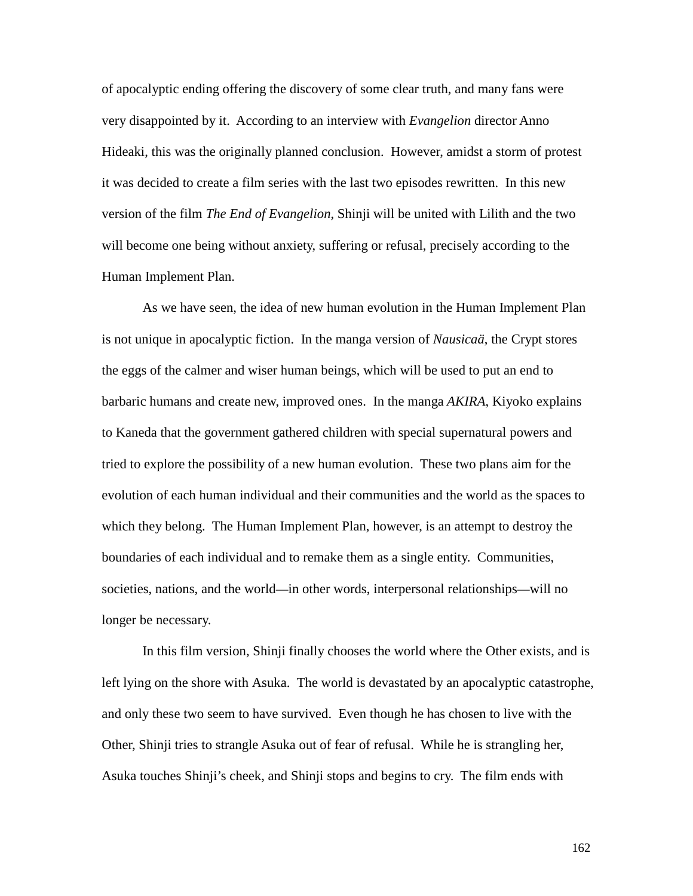of apocalyptic ending offering the discovery of some clear truth, and many fans were very disappointed by it. According to an interview with *Evangelion* director Anno Hideaki, this was the originally planned conclusion. However, amidst a storm of protest it was decided to create a film series with the last two episodes rewritten. In this new version of the film *The End of Evangelion*, Shinji will be united with Lilith and the two will become one being without anxiety, suffering or refusal, precisely according to the Human Implement Plan.

As we have seen, the idea of new human evolution in the Human Implement Plan is not unique in apocalyptic fiction. In the manga version of *Nausicaä*, the Crypt stores the eggs of the calmer and wiser human beings, which will be used to put an end to barbaric humans and create new, improved ones. In the manga *AKIRA*, Kiyoko explains to Kaneda that the government gathered children with special supernatural powers and tried to explore the possibility of a new human evolution. These two plans aim for the evolution of each human individual and their communities and the world as the spaces to which they belong. The Human Implement Plan, however, is an attempt to destroy the boundaries of each individual and to remake them as a single entity. Communities, societies, nations, and the world—in other words, interpersonal relationships—will no longer be necessary.

In this film version, Shinji finally chooses the world where the Other exists, and is left lying on the shore with Asuka. The world is devastated by an apocalyptic catastrophe, and only these two seem to have survived. Even though he has chosen to live with the Other, Shinji tries to strangle Asuka out of fear of refusal. While he is strangling her, Asuka touches Shinji's cheek, and Shinji stops and begins to cry. The film ends with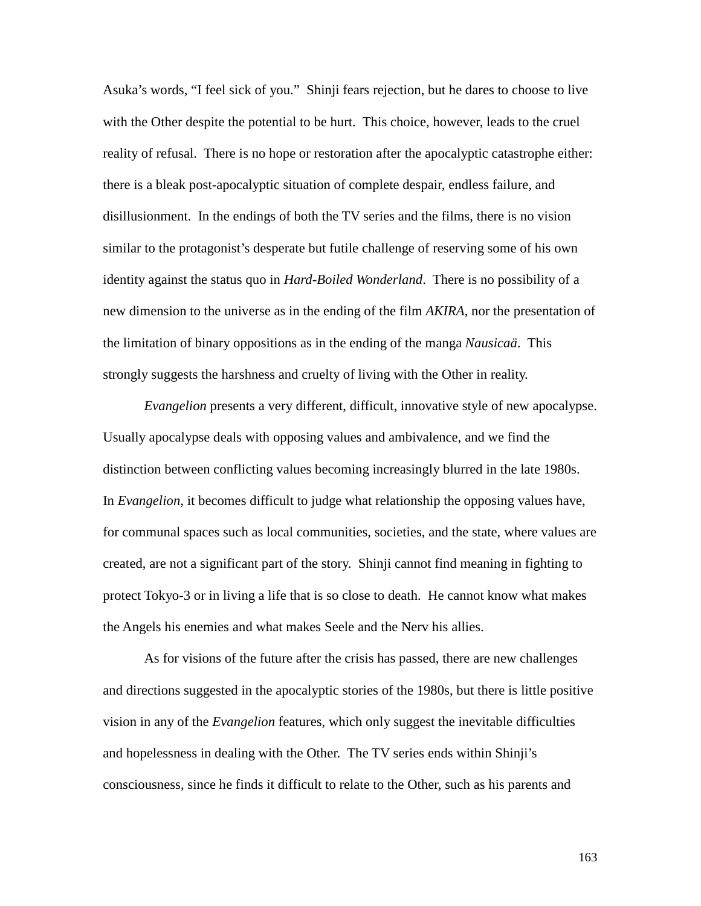Asuka's words, "I feel sick of you." Shinji fears rejection, but he dares to choose to live with the Other despite the potential to be hurt. This choice, however, leads to the cruel reality of refusal. There is no hope or restoration after the apocalyptic catastrophe either: there is a bleak post-apocalyptic situation of complete despair, endless failure, and disillusionment. In the endings of both the TV series and the films, there is no vision similar to the protagonist's desperate but futile challenge of reserving some of his own identity against the status quo in *Hard-Boiled Wonderland*. There is no possibility of a new dimension to the universe as in the ending of the film *AKIRA*, nor the presentation of the limitation of binary oppositions as in the ending of the manga *Nausicaä*. This strongly suggests the harshness and cruelty of living with the Other in reality.

*Evangelion* presents a very different, difficult, innovative style of new apocalypse. Usually apocalypse deals with opposing values and ambivalence, and we find the distinction between conflicting values becoming increasingly blurred in the late 1980s. In *Evangelion*, it becomes difficult to judge what relationship the opposing values have, for communal spaces such as local communities, societies, and the state, where values are created, are not a significant part of the story. Shinji cannot find meaning in fighting to protect Tokyo-3 or in living a life that is so close to death. He cannot know what makes the Angels his enemies and what makes Seele and the Nerv his allies.

As for visions of the future after the crisis has passed, there are new challenges and directions suggested in the apocalyptic stories of the 1980s, but there is little positive vision in any of the *Evangelion* features, which only suggest the inevitable difficulties and hopelessness in dealing with the Other. The TV series ends within Shinji's consciousness, since he finds it difficult to relate to the Other, such as his parents and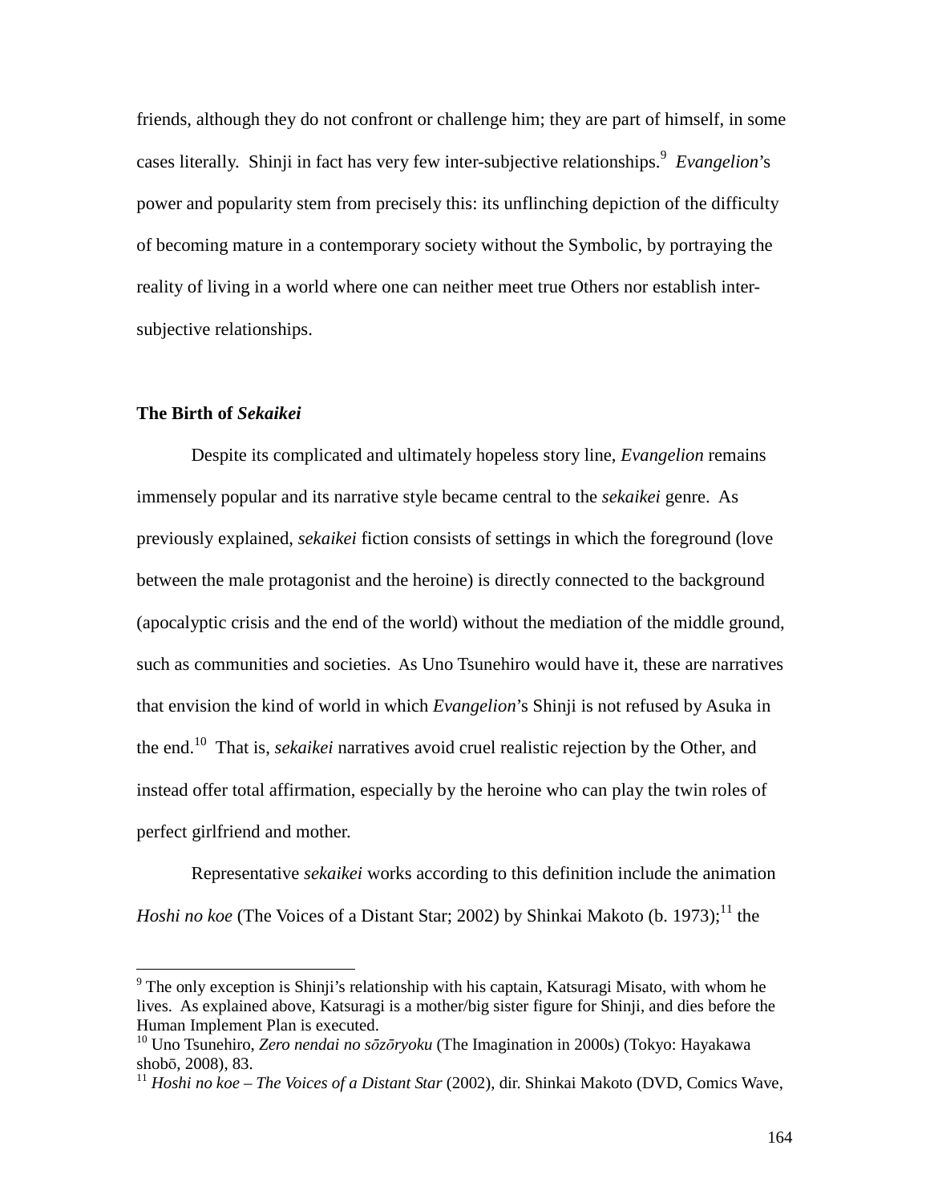friends, although they do not confront or challenge him; they are part of himself, in some cases literally. Shinji in fact has very few inter-subjective relationships.[9] *Evangelion*'s power and popularity stem from precisely this: its unflinching depiction of the difficulty of becoming mature in a contemporary society without the Symbolic, by portraying the reality of living in a world where one can neither meet true Others nor establish inter-subjective relationships.

**The Birth of *Sekaikei***

Despite its complicated and ultimately hopeless story line, *Evangelion* remains immensely popular and its narrative style became central to the *sekaikei* genre. As previously explained, *sekaikei* fiction consists of settings in which the foreground (love between the male protagonist and the heroine) is directly connected to the background (apocalyptic crisis and the end of the world) without the mediation of the middle ground, such as communities and societies. As Uno Tsunehiro would have it, these are narratives that envision the kind of world in which *Evangelion*'s Shinji is not refused by Asuka in the end.[10] That is, *sekaikei* narratives avoid cruel realistic rejection by the Other, and instead offer total affirmation, especially by the heroine who can play the twin roles of perfect girlfriend and mother.

Representative *sekaikei* works according to this definition include the animation *Hoshi no koe* (The Voices of a Distant Star; 2002) by Shinkai Makoto (b. 1973);[11] the

---

[9] The only exception is Shinji's relationship with his captain, Katsuragi Misato, with whom he lives. As explained above, Katsuragi is a mother/big sister figure for Shinji, and dies before the Human Implement Plan is executed.

[10] Uno Tsunehiro, *Zero nendai no sōzōryoku* (The Imagination in 2000s) (Tokyo: Hayakawa shobō, 2008), 83.

[11] *Hoshi no koe – The Voices of a Distant Star* (2002), dir. Shinkai Makoto (DVD, Comics Wave,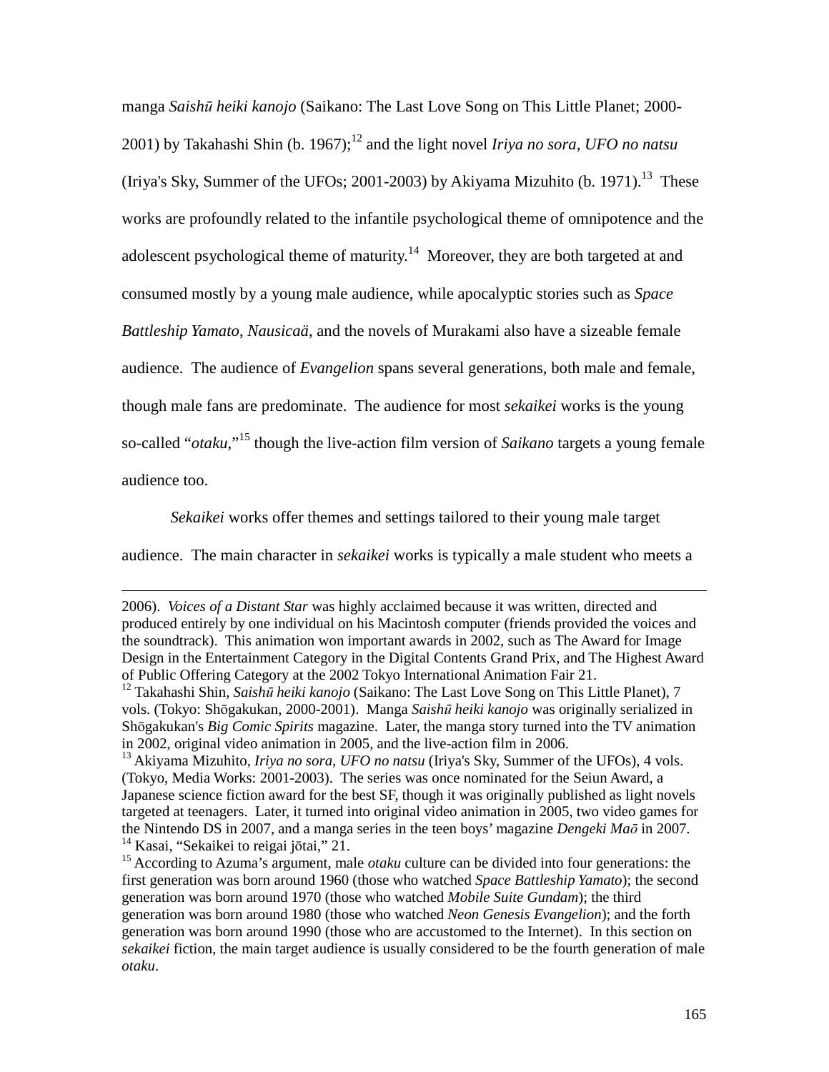manga *Saishū heiki kanojo* (Saikano: The Last Love Song on This Little Planet; 2000-2001) by Takahashi Shin (b. 1967);[12] and the light novel *Iriya no sora, UFO no natsu* (Iriya's Sky, Summer of the UFOs; 2001-2003) by Akiyama Mizuhito (b. 1971).[13] These works are profoundly related to the infantile psychological theme of omnipotence and the adolescent psychological theme of maturity.[14] Moreover, they are both targeted at and consumed mostly by a young male audience, while apocalyptic stories such as *Space Battleship Yamato*, *Nausicaä*, and the novels of Murakami also have a sizeable female audience. The audience of *Evangelion* spans several generations, both male and female, though male fans are predominate. The audience for most *sekaikei* works is the young so-called "*otaku*,"[15] though the live-action film version of *Saikano* targets a young female audience too.

*Sekaikei* works offer themes and settings tailored to their young male target audience. The main character in *sekaikei* works is typically a male student who meets a

---

2006). *Voices of a Distant Star* was highly acclaimed because it was written, directed and produced entirely by one individual on his Macintosh computer (friends provided the voices and the soundtrack). This animation won important awards in 2002, such as The Award for Image Design in the Entertainment Category in the Digital Contents Grand Prix, and The Highest Award of Public Offering Category at the 2002 Tokyo International Animation Fair 21.

[12] Takahashi Shin, *Saishū heiki kanojo* (Saikano: The Last Love Song on This Little Planet), 7 vols. (Tokyo: Shōgakukan, 2000-2001). Manga *Saishū heiki kanojo* was originally serialized in Shōgakukan's *Big Comic Spirits* magazine. Later, the manga story turned into the TV animation in 2002, original video animation in 2005, and the live-action film in 2006.

[13] Akiyama Mizuhito, *Iriya no sora, UFO no natsu* (Iriya's Sky, Summer of the UFOs), 4 vols. (Tokyo, Media Works: 2001-2003). The series was once nominated for the Seiun Award, a Japanese science fiction award for the best SF, though it was originally published as light novels targeted at teenagers. Later, it turned into original video animation in 2005, two video games for the Nintendo DS in 2007, and a manga series in the teen boys' magazine *Dengeki Maō* in 2007.

[14] Kasai, "Sekaikei to reigai jōtai," 21.

[15] According to Azuma's argument, male *otaku* culture can be divided into four generations: the first generation was born around 1960 (those who watched *Space Battleship Yamato*); the second generation was born around 1970 (those who watched *Mobile Suite Gundam*); the third generation was born around 1980 (those who watched *Neon Genesis Evangelion*); and the forth generation was born around 1990 (those who are accustomed to the Internet). In this section on *sekaikei* fiction, the main target audience is usually considered to be the fourth generation of male *otaku*.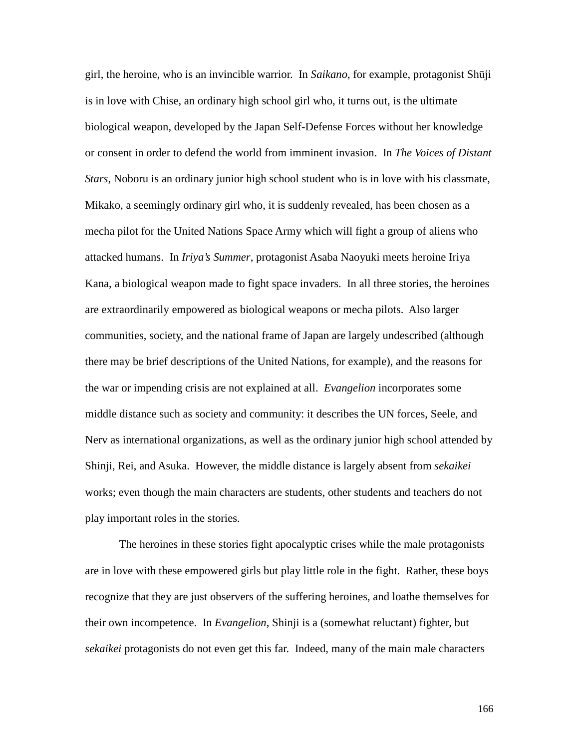girl, the heroine, who is an invincible warrior. In *Saikano*, for example, protagonist Shūji is in love with Chise, an ordinary high school girl who, it turns out, is the ultimate biological weapon, developed by the Japan Self-Defense Forces without her knowledge or consent in order to defend the world from imminent invasion. In *The Voices of Distant Stars*, Noboru is an ordinary junior high school student who is in love with his classmate, Mikako, a seemingly ordinary girl who, it is suddenly revealed, has been chosen as a mecha pilot for the United Nations Space Army which will fight a group of aliens who attacked humans. In *Iriya's Summer*, protagonist Asaba Naoyuki meets heroine Iriya Kana, a biological weapon made to fight space invaders. In all three stories, the heroines are extraordinarily empowered as biological weapons or mecha pilots. Also larger communities, society, and the national frame of Japan are largely undescribed (although there may be brief descriptions of the United Nations, for example), and the reasons for the war or impending crisis are not explained at all. *Evangelion* incorporates some middle distance such as society and community: it describes the UN forces, Seele, and Nerv as international organizations, as well as the ordinary junior high school attended by Shinji, Rei, and Asuka. However, the middle distance is largely absent from *sekaikei* works; even though the main characters are students, other students and teachers do not play important roles in the stories.

The heroines in these stories fight apocalyptic crises while the male protagonists are in love with these empowered girls but play little role in the fight. Rather, these boys recognize that they are just observers of the suffering heroines, and loathe themselves for their own incompetence. In *Evangelion*, Shinji is a (somewhat reluctant) fighter, but *sekaikei* protagonists do not even get this far. Indeed, many of the main male characters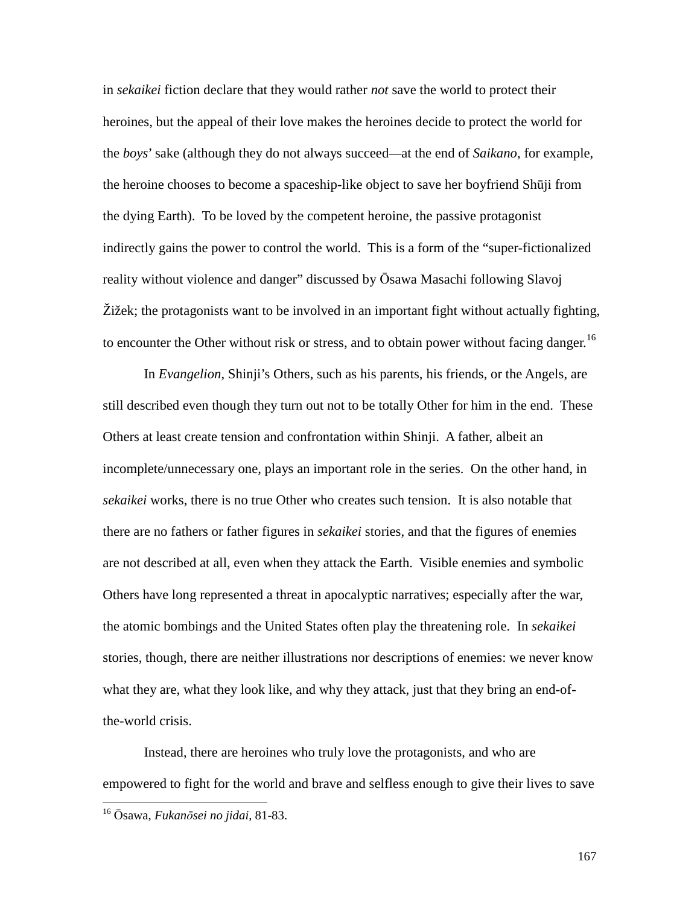in *sekaikei* fiction declare that they would rather *not* save the world to protect their heroines, but the appeal of their love makes the heroines decide to protect the world for the *boys'* sake (although they do not always succeed—at the end of *Saikano*, for example, the heroine chooses to become a spaceship-like object to save her boyfriend Shūji from the dying Earth). To be loved by the competent heroine, the passive protagonist indirectly gains the power to control the world. This is a form of the "super-fictionalized reality without violence and danger" discussed by Ōsawa Masachi following Slavoj Žižek; the protagonists want to be involved in an important fight without actually fighting, to encounter the Other without risk or stress, and to obtain power without facing danger.[16]

In *Evangelion*, Shinji's Others, such as his parents, his friends, or the Angels, are still described even though they turn out not to be totally Other for him in the end. These Others at least create tension and confrontation within Shinji. A father, albeit an incomplete/unnecessary one, plays an important role in the series. On the other hand, in *sekaikei* works, there is no true Other who creates such tension. It is also notable that there are no fathers or father figures in *sekaikei* stories, and that the figures of enemies are not described at all, even when they attack the Earth. Visible enemies and symbolic Others have long represented a threat in apocalyptic narratives; especially after the war, the atomic bombings and the United States often play the threatening role. In *sekaikei* stories, though, there are neither illustrations nor descriptions of enemies: we never know what they are, what they look like, and why they attack, just that they bring an end-of-the-world crisis.

Instead, there are heroines who truly love the protagonists, and who are empowered to fight for the world and brave and selfless enough to give their lives to save

---

[16] Ōsawa, *Fukanōsei no jidai*, 81-83.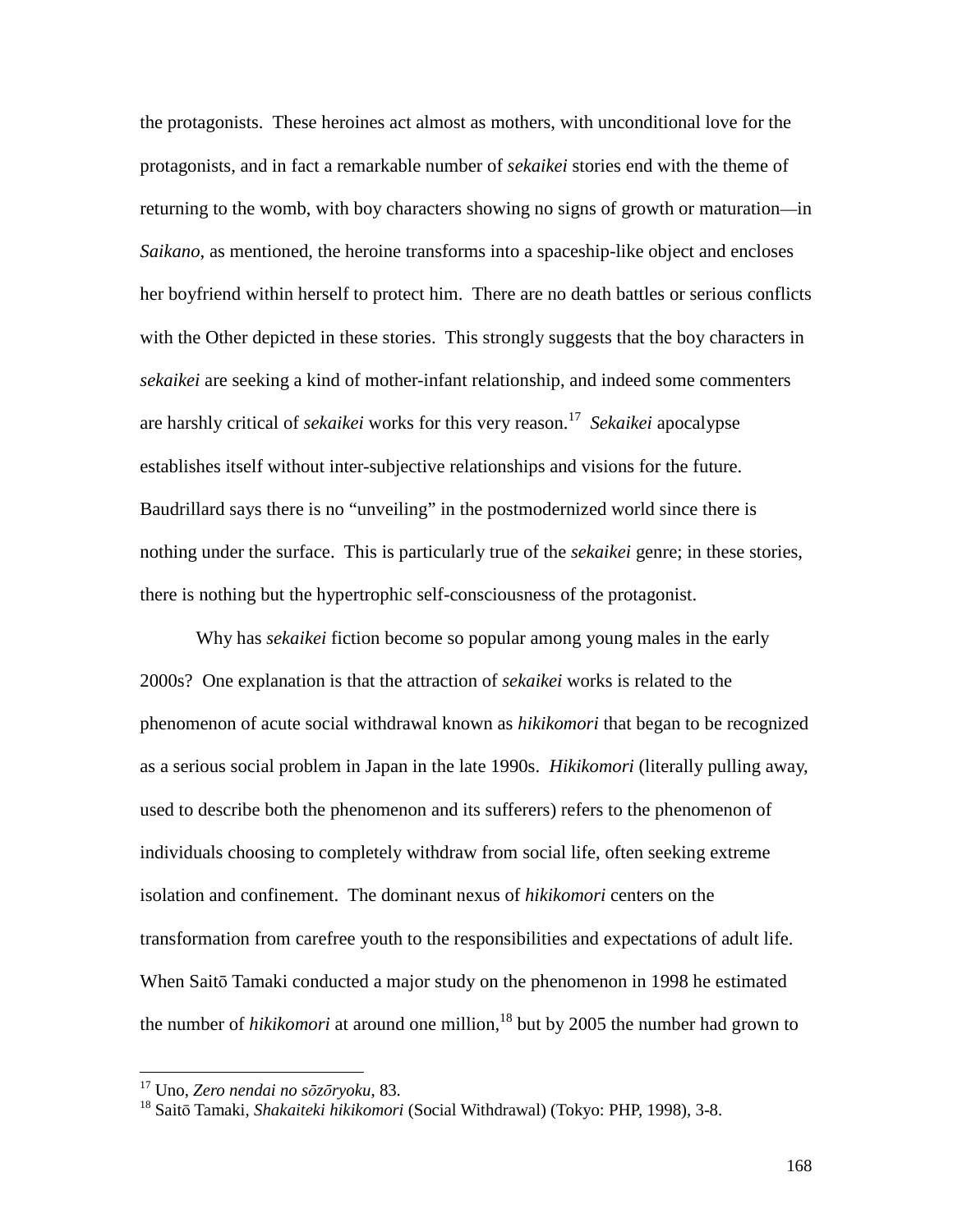the protagonists. These heroines act almost as mothers, with unconditional love for the protagonists, and in fact a remarkable number of *sekaikei* stories end with the theme of returning to the womb, with boy characters showing no signs of growth or maturation—in *Saikano*, as mentioned, the heroine transforms into a spaceship-like object and encloses her boyfriend within herself to protect him. There are no death battles or serious conflicts with the Other depicted in these stories. This strongly suggests that the boy characters in *sekaikei* are seeking a kind of mother-infant relationship, and indeed some commenters are harshly critical of *sekaikei* works for this very reason.[17] *Sekaikei* apocalypse establishes itself without inter-subjective relationships and visions for the future. Baudrillard says there is no "unveiling" in the postmodernized world since there is nothing under the surface. This is particularly true of the *sekaikei* genre; in these stories, there is nothing but the hypertrophic self-consciousness of the protagonist.

Why has *sekaikei* fiction become so popular among young males in the early 2000s? One explanation is that the attraction of *sekaikei* works is related to the phenomenon of acute social withdrawal known as *hikikomori* that began to be recognized as a serious social problem in Japan in the late 1990s. *Hikikomori* (literally pulling away, used to describe both the phenomenon and its sufferers) refers to the phenomenon of individuals choosing to completely withdraw from social life, often seeking extreme isolation and confinement. The dominant nexus of *hikikomori* centers on the transformation from carefree youth to the responsibilities and expectations of adult life. When Saitō Tamaki conducted a major study on the phenomenon in 1998 he estimated the number of *hikikomori* at around one million,[18] but by 2005 the number had grown to

[17] Uno, *Zero nendai no sōzōryoku*, 83.
[18] Saitō Tamaki, *Shakaiteki hikikomori* (Social Withdrawal) (Tokyo: PHP, 1998), 3-8.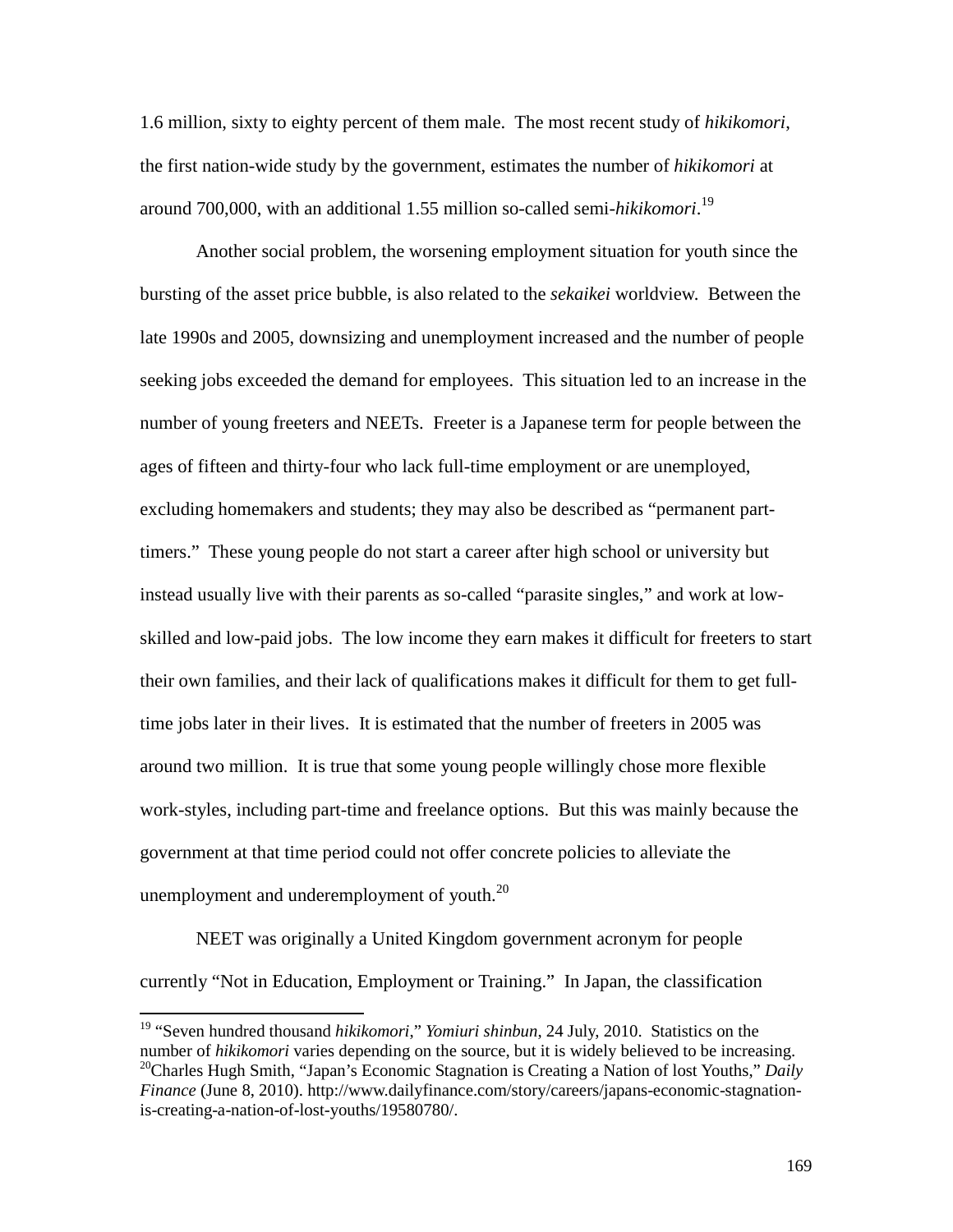1.6 million, sixty to eighty percent of them male. The most recent study of *hikikomori*, the first nation-wide study by the government, estimates the number of *hikikomori* at around 700,000, with an additional 1.55 million so-called semi-*hikikomori*.[19]

Another social problem, the worsening employment situation for youth since the bursting of the asset price bubble, is also related to the *sekaikei* worldview. Between the late 1990s and 2005, downsizing and unemployment increased and the number of people seeking jobs exceeded the demand for employees. This situation led to an increase in the number of young freeters and NEETs. Freeter is a Japanese term for people between the ages of fifteen and thirty-four who lack full-time employment or are unemployed, excluding homemakers and students; they may also be described as "permanent part-timers." These young people do not start a career after high school or university but instead usually live with their parents as so-called "parasite singles," and work at low-skilled and low-paid jobs. The low income they earn makes it difficult for freeters to start their own families, and their lack of qualifications makes it difficult for them to get full-time jobs later in their lives. It is estimated that the number of freeters in 2005 was around two million. It is true that some young people willingly chose more flexible work-styles, including part-time and freelance options. But this was mainly because the government at that time period could not offer concrete policies to alleviate the unemployment and underemployment of youth.[20]

NEET was originally a United Kingdom government acronym for people currently "Not in Education, Employment or Training." In Japan, the classification

---

[19] "Seven hundred thousand *hikikomori*," *Yomiuri shinbun*, 24 July, 2010. Statistics on the number of *hikikomori* varies depending on the source, but it is widely believed to be increasing.

[20] Charles Hugh Smith, "Japan's Economic Stagnation is Creating a Nation of lost Youths," *Daily Finance* (June 8, 2010). http://www.dailyfinance.com/story/careers/japans-economic-stagnation-is-creating-a-nation-of-lost-youths/19580780/.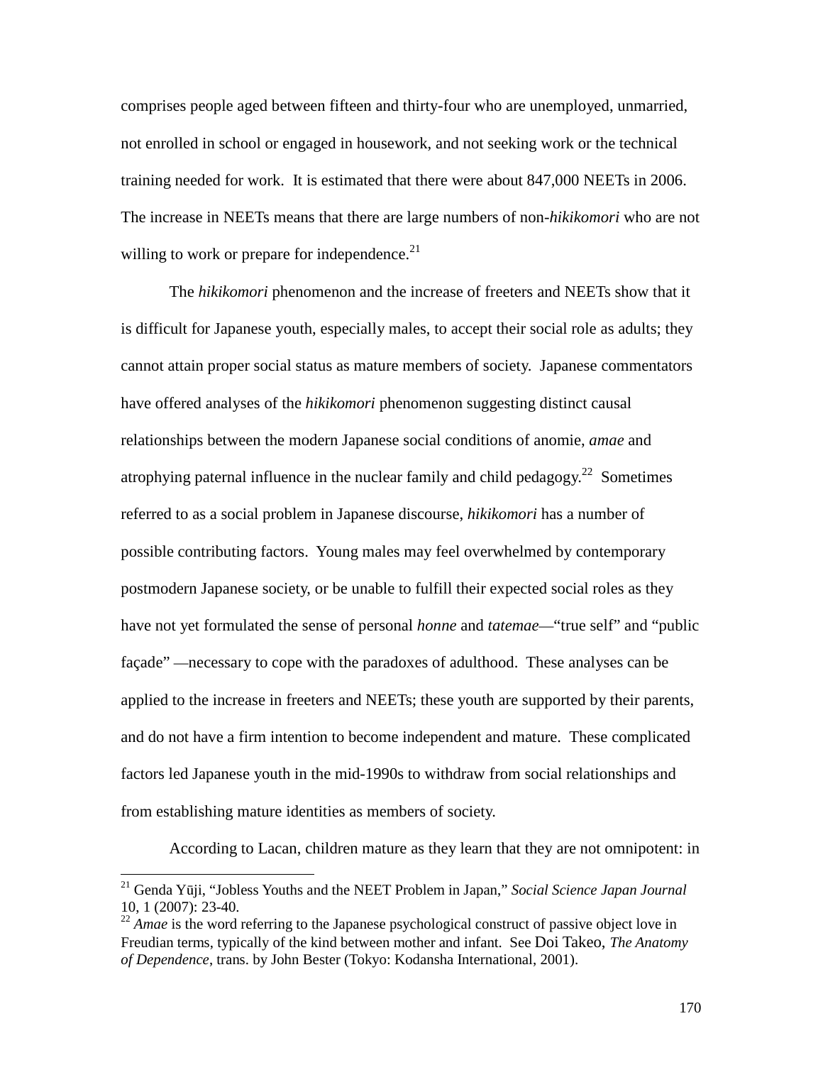comprises people aged between fifteen and thirty-four who are unemployed, unmarried, not enrolled in school or engaged in housework, and not seeking work or the technical training needed for work. It is estimated that there were about 847,000 NEETs in 2006. The increase in NEETs means that there are large numbers of non-*hikikomori* who are not willing to work or prepare for independence.[21]

The *hikikomori* phenomenon and the increase of freeters and NEETs show that it is difficult for Japanese youth, especially males, to accept their social role as adults; they cannot attain proper social status as mature members of society. Japanese commentators have offered analyses of the *hikikomori* phenomenon suggesting distinct causal relationships between the modern Japanese social conditions of anomie, *amae* and atrophying paternal influence in the nuclear family and child pedagogy.[22] Sometimes referred to as a social problem in Japanese discourse, *hikikomori* has a number of possible contributing factors. Young males may feel overwhelmed by contemporary postmodern Japanese society, or be unable to fulfill their expected social roles as they have not yet formulated the sense of personal *honne* and *tatemae*—"true self" and "public façade" —necessary to cope with the paradoxes of adulthood. These analyses can be applied to the increase in freeters and NEETs; these youth are supported by their parents, and do not have a firm intention to become independent and mature. These complicated factors led Japanese youth in the mid-1990s to withdraw from social relationships and from establishing mature identities as members of society.

According to Lacan, children mature as they learn that they are not omnipotent: in

---

[21] Genda Yūji, "Jobless Youths and the NEET Problem in Japan," *Social Science Japan Journal* 10, 1 (2007): 23-40.

[22] *Amae* is the word referring to the Japanese psychological construct of passive object love in Freudian terms, typically of the kind between mother and infant. See Doi Takeo, *The Anatomy of Dependence*, trans. by John Bester (Tokyo: Kodansha International, 2001).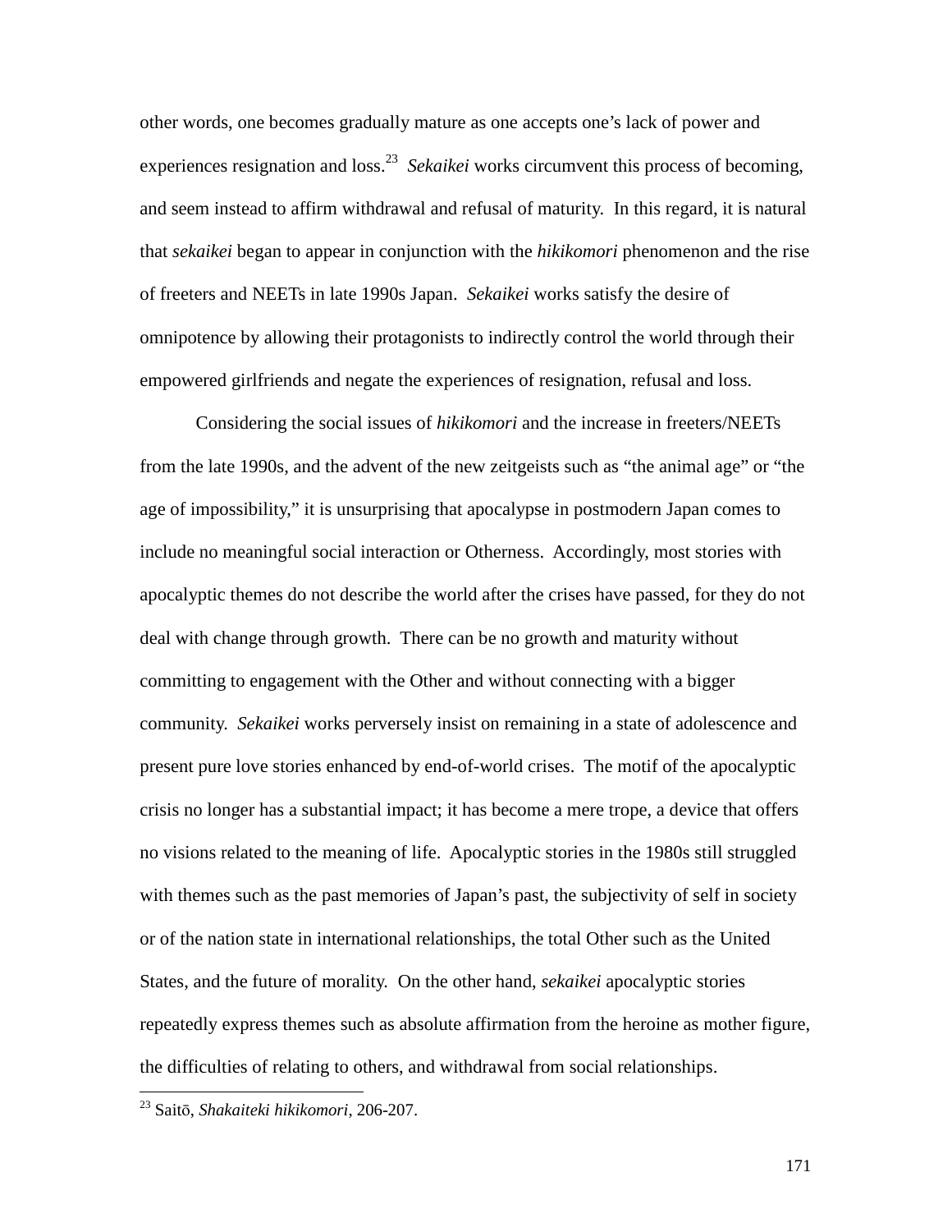other words, one becomes gradually mature as one accepts one's lack of power and experiences resignation and loss.[23] *Sekaikei* works circumvent this process of becoming, and seem instead to affirm withdrawal and refusal of maturity. In this regard, it is natural that *sekaikei* began to appear in conjunction with the *hikikomori* phenomenon and the rise of freeters and NEETs in late 1990s Japan. *Sekaikei* works satisfy the desire of omnipotence by allowing their protagonists to indirectly control the world through their empowered girlfriends and negate the experiences of resignation, refusal and loss.

Considering the social issues of *hikikomori* and the increase in freeters/NEETs from the late 1990s, and the advent of the new zeitgeists such as "the animal age" or "the age of impossibility," it is unsurprising that apocalypse in postmodern Japan comes to include no meaningful social interaction or Otherness. Accordingly, most stories with apocalyptic themes do not describe the world after the crises have passed, for they do not deal with change through growth. There can be no growth and maturity without committing to engagement with the Other and without connecting with a bigger community. *Sekaikei* works perversely insist on remaining in a state of adolescence and present pure love stories enhanced by end-of-world crises. The motif of the apocalyptic crisis no longer has a substantial impact; it has become a mere trope, a device that offers no visions related to the meaning of life. Apocalyptic stories in the 1980s still struggled with themes such as the past memories of Japan's past, the subjectivity of self in society or of the nation state in international relationships, the total Other such as the United States, and the future of morality. On the other hand, *sekaikei* apocalyptic stories repeatedly express themes such as absolute affirmation from the heroine as mother figure, the difficulties of relating to others, and withdrawal from social relationships.

---

[23] Saitō, *Shakaiteki hikikomori*, 206-207.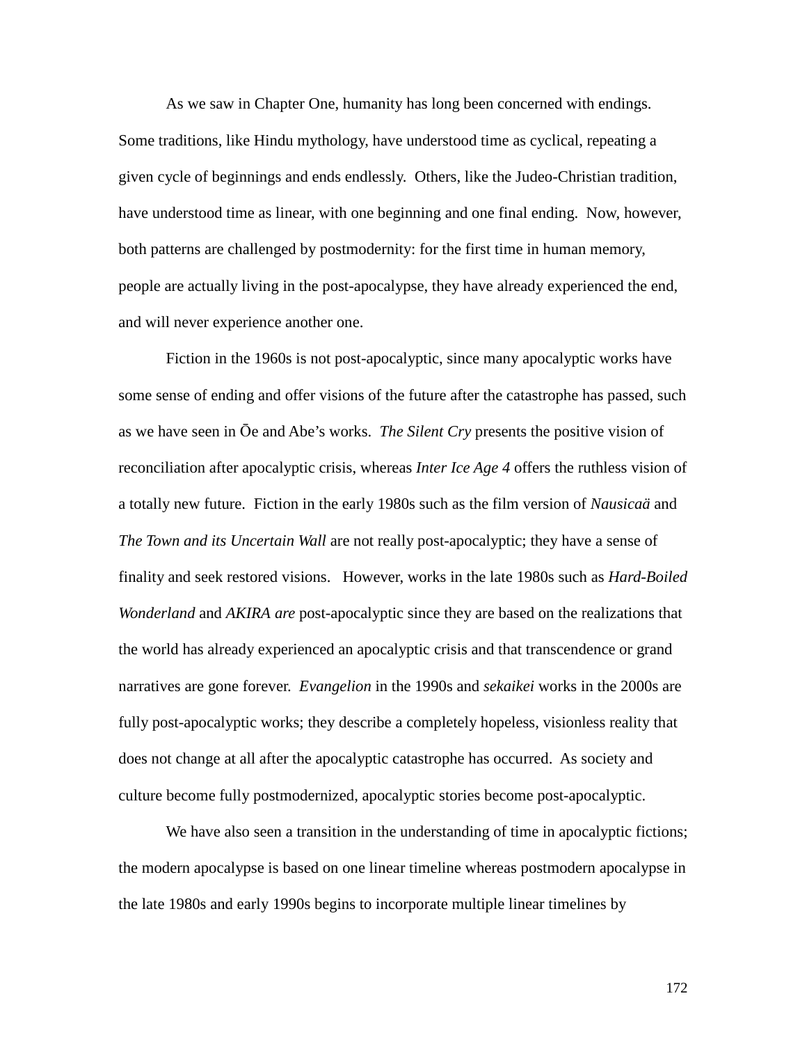As we saw in Chapter One, humanity has long been concerned with endings. Some traditions, like Hindu mythology, have understood time as cyclical, repeating a given cycle of beginnings and ends endlessly. Others, like the Judeo-Christian tradition, have understood time as linear, with one beginning and one final ending. Now, however, both patterns are challenged by postmodernity: for the first time in human memory, people are actually living in the post-apocalypse, they have already experienced the end, and will never experience another one.

Fiction in the 1960s is not post-apocalyptic, since many apocalyptic works have some sense of ending and offer visions of the future after the catastrophe has passed, such as we have seen in Ōe and Abe's works. *The Silent Cry* presents the positive vision of reconciliation after apocalyptic crisis, whereas *Inter Ice Age 4* offers the ruthless vision of a totally new future. Fiction in the early 1980s such as the film version of *Nausicaä* and *The Town and its Uncertain Wall* are not really post-apocalyptic; they have a sense of finality and seek restored visions. However, works in the late 1980s such as *Hard-Boiled Wonderland* and *AKIRA are* post-apocalyptic since they are based on the realizations that the world has already experienced an apocalyptic crisis and that transcendence or grand narratives are gone forever. *Evangelion* in the 1990s and *sekaikei* works in the 2000s are fully post-apocalyptic works; they describe a completely hopeless, visionless reality that does not change at all after the apocalyptic catastrophe has occurred. As society and culture become fully postmodernized, apocalyptic stories become post-apocalyptic.

We have also seen a transition in the understanding of time in apocalyptic fictions; the modern apocalypse is based on one linear timeline whereas postmodern apocalypse in the late 1980s and early 1990s begins to incorporate multiple linear timelines by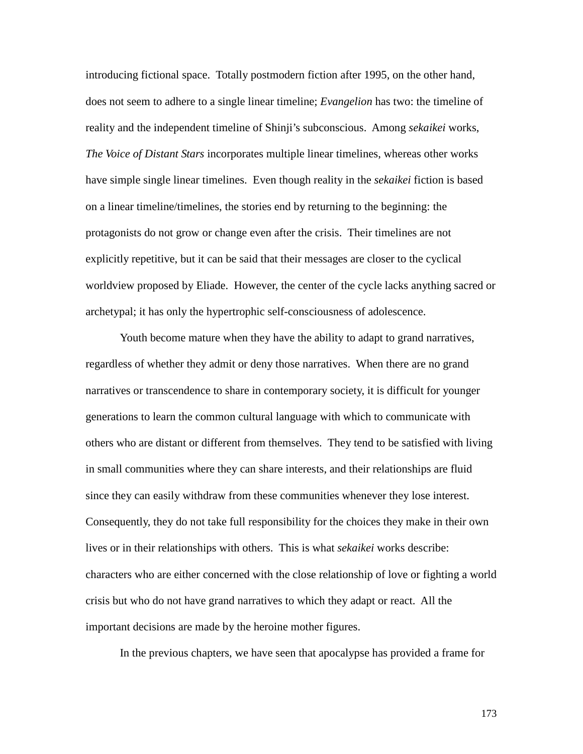introducing fictional space. Totally postmodern fiction after 1995, on the other hand, does not seem to adhere to a single linear timeline; *Evangelion* has two: the timeline of reality and the independent timeline of Shinji's subconscious. Among *sekaikei* works, *The Voice of Distant Stars* incorporates multiple linear timelines, whereas other works have simple single linear timelines. Even though reality in the *sekaikei* fiction is based on a linear timeline/timelines, the stories end by returning to the beginning: the protagonists do not grow or change even after the crisis. Their timelines are not explicitly repetitive, but it can be said that their messages are closer to the cyclical worldview proposed by Eliade. However, the center of the cycle lacks anything sacred or archetypal; it has only the hypertrophic self-consciousness of adolescence.

Youth become mature when they have the ability to adapt to grand narratives, regardless of whether they admit or deny those narratives. When there are no grand narratives or transcendence to share in contemporary society, it is difficult for younger generations to learn the common cultural language with which to communicate with others who are distant or different from themselves. They tend to be satisfied with living in small communities where they can share interests, and their relationships are fluid since they can easily withdraw from these communities whenever they lose interest. Consequently, they do not take full responsibility for the choices they make in their own lives or in their relationships with others. This is what *sekaikei* works describe: characters who are either concerned with the close relationship of love or fighting a world crisis but who do not have grand narratives to which they adapt or react. All the important decisions are made by the heroine mother figures.

In the previous chapters, we have seen that apocalypse has provided a frame for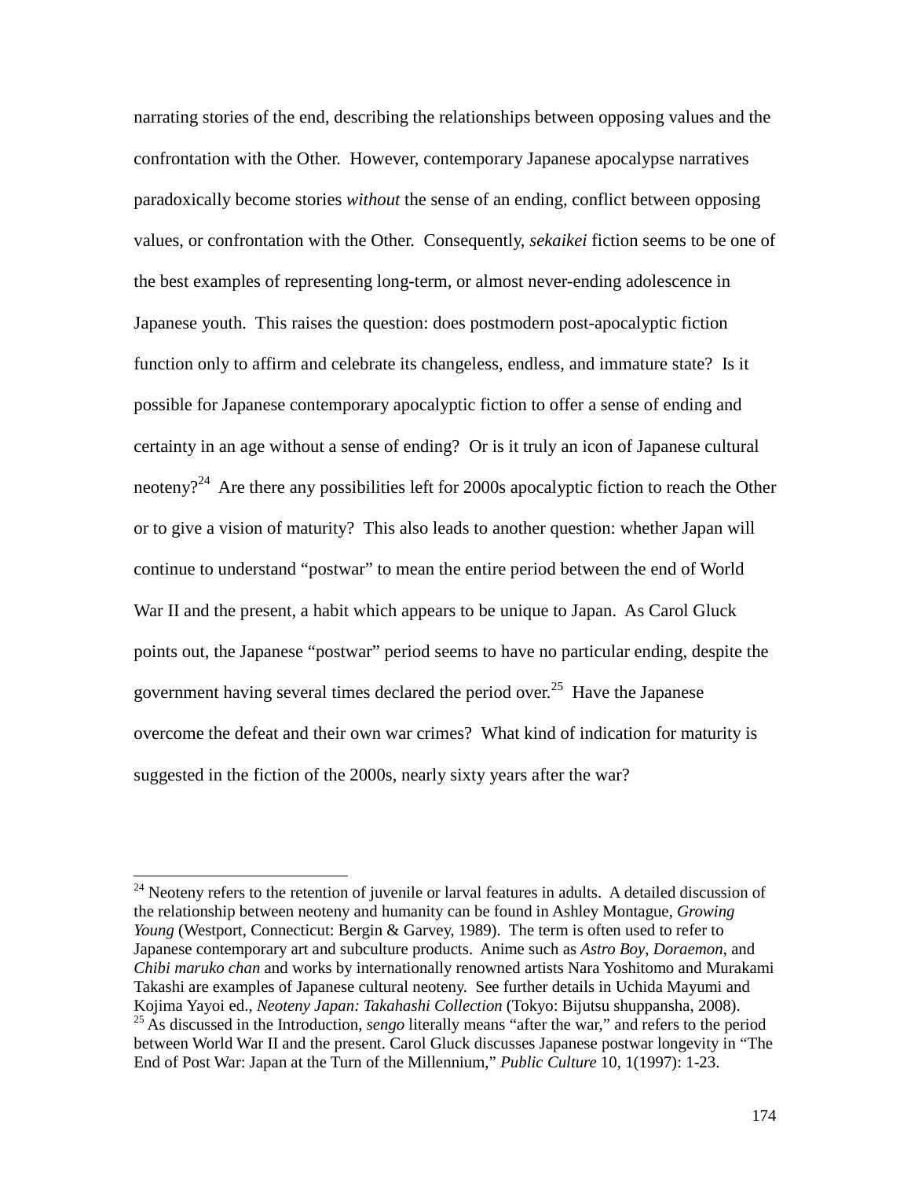narrating stories of the end, describing the relationships between opposing values and the confrontation with the Other. However, contemporary Japanese apocalypse narratives paradoxically become stories *without* the sense of an ending, conflict between opposing values, or confrontation with the Other. Consequently, *sekaikei* fiction seems to be one of the best examples of representing long-term, or almost never-ending adolescence in Japanese youth. This raises the question: does postmodern post-apocalyptic fiction function only to affirm and celebrate its changeless, endless, and immature state? Is it possible for Japanese contemporary apocalyptic fiction to offer a sense of ending and certainty in an age without a sense of ending? Or is it truly an icon of Japanese cultural neoteny?[24] Are there any possibilities left for 2000s apocalyptic fiction to reach the Other or to give a vision of maturity? This also leads to another question: whether Japan will continue to understand "postwar" to mean the entire period between the end of World War II and the present, a habit which appears to be unique to Japan. As Carol Gluck points out, the Japanese "postwar" period seems to have no particular ending, despite the government having several times declared the period over.[25] Have the Japanese overcome the defeat and their own war crimes? What kind of indication for maturity is suggested in the fiction of the 2000s, nearly sixty years after the war?

---

[24] Neoteny refers to the retention of juvenile or larval features in adults. A detailed discussion of the relationship between neoteny and humanity can be found in Ashley Montague, *Growing Young* (Westport, Connecticut: Bergin & Garvey, 1989). The term is often used to refer to Japanese contemporary art and subculture products. Anime such as *Astro Boy*, *Doraemon*, and *Chibi maruko chan* and works by internationally renowned artists Nara Yoshitomo and Murakami Takashi are examples of Japanese cultural neoteny. See further details in Uchida Mayumi and Kojima Yayoi ed., *Neoteny Japan: Takahashi Collection* (Tokyo: Bijutsu shuppansha, 2008).

[25] As discussed in the Introduction, *sengo* literally means "after the war," and refers to the period between World War II and the present. Carol Gluck discusses Japanese postwar longevity in "The End of Post War: Japan at the Turn of the Millennium," *Public Culture* 10, 1(1997): 1-23.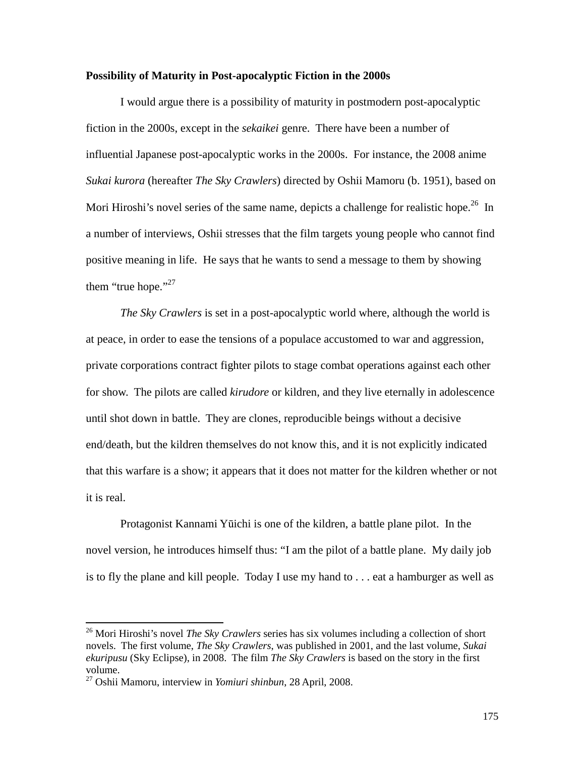**Possibility of Maturity in Post-apocalyptic Fiction in the 2000s**

I would argue there is a possibility of maturity in postmodern post-apocalyptic fiction in the 2000s, except in the *sekaikei* genre. There have been a number of influential Japanese post-apocalyptic works in the 2000s. For instance, the 2008 anime *Sukai kurora* (hereafter *The Sky Crawlers*) directed by Oshii Mamoru (b. 1951), based on Mori Hiroshi's novel series of the same name, depicts a challenge for realistic hope.[26] In a number of interviews, Oshii stresses that the film targets young people who cannot find positive meaning in life. He says that he wants to send a message to them by showing them "true hope."[27]

*The Sky Crawlers* is set in a post-apocalyptic world where, although the world is at peace, in order to ease the tensions of a populace accustomed to war and aggression, private corporations contract fighter pilots to stage combat operations against each other for show. The pilots are called *kirudore* or kildren, and they live eternally in adolescence until shot down in battle. They are clones, reproducible beings without a decisive end/death, but the kildren themselves do not know this, and it is not explicitly indicated that this warfare is a show; it appears that it does not matter for the kildren whether or not it is real.

Protagonist Kannami Yūichi is one of the kildren, a battle plane pilot. In the novel version, he introduces himself thus: "I am the pilot of a battle plane. My daily job is to fly the plane and kill people. Today I use my hand to . . . eat a hamburger as well as

---

[26] Mori Hiroshi's novel *The Sky Crawlers* series has six volumes including a collection of short novels. The first volume, *The Sky Crawlers*, was published in 2001, and the last volume, *Sukai ekuripusu* (Sky Eclipse), in 2008. The film *The Sky Crawlers* is based on the story in the first volume.

[27] Oshii Mamoru, interview in *Yomiuri shinbun*, 28 April, 2008.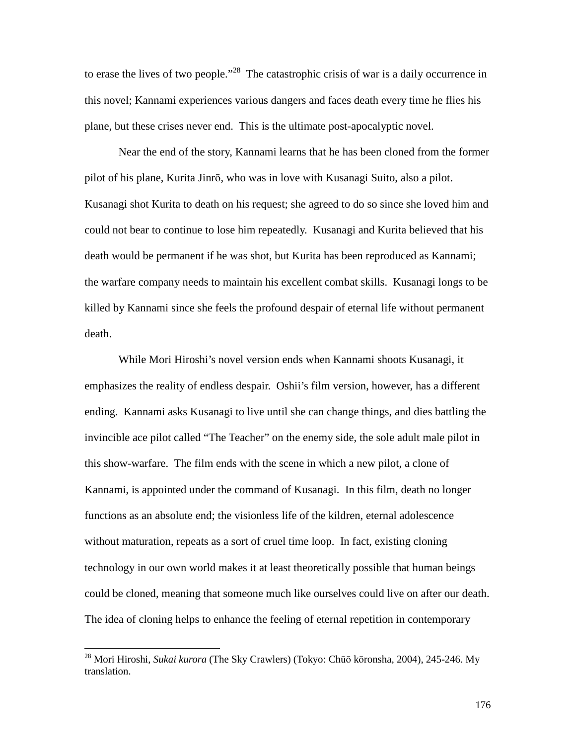to erase the lives of two people."[28] The catastrophic crisis of war is a daily occurrence in this novel; Kannami experiences various dangers and faces death every time he flies his plane, but these crises never end. This is the ultimate post-apocalyptic novel.

Near the end of the story, Kannami learns that he has been cloned from the former pilot of his plane, Kurita Jinrō, who was in love with Kusanagi Suito, also a pilot. Kusanagi shot Kurita to death on his request; she agreed to do so since she loved him and could not bear to continue to lose him repeatedly. Kusanagi and Kurita believed that his death would be permanent if he was shot, but Kurita has been reproduced as Kannami; the warfare company needs to maintain his excellent combat skills. Kusanagi longs to be killed by Kannami since she feels the profound despair of eternal life without permanent death.

While Mori Hiroshi's novel version ends when Kannami shoots Kusanagi, it emphasizes the reality of endless despair. Oshii's film version, however, has a different ending. Kannami asks Kusanagi to live until she can change things, and dies battling the invincible ace pilot called "The Teacher" on the enemy side, the sole adult male pilot in this show-warfare. The film ends with the scene in which a new pilot, a clone of Kannami, is appointed under the command of Kusanagi. In this film, death no longer functions as an absolute end; the visionless life of the kildren, eternal adolescence without maturation, repeats as a sort of cruel time loop. In fact, existing cloning technology in our own world makes it at least theoretically possible that human beings could be cloned, meaning that someone much like ourselves could live on after our death. The idea of cloning helps to enhance the feeling of eternal repetition in contemporary

---

[28] Mori Hiroshi, *Sukai kurora* (The Sky Crawlers) (Tokyo: Chūō kōronsha, 2004), 245-246. My translation.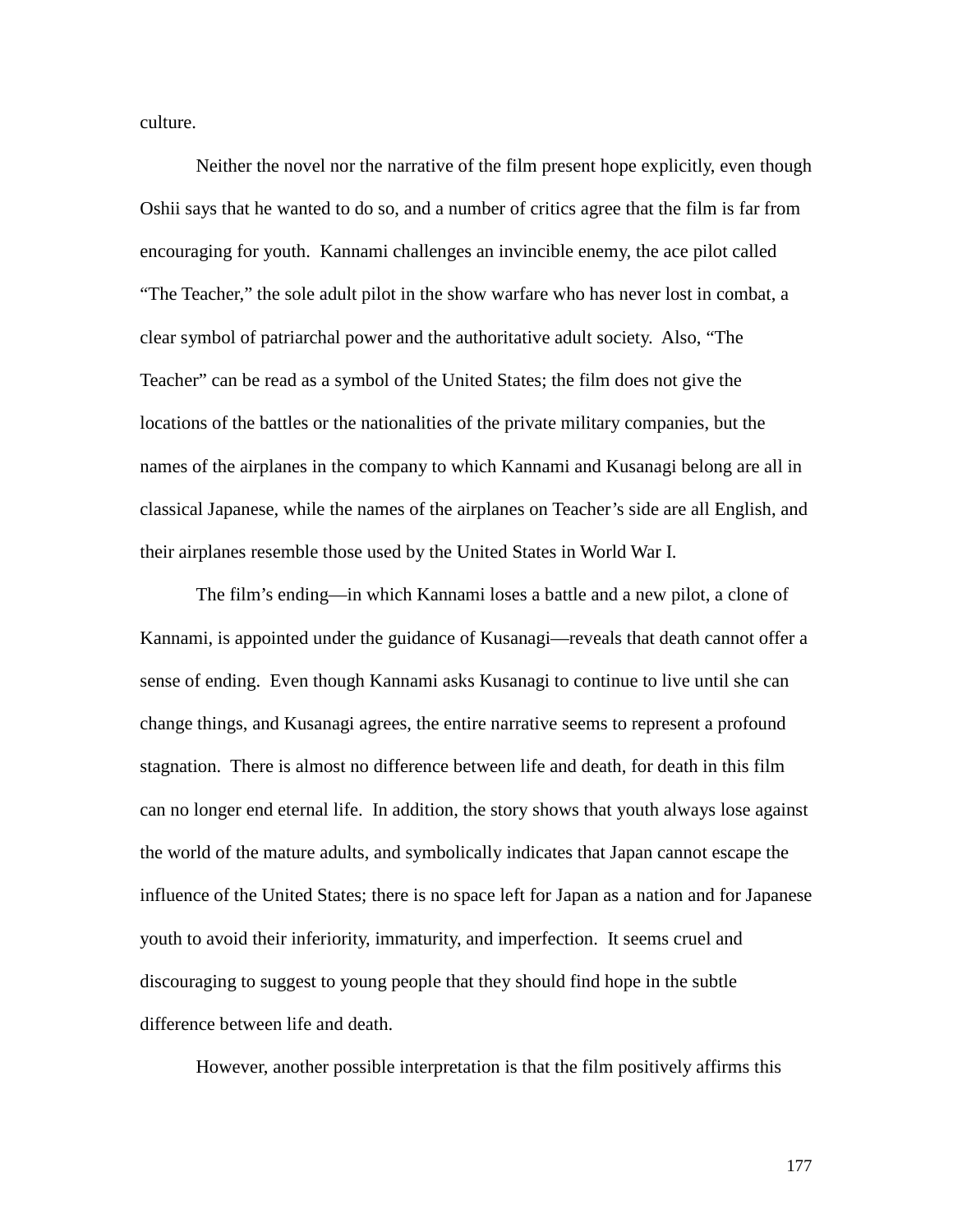culture.

Neither the novel nor the narrative of the film present hope explicitly, even though Oshii says that he wanted to do so, and a number of critics agree that the film is far from encouraging for youth. Kannami challenges an invincible enemy, the ace pilot called "The Teacher," the sole adult pilot in the show warfare who has never lost in combat, a clear symbol of patriarchal power and the authoritative adult society. Also, "The Teacher" can be read as a symbol of the United States; the film does not give the locations of the battles or the nationalities of the private military companies, but the names of the airplanes in the company to which Kannami and Kusanagi belong are all in classical Japanese, while the names of the airplanes on Teacher's side are all English, and their airplanes resemble those used by the United States in World War I.

The film's ending—in which Kannami loses a battle and a new pilot, a clone of Kannami, is appointed under the guidance of Kusanagi—reveals that death cannot offer a sense of ending. Even though Kannami asks Kusanagi to continue to live until she can change things, and Kusanagi agrees, the entire narrative seems to represent a profound stagnation. There is almost no difference between life and death, for death in this film can no longer end eternal life. In addition, the story shows that youth always lose against the world of the mature adults, and symbolically indicates that Japan cannot escape the influence of the United States; there is no space left for Japan as a nation and for Japanese youth to avoid their inferiority, immaturity, and imperfection. It seems cruel and discouraging to suggest to young people that they should find hope in the subtle difference between life and death.

However, another possible interpretation is that the film positively affirms this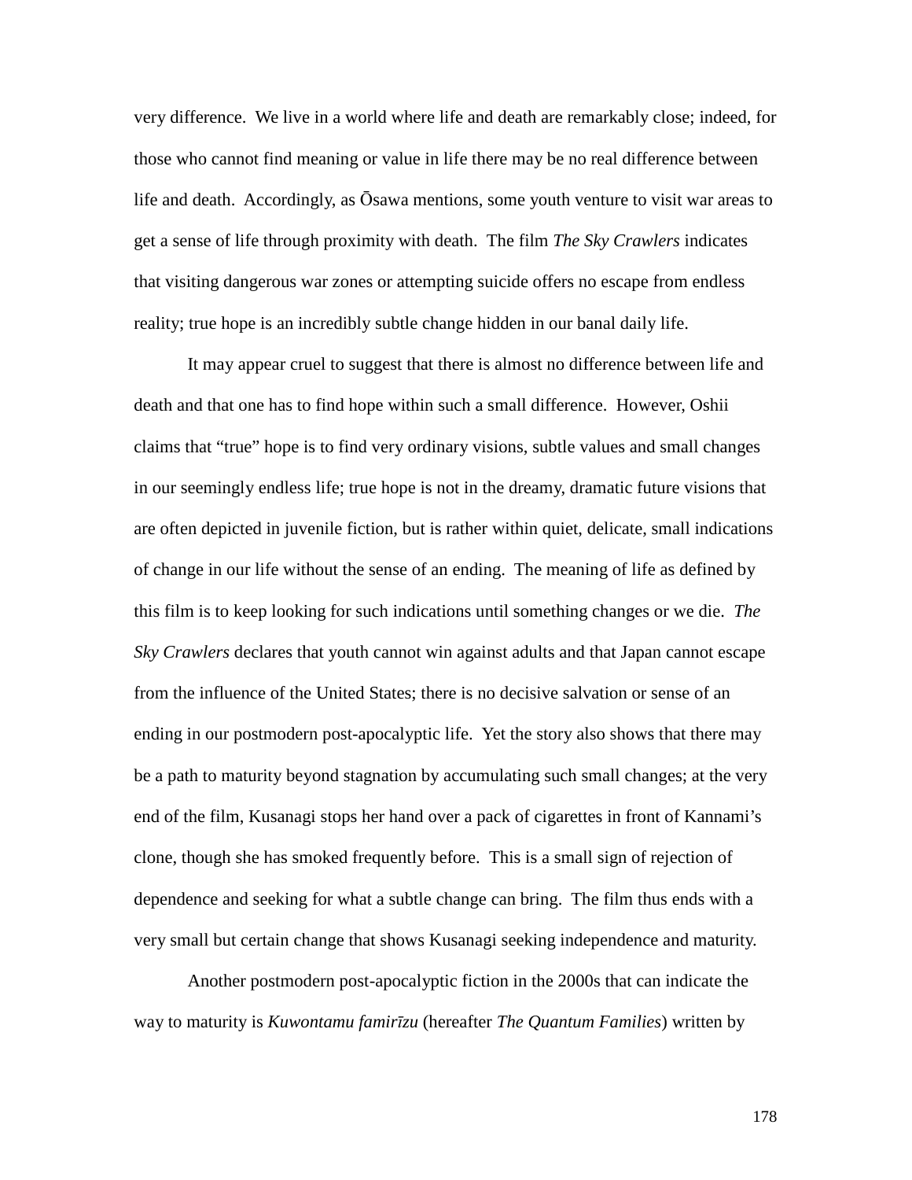very difference. We live in a world where life and death are remarkably close; indeed, for those who cannot find meaning or value in life there may be no real difference between life and death. Accordingly, as Ōsawa mentions, some youth venture to visit war areas to get a sense of life through proximity with death. The film *The Sky Crawlers* indicates that visiting dangerous war zones or attempting suicide offers no escape from endless reality; true hope is an incredibly subtle change hidden in our banal daily life.

It may appear cruel to suggest that there is almost no difference between life and death and that one has to find hope within such a small difference. However, Oshii claims that "true" hope is to find very ordinary visions, subtle values and small changes in our seemingly endless life; true hope is not in the dreamy, dramatic future visions that are often depicted in juvenile fiction, but is rather within quiet, delicate, small indications of change in our life without the sense of an ending. The meaning of life as defined by this film is to keep looking for such indications until something changes or we die. *The Sky Crawlers* declares that youth cannot win against adults and that Japan cannot escape from the influence of the United States; there is no decisive salvation or sense of an ending in our postmodern post-apocalyptic life. Yet the story also shows that there may be a path to maturity beyond stagnation by accumulating such small changes; at the very end of the film, Kusanagi stops her hand over a pack of cigarettes in front of Kannami's clone, though she has smoked frequently before. This is a small sign of rejection of dependence and seeking for what a subtle change can bring. The film thus ends with a very small but certain change that shows Kusanagi seeking independence and maturity.

Another postmodern post-apocalyptic fiction in the 2000s that can indicate the way to maturity is *Kuwontamu famirīzu* (hereafter *The Quantum Families*) written by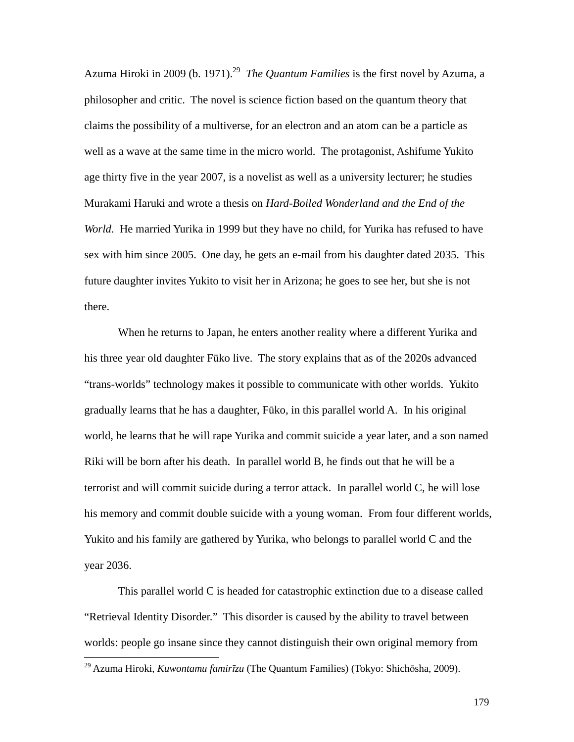Azuma Hiroki in 2009 (b. 1971).[29] *The Quantum Families* is the first novel by Azuma, a philosopher and critic. The novel is science fiction based on the quantum theory that claims the possibility of a multiverse, for an electron and an atom can be a particle as well as a wave at the same time in the micro world. The protagonist, Ashifume Yukito age thirty five in the year 2007, is a novelist as well as a university lecturer; he studies Murakami Haruki and wrote a thesis on *Hard-Boiled Wonderland and the End of the World*. He married Yurika in 1999 but they have no child, for Yurika has refused to have sex with him since 2005. One day, he gets an e-mail from his daughter dated 2035. This future daughter invites Yukito to visit her in Arizona; he goes to see her, but she is not there.

When he returns to Japan, he enters another reality where a different Yurika and his three year old daughter Fūko live. The story explains that as of the 2020s advanced "trans-worlds" technology makes it possible to communicate with other worlds. Yukito gradually learns that he has a daughter, Fūko, in this parallel world A. In his original world, he learns that he will rape Yurika and commit suicide a year later, and a son named Riki will be born after his death. In parallel world B, he finds out that he will be a terrorist and will commit suicide during a terror attack. In parallel world C, he will lose his memory and commit double suicide with a young woman. From four different worlds, Yukito and his family are gathered by Yurika, who belongs to parallel world C and the year 2036.

This parallel world C is headed for catastrophic extinction due to a disease called "Retrieval Identity Disorder." This disorder is caused by the ability to travel between worlds: people go insane since they cannot distinguish their own original memory from

[29] Azuma Hiroki, *Kuwontamu famirīzu* (The Quantum Families) (Tokyo: Shichōsha, 2009).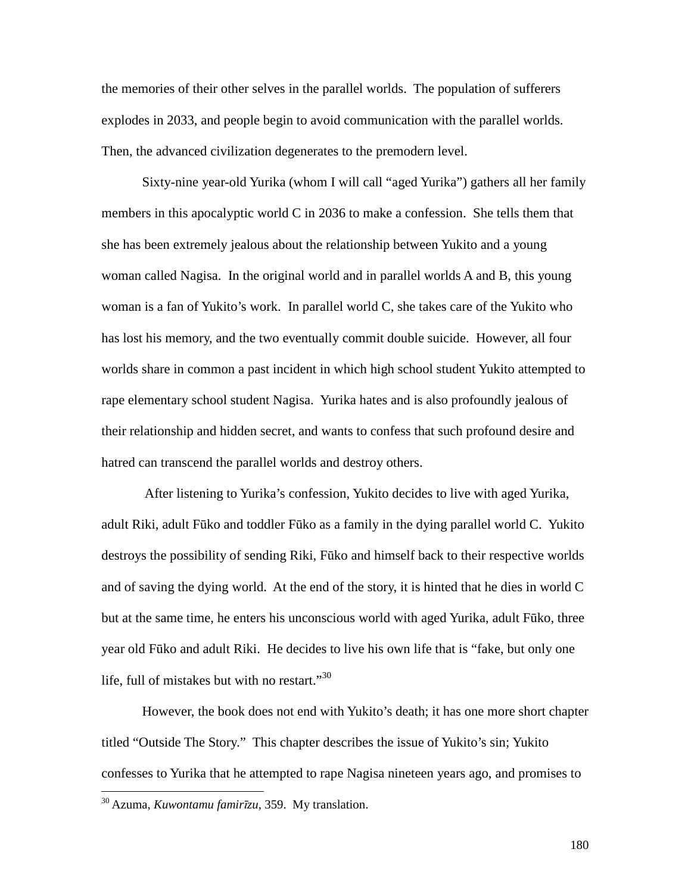the memories of their other selves in the parallel worlds. The population of sufferers explodes in 2033, and people begin to avoid communication with the parallel worlds. Then, the advanced civilization degenerates to the premodern level.

Sixty-nine year-old Yurika (whom I will call "aged Yurika") gathers all her family members in this apocalyptic world C in 2036 to make a confession. She tells them that she has been extremely jealous about the relationship between Yukito and a young woman called Nagisa. In the original world and in parallel worlds A and B, this young woman is a fan of Yukito's work. In parallel world C, she takes care of the Yukito who has lost his memory, and the two eventually commit double suicide. However, all four worlds share in common a past incident in which high school student Yukito attempted to rape elementary school student Nagisa. Yurika hates and is also profoundly jealous of their relationship and hidden secret, and wants to confess that such profound desire and hatred can transcend the parallel worlds and destroy others.

After listening to Yurika's confession, Yukito decides to live with aged Yurika, adult Riki, adult Fūko and toddler Fūko as a family in the dying parallel world C. Yukito destroys the possibility of sending Riki, Fūko and himself back to their respective worlds and of saving the dying world. At the end of the story, it is hinted that he dies in world C but at the same time, he enters his unconscious world with aged Yurika, adult Fūko, three year old Fūko and adult Riki. He decides to live his own life that is "fake, but only one life, full of mistakes but with no restart."[30]

However, the book does not end with Yukito's death; it has one more short chapter titled "Outside The Story." This chapter describes the issue of Yukito's sin; Yukito confesses to Yurika that he attempted to rape Nagisa nineteen years ago, and promises to

[30] Azuma, *Kuwontamu famirīzu*, 359. My translation.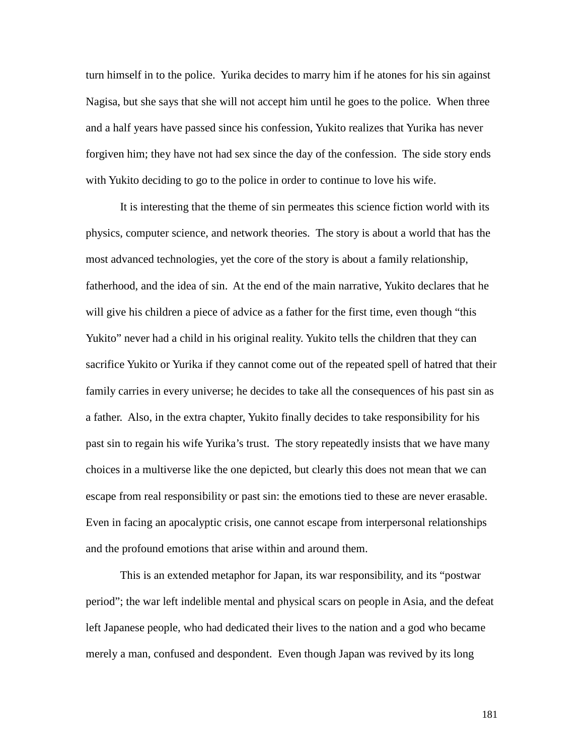turn himself in to the police. Yurika decides to marry him if he atones for his sin against Nagisa, but she says that she will not accept him until he goes to the police. When three and a half years have passed since his confession, Yukito realizes that Yurika has never forgiven him; they have not had sex since the day of the confession. The side story ends with Yukito deciding to go to the police in order to continue to love his wife.

It is interesting that the theme of sin permeates this science fiction world with its physics, computer science, and network theories. The story is about a world that has the most advanced technologies, yet the core of the story is about a family relationship, fatherhood, and the idea of sin. At the end of the main narrative, Yukito declares that he will give his children a piece of advice as a father for the first time, even though "this Yukito" never had a child in his original reality. Yukito tells the children that they can sacrifice Yukito or Yurika if they cannot come out of the repeated spell of hatred that their family carries in every universe; he decides to take all the consequences of his past sin as a father. Also, in the extra chapter, Yukito finally decides to take responsibility for his past sin to regain his wife Yurika's trust. The story repeatedly insists that we have many choices in a multiverse like the one depicted, but clearly this does not mean that we can escape from real responsibility or past sin: the emotions tied to these are never erasable. Even in facing an apocalyptic crisis, one cannot escape from interpersonal relationships and the profound emotions that arise within and around them.

This is an extended metaphor for Japan, its war responsibility, and its "postwar period"; the war left indelible mental and physical scars on people in Asia, and the defeat left Japanese people, who had dedicated their lives to the nation and a god who became merely a man, confused and despondent. Even though Japan was revived by its long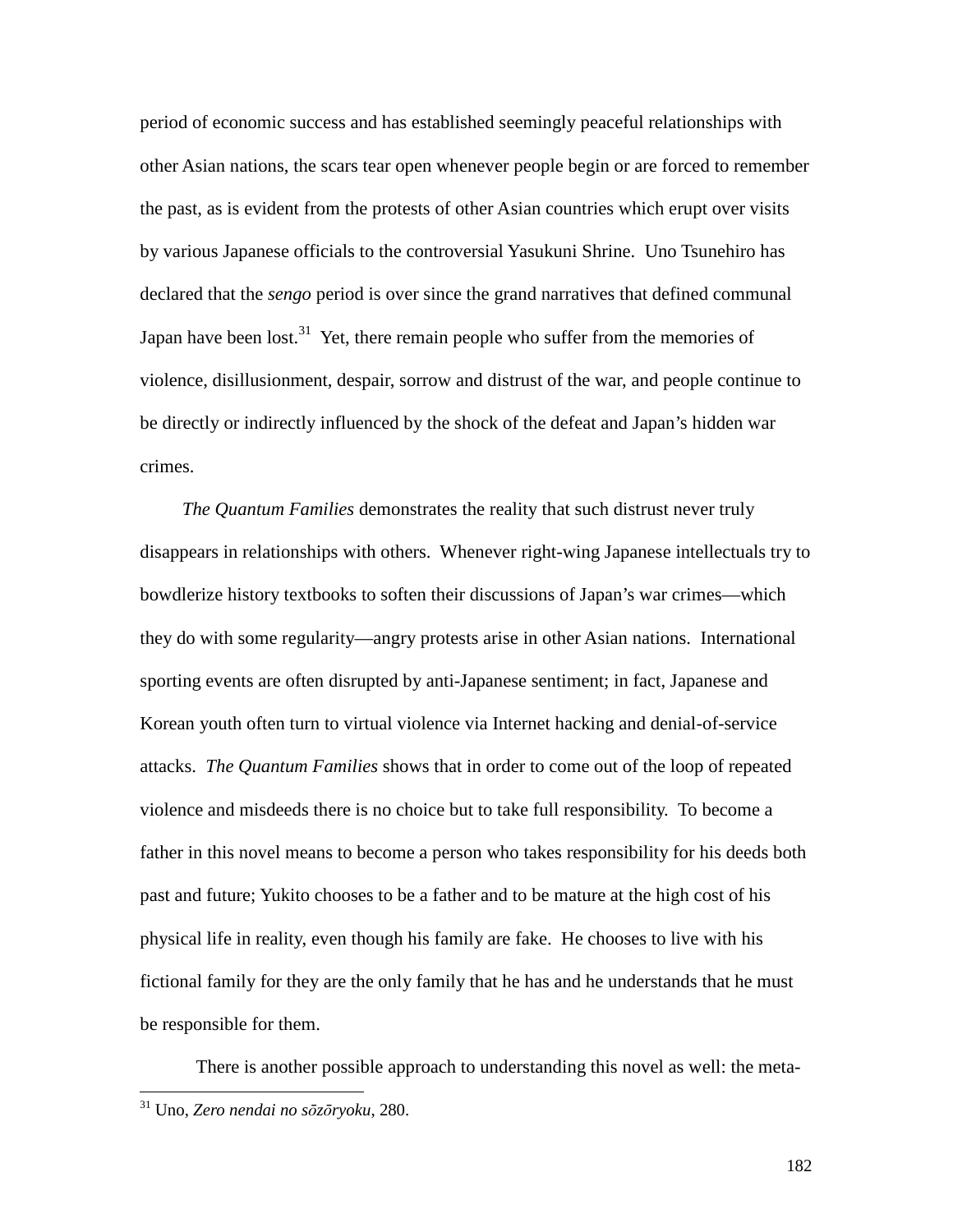period of economic success and has established seemingly peaceful relationships with other Asian nations, the scars tear open whenever people begin or are forced to remember the past, as is evident from the protests of other Asian countries which erupt over visits by various Japanese officials to the controversial Yasukuni Shrine. Uno Tsunehiro has declared that the *sengo* period is over since the grand narratives that defined communal Japan have been lost.[31] Yet, there remain people who suffer from the memories of violence, disillusionment, despair, sorrow and distrust of the war, and people continue to be directly or indirectly influenced by the shock of the defeat and Japan's hidden war crimes.

*The Quantum Families* demonstrates the reality that such distrust never truly disappears in relationships with others. Whenever right-wing Japanese intellectuals try to bowdlerize history textbooks to soften their discussions of Japan's war crimes—which they do with some regularity—angry protests arise in other Asian nations. International sporting events are often disrupted by anti-Japanese sentiment; in fact, Japanese and Korean youth often turn to virtual violence via Internet hacking and denial-of-service attacks. *The Quantum Families* shows that in order to come out of the loop of repeated violence and misdeeds there is no choice but to take full responsibility. To become a father in this novel means to become a person who takes responsibility for his deeds both past and future; Yukito chooses to be a father and to be mature at the high cost of his physical life in reality, even though his family are fake. He chooses to live with his fictional family for they are the only family that he has and he understands that he must be responsible for them.

There is another possible approach to understanding this novel as well: the meta-

[31] Uno, *Zero nendai no sōzōryoku*, 280.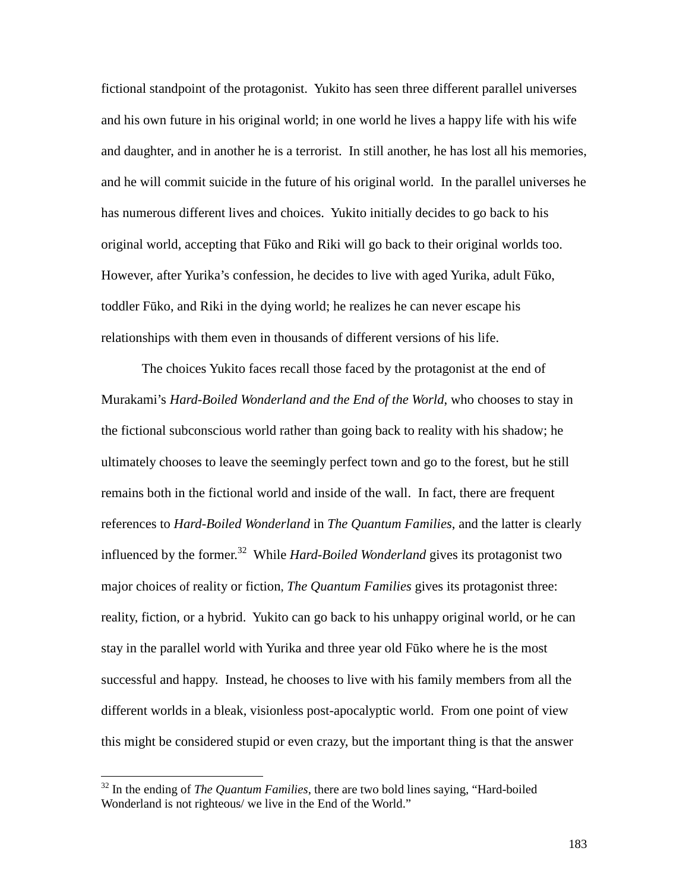fictional standpoint of the protagonist. Yukito has seen three different parallel universes and his own future in his original world; in one world he lives a happy life with his wife and daughter, and in another he is a terrorist. In still another, he has lost all his memories, and he will commit suicide in the future of his original world. In the parallel universes he has numerous different lives and choices. Yukito initially decides to go back to his original world, accepting that Fūko and Riki will go back to their original worlds too. However, after Yurika's confession, he decides to live with aged Yurika, adult Fūko, toddler Fūko, and Riki in the dying world; he realizes he can never escape his relationships with them even in thousands of different versions of his life.

The choices Yukito faces recall those faced by the protagonist at the end of Murakami's *Hard-Boiled Wonderland and the End of the World*, who chooses to stay in the fictional subconscious world rather than going back to reality with his shadow; he ultimately chooses to leave the seemingly perfect town and go to the forest, but he still remains both in the fictional world and inside of the wall. In fact, there are frequent references to *Hard-Boiled Wonderland* in *The Quantum Families*, and the latter is clearly influenced by the former.[32] While *Hard-Boiled Wonderland* gives its protagonist two major choices of reality or fiction, *The Quantum Families* gives its protagonist three: reality, fiction, or a hybrid. Yukito can go back to his unhappy original world, or he can stay in the parallel world with Yurika and three year old Fūko where he is the most successful and happy. Instead, he chooses to live with his family members from all the different worlds in a bleak, visionless post-apocalyptic world. From one point of view this might be considered stupid or even crazy, but the important thing is that the answer

[32] In the ending of *The Quantum Families*, there are two bold lines saying, "Hard-boiled Wonderland is not righteous/ we live in the End of the World."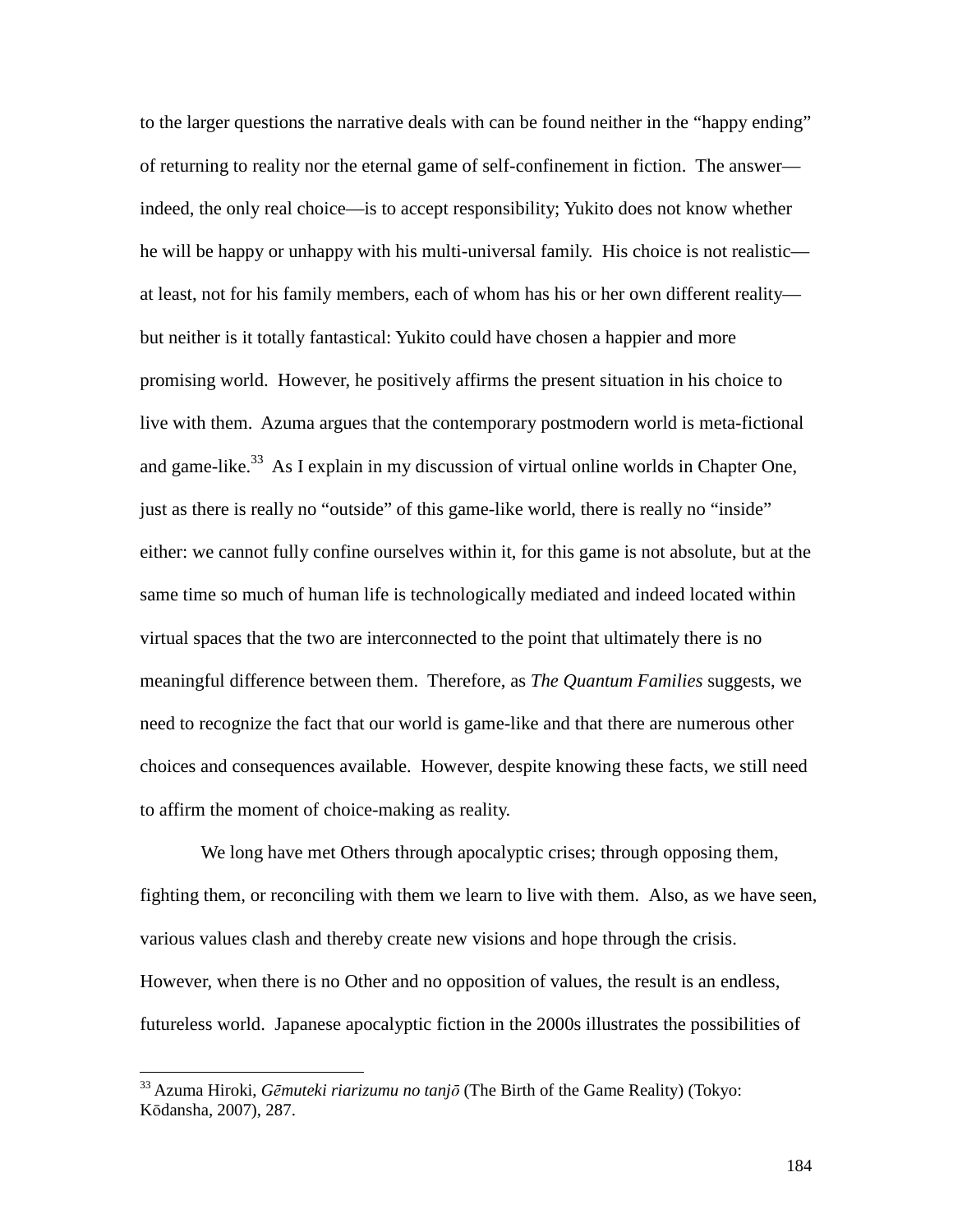to the larger questions the narrative deals with can be found neither in the "happy ending" of returning to reality nor the eternal game of self-confinement in fiction. The answer—indeed, the only real choice—is to accept responsibility; Yukito does not know whether he will be happy or unhappy with his multi-universal family. His choice is not realistic—at least, not for his family members, each of whom has his or her own different reality—but neither is it totally fantastical: Yukito could have chosen a happier and more promising world. However, he positively affirms the present situation in his choice to live with them. Azuma argues that the contemporary postmodern world is meta-fictional and game-like.[33] As I explain in my discussion of virtual online worlds in Chapter One, just as there is really no "outside" of this game-like world, there is really no "inside" either: we cannot fully confine ourselves within it, for this game is not absolute, but at the same time so much of human life is technologically mediated and indeed located within virtual spaces that the two are interconnected to the point that ultimately there is no meaningful difference between them. Therefore, as *The Quantum Families* suggests, we need to recognize the fact that our world is game-like and that there are numerous other choices and consequences available. However, despite knowing these facts, we still need to affirm the moment of choice-making as reality.

We long have met Others through apocalyptic crises; through opposing them, fighting them, or reconciling with them we learn to live with them. Also, as we have seen, various values clash and thereby create new visions and hope through the crisis. However, when there is no Other and no opposition of values, the result is an endless, futureless world. Japanese apocalyptic fiction in the 2000s illustrates the possibilities of

---

[33] Azuma Hiroki, *Gēmuteki riarizumu no tanjō* (The Birth of the Game Reality) (Tokyo: Kōdansha, 2007), 287.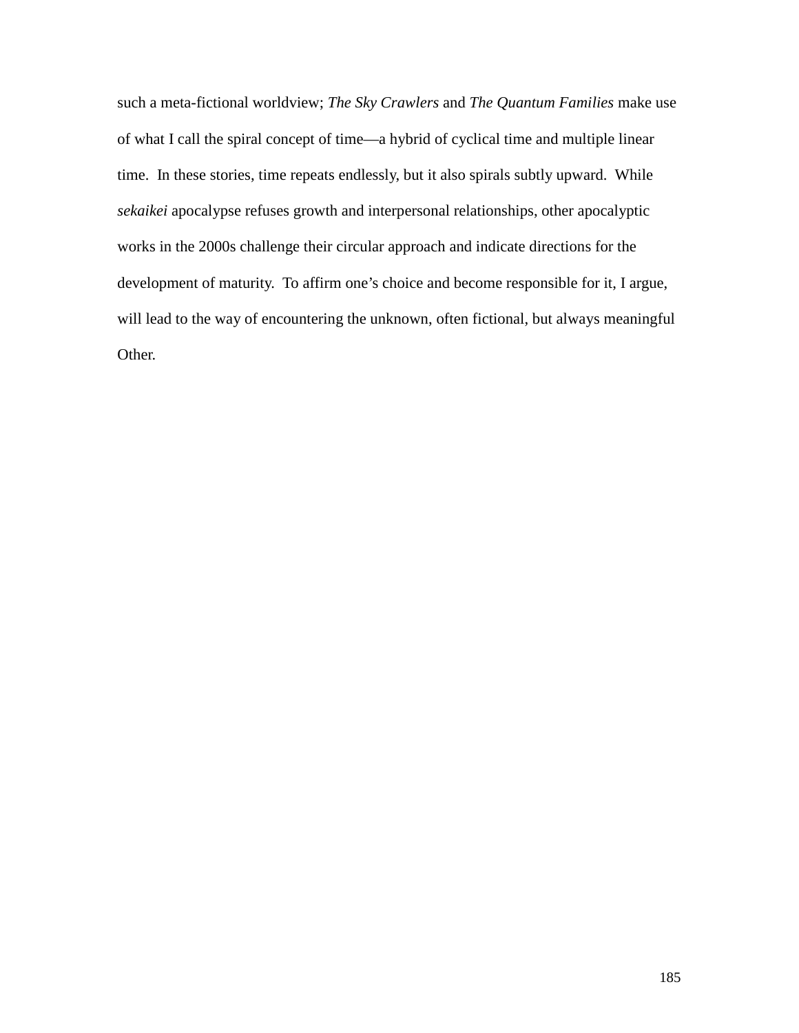such a meta-fictional worldview; *The Sky Crawlers* and *The Quantum Families* make use of what I call the spiral concept of time—a hybrid of cyclical time and multiple linear time. In these stories, time repeats endlessly, but it also spirals subtly upward. While *sekaikei* apocalypse refuses growth and interpersonal relationships, other apocalyptic works in the 2000s challenge their circular approach and indicate directions for the development of maturity. To affirm one's choice and become responsible for it, I argue, will lead to the way of encountering the unknown, often fictional, but always meaningful Other.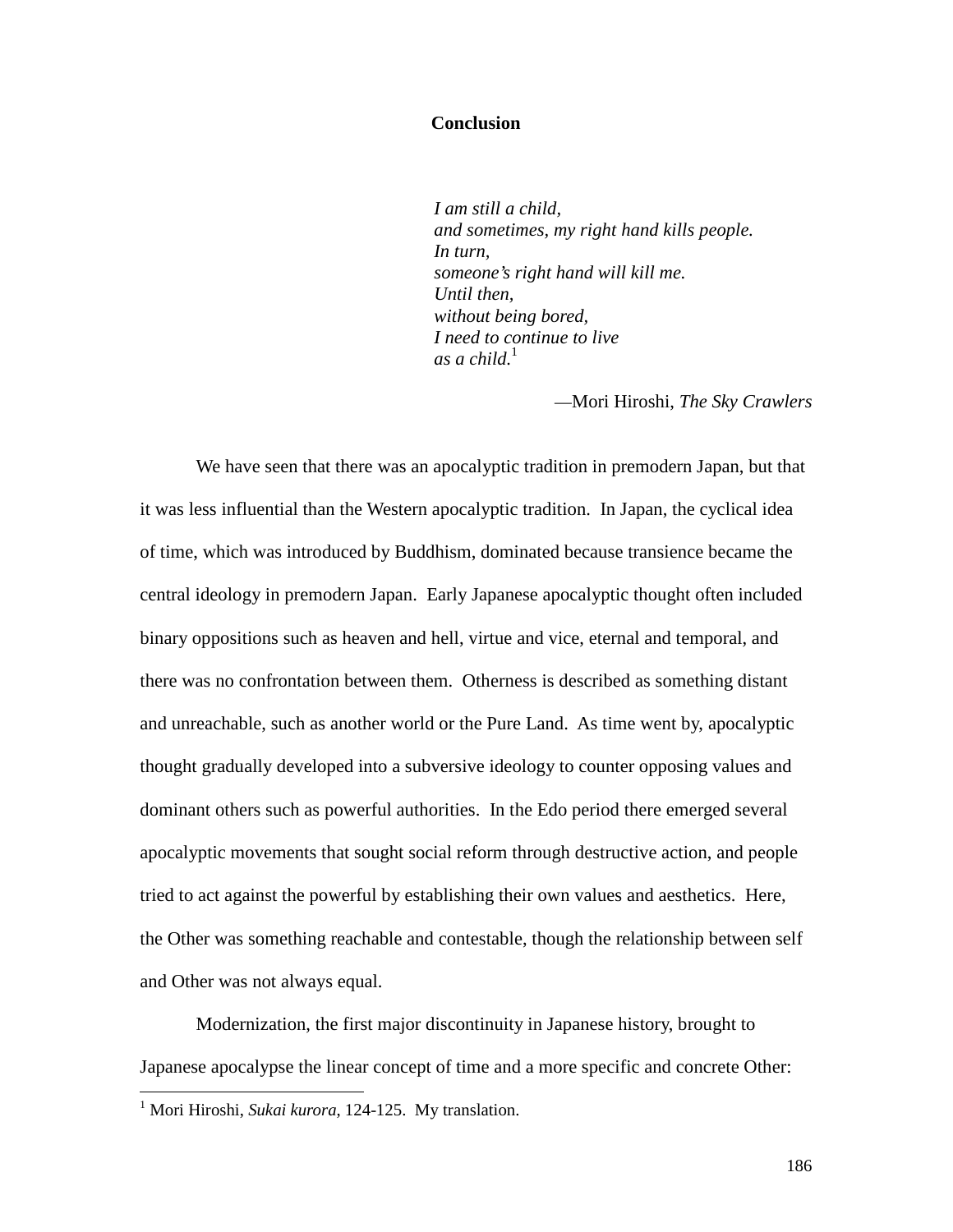# Conclusion

*I am still a child,*
*and sometimes, my right hand kills people.*
*In turn,*
*someone's right hand will kill me.*
*Until then,*
*without being bored,*
*I need to continue to live*
*as a child.*[1]

—Mori Hiroshi, *The Sky Crawlers*

We have seen that there was an apocalyptic tradition in premodern Japan, but that it was less influential than the Western apocalyptic tradition. In Japan, the cyclical idea of time, which was introduced by Buddhism, dominated because transience became the central ideology in premodern Japan. Early Japanese apocalyptic thought often included binary oppositions such as heaven and hell, virtue and vice, eternal and temporal, and there was no confrontation between them. Otherness is described as something distant and unreachable, such as another world or the Pure Land. As time went by, apocalyptic thought gradually developed into a subversive ideology to counter opposing values and dominant others such as powerful authorities. In the Edo period there emerged several apocalyptic movements that sought social reform through destructive action, and people tried to act against the powerful by establishing their own values and aesthetics. Here, the Other was something reachable and contestable, though the relationship between self and Other was not always equal.

Modernization, the first major discontinuity in Japanese history, brought to Japanese apocalypse the linear concept of time and a more specific and concrete Other:

[1] Mori Hiroshi, *Sukai kurora*, 124-125. My translation.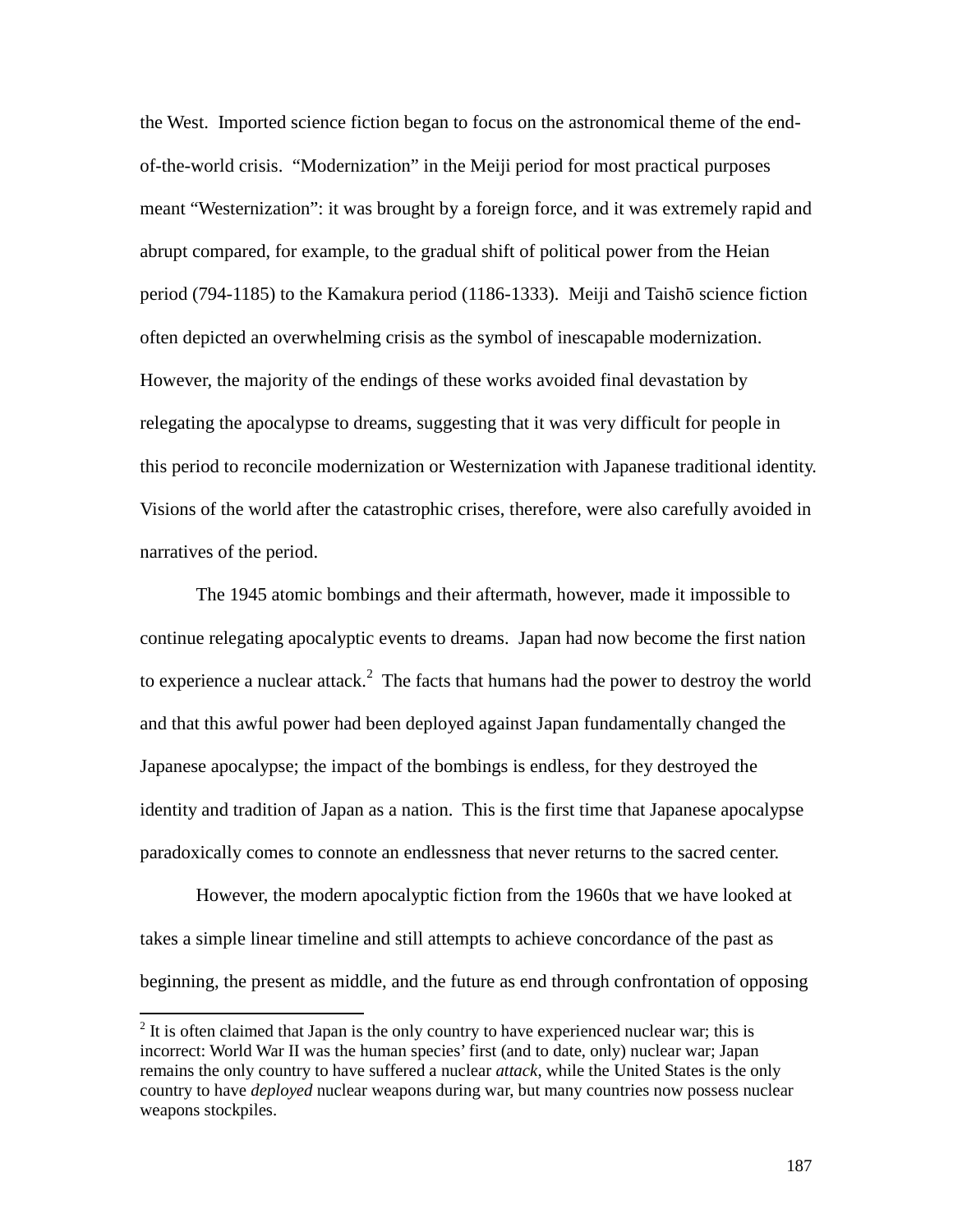the West. Imported science fiction began to focus on the astronomical theme of the end-of-the-world crisis. "Modernization" in the Meiji period for most practical purposes meant "Westernization": it was brought by a foreign force, and it was extremely rapid and abrupt compared, for example, to the gradual shift of political power from the Heian period (794-1185) to the Kamakura period (1186-1333). Meiji and Taishō science fiction often depicted an overwhelming crisis as the symbol of inescapable modernization. However, the majority of the endings of these works avoided final devastation by relegating the apocalypse to dreams, suggesting that it was very difficult for people in this period to reconcile modernization or Westernization with Japanese traditional identity. Visions of the world after the catastrophic crises, therefore, were also carefully avoided in narratives of the period.

The 1945 atomic bombings and their aftermath, however, made it impossible to continue relegating apocalyptic events to dreams. Japan had now become the first nation to experience a nuclear attack.[2] The facts that humans had the power to destroy the world and that this awful power had been deployed against Japan fundamentally changed the Japanese apocalypse; the impact of the bombings is endless, for they destroyed the identity and tradition of Japan as a nation. This is the first time that Japanese apocalypse paradoxically comes to connote an endlessness that never returns to the sacred center.

However, the modern apocalyptic fiction from the 1960s that we have looked at takes a simple linear timeline and still attempts to achieve concordance of the past as beginning, the present as middle, and the future as end through confrontation of opposing

[2] It is often claimed that Japan is the only country to have experienced nuclear war; this is incorrect: World War II was the human species' first (and to date, only) nuclear war; Japan remains the only country to have suffered a nuclear *attack*, while the United States is the only country to have *deployed* nuclear weapons during war, but many countries now possess nuclear weapons stockpiles.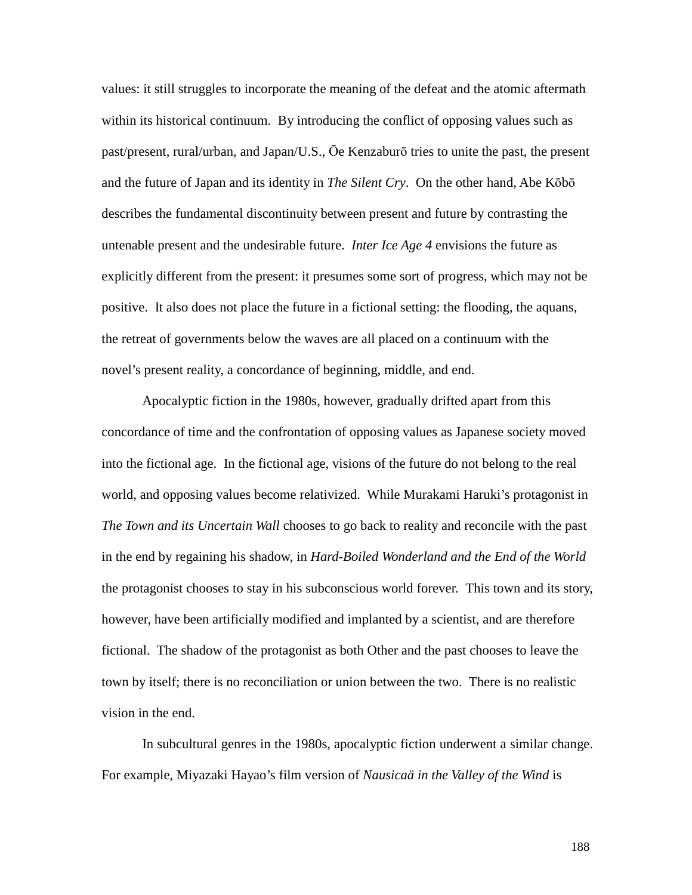values: it still struggles to incorporate the meaning of the defeat and the atomic aftermath within its historical continuum. By introducing the conflict of opposing values such as past/present, rural/urban, and Japan/U.S., Ōe Kenzaburō tries to unite the past, the present and the future of Japan and its identity in *The Silent Cry*. On the other hand, Abe Kōbō describes the fundamental discontinuity between present and future by contrasting the untenable present and the undesirable future. *Inter Ice Age 4* envisions the future as explicitly different from the present: it presumes some sort of progress, which may not be positive. It also does not place the future in a fictional setting: the flooding, the aquans, the retreat of governments below the waves are all placed on a continuum with the novel's present reality, a concordance of beginning, middle, and end.

Apocalyptic fiction in the 1980s, however, gradually drifted apart from this concordance of time and the confrontation of opposing values as Japanese society moved into the fictional age. In the fictional age, visions of the future do not belong to the real world, and opposing values become relativized. While Murakami Haruki's protagonist in *The Town and its Uncertain Wall* chooses to go back to reality and reconcile with the past in the end by regaining his shadow, in *Hard-Boiled Wonderland and the End of the World* the protagonist chooses to stay in his subconscious world forever. This town and its story, however, have been artificially modified and implanted by a scientist, and are therefore fictional. The shadow of the protagonist as both Other and the past chooses to leave the town by itself; there is no reconciliation or union between the two. There is no realistic vision in the end.

In subcultural genres in the 1980s, apocalyptic fiction underwent a similar change. For example, Miyazaki Hayao's film version of *Nausicaä in the Valley of the Wind* is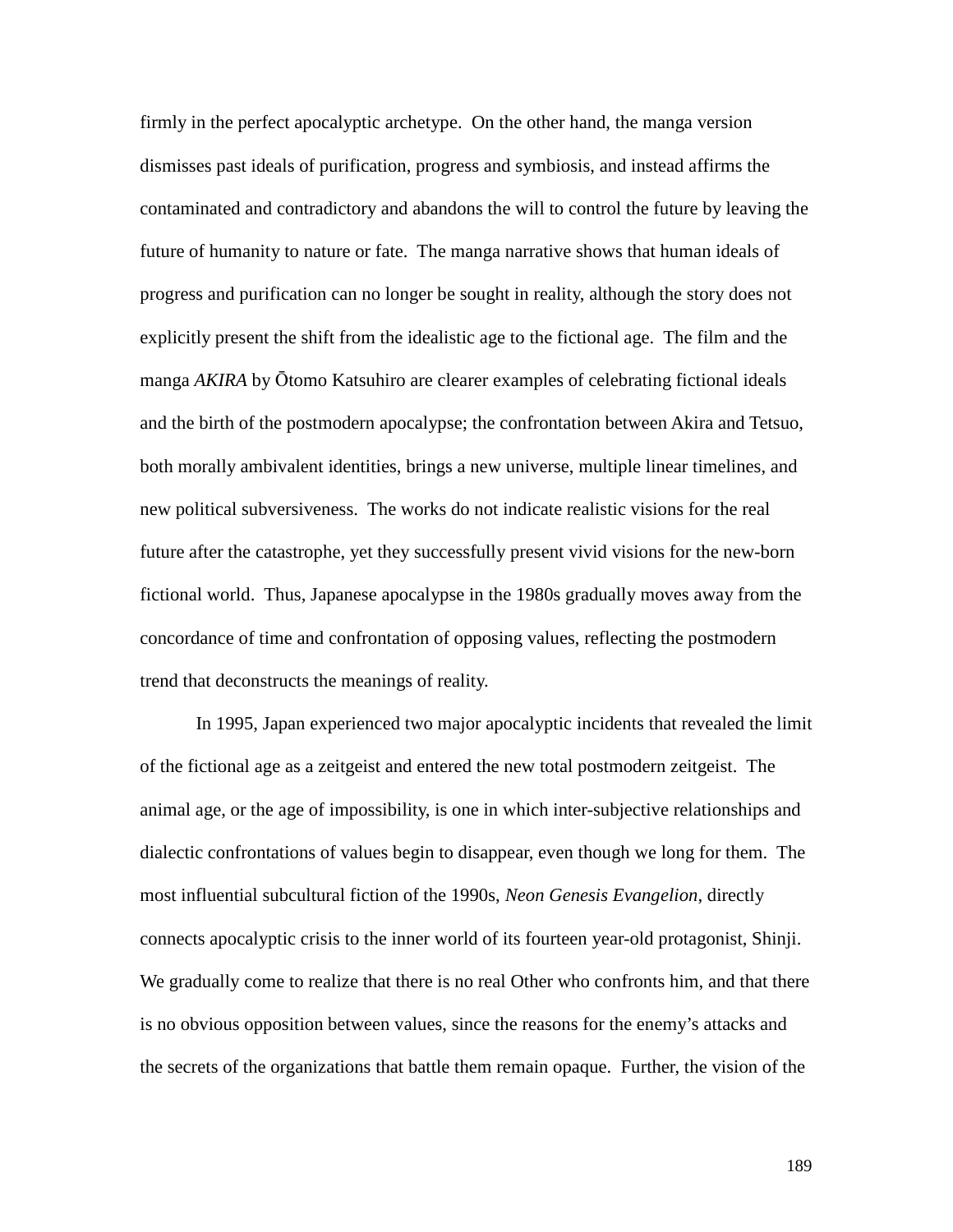firmly in the perfect apocalyptic archetype.  On the other hand, the manga version dismisses past ideals of purification, progress and symbiosis, and instead affirms the contaminated and contradictory and abandons the will to control the future by leaving the future of humanity to nature or fate.  The manga narrative shows that human ideals of progress and purification can no longer be sought in reality, although the story does not explicitly present the shift from the idealistic age to the fictional age.  The film and the manga *AKIRA* by Ōtomo Katsuhiro are clearer examples of celebrating fictional ideals and the birth of the postmodern apocalypse; the confrontation between Akira and Tetsuo, both morally ambivalent identities, brings a new universe, multiple linear timelines, and new political subversiveness.  The works do not indicate realistic visions for the real future after the catastrophe, yet they successfully present vivid visions for the new-born fictional world.  Thus, Japanese apocalypse in the 1980s gradually moves away from the concordance of time and confrontation of opposing values, reflecting the postmodern trend that deconstructs the meanings of reality.

In 1995, Japan experienced two major apocalyptic incidents that revealed the limit of the fictional age as a zeitgeist and entered the new total postmodern zeitgeist.  The animal age, or the age of impossibility, is one in which inter-subjective relationships and dialectic confrontations of values begin to disappear, even though we long for them.  The most influential subcultural fiction of the 1990s, *Neon Genesis Evangelion*, directly connects apocalyptic crisis to the inner world of its fourteen year-old protagonist, Shinji. We gradually come to realize that there is no real Other who confronts him, and that there is no obvious opposition between values, since the reasons for the enemy's attacks and the secrets of the organizations that battle them remain opaque.  Further, the vision of the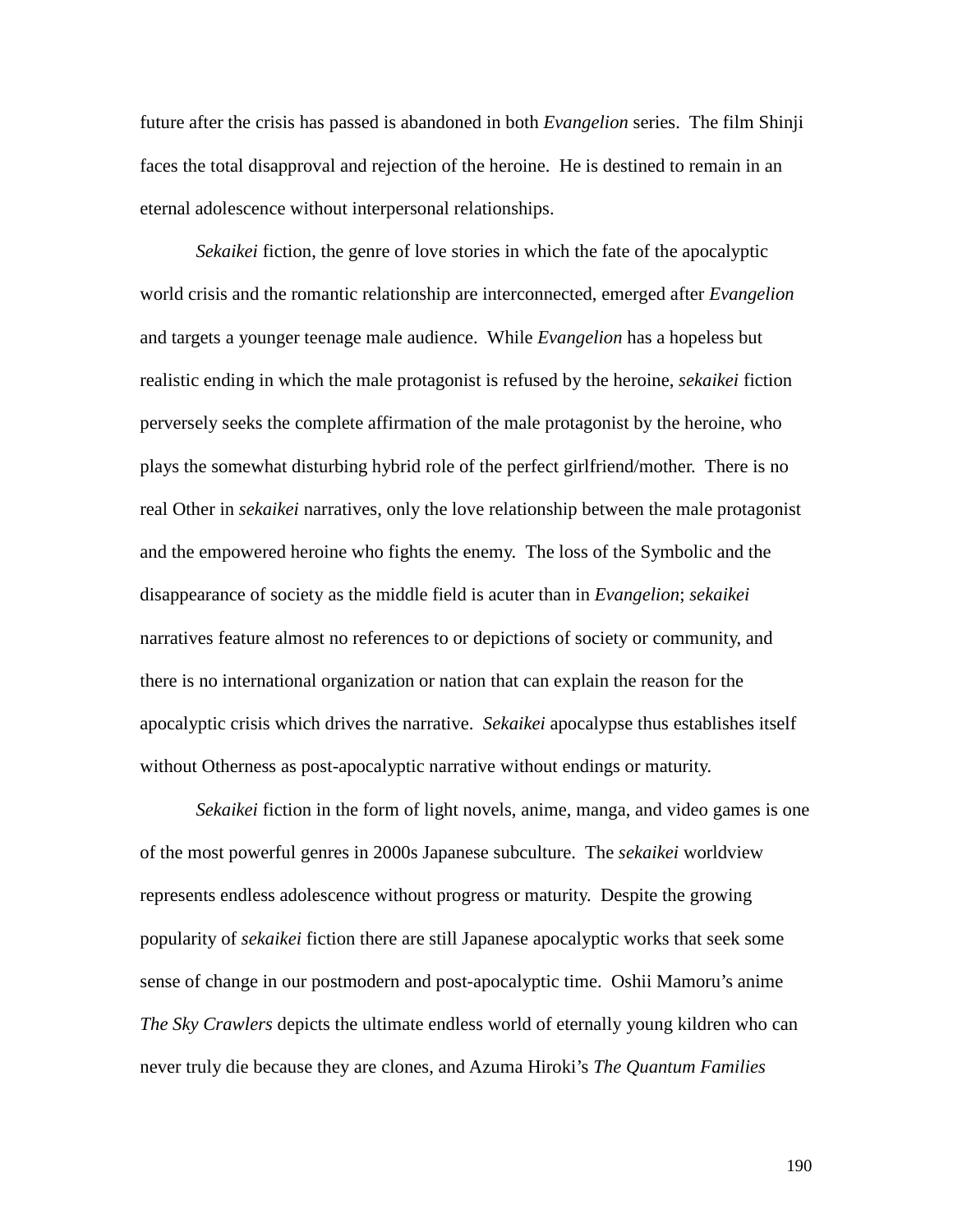future after the crisis has passed is abandoned in both *Evangelion* series. The film Shinji faces the total disapproval and rejection of the heroine. He is destined to remain in an eternal adolescence without interpersonal relationships.

*Sekaikei* fiction, the genre of love stories in which the fate of the apocalyptic world crisis and the romantic relationship are interconnected, emerged after *Evangelion* and targets a younger teenage male audience. While *Evangelion* has a hopeless but realistic ending in which the male protagonist is refused by the heroine, *sekaikei* fiction perversely seeks the complete affirmation of the male protagonist by the heroine, who plays the somewhat disturbing hybrid role of the perfect girlfriend/mother. There is no real Other in *sekaikei* narratives, only the love relationship between the male protagonist and the empowered heroine who fights the enemy. The loss of the Symbolic and the disappearance of society as the middle field is acuter than in *Evangelion*; *sekaikei* narratives feature almost no references to or depictions of society or community, and there is no international organization or nation that can explain the reason for the apocalyptic crisis which drives the narrative. *Sekaikei* apocalypse thus establishes itself without Otherness as post-apocalyptic narrative without endings or maturity.

*Sekaikei* fiction in the form of light novels, anime, manga, and video games is one of the most powerful genres in 2000s Japanese subculture. The *sekaikei* worldview represents endless adolescence without progress or maturity. Despite the growing popularity of *sekaikei* fiction there are still Japanese apocalyptic works that seek some sense of change in our postmodern and post-apocalyptic time. Oshii Mamoru's anime *The Sky Crawlers* depicts the ultimate endless world of eternally young kildren who can never truly die because they are clones, and Azuma Hiroki's *The Quantum Families*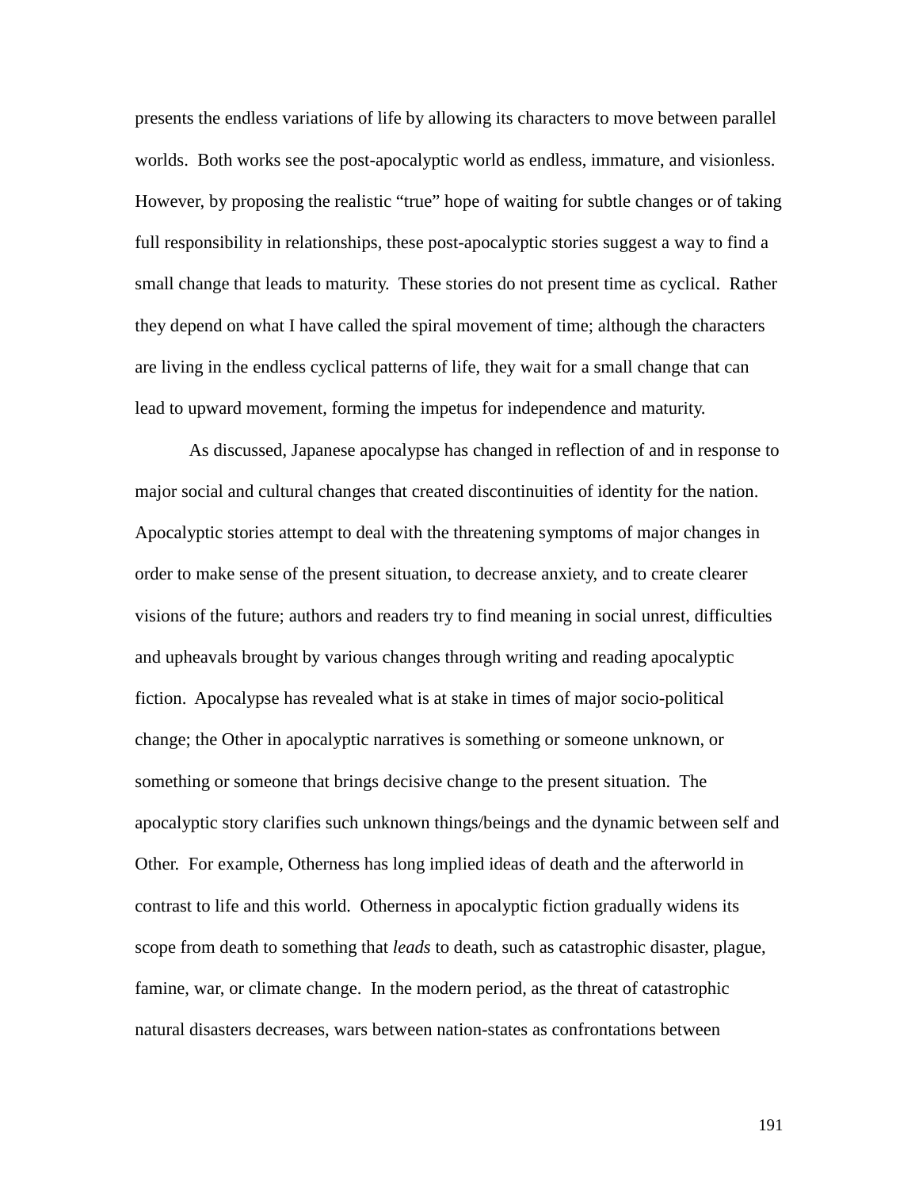presents the endless variations of life by allowing its characters to move between parallel worlds. Both works see the post-apocalyptic world as endless, immature, and visionless. However, by proposing the realistic "true" hope of waiting for subtle changes or of taking full responsibility in relationships, these post-apocalyptic stories suggest a way to find a small change that leads to maturity. These stories do not present time as cyclical. Rather they depend on what I have called the spiral movement of time; although the characters are living in the endless cyclical patterns of life, they wait for a small change that can lead to upward movement, forming the impetus for independence and maturity.

As discussed, Japanese apocalypse has changed in reflection of and in response to major social and cultural changes that created discontinuities of identity for the nation. Apocalyptic stories attempt to deal with the threatening symptoms of major changes in order to make sense of the present situation, to decrease anxiety, and to create clearer visions of the future; authors and readers try to find meaning in social unrest, difficulties and upheavals brought by various changes through writing and reading apocalyptic fiction. Apocalypse has revealed what is at stake in times of major socio-political change; the Other in apocalyptic narratives is something or someone unknown, or something or someone that brings decisive change to the present situation. The apocalyptic story clarifies such unknown things/beings and the dynamic between self and Other. For example, Otherness has long implied ideas of death and the afterworld in contrast to life and this world. Otherness in apocalyptic fiction gradually widens its scope from death to something that *leads* to death, such as catastrophic disaster, plague, famine, war, or climate change. In the modern period, as the threat of catastrophic natural disasters decreases, wars between nation-states as confrontations between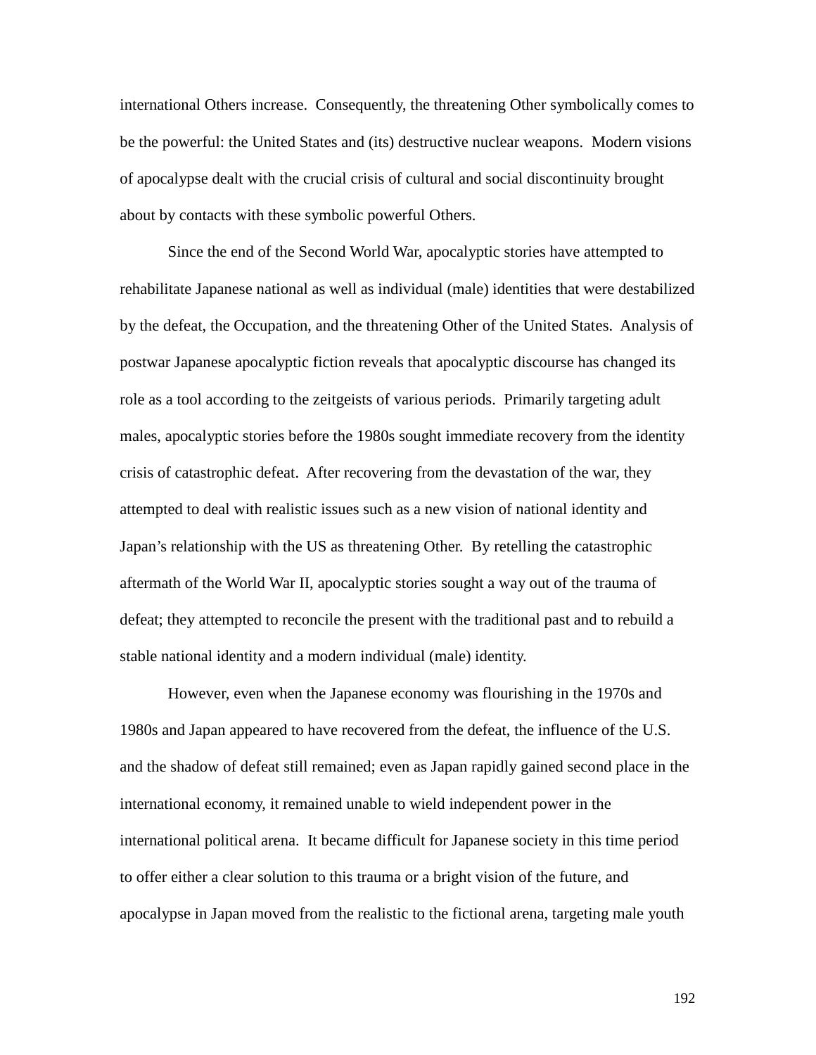international Others increase. Consequently, the threatening Other symbolically comes to be the powerful: the United States and (its) destructive nuclear weapons. Modern visions of apocalypse dealt with the crucial crisis of cultural and social discontinuity brought about by contacts with these symbolic powerful Others.

Since the end of the Second World War, apocalyptic stories have attempted to rehabilitate Japanese national as well as individual (male) identities that were destabilized by the defeat, the Occupation, and the threatening Other of the United States. Analysis of postwar Japanese apocalyptic fiction reveals that apocalyptic discourse has changed its role as a tool according to the zeitgeists of various periods. Primarily targeting adult males, apocalyptic stories before the 1980s sought immediate recovery from the identity crisis of catastrophic defeat. After recovering from the devastation of the war, they attempted to deal with realistic issues such as a new vision of national identity and Japan's relationship with the US as threatening Other. By retelling the catastrophic aftermath of the World War II, apocalyptic stories sought a way out of the trauma of defeat; they attempted to reconcile the present with the traditional past and to rebuild a stable national identity and a modern individual (male) identity.

However, even when the Japanese economy was flourishing in the 1970s and 1980s and Japan appeared to have recovered from the defeat, the influence of the U.S. and the shadow of defeat still remained; even as Japan rapidly gained second place in the international economy, it remained unable to wield independent power in the international political arena. It became difficult for Japanese society in this time period to offer either a clear solution to this trauma or a bright vision of the future, and apocalypse in Japan moved from the realistic to the fictional arena, targeting male youth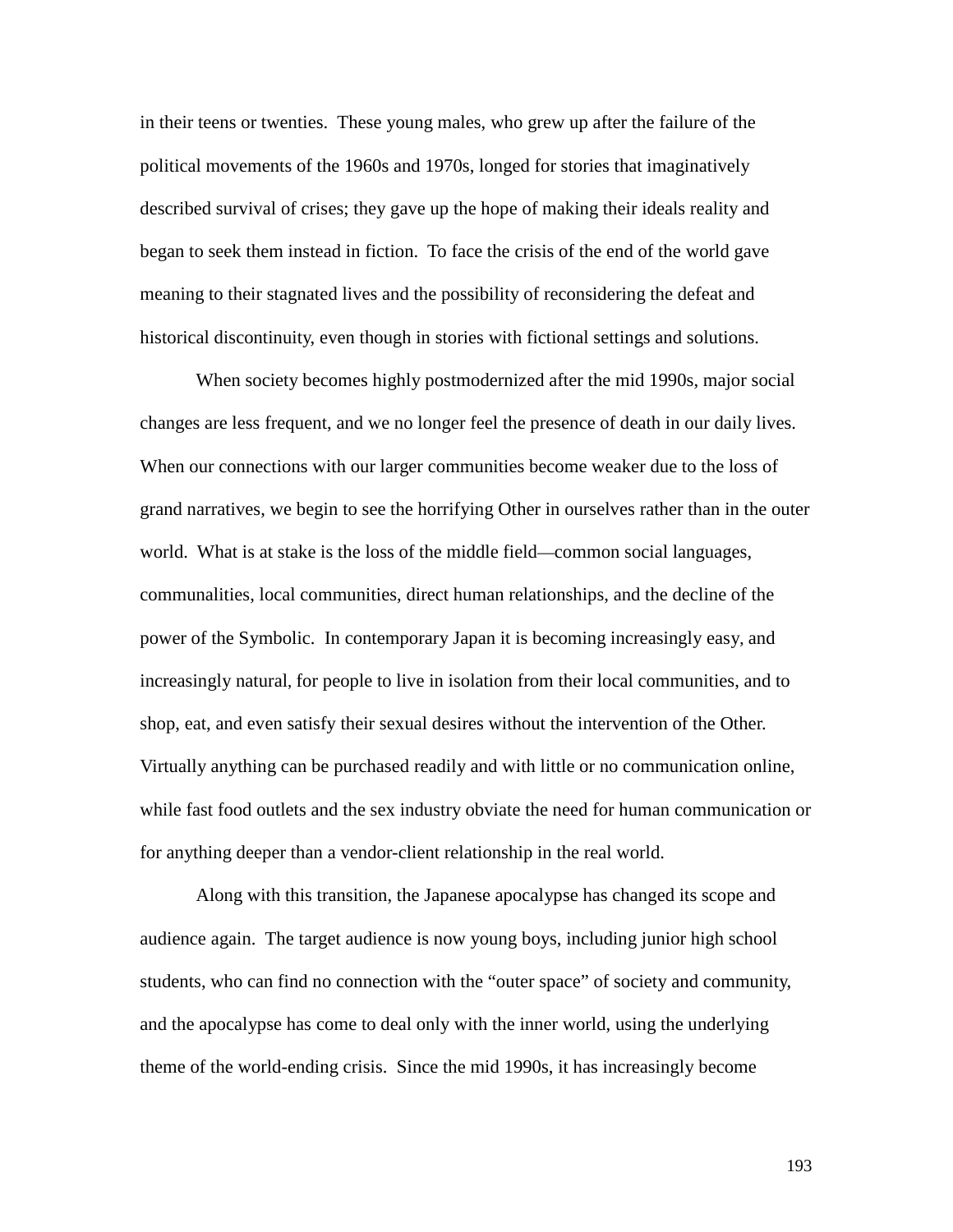in their teens or twenties. These young males, who grew up after the failure of the political movements of the 1960s and 1970s, longed for stories that imaginatively described survival of crises; they gave up the hope of making their ideals reality and began to seek them instead in fiction. To face the crisis of the end of the world gave meaning to their stagnated lives and the possibility of reconsidering the defeat and historical discontinuity, even though in stories with fictional settings and solutions.

When society becomes highly postmodernized after the mid 1990s, major social changes are less frequent, and we no longer feel the presence of death in our daily lives. When our connections with our larger communities become weaker due to the loss of grand narratives, we begin to see the horrifying Other in ourselves rather than in the outer world. What is at stake is the loss of the middle field—common social languages, communalities, local communities, direct human relationships, and the decline of the power of the Symbolic. In contemporary Japan it is becoming increasingly easy, and increasingly natural, for people to live in isolation from their local communities, and to shop, eat, and even satisfy their sexual desires without the intervention of the Other. Virtually anything can be purchased readily and with little or no communication online, while fast food outlets and the sex industry obviate the need for human communication or for anything deeper than a vendor-client relationship in the real world.

Along with this transition, the Japanese apocalypse has changed its scope and audience again. The target audience is now young boys, including junior high school students, who can find no connection with the "outer space" of society and community, and the apocalypse has come to deal only with the inner world, using the underlying theme of the world-ending crisis. Since the mid 1990s, it has increasingly become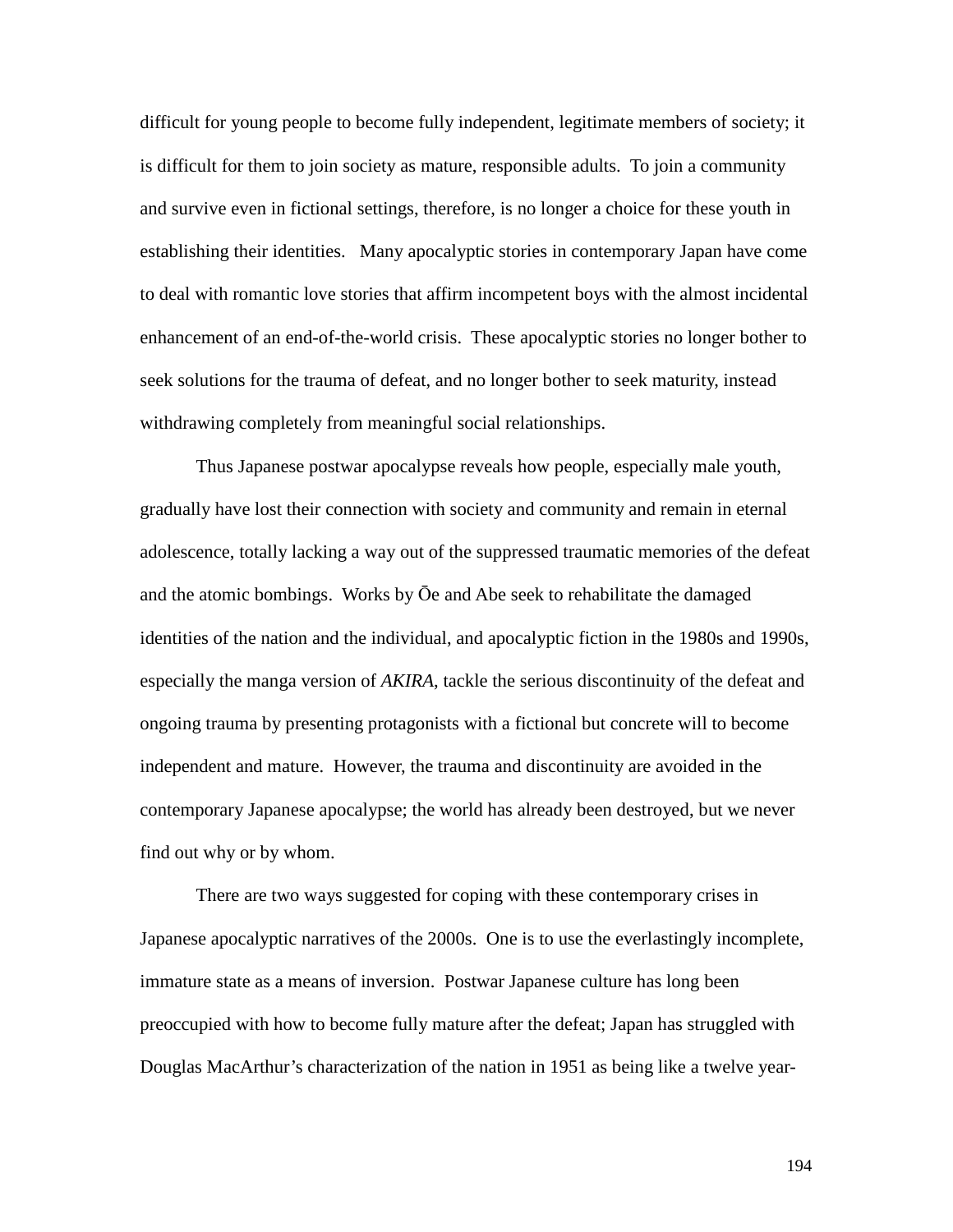difficult for young people to become fully independent, legitimate members of society; it is difficult for them to join society as mature, responsible adults. To join a community and survive even in fictional settings, therefore, is no longer a choice for these youth in establishing their identities. Many apocalyptic stories in contemporary Japan have come to deal with romantic love stories that affirm incompetent boys with the almost incidental enhancement of an end-of-the-world crisis. These apocalyptic stories no longer bother to seek solutions for the trauma of defeat, and no longer bother to seek maturity, instead withdrawing completely from meaningful social relationships.

Thus Japanese postwar apocalypse reveals how people, especially male youth, gradually have lost their connection with society and community and remain in eternal adolescence, totally lacking a way out of the suppressed traumatic memories of the defeat and the atomic bombings. Works by Ōe and Abe seek to rehabilitate the damaged identities of the nation and the individual, and apocalyptic fiction in the 1980s and 1990s, especially the manga version of *AKIRA*, tackle the serious discontinuity of the defeat and ongoing trauma by presenting protagonists with a fictional but concrete will to become independent and mature. However, the trauma and discontinuity are avoided in the contemporary Japanese apocalypse; the world has already been destroyed, but we never find out why or by whom.

There are two ways suggested for coping with these contemporary crises in Japanese apocalyptic narratives of the 2000s. One is to use the everlastingly incomplete, immature state as a means of inversion. Postwar Japanese culture has long been preoccupied with how to become fully mature after the defeat; Japan has struggled with Douglas MacArthur's characterization of the nation in 1951 as being like a twelve year-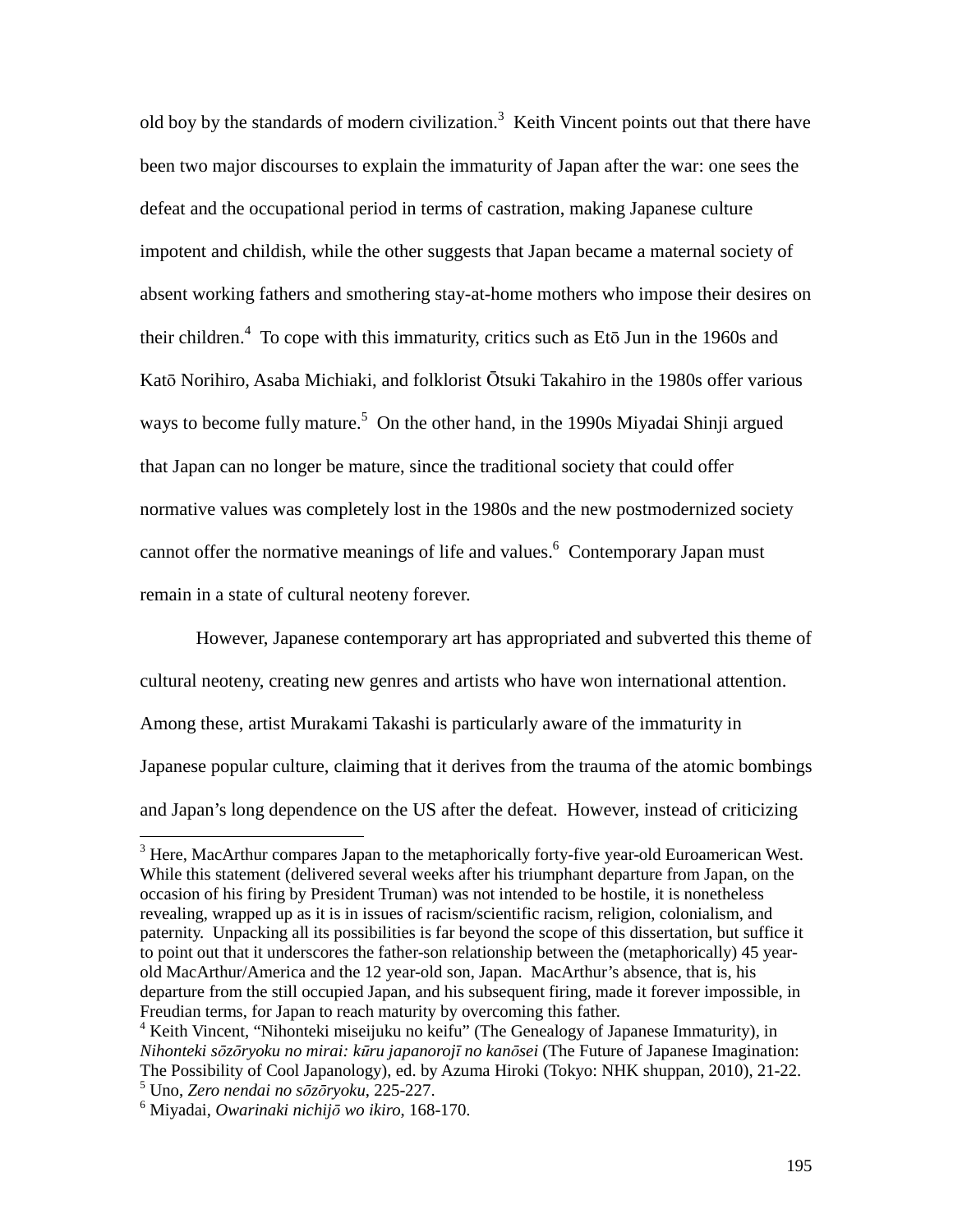old boy by the standards of modern civilization.[3] Keith Vincent points out that there have been two major discourses to explain the immaturity of Japan after the war: one sees the defeat and the occupational period in terms of castration, making Japanese culture impotent and childish, while the other suggests that Japan became a maternal society of absent working fathers and smothering stay-at-home mothers who impose their desires on their children.[4] To cope with this immaturity, critics such as Etō Jun in the 1960s and Katō Norihiro, Asaba Michiaki, and folklorist Ōtsuki Takahiro in the 1980s offer various ways to become fully mature.[5] On the other hand, in the 1990s Miyadai Shinji argued that Japan can no longer be mature, since the traditional society that could offer normative values was completely lost in the 1980s and the new postmodernized society cannot offer the normative meanings of life and values.[6] Contemporary Japan must remain in a state of cultural neoteny forever.

However, Japanese contemporary art has appropriated and subverted this theme of cultural neoteny, creating new genres and artists who have won international attention. Among these, artist Murakami Takashi is particularly aware of the immaturity in Japanese popular culture, claiming that it derives from the trauma of the atomic bombings and Japan's long dependence on the US after the defeat. However, instead of criticizing

---

[3] Here, MacArthur compares Japan to the metaphorically forty-five year-old Euroamerican West. While this statement (delivered several weeks after his triumphant departure from Japan, on the occasion of his firing by President Truman) was not intended to be hostile, it is nonetheless revealing, wrapped up as it is in issues of racism/scientific racism, religion, colonialism, and paternity. Unpacking all its possibilities is far beyond the scope of this dissertation, but suffice it to point out that it underscores the father-son relationship between the (metaphorically) 45 year-old MacArthur/America and the 12 year-old son, Japan. MacArthur's absence, that is, his departure from the still occupied Japan, and his subsequent firing, made it forever impossible, in Freudian terms, for Japan to reach maturity by overcoming this father.

[4] Keith Vincent, "Nihonteki miseijuku no keifu" (The Genealogy of Japanese Immaturity), in *Nihonteki sōzōryoku no mirai: kūru japanorojī no kanōsei* (The Future of Japanese Imagination: The Possibility of Cool Japanology), ed. by Azuma Hiroki (Tokyo: NHK shuppan, 2010), 21-22.

[5] Uno, *Zero nendai no sōzōryoku*, 225-227.

[6] Miyadai, *Owarinaki nichijō wo ikiro*, 168-170.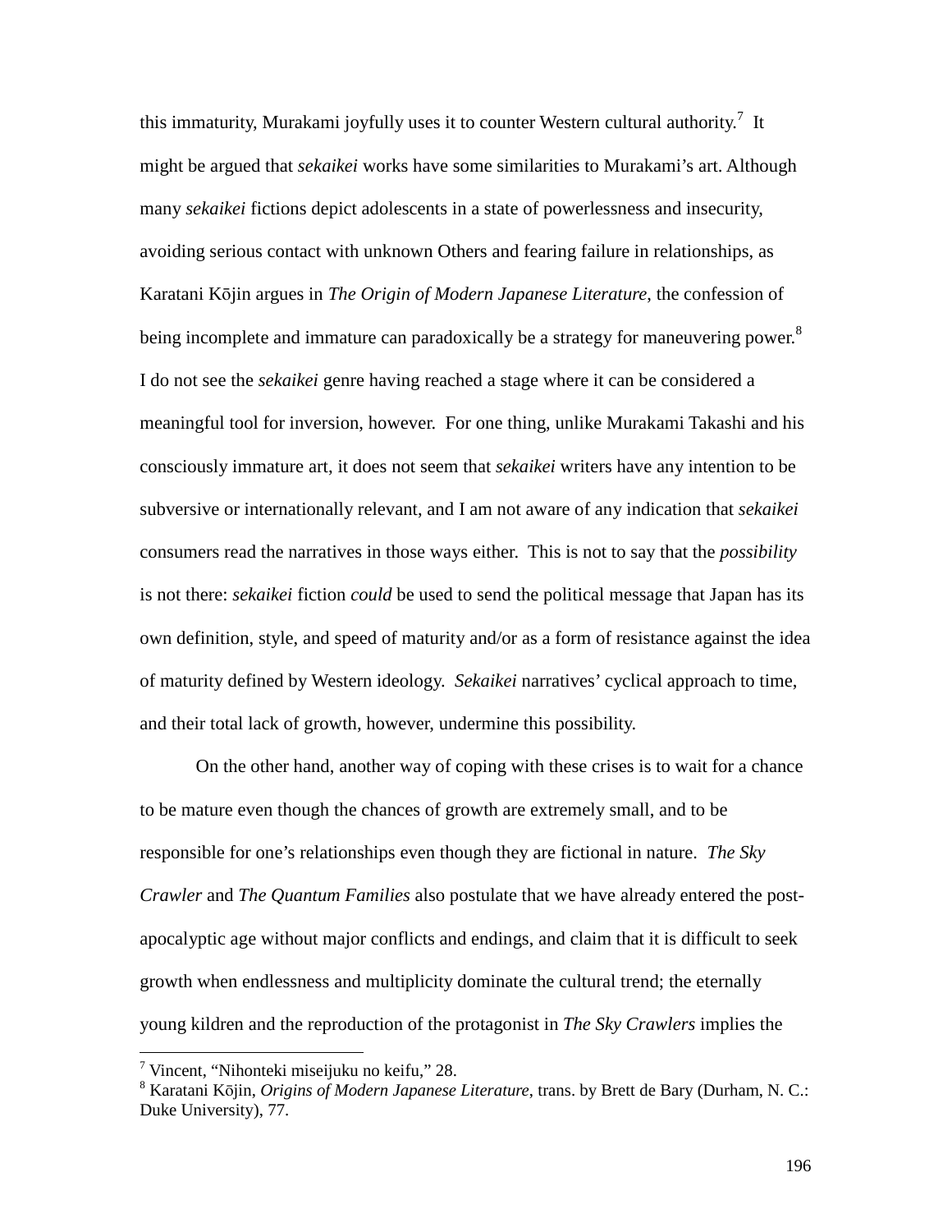this immaturity, Murakami joyfully uses it to counter Western cultural authority.[7] It might be argued that *sekaikei* works have some similarities to Murakami's art. Although many *sekaikei* fictions depict adolescents in a state of powerlessness and insecurity, avoiding serious contact with unknown Others and fearing failure in relationships, as Karatani Kōjin argues in *The Origin of Modern Japanese Literature*, the confession of being incomplete and immature can paradoxically be a strategy for maneuvering power.[8] I do not see the *sekaikei* genre having reached a stage where it can be considered a meaningful tool for inversion, however. For one thing, unlike Murakami Takashi and his consciously immature art, it does not seem that *sekaikei* writers have any intention to be subversive or internationally relevant, and I am not aware of any indication that *sekaikei* consumers read the narratives in those ways either. This is not to say that the *possibility* is not there: *sekaikei* fiction *could* be used to send the political message that Japan has its own definition, style, and speed of maturity and/or as a form of resistance against the idea of maturity defined by Western ideology. *Sekaikei* narratives' cyclical approach to time, and their total lack of growth, however, undermine this possibility.

On the other hand, another way of coping with these crises is to wait for a chance to be mature even though the chances of growth are extremely small, and to be responsible for one's relationships even though they are fictional in nature. *The Sky Crawler* and *The Quantum Families* also postulate that we have already entered the post-apocalyptic age without major conflicts and endings, and claim that it is difficult to seek growth when endlessness and multiplicity dominate the cultural trend; the eternally young kildren and the reproduction of the protagonist in *The Sky Crawlers* implies the

---

[7] Vincent, "Nihonteki miseijuku no keifu," 28.

[8] Karatani Kōjin, *Origins of Modern Japanese Literature*, trans. by Brett de Bary (Durham, N. C.: Duke University), 77.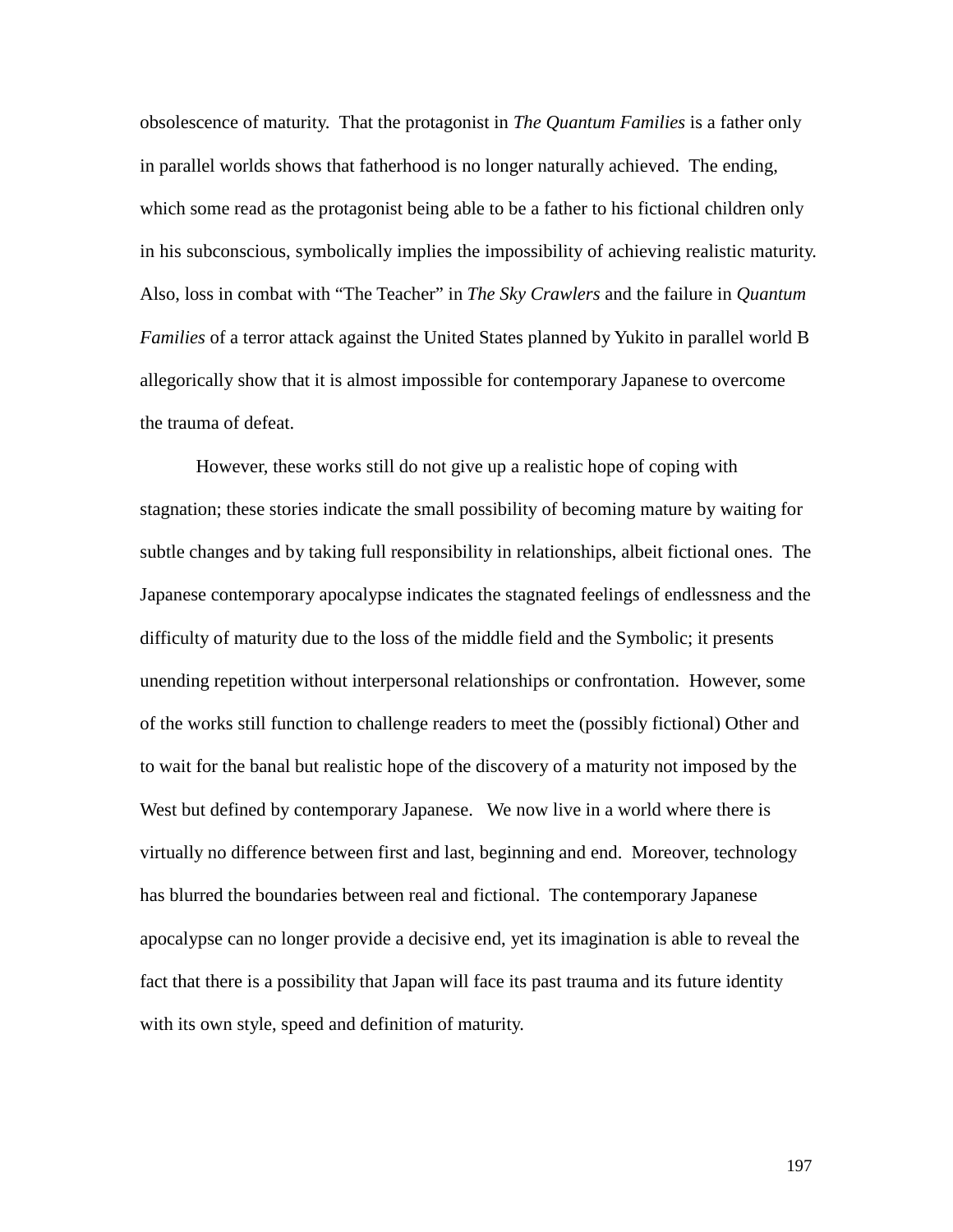obsolescence of maturity. That the protagonist in *The Quantum Families* is a father only in parallel worlds shows that fatherhood is no longer naturally achieved. The ending, which some read as the protagonist being able to be a father to his fictional children only in his subconscious, symbolically implies the impossibility of achieving realistic maturity. Also, loss in combat with "The Teacher" in *The Sky Crawlers* and the failure in *Quantum Families* of a terror attack against the United States planned by Yukito in parallel world B allegorically show that it is almost impossible for contemporary Japanese to overcome the trauma of defeat.

However, these works still do not give up a realistic hope of coping with stagnation; these stories indicate the small possibility of becoming mature by waiting for subtle changes and by taking full responsibility in relationships, albeit fictional ones. The Japanese contemporary apocalypse indicates the stagnated feelings of endlessness and the difficulty of maturity due to the loss of the middle field and the Symbolic; it presents unending repetition without interpersonal relationships or confrontation. However, some of the works still function to challenge readers to meet the (possibly fictional) Other and to wait for the banal but realistic hope of the discovery of a maturity not imposed by the West but defined by contemporary Japanese. We now live in a world where there is virtually no difference between first and last, beginning and end. Moreover, technology has blurred the boundaries between real and fictional. The contemporary Japanese apocalypse can no longer provide a decisive end, yet its imagination is able to reveal the fact that there is a possibility that Japan will face its past trauma and its future identity with its own style, speed and definition of maturity.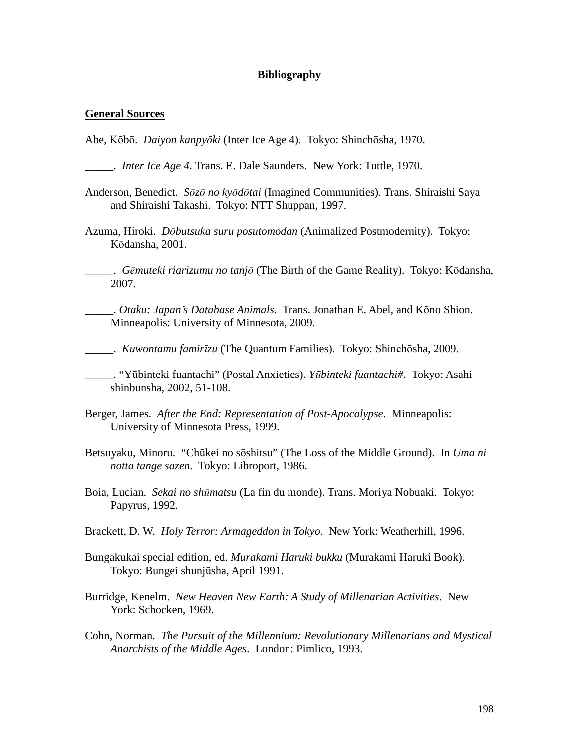**Bibliography**

**General Sources**

Abe, Kōbō. *Daiyon kanpyōki* (Inter Ice Age 4). Tokyo: Shinchōsha, 1970.

_____. *Inter Ice Age 4*. Trans. E. Dale Saunders. New York: Tuttle, 1970.

Anderson, Benedict. *Sōzō no kyōdōtai* (Imagined Communities). Trans. Shiraishi Saya and Shiraishi Takashi. Tokyo: NTT Shuppan, 1997.

Azuma, Hiroki. *Dōbutsuka suru posutomodan* (Animalized Postmodernity). Tokyo: Kōdansha, 2001.

_____. *Gēmuteki riarizumu no tanjō* (The Birth of the Game Reality). Tokyo: Kōdansha, 2007.

_____. *Otaku: Japan's Database Animals*. Trans. Jonathan E. Abel, and Kōno Shion. Minneapolis: University of Minnesota, 2009.

_____. *Kuwontamu famirīzu* (The Quantum Families). Tokyo: Shinchōsha, 2009.

_____. "Yūbinteki fuantachi" (Postal Anxieties). *Yūbinteki fuantachi#*. Tokyo: Asahi shinbunsha, 2002, 51-108.

Berger, James. *After the End: Representation of Post-Apocalypse*. Minneapolis: University of Minnesota Press, 1999.

Betsuyaku, Minoru. "Chūkei no sōshitsu" (The Loss of the Middle Ground). In *Uma ni notta tange sazen*. Tokyo: Libroport, 1986.

Boia, Lucian. *Sekai no shūmatsu* (La fin du monde). Trans. Moriya Nobuaki. Tokyo: Papyrus, 1992.

Brackett, D. W. *Holy Terror: Armageddon in Tokyo*. New York: Weatherhill, 1996.

Bungakukai special edition, ed. *Murakami Haruki bukku* (Murakami Haruki Book). Tokyo: Bungei shunjūsha, April 1991.

Burridge, Kenelm. *New Heaven New Earth: A Study of Millenarian Activities*. New York: Schocken, 1969.

Cohn, Norman. *The Pursuit of the Millennium: Revolutionary Millenarians and Mystical Anarchists of the Middle Ages*. London: Pimlico, 1993.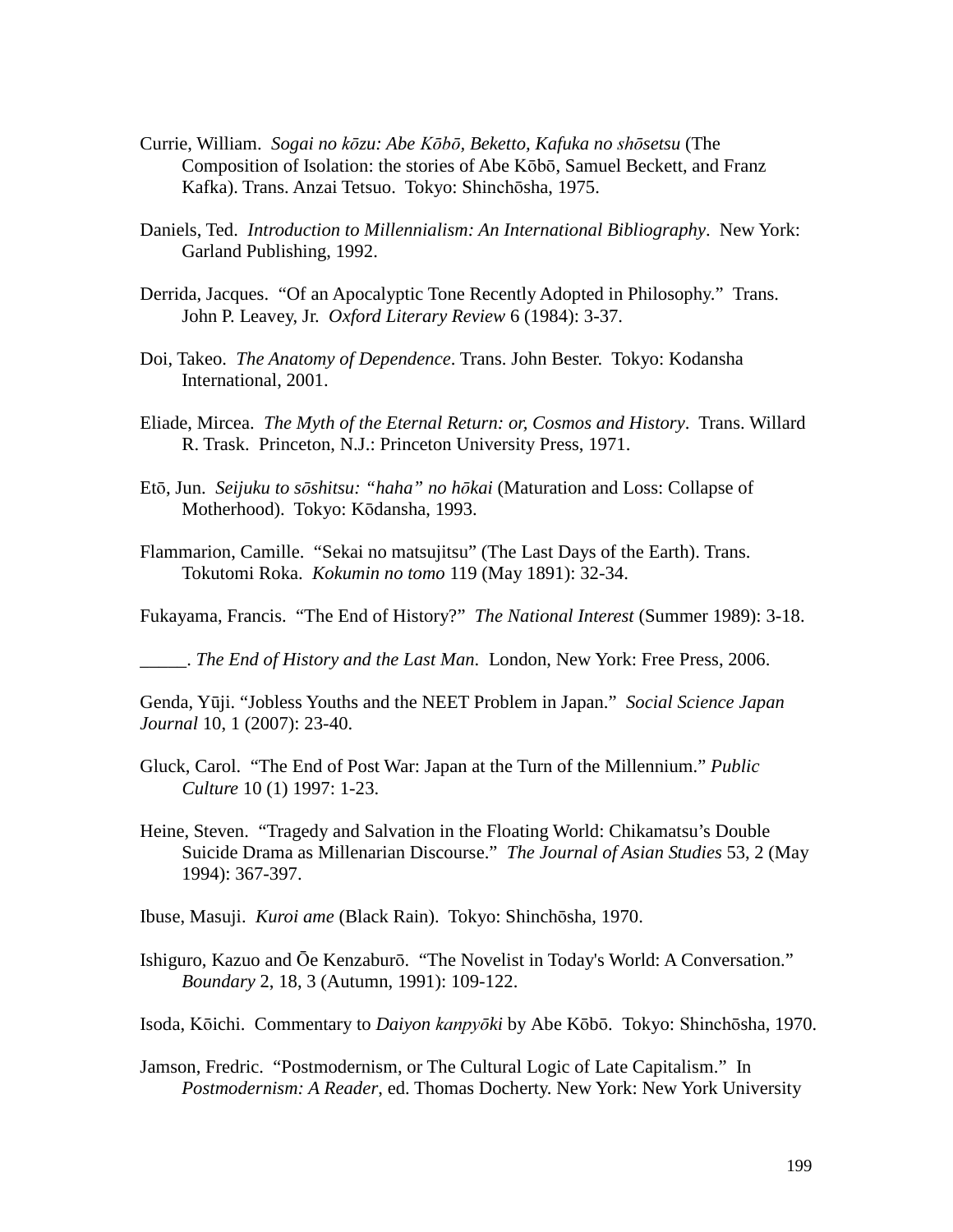Currie, William. *Sogai no kōzu: Abe Kōbō, Beketto, Kafuka no shōsetsu* (The Composition of Isolation: the stories of Abe Kōbō, Samuel Beckett, and Franz Kafka). Trans. Anzai Tetsuo. Tokyo: Shinchōsha, 1975.

Daniels, Ted. *Introduction to Millennialism: An International Bibliography*. New York: Garland Publishing, 1992.

Derrida, Jacques. "Of an Apocalyptic Tone Recently Adopted in Philosophy." Trans. John P. Leavey, Jr. *Oxford Literary Review* 6 (1984): 3-37.

Doi, Takeo. *The Anatomy of Dependence*. Trans. John Bester. Tokyo: Kodansha International, 2001.

Eliade, Mircea. *The Myth of the Eternal Return: or, Cosmos and History*. Trans. Willard R. Trask. Princeton, N.J.: Princeton University Press, 1971.

Etō, Jun. *Seijuku to sōshitsu: "haha" no hōkai* (Maturation and Loss: Collapse of Motherhood). Tokyo: Kōdansha, 1993.

Flammarion, Camille. "Sekai no matsujitsu" (The Last Days of the Earth). Trans. Tokutomi Roka. *Kokumin no tomo* 119 (May 1891): 32-34.

Fukayama, Francis. "The End of History?" *The National Interest* (Summer 1989): 3-18.

_____. *The End of History and the Last Man*. London, New York: Free Press, 2006.

Genda, Yūji. "Jobless Youths and the NEET Problem in Japan." *Social Science Japan Journal* 10, 1 (2007): 23-40.

Gluck, Carol. "The End of Post War: Japan at the Turn of the Millennium." *Public Culture* 10 (1) 1997: 1-23.

Heine, Steven. "Tragedy and Salvation in the Floating World: Chikamatsu's Double Suicide Drama as Millenarian Discourse." *The Journal of Asian Studies* 53, 2 (May 1994): 367-397.

Ibuse, Masuji. *Kuroi ame* (Black Rain). Tokyo: Shinchōsha, 1970.

Ishiguro, Kazuo and Ōe Kenzaburō. "The Novelist in Today's World: A Conversation." *Boundary* 2, 18, 3 (Autumn, 1991): 109-122.

Isoda, Kōichi. Commentary to *Daiyon kanpyōki* by Abe Kōbō. Tokyo: Shinchōsha, 1970.

Jamson, Fredric. "Postmodernism, or The Cultural Logic of Late Capitalism." In *Postmodernism: A Reader*, ed. Thomas Docherty. New York: New York University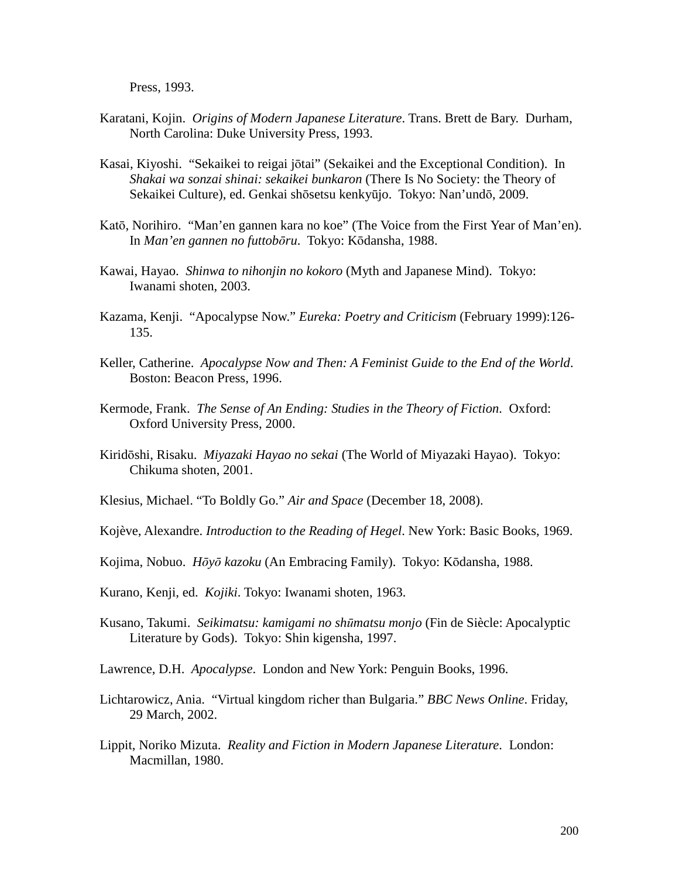Press, 1993.

Karatani, Kojin. *Origins of Modern Japanese Literature*. Trans. Brett de Bary. Durham, North Carolina: Duke University Press, 1993.

Kasai, Kiyoshi. "Sekaikei to reigai jōtai" (Sekaikei and the Exceptional Condition). In *Shakai wa sonzai shinai: sekaikei bunkaron* (There Is No Society: the Theory of Sekaikei Culture), ed. Genkai shōsetsu kenkyūjo. Tokyo: Nan'undō, 2009.

Katō, Norihiro. "Man'en gannen kara no koe" (The Voice from the First Year of Man'en). In *Man'en gannen no futtobōru*. Tokyo: Kōdansha, 1988.

Kawai, Hayao. *Shinwa to nihonjin no kokoro* (Myth and Japanese Mind). Tokyo: Iwanami shoten, 2003.

Kazama, Kenji. "Apocalypse Now." *Eureka: Poetry and Criticism* (February 1999):126-135.

Keller, Catherine. *Apocalypse Now and Then: A Feminist Guide to the End of the World*. Boston: Beacon Press, 1996.

Kermode, Frank. *The Sense of An Ending: Studies in the Theory of Fiction*. Oxford: Oxford University Press, 2000.

Kiridōshi, Risaku. *Miyazaki Hayao no sekai* (The World of Miyazaki Hayao). Tokyo: Chikuma shoten, 2001.

Klesius, Michael. "To Boldly Go." *Air and Space* (December 18, 2008).

Kojève, Alexandre. *Introduction to the Reading of Hegel*. New York: Basic Books, 1969.

Kojima, Nobuo. *Hōyō kazoku* (An Embracing Family). Tokyo: Kōdansha, 1988.

Kurano, Kenji, ed. *Kojiki*. Tokyo: Iwanami shoten, 1963.

Kusano, Takumi. *Seikimatsu: kamigami no shūmatsu monjo* (Fin de Siècle: Apocalyptic Literature by Gods). Tokyo: Shin kigensha, 1997.

Lawrence, D.H. *Apocalypse*. London and New York: Penguin Books, 1996.

Lichtarowicz, Ania. "Virtual kingdom richer than Bulgaria." *BBC News Online*. Friday, 29 March, 2002.

Lippit, Noriko Mizuta. *Reality and Fiction in Modern Japanese Literature*. London: Macmillan, 1980.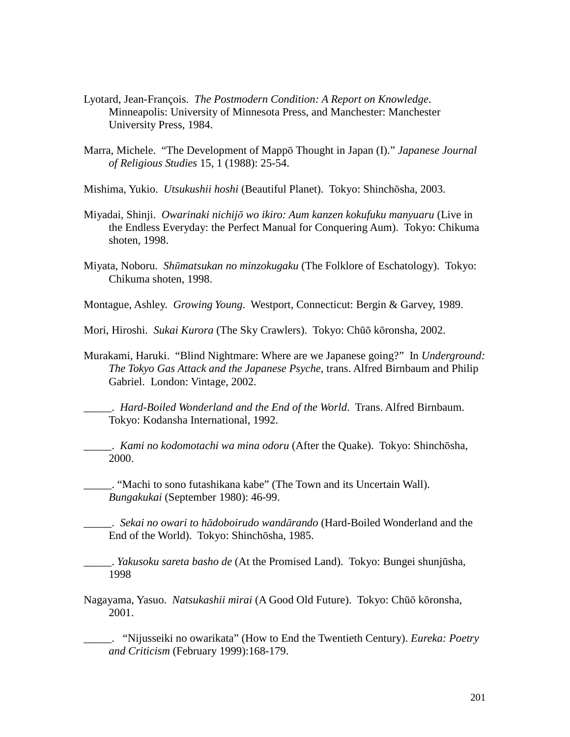Lyotard, Jean-François. *The Postmodern Condition: A Report on Knowledge*. Minneapolis: University of Minnesota Press, and Manchester: Manchester University Press, 1984.

Marra, Michele. "The Development of Mappō Thought in Japan (I)." *Japanese Journal of Religious Studies* 15, 1 (1988): 25-54.

Mishima, Yukio. *Utsukushii hoshi* (Beautiful Planet). Tokyo: Shinchōsha, 2003.

Miyadai, Shinji. *Owarinaki nichijō wo ikiro: Aum kanzen kokufuku manyuaru* (Live in the Endless Everyday: the Perfect Manual for Conquering Aum). Tokyo: Chikuma shoten, 1998.

Miyata, Noboru. *Shūmatsukan no minzokugaku* (The Folklore of Eschatology). Tokyo: Chikuma shoten, 1998.

Montague, Ashley. *Growing Young*. Westport, Connecticut: Bergin & Garvey, 1989.

Mori, Hiroshi. *Sukai Kurora* (The Sky Crawlers). Tokyo: Chūō kōronsha, 2002.

Murakami, Haruki. "Blind Nightmare: Where are we Japanese going?" In *Underground: The Tokyo Gas Attack and the Japanese Psyche*, trans. Alfred Birnbaum and Philip Gabriel. London: Vintage, 2002.

_____. *Hard-Boiled Wonderland and the End of the World*. Trans. Alfred Birnbaum. Tokyo: Kodansha International, 1992.

_____. *Kami no kodomotachi wa mina odoru* (After the Quake). Tokyo: Shinchōsha, 2000.

_____. "Machi to sono futashikana kabe" (The Town and its Uncertain Wall). *Bungakukai* (September 1980): 46-99.

_____. *Sekai no owari to hādoboirudo wandārando* (Hard-Boiled Wonderland and the End of the World). Tokyo: Shinchōsha, 1985.

_____. *Yakusoku sareta basho de* (At the Promised Land). Tokyo: Bungei shunjūsha, 1998

Nagayama, Yasuo. *Natsukashii mirai* (A Good Old Future). Tokyo: Chūō kōronsha, 2001.

_____. "Nijusseiki no owarikata" (How to End the Twentieth Century). *Eureka: Poetry and Criticism* (February 1999):168-179.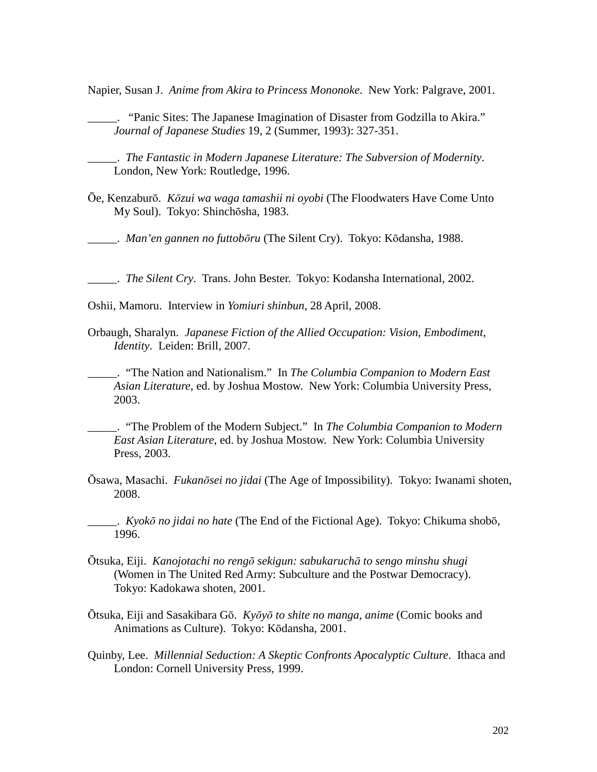Napier, Susan J. *Anime from Akira to Princess Mononoke*. New York: Palgrave, 2001.

_____. "Panic Sites: The Japanese Imagination of Disaster from Godzilla to Akira." *Journal of Japanese Studies* 19, 2 (Summer, 1993): 327-351.

_____. *The Fantastic in Modern Japanese Literature: The Subversion of Modernity*. London, New York: Routledge, 1996.

Ōe, Kenzaburō. *Kōzui wa waga tamashii ni oyobi* (The Floodwaters Have Come Unto My Soul). Tokyo: Shinchōsha, 1983.

_____. *Man'en gannen no futtobōru* (The Silent Cry). Tokyo: Kōdansha, 1988.

_____. *The Silent Cry*. Trans. John Bester. Tokyo: Kodansha International, 2002.

Oshii, Mamoru. Interview in *Yomiuri shinbun*, 28 April, 2008.

Orbaugh, Sharalyn. *Japanese Fiction of the Allied Occupation: Vision, Embodiment, Identity*. Leiden: Brill, 2007.

_____. "The Nation and Nationalism." In *The Columbia Companion to Modern East Asian Literature*, ed. by Joshua Mostow. New York: Columbia University Press, 2003.

_____. "The Problem of the Modern Subject." In *The Columbia Companion to Modern East Asian Literature*, ed. by Joshua Mostow. New York: Columbia University Press, 2003.

Ōsawa, Masachi. *Fukanōsei no jidai* (The Age of Impossibility). Tokyo: Iwanami shoten, 2008.

_____. *Kyokō no jidai no hate* (The End of the Fictional Age). Tokyo: Chikuma shobō, 1996.

Ōtsuka, Eiji. *Kanojotachi no rengō sekigun: sabukaruchā to sengo minshu shugi* (Women in The United Red Army: Subculture and the Postwar Democracy). Tokyo: Kadokawa shoten, 2001.

Ōtsuka, Eiji and Sasakibara Gō. *Kyōyō to shite no manga, anime* (Comic books and Animations as Culture). Tokyo: Kōdansha, 2001.

Quinby, Lee. *Millennial Seduction: A Skeptic Confronts Apocalyptic Culture*. Ithaca and London: Cornell University Press, 1999.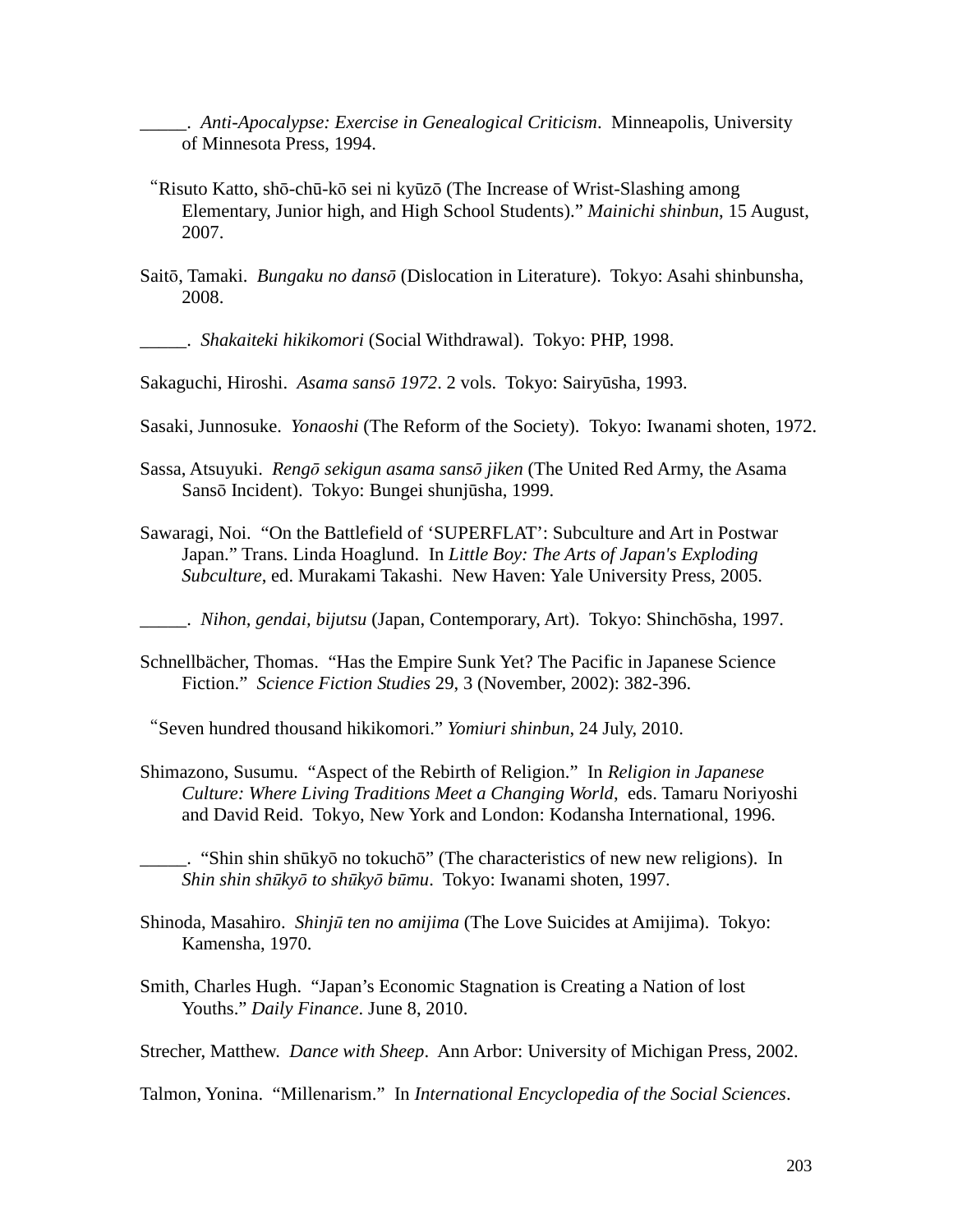_____. *Anti-Apocalypse: Exercise in Genealogical Criticism*. Minneapolis, University of Minnesota Press, 1994.

"Risuto Katto, shō-chū-kō sei ni kyūzō (The Increase of Wrist-Slashing among Elementary, Junior high, and High School Students)." *Mainichi shinbun*, 15 August, 2007.

Saitō, Tamaki. *Bungaku no dansō* (Dislocation in Literature). Tokyo: Asahi shinbunsha, 2008.

_____. *Shakaiteki hikikomori* (Social Withdrawal). Tokyo: PHP, 1998.

Sakaguchi, Hiroshi. *Asama sansō 1972*. 2 vols. Tokyo: Sairyūsha, 1993.

Sasaki, Junnosuke. *Yonaoshi* (The Reform of the Society). Tokyo: Iwanami shoten, 1972.

Sassa, Atsuyuki. *Rengō sekigun asama sansō jiken* (The United Red Army, the Asama Sansō Incident). Tokyo: Bungei shunjūsha, 1999.

Sawaragi, Noi. "On the Battlefield of 'SUPERFLAT': Subculture and Art in Postwar Japan." Trans. Linda Hoaglund. In *Little Boy: The Arts of Japan's Exploding Subculture*, ed. Murakami Takashi. New Haven: Yale University Press, 2005.

_____. *Nihon, gendai, bijutsu* (Japan, Contemporary, Art). Tokyo: Shinchōsha, 1997.

Schnellbächer, Thomas. "Has the Empire Sunk Yet? The Pacific in Japanese Science Fiction." *Science Fiction Studies* 29, 3 (November, 2002): 382-396.

"Seven hundred thousand hikikomori." *Yomiuri shinbun*, 24 July, 2010.

Shimazono, Susumu. "Aspect of the Rebirth of Religion." In *Religion in Japanese Culture: Where Living Traditions Meet a Changing World*, eds. Tamaru Noriyoshi and David Reid. Tokyo, New York and London: Kodansha International, 1996.

_____. "Shin shin shūkyō no tokuchō" (The characteristics of new new religions). In *Shin shin shūkyō to shūkyō būmu*. Tokyo: Iwanami shoten, 1997.

Shinoda, Masahiro. *Shinjū ten no amijima* (The Love Suicides at Amijima). Tokyo: Kamensha, 1970.

Smith, Charles Hugh. "Japan's Economic Stagnation is Creating a Nation of lost Youths." *Daily Finance*. June 8, 2010.

Strecher, Matthew. *Dance with Sheep*. Ann Arbor: University of Michigan Press, 2002.

Talmon, Yonina. "Millenarism." In *International Encyclopedia of the Social Sciences*.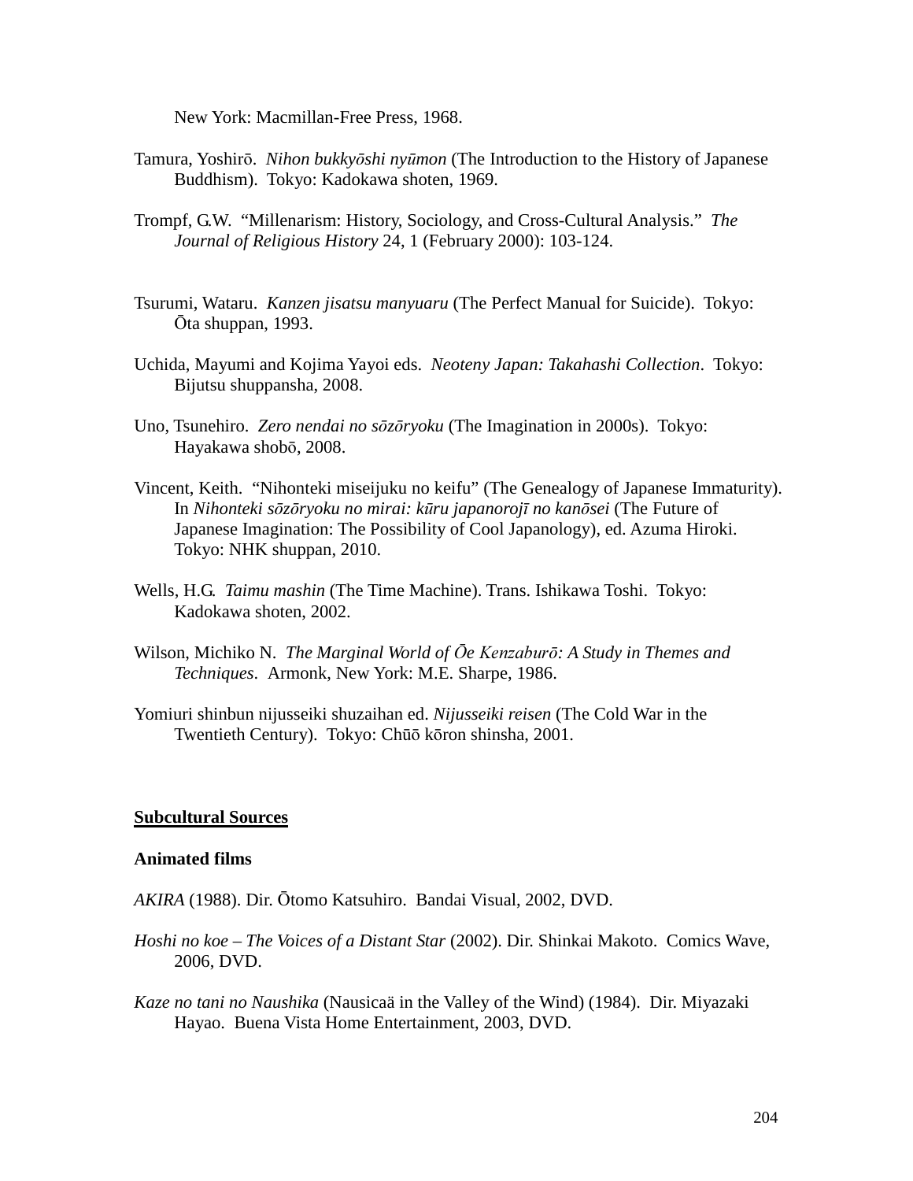New York: Macmillan-Free Press, 1968.

Tamura, Yoshirō. *Nihon bukkyōshi nyūmon* (The Introduction to the History of Japanese Buddhism). Tokyo: Kadokawa shoten, 1969.

Trompf, G.W. "Millenarism: History, Sociology, and Cross-Cultural Analysis." *The Journal of Religious History* 24, 1 (February 2000): 103-124.

Tsurumi, Wataru. *Kanzen jisatsu manyuaru* (The Perfect Manual for Suicide). Tokyo: Ōta shuppan, 1993.

Uchida, Mayumi and Kojima Yayoi eds. *Neoteny Japan: Takahashi Collection*. Tokyo: Bijutsu shuppansha, 2008.

Uno, Tsunehiro. *Zero nendai no sōzōryoku* (The Imagination in 2000s). Tokyo: Hayakawa shobō, 2008.

Vincent, Keith. "Nihonteki miseijuku no keifu" (The Genealogy of Japanese Immaturity). In *Nihonteki sōzōryoku no mirai: kūru japanorojī no kanōsei* (The Future of Japanese Imagination: The Possibility of Cool Japanology), ed. Azuma Hiroki. Tokyo: NHK shuppan, 2010.

Wells, H.G. *Taimu mashin* (The Time Machine). Trans. Ishikawa Toshi. Tokyo: Kadokawa shoten, 2002.

Wilson, Michiko N. *The Marginal World of Ōe Kenzaburō: A Study in Themes and Techniques*. Armonk, New York: M.E. Sharpe, 1986.

Yomiuri shinbun nijusseiki shuzaihan ed. *Nijusseiki reisen* (The Cold War in the Twentieth Century). Tokyo: Chūō kōron shinsha, 2001.

## Subcultural Sources

### Animated films

*AKIRA* (1988). Dir. Ōtomo Katsuhiro. Bandai Visual, 2002, DVD.

*Hoshi no koe – The Voices of a Distant Star* (2002). Dir. Shinkai Makoto. Comics Wave, 2006, DVD.

*Kaze no tani no Naushika* (Nausicaä in the Valley of the Wind) (1984). Dir. Miyazaki Hayao. Buena Vista Home Entertainment, 2003, DVD.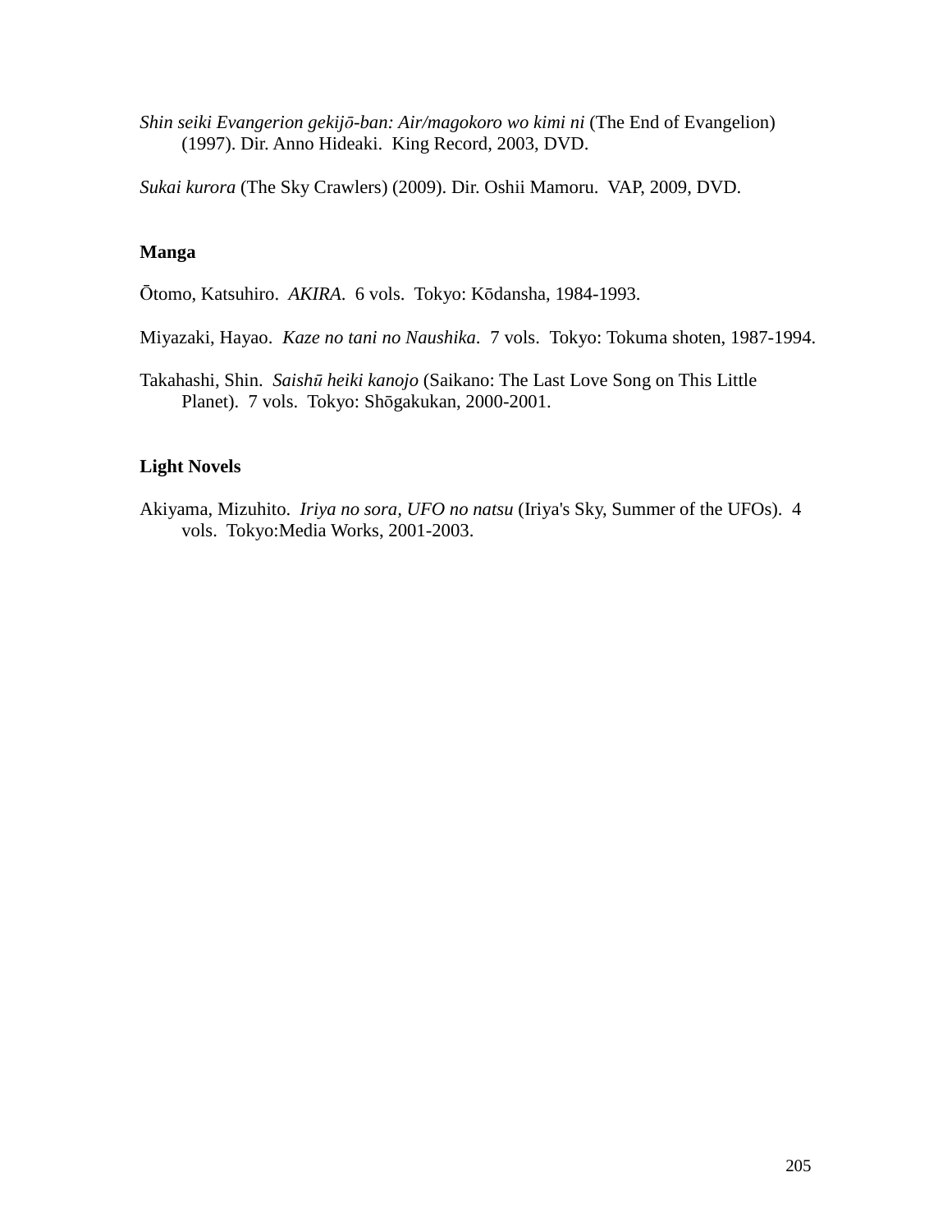*Shin seiki Evangerion gekijō-ban: Air/magokoro wo kimi ni* (The End of Evangelion) (1997). Dir. Anno Hideaki. King Record, 2003, DVD.

*Sukai kurora* (The Sky Crawlers) (2009). Dir. Oshii Mamoru. VAP, 2009, DVD.

**Manga**

Ōtomo, Katsuhiro. *AKIRA*. 6 vols. Tokyo: Kōdansha, 1984-1993.

Miyazaki, Hayao. *Kaze no tani no Naushika*. 7 vols. Tokyo: Tokuma shoten, 1987-1994.

Takahashi, Shin. *Saishū heiki kanojo* (Saikano: The Last Love Song on This Little Planet). 7 vols. Tokyo: Shōgakukan, 2000-2001.

**Light Novels**

Akiyama, Mizuhito. *Iriya no sora, UFO no natsu* (Iriya's Sky, Summer of the UFOs). 4 vols. Tokyo:Media Works, 2001-2003.